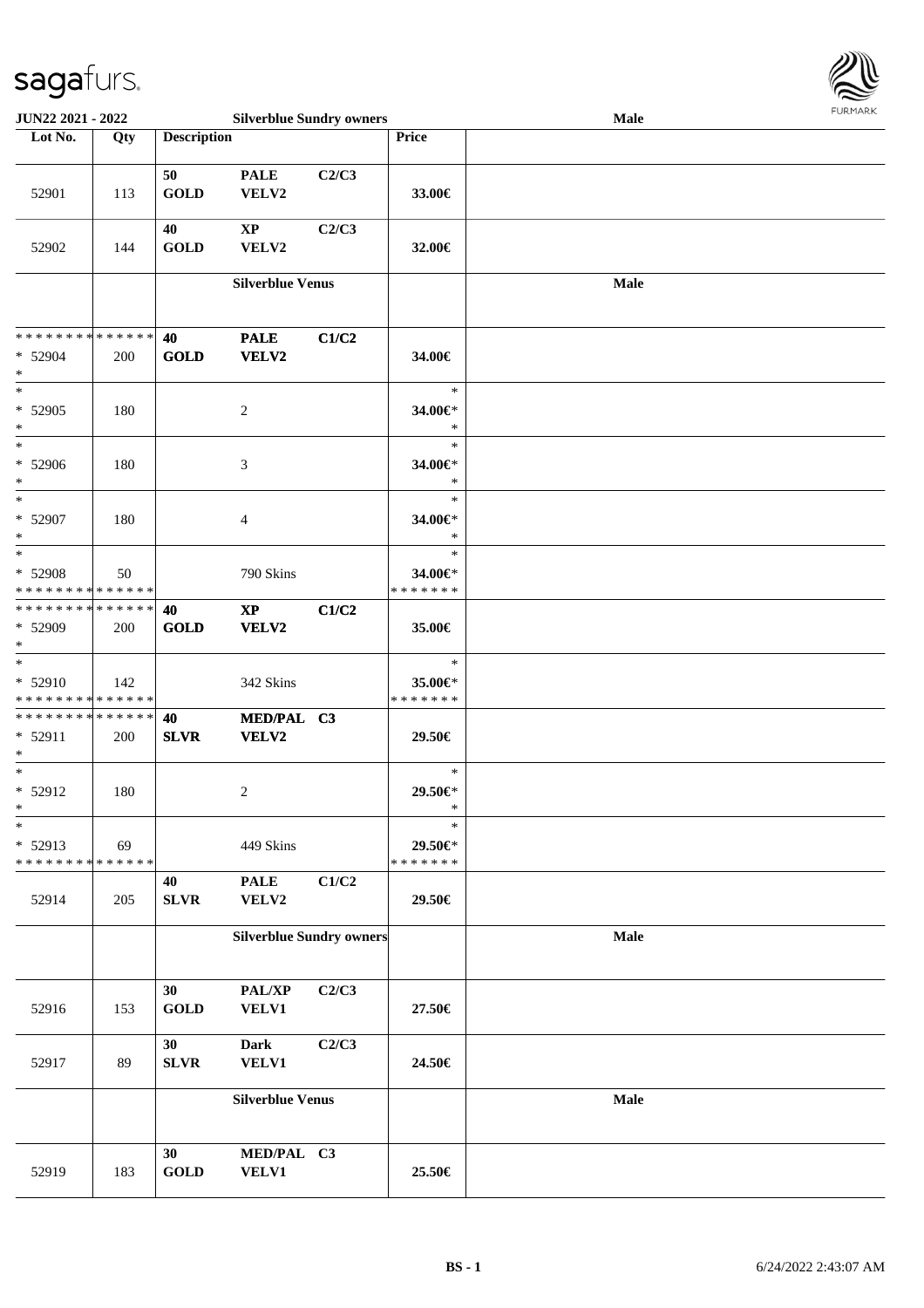| Lot No. | Qty | Description | | | Price | Male |
|---|---|---|---|---|---|---|
| 52901 | 113 | 50 GOLD | PALE VELV2 | C2/C3 | 33.00€ | |
| 52902 | 144 | 40 GOLD | XP VELV2 | C2/C3 | 32.00€ | |
| | | **Silverblue Venus** | | | | **Male** |
| * * * * * * * * * * * * * * * 52904 * | 200 | 40 GOLD | PALE VELV2 | C1/C2 | 34.00€ | |
| * * 52905 * | 180 | | 2 | | * 34.00€* * | |
| * * 52906 * | 180 | | 3 | | * 34.00€* * | |
| * * 52907 * | 180 | | 4 | | * 34.00€* * | |
| * * 52908 * * * * * * * * * * * * * * | 50 | | 790 Skins | | * 34.00€* * * * * * * * | |
| * * * * * * * * * * * * * * * 52909 * | 200 | 40 GOLD | XP VELV2 | C1/C2 | 35.00€ | |
| * * 52910 * * * * * * * * * * * * * * | 142 | | 342 Skins | | * 35.00€* * * * * * * * | |
| * * * * * * * * * * * * * * * 52911 * | 200 | 40 SLVR | MED/PAL VELV2 | C3 | 29.50€ | |
| * * 52912 * | 180 | | 2 | | * 29.50€* * | |
| * * 52913 * * * * * * * * * * * * * * | 69 | | 449 Skins | | * 29.50€* * * * * * * * | |
| 52914 | 205 | 40 SLVR | PALE VELV2 | C1/C2 | 29.50€ | |
| | | **Silverblue Sundry owners** | | | | **Male** |
| 52916 | 153 | 30 GOLD | PAL/XP VELV1 | C2/C3 | 27.50€ | |
| 52917 | 89 | 30 SLVR | Dark VELV1 | C2/C3 | 24.50€ | |
| | | **Silverblue Venus** | | | | **Male** |
| 52919 | 183 | 30 GOLD | MED/PAL VELV1 | C3 | 25.50€ | |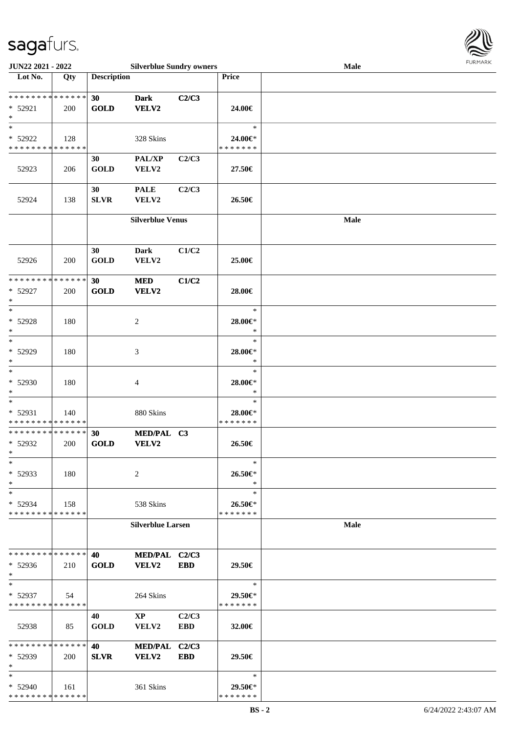| Lot No. | Qty | Description | | | Price | |
|---|---|---|---|---|---|---|
| * * * * * * * * * * * * * * | | 30 | Dark | C2/C3 | | |
| * 52921 | 200 | GOLD | VELV2 | | 24.00€ | |
| * | | | | | | |
| * | | | | | * | |
| * 52922 | 128 | | 328 Skins | | 24.00€* | |
| * * * * * * * * * * * * * * | | | | | * * * * * * * | |
| | | 30 | PAL/XP | C2/C3 | | |
| 52923 | 206 | GOLD | VELV2 | | 27.50€ | |
| | | 30 | PALE | C2/C3 | | |
| 52924 | 138 | SLVR | VELV2 | | 26.50€ | |
| | | **Silverblue Venus** | | | | **Male** |
| | | 30 | Dark | C1/C2 | | |
| 52926 | 200 | GOLD | VELV2 | | 25.00€ | |
| * * * * * * * * * * * * * * | | 30 | MED | C1/C2 | | |
| * 52927 | 200 | GOLD | VELV2 | | 28.00€ | |
| * | | | | | | |
| * | | | | | * | |
| * 52928 | 180 | | 2 | | 28.00€* | |
| * | | | | | * | |
| * | | | | | * | |
| * 52929 | 180 | | 3 | | 28.00€* | |
| * | | | | | * | |
| * | | | | | * | |
| * 52930 | 180 | | 4 | | 28.00€* | |
| * | | | | | * | |
| * | | | | | * | |
| * 52931 | 140 | | 880 Skins | | 28.00€* | |
| * * * * * * * * * * * * * * | | | | | * * * * * * * | |
| * * * * * * * * * * * * * * | | 30 | MED/PAL | C3 | | |
| * 52932 | 200 | GOLD | VELV2 | | 26.50€ | |
| * | | | | | | |
| * | | | | | * | |
| * 52933 | 180 | | 2 | | 26.50€* | |
| * | | | | | * | |
| * | | | | | * | |
| * 52934 | 158 | | 538 Skins | | 26.50€* | |
| * * * * * * * * * * * * * * | | | | | * * * * * * * | |
| | | **Silverblue Larsen** | | | | **Male** |
| * * * * * * * * * * * * * * | | 40 | MED/PAL | C2/C3 | | |
| * 52936 | 210 | GOLD | VELV2 | EBD | 29.50€ | |
| * | | | | | | |
| * | | | | | * | |
| * 52937 | 54 | | 264 Skins | | 29.50€* | |
| * * * * * * * * * * * * * * | | | | | * * * * * * * | |
| | | 40 | XP | C2/C3 | | |
| 52938 | 85 | GOLD | VELV2 | EBD | 32.00€ | |
| * * * * * * * * * * * * * * | | 40 | MED/PAL | C2/C3 | | |
| * 52939 | 200 | SLVR | VELV2 | EBD | 29.50€ | |
| * | | | | | | |
| * | | | | | * | |
| * 52940 | 161 | | 361 Skins | | 29.50€* | |
| * * * * * * * * * * * * * * | | | | | * * * * * * * | |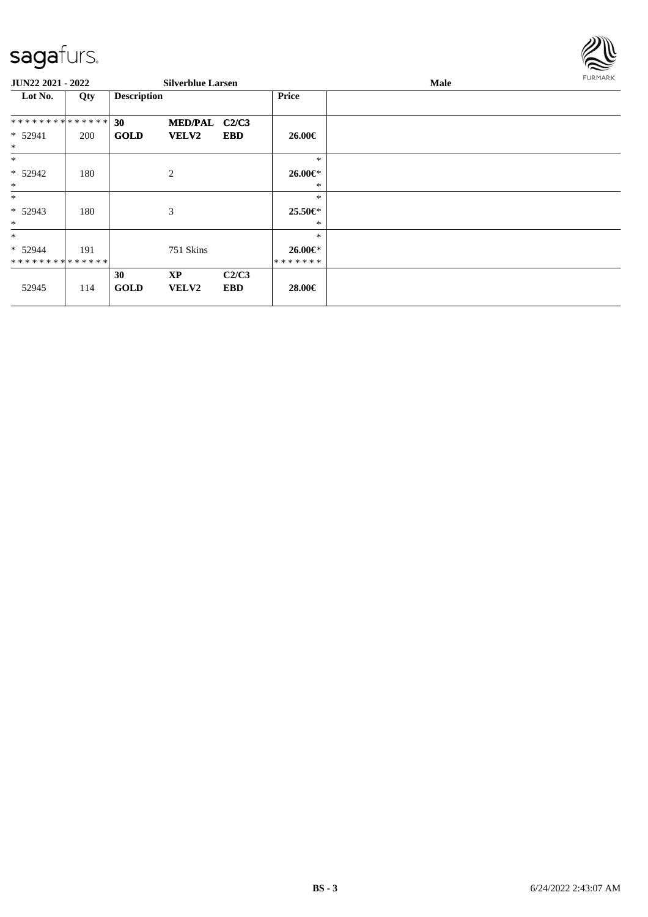**JUN22 2021 - 2022** **Silverblue Larsen** **Male**

| Lot No. | Qty | Description | | | Price |
|---|---|---|---|---|---|
| ************** | | **30** | **MED/PAL** | **C2/C3** | |
| * 52941 | 200 | **GOLD** | **VELV2** | **EBD** | **26.00€** |
| * | | | | | |
| * | | | | | * |
| * 52942 | 180 | | 2 | | **26.00€*** |
| * | | | | | * |
| * | | | | | * |
| * 52943 | 180 | | 3 | | **25.50€*** |
| * | | | | | * |
| * | | | | | * |
| * 52944 | 191 | | 751 Skins | | **26.00€*** |
| ************** | | | | | ******* |
| | | **30** | **XP** | **C2/C3** | |
| 52945 | 114 | **GOLD** | **VELV2** | **EBD** | **28.00€** |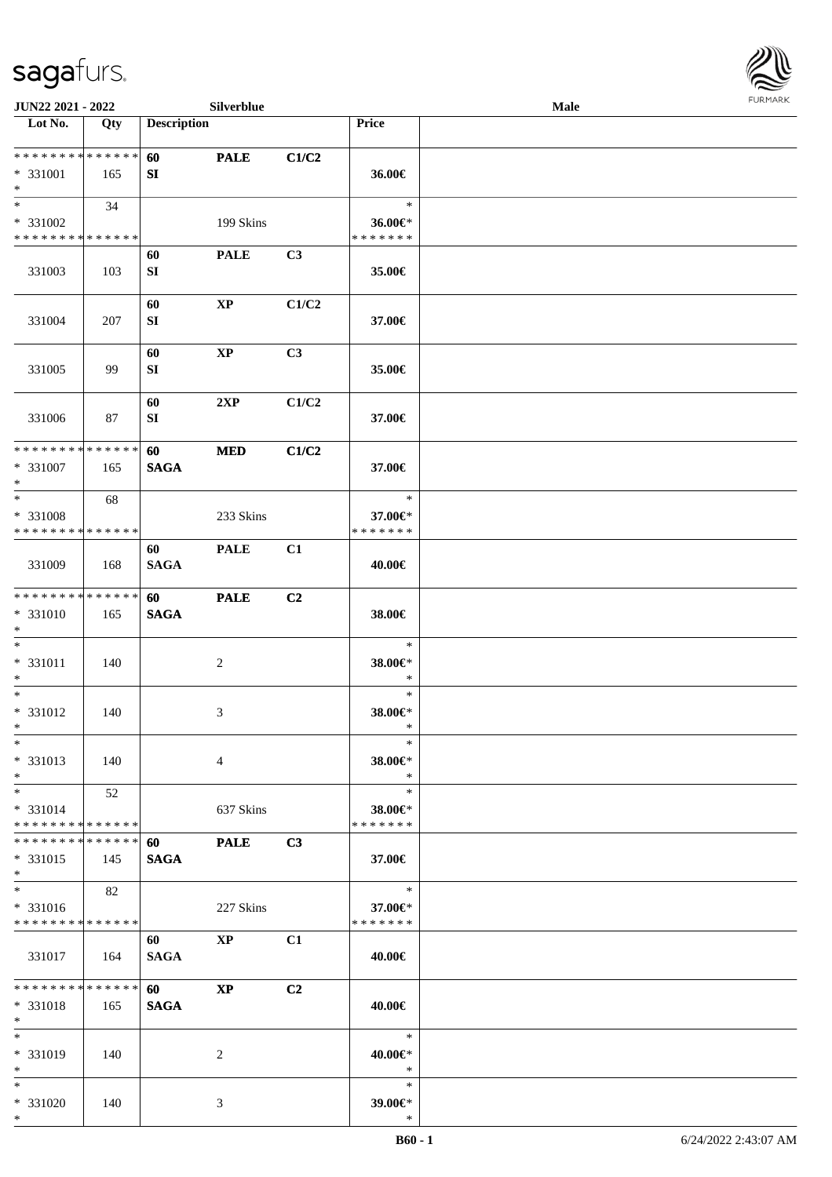| Lot No. | Qty | Description | | | Price | |
|---|---|---|---|---|---|---|
| * * * * * * * * * * * * * * | | 60 | PALE | C1/C2 | | |
| * 331001 | 165 | SI | | | 36.00€ | |
| * | | | | | | |
| * | 34 | | | | * | |
| * 331002 | | | 199 Skins | | 36.00€* | |
| * * * * * * * * * * * * * * | | | | | * * * * * * * | |
| | | 60 | PALE | C3 | | |
| 331003 | 103 | SI | | | 35.00€ | |
| | | 60 | XP | C1/C2 | | |
| 331004 | 207 | SI | | | 37.00€ | |
| | | 60 | XP | C3 | | |
| 331005 | 99 | SI | | | 35.00€ | |
| | | 60 | 2XP | C1/C2 | | |
| 331006 | 87 | SI | | | 37.00€ | |
| * * * * * * * * * * * * * * | | 60 | MED | C1/C2 | | |
| * 331007 | 165 | SAGA | | | 37.00€ | |
| * | | | | | | |
| * | 68 | | | | * | |
| * 331008 | | | 233 Skins | | 37.00€* | |
| * * * * * * * * * * * * * * | | | | | * * * * * * * | |
| | | 60 | PALE | C1 | | |
| 331009 | 168 | SAGA | | | 40.00€ | |
| * * * * * * * * * * * * * * | | 60 | PALE | C2 | | |
| * 331010 | 165 | SAGA | | | 38.00€ | |
| * | | | | | | |
| * | | | | | * | |
| * 331011 | 140 | | 2 | | 38.00€* | |
| * | | | | | * | |
| * | | | | | * | |
| * 331012 | 140 | | 3 | | 38.00€* | |
| * | | | | | * | |
| * | | | | | * | |
| * 331013 | 140 | | 4 | | 38.00€* | |
| * | | | | | * | |
| * | 52 | | | | * | |
| * 331014 | | | 637 Skins | | 38.00€* | |
| * * * * * * * * * * * * * * | | | | | * * * * * * * | |
| * * * * * * * * * * * * * * | | 60 | PALE | C3 | | |
| * 331015 | 145 | SAGA | | | 37.00€ | |
| * | | | | | | |
| * | 82 | | | | * | |
| * 331016 | | | 227 Skins | | 37.00€* | |
| * * * * * * * * * * * * * * | | | | | * * * * * * * | |
| | | 60 | XP | C1 | | |
| 331017 | 164 | SAGA | | | 40.00€ | |
| * * * * * * * * * * * * * * | | 60 | XP | C2 | | |
| * 331018 | 165 | SAGA | | | 40.00€ | |
| * | | | | | | |
| * | | | | | * | |
| * 331019 | 140 | | 2 | | 40.00€* | |
| * | | | | | * | |
| * | | | | | * | |
| * 331020 | 140 | | 3 | | 39.00€* | |
| * | | | | | * | |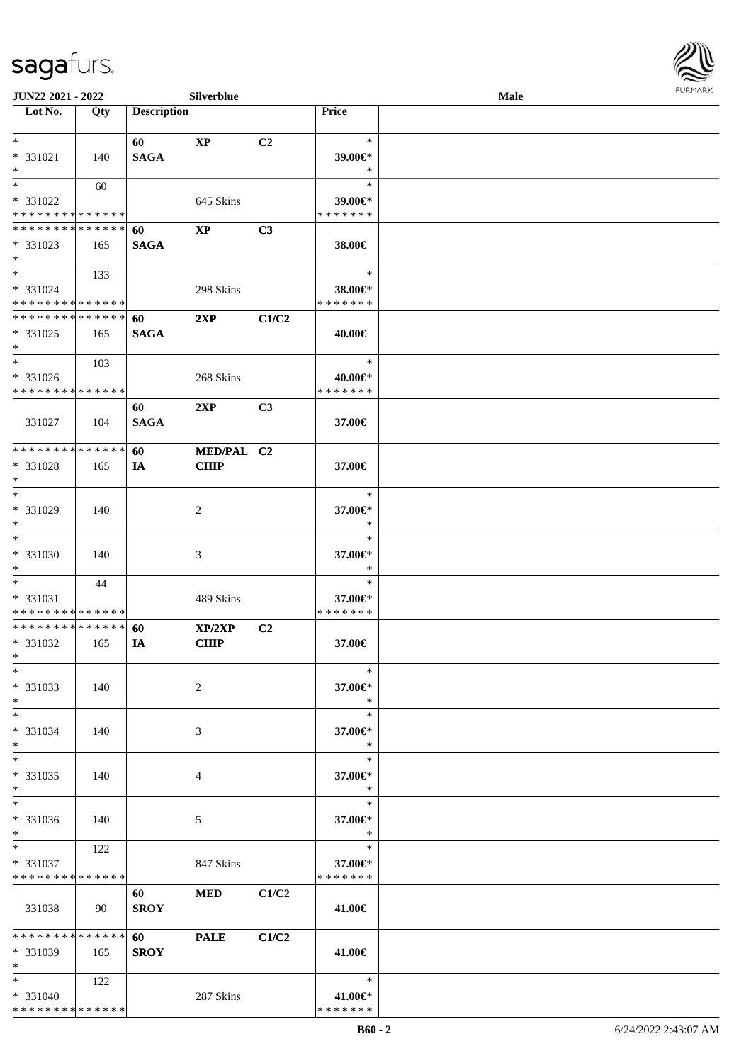| Lot No. | Qty | Description | | | Price | |
|---|---|---|---|---|---|---|
| * | | 60 | **XP** | C2 | * | |
| * 331021 | 140 | **SAGA** | | | 39.00€* | |
| * | | | | | * | |
| * | 60 | | | | * | |
| * 331022 | | | 645 Skins | | 39.00€* | |
| * * * * * * * * * * * * * * | | | | | * * * * * * * | |
| * * * * * * * * * * * * * * | | 60 | **XP** | C3 | | |
| * 331023 | 165 | **SAGA** | | | 38.00€ | |
| * | | | | | | |
| * | 133 | | | | * | |
| * 331024 | | | 298 Skins | | 38.00€* | |
| * * * * * * * * * * * * * * | | | | | * * * * * * * | |
| * * * * * * * * * * * * * * | | 60 | **2XP** | C1/C2 | | |
| * 331025 | 165 | **SAGA** | | | 40.00€ | |
| * | | | | | | |
| * | 103 | | | | * | |
| * 331026 | | | 268 Skins | | 40.00€* | |
| * * * * * * * * * * * * * * | | | | | * * * * * * * | |
| | | 60 | **2XP** | C3 | | |
| 331027 | 104 | **SAGA** | | | 37.00€ | |
| * * * * * * * * * * * * * * | | 60 | **MED/PAL** | C2 | | |
| * 331028 | 165 | **IA** | **CHIP** | | 37.00€ | |
| * | | | | | | |
| * | | | | | * | |
| * 331029 | 140 | | 2 | | 37.00€* | |
| * | | | | | * | |
| * | | | | | * | |
| * 331030 | 140 | | 3 | | 37.00€* | |
| * | | | | | * | |
| * | 44 | | | | * | |
| * 331031 | | | 489 Skins | | 37.00€* | |
| * * * * * * * * * * * * * * | | | | | * * * * * * * | |
| * * * * * * * * * * * * * * | | 60 | **XP/2XP** | C2 | | |
| * 331032 | 165 | **IA** | **CHIP** | | 37.00€ | |
| * | | | | | | |
| * | | | | | * | |
| * 331033 | 140 | | 2 | | 37.00€* | |
| * | | | | | * | |
| * | | | | | * | |
| * 331034 | 140 | | 3 | | 37.00€* | |
| * | | | | | * | |
| * | | | | | * | |
| * 331035 | 140 | | 4 | | 37.00€* | |
| * | | | | | * | |
| * | | | | | * | |
| * 331036 | 140 | | 5 | | 37.00€* | |
| * | | | | | * | |
| * | 122 | | | | * | |
| * 331037 | | | 847 Skins | | 37.00€* | |
| * * * * * * * * * * * * * * | | | | | * * * * * * * | |
| | | 60 | **MED** | C1/C2 | | |
| 331038 | 90 | **SROY** | | | 41.00€ | |
| * * * * * * * * * * * * * * | | 60 | **PALE** | C1/C2 | | |
| * 331039 | 165 | **SROY** | | | 41.00€ | |
| * | | | | | | |
| * | 122 | | | | * | |
| * 331040 | | | 287 Skins | | 41.00€* | |
| * * * * * * * * * * * * * * | | | | | * * * * * * * | |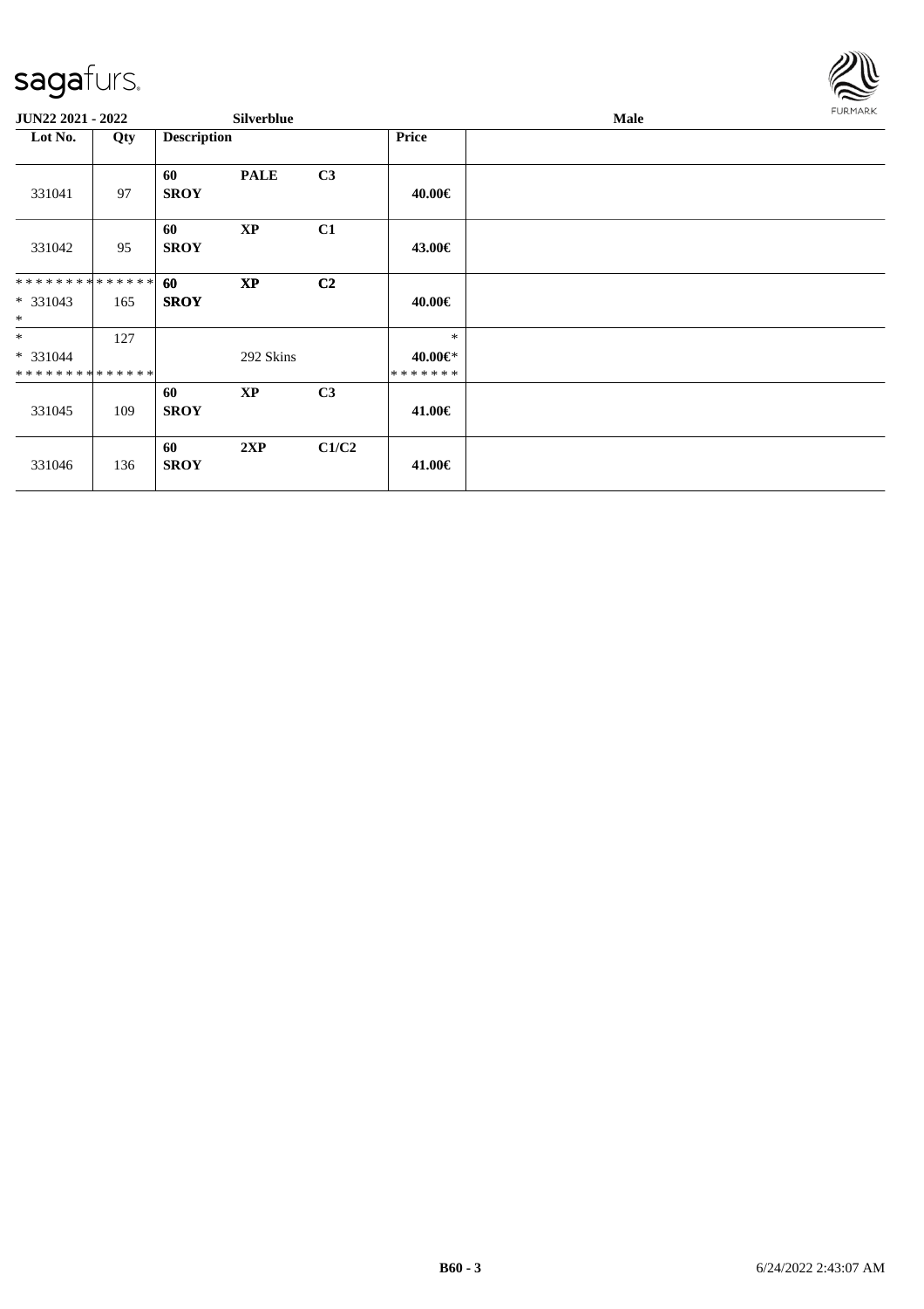| Lot No. | Qty | Description | | | Price | |
|---|---|---|---|---|---|---|
| 331041 | 97 | 60 **SROY** | **PALE** | **C3** | **40.00€** | |
| 331042 | 95 | 60 **SROY** | **XP** | **C1** | **43.00€** | |
| ************** * 331043 * | 165 | **60 SROY** | **XP** | **C2** | **40.00€** | |
| * * 331044 ************** | 127 | | 292 Skins | | * **40.00€*** ******* | |
| 331045 | 109 | 60 **SROY** | **XP** | **C3** | **41.00€** | |
| 331046 | 136 | 60 **SROY** | **2XP** | **C1/C2** | **41.00€** | |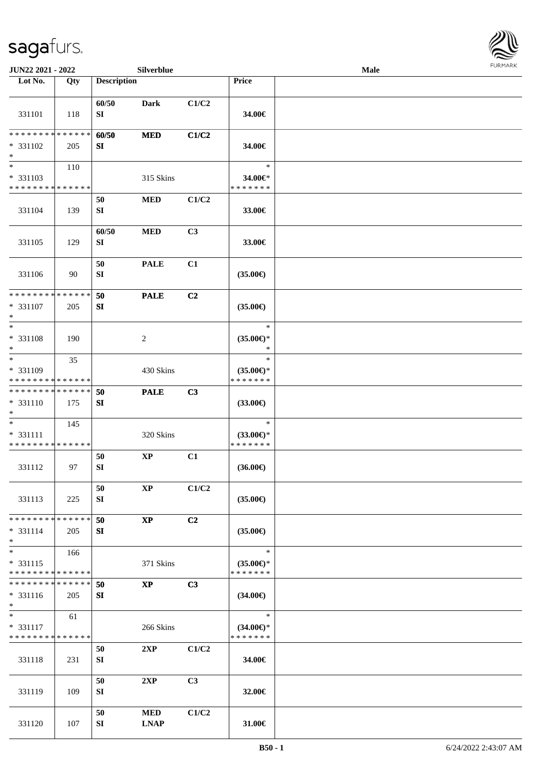JUN22 2021 - 2022 Silverblue Male

| Lot No. | Qty | Description | | | Price | |
|---|---|---|---|---|---|---|
| 331101 | 118 | 60/50 SI | Dark | C1/C2 | 34.00€ | |
| * * * * * * * * * * * * * * 331102 * | 205 | 60/50 SI | MED | C1/C2 | 34.00€ | |
| * 331103 * * * * * * * * * * * * * * | 110 | | 315 Skins | | * 34.00€* * * * * * * * | |
| 331104 | 139 | 50 SI | MED | C1/C2 | 33.00€ | |
| 331105 | 129 | 60/50 SI | MED | C3 | 33.00€ | |
| 331106 | 90 | 50 SI | PALE | C1 | (35.00€) | |
| * * * * * * * * * * * * * * 331107 * | 205 | 50 SI | PALE | C2 | (35.00€) | |
| * 331108 * | 190 | | 2 | | * (35.00€)* * | |
| * 331109 * * * * * * * * * * * * * * | 35 | | 430 Skins | | * (35.00€)* * * * * * * * | |
| * * * * * * * * * * * * * * 331110 * | 175 | 50 SI | PALE | C3 | (33.00€) | |
| * 331111 * * * * * * * * * * * * * * | 145 | | 320 Skins | | * (33.00€)* * * * * * * * | |
| 331112 | 97 | 50 SI | XP | C1 | (36.00€) | |
| 331113 | 225 | 50 SI | XP | C1/C2 | (35.00€) | |
| * * * * * * * * * * * * * * 331114 * | 205 | 50 SI | XP | C2 | (35.00€) | |
| * 331115 * * * * * * * * * * * * * * | 166 | | 371 Skins | | * (35.00€)* * * * * * * * | |
| * * * * * * * * * * * * * * 331116 * | 205 | 50 SI | XP | C3 | (34.00€) | |
| * 331117 * * * * * * * * * * * * * * | 61 | | 266 Skins | | * (34.00€)* * * * * * * * | |
| 331118 | 231 | 50 SI | 2XP | C1/C2 | 34.00€ | |
| 331119 | 109 | 50 SI | 2XP | C3 | 32.00€ | |
| 331120 | 107 | 50 SI | MED LNAP | C1/C2 | 31.00€ | |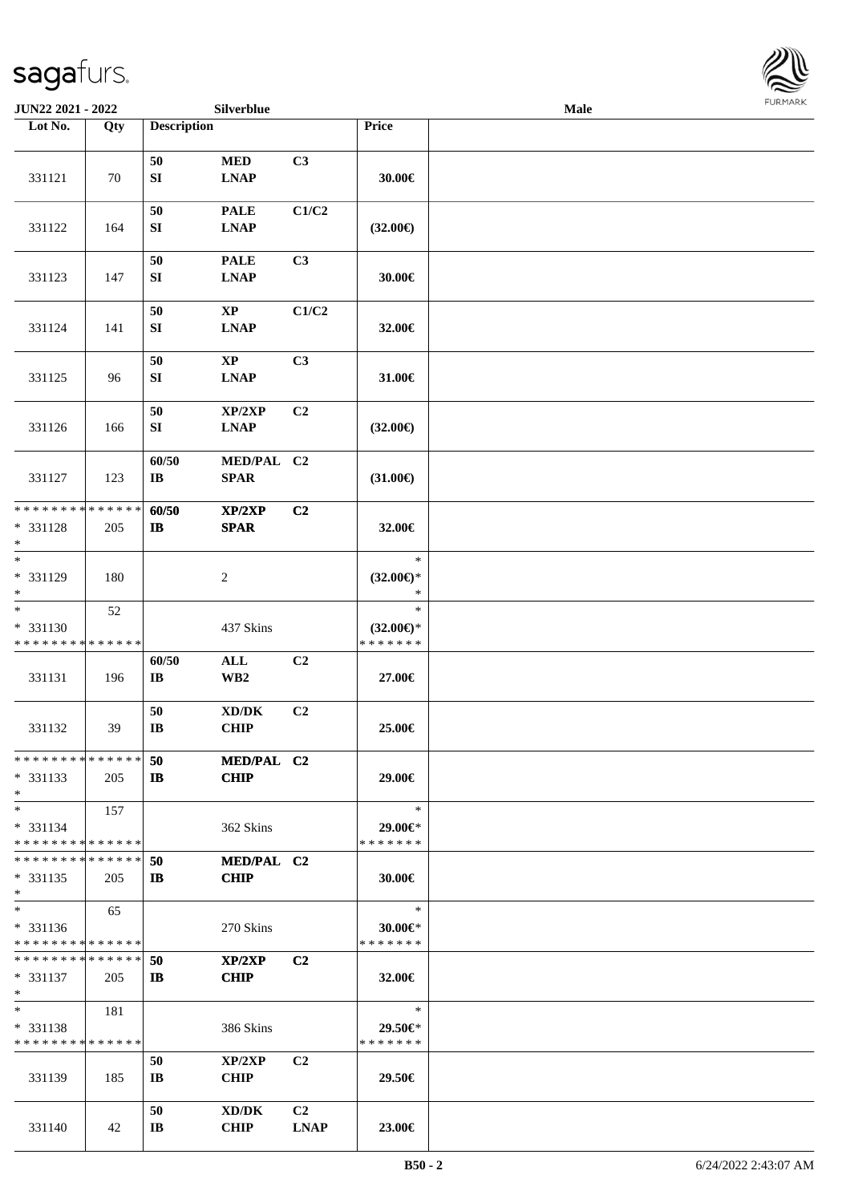| Lot No. | Qty | Description | | | Price | |
|---|---|---|---|---|---|---|
| 331121 | 70 | 50 SI | MED LNAP | C3 | 30.00€ | |
| 331122 | 164 | 50 SI | PALE LNAP | C1/C2 | (32.00€) | |
| 331123 | 147 | 50 SI | PALE LNAP | C3 | 30.00€ | |
| 331124 | 141 | 50 SI | XP LNAP | C1/C2 | 32.00€ | |
| 331125 | 96 | 50 SI | XP LNAP | C3 | 31.00€ | |
| 331126 | 166 | 50 SI | XP/2XP LNAP | C2 | (32.00€) | |
| 331127 | 123 | 60/50 IB | MED/PAL SPAR | C2 | (31.00€) | |
| * * * * * * * * * * * * * * * 331128 * | 205 | 60/50 IB | XP/2XP SPAR | C2 | 32.00€ | |
| * * 331129 * | 180 | | 2 | | * (32.00€)* * | |
| * * 331130 * * * * * * * * * * * * * * | 52 | | 437 Skins | | * (32.00€)* * * * * * * * | |
| 331131 | 196 | 60/50 IB | ALL WB2 | C2 | 27.00€ | |
| 331132 | 39 | 50 IB | XD/DK CHIP | C2 | 25.00€ | |
| * * * * * * * * * * * * * * * 331133 * | 205 | 50 IB | MED/PAL CHIP | C2 | 29.00€ | |
| * * 331134 * * * * * * * * * * * * * * | 157 | | 362 Skins | | * 29.00€* * * * * * * * | |
| * * * * * * * * * * * * * * * 331135 * | 205 | 50 IB | MED/PAL CHIP | C2 | 30.00€ | |
| * * 331136 * * * * * * * * * * * * * * | 65 | | 270 Skins | | * 30.00€* * * * * * * * | |
| * * * * * * * * * * * * * * * 331137 * | 205 | 50 IB | XP/2XP CHIP | C2 | 32.00€ | |
| * * 331138 * * * * * * * * * * * * * * | 181 | | 386 Skins | | * 29.50€* * * * * * * * | |
| 331139 | 185 | 50 IB | XP/2XP CHIP | C2 | 29.50€ | |
| 331140 | 42 | 50 IB | XD/DK CHIP | C2 LNAP | 23.00€ | |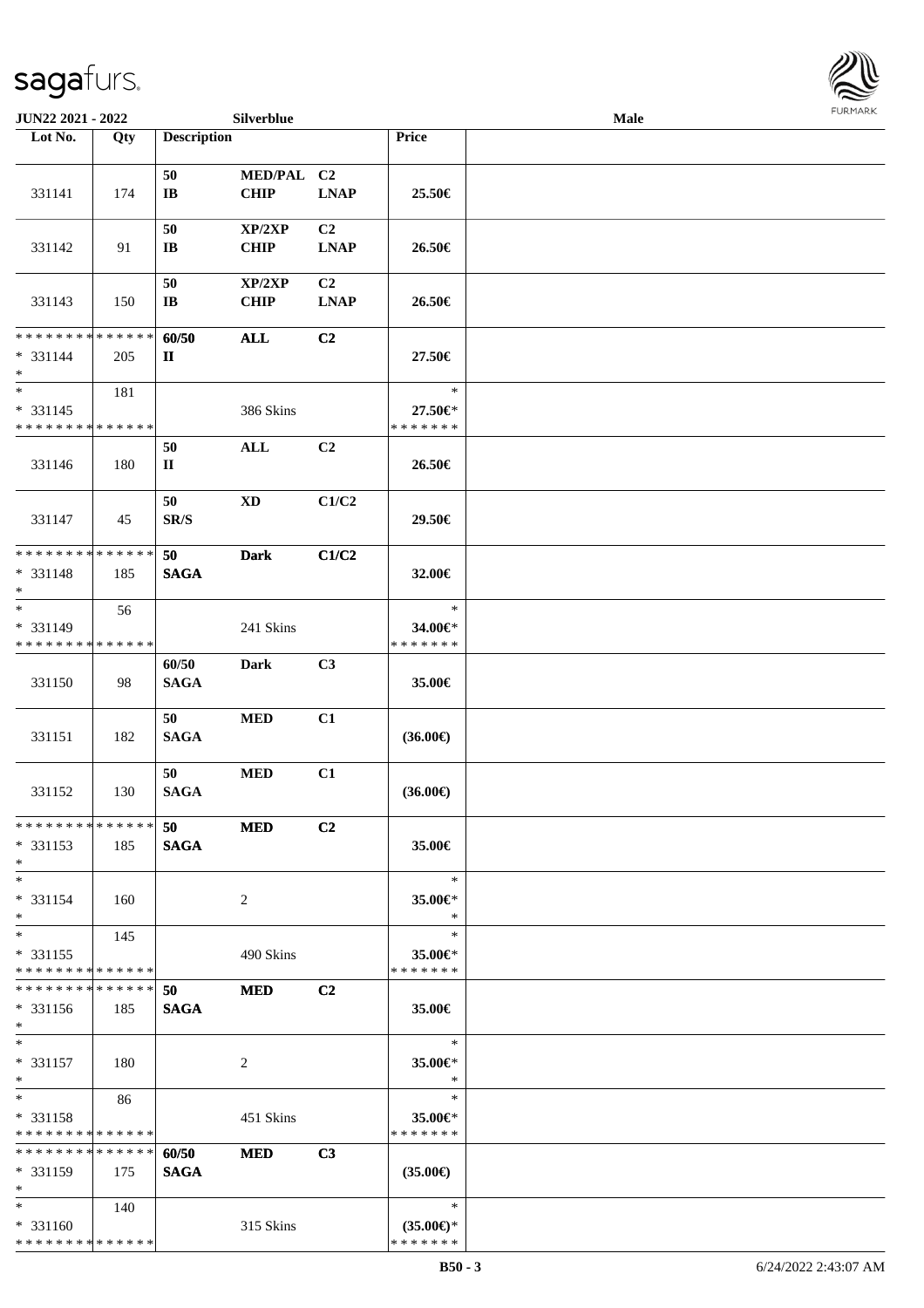JUN22 2021 - 2022 Silverblue Male

| Lot No. | Qty | Description | | | Price | |
|---|---|---|---|---|---|---|
| 331141 | 174 | 50 IB | MED/PAL CHIP | C2 LNAP | 25.50€ | |
| 331142 | 91 | 50 IB | XP/2XP CHIP | C2 LNAP | 26.50€ | |
| 331143 | 150 | 50 IB | XP/2XP CHIP | C2 LNAP | 26.50€ | |
| * * * * * * * * * * * * * * * 331144 * | 205 | 60/50 II | ALL | C2 | 27.50€ | |
| * * 331145 * * * * * * * * * * * * * * | 181 | | 386 Skins | | * 27.50€* * * * * * * * | |
| 331146 | 180 | 50 II | ALL | C2 | 26.50€ | |
| 331147 | 45 | 50 SR/S | XD | C1/C2 | 29.50€ | |
| * * * * * * * * * * * * * * * 331148 * | 185 | 50 SAGA | Dark | C1/C2 | 32.00€ | |
| * * 331149 * * * * * * * * * * * * * * | 56 | | 241 Skins | | * 34.00€* * * * * * * * | |
| 331150 | 98 | 60/50 SAGA | Dark | C3 | 35.00€ | |
| 331151 | 182 | 50 SAGA | MED | C1 | (36.00€) | |
| 331152 | 130 | 50 SAGA | MED | C1 | (36.00€) | |
| * * * * * * * * * * * * * * * 331153 * | 185 | 50 SAGA | MED | C2 | 35.00€ | |
| * * 331154 * | 160 | | 2 | | * 35.00€* * | |
| * * 331155 * * * * * * * * * * * * * * | 145 | | 490 Skins | | * 35.00€* * * * * * * * | |
| * * * * * * * * * * * * * * * 331156 * | 185 | 50 SAGA | MED | C2 | 35.00€ | |
| * * 331157 * | 180 | | 2 | | * 35.00€* * | |
| * * 331158 * * * * * * * * * * * * * * | 86 | | 451 Skins | | * 35.00€* * * * * * * * | |
| * * * * * * * * * * * * * * * 331159 * | 175 | 60/50 SAGA | MED | C3 | (35.00€) | |
| * * 331160 * * * * * * * * * * * * * * | 140 | | 315 Skins | | * (35.00€)* * * * * * * * | |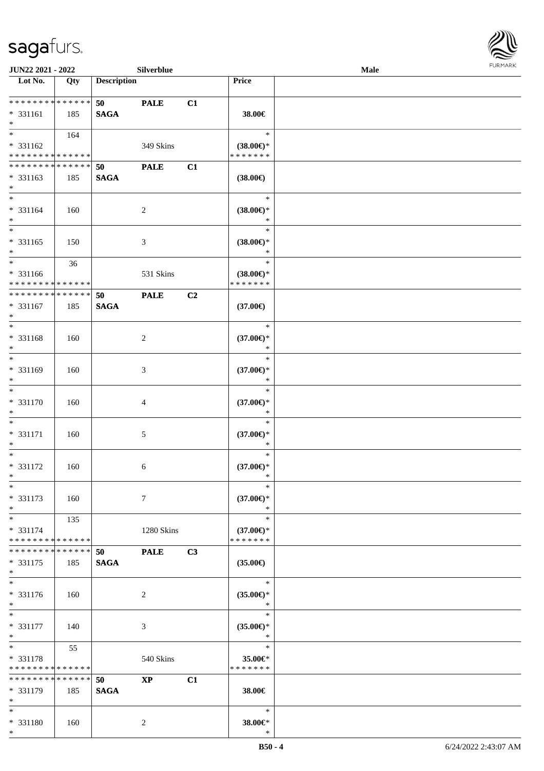| Lot No. | Qty | Description | | | Price | |
|---|---|---|---|---|---|---|
| * * * * * * * * * * * * * * | | 50 | PALE | C1 | | |
| * 331161 | 185 | SAGA | | | 38.00€ | |
| * | | | | | | |
| * | 164 | | | | * | |
| * 331162 | | | 349 Skins | | (38.00€)* | |
| * * * * * * * * * * * * * * | | | | | * * * * * * * | |
| * * * * * * * * * * * * * * | | 50 | PALE | C1 | | |
| * 331163 | 185 | SAGA | | | (38.00€) | |
| * | | | | | | |
| * | | | | | * | |
| * 331164 | 160 | | 2 | | (38.00€)* | |
| * | | | | | * | |
| * | | | | | * | |
| * 331165 | 150 | | 3 | | (38.00€)* | |
| * | | | | | * | |
| * | 36 | | | | * | |
| * 331166 | | | 531 Skins | | (38.00€)* | |
| * * * * * * * * * * * * * * | | | | | * * * * * * * | |
| * * * * * * * * * * * * * * | | 50 | PALE | C2 | | |
| * 331167 | 185 | SAGA | | | (37.00€) | |
| * | | | | | | |
| * | | | | | * | |
| * 331168 | 160 | | 2 | | (37.00€)* | |
| * | | | | | * | |
| * | | | | | * | |
| * 331169 | 160 | | 3 | | (37.00€)* | |
| * | | | | | * | |
| * | | | | | * | |
| * 331170 | 160 | | 4 | | (37.00€)* | |
| * | | | | | * | |
| * | | | | | * | |
| * 331171 | 160 | | 5 | | (37.00€)* | |
| * | | | | | * | |
| * | | | | | * | |
| * 331172 | 160 | | 6 | | (37.00€)* | |
| * | | | | | * | |
| * | | | | | * | |
| * 331173 | 160 | | 7 | | (37.00€)* | |
| * | | | | | * | |
| * | 135 | | | | * | |
| * 331174 | | | 1280 Skins | | (37.00€)* | |
| * * * * * * * * * * * * * * | | | | | * * * * * * * | |
| * * * * * * * * * * * * * * | | 50 | PALE | C3 | | |
| * 331175 | 185 | SAGA | | | (35.00€) | |
| * | | | | | | |
| * | | | | | * | |
| * 331176 | 160 | | 2 | | (35.00€)* | |
| * | | | | | * | |
| * | | | | | * | |
| * 331177 | 140 | | 3 | | (35.00€)* | |
| * | | | | | * | |
| * | 55 | | | | * | |
| * 331178 | | | 540 Skins | | 35.00€* | |
| * * * * * * * * * * * * * * | | | | | * * * * * * * | |
| * * * * * * * * * * * * * * | | 50 | XP | C1 | | |
| * 331179 | 185 | SAGA | | | 38.00€ | |
| * | | | | | | |
| * | | | | | * | |
| * 331180 | 160 | | 2 | | 38.00€* | |
| * | | | | | * | |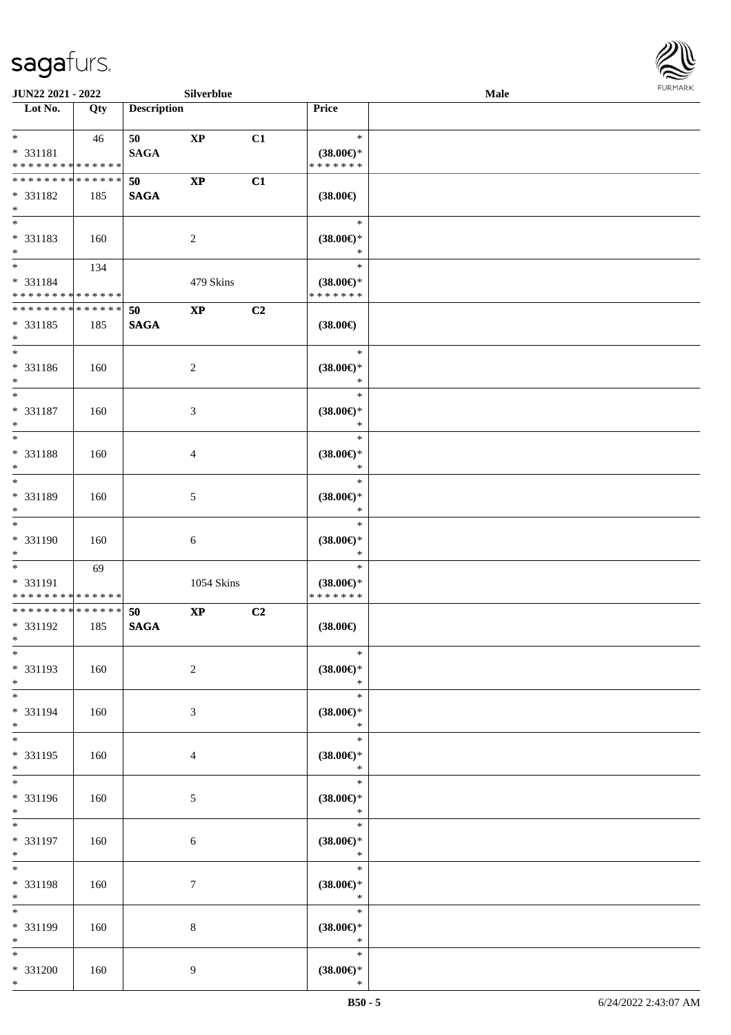| Lot No. | Qty | Description | | | Price | |
|---|---|---|---|---|---|---|
| * <br> * 331181 <br> * * * * * * * * * * * * * * | 46 | 50 <br> **SAGA** | **XP** | **C1** | * <br> **(38.00€)*** <br> * * * * * * * | |
| * * * * * * * * * * * * * * <br> * 331182 <br> * | 185 | 50 <br> **SAGA** | **XP** | **C1** | **(38.00€)** | |
| * <br> * 331183 <br> * | 160 | | 2 | | * <br> **(38.00€)*** <br> * | |
| * <br> * 331184 <br> * * * * * * * * * * * * * * | 134 | | 479 Skins | | * <br> **(38.00€)*** <br> * * * * * * * | |
| * * * * * * * * * * * * * * <br> * 331185 <br> * | 185 | 50 <br> **SAGA** | **XP** | **C2** | **(38.00€)** | |
| * <br> * 331186 <br> * | 160 | | 2 | | * <br> **(38.00€)*** <br> * | |
| * <br> * 331187 <br> * | 160 | | 3 | | * <br> **(38.00€)*** <br> * | |
| * <br> * 331188 <br> * | 160 | | 4 | | * <br> **(38.00€)*** <br> * | |
| * <br> * 331189 <br> * | 160 | | 5 | | * <br> **(38.00€)*** <br> * | |
| * <br> * 331190 <br> * | 160 | | 6 | | * <br> **(38.00€)*** <br> * | |
| * <br> * 331191 <br> * * * * * * * * * * * * * * | 69 | | 1054 Skins | | * <br> **(38.00€)*** <br> * * * * * * * | |
| * * * * * * * * * * * * * * <br> * 331192 <br> * | 185 | 50 <br> **SAGA** | **XP** | **C2** | **(38.00€)** | |
| * <br> * 331193 <br> * | 160 | | 2 | | * <br> **(38.00€)*** <br> * | |
| * <br> * 331194 <br> * | 160 | | 3 | | * <br> **(38.00€)*** <br> * | |
| * <br> * 331195 <br> * | 160 | | 4 | | * <br> **(38.00€)*** <br> * | |
| * <br> * 331196 <br> * | 160 | | 5 | | * <br> **(38.00€)*** <br> * | |
| * <br> * 331197 <br> * | 160 | | 6 | | * <br> **(38.00€)*** <br> * | |
| * <br> * 331198 <br> * | 160 | | 7 | | * <br> **(38.00€)*** <br> * | |
| * <br> * 331199 <br> * | 160 | | 8 | | * <br> **(38.00€)*** <br> * | |
| * <br> * 331200 <br> * | 160 | | 9 | | * <br> **(38.00€)*** <br> * | |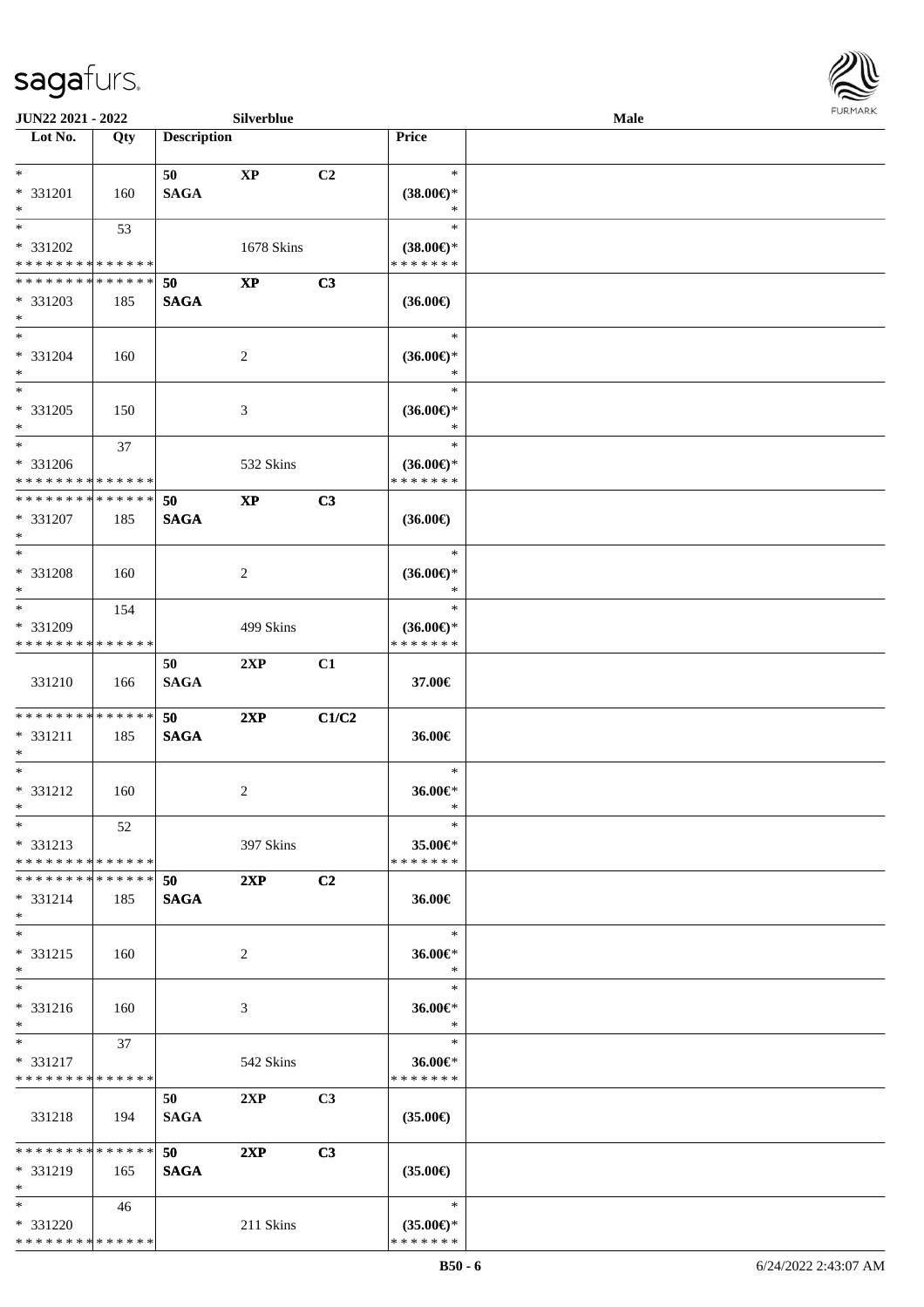| Lot No. | Qty | Description | | | Price | |
|---|---|---|---|---|---|---|
| * | | 50 | XP | C2 | * | |
| * 331201 | 160 | SAGA | | | (38.00€)* | |
| * | | | | | * | |
| * | 53 | | | | * | |
| * 331202 | | | 1678 Skins | | (38.00€)* | |
| * * * * * * * * * * * * * * | | | | | * * * * * * * | |
| * * * * * * * * * * * * * * | | 50 | XP | C3 | | |
| * 331203 | 185 | SAGA | | | (36.00€) | |
| * | | | | | | |
| * | | | | | * | |
| * 331204 | 160 | | 2 | | (36.00€)* | |
| * | | | | | * | |
| * | | | | | * | |
| * 331205 | 150 | | 3 | | (36.00€)* | |
| * | | | | | * | |
| * | 37 | | | | * | |
| * 331206 | | | 532 Skins | | (36.00€)* | |
| * * * * * * * * * * * * * * | | | | | * * * * * * * | |
| * * * * * * * * * * * * * * | | 50 | XP | C3 | | |
| * 331207 | 185 | SAGA | | | (36.00€) | |
| * | | | | | | |
| * | | | | | * | |
| * 331208 | 160 | | 2 | | (36.00€)* | |
| * | | | | | * | |
| * | 154 | | | | * | |
| * 331209 | | | 499 Skins | | (36.00€)* | |
| * * * * * * * * * * * * * * | | | | | * * * * * * * | |
| | | 50 | 2XP | C1 | | |
| 331210 | 166 | SAGA | | | 37.00€ | |
| * * * * * * * * * * * * * * | | 50 | 2XP | C1/C2 | | |
| * 331211 | 185 | SAGA | | | 36.00€ | |
| * | | | | | | |
| * | | | | | * | |
| * 331212 | 160 | | 2 | | 36.00€* | |
| * | | | | | * | |
| * | 52 | | | | * | |
| * 331213 | | | 397 Skins | | 35.00€* | |
| * * * * * * * * * * * * * * | | | | | * * * * * * * | |
| * * * * * * * * * * * * * * | | 50 | 2XP | C2 | | |
| * 331214 | 185 | SAGA | | | 36.00€ | |
| * | | | | | | |
| * | | | | | * | |
| * 331215 | 160 | | 2 | | 36.00€* | |
| * | | | | | * | |
| * | | | | | * | |
| * 331216 | 160 | | 3 | | 36.00€* | |
| * | | | | | * | |
| * | 37 | | | | * | |
| * 331217 | | | 542 Skins | | 36.00€* | |
| * * * * * * * * * * * * * * | | | | | * * * * * * * | |
| | | 50 | 2XP | C3 | | |
| 331218 | 194 | SAGA | | | (35.00€) | |
| * * * * * * * * * * * * * * | | 50 | 2XP | C3 | | |
| * 331219 | 165 | SAGA | | | (35.00€) | |
| * | | | | | | |
| * | 46 | | | | * | |
| * 331220 | | | 211 Skins | | (35.00€)* | |
| * * * * * * * * * * * * * * | | | | | * * * * * * * | |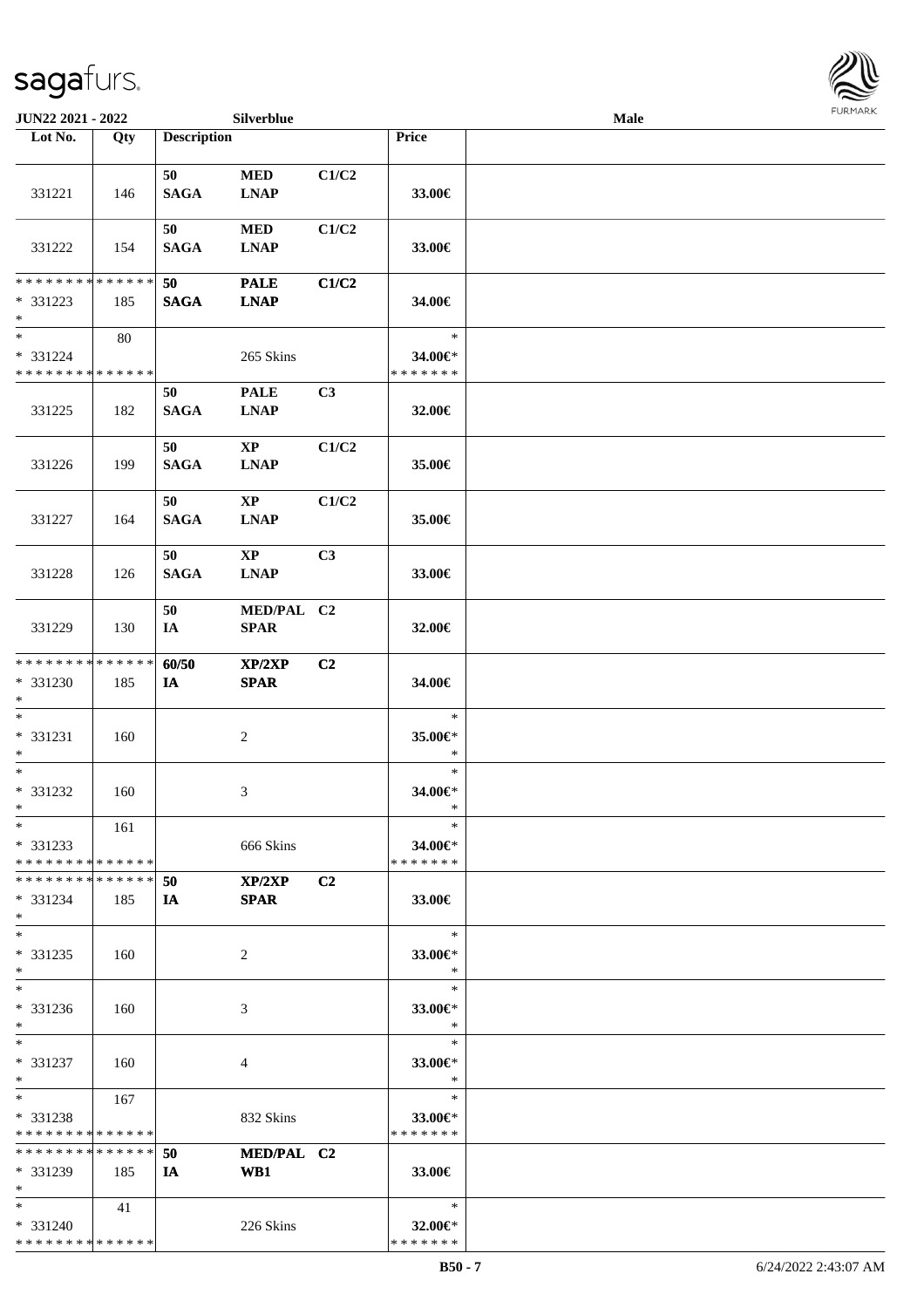| Lot No. | Qty | Description | | | Price | |
|---|---|---|---|---|---|---|
| 331221 | 146 | 50 SAGA | MED LNAP | C1/C2 | 33.00€ | |
| 331222 | 154 | 50 SAGA | MED LNAP | C1/C2 | 33.00€ | |
| * * * * * * * * * * * * * * * 331223 * | 185 | 50 SAGA | PALE LNAP | C1/C2 | 34.00€ | |
| * * 331224 * * * * * * * * * * * * * * | 80 | | 265 Skins | | * 34.00€* * * * * * * * | |
| 331225 | 182 | 50 SAGA | PALE LNAP | C3 | 32.00€ | |
| 331226 | 199 | 50 SAGA | XP LNAP | C1/C2 | 35.00€ | |
| 331227 | 164 | 50 SAGA | XP LNAP | C1/C2 | 35.00€ | |
| 331228 | 126 | 50 SAGA | XP LNAP | C3 | 33.00€ | |
| 331229 | 130 | 50 IA | MED/PAL SPAR | C2 | 32.00€ | |
| * * * * * * * * * * * * * * * 331230 * | 185 | 60/50 IA | XP/2XP SPAR | C2 | 34.00€ | |
| * * 331231 * | 160 | | 2 | | * 35.00€* * | |
| * * 331232 * | 160 | | 3 | | * 34.00€* * | |
| * * 331233 * * * * * * * * * * * * * * | 161 | | 666 Skins | | * 34.00€* * * * * * * * | |
| * * * * * * * * * * * * * * * 331234 * | 185 | 50 IA | XP/2XP SPAR | C2 | 33.00€ | |
| * * 331235 * | 160 | | 2 | | * 33.00€* * | |
| * * 331236 * | 160 | | 3 | | * 33.00€* * | |
| * * 331237 * | 160 | | 4 | | * 33.00€* * | |
| * * 331238 * * * * * * * * * * * * * * | 167 | | 832 Skins | | * 33.00€* * * * * * * * | |
| * * * * * * * * * * * * * * * 331239 * | 185 | 50 IA | MED/PAL WB1 | C2 | 33.00€ | |
| * * 331240 * * * * * * * * * * * * * * | 41 | | 226 Skins | | * 32.00€* * * * * * * * | |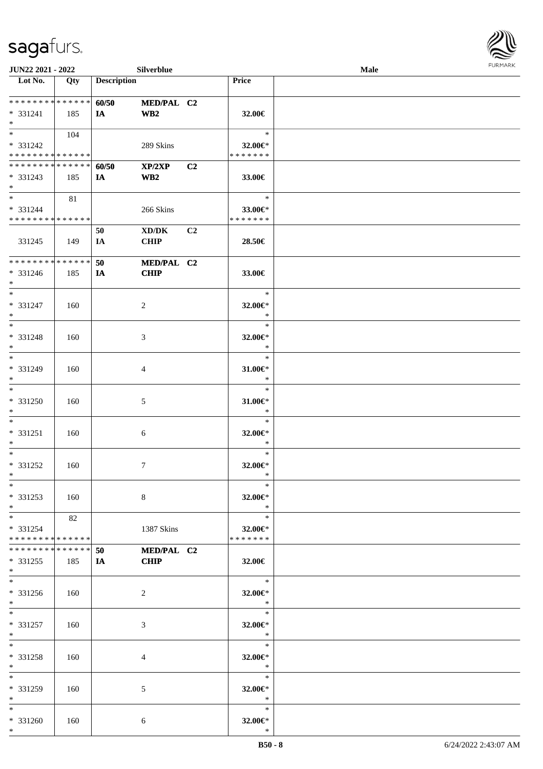| Lot No. | Qty | Description | | | Price | |
|---|---|---|---|---|---|---|
| * * * * * * * * * * * * * * | | 60/50 | MED/PAL | C2 | | |
| * 331241 | 185 | IA | WB2 | | 32.00€ | |
| * | | | | | | |
| * | 104 | | | | * | |
| * 331242 | | | 289 Skins | | 32.00€* | |
| * * * * * * * * * * * * * * | | | | | * * * * * * * | |
| * * * * * * * * * * * * * * | | 60/50 | XP/2XP | C2 | | |
| * 331243 | 185 | IA | WB2 | | 33.00€ | |
| * | | | | | | |
| * | 81 | | | | * | |
| * 331244 | | | 266 Skins | | 33.00€* | |
| * * * * * * * * * * * * * * | | | | | * * * * * * * | |
| | | 50 | XD/DK | C2 | | |
| 331245 | 149 | IA | CHIP | | 28.50€ | |
| * * * * * * * * * * * * * * | | 50 | MED/PAL | C2 | | |
| * 331246 | 185 | IA | CHIP | | 33.00€ | |
| * | | | | | | |
| * | | | | | * | |
| * 331247 | 160 | | 2 | | 32.00€* | |
| * | | | | | * | |
| * | | | | | * | |
| * 331248 | 160 | | 3 | | 32.00€* | |
| * | | | | | * | |
| * | | | | | * | |
| * 331249 | 160 | | 4 | | 31.00€* | |
| * | | | | | * | |
| * | | | | | * | |
| * 331250 | 160 | | 5 | | 31.00€* | |
| * | | | | | * | |
| * | | | | | * | |
| * 331251 | 160 | | 6 | | 32.00€* | |
| * | | | | | * | |
| * | | | | | * | |
| * 331252 | 160 | | 7 | | 32.00€* | |
| * | | | | | * | |
| * | | | | | * | |
| * 331253 | 160 | | 8 | | 32.00€* | |
| * | | | | | * | |
| * | 82 | | | | * | |
| * 331254 | | | 1387 Skins | | 32.00€* | |
| * * * * * * * * * * * * * * | | | | | * * * * * * * | |
| * * * * * * * * * * * * * * | | 50 | MED/PAL | C2 | | |
| * 331255 | 185 | IA | CHIP | | 32.00€ | |
| * | | | | | | |
| * | | | | | * | |
| * 331256 | 160 | | 2 | | 32.00€* | |
| * | | | | | * | |
| * | | | | | * | |
| * 331257 | 160 | | 3 | | 32.00€* | |
| * | | | | | * | |
| * | | | | | * | |
| * 331258 | 160 | | 4 | | 32.00€* | |
| * | | | | | * | |
| * | | | | | * | |
| * 331259 | 160 | | 5 | | 32.00€* | |
| * | | | | | * | |
| * | | | | | * | |
| * 331260 | 160 | | 6 | | 32.00€* | |
| * | | | | | * | |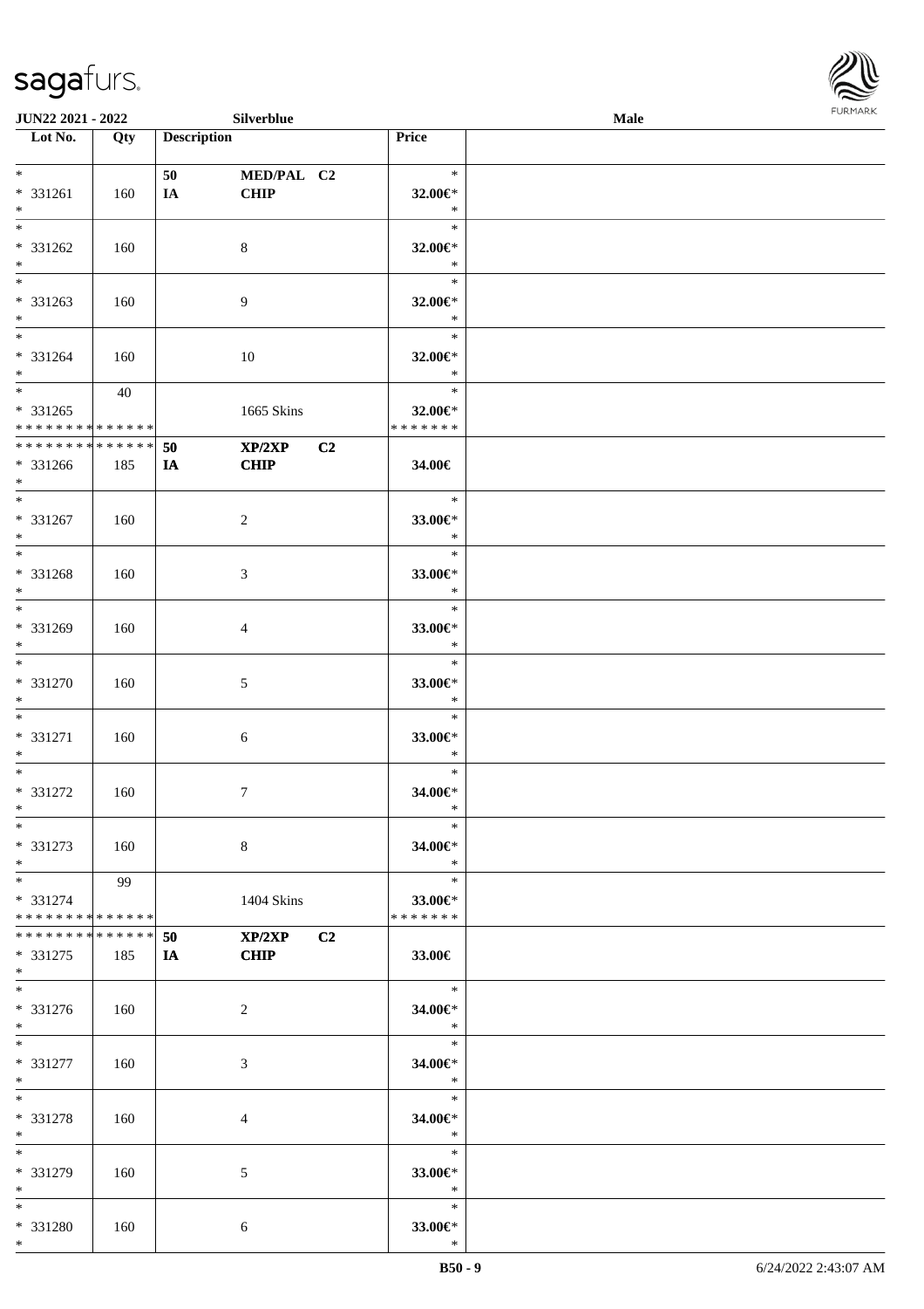| Lot No. | Qty | Description | | | Price | |
|---|---|---|---|---|---|---|
| *<br>* 331261<br>* | 160 | 50<br>IA | MED/PAL<br>CHIP | C2 | *<br>32.00€*<br>* | |
| *<br>* 331262<br>* | 160 | | 8 | | *<br>32.00€*<br>* | |
| *<br>* 331263<br>* | 160 | | 9 | | *<br>32.00€*<br>* | |
| *<br>* 331264<br>* | 160 | | 10 | | *<br>32.00€*<br>* | |
| *<br>* 331265<br>* * * * * * * * * * * * * * | 40 | | 1665 Skins | | *<br>32.00€*<br>* * * * * * * | |
| * * * * * * * * * * * * * *<br>* 331266<br>* | 185 | 50<br>IA | XP/2XP<br>CHIP | C2 | 34.00€ | |
| *<br>* 331267<br>* | 160 | | 2 | | *<br>33.00€*<br>* | |
| *<br>* 331268<br>* | 160 | | 3 | | *<br>33.00€*<br>* | |
| *<br>* 331269<br>* | 160 | | 4 | | *<br>33.00€*<br>* | |
| *<br>* 331270<br>* | 160 | | 5 | | *<br>33.00€*<br>* | |
| *<br>* 331271<br>* | 160 | | 6 | | *<br>33.00€*<br>* | |
| *<br>* 331272<br>* | 160 | | 7 | | *<br>34.00€*<br>* | |
| *<br>* 331273<br>* | 160 | | 8 | | *<br>34.00€*<br>* | |
| *<br>* 331274<br>* * * * * * * * * * * * * * | 99 | | 1404 Skins | | *<br>33.00€*<br>* * * * * * * | |
| * * * * * * * * * * * * * *<br>* 331275<br>* | 185 | 50<br>IA | XP/2XP<br>CHIP | C2 | 33.00€ | |
| *<br>* 331276<br>* | 160 | | 2 | | *<br>34.00€*<br>* | |
| *<br>* 331277<br>* | 160 | | 3 | | *<br>34.00€*<br>* | |
| *<br>* 331278<br>* | 160 | | 4 | | *<br>34.00€*<br>* | |
| *<br>* 331279<br>* | 160 | | 5 | | *<br>33.00€*<br>* | |
| *<br>* 331280<br>* | 160 | | 6 | | *<br>33.00€*<br>* | |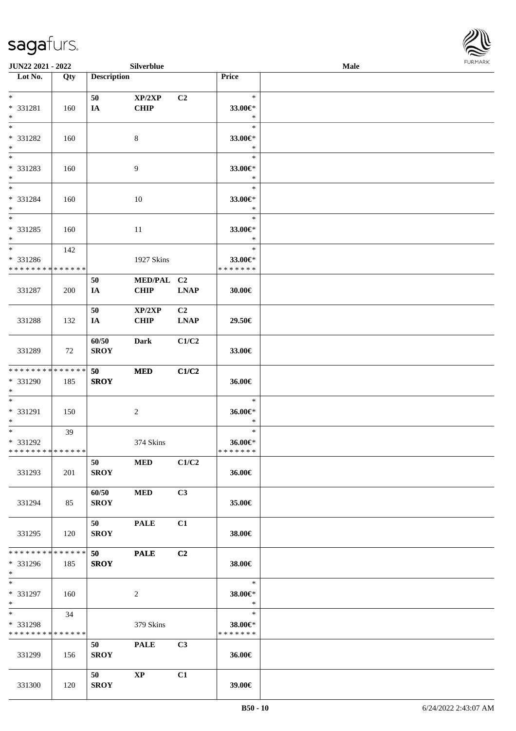JUN22 2021 - 2022 | Silverblue | Male

| Lot No. | Qty | Description | | | Price | |
|---|---|---|---|---|---|---|
| * <br> * 331281 <br> * | 160 | 50 <br> IA | XP/2XP <br> CHIP | C2 | * <br> 33.00€* <br> * | |
| * <br> * 331282 <br> * | 160 | | 8 | | * <br> 33.00€* <br> * | |
| * <br> * 331283 <br> * | 160 | | 9 | | * <br> 33.00€* <br> * | |
| * <br> * 331284 <br> * | 160 | | 10 | | * <br> 33.00€* <br> * | |
| * <br> * 331285 <br> * | 160 | | 11 | | * <br> 33.00€* <br> * | |
| * <br> * 331286 <br> * * * * * * * * * * * * * * | 142 | | 1927 Skins | | * <br> 33.00€* <br> * * * * * * * | |
| 331287 | 200 | 50 <br> IA | MED/PAL <br> CHIP | C2 <br> LNAP | 30.00€ | |
| 331288 | 132 | 50 <br> IA | XP/2XP <br> CHIP | C2 <br> LNAP | 29.50€ | |
| 331289 | 72 | 60/50 <br> SROY | Dark | C1/C2 | 33.00€ | |
| * * * * * * * * * * * * * * <br> * 331290 <br> * | 185 | 50 <br> SROY | MED | C1/C2 | 36.00€ | |
| * <br> * 331291 <br> * | 150 | | 2 | | * <br> 36.00€* <br> * | |
| * <br> * 331292 <br> * * * * * * * * * * * * * * | 39 | | 374 Skins | | * <br> 36.00€* <br> * * * * * * * | |
| 331293 | 201 | 50 <br> SROY | MED | C1/C2 | 36.00€ | |
| 331294 | 85 | 60/50 <br> SROY | MED | C3 | 35.00€ | |
| 331295 | 120 | 50 <br> SROY | PALE | C1 | 38.00€ | |
| * * * * * * * * * * * * * * <br> * 331296 <br> * | 185 | 50 <br> SROY | PALE | C2 | 38.00€ | |
| * <br> * 331297 <br> * | 160 | | 2 | | * <br> 38.00€* <br> * | |
| * <br> * 331298 <br> * * * * * * * * * * * * * * | 34 | | 379 Skins | | * <br> 38.00€* <br> * * * * * * * | |
| 331299 | 156 | 50 <br> SROY | PALE | C3 | 36.00€ | |
| 331300 | 120 | 50 <br> SROY | XP | C1 | 39.00€ | |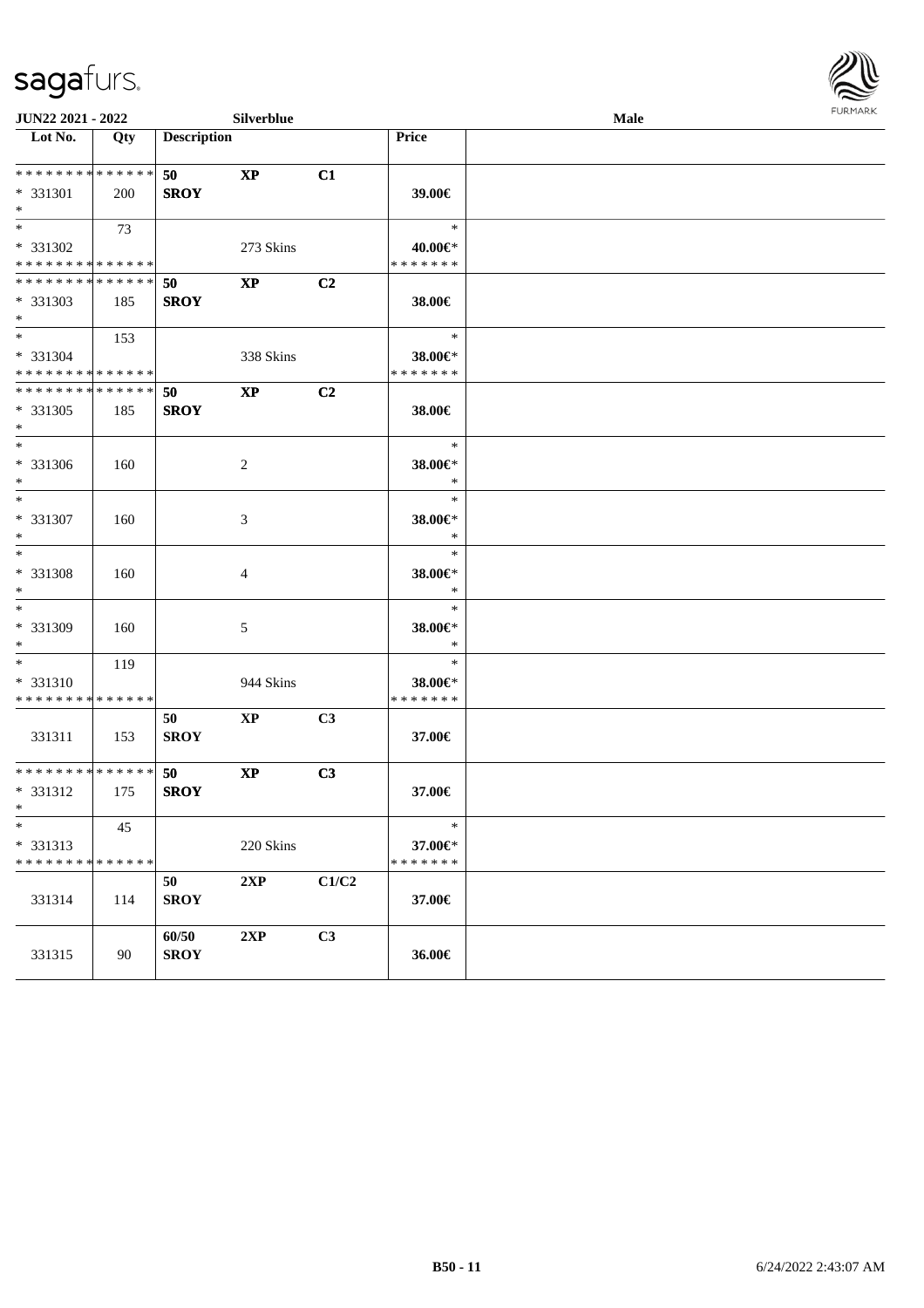JUN22 2021 - 2022 Silverblue Male

| Lot No. | Qty | Description | | | Price | |
|---|---|---|---|---|---|---|
| * * * * * * * * * * * * * * | | 50 | XP | C1 | | |
| * 331301 | 200 | SROY | | | 39.00€ | |
| * | | | | | | |
| * | 73 | | | | * | |
| * 331302 | | | 273 Skins | | 40.00€* | |
| * * * * * * * * * * * * * * | | | | | * * * * * * * | |
| * * * * * * * * * * * * * * | | 50 | XP | C2 | | |
| * 331303 | 185 | SROY | | | 38.00€ | |
| * | | | | | | |
| * | 153 | | | | * | |
| * 331304 | | | 338 Skins | | 38.00€* | |
| * * * * * * * * * * * * * * | | | | | * * * * * * * | |
| * * * * * * * * * * * * * * | | 50 | XP | C2 | | |
| * 331305 | 185 | SROY | | | 38.00€ | |
| * | | | | | | |
| * | | | | | * | |
| * 331306 | 160 | | 2 | | 38.00€* | |
| * | | | | | * | |
| * | | | | | * | |
| * 331307 | 160 | | 3 | | 38.00€* | |
| * | | | | | * | |
| * | | | | | * | |
| * 331308 | 160 | | 4 | | 38.00€* | |
| * | | | | | * | |
| * | | | | | * | |
| * 331309 | 160 | | 5 | | 38.00€* | |
| * | | | | | * | |
| * | 119 | | | | * | |
| * 331310 | | | 944 Skins | | 38.00€* | |
| * * * * * * * * * * * * * * | | | | | * * * * * * * | |
| | | 50 | XP | C3 | | |
| 331311 | 153 | SROY | | | 37.00€ | |
| * * * * * * * * * * * * * * | | 50 | XP | C3 | | |
| * 331312 | 175 | SROY | | | 37.00€ | |
| * | | | | | | |
| * | 45 | | | | * | |
| * 331313 | | | 220 Skins | | 37.00€* | |
| * * * * * * * * * * * * * * | | | | | * * * * * * * | |
| | | 50 | 2XP | C1/C2 | | |
| 331314 | 114 | SROY | | | 37.00€ | |
| | | 60/50 | 2XP | C3 | | |
| 331315 | 90 | SROY | | | 36.00€ | |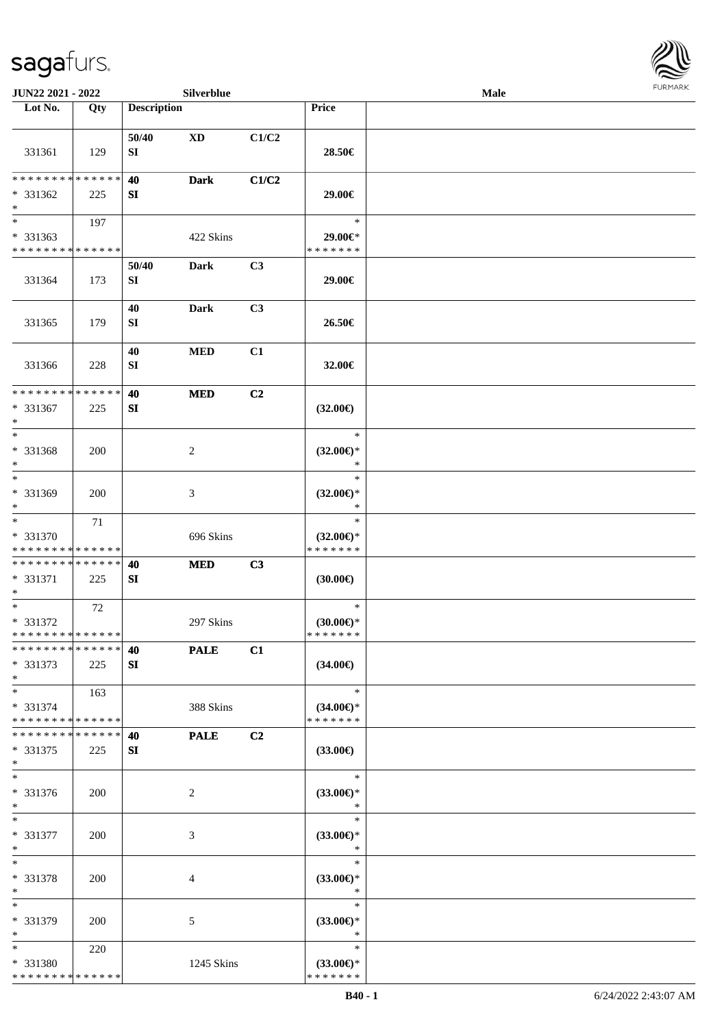**JUN22 2021 - 2022** **Silverblue** **Male**

| Lot No. | Qty | Description | | | Price | |
|---|---|---|---|---|---|---|
| 331361 | 129 | 50/40 SI | XD | C1/C2 | 28.50€ | |
| * * * * * * * * * * * * * * * 331362 * | 225 | 40 SI | Dark | C1/C2 | 29.00€ | |
| * * 331363 * * * * * * * * * * * * * * | 197 | | 422 Skins | | * 29.00€* * * * * * * * | |
| 331364 | 173 | 50/40 SI | Dark | C3 | 29.00€ | |
| 331365 | 179 | 40 SI | Dark | C3 | 26.50€ | |
| 331366 | 228 | 40 SI | MED | C1 | 32.00€ | |
| * * * * * * * * * * * * * * * 331367 * | 225 | 40 SI | MED | C2 | (32.00€) | |
| * * 331368 * | 200 | | 2 | | * (32.00€)* * | |
| * * 331369 * | 200 | | 3 | | * (32.00€)* * | |
| * * 331370 * * * * * * * * * * * * * * | 71 | | 696 Skins | | * (32.00€)* * * * * * * * | |
| * * * * * * * * * * * * * * * 331371 * | 225 | 40 SI | MED | C3 | (30.00€) | |
| * * 331372 * * * * * * * * * * * * * * | 72 | | 297 Skins | | * (30.00€)* * * * * * * * | |
| * * * * * * * * * * * * * * * 331373 * | 225 | 40 SI | PALE | C1 | (34.00€) | |
| * * 331374 * * * * * * * * * * * * * * | 163 | | 388 Skins | | * (34.00€)* * * * * * * * | |
| * * * * * * * * * * * * * * * 331375 * | 225 | 40 SI | PALE | C2 | (33.00€) | |
| * * 331376 * | 200 | | 2 | | * (33.00€)* * | |
| * * 331377 * | 200 | | 3 | | * (33.00€)* * | |
| * * 331378 * | 200 | | 4 | | * (33.00€)* * | |
| * * 331379 * | 200 | | 5 | | * (33.00€)* * | |
| * * 331380 * * * * * * * * * * * * * * | 220 | | 1245 Skins | | * (33.00€)* * * * * * * * | |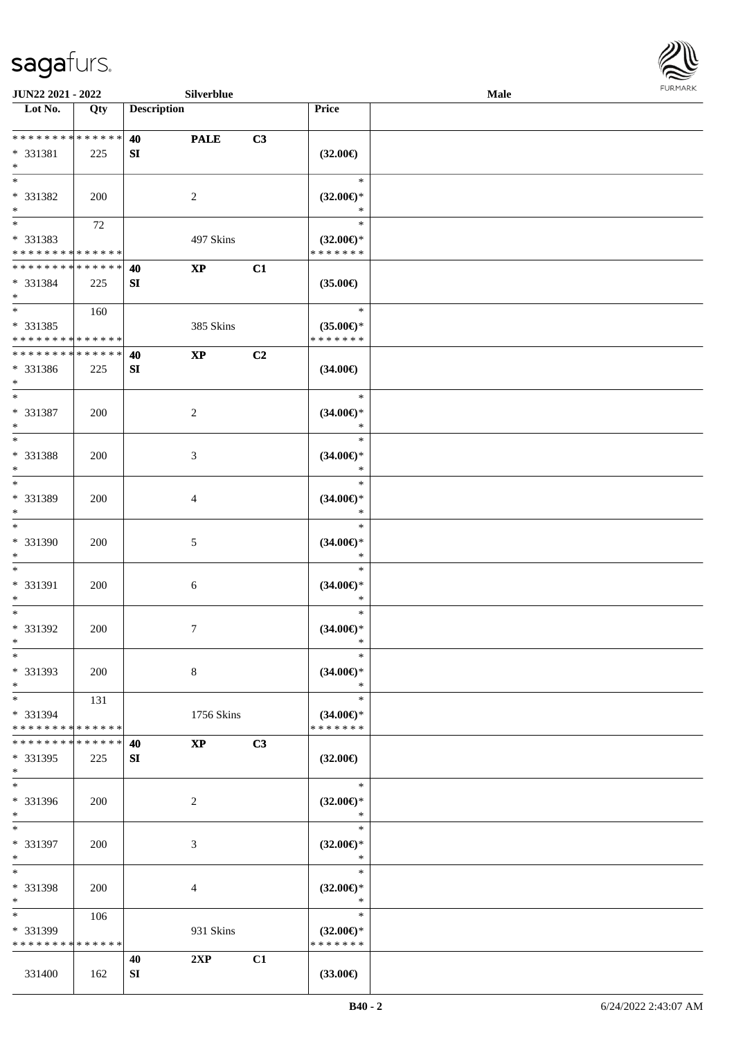| Lot No. | Qty | Description | | | Price | |
|---|---|---|---|---|---|---|
| * * * * * * * * * * * * * * | | 40 | PALE | C3 | | |
| * 331381 | 225 | SI | | | (32.00€) | |
| * | | | | | | |
| * | | | | | * | |
| * 331382 | 200 | | 2 | | (32.00€)* | |
| * | | | | | * | |
| * | 72 | | | | * | |
| * 331383 | | | 497 Skins | | (32.00€)* | |
| * * * * * * * * * * * * * * | | | | | * * * * * * * | |
| * * * * * * * * * * * * * * | | 40 | XP | C1 | | |
| * 331384 | 225 | SI | | | (35.00€) | |
| * | | | | | | |
| * | 160 | | | | * | |
| * 331385 | | | 385 Skins | | (35.00€)* | |
| * * * * * * * * * * * * * * | | | | | * * * * * * * | |
| * * * * * * * * * * * * * * | | 40 | XP | C2 | | |
| * 331386 | 225 | SI | | | (34.00€) | |
| * | | | | | | |
| * | | | | | * | |
| * 331387 | 200 | | 2 | | (34.00€)* | |
| * | | | | | * | |
| * | | | | | * | |
| * 331388 | 200 | | 3 | | (34.00€)* | |
| * | | | | | * | |
| * | | | | | * | |
| * 331389 | 200 | | 4 | | (34.00€)* | |
| * | | | | | * | |
| * | | | | | * | |
| * 331390 | 200 | | 5 | | (34.00€)* | |
| * | | | | | * | |
| * | | | | | * | |
| * 331391 | 200 | | 6 | | (34.00€)* | |
| * | | | | | * | |
| * | | | | | * | |
| * 331392 | 200 | | 7 | | (34.00€)* | |
| * | | | | | * | |
| * | | | | | * | |
| * 331393 | 200 | | 8 | | (34.00€)* | |
| * | | | | | * | |
| * | 131 | | | | * | |
| * 331394 | | | 1756 Skins | | (34.00€)* | |
| * * * * * * * * * * * * * * | | | | | * * * * * * * | |
| * * * * * * * * * * * * * * | | 40 | XP | C3 | | |
| * 331395 | 225 | SI | | | (32.00€) | |
| * | | | | | | |
| * | | | | | * | |
| * 331396 | 200 | | 2 | | (32.00€)* | |
| * | | | | | * | |
| * | | | | | * | |
| * 331397 | 200 | | 3 | | (32.00€)* | |
| * | | | | | * | |
| * | | | | | * | |
| * 331398 | 200 | | 4 | | (32.00€)* | |
| * | | | | | * | |
| * | 106 | | | | * | |
| * 331399 | | | 931 Skins | | (32.00€)* | |
| * * * * * * * * * * * * * * | | | | | * * * * * * * | |
| | | 40 | 2XP | C1 | | |
| 331400 | 162 | SI | | | (33.00€) | |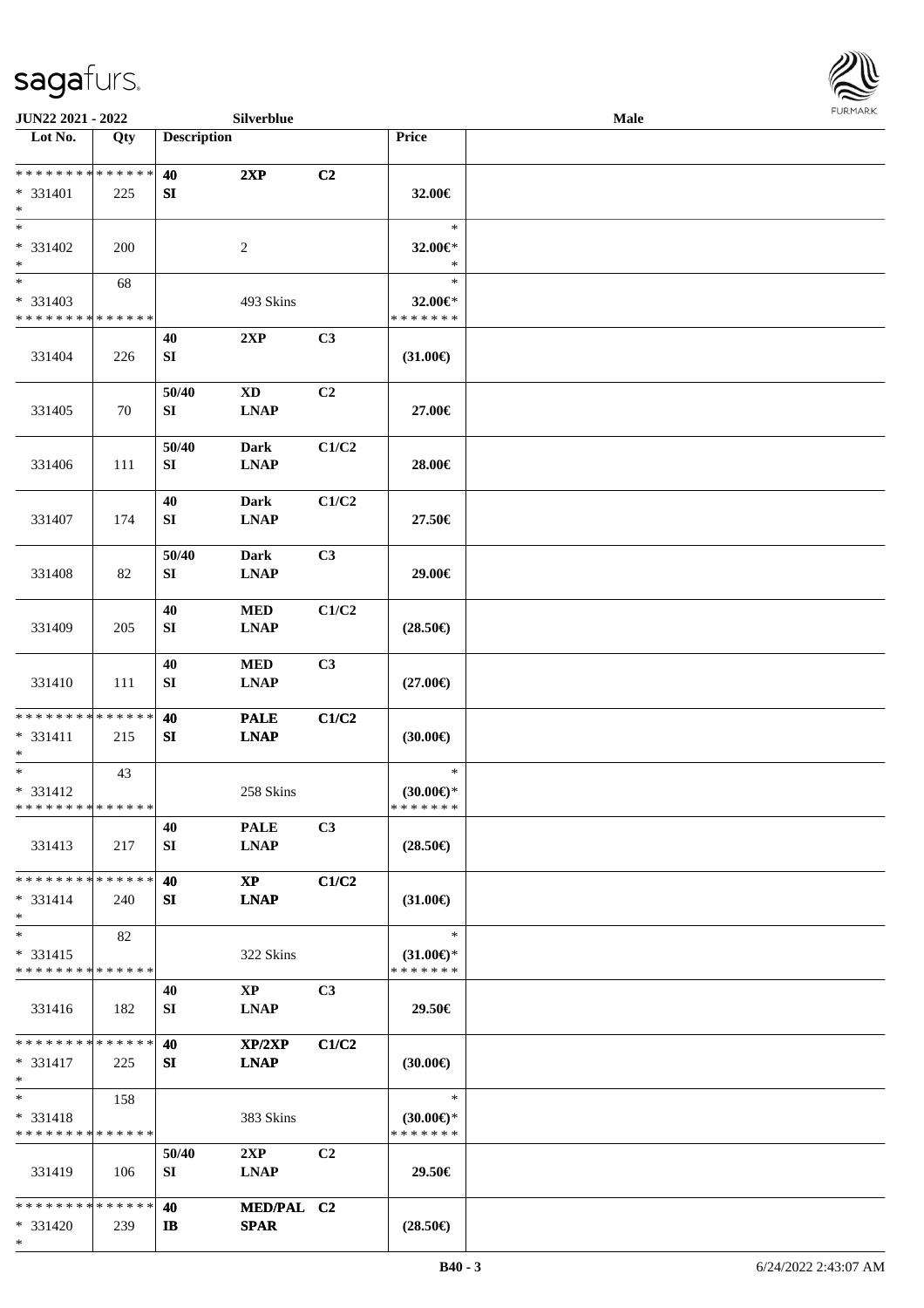**JUN22 2021 - 2022** **Silverblue** **Male**

| Lot No. | Qty | Description | | | Price | |
|---|---|---|---|---|---|---|
| * * * * * * * * * * * * * * <br>* 331401<br>* | 225 | 40<br>SI | 2XP | C2 | 32.00€ | |
| *<br>* 331402<br>* | 200 | | 2 | | *<br>32.00€*<br>* | |
| *<br>* 331403<br>* * * * * * * * * * * * * * | 68 | | 493 Skins | | *<br>32.00€*<br>* * * * * * * | |
| 331404 | 226 | 40<br>SI | 2XP | C3 | (31.00€) | |
| 331405 | 70 | 50/40<br>SI | XD<br>LNAP | C2 | 27.00€ | |
| 331406 | 111 | 50/40<br>SI | Dark<br>LNAP | C1/C2 | 28.00€ | |
| 331407 | 174 | 40<br>SI | Dark<br>LNAP | C1/C2 | 27.50€ | |
| 331408 | 82 | 50/40<br>SI | Dark<br>LNAP | C3 | 29.00€ | |
| 331409 | 205 | 40<br>SI | MED<br>LNAP | C1/C2 | (28.50€) | |
| 331410 | 111 | 40<br>SI | MED<br>LNAP | C3 | (27.00€) | |
| * * * * * * * * * * * * * * <br>* 331411<br>* | 215 | 40<br>SI | PALE<br>LNAP | C1/C2 | (30.00€) | |
| *<br>* 331412<br>* * * * * * * * * * * * * * | 43 | | 258 Skins | | *<br>(30.00€)*<br>* * * * * * * | |
| 331413 | 217 | 40<br>SI | PALE<br>LNAP | C3 | (28.50€) | |
| * * * * * * * * * * * * * * <br>* 331414<br>* | 240 | 40<br>SI | XP<br>LNAP | C1/C2 | (31.00€) | |
| *<br>* 331415<br>* * * * * * * * * * * * * * | 82 | | 322 Skins | | *<br>(31.00€)*<br>* * * * * * * | |
| 331416 | 182 | 40<br>SI | XP<br>LNAP | C3 | 29.50€ | |
| * * * * * * * * * * * * * * <br>* 331417<br>* | 225 | 40<br>SI | XP/2XP<br>LNAP | C1/C2 | (30.00€) | |
| *<br>* 331418<br>* * * * * * * * * * * * * * | 158 | | 383 Skins | | *<br>(30.00€)*<br>* * * * * * * | |
| 331419 | 106 | 50/40<br>SI | 2XP<br>LNAP | C2 | 29.50€ | |
| * * * * * * * * * * * * * * <br>* 331420<br>* | 239 | 40<br>IB | MED/PAL<br>SPAR | C2 | (28.50€) | |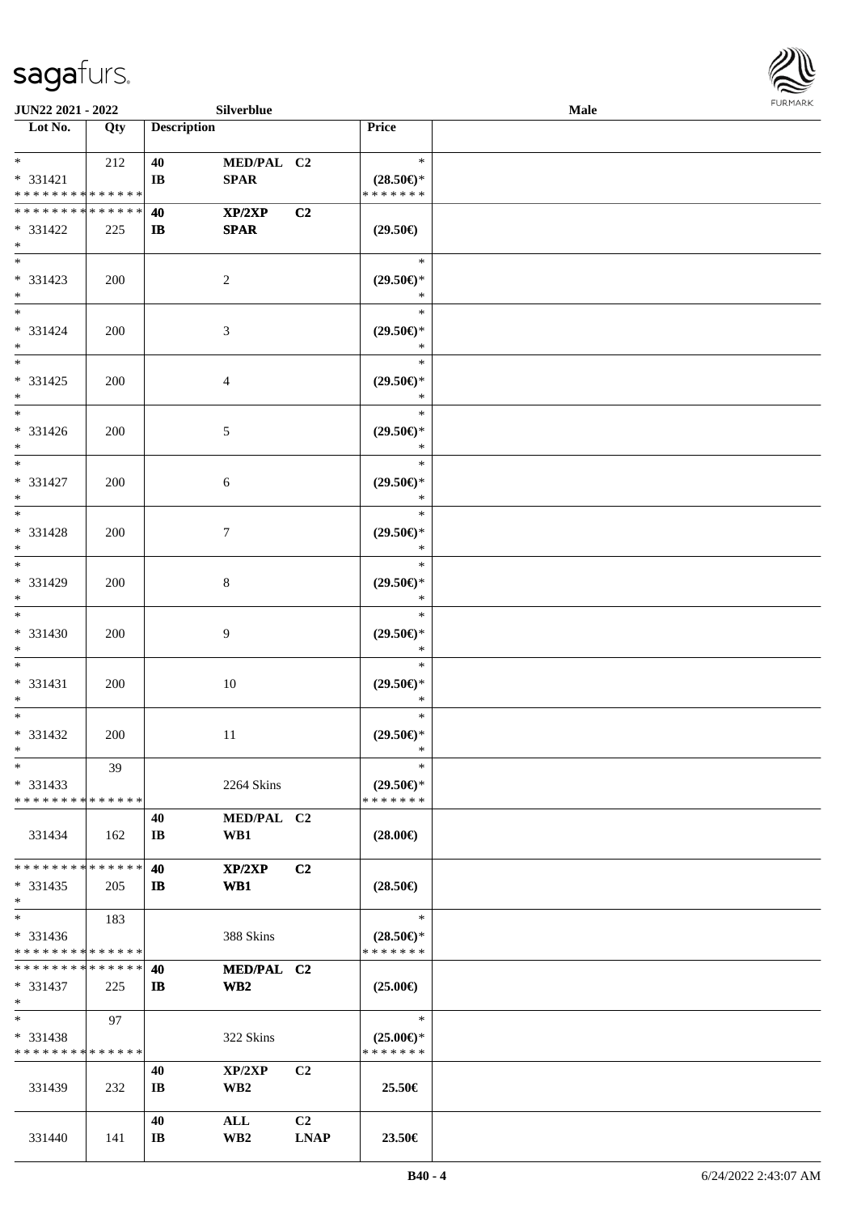JUN22 2021 - 2022 | Silverblue | Male

| Lot No. | Qty | Description | | | Price | |
|---|---|---|---|---|---|---|
| * <br> * 331421 <br> * * * * * * * * * * * * * * | 212 | 40 <br> IB | MED/PAL <br> SPAR | C2 | * <br> (28.50€)* <br> * * * * * * * | |
| * * * * * * * * * * * * * * <br> * 331422 <br> * | 225 | 40 <br> IB | XP/2XP <br> SPAR | C2 | (29.50€) | |
| * <br> * 331423 <br> * | 200 | | 2 | | * <br> (29.50€)* <br> * | |
| * <br> * 331424 <br> * | 200 | | 3 | | * <br> (29.50€)* <br> * | |
| * <br> * 331425 <br> * | 200 | | 4 | | * <br> (29.50€)* <br> * | |
| * <br> * 331426 <br> * | 200 | | 5 | | * <br> (29.50€)* <br> * | |
| * <br> * 331427 <br> * | 200 | | 6 | | * <br> (29.50€)* <br> * | |
| * <br> * 331428 <br> * | 200 | | 7 | | * <br> (29.50€)* <br> * | |
| * <br> * 331429 <br> * | 200 | | 8 | | * <br> (29.50€)* <br> * | |
| * <br> * 331430 <br> * | 200 | | 9 | | * <br> (29.50€)* <br> * | |
| * <br> * 331431 <br> * | 200 | | 10 | | * <br> (29.50€)* <br> * | |
| * <br> * 331432 <br> * | 200 | | 11 | | * <br> (29.50€)* <br> * | |
| * <br> * 331433 <br> * * * * * * * * * * * * * * | 39 | | 2264 Skins | | * <br> (29.50€)* <br> * * * * * * * | |
| 331434 | 162 | 40 <br> IB | MED/PAL <br> WB1 | C2 | (28.00€) | |
| * * * * * * * * * * * * * * <br> * 331435 <br> * | 205 | 40 <br> IB | XP/2XP <br> WB1 | C2 | (28.50€) | |
| * <br> * 331436 <br> * * * * * * * * * * * * * * | 183 | | 388 Skins | | * <br> (28.50€)* <br> * * * * * * * | |
| * * * * * * * * * * * * * * <br> * 331437 <br> * | 225 | 40 <br> IB | MED/PAL <br> WB2 | C2 | (25.00€) | |
| * <br> * 331438 <br> * * * * * * * * * * * * * * | 97 | | 322 Skins | | * <br> (25.00€)* <br> * * * * * * * | |
| 331439 | 232 | 40 <br> IB | XP/2XP <br> WB2 | C2 | 25.50€ | |
| 331440 | 141 | 40 <br> IB | ALL <br> WB2 | C2 <br> LNAP | 23.50€ | |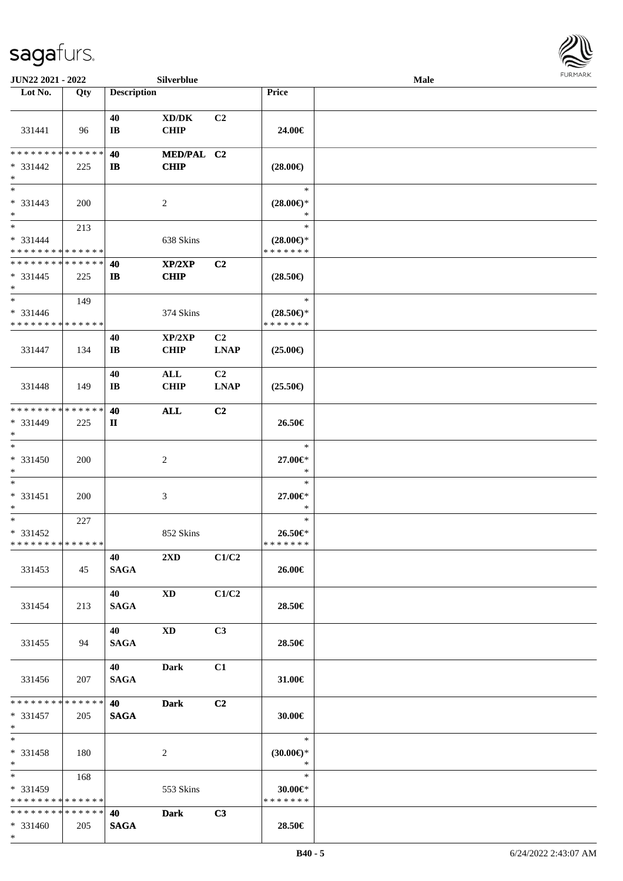JUN22 2021 - 2022 | Silverblue | Male

| Lot No. | Qty | Description | | | Price | |
|---|---|---|---|---|---|---|
| 331441 | 96 | 40<br>IB | XD/DK<br>CHIP | C2 | 24.00€ | |
| * * * * * * * * * * * * * *<br>* 331442<br>* | 225 | 40<br>IB | MED/PAL<br>CHIP | C2 | (28.00€) | |
| *<br>* 331443<br>* | 200 | | 2 | | *<br>(28.00€)*<br>* | |
| *<br>* 331444<br>* * * * * * * * * * * * * * | 213 | | 638 Skins | | *<br>(28.00€)*<br>* * * * * * * | |
| * * * * * * * * * * * * * *<br>* 331445<br>* | 225 | 40<br>IB | XP/2XP<br>CHIP | C2 | (28.50€) | |
| *<br>* 331446<br>* * * * * * * * * * * * * * | 149 | | 374 Skins | | *<br>(28.50€)*<br>* * * * * * * | |
| 331447 | 134 | 40<br>IB | XP/2XP<br>CHIP | C2<br>LNAP | (25.00€) | |
| 331448 | 149 | 40<br>IB | ALL<br>CHIP | C2<br>LNAP | (25.50€) | |
| * * * * * * * * * * * * * *<br>* 331449<br>* | 225 | 40<br>II | ALL | C2 | 26.50€ | |
| *<br>* 331450<br>* | 200 | | 2 | | *<br>27.00€*<br>* | |
| *<br>* 331451<br>* | 200 | | 3 | | *<br>27.00€*<br>* | |
| *<br>* 331452<br>* * * * * * * * * * * * * * | 227 | | 852 Skins | | *<br>26.50€*<br>* * * * * * * | |
| 331453 | 45 | 40<br>SAGA | 2XD | C1/C2 | 26.00€ | |
| 331454 | 213 | 40<br>SAGA | XD | C1/C2 | 28.50€ | |
| 331455 | 94 | 40<br>SAGA | XD | C3 | 28.50€ | |
| 331456 | 207 | 40<br>SAGA | Dark | C1 | 31.00€ | |
| * * * * * * * * * * * * * *<br>* 331457<br>* | 205 | 40<br>SAGA | Dark | C2 | 30.00€ | |
| *<br>* 331458<br>* | 180 | | 2 | | *<br>(30.00€)*<br>* | |
| *<br>* 331459<br>* * * * * * * * * * * * * * | 168 | | 553 Skins | | *<br>30.00€*<br>* * * * * * * | |
| * * * * * * * * * * * * * *<br>* 331460<br>* | 205 | 40<br>SAGA | Dark | C3 | 28.50€ | |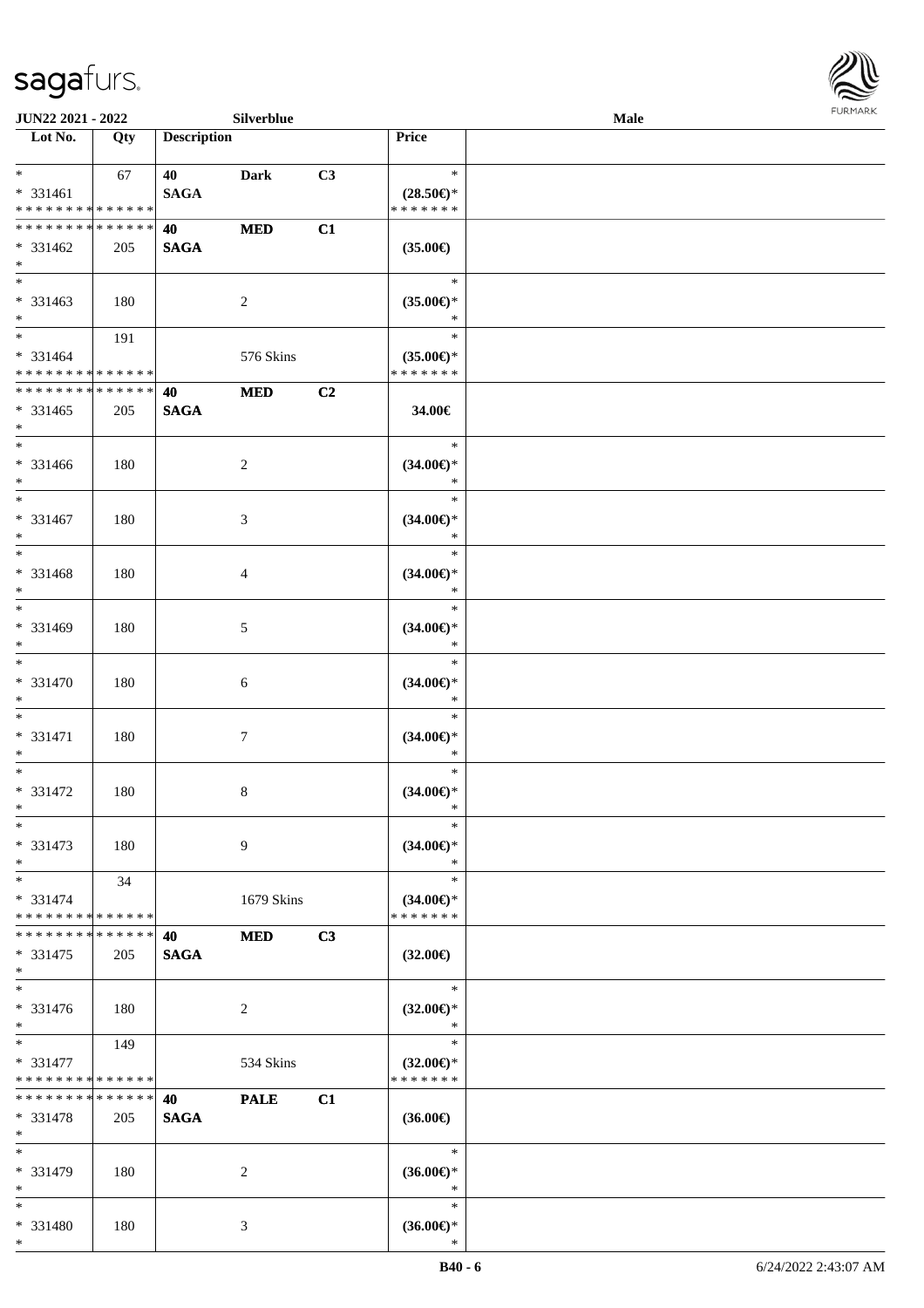**JUN22 2021 - 2022** **Silverblue** **Male**

| Lot No. | Qty | Description | | | Price | |
|---|---|---|---|---|---|---|
| * | 67 | 40 | Dark | C3 | * | |
| * 331461 | | SAGA | | | (28.50€)* | |
| * * * * * * * * * * * * * * | | | | | * * * * * * * | |
| * * * * * * * * * * * * * * | | 40 | MED | C1 | | |
| * 331462 | 205 | SAGA | | | (35.00€) | |
| * | | | | | | |
| * | | | | | * | |
| * 331463 | 180 | | 2 | | (35.00€)* | |
| * | | | | | * | |
| * | 191 | | | | * | |
| * 331464 | | | 576 Skins | | (35.00€)* | |
| * * * * * * * * * * * * * * | | | | | * * * * * * * | |
| * * * * * * * * * * * * * * | | 40 | MED | C2 | | |
| * 331465 | 205 | SAGA | | | 34.00€ | |
| * | | | | | | |
| * | | | | | * | |
| * 331466 | 180 | | 2 | | (34.00€)* | |
| * | | | | | * | |
| * | | | | | * | |
| * 331467 | 180 | | 3 | | (34.00€)* | |
| * | | | | | * | |
| * | | | | | * | |
| * 331468 | 180 | | 4 | | (34.00€)* | |
| * | | | | | * | |
| * | | | | | * | |
| * 331469 | 180 | | 5 | | (34.00€)* | |
| * | | | | | * | |
| * | | | | | * | |
| * 331470 | 180 | | 6 | | (34.00€)* | |
| * | | | | | * | |
| * | | | | | * | |
| * 331471 | 180 | | 7 | | (34.00€)* | |
| * | | | | | * | |
| * | | | | | * | |
| * 331472 | 180 | | 8 | | (34.00€)* | |
| * | | | | | * | |
| * | | | | | * | |
| * 331473 | 180 | | 9 | | (34.00€)* | |
| * | | | | | * | |
| * | 34 | | | | * | |
| * 331474 | | | 1679 Skins | | (34.00€)* | |
| * * * * * * * * * * * * * * | | | | | * * * * * * * | |
| * * * * * * * * * * * * * * | | 40 | MED | C3 | | |
| * 331475 | 205 | SAGA | | | (32.00€) | |
| * | | | | | | |
| * | | | | | * | |
| * 331476 | 180 | | 2 | | (32.00€)* | |
| * | | | | | * | |
| * | 149 | | | | * | |
| * 331477 | | | 534 Skins | | (32.00€)* | |
| * * * * * * * * * * * * * * | | | | | * * * * * * * | |
| * * * * * * * * * * * * * * | | 40 | PALE | C1 | | |
| * 331478 | 205 | SAGA | | | (36.00€) | |
| * | | | | | | |
| * | | | | | * | |
| * 331479 | 180 | | 2 | | (36.00€)* | |
| * | | | | | * | |
| * | | | | | * | |
| * 331480 | 180 | | 3 | | (36.00€)* | |
| * | | | | | * | |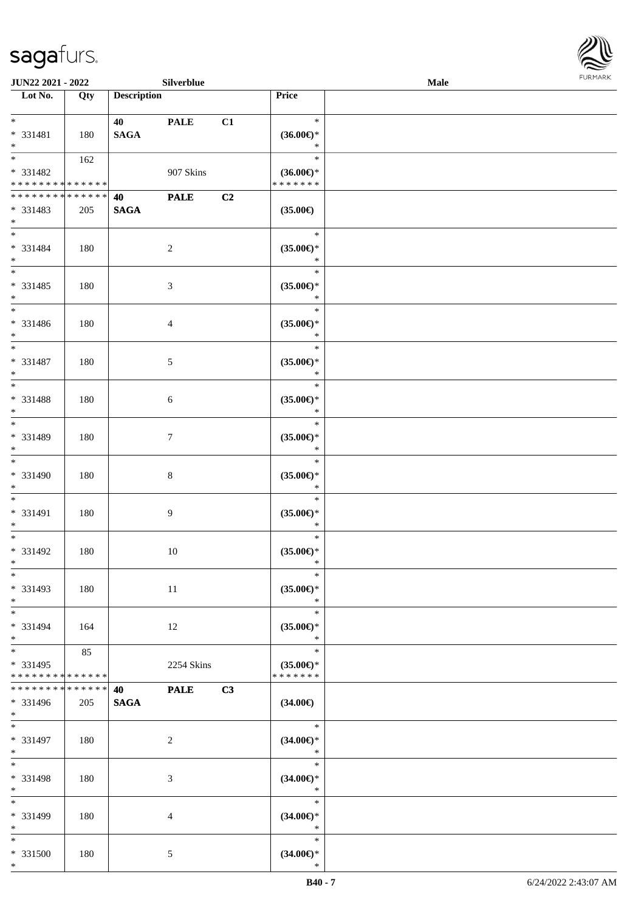| Lot No. | Qty | Description | | | Price | |
|---|---|---|---|---|---|---|
| * <br> * 331481 <br> * | 180 | 40 <br> **SAGA** | **PALE** | C1 | * <br> **(36.00€)*** <br> * | |
| * <br> * 331482 <br> * * * * * * * * * * * * * * | 162 | | 907 Skins | | * <br> **(36.00€)*** <br> * * * * * * * | |
| * * * * * * * * * * * * * * <br> * 331483 <br> * | 205 | 40 <br> **SAGA** | **PALE** | C2 | **(35.00€)** | |
| * <br> * 331484 <br> * | 180 | | 2 | | * <br> **(35.00€)*** <br> * | |
| * <br> * 331485 <br> * | 180 | | 3 | | * <br> **(35.00€)*** <br> * | |
| * <br> * 331486 <br> * | 180 | | 4 | | * <br> **(35.00€)*** <br> * | |
| * <br> * 331487 <br> * | 180 | | 5 | | * <br> **(35.00€)*** <br> * | |
| * <br> * 331488 <br> * | 180 | | 6 | | * <br> **(35.00€)*** <br> * | |
| * <br> * 331489 <br> * | 180 | | 7 | | * <br> **(35.00€)*** <br> * | |
| * <br> * 331490 <br> * | 180 | | 8 | | * <br> **(35.00€)*** <br> * | |
| * <br> * 331491 <br> * | 180 | | 9 | | * <br> **(35.00€)*** <br> * | |
| * <br> * 331492 <br> * | 180 | | 10 | | * <br> **(35.00€)*** <br> * | |
| * <br> * 331493 <br> * | 180 | | 11 | | * <br> **(35.00€)*** <br> * | |
| * <br> * 331494 <br> * | 164 | | 12 | | * <br> **(35.00€)*** <br> * | |
| * <br> * 331495 <br> * * * * * * * * * * * * * * | 85 | | 2254 Skins | | * <br> **(35.00€)*** <br> * * * * * * * | |
| * * * * * * * * * * * * * * <br> * 331496 <br> * | 205 | 40 <br> **SAGA** | **PALE** | C3 | **(34.00€)** | |
| * <br> * 331497 <br> * | 180 | | 2 | | * <br> **(34.00€)*** <br> * | |
| * <br> * 331498 <br> * | 180 | | 3 | | * <br> **(34.00€)*** <br> * | |
| * <br> * 331499 <br> * | 180 | | 4 | | * <br> **(34.00€)*** <br> * | |
| * <br> * 331500 <br> * | 180 | | 5 | | * <br> **(34.00€)*** <br> * | |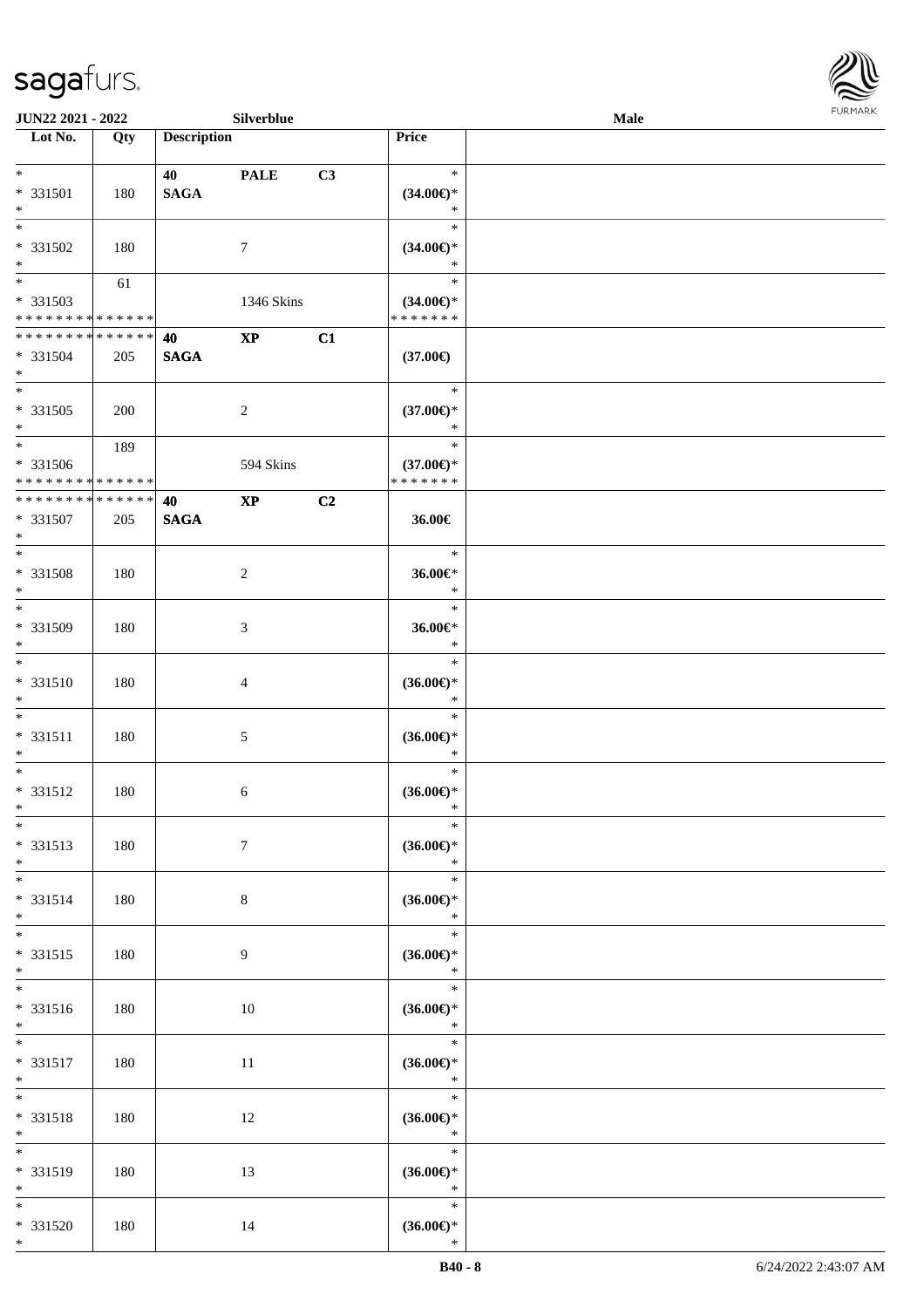| Lot No. | Qty | Description | | | Price | |
|---|---|---|---|---|---|---|
| * | | 40 | PALE | C3 | * | |
| * 331501 | 180 | SAGA | | | (34.00€)* | |
| * | | | | | * | |
| * | | | | | * | |
| * 331502 | 180 | | 7 | | (34.00€)* | |
| * | | | | | * | |
| * | 61 | | | | * | |
| * 331503 | | | 1346 Skins | | (34.00€)* | |
| * * * * * * * * * * * * * * | | | | | * * * * * * * | |
| * * * * * * * * * * * * * * | | 40 | XP | C1 | | |
| * 331504 | 205 | SAGA | | | (37.00€) | |
| * | | | | | | |
| * | | | | | * | |
| * 331505 | 200 | | 2 | | (37.00€)* | |
| * | | | | | * | |
| * | 189 | | | | * | |
| * 331506 | | | 594 Skins | | (37.00€)* | |
| * * * * * * * * * * * * * * | | | | | * * * * * * * | |
| * * * * * * * * * * * * * * | | 40 | XP | C2 | | |
| * 331507 | 205 | SAGA | | | 36.00€ | |
| * | | | | | | |
| * | | | | | * | |
| * 331508 | 180 | | 2 | | 36.00€* | |
| * | | | | | * | |
| * | | | | | * | |
| * 331509 | 180 | | 3 | | 36.00€* | |
| * | | | | | * | |
| * | | | | | * | |
| * 331510 | 180 | | 4 | | (36.00€)* | |
| * | | | | | * | |
| * | | | | | * | |
| * 331511 | 180 | | 5 | | (36.00€)* | |
| * | | | | | * | |
| * | | | | | * | |
| * 331512 | 180 | | 6 | | (36.00€)* | |
| * | | | | | * | |
| * | | | | | * | |
| * 331513 | 180 | | 7 | | (36.00€)* | |
| * | | | | | * | |
| * | | | | | * | |
| * 331514 | 180 | | 8 | | (36.00€)* | |
| * | | | | | * | |
| * | | | | | * | |
| * 331515 | 180 | | 9 | | (36.00€)* | |
| * | | | | | * | |
| * | | | | | * | |
| * 331516 | 180 | | 10 | | (36.00€)* | |
| * | | | | | * | |
| * | | | | | * | |
| * 331517 | 180 | | 11 | | (36.00€)* | |
| * | | | | | * | |
| * | | | | | * | |
| * 331518 | 180 | | 12 | | (36.00€)* | |
| * | | | | | * | |
| * | | | | | * | |
| * 331519 | 180 | | 13 | | (36.00€)* | |
| * | | | | | * | |
| * | | | | | * | |
| * 331520 | 180 | | 14 | | (36.00€)* | |
| * | | | | | * | |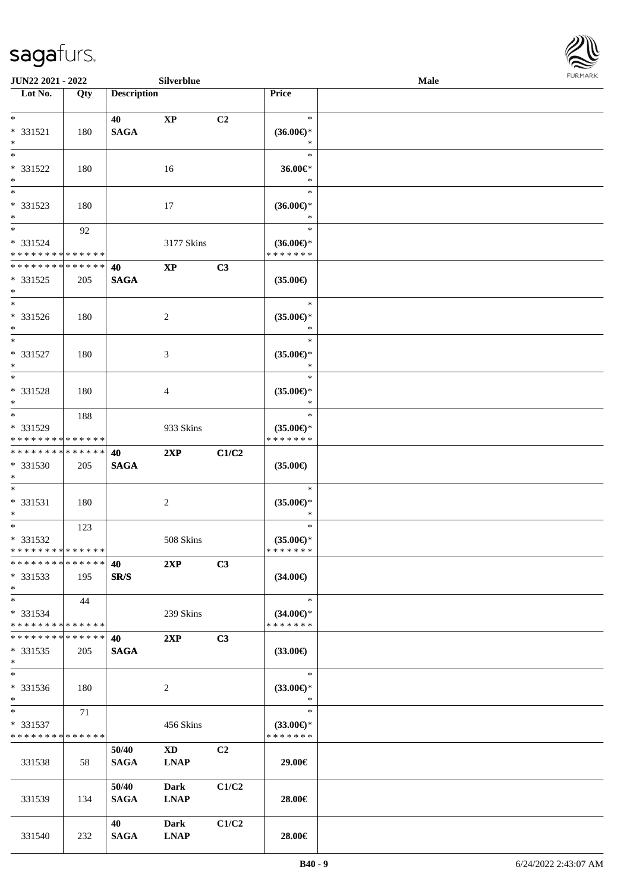| Lot No. | Qty | Description | | | Price | |
|---|---|---|---|---|---|---|
| *<br>* 331521<br>* | 180 | 40<br>**SAGA** | **XP** | **C2** | *<br>**(36.00€)***<br>* | |
| *<br>* 331522<br>* | 180 | | 16 | | *<br>**36.00€***<br>* | |
| *<br>* 331523<br>* | 180 | | 17 | | *<br>**(36.00€)***<br>* | |
| *<br>* 331524<br>* * * * * * * * * * * * * * | 92 | | 3177 Skins | | *<br>**(36.00€)***<br>* * * * * * * | |
| * * * * * * * * * * * * * *<br>* 331525<br>* | 205 | **40**<br>**SAGA** | **XP** | **C3** | **(35.00€)** | |
| *<br>* 331526<br>* | 180 | | 2 | | *<br>**(35.00€)***<br>* | |
| *<br>* 331527<br>* | 180 | | 3 | | *<br>**(35.00€)***<br>* | |
| *<br>* 331528<br>* | 180 | | 4 | | *<br>**(35.00€)***<br>* | |
| *<br>* 331529<br>* * * * * * * * * * * * * * | 188 | | 933 Skins | | *<br>**(35.00€)***<br>* * * * * * * | |
| * * * * * * * * * * * * * *<br>* 331530<br>* | 205 | **40**<br>**SAGA** | **2XP** | **C1/C2** | **(35.00€)** | |
| *<br>* 331531<br>* | 180 | | 2 | | *<br>**(35.00€)***<br>* | |
| *<br>* 331532<br>* * * * * * * * * * * * * * | 123 | | 508 Skins | | *<br>**(35.00€)***<br>* * * * * * * | |
| * * * * * * * * * * * * * *<br>* 331533<br>* | 195 | **40**<br>**SR/S** | **2XP** | **C3** | **(34.00€)** | |
| *<br>* 331534<br>* * * * * * * * * * * * * * | 44 | | 239 Skins | | *<br>**(34.00€)***<br>* * * * * * * | |
| * * * * * * * * * * * * * *<br>* 331535<br>* | 205 | **40**<br>**SAGA** | **2XP** | **C3** | **(33.00€)** | |
| *<br>* 331536<br>* | 180 | | 2 | | *<br>**(33.00€)***<br>* | |
| *<br>* 331537<br>* * * * * * * * * * * * * * | 71 | | 456 Skins | | *<br>**(33.00€)***<br>* * * * * * * | |
| 331538 | 58 | **50/40**<br>**SAGA** | **XD**<br>**LNAP** | **C2** | **29.00€** | |
| 331539 | 134 | **50/40**<br>**SAGA** | **Dark**<br>**LNAP** | **C1/C2** | **28.00€** | |
| 331540 | 232 | **40**<br>**SAGA** | **Dark**<br>**LNAP** | **C1/C2** | **28.00€** | |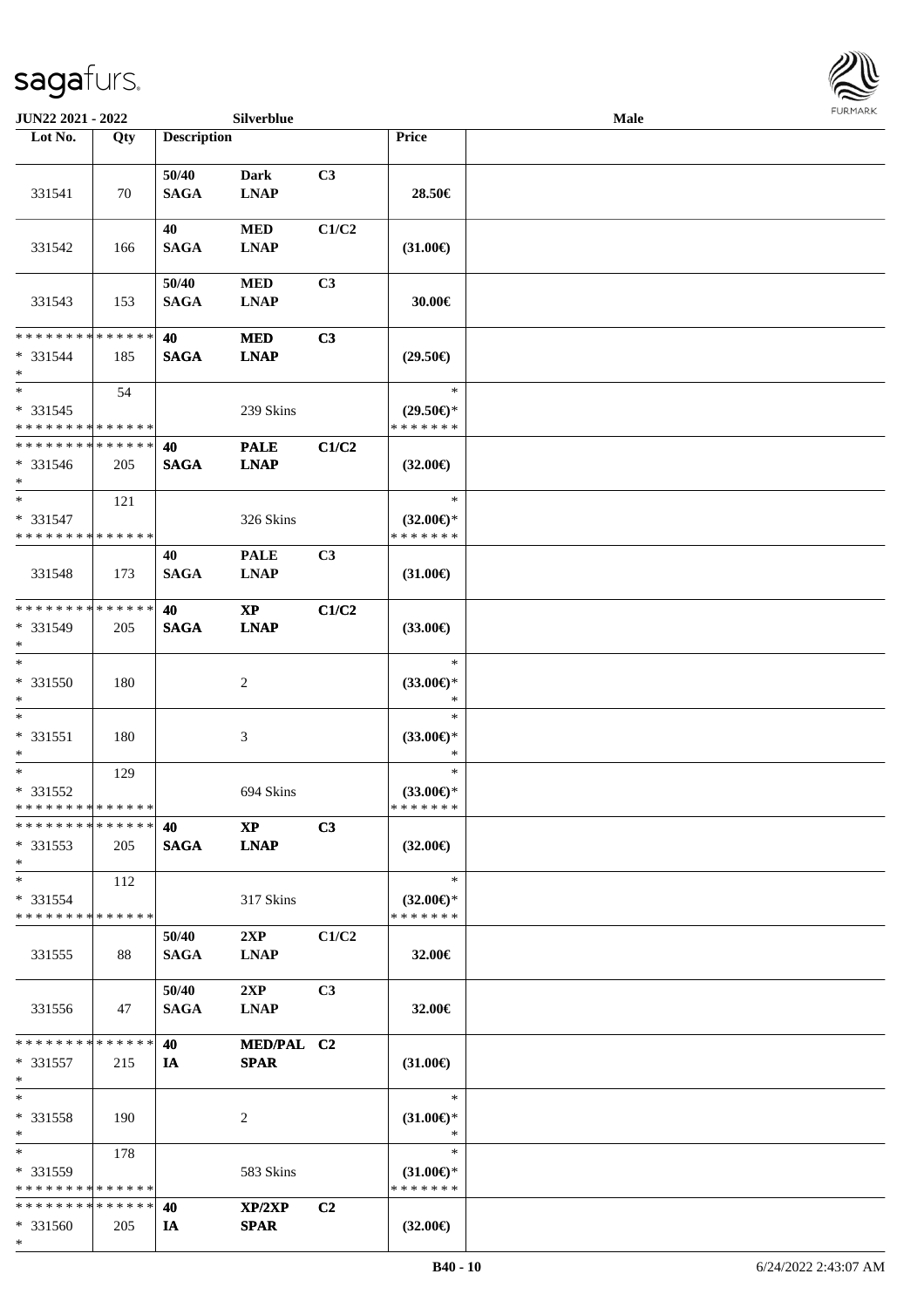**JUN22 2021 - 2022** **Silverblue** **Male**

| Lot No. | Qty | Description | | | Price | |
|---|---|---|---|---|---|---|
| 331541 | 70 | 50/40 SAGA | Dark LNAP | C3 | 28.50€ | |
| 331542 | 166 | 40 SAGA | MED LNAP | C1/C2 | (31.00€) | |
| 331543 | 153 | 50/40 SAGA | MED LNAP | C3 | 30.00€ | |
| * * * * * * * * * * * * * * * 331544 * | 185 | 40 SAGA | MED LNAP | C3 | (29.50€) | |
| * * 331545 * * * * * * * * * * * * * * | 54 | | 239 Skins | | * (29.50€)* * * * * * * * | |
| * * * * * * * * * * * * * * * 331546 * | 205 | 40 SAGA | PALE LNAP | C1/C2 | (32.00€) | |
| * * 331547 * * * * * * * * * * * * * * | 121 | | 326 Skins | | * (32.00€)* * * * * * * * | |
| 331548 | 173 | 40 SAGA | PALE LNAP | C3 | (31.00€) | |
| * * * * * * * * * * * * * * * 331549 * | 205 | 40 SAGA | XP LNAP | C1/C2 | (33.00€) | |
| * * 331550 * | 180 | | 2 | | * (33.00€)* * | |
| * * 331551 * | 180 | | 3 | | * (33.00€)* * | |
| * * 331552 * * * * * * * * * * * * * * | 129 | | 694 Skins | | * (33.00€)* * * * * * * * | |
| * * * * * * * * * * * * * * * 331553 * | 205 | 40 SAGA | XP LNAP | C3 | (32.00€) | |
| * * 331554 * * * * * * * * * * * * * * | 112 | | 317 Skins | | * (32.00€)* * * * * * * * | |
| 331555 | 88 | 50/40 SAGA | 2XP LNAP | C1/C2 | 32.00€ | |
| 331556 | 47 | 50/40 SAGA | 2XP LNAP | C3 | 32.00€ | |
| * * * * * * * * * * * * * * * 331557 * | 215 | 40 IA | MED/PAL SPAR | C2 | (31.00€) | |
| * * 331558 * | 190 | | 2 | | * (31.00€)* * | |
| * * 331559 * * * * * * * * * * * * * * | 178 | | 583 Skins | | * (31.00€)* * * * * * * * | |
| * * * * * * * * * * * * * * * 331560 * | 205 | 40 IA | XP/2XP SPAR | C2 | (32.00€) | |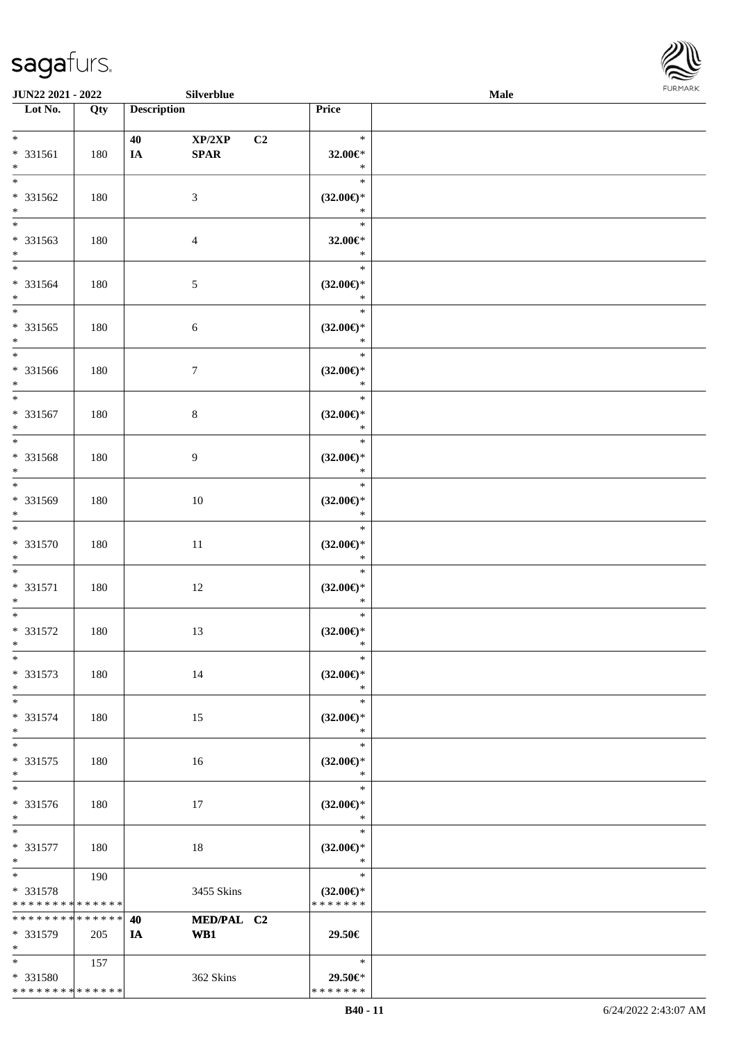| Lot No. | Qty | Description | | | Price | |
|---|---|---|---|---|---|---|
| * | | 40 | XP/2XP | C2 | * | |
| * 331561 | 180 | IA | SPAR | | 32.00€* | |
| * | | | | | * | |
| * | | | | | * | |
| * 331562 | 180 | | 3 | | (32.00€)* | |
| * | | | | | * | |
| * | | | | | * | |
| * 331563 | 180 | | 4 | | 32.00€* | |
| * | | | | | * | |
| * | | | | | * | |
| * 331564 | 180 | | 5 | | (32.00€)* | |
| * | | | | | * | |
| * | | | | | * | |
| * 331565 | 180 | | 6 | | (32.00€)* | |
| * | | | | | * | |
| * | | | | | * | |
| * 331566 | 180 | | 7 | | (32.00€)* | |
| * | | | | | * | |
| * | | | | | * | |
| * 331567 | 180 | | 8 | | (32.00€)* | |
| * | | | | | * | |
| * | | | | | * | |
| * 331568 | 180 | | 9 | | (32.00€)* | |
| * | | | | | * | |
| * | | | | | * | |
| * 331569 | 180 | | 10 | | (32.00€)* | |
| * | | | | | * | |
| * | | | | | * | |
| * 331570 | 180 | | 11 | | (32.00€)* | |
| * | | | | | * | |
| * | | | | | * | |
| * 331571 | 180 | | 12 | | (32.00€)* | |
| * | | | | | * | |
| * | | | | | * | |
| * 331572 | 180 | | 13 | | (32.00€)* | |
| * | | | | | * | |
| * | | | | | * | |
| * 331573 | 180 | | 14 | | (32.00€)* | |
| * | | | | | * | |
| * | | | | | * | |
| * 331574 | 180 | | 15 | | (32.00€)* | |
| * | | | | | * | |
| * | | | | | * | |
| * 331575 | 180 | | 16 | | (32.00€)* | |
| * | | | | | * | |
| * | | | | | * | |
| * 331576 | 180 | | 17 | | (32.00€)* | |
| * | | | | | * | |
| * | | | | | * | |
| * 331577 | 180 | | 18 | | (32.00€)* | |
| * | | | | | * | |
| * | 190 | | | | * | |
| * 331578 | | | 3455 Skins | | (32.00€)* | |
| * * * * * * * * * * * * * * | | | | | * * * * * * * | |
| * * * * * * * * * * * * * * | | 40 | MED/PAL | C2 | | |
| * 331579 | 205 | IA | WB1 | | 29.50€ | |
| * | | | | | | |
| * | 157 | | | | * | |
| * 331580 | | | 362 Skins | | 29.50€* | |
| * * * * * * * * * * * * * * | | | | | * * * * * * * | |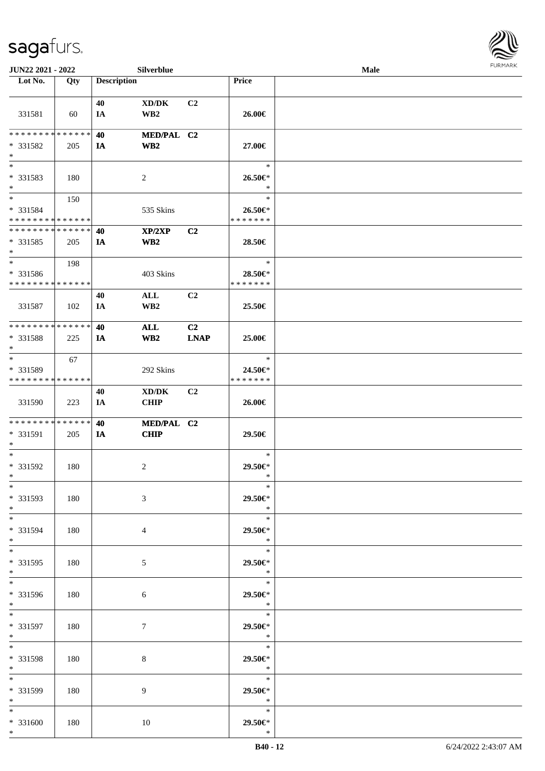| Lot No. | Qty | Description | | | Price | |
|---|---|---|---|---|---|---|
| 331581 | 60 | 40<br>IA | XD/DK<br>WB2 | C2 | 26.00€ | |
| * * * * * * * * * * * * * *<br>* 331582<br>* | 205 | 40<br>IA | MED/PAL<br>WB2 | C2 | 27.00€ | |
| *<br>* 331583<br>* | 180 | | 2 | | *<br>26.50€*<br>* | |
| *<br>* 331584<br>* * * * * * * * * * * * * * | 150 | | 535 Skins | | *<br>26.50€*<br>* * * * * * * | |
| * * * * * * * * * * * * * *<br>* 331585<br>* | 205 | 40<br>IA | XP/2XP<br>WB2 | C2 | 28.50€ | |
| *<br>* 331586<br>* * * * * * * * * * * * * * | 198 | | 403 Skins | | *<br>28.50€*<br>* * * * * * * | |
| 331587 | 102 | 40<br>IA | ALL<br>WB2 | C2 | 25.50€ | |
| * * * * * * * * * * * * * *<br>* 331588<br>* | 225 | 40<br>IA | ALL<br>WB2 | C2<br>LNAP | 25.00€ | |
| *<br>* 331589<br>* * * * * * * * * * * * * * | 67 | | 292 Skins | | *<br>24.50€*<br>* * * * * * * | |
| 331590 | 223 | 40<br>IA | XD/DK<br>CHIP | C2 | 26.00€ | |
| * * * * * * * * * * * * * *<br>* 331591<br>* | 205 | 40<br>IA | MED/PAL<br>CHIP | C2 | 29.50€ | |
| *<br>* 331592<br>* | 180 | | 2 | | *<br>29.50€*<br>* | |
| *<br>* 331593<br>* | 180 | | 3 | | *<br>29.50€*<br>* | |
| *<br>* 331594<br>* | 180 | | 4 | | *<br>29.50€*<br>* | |
| *<br>* 331595<br>* | 180 | | 5 | | *<br>29.50€*<br>* | |
| *<br>* 331596<br>* | 180 | | 6 | | *<br>29.50€*<br>* | |
| *<br>* 331597<br>* | 180 | | 7 | | *<br>29.50€*<br>* | |
| *<br>* 331598<br>* | 180 | | 8 | | *<br>29.50€*<br>* | |
| *<br>* 331599<br>* | 180 | | 9 | | *<br>29.50€*<br>* | |
| *<br>* 331600<br>* | 180 | | 10 | | *<br>29.50€*<br>* | |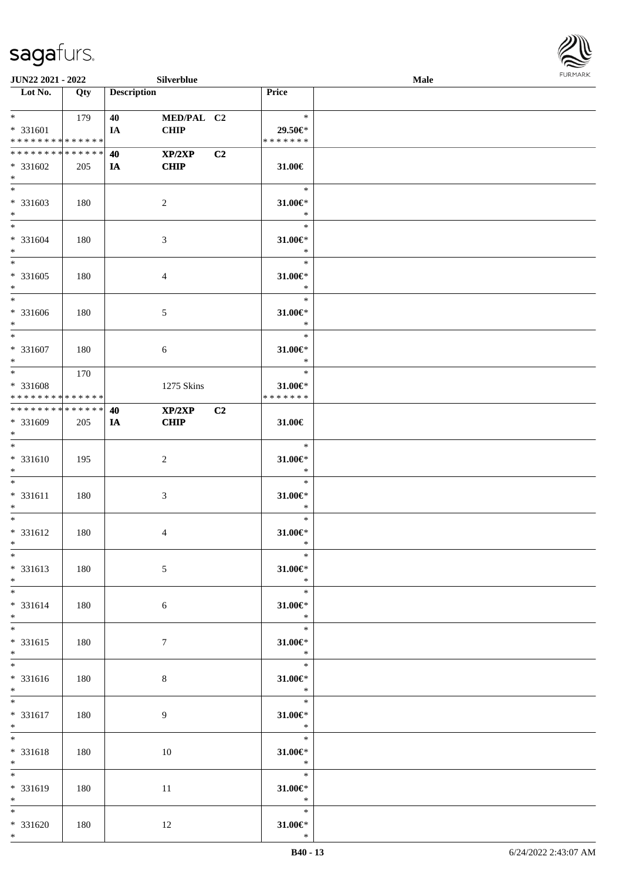| Lot No. | Qty | Description | | | Price | |
|---|---|---|---|---|---|---|
| * | 179 | 40 | MED/PAL | C2 | * | |
| * 331601 | | IA | CHIP | | 29.50€* | |
| * * * * * * * * * * * * * * | | | | | * * * * * * * | |
| * * * * * * * * * * * * * * | | 40 | XP/2XP | C2 | | |
| * 331602 | 205 | IA | CHIP | | 31.00€ | |
| * | | | | | | |
| * | | | | | * | |
| * 331603 | 180 | | 2 | | 31.00€* | |
| * | | | | | * | |
| * | | | | | * | |
| * 331604 | 180 | | 3 | | 31.00€* | |
| * | | | | | * | |
| * | | | | | * | |
| * 331605 | 180 | | 4 | | 31.00€* | |
| * | | | | | * | |
| * | | | | | * | |
| * 331606 | 180 | | 5 | | 31.00€* | |
| * | | | | | * | |
| * | | | | | * | |
| * 331607 | 180 | | 6 | | 31.00€* | |
| * | | | | | * | |
| * | 170 | | | | * | |
| * 331608 | | | 1275 Skins | | 31.00€* | |
| * * * * * * * * * * * * * * | | | | | * * * * * * * | |
| * * * * * * * * * * * * * * | | 40 | XP/2XP | C2 | | |
| * 331609 | 205 | IA | CHIP | | 31.00€ | |
| * | | | | | | |
| * | | | | | * | |
| * 331610 | 195 | | 2 | | 31.00€* | |
| * | | | | | * | |
| * | | | | | * | |
| * 331611 | 180 | | 3 | | 31.00€* | |
| * | | | | | * | |
| * | | | | | * | |
| * 331612 | 180 | | 4 | | 31.00€* | |
| * | | | | | * | |
| * | | | | | * | |
| * 331613 | 180 | | 5 | | 31.00€* | |
| * | | | | | * | |
| * | | | | | * | |
| * 331614 | 180 | | 6 | | 31.00€* | |
| * | | | | | * | |
| * | | | | | * | |
| * 331615 | 180 | | 7 | | 31.00€* | |
| * | | | | | * | |
| * | | | | | * | |
| * 331616 | 180 | | 8 | | 31.00€* | |
| * | | | | | * | |
| * | | | | | * | |
| * 331617 | 180 | | 9 | | 31.00€* | |
| * | | | | | * | |
| * | | | | | * | |
| * 331618 | 180 | | 10 | | 31.00€* | |
| * | | | | | * | |
| * | | | | | * | |
| * 331619 | 180 | | 11 | | 31.00€* | |
| * | | | | | * | |
| * | | | | | * | |
| * 331620 | 180 | | 12 | | 31.00€* | |
| * | | | | | * | |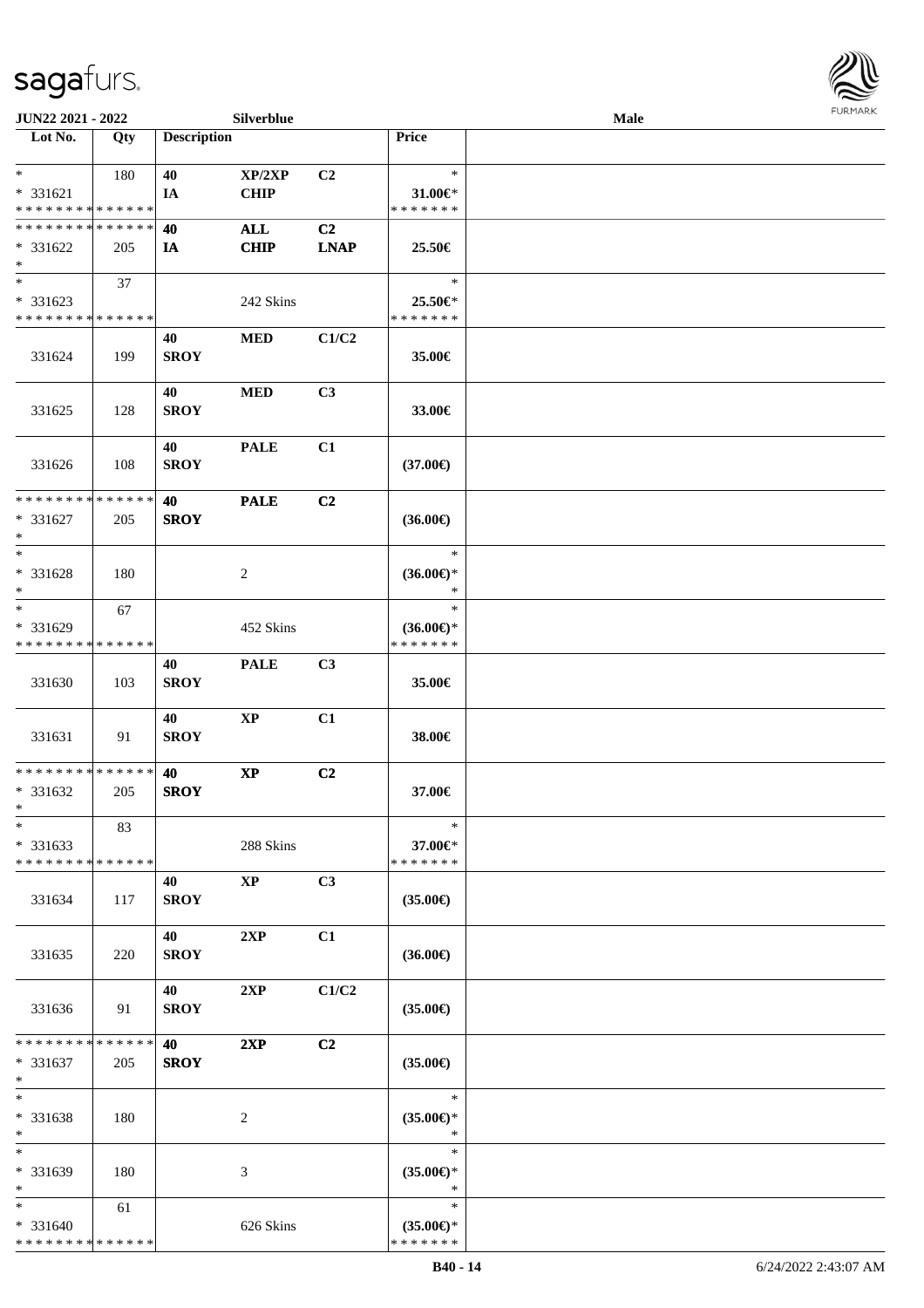| Lot No. | Qty | Description | | | Price | |
|---|---|---|---|---|---|---|
| * | 180 | 40 | XP/2XP | C2 | * | |
| * 331621 | | IA | CHIP | | 31.00€* | |
| * * * * * * * * * * * * * * | | | | | * * * * * * * | |
| * * * * * * * * * * * * * * | | 40 | ALL | C2 | | |
| * 331622 | 205 | IA | CHIP | LNAP | 25.50€ | |
| * | | | | | | |
| * | 37 | | | | * | |
| * 331623 | | | 242 Skins | | 25.50€* | |
| * * * * * * * * * * * * * * | | | | | * * * * * * * | |
| | | 40 | MED | C1/C2 | | |
| 331624 | 199 | SROY | | | 35.00€ | |
| | | 40 | MED | C3 | | |
| 331625 | 128 | SROY | | | 33.00€ | |
| | | 40 | PALE | C1 | | |
| 331626 | 108 | SROY | | | (37.00€) | |
| * * * * * * * * * * * * * * | | 40 | PALE | C2 | | |
| * 331627 | 205 | SROY | | | (36.00€) | |
| * | | | | | | |
| * | | | | | * | |
| * 331628 | 180 | | 2 | | (36.00€)* | |
| * | | | | | * | |
| * | 67 | | | | * | |
| * 331629 | | | 452 Skins | | (36.00€)* | |
| * * * * * * * * * * * * * * | | | | | * * * * * * * | |
| | | 40 | PALE | C3 | | |
| 331630 | 103 | SROY | | | 35.00€ | |
| | | 40 | XP | C1 | | |
| 331631 | 91 | SROY | | | 38.00€ | |
| * * * * * * * * * * * * * * | | 40 | XP | C2 | | |
| * 331632 | 205 | SROY | | | 37.00€ | |
| * | | | | | | |
| * | 83 | | | | * | |
| * 331633 | | | 288 Skins | | 37.00€* | |
| * * * * * * * * * * * * * * | | | | | * * * * * * * | |
| | | 40 | XP | C3 | | |
| 331634 | 117 | SROY | | | (35.00€) | |
| | | 40 | 2XP | C1 | | |
| 331635 | 220 | SROY | | | (36.00€) | |
| | | 40 | 2XP | C1/C2 | | |
| 331636 | 91 | SROY | | | (35.00€) | |
| * * * * * * * * * * * * * * | | 40 | 2XP | C2 | | |
| * 331637 | 205 | SROY | | | (35.00€) | |
| * | | | | | | |
| * | | | | | * | |
| * 331638 | 180 | | 2 | | (35.00€)* | |
| * | | | | | * | |
| * | | | | | * | |
| * 331639 | 180 | | 3 | | (35.00€)* | |
| * | | | | | * | |
| * | 61 | | | | * | |
| * 331640 | | | 626 Skins | | (35.00€)* | |
| * * * * * * * * * * * * * * | | | | | * * * * * * * | |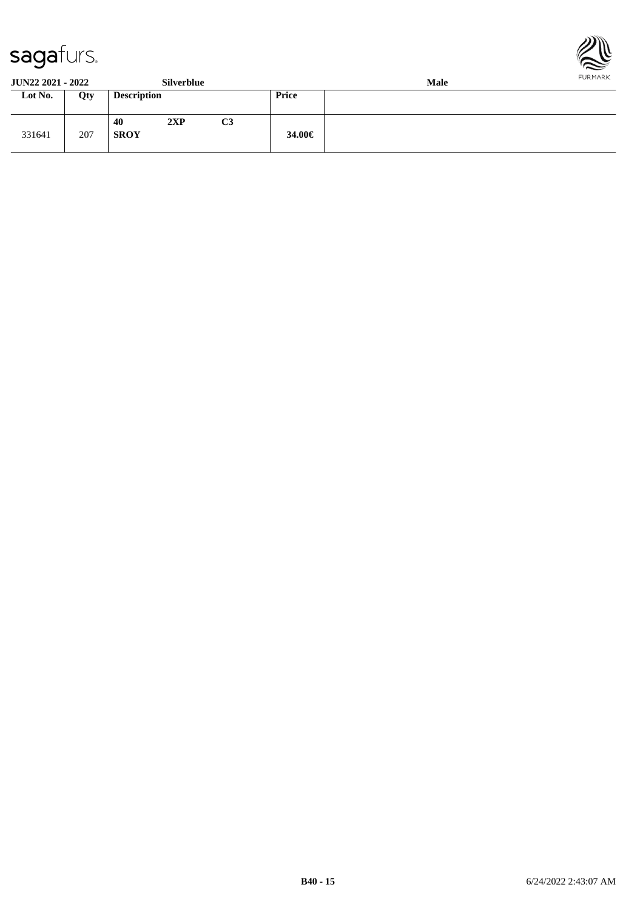**JUN22 2021 - 2022** **Silverblue** **Male**

| Lot No. | Qty | Description | Price | |
|---|---|---|---|---|
| 331641 | 207 | **40** **2XP** **C3** **SROY** | **34.00€** | |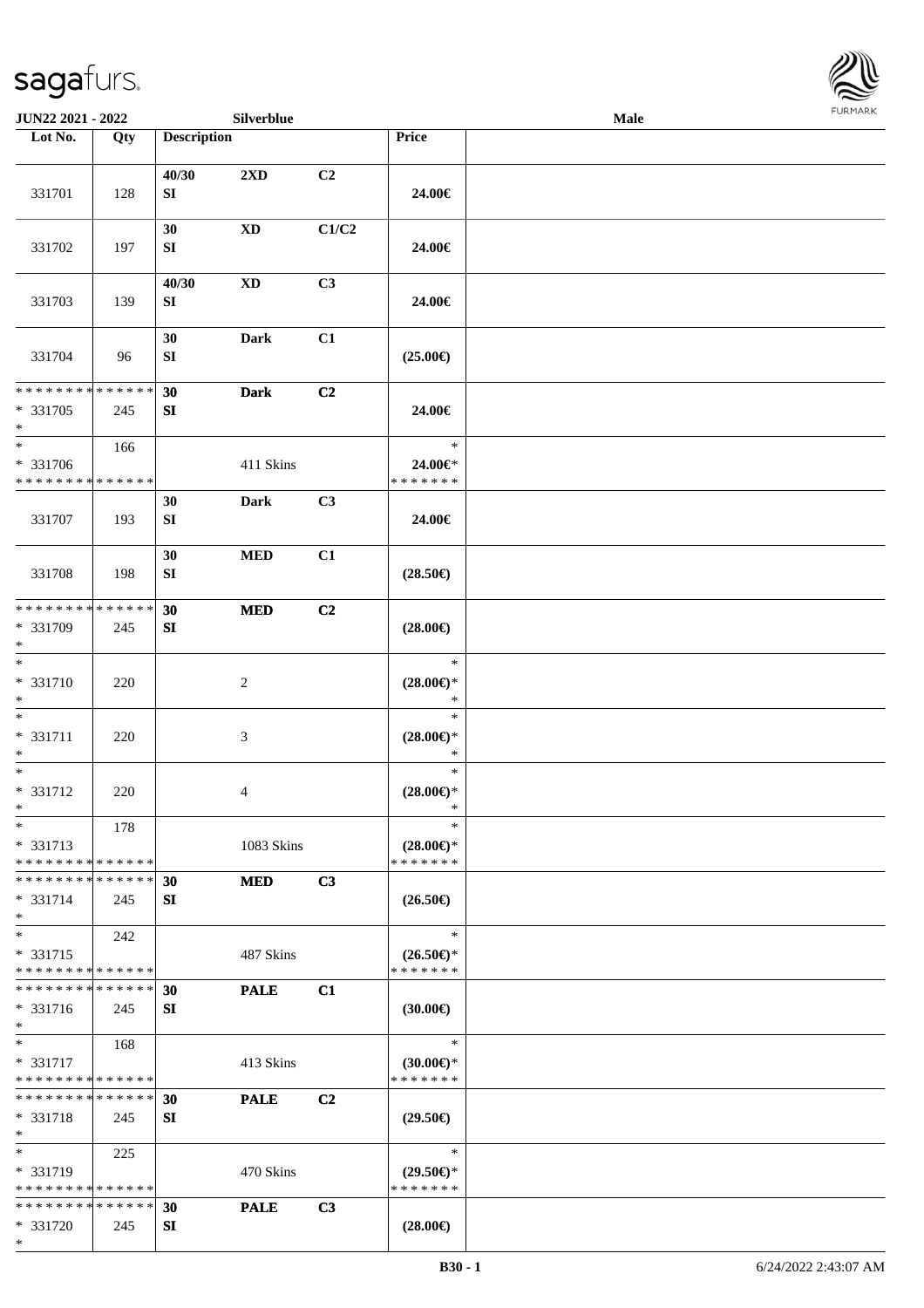JUN22 2021 - 2022 Silverblue Male

| Lot No. | Qty | Description | | | Price | |
|---|---|---|---|---|---|---|
| 331701 | 128 | 40/30 SI | 2XD | C2 | 24.00€ | |
| 331702 | 197 | 30 SI | XD | C1/C2 | 24.00€ | |
| 331703 | 139 | 40/30 SI | XD | C3 | 24.00€ | |
| 331704 | 96 | 30 SI | Dark | C1 | (25.00€) | |
| * * * * * * * * * * * * * * * 331705 * | 245 | 30 SI | Dark | C2 | 24.00€ | |
| * * 331706 * * * * * * * * * * * * * * | 166 | | 411 Skins | | * 24.00€* * * * * * * * | |
| 331707 | 193 | 30 SI | Dark | C3 | 24.00€ | |
| 331708 | 198 | 30 SI | MED | C1 | (28.50€) | |
| * * * * * * * * * * * * * * * 331709 * | 245 | 30 SI | MED | C2 | (28.00€) | |
| * * 331710 * | 220 | | 2 | | * (28.00€)* * | |
| * * 331711 * | 220 | | 3 | | * (28.00€)* * | |
| * * 331712 * | 220 | | 4 | | * (28.00€)* * | |
| * * 331713 * * * * * * * * * * * * * * | 178 | | 1083 Skins | | * (28.00€)* * * * * * * * | |
| * * * * * * * * * * * * * * * 331714 * | 245 | 30 SI | MED | C3 | (26.50€) | |
| * * 331715 * * * * * * * * * * * * * * | 242 | | 487 Skins | | * (26.50€)* * * * * * * * | |
| * * * * * * * * * * * * * * * 331716 * | 245 | 30 SI | PALE | C1 | (30.00€) | |
| * * 331717 * * * * * * * * * * * * * * | 168 | | 413 Skins | | * (30.00€)* * * * * * * * | |
| * * * * * * * * * * * * * * * 331718 * | 245 | 30 SI | PALE | C2 | (29.50€) | |
| * * 331719 * * * * * * * * * * * * * * | 225 | | 470 Skins | | * (29.50€)* * * * * * * * | |
| * * * * * * * * * * * * * * * 331720 * | 245 | 30 SI | PALE | C3 | (28.00€) | |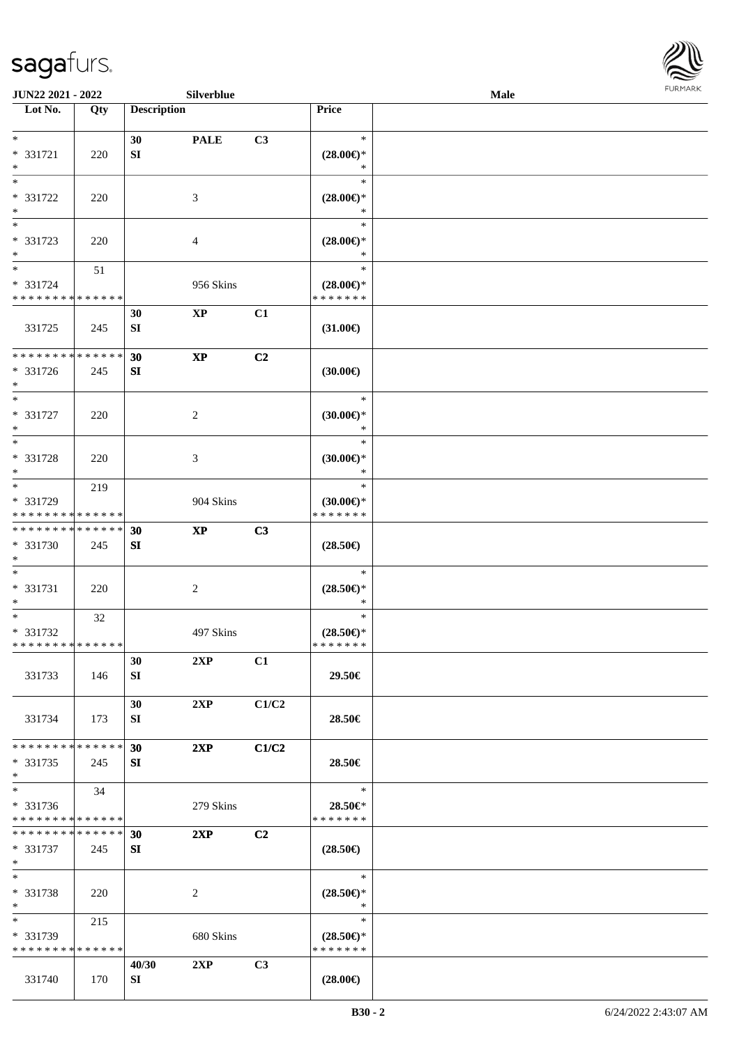**JUN22 2021 - 2022** | **Silverblue** | **Male**

| Lot No. | Qty | Description | | | Price | |
|---|---|---|---|---|---|---|
| * <br> * 331721 <br> * | 220 | 30 <br> SI | PALE | C3 | * <br> (28.00€)* <br> * | |
| * <br> * 331722 <br> * | 220 | | 3 | | * <br> (28.00€)* <br> * | |
| * <br> * 331723 <br> * | 220 | | 4 | | * <br> (28.00€)* <br> * | |
| * <br> * 331724 <br> * * * * * * * * * * * * * * | 51 | | 956 Skins | | * <br> (28.00€)* <br> * * * * * * * | |
| 331725 | 245 | 30 <br> SI | XP | C1 | (31.00€) | |
| * * * * * * * * * * * * * * <br> * 331726 <br> * | 245 | 30 <br> SI | XP | C2 | (30.00€) | |
| * <br> * 331727 <br> * | 220 | | 2 | | * <br> (30.00€)* <br> * | |
| * <br> * 331728 <br> * | 220 | | 3 | | * <br> (30.00€)* <br> * | |
| * <br> * 331729 <br> * * * * * * * * * * * * * * | 219 | | 904 Skins | | * <br> (30.00€)* <br> * * * * * * * | |
| * * * * * * * * * * * * * * <br> * 331730 <br> * | 245 | 30 <br> SI | XP | C3 | (28.50€) | |
| * <br> * 331731 <br> * | 220 | | 2 | | * <br> (28.50€)* <br> * | |
| * <br> * 331732 <br> * * * * * * * * * * * * * * | 32 | | 497 Skins | | * <br> (28.50€)* <br> * * * * * * * | |
| 331733 | 146 | 30 <br> SI | 2XP | C1 | 29.50€ | |
| 331734 | 173 | 30 <br> SI | 2XP | C1/C2 | 28.50€ | |
| * * * * * * * * * * * * * * <br> * 331735 <br> * | 245 | 30 <br> SI | 2XP | C1/C2 | 28.50€ | |
| * <br> * 331736 <br> * * * * * * * * * * * * * * | 34 | | 279 Skins | | * <br> 28.50€* <br> * * * * * * * | |
| * * * * * * * * * * * * * * <br> * 331737 <br> * | 245 | 30 <br> SI | 2XP | C2 | (28.50€) | |
| * <br> * 331738 <br> * | 220 | | 2 | | * <br> (28.50€)* <br> * | |
| * <br> * 331739 <br> * * * * * * * * * * * * * * | 215 | | 680 Skins | | * <br> (28.50€)* <br> * * * * * * * | |
| 331740 | 170 | 40/30 <br> SI | 2XP | C3 | (28.00€) | |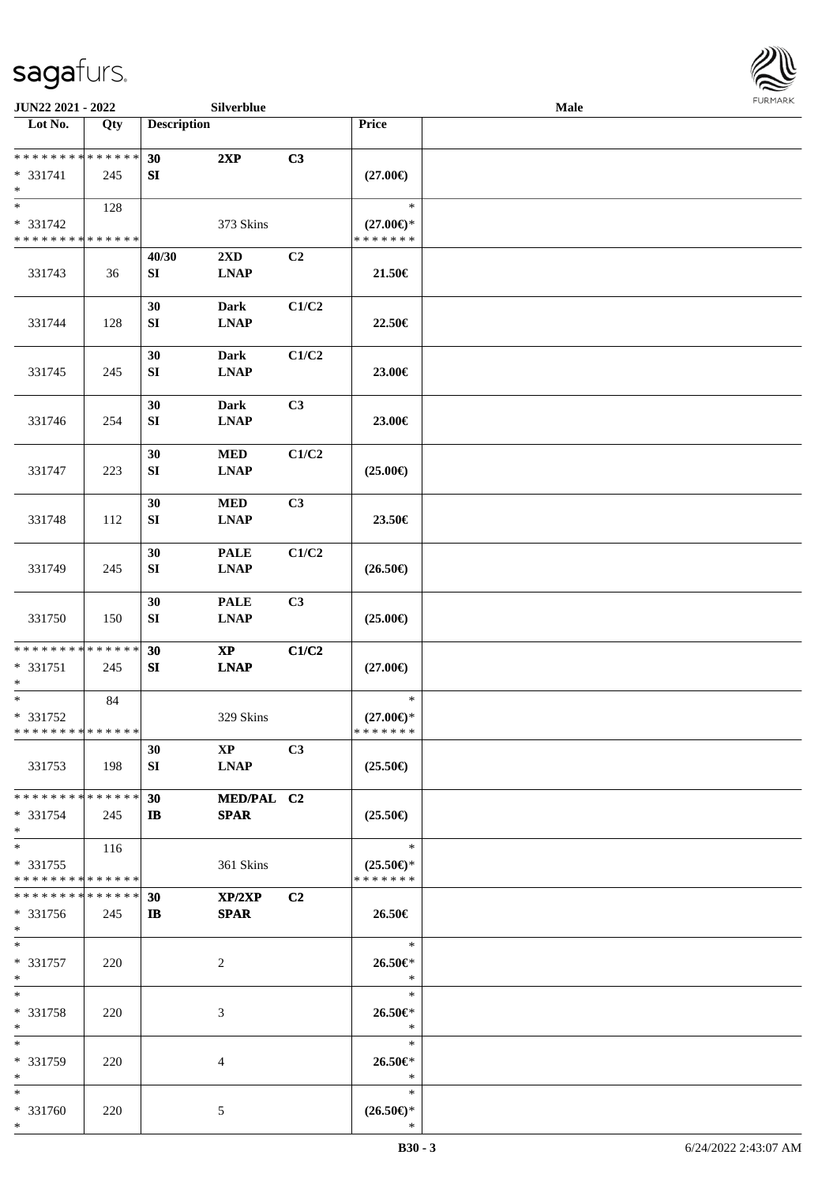JUN22 2021 - 2022 Silverblue Male

| Lot No. | Qty | Description | | | Price | |
|---|---|---|---|---|---|---|
| * * * * * * * * * * * * * * | | 30 | 2XP | C3 | | |
| * 331741 | 245 | SI | | | (27.00€) | |
| * | | | | | | |
| * | 128 | | | | * | |
| * 331742 | | | 373 Skins | | (27.00€)* | |
| * * * * * * * * * * * * * * | | | | | * * * * * * * | |
| | | 40/30 | 2XD | C2 | | |
| 331743 | 36 | SI | LNAP | | 21.50€ | |
| | | 30 | Dark | C1/C2 | | |
| 331744 | 128 | SI | LNAP | | 22.50€ | |
| | | 30 | Dark | C1/C2 | | |
| 331745 | 245 | SI | LNAP | | 23.00€ | |
| | | 30 | Dark | C3 | | |
| 331746 | 254 | SI | LNAP | | 23.00€ | |
| | | 30 | MED | C1/C2 | | |
| 331747 | 223 | SI | LNAP | | (25.00€) | |
| | | 30 | MED | C3 | | |
| 331748 | 112 | SI | LNAP | | 23.50€ | |
| | | 30 | PALE | C1/C2 | | |
| 331749 | 245 | SI | LNAP | | (26.50€) | |
| | | 30 | PALE | C3 | | |
| 331750 | 150 | SI | LNAP | | (25.00€) | |
| * * * * * * * * * * * * * * | | 30 | XP | C1/C2 | | |
| * 331751 | 245 | SI | LNAP | | (27.00€) | |
| * | | | | | | |
| * | 84 | | | | * | |
| * 331752 | | | 329 Skins | | (27.00€)* | |
| * * * * * * * * * * * * * * | | | | | * * * * * * * | |
| | | 30 | XP | C3 | | |
| 331753 | 198 | SI | LNAP | | (25.50€) | |
| * * * * * * * * * * * * * * | | 30 | MED/PAL | C2 | | |
| * 331754 | 245 | IB | SPAR | | (25.50€) | |
| * | | | | | | |
| * | 116 | | | | * | |
| * 331755 | | | 361 Skins | | (25.50€)* | |
| * * * * * * * * * * * * * * | | | | | * * * * * * * | |
| * * * * * * * * * * * * * * | | 30 | XP/2XP | C2 | | |
| * 331756 | 245 | IB | SPAR | | 26.50€ | |
| * | | | | | | |
| * | | | | | * | |
| * 331757 | 220 | | 2 | | 26.50€* | |
| * | | | | | * | |
| * | | | | | * | |
| * 331758 | 220 | | 3 | | 26.50€* | |
| * | | | | | * | |
| * | | | | | * | |
| * 331759 | 220 | | 4 | | 26.50€* | |
| * | | | | | * | |
| * | | | | | * | |
| * 331760 | 220 | | 5 | | (26.50€)* | |
| * | | | | | * | |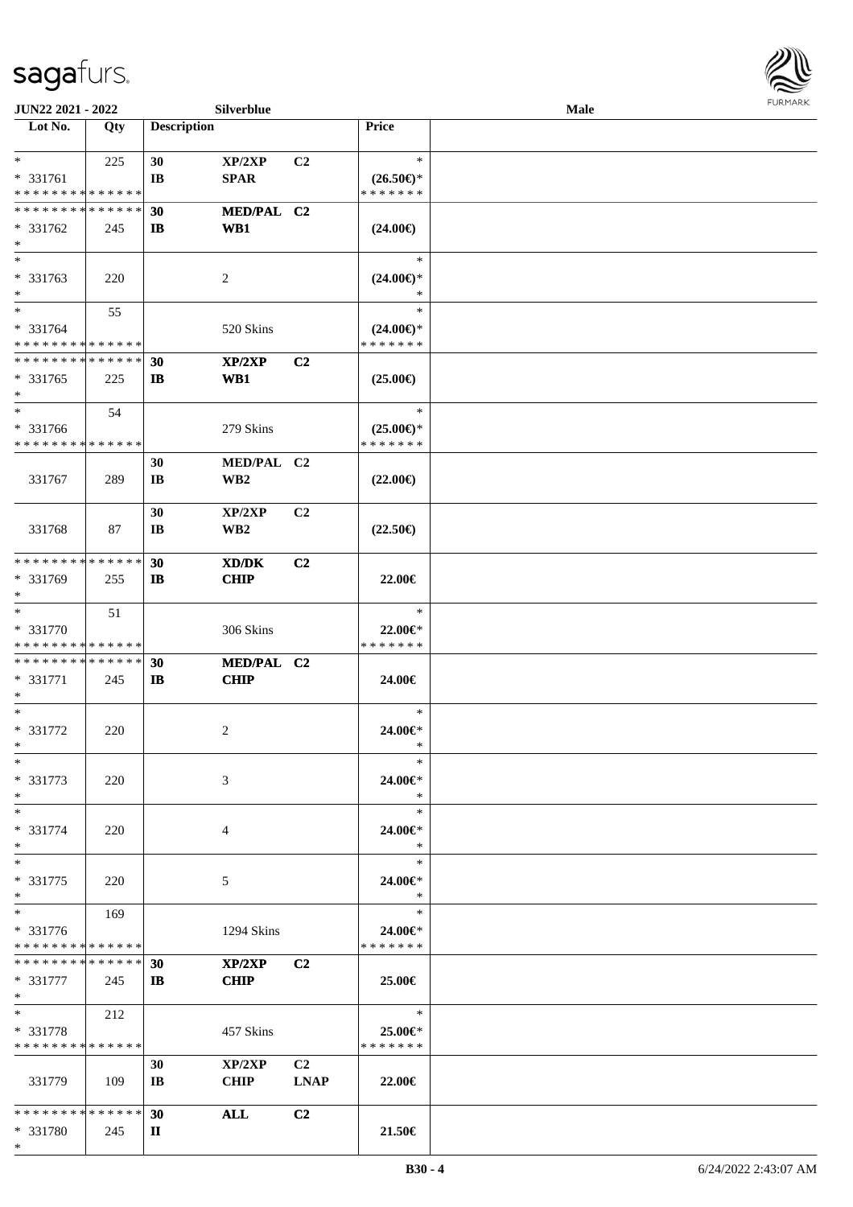| Lot No. | Qty | Description | | | Price | |
|---|---|---|---|---|---|---|
| * | 225 | 30 | XP/2XP | C2 | * | |
| * 331761 | | IB | SPAR | | (26.50€)* | |
| * * * * * * * * * * * * * * | | | | | * * * * * * * | |
| * * * * * * * * * * * * * * | | 30 | MED/PAL | C2 | | |
| * 331762 | 245 | IB | WB1 | | (24.00€) | |
| * | | | | | | |
| * | | | | | * | |
| * 331763 | 220 | | 2 | | (24.00€)* | |
| * | | | | | * | |
| * | 55 | | | | * | |
| * 331764 | | | 520 Skins | | (24.00€)* | |
| * * * * * * * * * * * * * * | | | | | * * * * * * * | |
| * * * * * * * * * * * * * * | | 30 | XP/2XP | C2 | | |
| * 331765 | 225 | IB | WB1 | | (25.00€) | |
| * | | | | | | |
| * | 54 | | | | * | |
| * 331766 | | | 279 Skins | | (25.00€)* | |
| * * * * * * * * * * * * * * | | | | | * * * * * * * | |
| | | 30 | MED/PAL | C2 | | |
| 331767 | 289 | IB | WB2 | | (22.00€) | |
| | | 30 | XP/2XP | C2 | | |
| 331768 | 87 | IB | WB2 | | (22.50€) | |
| * * * * * * * * * * * * * * | | 30 | XD/DK | C2 | | |
| * 331769 | 255 | IB | CHIP | | 22.00€ | |
| * | | | | | | |
| * | 51 | | | | * | |
| * 331770 | | | 306 Skins | | 22.00€* | |
| * * * * * * * * * * * * * * | | | | | * * * * * * * | |
| * * * * * * * * * * * * * * | | 30 | MED/PAL | C2 | | |
| * 331771 | 245 | IB | CHIP | | 24.00€ | |
| * | | | | | | |
| * | | | | | * | |
| * 331772 | 220 | | 2 | | 24.00€* | |
| * | | | | | * | |
| * | | | | | * | |
| * 331773 | 220 | | 3 | | 24.00€* | |
| * | | | | | * | |
| * | | | | | * | |
| * 331774 | 220 | | 4 | | 24.00€* | |
| * | | | | | * | |
| * | | | | | * | |
| * 331775 | 220 | | 5 | | 24.00€* | |
| * | | | | | * | |
| * | 169 | | | | * | |
| * 331776 | | | 1294 Skins | | 24.00€* | |
| * * * * * * * * * * * * * * | | | | | * * * * * * * | |
| * * * * * * * * * * * * * * | | 30 | XP/2XP | C2 | | |
| * 331777 | 245 | IB | CHIP | | 25.00€ | |
| * | | | | | | |
| * | 212 | | | | * | |
| * 331778 | | | 457 Skins | | 25.00€* | |
| * * * * * * * * * * * * * * | | | | | * * * * * * * | |
| | | 30 | XP/2XP | C2 | | |
| 331779 | 109 | IB | CHIP | LNAP | 22.00€ | |
| * * * * * * * * * * * * * * | | 30 | ALL | C2 | | |
| * 331780 | 245 | II | | | 21.50€ | |
| * | | | | | | |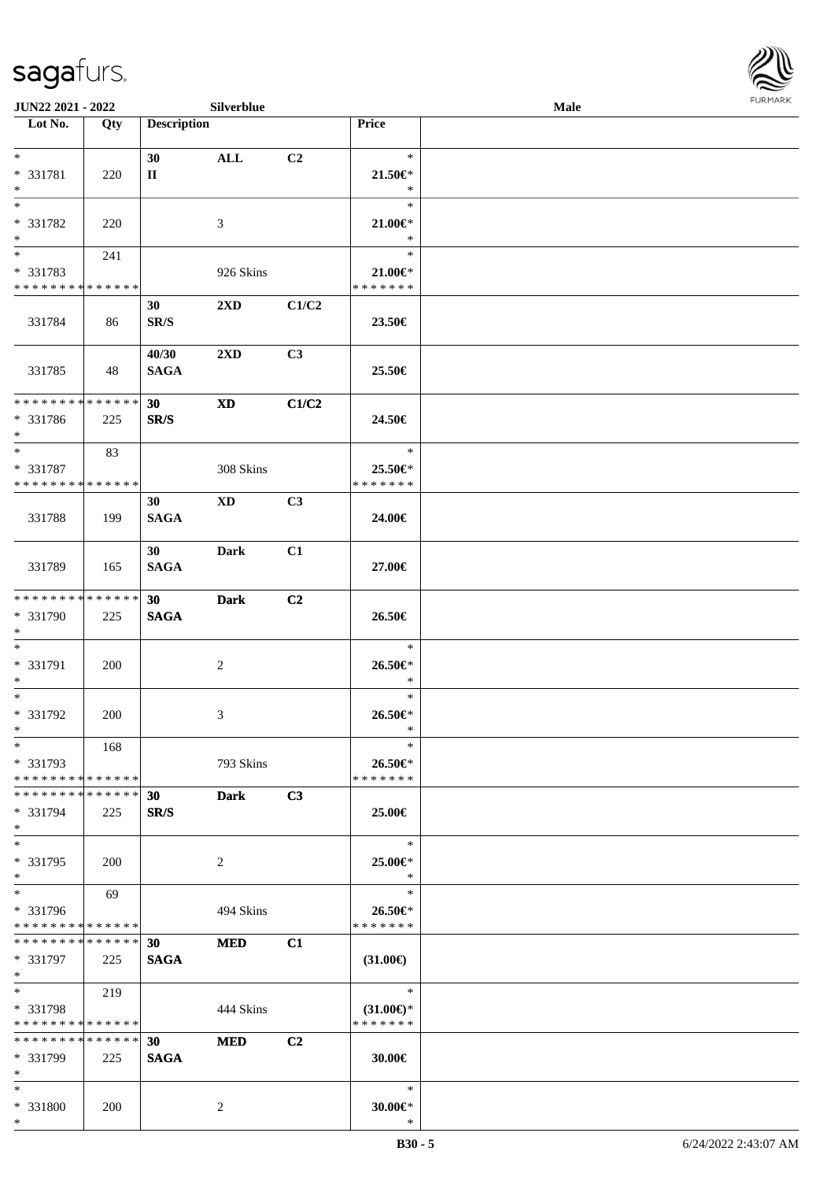| Lot No. | Qty | Description | | | Price | |
|---|---|---|---|---|---|---|
| *<br>* 331781<br>* | 220 | 30<br>II | ALL | C2 | *<br>21.50€*<br>* | |
| *<br>* 331782<br>* | 220 | | 3 | | *<br>21.00€*<br>* | |
| *<br>* 331783<br>* * * * * * * * * * * * * * | 241 | | 926 Skins | | *<br>21.00€*<br>* * * * * * * | |
| 331784 | 86 | 30<br>SR/S | 2XD | C1/C2 | 23.50€ | |
| 331785 | 48 | 40/30<br>SAGA | 2XD | C3 | 25.50€ | |
| * * * * * * * * * * * * * *<br>* 331786<br>* | 225 | 30<br>SR/S | XD | C1/C2 | 24.50€ | |
| *<br>* 331787<br>* * * * * * * * * * * * * * | 83 | | 308 Skins | | *<br>25.50€*<br>* * * * * * * | |
| 331788 | 199 | 30<br>SAGA | XD | C3 | 24.00€ | |
| 331789 | 165 | 30<br>SAGA | Dark | C1 | 27.00€ | |
| * * * * * * * * * * * * * *<br>* 331790<br>* | 225 | 30<br>SAGA | Dark | C2 | 26.50€ | |
| *<br>* 331791<br>* | 200 | | 2 | | *<br>26.50€*<br>* | |
| *<br>* 331792<br>* | 200 | | 3 | | *<br>26.50€*<br>* | |
| *<br>* 331793<br>* * * * * * * * * * * * * * | 168 | | 793 Skins | | *<br>26.50€*<br>* * * * * * * | |
| * * * * * * * * * * * * * *<br>* 331794<br>* | 225 | 30<br>SR/S | Dark | C3 | 25.00€ | |
| *<br>* 331795<br>* | 200 | | 2 | | *<br>25.00€*<br>* | |
| *<br>* 331796<br>* * * * * * * * * * * * * * | 69 | | 494 Skins | | *<br>26.50€*<br>* * * * * * * | |
| * * * * * * * * * * * * * *<br>* 331797<br>* | 225 | 30<br>SAGA | MED | C1 | (31.00€) | |
| *<br>* 331798<br>* * * * * * * * * * * * * * | 219 | | 444 Skins | | *<br>(31.00€)*<br>* * * * * * * | |
| * * * * * * * * * * * * * *<br>* 331799<br>* | 225 | 30<br>SAGA | MED | C2 | 30.00€ | |
| *<br>* 331800<br>* | 200 | | 2 | | *<br>30.00€*<br>* | |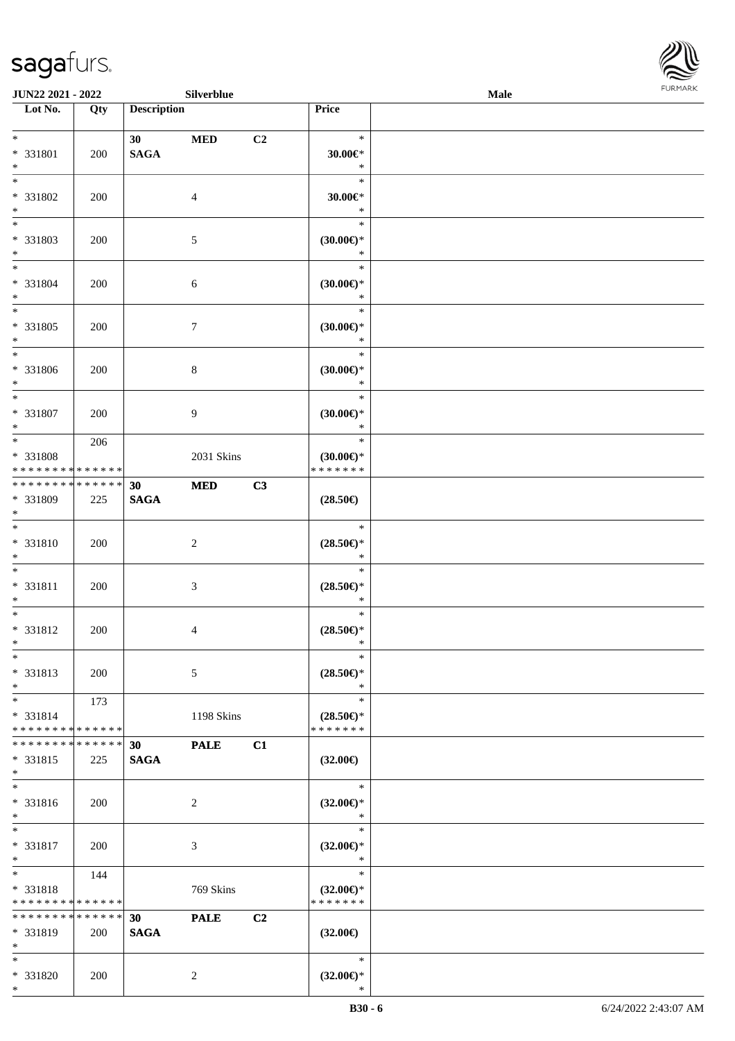| Lot No. | Qty | Description | | | Price | |
|---|---|---|---|---|---|---|
| * <br> * 331801 <br> * | 200 | 30 <br> SAGA | MED | C2 | * <br> 30.00€* <br> * | |
| * <br> * 331802 <br> * | 200 | | 4 | | * <br> 30.00€* <br> * | |
| * <br> * 331803 <br> * | 200 | | 5 | | * <br> (30.00€)* <br> * | |
| * <br> * 331804 <br> * | 200 | | 6 | | * <br> (30.00€)* <br> * | |
| * <br> * 331805 <br> * | 200 | | 7 | | * <br> (30.00€)* <br> * | |
| * <br> * 331806 <br> * | 200 | | 8 | | * <br> (30.00€)* <br> * | |
| * <br> * 331807 <br> * | 200 | | 9 | | * <br> (30.00€)* <br> * | |
| * <br> * 331808 <br> * * * * * * * * * * * * * * | 206 | | 2031 Skins | | * <br> (30.00€)* <br> * * * * * * * | |
| * * * * * * * * * * * * * * <br> * 331809 <br> * | 225 | 30 <br> SAGA | MED | C3 | (28.50€) | |
| * <br> * 331810 <br> * | 200 | | 2 | | * <br> (28.50€)* <br> * | |
| * <br> * 331811 <br> * | 200 | | 3 | | * <br> (28.50€)* <br> * | |
| * <br> * 331812 <br> * | 200 | | 4 | | * <br> (28.50€)* <br> * | |
| * <br> * 331813 <br> * | 200 | | 5 | | * <br> (28.50€)* <br> * | |
| * <br> * 331814 <br> * * * * * * * * * * * * * * | 173 | | 1198 Skins | | * <br> (28.50€)* <br> * * * * * * * | |
| * * * * * * * * * * * * * * <br> * 331815 <br> * | 225 | 30 <br> SAGA | PALE | C1 | (32.00€) | |
| * <br> * 331816 <br> * | 200 | | 2 | | * <br> (32.00€)* <br> * | |
| * <br> * 331817 <br> * | 200 | | 3 | | * <br> (32.00€)* <br> * | |
| * <br> * 331818 <br> * * * * * * * * * * * * * * | 144 | | 769 Skins | | * <br> (32.00€)* <br> * * * * * * * | |
| * * * * * * * * * * * * * * <br> * 331819 <br> * | 200 | 30 <br> SAGA | PALE | C2 | (32.00€) | |
| * <br> * 331820 <br> * | 200 | | 2 | | * <br> (32.00€)* <br> * | |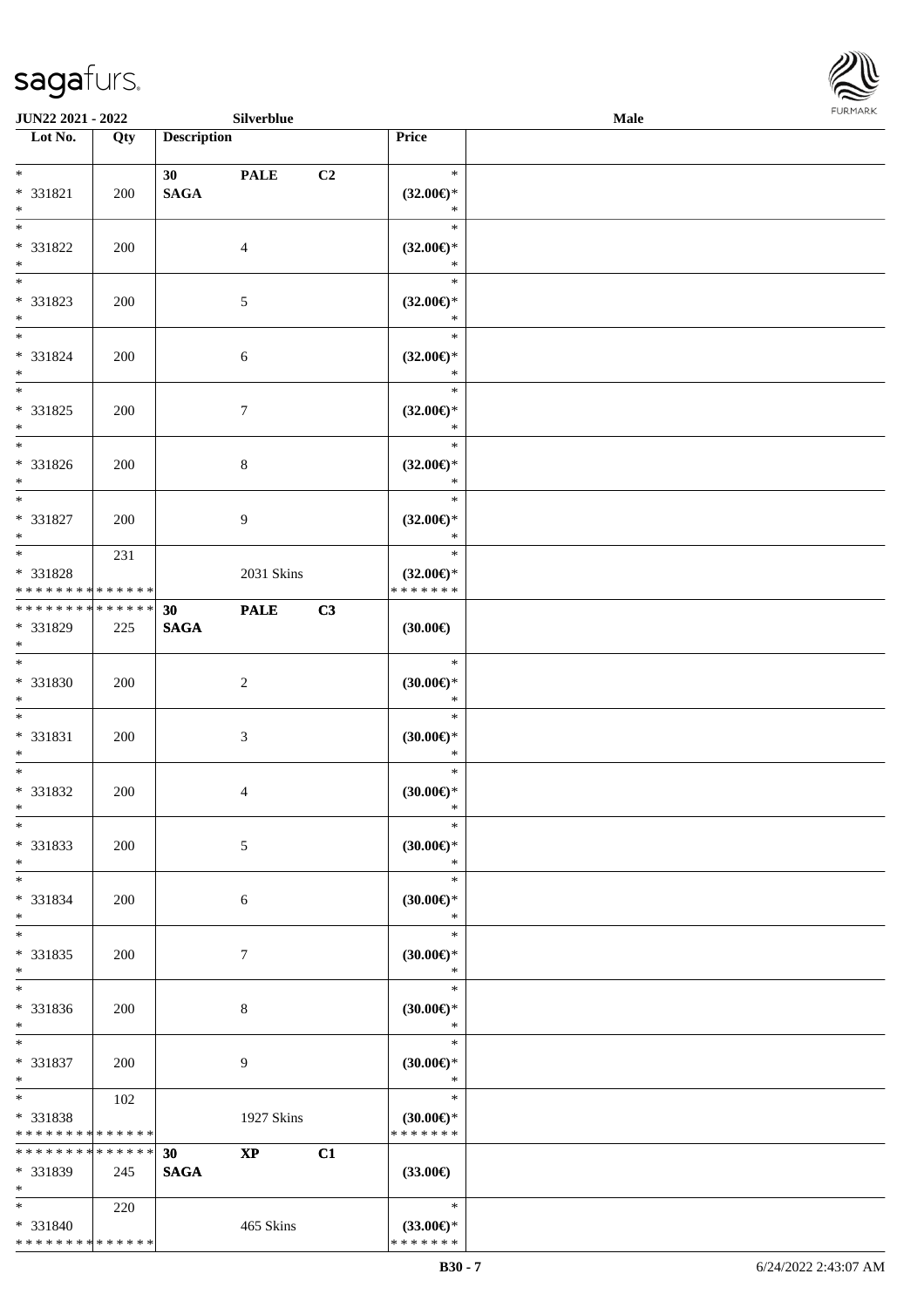| Lot No. | Qty | Description | | | Price | |
|---|---|---|---|---|---|---|
| * | | 30 | PALE | C2 | * | |
| * 331821 | 200 | SAGA | | | (32.00€)* | |
| * | | | | | * | |
| * | | | | | * | |
| * 331822 | 200 | | 4 | | (32.00€)* | |
| * | | | | | * | |
| * | | | | | * | |
| * 331823 | 200 | | 5 | | (32.00€)* | |
| * | | | | | * | |
| * | | | | | * | |
| * 331824 | 200 | | 6 | | (32.00€)* | |
| * | | | | | * | |
| * | | | | | * | |
| * 331825 | 200 | | 7 | | (32.00€)* | |
| * | | | | | * | |
| * | | | | | * | |
| * 331826 | 200 | | 8 | | (32.00€)* | |
| * | | | | | * | |
| * | | | | | * | |
| * 331827 | 200 | | 9 | | (32.00€)* | |
| * | | | | | * | |
| * | 231 | | | | * | |
| * 331828 | | | 2031 Skins | | (32.00€)* | |
| * * * * * * * * * * * * * * | | | | | * * * * * * * | |
| * * * * * * * * * * * * * * | | 30 | PALE | C3 | | |
| * 331829 | 225 | SAGA | | | (30.00€) | |
| * | | | | | | |
| * | | | | | * | |
| * 331830 | 200 | | 2 | | (30.00€)* | |
| * | | | | | * | |
| * | | | | | * | |
| * 331831 | 200 | | 3 | | (30.00€)* | |
| * | | | | | * | |
| * | | | | | * | |
| * 331832 | 200 | | 4 | | (30.00€)* | |
| * | | | | | * | |
| * | | | | | * | |
| * 331833 | 200 | | 5 | | (30.00€)* | |
| * | | | | | * | |
| * | | | | | * | |
| * 331834 | 200 | | 6 | | (30.00€)* | |
| * | | | | | * | |
| * | | | | | * | |
| * 331835 | 200 | | 7 | | (30.00€)* | |
| * | | | | | * | |
| * | | | | | * | |
| * 331836 | 200 | | 8 | | (30.00€)* | |
| * | | | | | * | |
| * | | | | | * | |
| * 331837 | 200 | | 9 | | (30.00€)* | |
| * | | | | | * | |
| * | 102 | | | | * | |
| * 331838 | | | 1927 Skins | | (30.00€)* | |
| * * * * * * * * * * * * * * | | | | | * * * * * * * | |
| * * * * * * * * * * * * * * | | 30 | XP | C1 | | |
| * 331839 | 245 | SAGA | | | (33.00€) | |
| * | | | | | | |
| * | 220 | | | | * | |
| * 331840 | | | 465 Skins | | (33.00€)* | |
| * * * * * * * * * * * * * * | | | | | * * * * * * * | |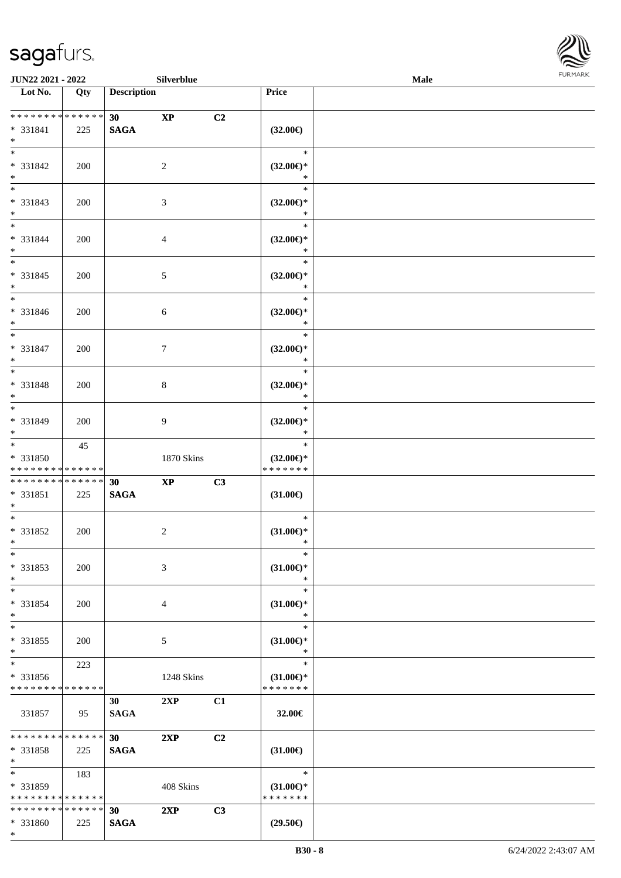| Lot No. | Qty | Description | | | Price | |
|---|---|---|---|---|---|---|
| * * * * * * * * * * * * * * | | 30 | XP | C2 | | |
| * 331841 | 225 | SAGA | | | (32.00€) | |
| * | | | | | | |
| * | | | | | * | |
| * 331842 | 200 | | 2 | | (32.00€)* | |
| * | | | | | * | |
| * | | | | | * | |
| * 331843 | 200 | | 3 | | (32.00€)* | |
| * | | | | | * | |
| * | | | | | * | |
| * 331844 | 200 | | 4 | | (32.00€)* | |
| * | | | | | * | |
| * | | | | | * | |
| * 331845 | 200 | | 5 | | (32.00€)* | |
| * | | | | | * | |
| * | | | | | * | |
| * 331846 | 200 | | 6 | | (32.00€)* | |
| * | | | | | * | |
| * | | | | | * | |
| * 331847 | 200 | | 7 | | (32.00€)* | |
| * | | | | | * | |
| * | | | | | * | |
| * 331848 | 200 | | 8 | | (32.00€)* | |
| * | | | | | * | |
| * | | | | | * | |
| * 331849 | 200 | | 9 | | (32.00€)* | |
| * | | | | | * | |
| * | 45 | | | | * | |
| * 331850 | | | 1870 Skins | | (32.00€)* | |
| * * * * * * * * * * * * * * | | | | | * * * * * * * | |
| * * * * * * * * * * * * * * | | 30 | XP | C3 | | |
| * 331851 | 225 | SAGA | | | (31.00€) | |
| * | | | | | | |
| * | | | | | * | |
| * 331852 | 200 | | 2 | | (31.00€)* | |
| * | | | | | * | |
| * | | | | | * | |
| * 331853 | 200 | | 3 | | (31.00€)* | |
| * | | | | | * | |
| * | | | | | * | |
| * 331854 | 200 | | 4 | | (31.00€)* | |
| * | | | | | * | |
| * | | | | | * | |
| * 331855 | 200 | | 5 | | (31.00€)* | |
| * | | | | | * | |
| * | 223 | | | | * | |
| * 331856 | | | 1248 Skins | | (31.00€)* | |
| * * * * * * * * * * * * * * | | | | | * * * * * * * | |
| | | 30 | 2XP | C1 | | |
| 331857 | 95 | SAGA | | | 32.00€ | |
| * * * * * * * * * * * * * * | | 30 | 2XP | C2 | | |
| * 331858 | 225 | SAGA | | | (31.00€) | |
| * | | | | | | |
| * | 183 | | | | * | |
| * 331859 | | | 408 Skins | | (31.00€)* | |
| * * * * * * * * * * * * * * | | | | | * * * * * * * | |
| * * * * * * * * * * * * * * | | 30 | 2XP | C3 | | |
| * 331860 | 225 | SAGA | | | (29.50€) | |
| * | | | | | | |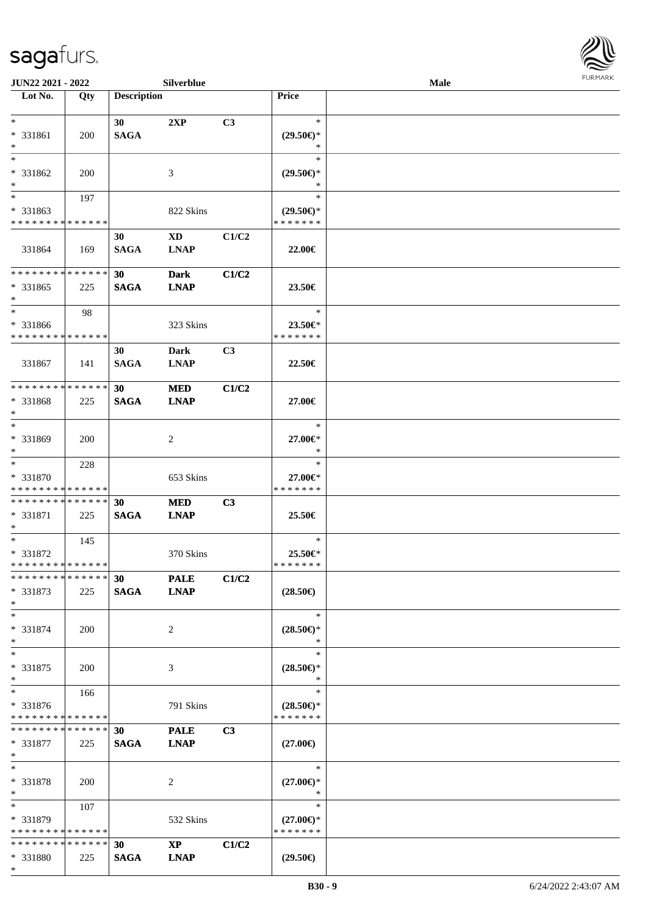| Lot No. | Qty | Description | | | Price | |
|---|---|---|---|---|---|---|
| *<br>* 331861<br>* | 200 | 30<br>SAGA | 2XP | C3 | *<br>(29.50€)*<br>* | |
| *<br>* 331862<br>* | 200 | | 3 | | *<br>(29.50€)*<br>* | |
| *<br>* 331863<br>* * * * * * * * * * * * * * | 197 | | 822 Skins | | *<br>(29.50€)*<br>* * * * * * * | |
| 331864 | 169 | 30<br>SAGA | XD<br>LNAP | C1/C2 | 22.00€ | |
| * * * * * * * * * * * * * *<br>* 331865<br>* | 225 | 30<br>SAGA | Dark<br>LNAP | C1/C2 | 23.50€ | |
| *<br>* 331866<br>* * * * * * * * * * * * * * | 98 | | 323 Skins | | *<br>23.50€*<br>* * * * * * * | |
| 331867 | 141 | 30<br>SAGA | Dark<br>LNAP | C3 | 22.50€ | |
| * * * * * * * * * * * * * *<br>* 331868<br>* | 225 | 30<br>SAGA | MED<br>LNAP | C1/C2 | 27.00€ | |
| *<br>* 331869<br>* | 200 | | 2 | | *<br>27.00€*<br>* | |
| *<br>* 331870<br>* * * * * * * * * * * * * * | 228 | | 653 Skins | | *<br>27.00€*<br>* * * * * * * | |
| * * * * * * * * * * * * * *<br>* 331871<br>* | 225 | 30<br>SAGA | MED<br>LNAP | C3 | 25.50€ | |
| *<br>* 331872<br>* * * * * * * * * * * * * * | 145 | | 370 Skins | | *<br>25.50€*<br>* * * * * * * | |
| * * * * * * * * * * * * * *<br>* 331873<br>* | 225 | 30<br>SAGA | PALE<br>LNAP | C1/C2 | (28.50€) | |
| *<br>* 331874<br>* | 200 | | 2 | | *<br>(28.50€)*<br>* | |
| *<br>* 331875<br>* | 200 | | 3 | | *<br>(28.50€)*<br>* | |
| *<br>* 331876<br>* * * * * * * * * * * * * * | 166 | | 791 Skins | | *<br>(28.50€)*<br>* * * * * * * | |
| * * * * * * * * * * * * * *<br>* 331877<br>* | 225 | 30<br>SAGA | PALE<br>LNAP | C3 | (27.00€) | |
| *<br>* 331878<br>* | 200 | | 2 | | *<br>(27.00€)*<br>* | |
| *<br>* 331879<br>* * * * * * * * * * * * * * | 107 | | 532 Skins | | *<br>(27.00€)*<br>* * * * * * * | |
| * * * * * * * * * * * * * *<br>* 331880<br>* | 225 | 30<br>SAGA | XP<br>LNAP | C1/C2 | (29.50€) | |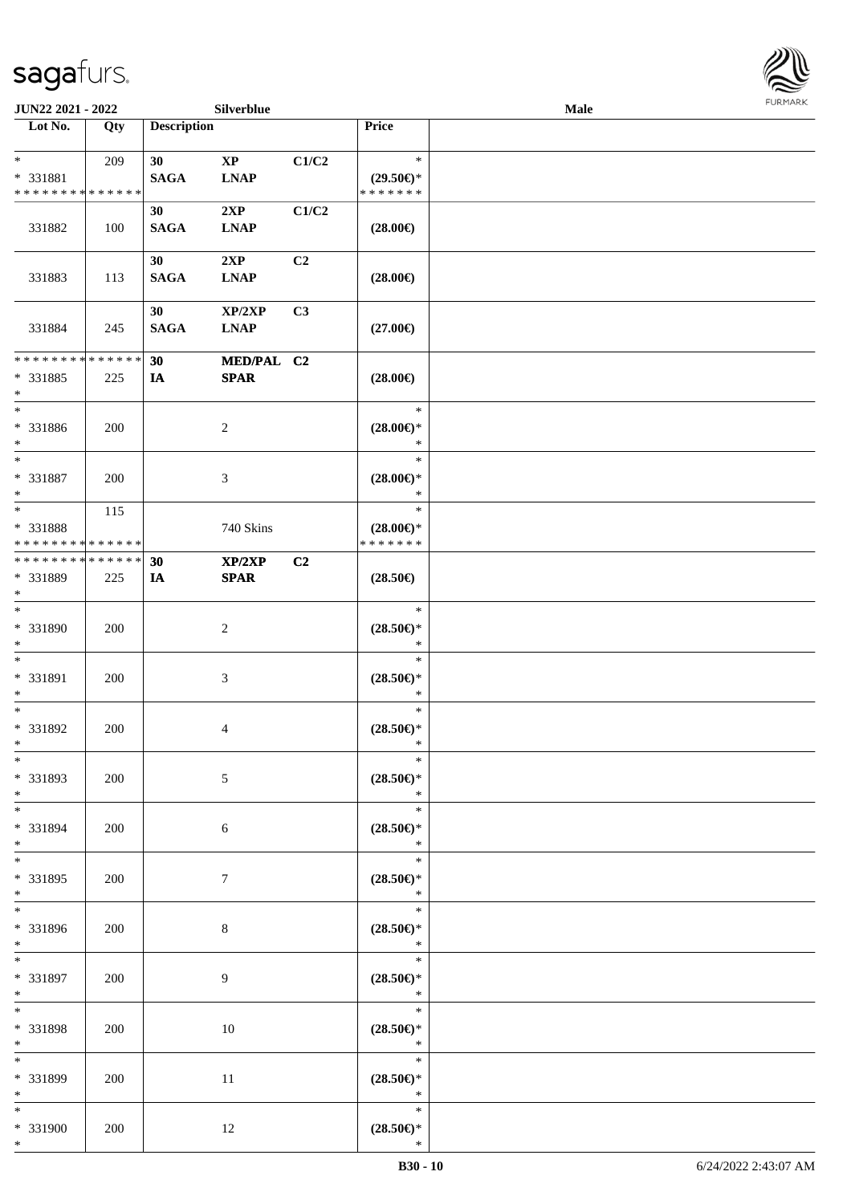| Lot No. | Qty | Description | | | Price | |
|---|---|---|---|---|---|---|
| *<br>* 331881<br>* * * * * * * * * * * * * * | 209 | 30<br>SAGA | XP<br>LNAP | C1/C2 | *<br>(29.50€)*<br>* * * * * * * | |
| 331882 | 100 | 30<br>SAGA | 2XP<br>LNAP | C1/C2 | (28.00€) | |
| 331883 | 113 | 30<br>SAGA | 2XP<br>LNAP | C2 | (28.00€) | |
| 331884 | 245 | 30<br>SAGA | XP/2XP<br>LNAP | C3 | (27.00€) | |
| * * * * * * * * * * * * * *<br>* 331885<br>* | 225 | 30<br>IA | MED/PAL<br>SPAR | C2 | (28.00€) | |
| *<br>* 331886<br>* | 200 | | 2 | | *<br>(28.00€)*<br>* | |
| *<br>* 331887<br>* | 200 | | 3 | | *<br>(28.00€)*<br>* | |
| *<br>* 331888<br>* * * * * * * * * * * * * * | 115 | | 740 Skins | | *<br>(28.00€)*<br>* * * * * * * | |
| * * * * * * * * * * * * * *<br>* 331889<br>* | 225 | 30<br>IA | XP/2XP<br>SPAR | C2 | (28.50€) | |
| *<br>* 331890<br>* | 200 | | 2 | | *<br>(28.50€)*<br>* | |
| *<br>* 331891<br>* | 200 | | 3 | | *<br>(28.50€)*<br>* | |
| *<br>* 331892<br>* | 200 | | 4 | | *<br>(28.50€)*<br>* | |
| *<br>* 331893<br>* | 200 | | 5 | | *<br>(28.50€)*<br>* | |
| *<br>* 331894<br>* | 200 | | 6 | | *<br>(28.50€)*<br>* | |
| *<br>* 331895<br>* | 200 | | 7 | | *<br>(28.50€)*<br>* | |
| *<br>* 331896<br>* | 200 | | 8 | | *<br>(28.50€)*<br>* | |
| *<br>* 331897<br>* | 200 | | 9 | | *<br>(28.50€)*<br>* | |
| *<br>* 331898<br>* | 200 | | 10 | | *<br>(28.50€)*<br>* | |
| *<br>* 331899<br>* | 200 | | 11 | | *<br>(28.50€)*<br>* | |
| *<br>* 331900<br>* | 200 | | 12 | | *<br>(28.50€)*<br>* | |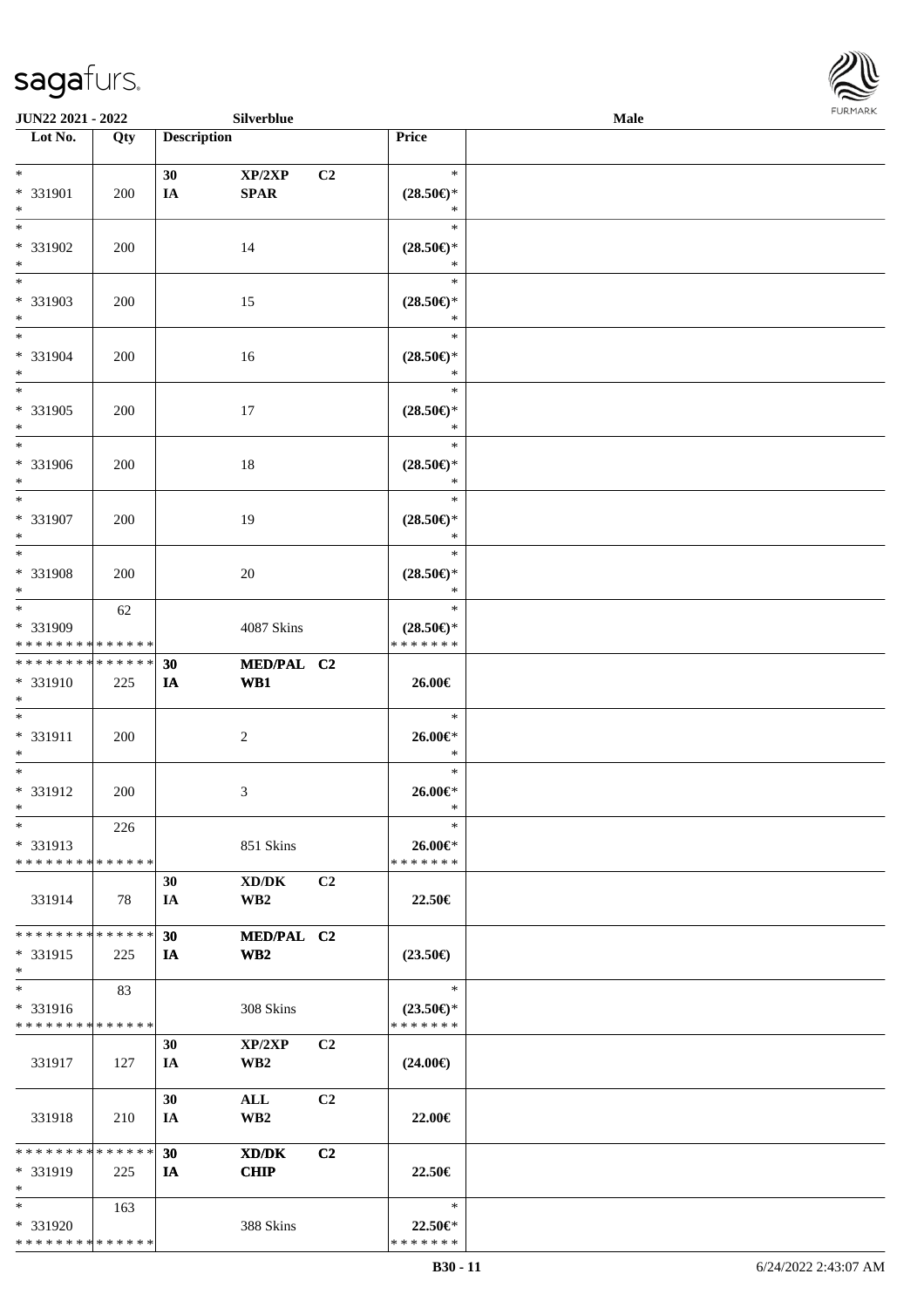| Lot No. | Qty | Description | | | Price | |
|---|---|---|---|---|---|---|
| * | | 30 | XP/2XP | C2 | * | |
| * 331901 | 200 | IA | SPAR | | (28.50€)* | |
| * | | | | | * | |
| * | | | | | * | |
| * 331902 | 200 | | 14 | | (28.50€)* | |
| * | | | | | * | |
| * | | | | | * | |
| * 331903 | 200 | | 15 | | (28.50€)* | |
| * | | | | | * | |
| * | | | | | * | |
| * 331904 | 200 | | 16 | | (28.50€)* | |
| * | | | | | * | |
| * | | | | | * | |
| * 331905 | 200 | | 17 | | (28.50€)* | |
| * | | | | | * | |
| * | | | | | * | |
| * 331906 | 200 | | 18 | | (28.50€)* | |
| * | | | | | * | |
| * | | | | | * | |
| * 331907 | 200 | | 19 | | (28.50€)* | |
| * | | | | | * | |
| * | | | | | * | |
| * 331908 | 200 | | 20 | | (28.50€)* | |
| * | | | | | * | |
| * | 62 | | | | * | |
| * 331909 | | | 4087 Skins | | (28.50€)* | |
| * * * * * * * * * * * * * * | | | | | * * * * * * * | |
| * * * * * * * * * * * * * * | | 30 | MED/PAL | C2 | | |
| * 331910 | 225 | IA | WB1 | | 26.00€ | |
| * | | | | | | |
| * | | | | | * | |
| * 331911 | 200 | | 2 | | 26.00€* | |
| * | | | | | * | |
| * | | | | | * | |
| * 331912 | 200 | | 3 | | 26.00€* | |
| * | | | | | * | |
| * | 226 | | | | * | |
| * 331913 | | | 851 Skins | | 26.00€* | |
| * * * * * * * * * * * * * * | | | | | * * * * * * * | |
| | | 30 | XD/DK | C2 | | |
| 331914 | 78 | IA | WB2 | | 22.50€ | |
| * * * * * * * * * * * * * * | | 30 | MED/PAL | C2 | | |
| * 331915 | 225 | IA | WB2 | | (23.50€) | |
| * | | | | | | |
| * | 83 | | | | * | |
| * 331916 | | | 308 Skins | | (23.50€)* | |
| * * * * * * * * * * * * * * | | | | | * * * * * * * | |
| | | 30 | XP/2XP | C2 | | |
| 331917 | 127 | IA | WB2 | | (24.00€) | |
| | | 30 | ALL | C2 | | |
| 331918 | 210 | IA | WB2 | | 22.00€ | |
| * * * * * * * * * * * * * * | | 30 | XD/DK | C2 | | |
| * 331919 | 225 | IA | CHIP | | 22.50€ | |
| * | | | | | | |
| * | 163 | | | | * | |
| * 331920 | | | 388 Skins | | 22.50€* | |
| * * * * * * * * * * * * * * | | | | | * * * * * * * | |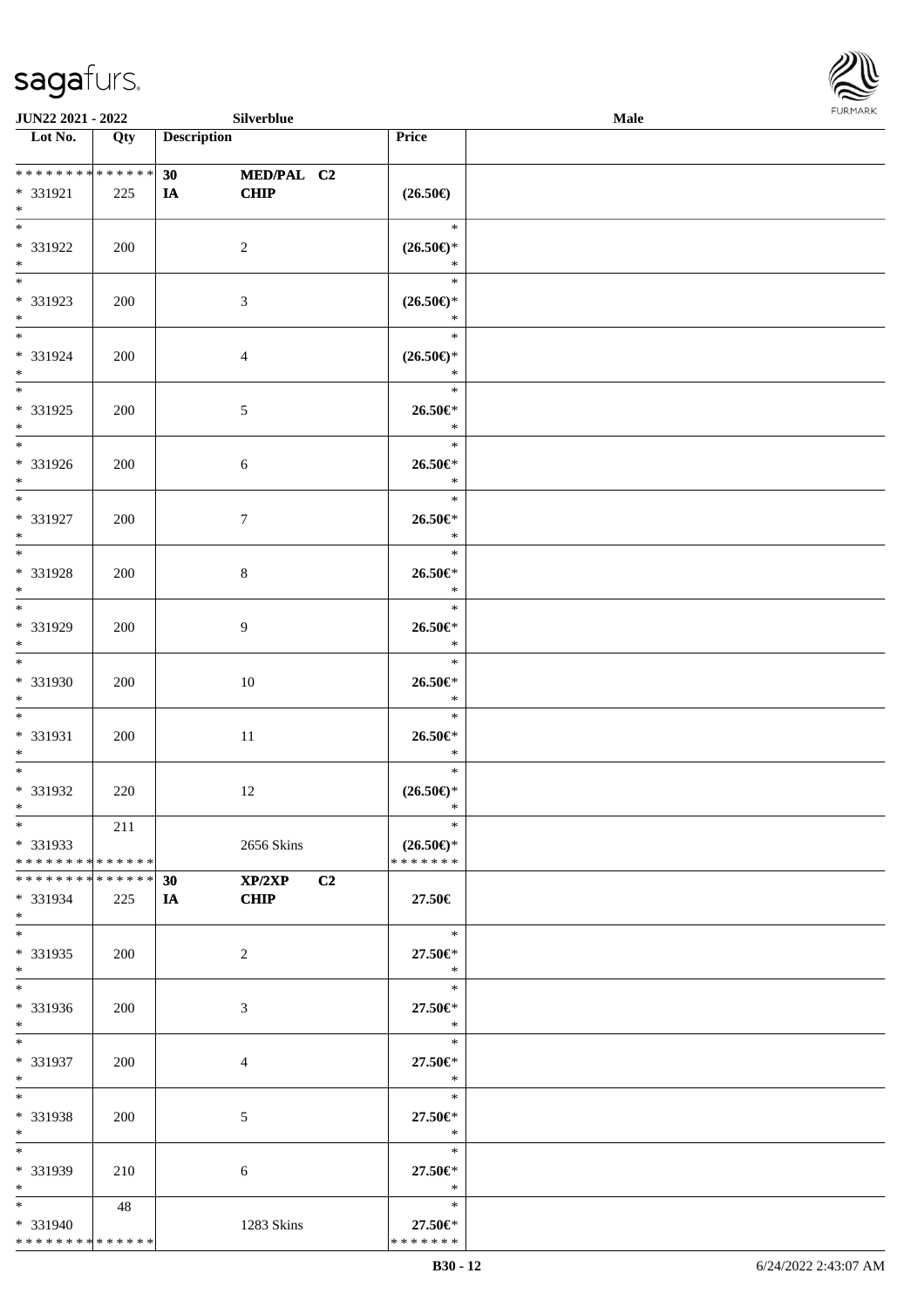| Lot No. | Qty | Description | | Price | |
|---|---|---|---|---|---|
| * * * * * * * * * * * * * * | | 30 | MED/PAL C2 | | |
| * 331921 | 225 | IA | CHIP | (26.50€) | |
| * | | | | | |
| * | | | | * | |
| * 331922 | 200 | | 2 | (26.50€)* | |
| * | | | | * | |
| * | | | | * | |
| * 331923 | 200 | | 3 | (26.50€)* | |
| * | | | | * | |
| * | | | | * | |
| * 331924 | 200 | | 4 | (26.50€)* | |
| * | | | | * | |
| * | | | | * | |
| * 331925 | 200 | | 5 | 26.50€* | |
| * | | | | * | |
| * | | | | * | |
| * 331926 | 200 | | 6 | 26.50€* | |
| * | | | | * | |
| * | | | | * | |
| * 331927 | 200 | | 7 | 26.50€* | |
| * | | | | * | |
| * | | | | * | |
| * 331928 | 200 | | 8 | 26.50€* | |
| * | | | | * | |
| * | | | | * | |
| * 331929 | 200 | | 9 | 26.50€* | |
| * | | | | * | |
| * | | | | * | |
| * 331930 | 200 | | 10 | 26.50€* | |
| * | | | | * | |
| * | | | | * | |
| * 331931 | 200 | | 11 | 26.50€* | |
| * | | | | * | |
| * | | | | * | |
| * 331932 | 220 | | 12 | (26.50€)* | |
| * | | | | * | |
| * | 211 | | | * | |
| * 331933 | | | 2656 Skins | (26.50€)* | |
| * * * * * * * * * * * * * * | | | | * * * * * * * | |
| * * * * * * * * * * * * * * | | 30 | XP/2XP C2 | | |
| * 331934 | 225 | IA | CHIP | 27.50€ | |
| * | | | | | |
| * | | | | * | |
| * 331935 | 200 | | 2 | 27.50€* | |
| * | | | | * | |
| * | | | | * | |
| * 331936 | 200 | | 3 | 27.50€* | |
| * | | | | * | |
| * | | | | * | |
| * 331937 | 200 | | 4 | 27.50€* | |
| * | | | | * | |
| * | | | | * | |
| * 331938 | 200 | | 5 | 27.50€* | |
| * | | | | * | |
| * | | | | * | |
| * 331939 | 210 | | 6 | 27.50€* | |
| * | | | | * | |
| * | 48 | | | * | |
| * 331940 | | | 1283 Skins | 27.50€* | |
| * * * * * * * * * * * * * * | | | | * * * * * * * | |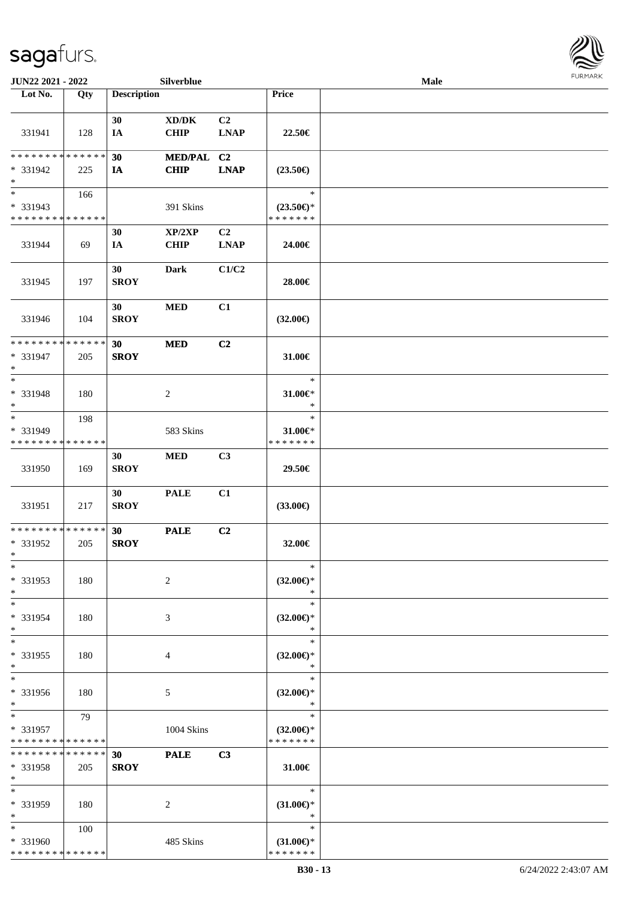JUN22 2021 - 2022 Silverblue Male

| Lot No. | Qty | Description | | | Price | |
|---|---|---|---|---|---|---|
| 331941 | 128 | 30 IA | XD/DK CHIP | C2 LNAP | 22.50€ | |
| * * * * * * * * * * * * * * * 331942 * | 225 | 30 IA | MED/PAL CHIP | C2 LNAP | (23.50€) | |
| * * 331943 * * * * * * * * * * * * * * | 166 | | 391 Skins | | * (23.50€)* * * * * * * * | |
| 331944 | 69 | 30 IA | XP/2XP CHIP | C2 LNAP | 24.00€ | |
| 331945 | 197 | 30 SROY | Dark | C1/C2 | 28.00€ | |
| 331946 | 104 | 30 SROY | MED | C1 | (32.00€) | |
| * * * * * * * * * * * * * * * 331947 * | 205 | 30 SROY | MED | C2 | 31.00€ | |
| * * 331948 * | 180 | | 2 | | * 31.00€* * | |
| * * 331949 * * * * * * * * * * * * * * | 198 | | 583 Skins | | * 31.00€* * * * * * * * | |
| 331950 | 169 | 30 SROY | MED | C3 | 29.50€ | |
| 331951 | 217 | 30 SROY | PALE | C1 | (33.00€) | |
| * * * * * * * * * * * * * * * 331952 * | 205 | 30 SROY | PALE | C2 | 32.00€ | |
| * * 331953 * | 180 | | 2 | | * (32.00€)* * | |
| * * 331954 * | 180 | | 3 | | * (32.00€)* * | |
| * * 331955 * | 180 | | 4 | | * (32.00€)* * | |
| * * 331956 * | 180 | | 5 | | * (32.00€)* * | |
| * * 331957 * * * * * * * * * * * * * * | 79 | | 1004 Skins | | * (32.00€)* * * * * * * * | |
| * * * * * * * * * * * * * * * 331958 * | 205 | 30 SROY | PALE | C3 | 31.00€ | |
| * * 331959 * | 180 | | 2 | | * (31.00€)* * | |
| * * 331960 * * * * * * * * * * * * * * | 100 | | 485 Skins | | * (31.00€)* * * * * * * * | |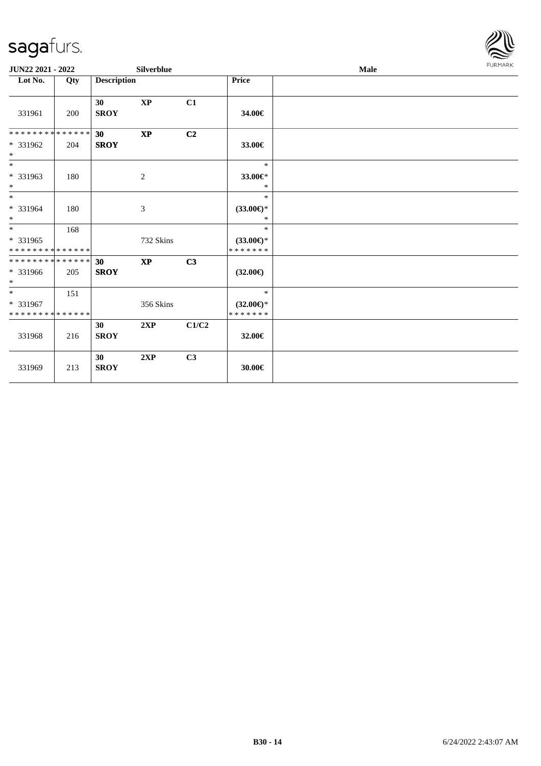**JUN22 2021 - 2022** | **Silverblue** | **Male**

| Lot No. | Qty | Description | | | Price | |
|---|---|---|---|---|---|---|
| 331961 | 200 | **30 SROY** | **XP** | **C1** | **34.00€** | |
| * * * * * * * * * * * * * *<br>* 331962<br>* | 204 | **30 SROY** | **XP** | **C2** | **33.00€** | |
| *<br>* 331963<br>* | 180 | | 2 | | *<br>**33.00€***<br>* | |
| *<br>* 331964<br>* | 180 | | 3 | | *<br>**(33.00€)***<br>* | |
| *<br>* 331965<br>* * * * * * * * * * * * * * | 168 | | 732 Skins | | *<br>**(33.00€)***<br>* * * * * * * | |
| * * * * * * * * * * * * * *<br>* 331966<br>* | 205 | **30 SROY** | **XP** | **C3** | **(32.00€)** | |
| *<br>* 331967<br>* * * * * * * * * * * * * * | 151 | | 356 Skins | | *<br>**(32.00€)***<br>* * * * * * * | |
| 331968 | 216 | **30 SROY** | **2XP** | **C1/C2** | **32.00€** | |
| 331969 | 213 | **30 SROY** | **2XP** | **C3** | **30.00€** | |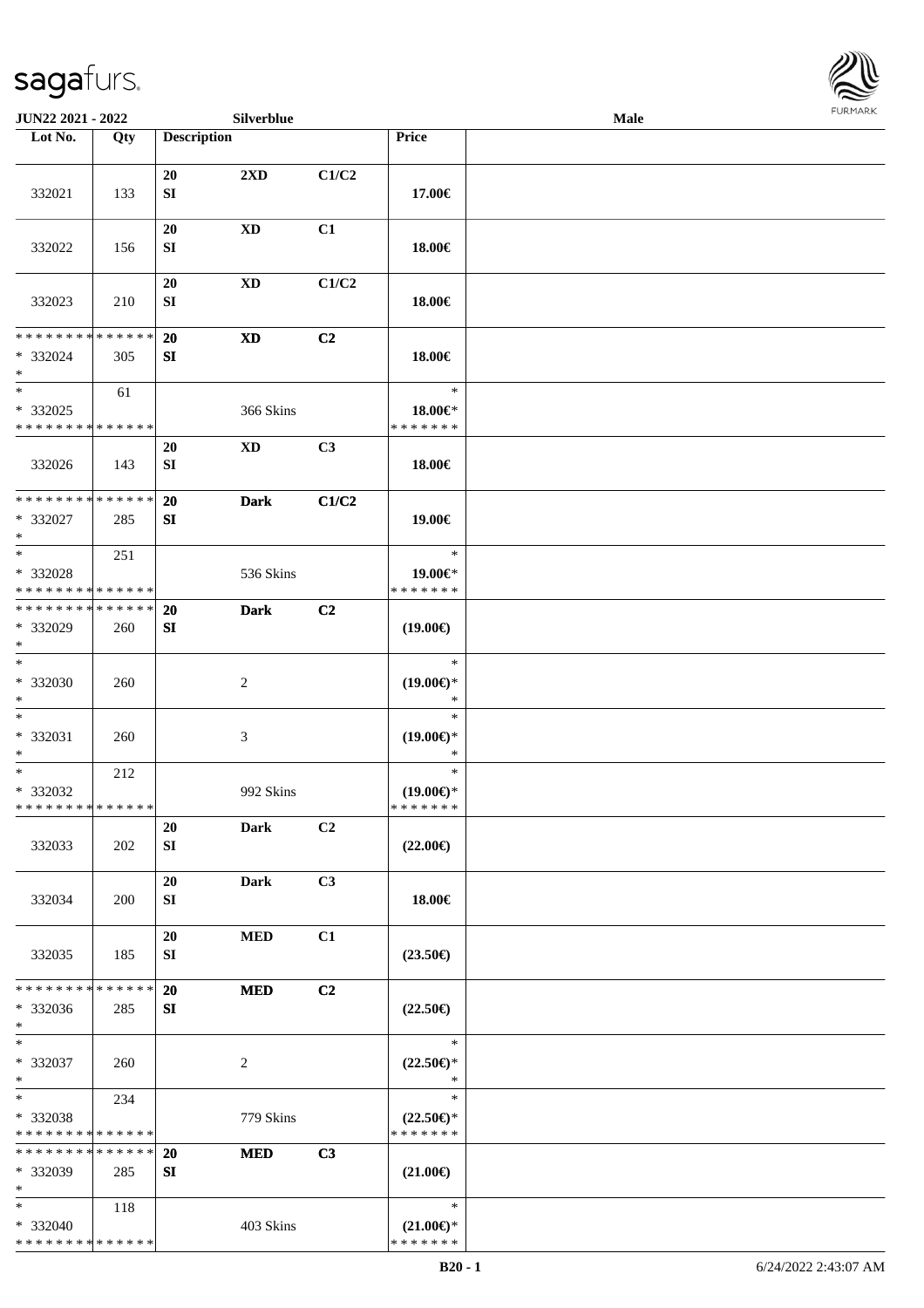| Lot No. | Qty | Description | | | Price | |
|---|---|---|---|---|---|---|
| 332021 | 133 | 20<br>SI | 2XD | C1/C2 | 17.00€ | |
| 332022 | 156 | 20<br>SI | XD | C1 | 18.00€ | |
| 332023 | 210 | 20<br>SI | XD | C1/C2 | 18.00€ | |
| * * * * * * * * * * * * * *<br>* 332024<br>* | 305 | 20<br>SI | XD | C2 | 18.00€ | |
| *<br>* 332025<br>* * * * * * * * * * * * * * | 61 | | 366 Skins | | *<br>18.00€*<br>* * * * * * * | |
| 332026 | 143 | 20<br>SI | XD | C3 | 18.00€ | |
| * * * * * * * * * * * * * *<br>* 332027<br>* | 285 | 20<br>SI | Dark | C1/C2 | 19.00€ | |
| *<br>* 332028<br>* * * * * * * * * * * * * * | 251 | | 536 Skins | | *<br>19.00€*<br>* * * * * * * | |
| * * * * * * * * * * * * * *<br>* 332029<br>* | 260 | 20<br>SI | Dark | C2 | (19.00€) | |
| *<br>* 332030<br>* | 260 | | 2 | | *<br>(19.00€)*<br>* | |
| *<br>* 332031<br>* | 260 | | 3 | | *<br>(19.00€)*<br>* | |
| *<br>* 332032<br>* * * * * * * * * * * * * * | 212 | | 992 Skins | | *<br>(19.00€)*<br>* * * * * * * | |
| 332033 | 202 | 20<br>SI | Dark | C2 | (22.00€) | |
| 332034 | 200 | 20<br>SI | Dark | C3 | 18.00€ | |
| 332035 | 185 | 20<br>SI | MED | C1 | (23.50€) | |
| * * * * * * * * * * * * * *<br>* 332036<br>* | 285 | 20<br>SI | MED | C2 | (22.50€) | |
| *<br>* 332037<br>* | 260 | | 2 | | *<br>(22.50€)*<br>* | |
| *<br>* 332038<br>* * * * * * * * * * * * * * | 234 | | 779 Skins | | *<br>(22.50€)*<br>* * * * * * * | |
| * * * * * * * * * * * * * *<br>* 332039<br>* | 285 | 20<br>SI | MED | C3 | (21.00€) | |
| *<br>* 332040<br>* * * * * * * * * * * * * * | 118 | | 403 Skins | | *<br>(21.00€)*<br>* * * * * * * | |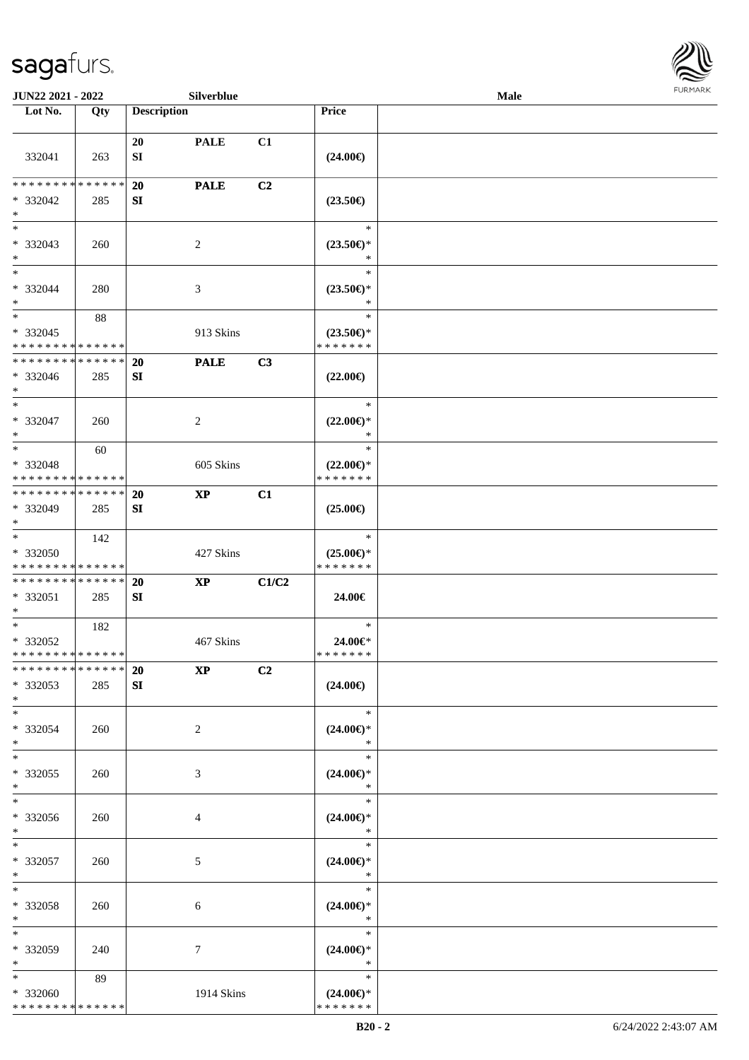JUN22 2021 - 2022 Silverblue Male

| Lot No. | Qty | Description | | | Price |
|---|---|---|---|---|---|
| 332041 | 263 | 20 SI | PALE | C1 | (24.00€) |
| * * * * * * * * * * * * * * * 332042 * | 285 | 20 SI | PALE | C2 | (23.50€) |
| * * 332043 * | 260 | | 2 | | * (23.50€)* * |
| * * 332044 * | 280 | | 3 | | * (23.50€)* * |
| * * 332045 * * * * * * * * * * * * * * | 88 | | 913 Skins | | * (23.50€)* * * * * * * * |
| * * * * * * * * * * * * * * * 332046 * | 285 | 20 SI | PALE | C3 | (22.00€) |
| * * 332047 * | 260 | | 2 | | * (22.00€)* * |
| * * 332048 * * * * * * * * * * * * * * | 60 | | 605 Skins | | * (22.00€)* * * * * * * * |
| * * * * * * * * * * * * * * * 332049 * | 285 | 20 SI | XP | C1 | (25.00€) |
| * * 332050 * * * * * * * * * * * * * * | 142 | | 427 Skins | | * (25.00€)* * * * * * * * |
| * * * * * * * * * * * * * * * 332051 * | 285 | 20 SI | XP | C1/C2 | 24.00€ |
| * * 332052 * * * * * * * * * * * * * * | 182 | | 467 Skins | | * 24.00€* * * * * * * * |
| * * * * * * * * * * * * * * * 332053 * | 285 | 20 SI | XP | C2 | (24.00€) |
| * * 332054 * | 260 | | 2 | | * (24.00€)* * |
| * * 332055 * | 260 | | 3 | | * (24.00€)* * |
| * * 332056 * | 260 | | 4 | | * (24.00€)* * |
| * * 332057 * | 260 | | 5 | | * (24.00€)* * |
| * * 332058 * | 260 | | 6 | | * (24.00€)* * |
| * * 332059 * | 240 | | 7 | | * (24.00€)* * |
| * * 332060 * * * * * * * * * * * * * * | 89 | | 1914 Skins | | * (24.00€)* * * * * * * * |

B20 - 2 6/24/2022 2:43:07 AM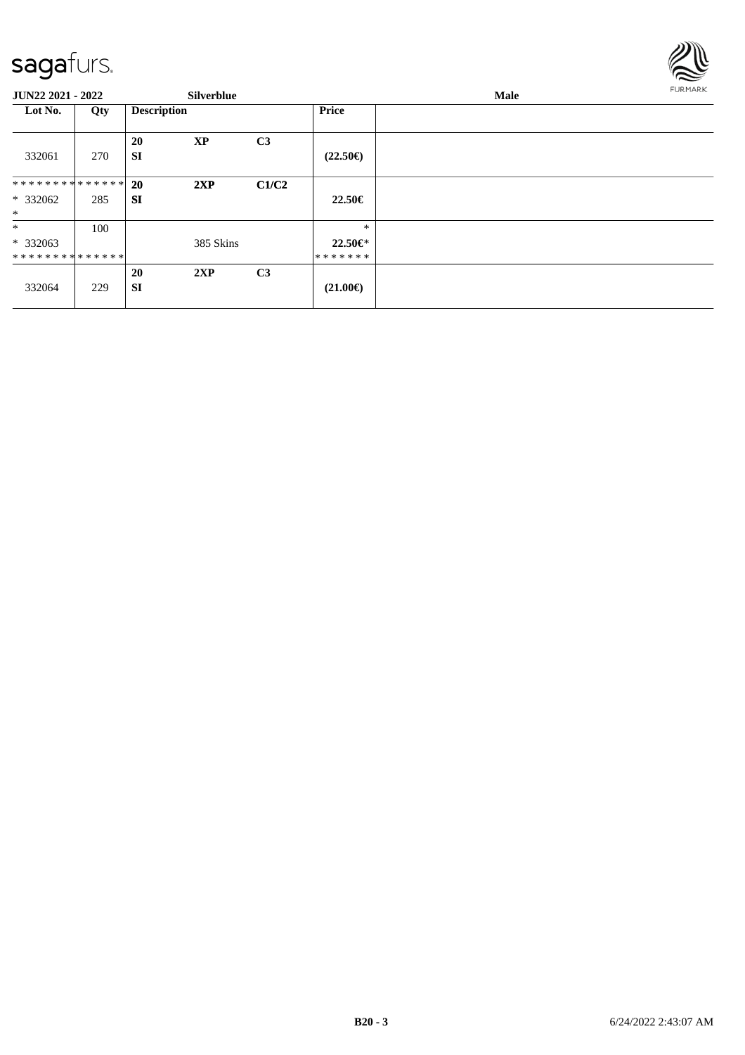| Lot No. | Qty | Description | | | Price | |
|---|---|---|---|---|---|---|
| 332061 | 270 | 20 SI | XP | C3 | (22.50€) | |
| * * * * * * * * * * * * * * * 332062 * | 285 | 20 SI | 2XP | C1/C2 | 22.50€ | |
| * * 332063 * * * * * * * * * * * * * * | 100 | | 385 Skins | | * 22.50€* * * * * * * * | |
| 332064 | 229 | 20 SI | 2XP | C3 | (21.00€) | |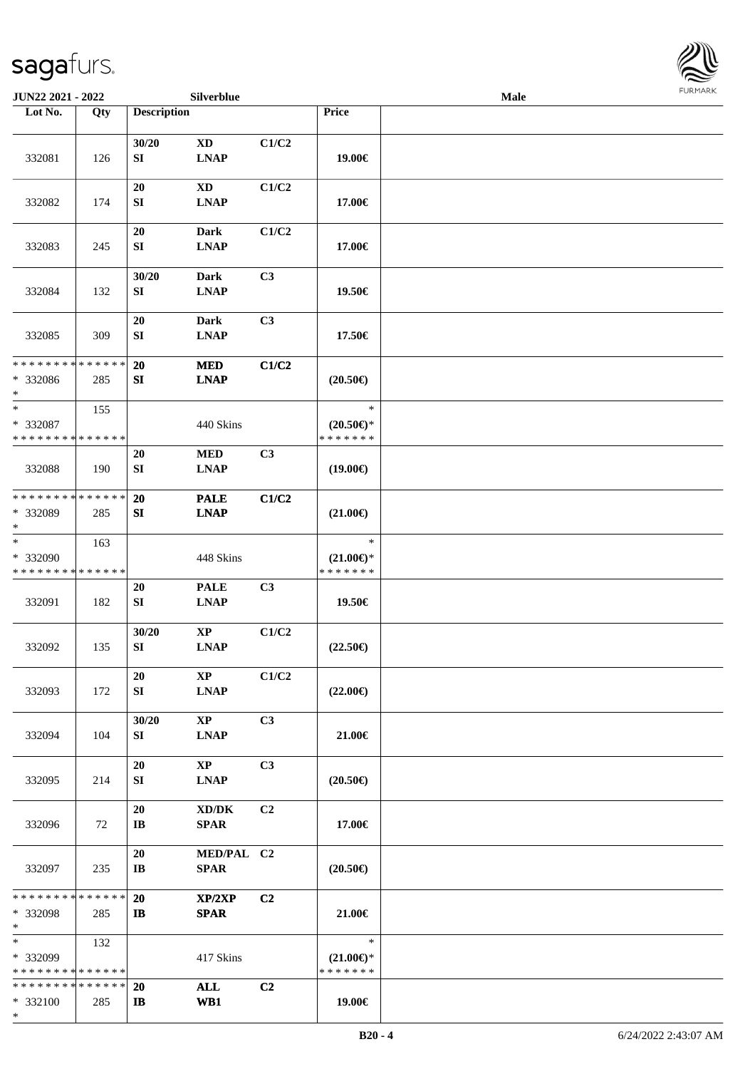| Lot No. | Qty | Description | | | Price | |
|---|---|---|---|---|---|---|
| 332081 | 126 | 30/20 SI | XD LNAP | C1/C2 | 19.00€ | |
| 332082 | 174 | 20 SI | XD LNAP | C1/C2 | 17.00€ | |
| 332083 | 245 | 20 SI | Dark LNAP | C1/C2 | 17.00€ | |
| 332084 | 132 | 30/20 SI | Dark LNAP | C3 | 19.50€ | |
| 332085 | 309 | 20 SI | Dark LNAP | C3 | 17.50€ | |
| * * * * * * * * * * * * * * <br>* 332086<br>* | 285 | 20 SI | MED LNAP | C1/C2 | (20.50€) | |
| * <br>* 332087<br>* * * * * * * * * * * * * * | 155 | | 440 Skins | | *<br>(20.50€)*<br>* * * * * * * | |
| 332088 | 190 | 20 SI | MED LNAP | C3 | (19.00€) | |
| * * * * * * * * * * * * * * <br>* 332089<br>* | 285 | 20 SI | PALE LNAP | C1/C2 | (21.00€) | |
| * <br>* 332090<br>* * * * * * * * * * * * * * | 163 | | 448 Skins | | *<br>(21.00€)*<br>* * * * * * * | |
| 332091 | 182 | 20 SI | PALE LNAP | C3 | 19.50€ | |
| 332092 | 135 | 30/20 SI | XP LNAP | C1/C2 | (22.50€) | |
| 332093 | 172 | 20 SI | XP LNAP | C1/C2 | (22.00€) | |
| 332094 | 104 | 30/20 SI | XP LNAP | C3 | 21.00€ | |
| 332095 | 214 | 20 SI | XP LNAP | C3 | (20.50€) | |
| 332096 | 72 | 20 IB | XD/DK SPAR | C2 | 17.00€ | |
| 332097 | 235 | 20 IB | MED/PAL SPAR | C2 | (20.50€) | |
| * * * * * * * * * * * * * * <br>* 332098<br>* | 285 | 20 IB | XP/2XP SPAR | C2 | 21.00€ | |
| * <br>* 332099<br>* * * * * * * * * * * * * * | 132 | | 417 Skins | | *<br>(21.00€)*<br>* * * * * * * | |
| * * * * * * * * * * * * * * <br>* 332100<br>* | 285 | 20 IB | ALL WB1 | C2 | 19.00€ | |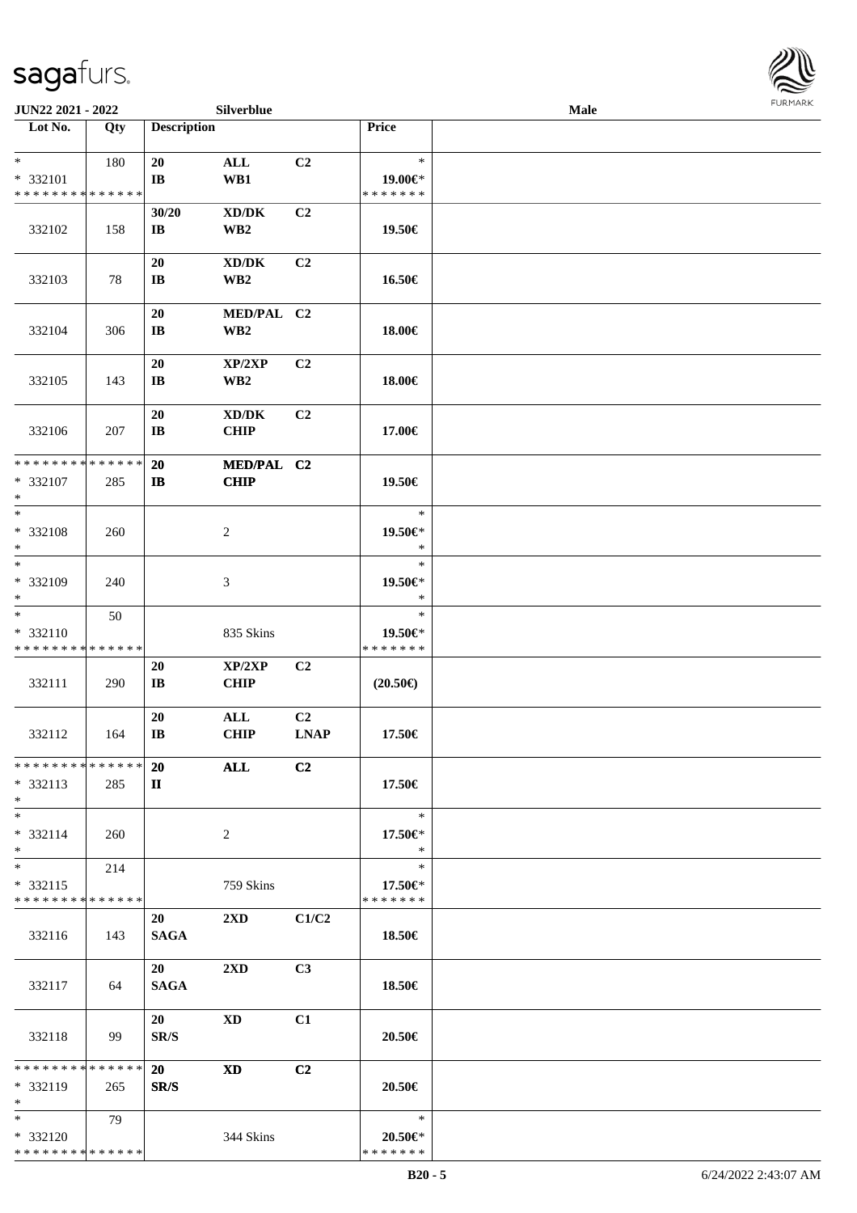| Lot No. | Qty | Description | | | Price | |
|---|---|---|---|---|---|---|
| * | 180 | 20 | ALL | C2 | * | |
| * 332101 | | IB | WB1 | | 19.00€* | |
| * * * * * * * * * * * * * * | | | | | * * * * * * * | |
| | | 30/20 | XD/DK | C2 | | |
| 332102 | 158 | IB | WB2 | | 19.50€ | |
| | | 20 | XD/DK | C2 | | |
| 332103 | 78 | IB | WB2 | | 16.50€ | |
| | | 20 | MED/PAL | C2 | | |
| 332104 | 306 | IB | WB2 | | 18.00€ | |
| | | 20 | XP/2XP | C2 | | |
| 332105 | 143 | IB | WB2 | | 18.00€ | |
| | | 20 | XD/DK | C2 | | |
| 332106 | 207 | IB | CHIP | | 17.00€ | |
| * * * * * * * * * * * * * * | | 20 | MED/PAL | C2 | | |
| * 332107 | 285 | IB | CHIP | | 19.50€ | |
| * | | | | | | |
| * | | | | | * | |
| * 332108 | 260 | | 2 | | 19.50€* | |
| * | | | | | * | |
| * | | | | | * | |
| * 332109 | 240 | | 3 | | 19.50€* | |
| * | | | | | * | |
| * | 50 | | | | * | |
| * 332110 | | | 835 Skins | | 19.50€* | |
| * * * * * * * * * * * * * * | | | | | * * * * * * * | |
| | | 20 | XP/2XP | C2 | | |
| 332111 | 290 | IB | CHIP | | (20.50€) | |
| | | 20 | ALL | C2 | | |
| 332112 | 164 | IB | CHIP | LNAP | 17.50€ | |
| * * * * * * * * * * * * * * | | 20 | ALL | C2 | | |
| * 332113 | 285 | II | | | 17.50€ | |
| * | | | | | | |
| * | | | | | * | |
| * 332114 | 260 | | 2 | | 17.50€* | |
| * | | | | | * | |
| * | 214 | | | | * | |
| * 332115 | | | 759 Skins | | 17.50€* | |
| * * * * * * * * * * * * * * | | | | | * * * * * * * | |
| | | 20 | 2XD | C1/C2 | | |
| 332116 | 143 | SAGA | | | 18.50€ | |
| | | 20 | 2XD | C3 | | |
| 332117 | 64 | SAGA | | | 18.50€ | |
| | | 20 | XD | C1 | | |
| 332118 | 99 | SR/S | | | 20.50€ | |
| * * * * * * * * * * * * * * | | 20 | XD | C2 | | |
| * 332119 | 265 | SR/S | | | 20.50€ | |
| * | | | | | | |
| * | 79 | | | | * | |
| * 332120 | | | 344 Skins | | 20.50€* | |
| * * * * * * * * * * * * * * | | | | | * * * * * * * | |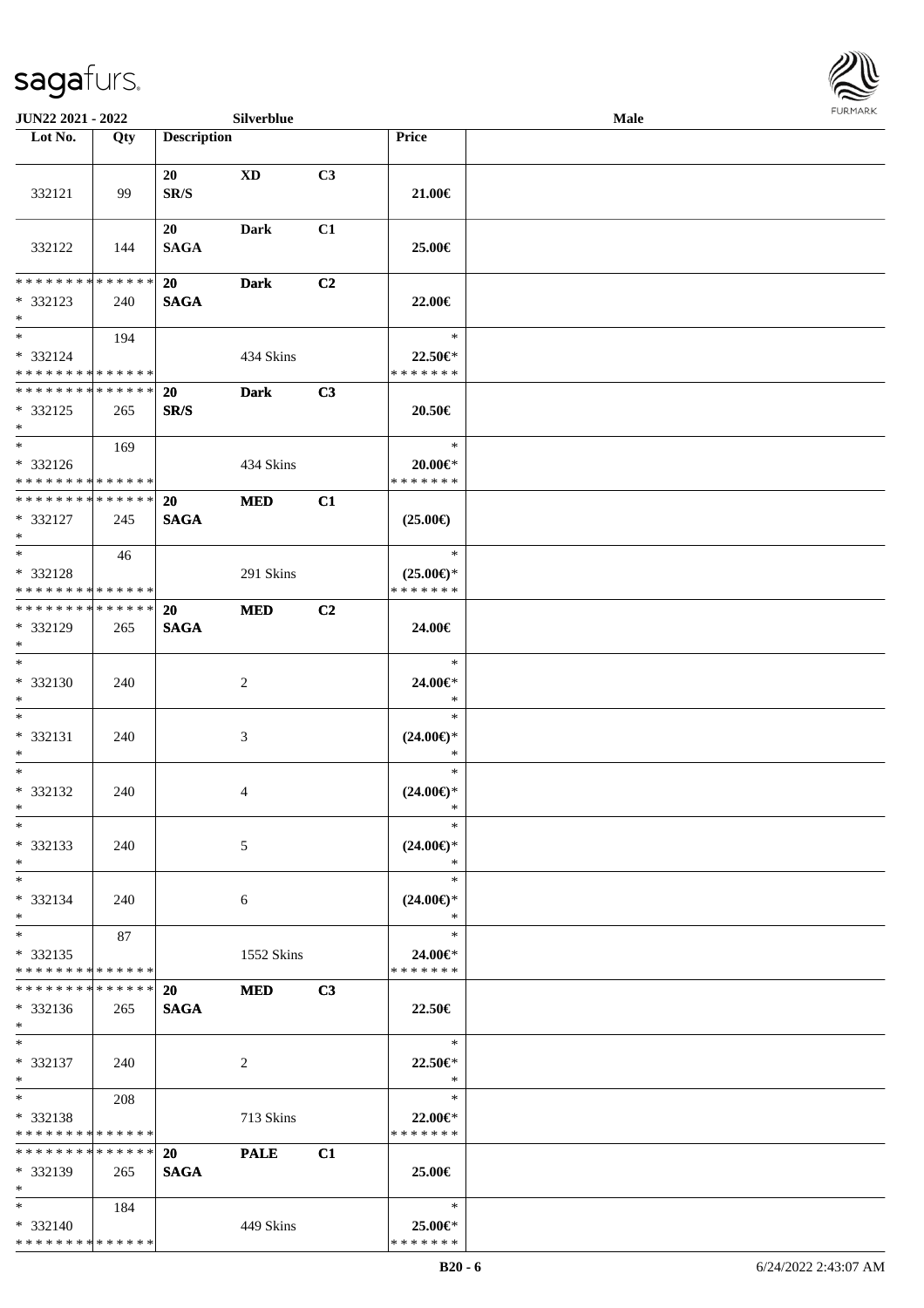| Lot No. | Qty | Description | | | Price | |
|---|---|---|---|---|---|---|
| 332121 | 99 | 20 SR/S | XD | C3 | 21.00€ | |
| 332122 | 144 | 20 SAGA | Dark | C1 | 25.00€ | |
| * * * * * * * * * * * * * * <br>* 332123<br>* | 240 | 20 SAGA | Dark | C2 | 22.00€ | |
| *<br>* 332124<br>* * * * * * * * * * * * * * | 194 | | 434 Skins | | *<br>22.50€*<br>* * * * * * * | |
| * * * * * * * * * * * * * * <br>* 332125<br>* | 265 | 20 SR/S | Dark | C3 | 20.50€ | |
| *<br>* 332126<br>* * * * * * * * * * * * * * | 169 | | 434 Skins | | *<br>20.00€*<br>* * * * * * * | |
| * * * * * * * * * * * * * * <br>* 332127<br>* | 245 | 20 SAGA | MED | C1 | (25.00€) | |
| *<br>* 332128<br>* * * * * * * * * * * * * * | 46 | | 291 Skins | | *<br>(25.00€)*<br>* * * * * * * | |
| * * * * * * * * * * * * * * <br>* 332129<br>* | 265 | 20 SAGA | MED | C2 | 24.00€ | |
| *<br>* 332130<br>* | 240 | | 2 | | *<br>24.00€*<br>* | |
| *<br>* 332131<br>* | 240 | | 3 | | *<br>(24.00€)*<br>* | |
| *<br>* 332132<br>* | 240 | | 4 | | *<br>(24.00€)*<br>* | |
| *<br>* 332133<br>* | 240 | | 5 | | *<br>(24.00€)*<br>* | |
| *<br>* 332134<br>* | 240 | | 6 | | *<br>(24.00€)*<br>* | |
| *<br>* 332135<br>* * * * * * * * * * * * * * | 87 | | 1552 Skins | | *<br>24.00€*<br>* * * * * * * | |
| * * * * * * * * * * * * * * <br>* 332136<br>* | 265 | 20 SAGA | MED | C3 | 22.50€ | |
| *<br>* 332137<br>* | 240 | | 2 | | *<br>22.50€*<br>* | |
| *<br>* 332138<br>* * * * * * * * * * * * * * | 208 | | 713 Skins | | *<br>22.00€*<br>* * * * * * * | |
| * * * * * * * * * * * * * * <br>* 332139<br>* | 265 | 20 SAGA | PALE | C1 | 25.00€ | |
| *<br>* 332140<br>* * * * * * * * * * * * * * | 184 | | 449 Skins | | *<br>25.00€*<br>* * * * * * * | |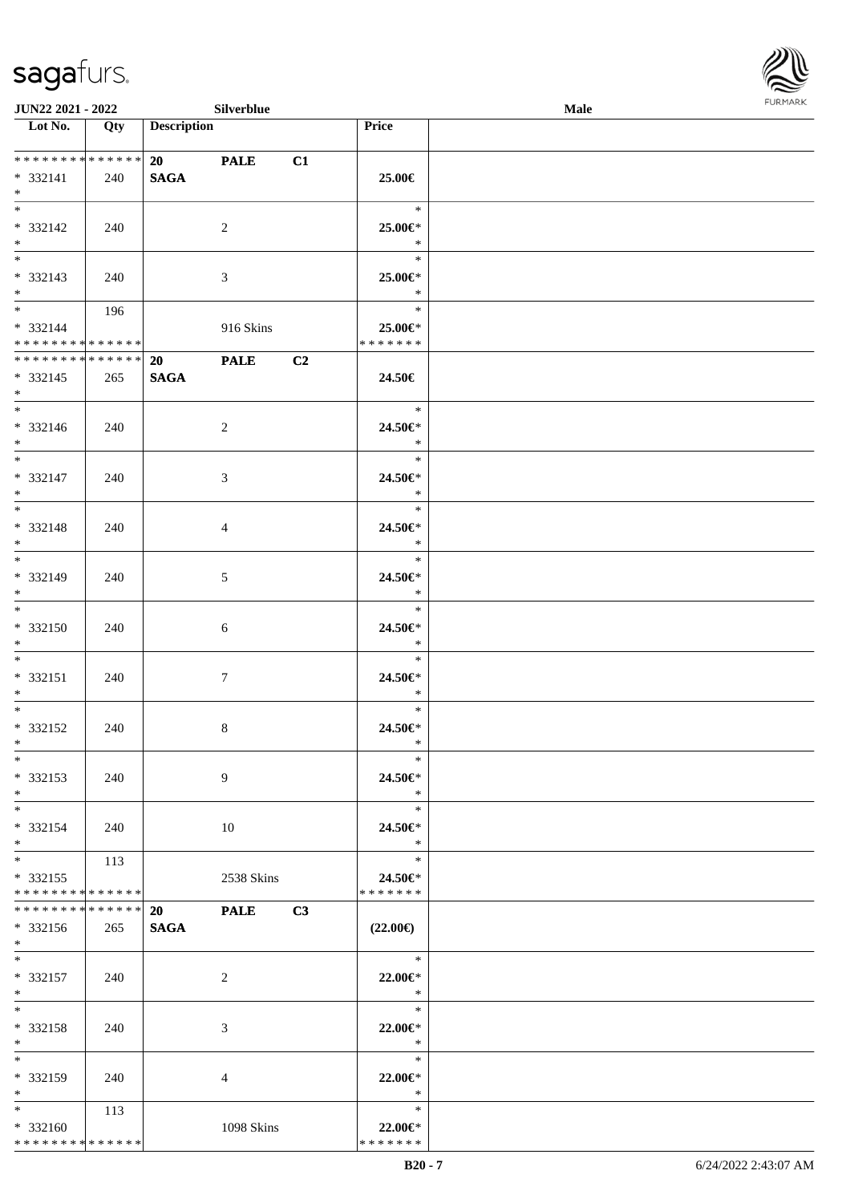| Lot No. | Qty | Description | | | Price | |
|---|---|---|---|---|---|---|
| * * * * * * * * * * * * * * | | 20 | PALE | C1 | | |
| * 332141 | 240 | SAGA | | | 25.00€ | |
| * | | | | | | |
| * | | | | | * | |
| * 332142 | 240 | | 2 | | 25.00€* | |
| * | | | | | * | |
| * | | | | | * | |
| * 332143 | 240 | | 3 | | 25.00€* | |
| * | | | | | * | |
| * | 196 | | | | * | |
| * 332144 | | | 916 Skins | | 25.00€* | |
| * * * * * * * * * * * * * * | | | | | * * * * * * * | |
| * * * * * * * * * * * * * * | | 20 | PALE | C2 | | |
| * 332145 | 265 | SAGA | | | 24.50€ | |
| * | | | | | | |
| * | | | | | * | |
| * 332146 | 240 | | 2 | | 24.50€* | |
| * | | | | | * | |
| * | | | | | * | |
| * 332147 | 240 | | 3 | | 24.50€* | |
| * | | | | | * | |
| * | | | | | * | |
| * 332148 | 240 | | 4 | | 24.50€* | |
| * | | | | | * | |
| * | | | | | * | |
| * 332149 | 240 | | 5 | | 24.50€* | |
| * | | | | | * | |
| * | | | | | * | |
| * 332150 | 240 | | 6 | | 24.50€* | |
| * | | | | | * | |
| * | | | | | * | |
| * 332151 | 240 | | 7 | | 24.50€* | |
| * | | | | | * | |
| * | | | | | * | |
| * 332152 | 240 | | 8 | | 24.50€* | |
| * | | | | | * | |
| * | | | | | * | |
| * 332153 | 240 | | 9 | | 24.50€* | |
| * | | | | | * | |
| * | | | | | * | |
| * 332154 | 240 | | 10 | | 24.50€* | |
| * | | | | | * | |
| * | 113 | | | | * | |
| * 332155 | | | 2538 Skins | | 24.50€* | |
| * * * * * * * * * * * * * * | | | | | * * * * * * * | |
| * * * * * * * * * * * * * * | | 20 | PALE | C3 | | |
| * 332156 | 265 | SAGA | | | (22.00€) | |
| * | | | | | | |
| * | | | | | * | |
| * 332157 | 240 | | 2 | | 22.00€* | |
| * | | | | | * | |
| * | | | | | * | |
| * 332158 | 240 | | 3 | | 22.00€* | |
| * | | | | | * | |
| * | | | | | * | |
| * 332159 | 240 | | 4 | | 22.00€* | |
| * | | | | | * | |
| * | 113 | | | | * | |
| * 332160 | | | 1098 Skins | | 22.00€* | |
| * * * * * * * * * * * * * * | | | | | * * * * * * * | |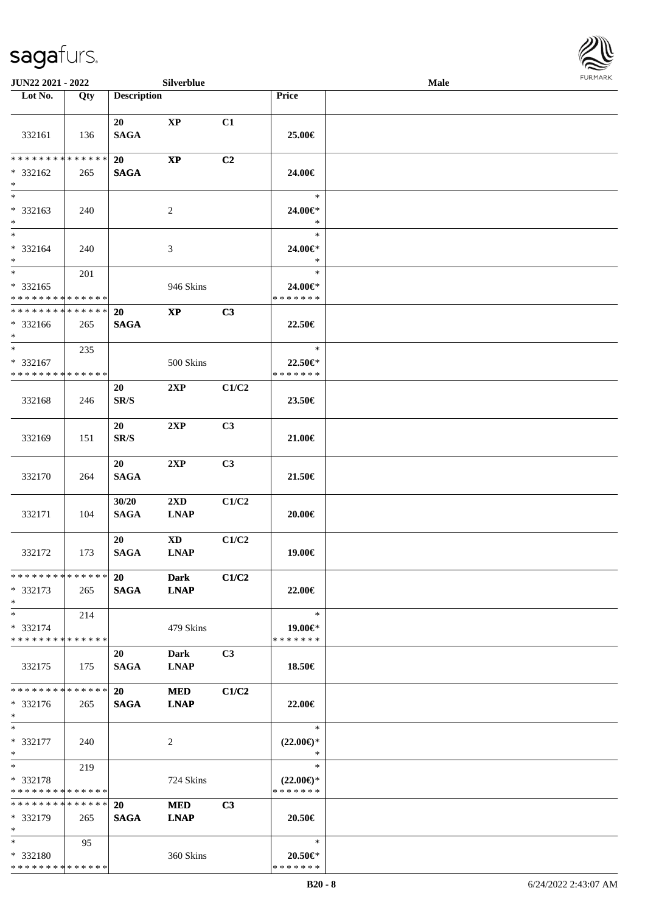| Lot No. | Qty | Description | | | Price | |
|---|---|---|---|---|---|---|
| 332161 | 136 | 20 SAGA | XP | C1 | 25.00€ | |
| * * * * * * * * * * * * * * * 332162 * | 265 | 20 SAGA | XP | C2 | 24.00€ | |
| * * 332163 * | 240 | | 2 | | * 24.00€* * | |
| * * 332164 * | 240 | | 3 | | * 24.00€* * | |
| * * 332165 * * * * * * * * * * * * * * | 201 | | 946 Skins | | * 24.00€* * * * * * * * | |
| * * * * * * * * * * * * * * * 332166 * | 265 | 20 SAGA | XP | C3 | 22.50€ | |
| * * 332167 * * * * * * * * * * * * * * | 235 | | 500 Skins | | * 22.50€* * * * * * * * | |
| 332168 | 246 | 20 SR/S | 2XP | C1/C2 | 23.50€ | |
| 332169 | 151 | 20 SR/S | 2XP | C3 | 21.00€ | |
| 332170 | 264 | 20 SAGA | 2XP | C3 | 21.50€ | |
| 332171 | 104 | 30/20 SAGA | 2XD LNAP | C1/C2 | 20.00€ | |
| 332172 | 173 | 20 SAGA | XD LNAP | C1/C2 | 19.00€ | |
| * * * * * * * * * * * * * * * 332173 * | 265 | 20 SAGA | Dark LNAP | C1/C2 | 22.00€ | |
| * * 332174 * * * * * * * * * * * * * * | 214 | | 479 Skins | | * 19.00€* * * * * * * * | |
| 332175 | 175 | 20 SAGA | Dark LNAP | C3 | 18.50€ | |
| * * * * * * * * * * * * * * * 332176 * | 265 | 20 SAGA | MED LNAP | C1/C2 | 22.00€ | |
| * * 332177 * | 240 | | 2 | | * (22.00€)* * | |
| * * 332178 * * * * * * * * * * * * * * | 219 | | 724 Skins | | * (22.00€)* * * * * * * * | |
| * * * * * * * * * * * * * * * 332179 * | 265 | 20 SAGA | MED LNAP | C3 | 20.50€ | |
| * * 332180 * * * * * * * * * * * * * * | 95 | | 360 Skins | | * 20.50€* * * * * * * * | |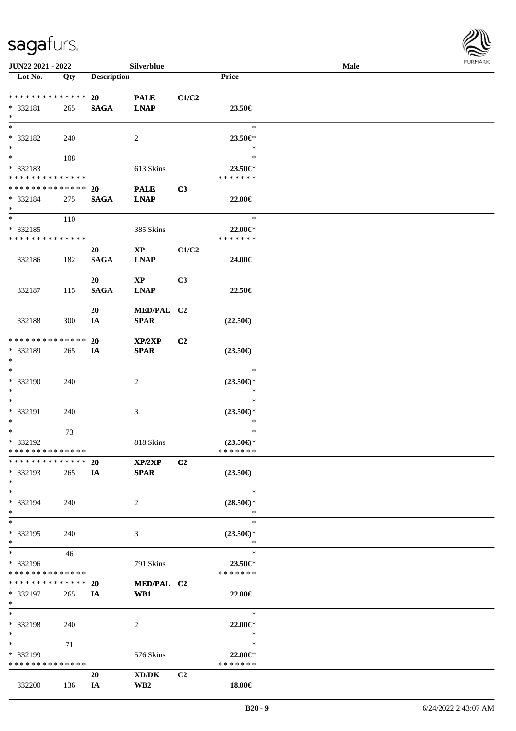**JUN22 2021 - 2022** **Silverblue** **Male**

| Lot No. | Qty | Description | | | Price | |
|---|---|---|---|---|---|---|
| * * * * * * * * * * * * * * | | 20 | PALE | C1/C2 | | |
| * 332181 | 265 | SAGA | LNAP | | 23.50€ | |
| * | | | | | | |
| * | | | | | * | |
| * 332182 | 240 | | 2 | | 23.50€* | |
| * | | | | | * | |
| * | 108 | | | | * | |
| * 332183 | | | 613 Skins | | 23.50€* | |
| * * * * * * * * * * * * * * | | | | | * * * * * * * | |
| * * * * * * * * * * * * * * | | 20 | PALE | C3 | | |
| * 332184 | 275 | SAGA | LNAP | | 22.00€ | |
| * | | | | | | |
| * | 110 | | | | * | |
| * 332185 | | | 385 Skins | | 22.00€* | |
| * * * * * * * * * * * * * * | | | | | * * * * * * * | |
| | | 20 | XP | C1/C2 | | |
| 332186 | 182 | SAGA | LNAP | | 24.00€ | |
| | | 20 | XP | C3 | | |
| 332187 | 115 | SAGA | LNAP | | 22.50€ | |
| | | 20 | MED/PAL | C2 | | |
| 332188 | 300 | IA | SPAR | | (22.50€) | |
| * * * * * * * * * * * * * * | | 20 | XP/2XP | C2 | | |
| * 332189 | 265 | IA | SPAR | | (23.50€) | |
| * | | | | | | |
| * | | | | | * | |
| * 332190 | 240 | | 2 | | (23.50€)* | |
| * | | | | | * | |
| * | | | | | * | |
| * 332191 | 240 | | 3 | | (23.50€)* | |
| * | | | | | * | |
| * | 73 | | | | * | |
| * 332192 | | | 818 Skins | | (23.50€)* | |
| * * * * * * * * * * * * * * | | | | | * * * * * * * | |
| * * * * * * * * * * * * * * | | 20 | XP/2XP | C2 | | |
| * 332193 | 265 | IA | SPAR | | (23.50€) | |
| * | | | | | | |
| * | | | | | * | |
| * 332194 | 240 | | 2 | | (28.50€)* | |
| * | | | | | * | |
| * | | | | | * | |
| * 332195 | 240 | | 3 | | (23.50€)* | |
| * | | | | | * | |
| * | 46 | | | | * | |
| * 332196 | | | 791 Skins | | 23.50€* | |
| * * * * * * * * * * * * * * | | | | | * * * * * * * | |
| * * * * * * * * * * * * * * | | 20 | MED/PAL | C2 | | |
| * 332197 | 265 | IA | WB1 | | 22.00€ | |
| * | | | | | | |
| * | | | | | * | |
| * 332198 | 240 | | 2 | | 22.00€* | |
| * | | | | | * | |
| * | 71 | | | | * | |
| * 332199 | | | 576 Skins | | 22.00€* | |
| * * * * * * * * * * * * * * | | | | | * * * * * * * | |
| | | 20 | XD/DK | C2 | | |
| 332200 | 136 | IA | WB2 | | 18.00€ | |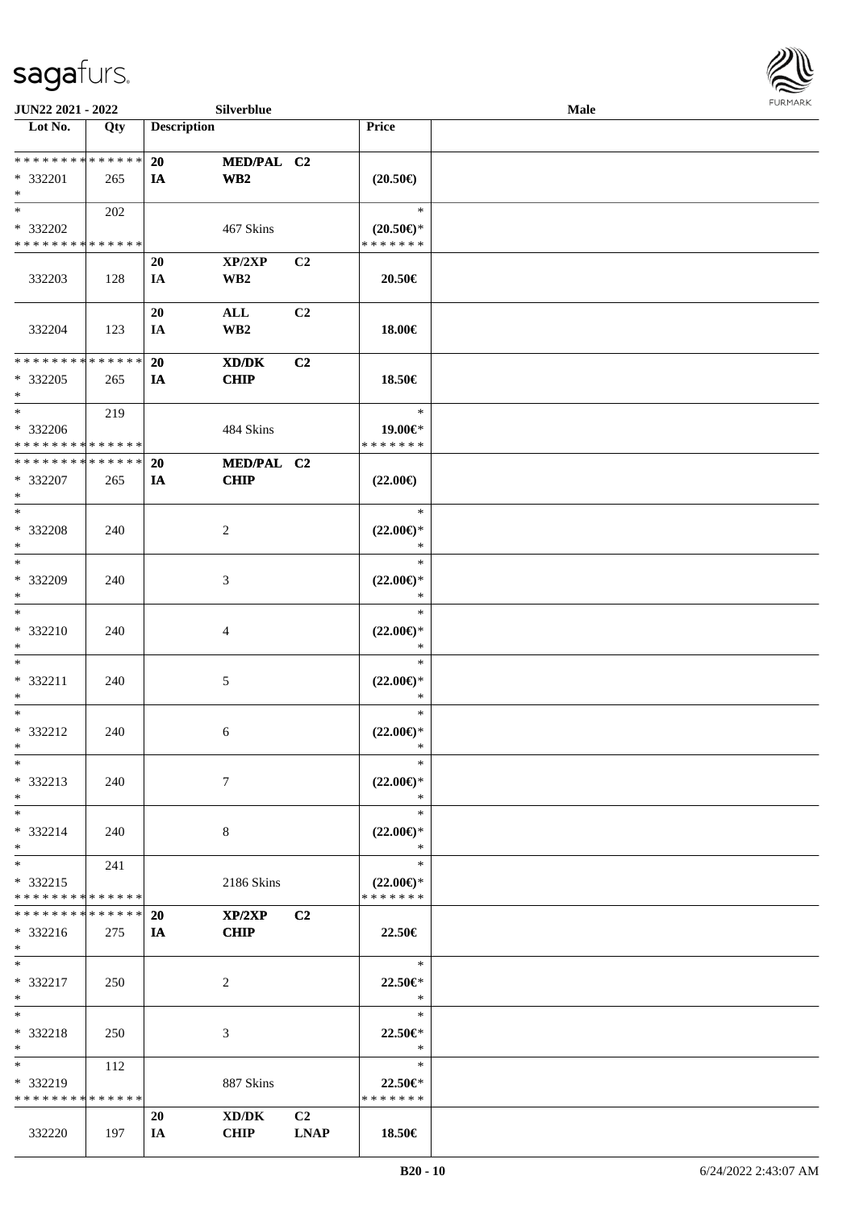JUN22 2021 - 2022 Silverblue Male

| Lot No. | Qty | Description | | | Price | |
|---|---|---|---|---|---|---|
| * * * * * * * * * * * * * * | | 20 | MED/PAL | C2 | | |
| * 332201 | 265 | IA | WB2 | | (20.50€) | |
| * | | | | | | |
| * | 202 | | | | * | |
| * 332202 | | | 467 Skins | | (20.50€)* | |
| * * * * * * * * * * * * * * | | | | | * * * * * * * | |
| | | 20 | XP/2XP | C2 | | |
| 332203 | 128 | IA | WB2 | | 20.50€ | |
| | | 20 | ALL | C2 | | |
| 332204 | 123 | IA | WB2 | | 18.00€ | |
| * * * * * * * * * * * * * * | | 20 | XD/DK | C2 | | |
| * 332205 | 265 | IA | CHIP | | 18.50€ | |
| * | | | | | | |
| * | 219 | | | | * | |
| * 332206 | | | 484 Skins | | 19.00€* | |
| * * * * * * * * * * * * * * | | | | | * * * * * * * | |
| * * * * * * * * * * * * * * | | 20 | MED/PAL | C2 | | |
| * 332207 | 265 | IA | CHIP | | (22.00€) | |
| * | | | | | | |
| * | | | | | * | |
| * 332208 | 240 | | 2 | | (22.00€)* | |
| * | | | | | * | |
| * | | | | | * | |
| * 332209 | 240 | | 3 | | (22.00€)* | |
| * | | | | | * | |
| * | | | | | * | |
| * 332210 | 240 | | 4 | | (22.00€)* | |
| * | | | | | * | |
| * | | | | | * | |
| * 332211 | 240 | | 5 | | (22.00€)* | |
| * | | | | | * | |
| * | | | | | * | |
| * 332212 | 240 | | 6 | | (22.00€)* | |
| * | | | | | * | |
| * | | | | | * | |
| * 332213 | 240 | | 7 | | (22.00€)* | |
| * | | | | | * | |
| * | | | | | * | |
| * 332214 | 240 | | 8 | | (22.00€)* | |
| * | | | | | * | |
| * | 241 | | | | * | |
| * 332215 | | | 2186 Skins | | (22.00€)* | |
| * * * * * * * * * * * * * * | | | | | * * * * * * * | |
| * * * * * * * * * * * * * * | | 20 | XP/2XP | C2 | | |
| * 332216 | 275 | IA | CHIP | | 22.50€ | |
| * | | | | | | |
| * | | | | | * | |
| * 332217 | 250 | | 2 | | 22.50€* | |
| * | | | | | * | |
| * | | | | | * | |
| * 332218 | 250 | | 3 | | 22.50€* | |
| * | | | | | * | |
| * | 112 | | | | * | |
| * 332219 | | | 887 Skins | | 22.50€* | |
| * * * * * * * * * * * * * * | | | | | * * * * * * * | |
| | | 20 | XD/DK | C2 | | |
| 332220 | 197 | IA | CHIP | LNAP | 18.50€ | |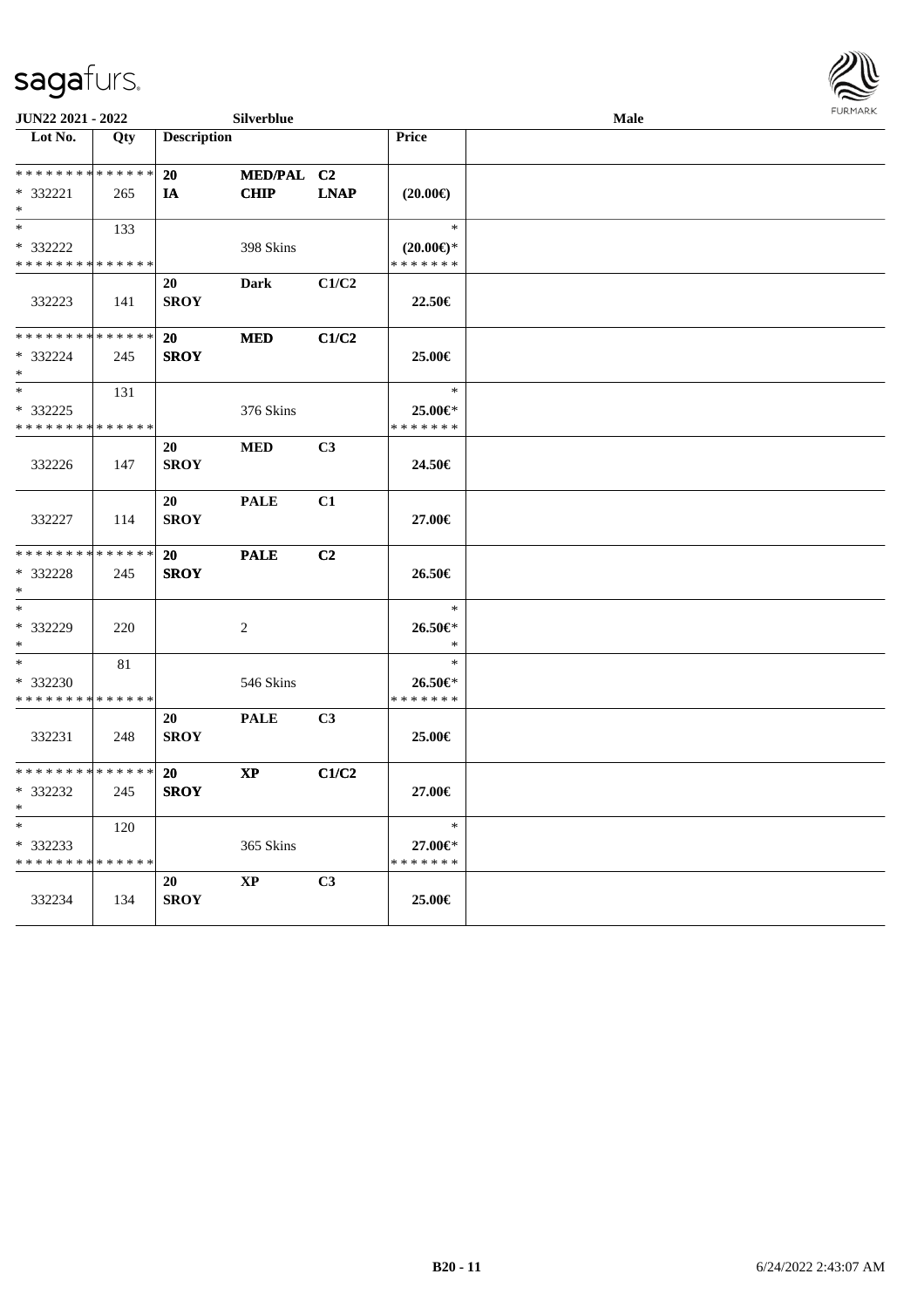| Lot No. | Qty | Description | | | Price | |
|---|---|---|---|---|---|---|
| * * * * * * * * * * * * * * | | 20 | MED/PAL | C2 | | |
| * 332221 | 265 | IA | CHIP | LNAP | (20.00€) | |
| * | | | | | | |
| * | 133 | | | | * | |
| * 332222 | | | 398 Skins | | (20.00€)* | |
| * * * * * * * * * * * * * * | | | | | * * * * * * * | |
| | | 20 | Dark | C1/C2 | | |
| 332223 | 141 | SROY | | | 22.50€ | |
| * * * * * * * * * * * * * * | | 20 | MED | C1/C2 | | |
| * 332224 | 245 | SROY | | | 25.00€ | |
| * | | | | | | |
| * | 131 | | | | * | |
| * 332225 | | | 376 Skins | | 25.00€* | |
| * * * * * * * * * * * * * * | | | | | * * * * * * * | |
| | | 20 | MED | C3 | | |
| 332226 | 147 | SROY | | | 24.50€ | |
| | | 20 | PALE | C1 | | |
| 332227 | 114 | SROY | | | 27.00€ | |
| * * * * * * * * * * * * * * | | 20 | PALE | C2 | | |
| * 332228 | 245 | SROY | | | 26.50€ | |
| * | | | | | | |
| * | | | | | * | |
| * 332229 | 220 | | 2 | | 26.50€* | |
| * | | | | | * | |
| * | 81 | | | | * | |
| * 332230 | | | 546 Skins | | 26.50€* | |
| * * * * * * * * * * * * * * | | | | | * * * * * * * | |
| | | 20 | PALE | C3 | | |
| 332231 | 248 | SROY | | | 25.00€ | |
| * * * * * * * * * * * * * * | | 20 | XP | C1/C2 | | |
| * 332232 | 245 | SROY | | | 27.00€ | |
| * | | | | | | |
| * | 120 | | | | * | |
| * 332233 | | | 365 Skins | | 27.00€* | |
| * * * * * * * * * * * * * * | | | | | * * * * * * * | |
| | | 20 | XP | C3 | | |
| 332234 | 134 | SROY | | | 25.00€ | |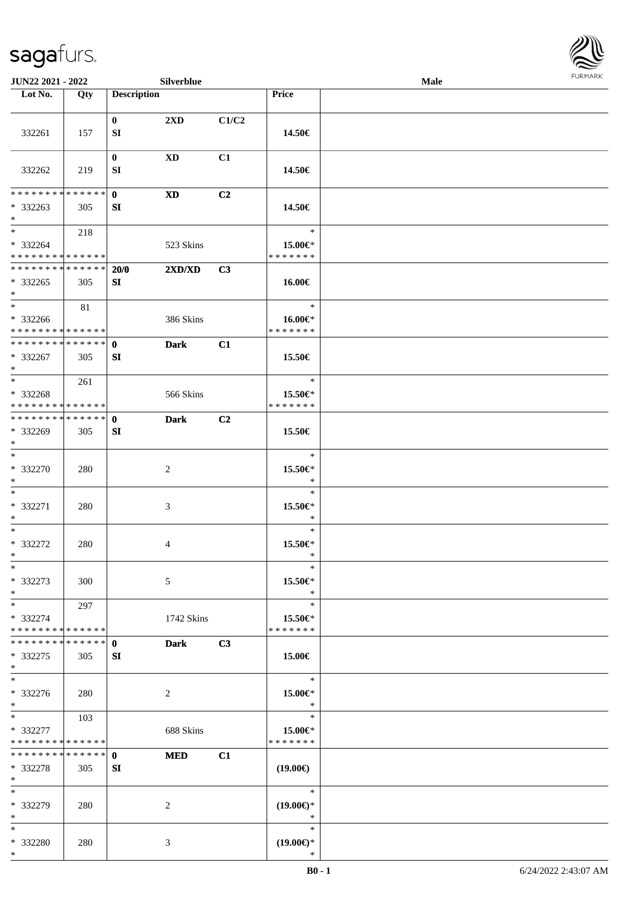JUN22 2021 - 2022 Silverblue Male

| Lot No. | Qty | Description | | | Price | |
|---|---|---|---|---|---|---|
| 332261 | 157 | 0 SI | 2XD | C1/C2 | 14.50€ | |
| 332262 | 219 | 0 SI | XD | C1 | 14.50€ | |
| * * * * * * * * * * * * * * * * 332263 * | 305 | 0 SI | XD | C2 | 14.50€ | |
| * * 332264 * * * * * * * * * * * * * * | 218 | | 523 Skins | | * 15.00€* * * * * * * * | |
| * * * * * * * * * * * * * * * * 332265 * | 305 | 20/0 SI | 2XD/XD | C3 | 16.00€ | |
| * * 332266 * * * * * * * * * * * * * * | 81 | | 386 Skins | | * 16.00€* * * * * * * * | |
| * * * * * * * * * * * * * * * * 332267 * | 305 | 0 SI | Dark | C1 | 15.50€ | |
| * * 332268 * * * * * * * * * * * * * * | 261 | | 566 Skins | | * 15.50€* * * * * * * * | |
| * * * * * * * * * * * * * * * * 332269 * | 305 | 0 SI | Dark | C2 | 15.50€ | |
| * * 332270 * | 280 | | 2 | | * 15.50€* * | |
| * * 332271 * | 280 | | 3 | | * 15.50€* * | |
| * * 332272 * | 280 | | 4 | | * 15.50€* * | |
| * * 332273 * | 300 | | 5 | | * 15.50€* * | |
| * * 332274 * * * * * * * * * * * * * * | 297 | | 1742 Skins | | * 15.50€* * * * * * * * | |
| * * * * * * * * * * * * * * * * 332275 * | 305 | 0 SI | Dark | C3 | 15.00€ | |
| * * 332276 * | 280 | | 2 | | * 15.00€* * | |
| * * 332277 * * * * * * * * * * * * * * | 103 | | 688 Skins | | * 15.00€* * * * * * * * | |
| * * * * * * * * * * * * * * * * 332278 * | 305 | 0 SI | MED | C1 | (19.00€) | |
| * * 332279 * | 280 | | 2 | | * (19.00€)* * | |
| * * 332280 * | 280 | | 3 | | * (19.00€)* * | |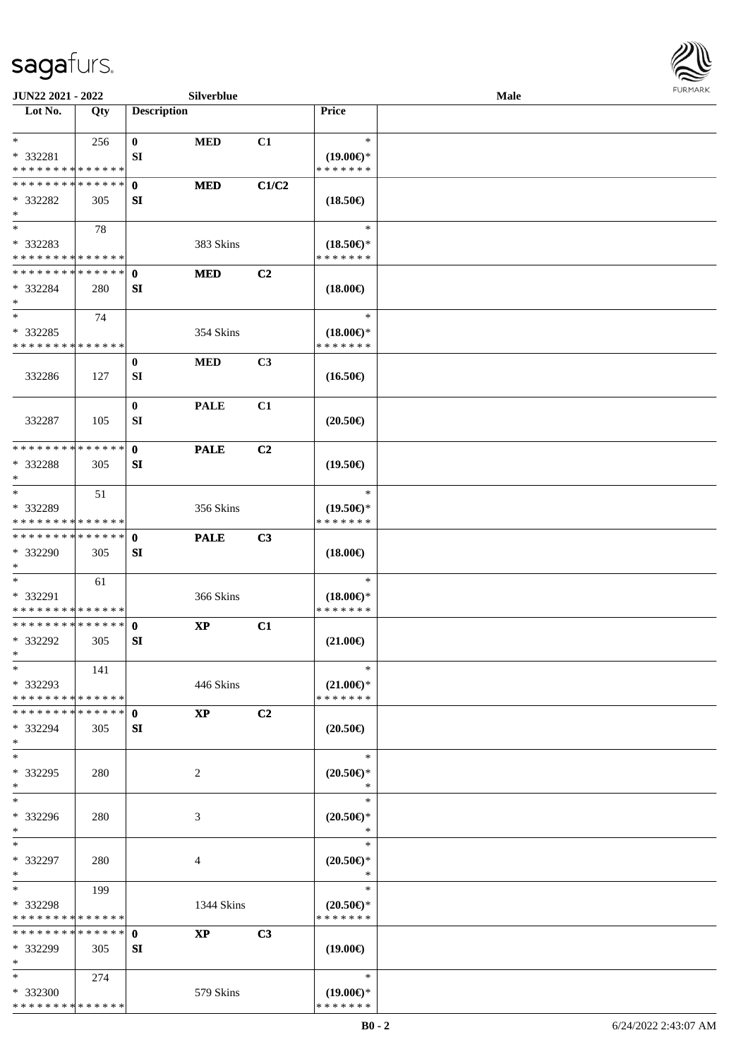JUN22 2021 - 2022 Silverblue Male

| Lot No. | Qty | Description | | | Price | |
|---|---|---|---|---|---|---|
| * | 256 | 0 | MED | C1 | * | |
| * 332281 | | SI | | | (19.00€)* | |
| * * * * * * * * * * * * * * | | | | | * * * * * * * | |
| * * * * * * * * * * * * * * | | 0 | MED | C1/C2 | | |
| * 332282 | 305 | SI | | | (18.50€) | |
| * | | | | | | |
| * | 78 | | | | * | |
| * 332283 | | | 383 Skins | | (18.50€)* | |
| * * * * * * * * * * * * * * | | | | | * * * * * * * | |
| * * * * * * * * * * * * * * | | 0 | MED | C2 | | |
| * 332284 | 280 | SI | | | (18.00€) | |
| * | | | | | | |
| * | 74 | | | | * | |
| * 332285 | | | 354 Skins | | (18.00€)* | |
| * * * * * * * * * * * * * * | | | | | * * * * * * * | |
| 332286 | 127 | 0 SI | MED | C3 | (16.50€) | |
| 332287 | 105 | 0 SI | PALE | C1 | (20.50€) | |
| * * * * * * * * * * * * * * | | 0 | PALE | C2 | | |
| * 332288 | 305 | SI | | | (19.50€) | |
| * | | | | | | |
| * | 51 | | | | * | |
| * 332289 | | | 356 Skins | | (19.50€)* | |
| * * * * * * * * * * * * * * | | | | | * * * * * * * | |
| * * * * * * * * * * * * * * | | 0 | PALE | C3 | | |
| * 332290 | 305 | SI | | | (18.00€) | |
| * | | | | | | |
| * | 61 | | | | * | |
| * 332291 | | | 366 Skins | | (18.00€)* | |
| * * * * * * * * * * * * * * | | | | | * * * * * * * | |
| * * * * * * * * * * * * * * | | 0 | XP | C1 | | |
| * 332292 | 305 | SI | | | (21.00€) | |
| * | | | | | | |
| * | 141 | | | | * | |
| * 332293 | | | 446 Skins | | (21.00€)* | |
| * * * * * * * * * * * * * * | | | | | * * * * * * * | |
| * * * * * * * * * * * * * * | | 0 | XP | C2 | | |
| * 332294 | 305 | SI | | | (20.50€) | |
| * | | | | | | |
| * | | | | | * | |
| * 332295 | 280 | | 2 | | (20.50€)* | |
| * | | | | | * | |
| * | | | | | * | |
| * 332296 | 280 | | 3 | | (20.50€)* | |
| * | | | | | * | |
| * | | | | | * | |
| * 332297 | 280 | | 4 | | (20.50€)* | |
| * | | | | | * | |
| * | 199 | | | | * | |
| * 332298 | | | 1344 Skins | | (20.50€)* | |
| * * * * * * * * * * * * * * | | | | | * * * * * * * | |
| * * * * * * * * * * * * * * | | 0 | XP | C3 | | |
| * 332299 | 305 | SI | | | (19.00€) | |
| * | | | | | | |
| * | 274 | | | | * | |
| * 332300 | | | 579 Skins | | (19.00€)* | |
| * * * * * * * * * * * * * * | | | | | * * * * * * * | |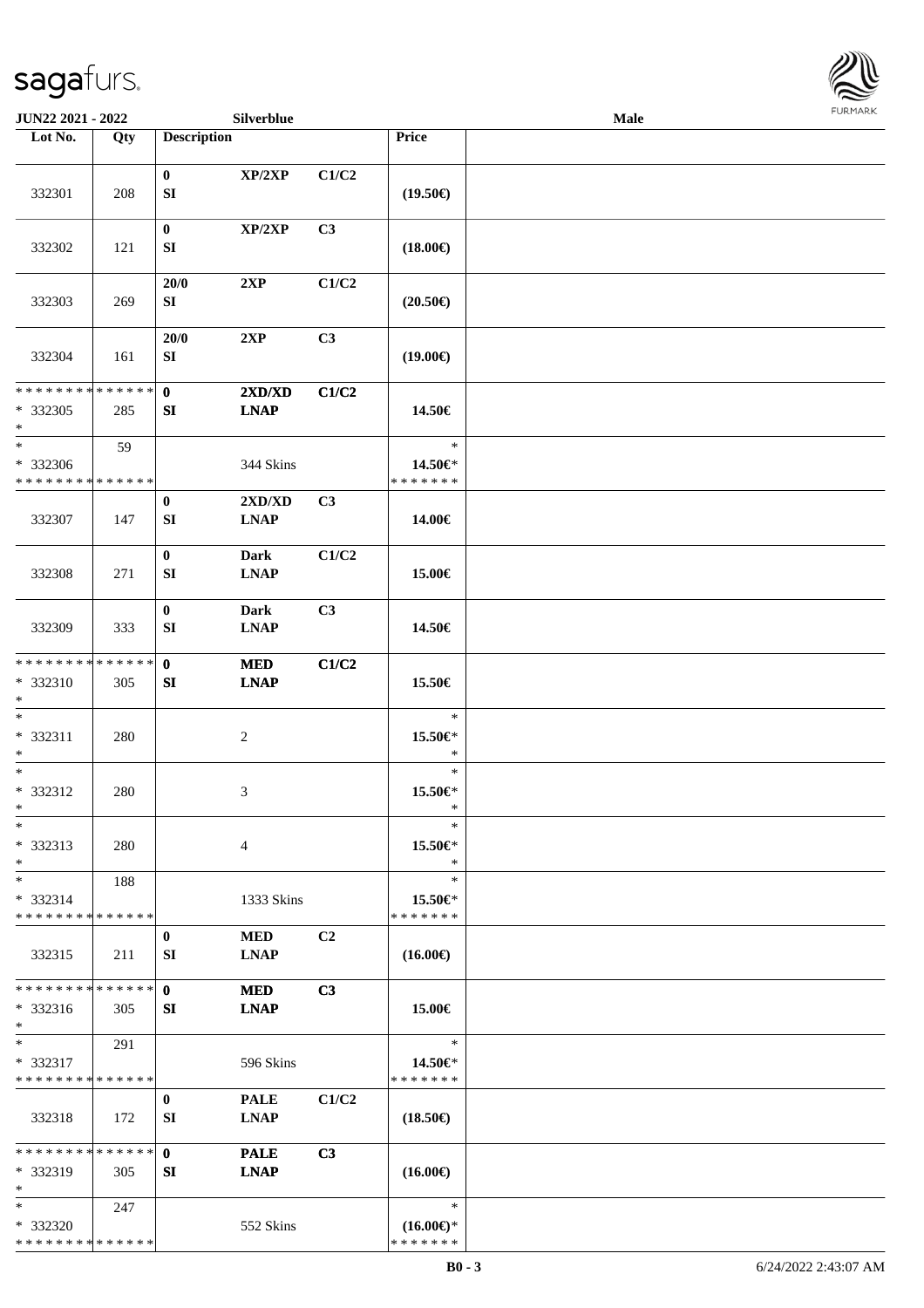JUN22 2021 - 2022 Silverblue Male

| Lot No. | Qty | Description | | | Price | |
|---|---|---|---|---|---|---|
| 332301 | 208 | 0<br>SI | XP/2XP | C1/C2 | (19.50€) | |
| 332302 | 121 | 0<br>SI | XP/2XP | C3 | (18.00€) | |
| 332303 | 269 | 20/0<br>SI | 2XP | C1/C2 | (20.50€) | |
| 332304 | 161 | 20/0<br>SI | 2XP | C3 | (19.00€) | |
| * * * * * * * * * * * * * *<br>* 332305<br>* | 285 | 0<br>SI | 2XD/XD<br>LNAP | C1/C2 | 14.50€ | |
| *<br>* 332306<br>* * * * * * * * * * * * * * | 59 | | 344 Skins | | *<br>14.50€*<br>* * * * * * * | |
| 332307 | 147 | 0<br>SI | 2XD/XD<br>LNAP | C3 | 14.00€ | |
| 332308 | 271 | 0<br>SI | Dark<br>LNAP | C1/C2 | 15.00€ | |
| 332309 | 333 | 0<br>SI | Dark<br>LNAP | C3 | 14.50€ | |
| * * * * * * * * * * * * * *<br>* 332310<br>* | 305 | 0<br>SI | MED<br>LNAP | C1/C2 | 15.50€ | |
| *<br>* 332311<br>* | 280 | | 2 | | *<br>15.50€*<br>* | |
| *<br>* 332312<br>* | 280 | | 3 | | *<br>15.50€*<br>* | |
| *<br>* 332313<br>* | 280 | | 4 | | *<br>15.50€*<br>* | |
| *<br>* 332314<br>* * * * * * * * * * * * * * | 188 | | 1333 Skins | | *<br>15.50€*<br>* * * * * * * | |
| 332315 | 211 | 0<br>SI | MED<br>LNAP | C2 | (16.00€) | |
| * * * * * * * * * * * * * *<br>* 332316<br>* | 305 | 0<br>SI | MED<br>LNAP | C3 | 15.00€ | |
| *<br>* 332317<br>* * * * * * * * * * * * * * | 291 | | 596 Skins | | *<br>14.50€*<br>* * * * * * * | |
| 332318 | 172 | 0<br>SI | PALE<br>LNAP | C1/C2 | (18.50€) | |
| * * * * * * * * * * * * * *<br>* 332319<br>* | 305 | 0<br>SI | PALE<br>LNAP | C3 | (16.00€) | |
| *<br>* 332320<br>* * * * * * * * * * * * * * | 247 | | 552 Skins | | *<br>(16.00€)*<br>* * * * * * * | |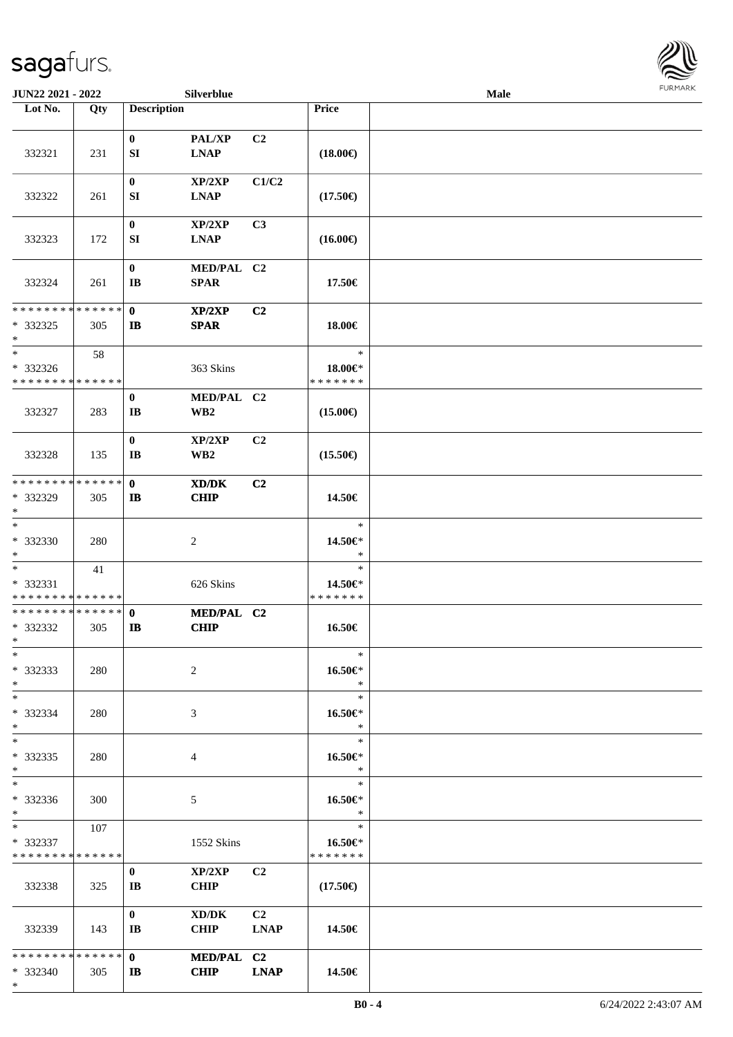| Lot No. | Qty | Description | | | Price | |
|---|---|---|---|---|---|---|
| 332321 | 231 | 0<br>SI | PAL/XP<br>LNAP | C2 | (18.00€) | |
| 332322 | 261 | 0<br>SI | XP/2XP<br>LNAP | C1/C2 | (17.50€) | |
| 332323 | 172 | 0<br>SI | XP/2XP<br>LNAP | C3 | (16.00€) | |
| 332324 | 261 | 0<br>IB | MED/PAL<br>SPAR | C2 | 17.50€ | |
| * * * * * * * * * * * * * *<br>* 332325<br>* | 305 | 0<br>IB | XP/2XP<br>SPAR | C2 | 18.00€ | |
| *<br>* 332326<br>* * * * * * * * * * * * * * | 58 | | 363 Skins | | *<br>18.00€*<br>* * * * * * * | |
| 332327 | 283 | 0<br>IB | MED/PAL<br>WB2 | C2 | (15.00€) | |
| 332328 | 135 | 0<br>IB | XP/2XP<br>WB2 | C2 | (15.50€) | |
| * * * * * * * * * * * * * *<br>* 332329<br>* | 305 | 0<br>IB | XD/DK<br>CHIP | C2 | 14.50€ | |
| *<br>* 332330<br>* | 280 | | 2 | | *<br>14.50€*<br>* | |
| *<br>* 332331<br>* * * * * * * * * * * * * * | 41 | | 626 Skins | | *<br>14.50€*<br>* * * * * * * | |
| * * * * * * * * * * * * * *<br>* 332332<br>* | 305 | 0<br>IB | MED/PAL<br>CHIP | C2 | 16.50€ | |
| *<br>* 332333<br>* | 280 | | 2 | | *<br>16.50€*<br>* | |
| *<br>* 332334<br>* | 280 | | 3 | | *<br>16.50€*<br>* | |
| *<br>* 332335<br>* | 280 | | 4 | | *<br>16.50€*<br>* | |
| *<br>* 332336<br>* | 300 | | 5 | | *<br>16.50€*<br>* | |
| *<br>* 332337<br>* * * * * * * * * * * * * * | 107 | | 1552 Skins | | *<br>16.50€*<br>* * * * * * * | |
| 332338 | 325 | 0<br>IB | XP/2XP<br>CHIP | C2 | (17.50€) | |
| 332339 | 143 | 0<br>IB | XD/DK<br>CHIP | C2<br>LNAP | 14.50€ | |
| * * * * * * * * * * * * * *<br>* 332340<br>* | 305 | 0<br>IB | MED/PAL<br>CHIP | C2<br>LNAP | 14.50€ | |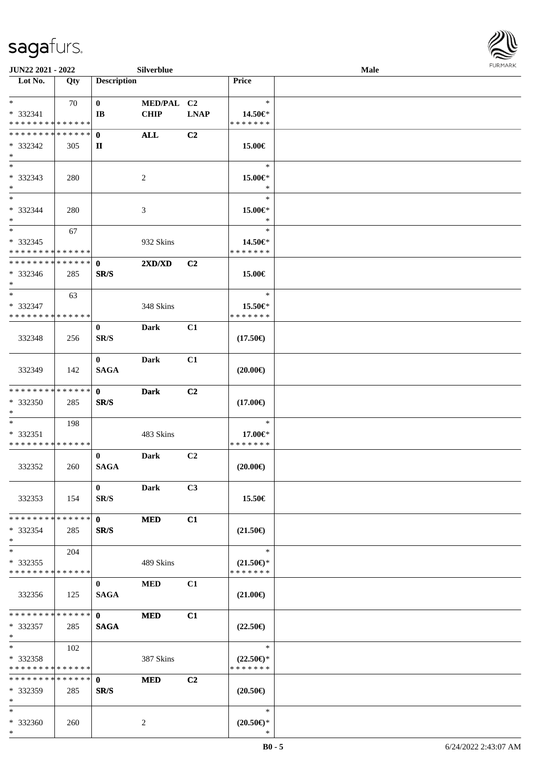JUN22 2021 - 2022 Silverblue Male

| Lot No. | Qty | Description | | | Price |
|---|---|---|---|---|---|
| * | 70 | 0 | MED/PAL | C2 | * |
| * 332341 | | IB | CHIP | LNAP | 14.50€* |
| * * * * * * * * * * * * * * | | | | | * * * * * * * |
| * * * * * * * * * * * * * * | | 0 | ALL | C2 | |
| * 332342 | 305 | II | | | 15.00€ |
| * | | | | | |
| * | | | | | * |
| * 332343 | 280 | | 2 | | 15.00€* |
| * | | | | | * |
| * | | | | | * |
| * 332344 | 280 | | 3 | | 15.00€* |
| * | | | | | * |
| * | 67 | | | | * |
| * 332345 | | | 932 Skins | | 14.50€* |
| * * * * * * * * * * * * * * | | | | | * * * * * * * |
| * * * * * * * * * * * * * * | | 0 | 2XD/XD | C2 | |
| * 332346 | 285 | SR/S | | | 15.00€ |
| * | | | | | |
| * | 63 | | | | * |
| * 332347 | | | 348 Skins | | 15.50€* |
| * * * * * * * * * * * * * * | | | | | * * * * * * * |
| | | 0 | Dark | C1 | |
| 332348 | 256 | SR/S | | | (17.50€) |
| | | 0 | Dark | C1 | |
| 332349 | 142 | SAGA | | | (20.00€) |
| * * * * * * * * * * * * * * | | 0 | Dark | C2 | |
| * 332350 | 285 | SR/S | | | (17.00€) |
| * | | | | | |
| * | 198 | | | | * |
| * 332351 | | | 483 Skins | | 17.00€* |
| * * * * * * * * * * * * * * | | | | | * * * * * * * |
| | | 0 | Dark | C2 | |
| 332352 | 260 | SAGA | | | (20.00€) |
| | | 0 | Dark | C3 | |
| 332353 | 154 | SR/S | | | 15.50€ |
| * * * * * * * * * * * * * * | | 0 | MED | C1 | |
| * 332354 | 285 | SR/S | | | (21.50€) |
| * | | | | | |
| * | 204 | | | | * |
| * 332355 | | | 489 Skins | | (21.50€)* |
| * * * * * * * * * * * * * * | | | | | * * * * * * * |
| | | 0 | MED | C1 | |
| 332356 | 125 | SAGA | | | (21.00€) |
| * * * * * * * * * * * * * * | | 0 | MED | C1 | |
| * 332357 | 285 | SAGA | | | (22.50€) |
| * | | | | | |
| * | 102 | | | | * |
| * 332358 | | | 387 Skins | | (22.50€)* |
| * * * * * * * * * * * * * * | | | | | * * * * * * * |
| * * * * * * * * * * * * * * | | 0 | MED | C2 | |
| * 332359 | 285 | SR/S | | | (20.50€) |
| * | | | | | |
| * | | | | | * |
| * 332360 | 260 | | 2 | | (20.50€)* |
| * | | | | | * |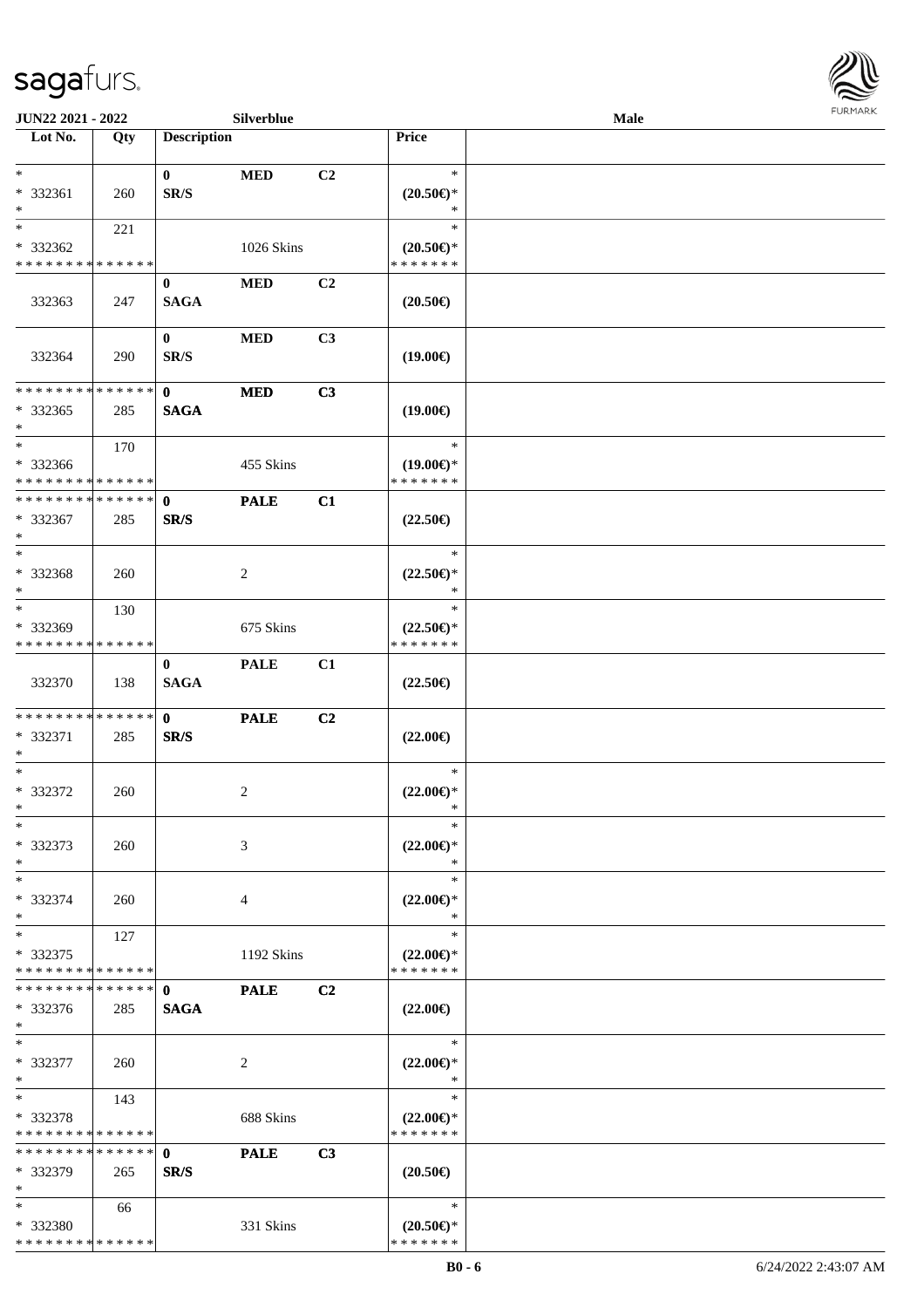| Lot No. | Qty | Description | | | Price | |
|---|---|---|---|---|---|---|
| * | | 0 | MED | C2 | * | |
| * 332361 | 260 | SR/S | | | (20.50€)* | |
| * | | | | | * | |
| * | 221 | | | | * | |
| * 332362 | | | 1026 Skins | | (20.50€)* | |
| * * * * * * * * * * * * * * | | | | | * * * * * * * | |
| | | 0 | MED | C2 | | |
| 332363 | 247 | SAGA | | | (20.50€) | |
| | | 0 | MED | C3 | | |
| 332364 | 290 | SR/S | | | (19.00€) | |
| * * * * * * * * * * * * * * | | 0 | MED | C3 | | |
| * 332365 | 285 | SAGA | | | (19.00€) | |
| * | | | | | | |
| * | 170 | | | | * | |
| * 332366 | | | 455 Skins | | (19.00€)* | |
| * * * * * * * * * * * * * * | | | | | * * * * * * * | |
| * * * * * * * * * * * * * * | | 0 | PALE | C1 | | |
| * 332367 | 285 | SR/S | | | (22.50€) | |
| * | | | | | | |
| * | | | | | * | |
| * 332368 | 260 | | 2 | | (22.50€)* | |
| * | | | | | * | |
| * | 130 | | | | * | |
| * 332369 | | | 675 Skins | | (22.50€)* | |
| * * * * * * * * * * * * * * | | | | | * * * * * * * | |
| | | 0 | PALE | C1 | | |
| 332370 | 138 | SAGA | | | (22.50€) | |
| * * * * * * * * * * * * * * | | 0 | PALE | C2 | | |
| * 332371 | 285 | SR/S | | | (22.00€) | |
| * | | | | | | |
| * | | | | | * | |
| * 332372 | 260 | | 2 | | (22.00€)* | |
| * | | | | | * | |
| * | | | | | * | |
| * 332373 | 260 | | 3 | | (22.00€)* | |
| * | | | | | * | |
| * | | | | | * | |
| * 332374 | 260 | | 4 | | (22.00€)* | |
| * | | | | | * | |
| * | 127 | | | | * | |
| * 332375 | | | 1192 Skins | | (22.00€)* | |
| * * * * * * * * * * * * * * | | | | | * * * * * * * | |
| * * * * * * * * * * * * * * | | 0 | PALE | C2 | | |
| * 332376 | 285 | SAGA | | | (22.00€) | |
| * | | | | | | |
| * | | | | | * | |
| * 332377 | 260 | | 2 | | (22.00€)* | |
| * | | | | | * | |
| * | 143 | | | | * | |
| * 332378 | | | 688 Skins | | (22.00€)* | |
| * * * * * * * * * * * * * * | | | | | * * * * * * * | |
| * * * * * * * * * * * * * * | | 0 | PALE | C3 | | |
| * 332379 | 265 | SR/S | | | (20.50€) | |
| * | | | | | | |
| * | 66 | | | | * | |
| * 332380 | | | 331 Skins | | (20.50€)* | |
| * * * * * * * * * * * * * * | | | | | * * * * * * * | |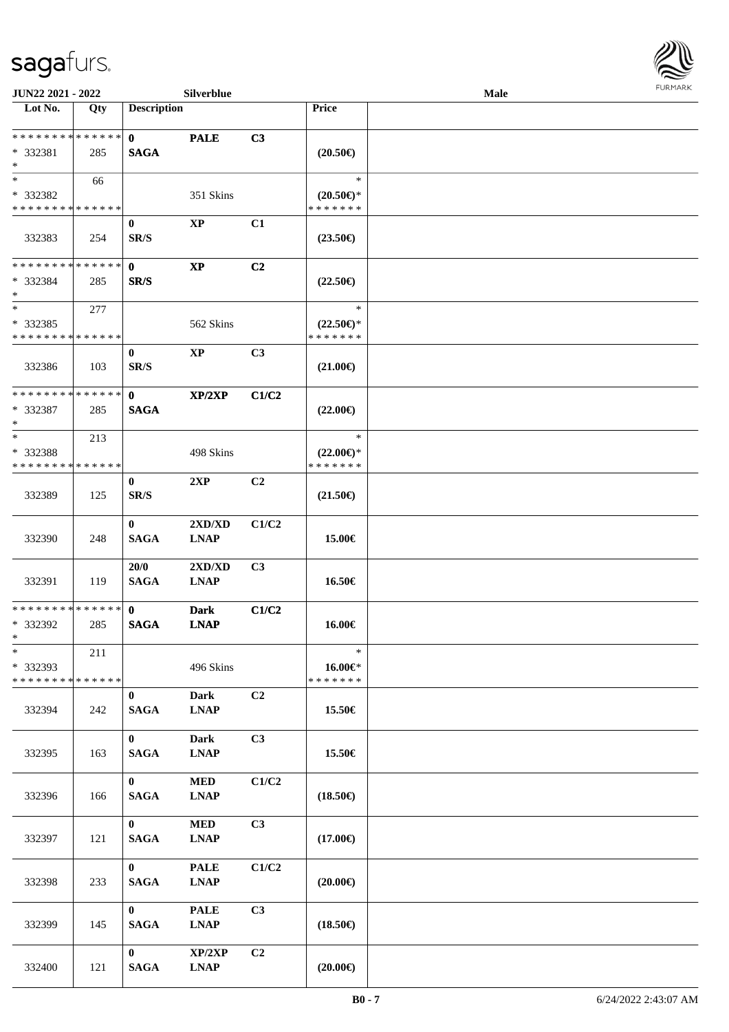sagafurs.

JUN22 2021 - 2022 | Silverblue | Male

| Lot No. | Qty | Description | | | Price | |
|---|---|---|---|---|---|---|
| * * * * * * * * * * * * * * | | 0 | PALE | C3 | | |
| * 332381 | 285 | SAGA | | | (20.50€) | |
| * | | | | | | |
| * | 66 | | | | * | |
| * 332382 | | | 351 Skins | | (20.50€)* | |
| * * * * * * * * * * * * * * | | | | | * * * * * * * | |
| 332383 | 254 | 0 SR/S | XP | C1 | (23.50€) | |
| * * * * * * * * * * * * * * | | 0 | XP | C2 | | |
| * 332384 | 285 | SR/S | | | (22.50€) | |
| * | | | | | | |
| * | 277 | | | | * | |
| * 332385 | | | 562 Skins | | (22.50€)* | |
| * * * * * * * * * * * * * * | | | | | * * * * * * * | |
| 332386 | 103 | 0 SR/S | XP | C3 | (21.00€) | |
| * * * * * * * * * * * * * * | | 0 | XP/2XP | C1/C2 | | |
| * 332387 | 285 | SAGA | | | (22.00€) | |
| * | | | | | | |
| * | 213 | | | | * | |
| * 332388 | | | 498 Skins | | (22.00€)* | |
| * * * * * * * * * * * * * * | | | | | * * * * * * * | |
| 332389 | 125 | 0 SR/S | 2XP | C2 | (21.50€) | |
| 332390 | 248 | 0 SAGA | 2XD/XD LNAP | C1/C2 | 15.00€ | |
| 332391 | 119 | 20/0 SAGA | 2XD/XD LNAP | C3 | 16.50€ | |
| * * * * * * * * * * * * * * | | 0 | Dark | C1/C2 | | |
| * 332392 | 285 | SAGA | LNAP | | 16.00€ | |
| * | | | | | | |
| * | 211 | | | | * | |
| * 332393 | | | 496 Skins | | 16.00€* | |
| * * * * * * * * * * * * * * | | | | | * * * * * * * | |
| 332394 | 242 | 0 SAGA | Dark LNAP | C2 | 15.50€ | |
| 332395 | 163 | 0 SAGA | Dark LNAP | C3 | 15.50€ | |
| 332396 | 166 | 0 SAGA | MED LNAP | C1/C2 | (18.50€) | |
| 332397 | 121 | 0 SAGA | MED LNAP | C3 | (17.00€) | |
| 332398 | 233 | 0 SAGA | PALE LNAP | C1/C2 | (20.00€) | |
| 332399 | 145 | 0 SAGA | PALE LNAP | C3 | (18.50€) | |
| 332400 | 121 | 0 SAGA | XP/2XP LNAP | C2 | (20.00€) | |

B0 - 7 | 6/24/2022 2:43:07 AM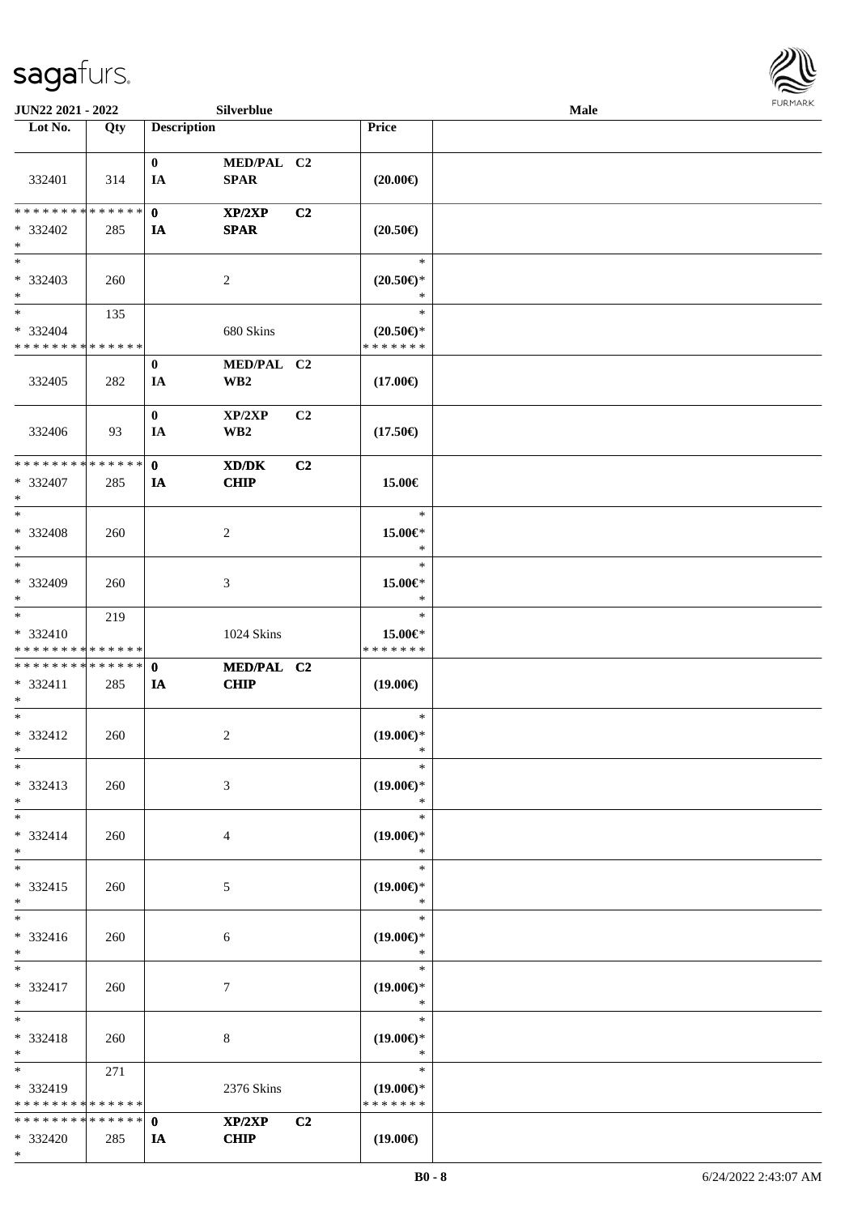| Lot No. | Qty | Description | | | Price | |
|---|---|---|---|---|---|---|
| 332401 | 314 | 0 IA | MED/PAL SPAR | C2 | (20.00€) | |
| * * * * * * * * * * * * * * * 332402 * | 285 | 0 IA | XP/2XP SPAR | C2 | (20.50€) | |
| * * 332403 * | 260 | | 2 | | * (20.50€)* * | |
| * * 332404 * * * * * * * * * * * * * * | 135 | | 680 Skins | | * (20.50€)* * * * * * * * | |
| 332405 | 282 | 0 IA | MED/PAL WB2 | C2 | (17.00€) | |
| 332406 | 93 | 0 IA | XP/2XP WB2 | C2 | (17.50€) | |
| * * * * * * * * * * * * * * * 332407 * | 285 | 0 IA | XD/DK CHIP | C2 | 15.00€ | |
| * * 332408 * | 260 | | 2 | | * 15.00€* * | |
| * * 332409 * | 260 | | 3 | | * 15.00€* * | |
| * * 332410 * * * * * * * * * * * * * * | 219 | | 1024 Skins | | * 15.00€* * * * * * * * | |
| * * * * * * * * * * * * * * * 332411 * | 285 | 0 IA | MED/PAL CHIP | C2 | (19.00€) | |
| * * 332412 * | 260 | | 2 | | * (19.00€)* * | |
| * * 332413 * | 260 | | 3 | | * (19.00€)* * | |
| * * 332414 * | 260 | | 4 | | * (19.00€)* * | |
| * * 332415 * | 260 | | 5 | | * (19.00€)* * | |
| * * 332416 * | 260 | | 6 | | * (19.00€)* * | |
| * * 332417 * | 260 | | 7 | | * (19.00€)* * | |
| * * 332418 * | 260 | | 8 | | * (19.00€)* * | |
| * * 332419 * * * * * * * * * * * * * * | 271 | | 2376 Skins | | * (19.00€)* * * * * * * * | |
| * * * * * * * * * * * * * * * 332420 * | 285 | 0 IA | XP/2XP CHIP | C2 | (19.00€) | |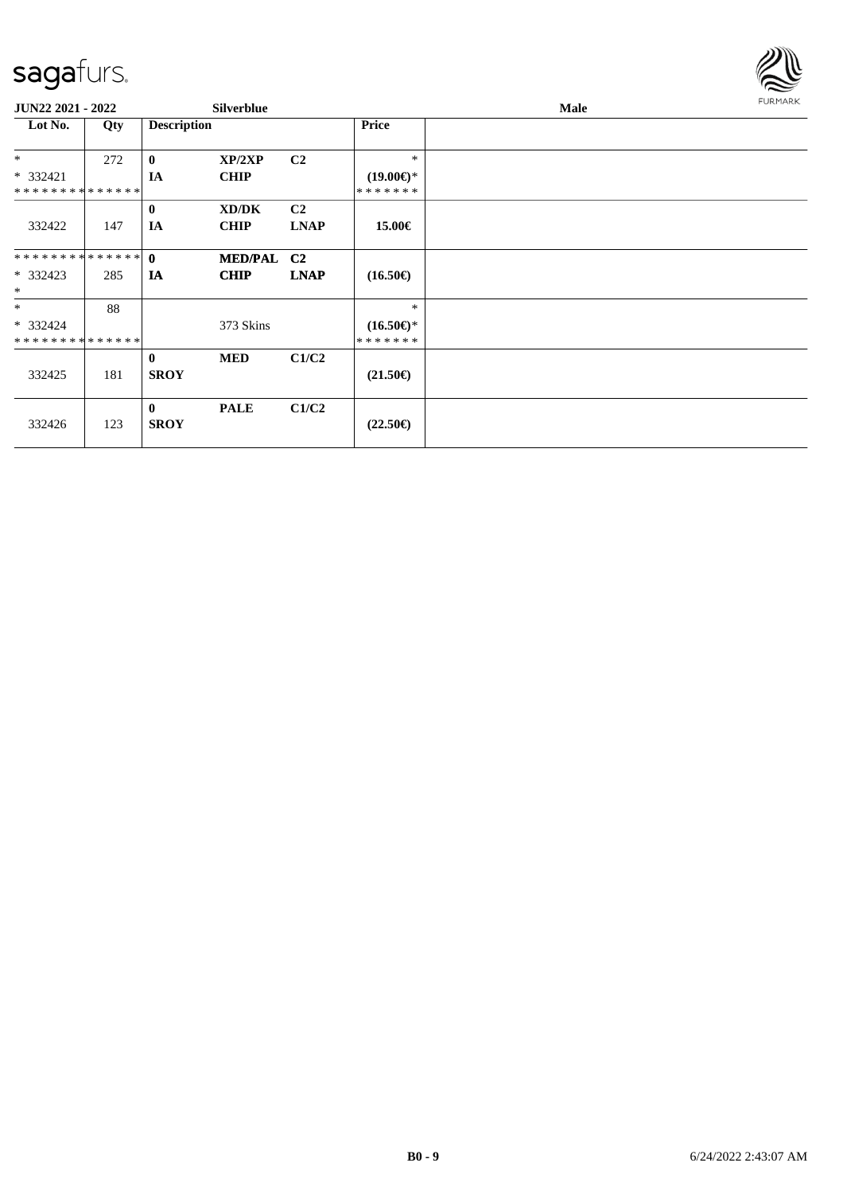**JUN22 2021 - 2022** **Silverblue** **Male**

| Lot No. | Qty | Description | | | Price | |
|---|---|---|---|---|---|---|
| * | 272 | **0** | **XP/2XP** | **C2** | * | |
| * 332421 | | **IA** | **CHIP** | | **(19.00€)*** | |
| * * * * * * * * * * * * * * | | | | | * * * * * * * | |
| | | **0** | **XD/DK** | **C2** | | |
| 332422 | 147 | **IA** | **CHIP** | **LNAP** | **15.00€** | |
| * * * * * * * * * * * * * * | | **0** | **MED/PAL** | **C2** | | |
| * 332423 | 285 | **IA** | **CHIP** | **LNAP** | **(16.50€)** | |
| * | | | | | | |
| * | 88 | | | | * | |
| * 332424 | | | 373 Skins | | **(16.50€)*** | |
| * * * * * * * * * * * * * * | | | | | * * * * * * * | |
| | | **0** | **MED** | **C1/C2** | | |
| 332425 | 181 | **SROY** | | | **(21.50€)** | |
| | | **0** | **PALE** | **C1/C2** | | |
| 332426 | 123 | **SROY** | | | **(22.50€)** | |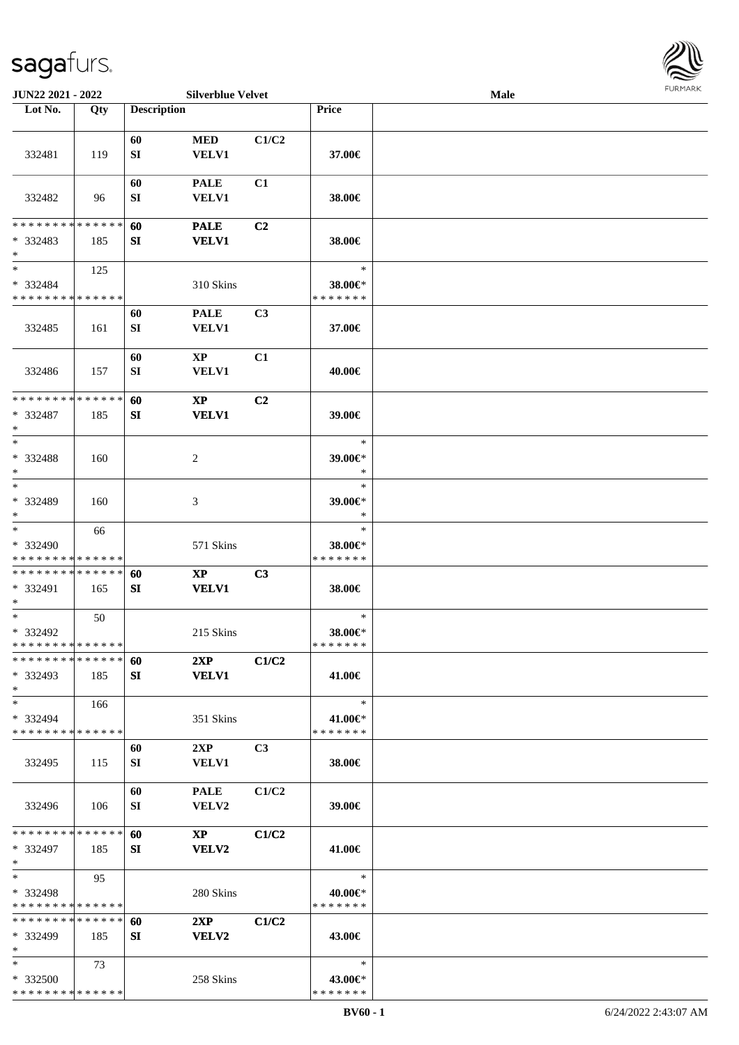JUN22 2021 - 2022 Silverblue Velvet Male

| Lot No. | Qty | Description | | | Price | |
|---|---|---|---|---|---|---|
| 332481 | 119 | 60 SI | MED VELV1 | C1/C2 | 37.00€ | |
| 332482 | 96 | 60 SI | PALE VELV1 | C1 | 38.00€ | |
| * * * * * * * * * * * * * * * 332483 * | 185 | 60 SI | PALE VELV1 | C2 | 38.00€ | |
| * * 332484 * * * * * * * * * * * * * * | 125 | | 310 Skins | | * 38.00€* * * * * * * * | |
| 332485 | 161 | 60 SI | PALE VELV1 | C3 | 37.00€ | |
| 332486 | 157 | 60 SI | XP VELV1 | C1 | 40.00€ | |
| * * * * * * * * * * * * * * * 332487 * | 185 | 60 SI | XP VELV1 | C2 | 39.00€ | |
| * * 332488 * | 160 | | 2 | | * 39.00€* * | |
| * * 332489 * | 160 | | 3 | | * 39.00€* * | |
| * * 332490 * * * * * * * * * * * * * * | 66 | | 571 Skins | | * 38.00€* * * * * * * * | |
| * * * * * * * * * * * * * * * 332491 * | 165 | 60 SI | XP VELV1 | C3 | 38.00€ | |
| * * 332492 * * * * * * * * * * * * * * | 50 | | 215 Skins | | * 38.00€* * * * * * * * | |
| * * * * * * * * * * * * * * * 332493 * | 185 | 60 SI | 2XP VELV1 | C1/C2 | 41.00€ | |
| * * 332494 * * * * * * * * * * * * * * | 166 | | 351 Skins | | * 41.00€* * * * * * * * | |
| 332495 | 115 | 60 SI | 2XP VELV1 | C3 | 38.00€ | |
| 332496 | 106 | 60 SI | PALE VELV2 | C1/C2 | 39.00€ | |
| * * * * * * * * * * * * * * * 332497 * | 185 | 60 SI | XP VELV2 | C1/C2 | 41.00€ | |
| * * 332498 * * * * * * * * * * * * * * | 95 | | 280 Skins | | * 40.00€* * * * * * * * | |
| * * * * * * * * * * * * * * * 332499 * | 185 | 60 SI | 2XP VELV2 | C1/C2 | 43.00€ | |
| * * 332500 * * * * * * * * * * * * * * | 73 | | 258 Skins | | * 43.00€* * * * * * * * | |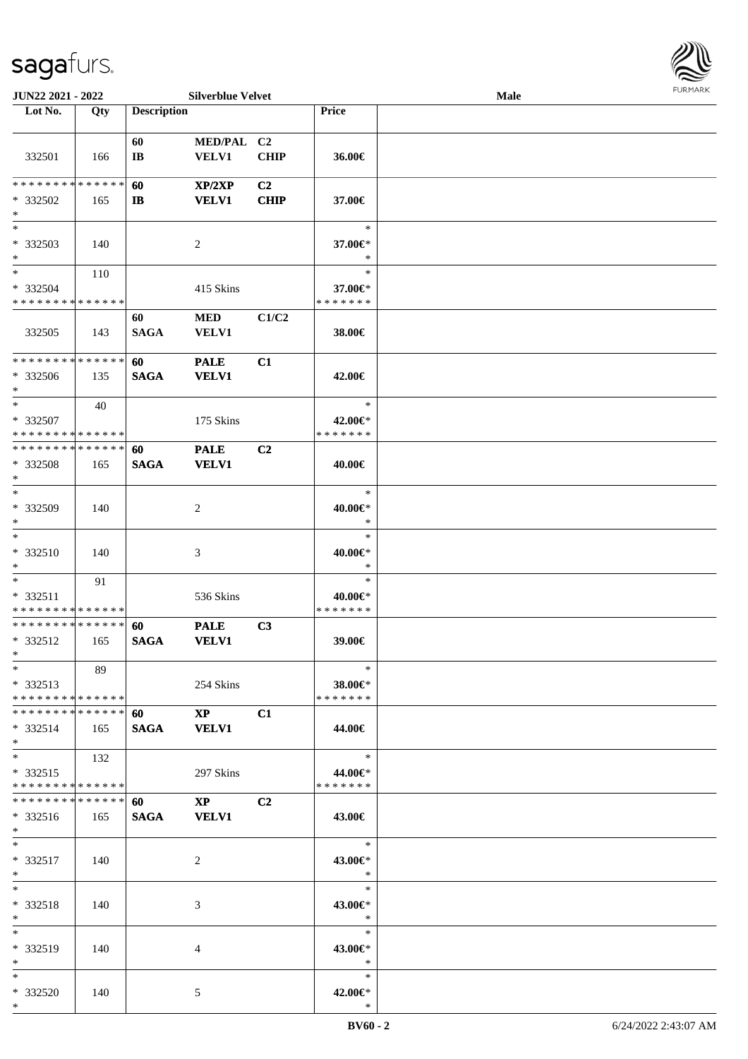**JUN22 2021 - 2022** **Silverblue Velvet** **Male**

| Lot No. | Qty | Description | | | Price | |
|---|---|---|---|---|---|---|
| 332501 | 166 | 60 IB | MED/PAL VELV1 | C2 CHIP | 36.00€ | |
| * * * * * * * * * * * * * * * 332502 * | 165 | 60 IB | XP/2XP VELV1 | C2 CHIP | 37.00€ | |
| * * 332503 * | 140 | | 2 | | * 37.00€* * | |
| * * 332504 * * * * * * * * * * * * * * | 110 | | 415 Skins | | * 37.00€* * * * * * * * | |
| 332505 | 143 | 60 SAGA | MED VELV1 | C1/C2 | 38.00€ | |
| * * * * * * * * * * * * * * * 332506 * | 135 | 60 SAGA | PALE VELV1 | C1 | 42.00€ | |
| * * 332507 * * * * * * * * * * * * * * | 40 | | 175 Skins | | * 42.00€* * * * * * * * | |
| * * * * * * * * * * * * * * * 332508 * | 165 | 60 SAGA | PALE VELV1 | C2 | 40.00€ | |
| * * 332509 * | 140 | | 2 | | * 40.00€* * | |
| * * 332510 * | 140 | | 3 | | * 40.00€* * | |
| * * 332511 * * * * * * * * * * * * * * | 91 | | 536 Skins | | * 40.00€* * * * * * * * | |
| * * * * * * * * * * * * * * * 332512 * | 165 | 60 SAGA | PALE VELV1 | C3 | 39.00€ | |
| * * 332513 * * * * * * * * * * * * * * | 89 | | 254 Skins | | * 38.00€* * * * * * * * | |
| * * * * * * * * * * * * * * * 332514 * | 165 | 60 SAGA | XP VELV1 | C1 | 44.00€ | |
| * * 332515 * * * * * * * * * * * * * * | 132 | | 297 Skins | | * 44.00€* * * * * * * * | |
| * * * * * * * * * * * * * * * 332516 * | 165 | 60 SAGA | XP VELV1 | C2 | 43.00€ | |
| * * 332517 * | 140 | | 2 | | * 43.00€* * | |
| * * 332518 * | 140 | | 3 | | * 43.00€* * | |
| * * 332519 * | 140 | | 4 | | * 43.00€* * | |
| * * 332520 * | 140 | | 5 | | * 42.00€* * | |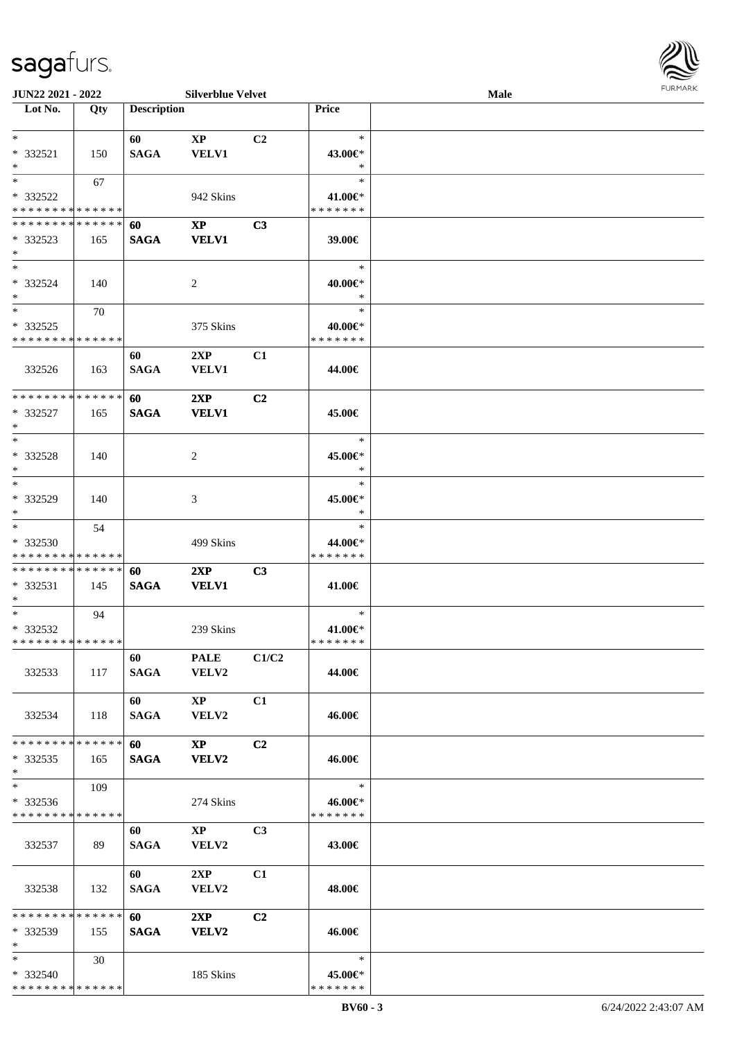| Lot No. | Qty | Description | | | Price |
|---|---|---|---|---|---|
| * | | 60 | XP | C2 | * |
| * 332521 | 150 | SAGA | VELV1 | | 43.00€* |
| * | | | | | * |
| * | 67 | | | | * |
| * 332522 | | | 942 Skins | | 41.00€* |
| * * * * * * * * * * * * * * | | | | | * * * * * * * |
| * * * * * * * * * * * * * * | | 60 | XP | C3 | |
| * 332523 | 165 | SAGA | VELV1 | | 39.00€ |
| * | | | | | |
| * | | | | | * |
| * 332524 | 140 | | 2 | | 40.00€* |
| * | | | | | * |
| * | 70 | | | | * |
| * 332525 | | | 375 Skins | | 40.00€* |
| * * * * * * * * * * * * * * | | | | | * * * * * * * |
| | | 60 | 2XP | C1 | |
| 332526 | 163 | SAGA | VELV1 | | 44.00€ |
| * * * * * * * * * * * * * * | | 60 | 2XP | C2 | |
| * 332527 | 165 | SAGA | VELV1 | | 45.00€ |
| * | | | | | |
| * | | | | | * |
| * 332528 | 140 | | 2 | | 45.00€* |
| * | | | | | * |
| * | | | | | * |
| * 332529 | 140 | | 3 | | 45.00€* |
| * | | | | | * |
| * | 54 | | | | * |
| * 332530 | | | 499 Skins | | 44.00€* |
| * * * * * * * * * * * * * * | | | | | * * * * * * * |
| * * * * * * * * * * * * * * | | 60 | 2XP | C3 | |
| * 332531 | 145 | SAGA | VELV1 | | 41.00€ |
| * | | | | | |
| * | 94 | | | | * |
| * 332532 | | | 239 Skins | | 41.00€* |
| * * * * * * * * * * * * * * | | | | | * * * * * * * |
| | | 60 | PALE | C1/C2 | |
| 332533 | 117 | SAGA | VELV2 | | 44.00€ |
| | | 60 | XP | C1 | |
| 332534 | 118 | SAGA | VELV2 | | 46.00€ |
| * * * * * * * * * * * * * * | | 60 | XP | C2 | |
| * 332535 | 165 | SAGA | VELV2 | | 46.00€ |
| * | | | | | |
| * | 109 | | | | * |
| * 332536 | | | 274 Skins | | 46.00€* |
| * * * * * * * * * * * * * * | | | | | * * * * * * * |
| | | 60 | XP | C3 | |
| 332537 | 89 | SAGA | VELV2 | | 43.00€ |
| | | 60 | 2XP | C1 | |
| 332538 | 132 | SAGA | VELV2 | | 48.00€ |
| * * * * * * * * * * * * * * | | 60 | 2XP | C2 | |
| * 332539 | 155 | SAGA | VELV2 | | 46.00€ |
| * | | | | | |
| * | 30 | | | | * |
| * 332540 | | | 185 Skins | | 45.00€* |
| * * * * * * * * * * * * * * | | | | | * * * * * * * |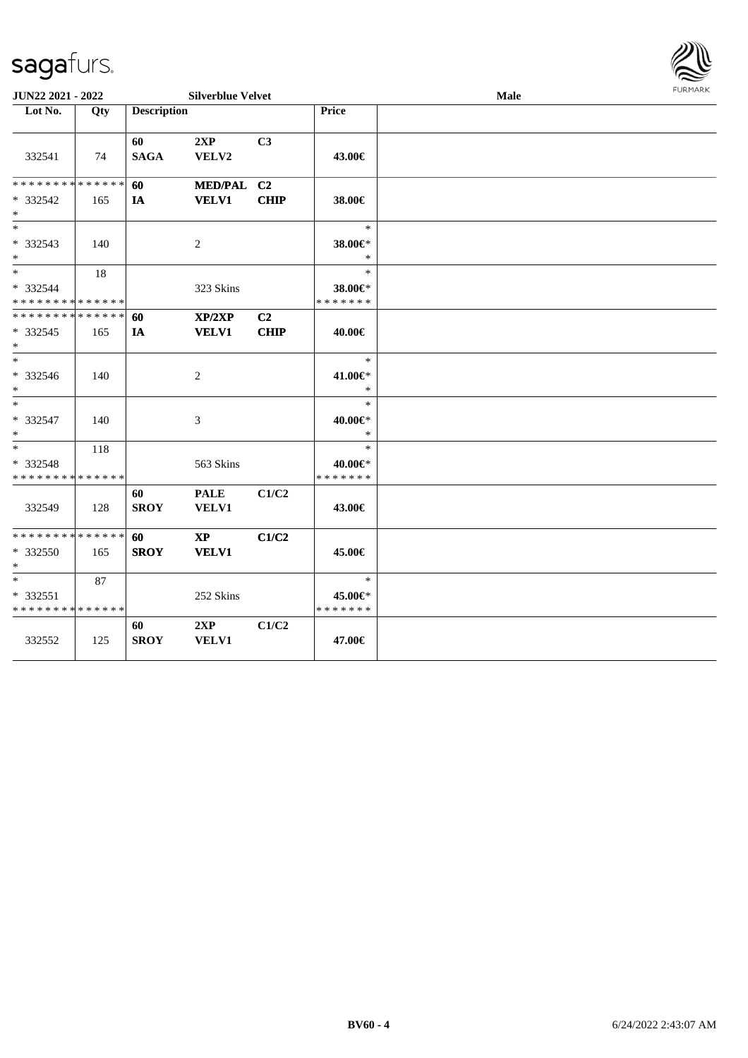**JUN22 2021 - 2022** | **Silverblue Velvet** | **Male**

| Lot No. | Qty | Description | | | Price | |
|---|---|---|---|---|---|---|
| 332541 | 74 | 60 SAGA | 2XP VELV2 | C3 | 43.00€ | |
| * * * * * * * * * * * * * * <br> * 332542 <br> * | 165 | 60 IA | MED/PAL VELV1 | C2 CHIP | 38.00€ | |
| * <br> * 332543 <br> * | 140 | | 2 | | * <br> 38.00€* <br> * | |
| * <br> * 332544 <br> * * * * * * * * * * * * * * | 18 | | 323 Skins | | * <br> 38.00€* <br> * * * * * * * | |
| * * * * * * * * * * * * * * <br> * 332545 <br> * | 165 | 60 IA | XP/2XP VELV1 | C2 CHIP | 40.00€ | |
| * <br> * 332546 <br> * | 140 | | 2 | | * <br> 41.00€* <br> * | |
| * <br> * 332547 <br> * | 140 | | 3 | | * <br> 40.00€* <br> * | |
| * <br> * 332548 <br> * * * * * * * * * * * * * * | 118 | | 563 Skins | | * <br> 40.00€* <br> * * * * * * * | |
| 332549 | 128 | 60 SROY | PALE VELV1 | C1/C2 | 43.00€ | |
| * * * * * * * * * * * * * * <br> * 332550 <br> * | 165 | 60 SROY | XP VELV1 | C1/C2 | 45.00€ | |
| * <br> * 332551 <br> * * * * * * * * * * * * * * | 87 | | 252 Skins | | * <br> 45.00€* <br> * * * * * * * | |
| 332552 | 125 | 60 SROY | 2XP VELV1 | C1/C2 | 47.00€ | |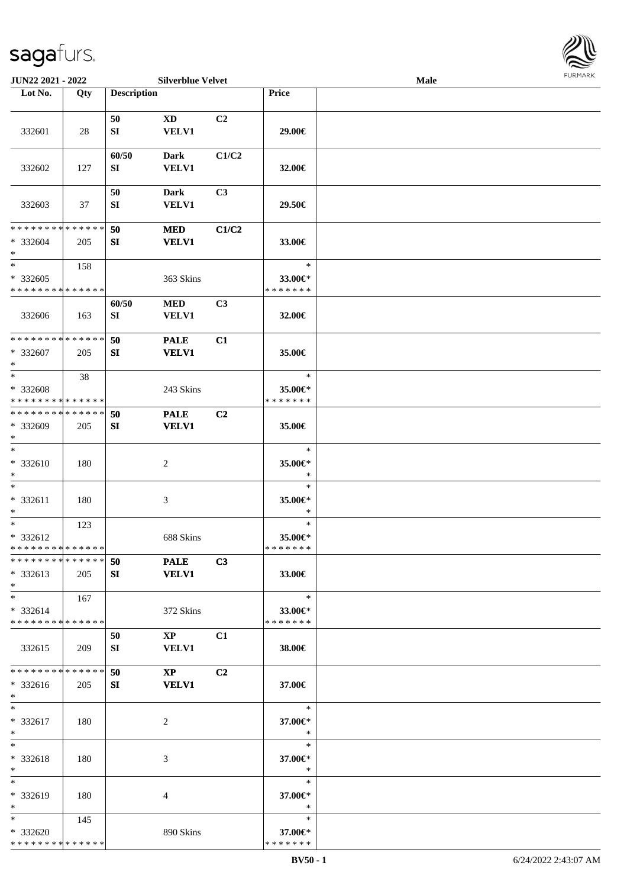| Lot No. | Qty | Description | | | Price | |
|---|---|---|---|---|---|---|
| | | 50 | XD | C2 | | |
| 332601 | 28 | SI | VELV1 | | 29.00€ | |
| | | 60/50 | Dark | C1/C2 | | |
| 332602 | 127 | SI | VELV1 | | 32.00€ | |
| | | 50 | Dark | C3 | | |
| 332603 | 37 | SI | VELV1 | | 29.50€ | |
| * * * * * * * * * * * * * * | | 50 | MED | C1/C2 | | |
| * 332604 | 205 | SI | VELV1 | | 33.00€ | |
| * | | | | | | |
| * | 158 | | | | * | |
| * 332605 | | | 363 Skins | | 33.00€* | |
| * * * * * * * * * * * * * * | | | | | * * * * * * * | |
| | | 60/50 | MED | C3 | | |
| 332606 | 163 | SI | VELV1 | | 32.00€ | |
| * * * * * * * * * * * * * * | | 50 | PALE | C1 | | |
| * 332607 | 205 | SI | VELV1 | | 35.00€ | |
| * | | | | | | |
| * | 38 | | | | * | |
| * 332608 | | | 243 Skins | | 35.00€* | |
| * * * * * * * * * * * * * * | | | | | * * * * * * * | |
| * * * * * * * * * * * * * * | | 50 | PALE | C2 | | |
| * 332609 | 205 | SI | VELV1 | | 35.00€ | |
| * | | | | | | |
| * | | | | | * | |
| * 332610 | 180 | | 2 | | 35.00€* | |
| * | | | | | * | |
| * | | | | | * | |
| * 332611 | 180 | | 3 | | 35.00€* | |
| * | | | | | * | |
| * | 123 | | | | * | |
| * 332612 | | | 688 Skins | | 35.00€* | |
| * * * * * * * * * * * * * * | | | | | * * * * * * * | |
| * * * * * * * * * * * * * * | | 50 | PALE | C3 | | |
| * 332613 | 205 | SI | VELV1 | | 33.00€ | |
| * | | | | | | |
| * | 167 | | | | * | |
| * 332614 | | | 372 Skins | | 33.00€* | |
| * * * * * * * * * * * * * * | | | | | * * * * * * * | |
| | | 50 | XP | C1 | | |
| 332615 | 209 | SI | VELV1 | | 38.00€ | |
| * * * * * * * * * * * * * * | | 50 | XP | C2 | | |
| * 332616 | 205 | SI | VELV1 | | 37.00€ | |
| * | | | | | | |
| * | | | | | * | |
| * 332617 | 180 | | 2 | | 37.00€* | |
| * | | | | | * | |
| * | | | | | * | |
| * 332618 | 180 | | 3 | | 37.00€* | |
| * | | | | | * | |
| * | | | | | * | |
| * 332619 | 180 | | 4 | | 37.00€* | |
| * | | | | | * | |
| * | 145 | | | | * | |
| * 332620 | | | 890 Skins | | 37.00€* | |
| * * * * * * * * * * * * * * | | | | | * * * * * * * | |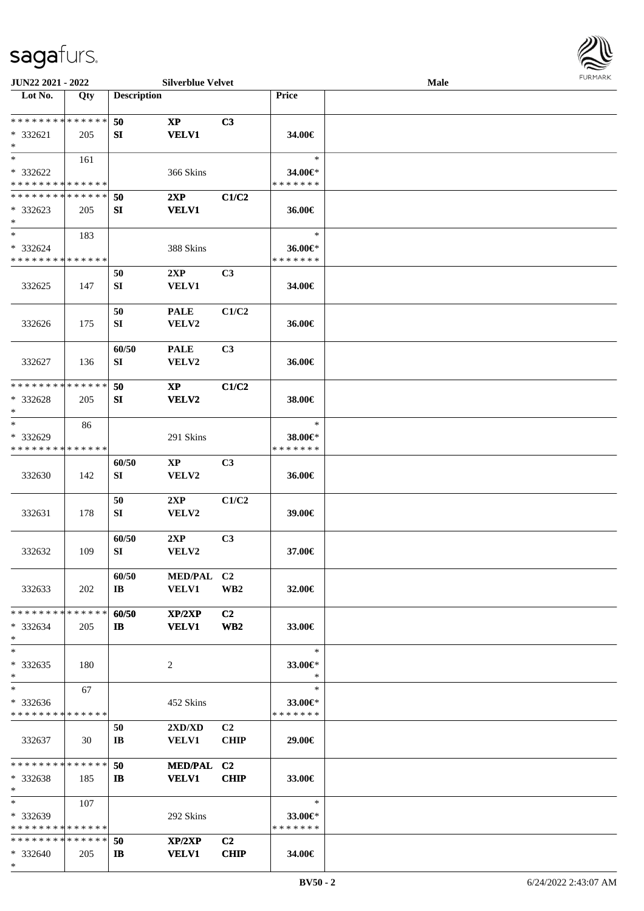JUN22 2021 - 2022 Silverblue Velvet Male

| Lot No. | Qty | Description | | | Price | |
|---|---|---|---|---|---|---|
| * * * * * * * * * * * * * * | | 50 | XP | C3 | | |
| * 332621 | 205 | SI | VELV1 | | 34.00€ | |
| * | | | | | | |
| * | 161 | | | | * | |
| * 332622 | | | 366 Skins | | 34.00€* | |
| * * * * * * * * * * * * * * | | | | | * * * * * * * | |
| * * * * * * * * * * * * * * | | 50 | 2XP | C1/C2 | | |
| * 332623 | 205 | SI | VELV1 | | 36.00€ | |
| * | | | | | | |
| * | 183 | | | | * | |
| * 332624 | | | 388 Skins | | 36.00€* | |
| * * * * * * * * * * * * * * | | | | | * * * * * * * | |
| | | 50 | 2XP | C3 | | |
| 332625 | 147 | SI | VELV1 | | 34.00€ | |
| | | 50 | PALE | C1/C2 | | |
| 332626 | 175 | SI | VELV2 | | 36.00€ | |
| | | 60/50 | PALE | C3 | | |
| 332627 | 136 | SI | VELV2 | | 36.00€ | |
| * * * * * * * * * * * * * * | | 50 | XP | C1/C2 | | |
| * 332628 | 205 | SI | VELV2 | | 38.00€ | |
| * | | | | | | |
| * | 86 | | | | * | |
| * 332629 | | | 291 Skins | | 38.00€* | |
| * * * * * * * * * * * * * * | | | | | * * * * * * * | |
| | | 60/50 | XP | C3 | | |
| 332630 | 142 | SI | VELV2 | | 36.00€ | |
| | | 50 | 2XP | C1/C2 | | |
| 332631 | 178 | SI | VELV2 | | 39.00€ | |
| | | 60/50 | 2XP | C3 | | |
| 332632 | 109 | SI | VELV2 | | 37.00€ | |
| | | 60/50 | MED/PAL | C2 | | |
| 332633 | 202 | IB | VELV1 | WB2 | 32.00€ | |
| * * * * * * * * * * * * * * | | 60/50 | XP/2XP | C2 | | |
| * 332634 | 205 | IB | VELV1 | WB2 | 33.00€ | |
| * | | | | | | |
| * | | | | | * | |
| * 332635 | 180 | | 2 | | 33.00€* | |
| * | | | | | * | |
| * | 67 | | | | * | |
| * 332636 | | | 452 Skins | | 33.00€* | |
| * * * * * * * * * * * * * * | | | | | * * * * * * * | |
| | | 50 | 2XD/XD | C2 | | |
| 332637 | 30 | IB | VELV1 | CHIP | 29.00€ | |
| * * * * * * * * * * * * * * | | 50 | MED/PAL | C2 | | |
| * 332638 | 185 | IB | VELV1 | CHIP | 33.00€ | |
| * | | | | | | |
| * | 107 | | | | * | |
| * 332639 | | | 292 Skins | | 33.00€* | |
| * * * * * * * * * * * * * * | | | | | * * * * * * * | |
| * * * * * * * * * * * * * * | | 50 | XP/2XP | C2 | | |
| * 332640 | 205 | IB | VELV1 | CHIP | 34.00€ | |
| * | | | | | | |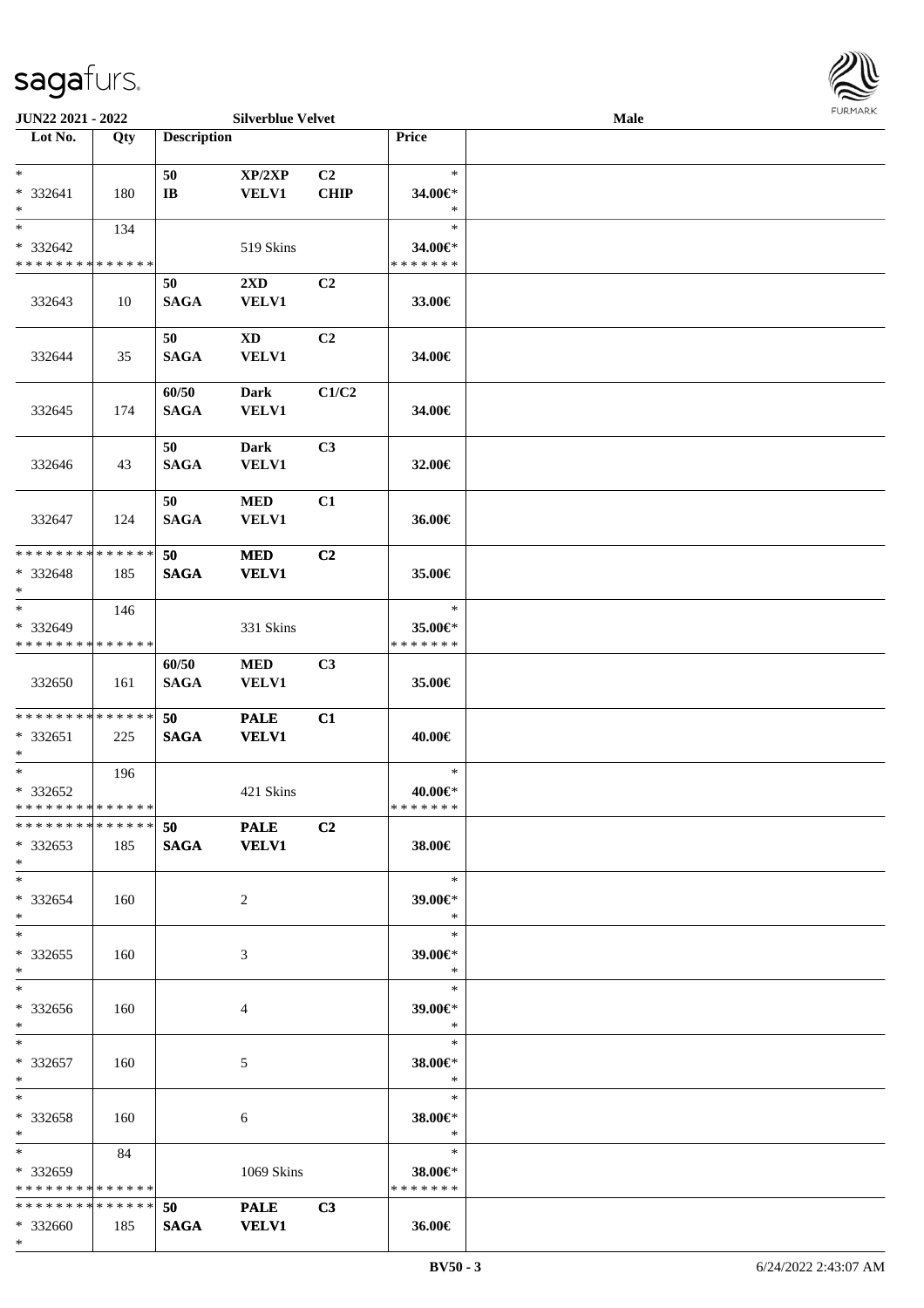JUN22 2021 - 2022 Silverblue Velvet Male

| Lot No. | Qty | Description | | | Price | |
|---|---|---|---|---|---|---|
| * <br> * 332641 <br> * | 180 | 50 <br> IB | XP/2XP <br> VELV1 | C2 <br> CHIP | * <br> 34.00€* <br> * | |
| * <br> * 332642 <br> * * * * * * * * * * * * * * | 134 | | 519 Skins | | * <br> 34.00€* <br> * * * * * * * | |
| 332643 | 10 | 50 <br> SAGA | 2XD <br> VELV1 | C2 | 33.00€ | |
| 332644 | 35 | 50 <br> SAGA | XD <br> VELV1 | C2 | 34.00€ | |
| 332645 | 174 | 60/50 <br> SAGA | Dark <br> VELV1 | C1/C2 | 34.00€ | |
| 332646 | 43 | 50 <br> SAGA | Dark <br> VELV1 | C3 | 32.00€ | |
| 332647 | 124 | 50 <br> SAGA | MED <br> VELV1 | C1 | 36.00€ | |
| * * * * * * * * * * * * * * <br> * 332648 <br> * | 185 | 50 <br> SAGA | MED <br> VELV1 | C2 | 35.00€ | |
| * <br> * 332649 <br> * * * * * * * * * * * * * * | 146 | | 331 Skins | | * <br> 35.00€* <br> * * * * * * * | |
| 332650 | 161 | 60/50 <br> SAGA | MED <br> VELV1 | C3 | 35.00€ | |
| * * * * * * * * * * * * * * <br> * 332651 <br> * | 225 | 50 <br> SAGA | PALE <br> VELV1 | C1 | 40.00€ | |
| * <br> * 332652 <br> * * * * * * * * * * * * * * | 196 | | 421 Skins | | * <br> 40.00€* <br> * * * * * * * | |
| * * * * * * * * * * * * * * <br> * 332653 <br> * | 185 | 50 <br> SAGA | PALE <br> VELV1 | C2 | 38.00€ | |
| * <br> * 332654 <br> * | 160 | | 2 | | * <br> 39.00€* <br> * | |
| * <br> * 332655 <br> * | 160 | | 3 | | * <br> 39.00€* <br> * | |
| * <br> * 332656 <br> * | 160 | | 4 | | * <br> 39.00€* <br> * | |
| * <br> * 332657 <br> * | 160 | | 5 | | * <br> 38.00€* <br> * | |
| * <br> * 332658 <br> * | 160 | | 6 | | * <br> 38.00€* <br> * | |
| * <br> * 332659 <br> * * * * * * * * * * * * * * | 84 | | 1069 Skins | | * <br> 38.00€* <br> * * * * * * * | |
| * * * * * * * * * * * * * * <br> * 332660 <br> * | 185 | 50 <br> SAGA | PALE <br> VELV1 | C3 | 36.00€ | |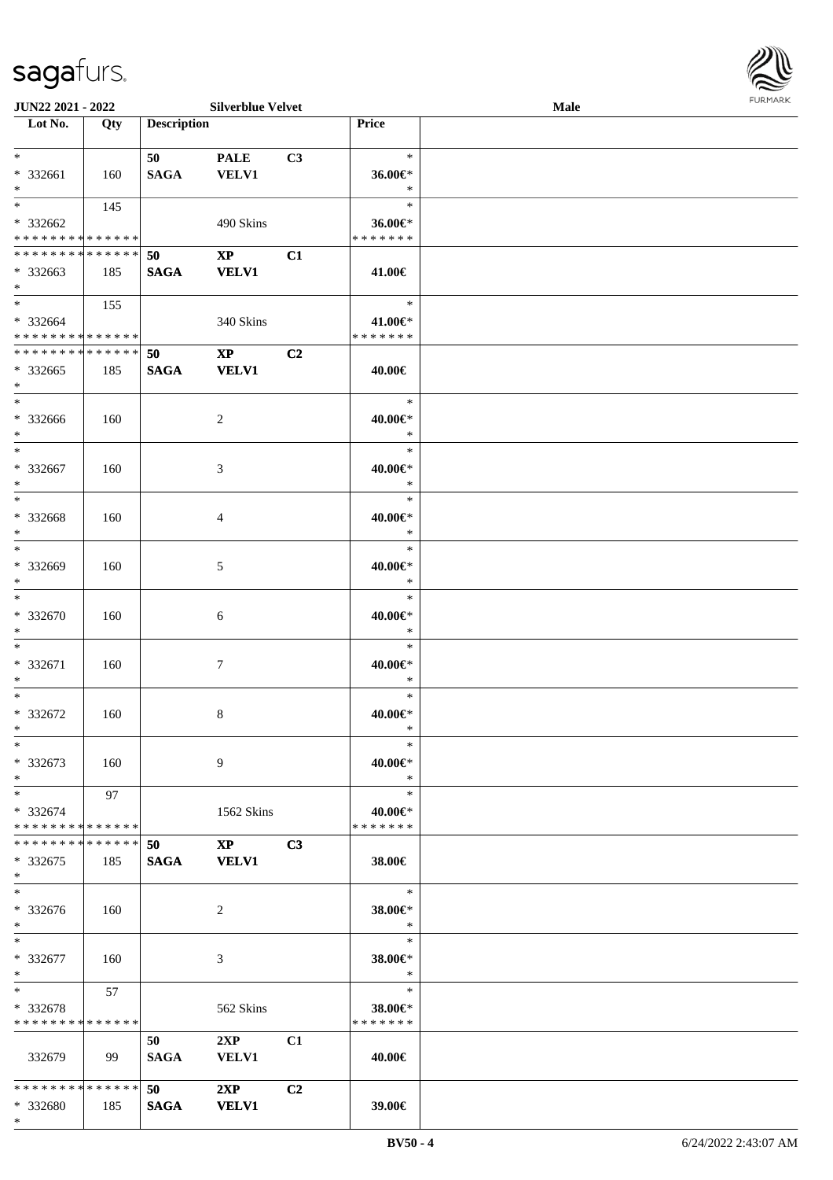| Lot No. | Qty | Description | | | Price | |
|---|---|---|---|---|---|---|
| * | | 50 | PALE | C3 | * | |
| * 332661 | 160 | SAGA | VELV1 | | 36.00€* | |
| * | | | | | * | |
| * | 145 | | | | * | |
| * 332662 | | | 490 Skins | | 36.00€* | |
| * * * * * * * * * * * * * * | | | | | * * * * * * * | |
| * * * * * * * * * * * * * * | | 50 | XP | C1 | | |
| * 332663 | 185 | SAGA | VELV1 | | 41.00€ | |
| * | | | | | | |
| * | 155 | | | | * | |
| * 332664 | | | 340 Skins | | 41.00€* | |
| * * * * * * * * * * * * * * | | | | | * * * * * * * | |
| * * * * * * * * * * * * * * | | 50 | XP | C2 | | |
| * 332665 | 185 | SAGA | VELV1 | | 40.00€ | |
| * | | | | | | |
| * | | | | | * | |
| * 332666 | 160 | | 2 | | 40.00€* | |
| * | | | | | * | |
| * | | | | | * | |
| * 332667 | 160 | | 3 | | 40.00€* | |
| * | | | | | * | |
| * | | | | | * | |
| * 332668 | 160 | | 4 | | 40.00€* | |
| * | | | | | * | |
| * | | | | | * | |
| * 332669 | 160 | | 5 | | 40.00€* | |
| * | | | | | * | |
| * | | | | | * | |
| * 332670 | 160 | | 6 | | 40.00€* | |
| * | | | | | * | |
| * | | | | | * | |
| * 332671 | 160 | | 7 | | 40.00€* | |
| * | | | | | * | |
| * | | | | | * | |
| * 332672 | 160 | | 8 | | 40.00€* | |
| * | | | | | * | |
| * | | | | | * | |
| * 332673 | 160 | | 9 | | 40.00€* | |
| * | | | | | * | |
| * | 97 | | | | * | |
| * 332674 | | | 1562 Skins | | 40.00€* | |
| * * * * * * * * * * * * * * | | | | | * * * * * * * | |
| * * * * * * * * * * * * * * | | 50 | XP | C3 | | |
| * 332675 | 185 | SAGA | VELV1 | | 38.00€ | |
| * | | | | | | |
| * | | | | | * | |
| * 332676 | 160 | | 2 | | 38.00€* | |
| * | | | | | * | |
| * | | | | | * | |
| * 332677 | 160 | | 3 | | 38.00€* | |
| * | | | | | * | |
| * | 57 | | | | * | |
| * 332678 | | | 562 Skins | | 38.00€* | |
| * * * * * * * * * * * * * * | | | | | * * * * * * * | |
| | | 50 | 2XP | C1 | | |
| 332679 | 99 | SAGA | VELV1 | | 40.00€ | |
| * * * * * * * * * * * * * * | | 50 | 2XP | C2 | | |
| * 332680 | 185 | SAGA | VELV1 | | 39.00€ | |
| * | | | | | | |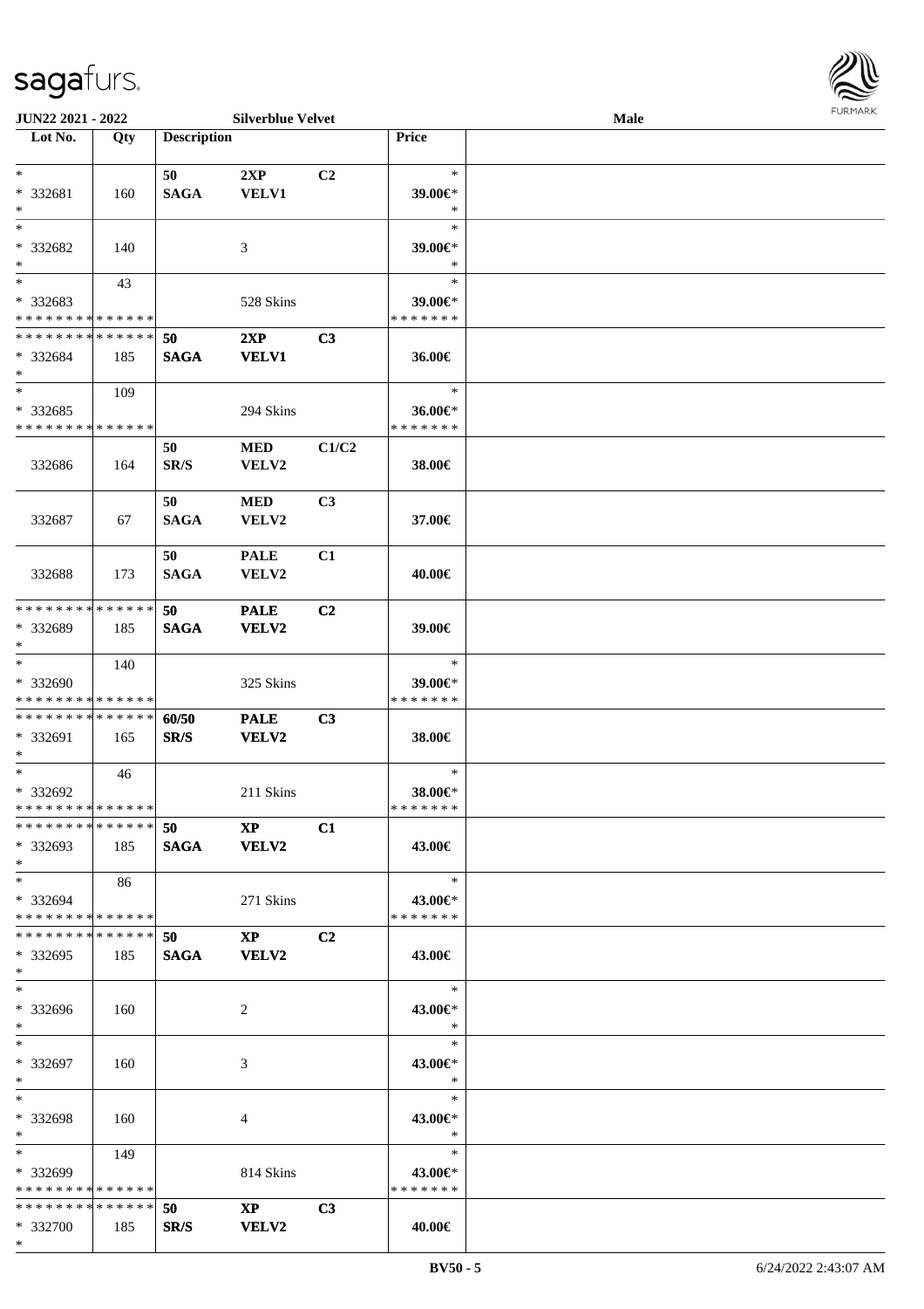**JUN22 2021 - 2022** **Silverblue Velvet** **Male**

| Lot No. | Qty | Description | | | Price | |
|---|---|---|---|---|---|---|
| * | | 50 | 2XP | C2 | * | |
| * 332681 | 160 | SAGA | VELV1 | | 39.00€* | |
| * | | | | | * | |
| * | | | | | * | |
| * 332682 | 140 | | 3 | | 39.00€* | |
| * | | | | | * | |
| * | 43 | | | | * | |
| * 332683 | | | 528 Skins | | 39.00€* | |
| * * * * * * * * * * * * * * | | | | | * * * * * * * | |
| * * * * * * * * * * * * * * | | 50 | 2XP | C3 | | |
| * 332684 | 185 | SAGA | VELV1 | | 36.00€ | |
| * | | | | | | |
| * | 109 | | | | * | |
| * 332685 | | | 294 Skins | | 36.00€* | |
| * * * * * * * * * * * * * * | | | | | * * * * * * * | |
| | | 50 | MED | C1/C2 | | |
| 332686 | 164 | SR/S | VELV2 | | 38.00€ | |
| | | 50 | MED | C3 | | |
| 332687 | 67 | SAGA | VELV2 | | 37.00€ | |
| | | 50 | PALE | C1 | | |
| 332688 | 173 | SAGA | VELV2 | | 40.00€ | |
| * * * * * * * * * * * * * * | | 50 | PALE | C2 | | |
| * 332689 | 185 | SAGA | VELV2 | | 39.00€ | |
| * | | | | | | |
| * | 140 | | | | * | |
| * 332690 | | | 325 Skins | | 39.00€* | |
| * * * * * * * * * * * * * * | | | | | * * * * * * * | |
| * * * * * * * * * * * * * * | | 60/50 | PALE | C3 | | |
| * 332691 | 165 | SR/S | VELV2 | | 38.00€ | |
| * | | | | | | |
| * | 46 | | | | * | |
| * 332692 | | | 211 Skins | | 38.00€* | |
| * * * * * * * * * * * * * * | | | | | * * * * * * * | |
| * * * * * * * * * * * * * * | | 50 | XP | C1 | | |
| * 332693 | 185 | SAGA | VELV2 | | 43.00€ | |
| * | | | | | | |
| * | 86 | | | | * | |
| * 332694 | | | 271 Skins | | 43.00€* | |
| * * * * * * * * * * * * * * | | | | | * * * * * * * | |
| * * * * * * * * * * * * * * | | 50 | XP | C2 | | |
| * 332695 | 185 | SAGA | VELV2 | | 43.00€ | |
| * | | | | | | |
| * | | | | | * | |
| * 332696 | 160 | | 2 | | 43.00€* | |
| * | | | | | * | |
| * | | | | | * | |
| * 332697 | 160 | | 3 | | 43.00€* | |
| * | | | | | * | |
| * | | | | | * | |
| * 332698 | 160 | | 4 | | 43.00€* | |
| * | | | | | * | |
| * | 149 | | | | * | |
| * 332699 | | | 814 Skins | | 43.00€* | |
| * * * * * * * * * * * * * * | | | | | * * * * * * * | |
| * * * * * * * * * * * * * * | | 50 | XP | C3 | | |
| * 332700 | 185 | SR/S | VELV2 | | 40.00€ | |
| * | | | | | | |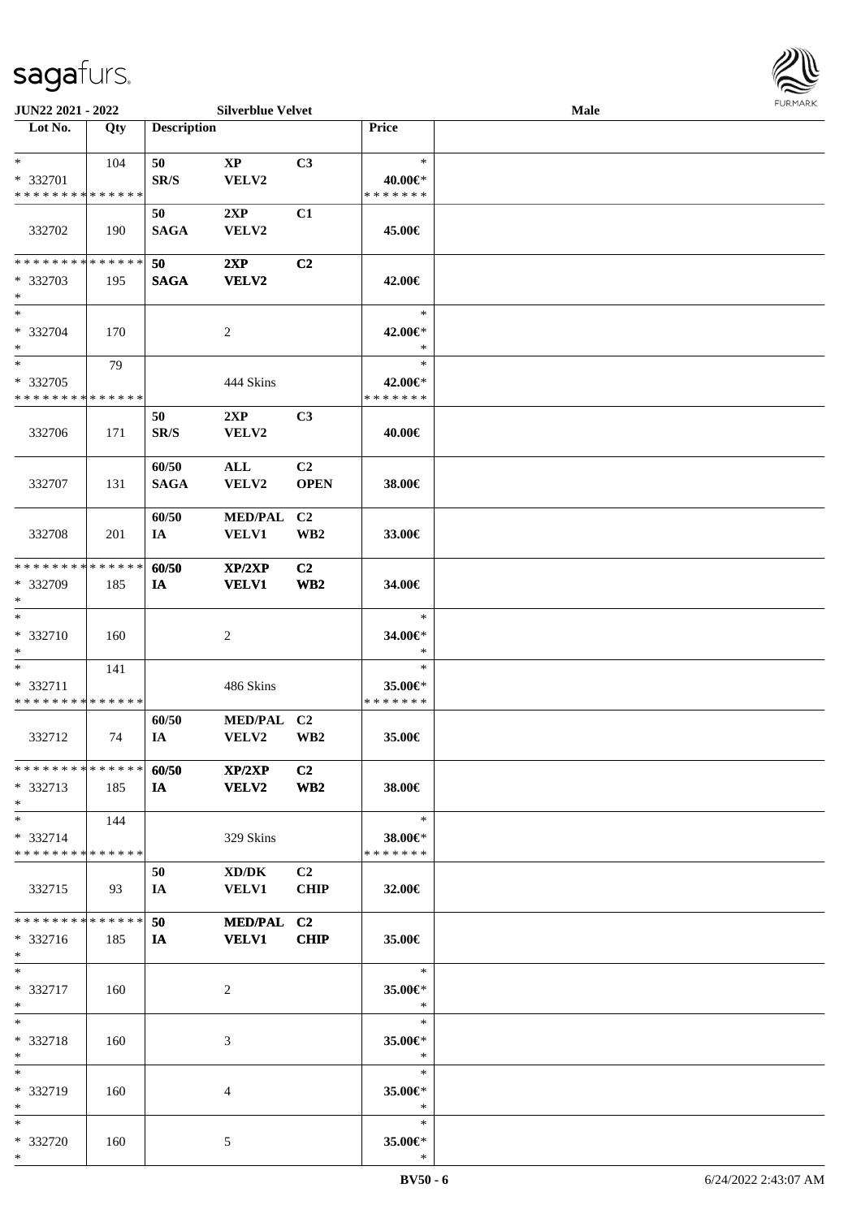| Lot No. | Qty | Description | | | Price | |
|---|---|---|---|---|---|---|
| * | 104 | 50 | XP | C3 | * | |
| * 332701 | | SR/S | VELV2 | | 40.00€* | |
| * * * * * * * * * * * * * * | | | | | * * * * * * * | |
| | | 50 | 2XP | C1 | | |
| 332702 | 190 | SAGA | VELV2 | | 45.00€ | |
| * * * * * * * * * * * * * * | | 50 | 2XP | C2 | | |
| * 332703 | 195 | SAGA | VELV2 | | 42.00€ | |
| * | | | | | | |
| * | | | | | * | |
| * 332704 | 170 | | 2 | | 42.00€* | |
| * | | | | | * | |
| * | 79 | | | | * | |
| * 332705 | | | 444 Skins | | 42.00€* | |
| * * * * * * * * * * * * * * | | | | | * * * * * * * | |
| | | 50 | 2XP | C3 | | |
| 332706 | 171 | SR/S | VELV2 | | 40.00€ | |
| | | 60/50 | ALL | C2 | | |
| 332707 | 131 | SAGA | VELV2 | OPEN | 38.00€ | |
| | | 60/50 | MED/PAL | C2 | | |
| 332708 | 201 | IA | VELV1 | WB2 | 33.00€ | |
| * * * * * * * * * * * * * * | | 60/50 | XP/2XP | C2 | | |
| * 332709 | 185 | IA | VELV1 | WB2 | 34.00€ | |
| * | | | | | | |
| * | | | | | * | |
| * 332710 | 160 | | 2 | | 34.00€* | |
| * | | | | | * | |
| * | 141 | | | | * | |
| * 332711 | | | 486 Skins | | 35.00€* | |
| * * * * * * * * * * * * * * | | | | | * * * * * * * | |
| | | 60/50 | MED/PAL | C2 | | |
| 332712 | 74 | IA | VELV2 | WB2 | 35.00€ | |
| * * * * * * * * * * * * * * | | 60/50 | XP/2XP | C2 | | |
| * 332713 | 185 | IA | VELV2 | WB2 | 38.00€ | |
| * | | | | | | |
| * | 144 | | | | * | |
| * 332714 | | | 329 Skins | | 38.00€* | |
| * * * * * * * * * * * * * * | | | | | * * * * * * * | |
| | | 50 | XD/DK | C2 | | |
| 332715 | 93 | IA | VELV1 | CHIP | 32.00€ | |
| * * * * * * * * * * * * * * | | 50 | MED/PAL | C2 | | |
| * 332716 | 185 | IA | VELV1 | CHIP | 35.00€ | |
| * | | | | | | |
| * | | | | | * | |
| * 332717 | 160 | | 2 | | 35.00€* | |
| * | | | | | * | |
| * | | | | | * | |
| * 332718 | 160 | | 3 | | 35.00€* | |
| * | | | | | * | |
| * | | | | | * | |
| * 332719 | 160 | | 4 | | 35.00€* | |
| * | | | | | * | |
| * | | | | | * | |
| * 332720 | 160 | | 5 | | 35.00€* | |
| * | | | | | * | |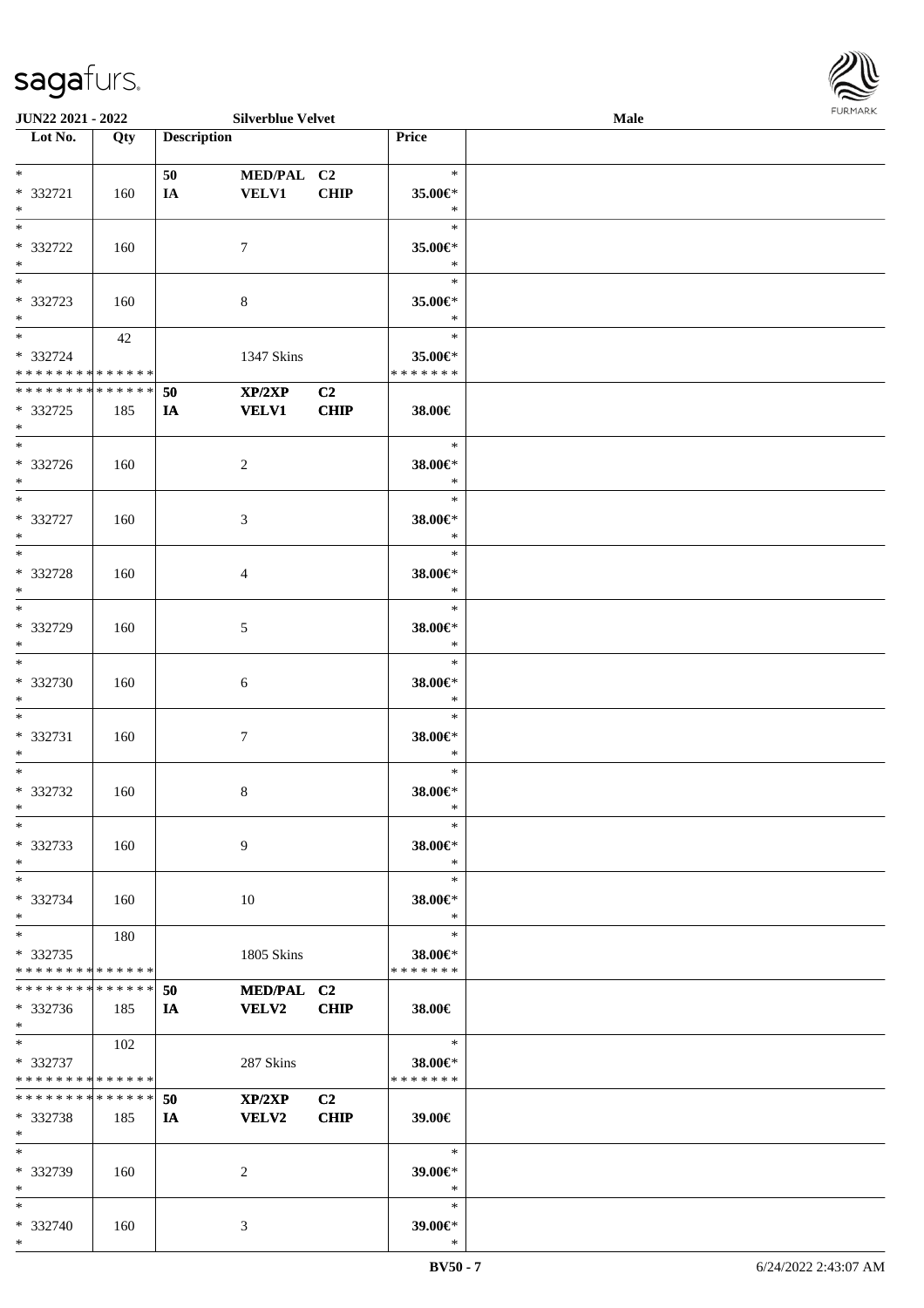| Lot No. | Qty | Description | | | Price |
|---|---|---|---|---|---|
| * <br> * 332721 <br> * | 160 | 50 <br> IA | MED/PAL <br> VELV1 | C2 <br> CHIP | * <br> 35.00€* <br> * |
| * <br> * 332722 <br> * | 160 | | 7 | | * <br> 35.00€* <br> * |
| * <br> * 332723 <br> * | 160 | | 8 | | * <br> 35.00€* <br> * |
| * <br> * 332724 <br> * * * * * * * * * * * * * * | 42 | | 1347 Skins | | * <br> 35.00€* <br> * * * * * * * |
| * * * * * * * * * * * * * * <br> * 332725 <br> * | 185 | 50 <br> IA | XP/2XP <br> VELV1 | C2 <br> CHIP | 38.00€ |
| * <br> * 332726 <br> * | 160 | | 2 | | * <br> 38.00€* <br> * |
| * <br> * 332727 <br> * | 160 | | 3 | | * <br> 38.00€* <br> * |
| * <br> * 332728 <br> * | 160 | | 4 | | * <br> 38.00€* <br> * |
| * <br> * 332729 <br> * | 160 | | 5 | | * <br> 38.00€* <br> * |
| * <br> * 332730 <br> * | 160 | | 6 | | * <br> 38.00€* <br> * |
| * <br> * 332731 <br> * | 160 | | 7 | | * <br> 38.00€* <br> * |
| * <br> * 332732 <br> * | 160 | | 8 | | * <br> 38.00€* <br> * |
| * <br> * 332733 <br> * | 160 | | 9 | | * <br> 38.00€* <br> * |
| * <br> * 332734 <br> * | 160 | | 10 | | * <br> 38.00€* <br> * |
| * <br> * 332735 <br> * * * * * * * * * * * * * * | 180 | | 1805 Skins | | * <br> 38.00€* <br> * * * * * * * |
| * * * * * * * * * * * * * * <br> * 332736 <br> * | 185 | 50 <br> IA | MED/PAL <br> VELV2 | C2 <br> CHIP | 38.00€ |
| * <br> * 332737 <br> * * * * * * * * * * * * * * | 102 | | 287 Skins | | * <br> 38.00€* <br> * * * * * * * |
| * * * * * * * * * * * * * * <br> * 332738 <br> * | 185 | 50 <br> IA | XP/2XP <br> VELV2 | C2 <br> CHIP | 39.00€ |
| * <br> * 332739 <br> * | 160 | | 2 | | * <br> 39.00€* <br> * |
| * <br> * 332740 <br> * | 160 | | 3 | | * <br> 39.00€* <br> * |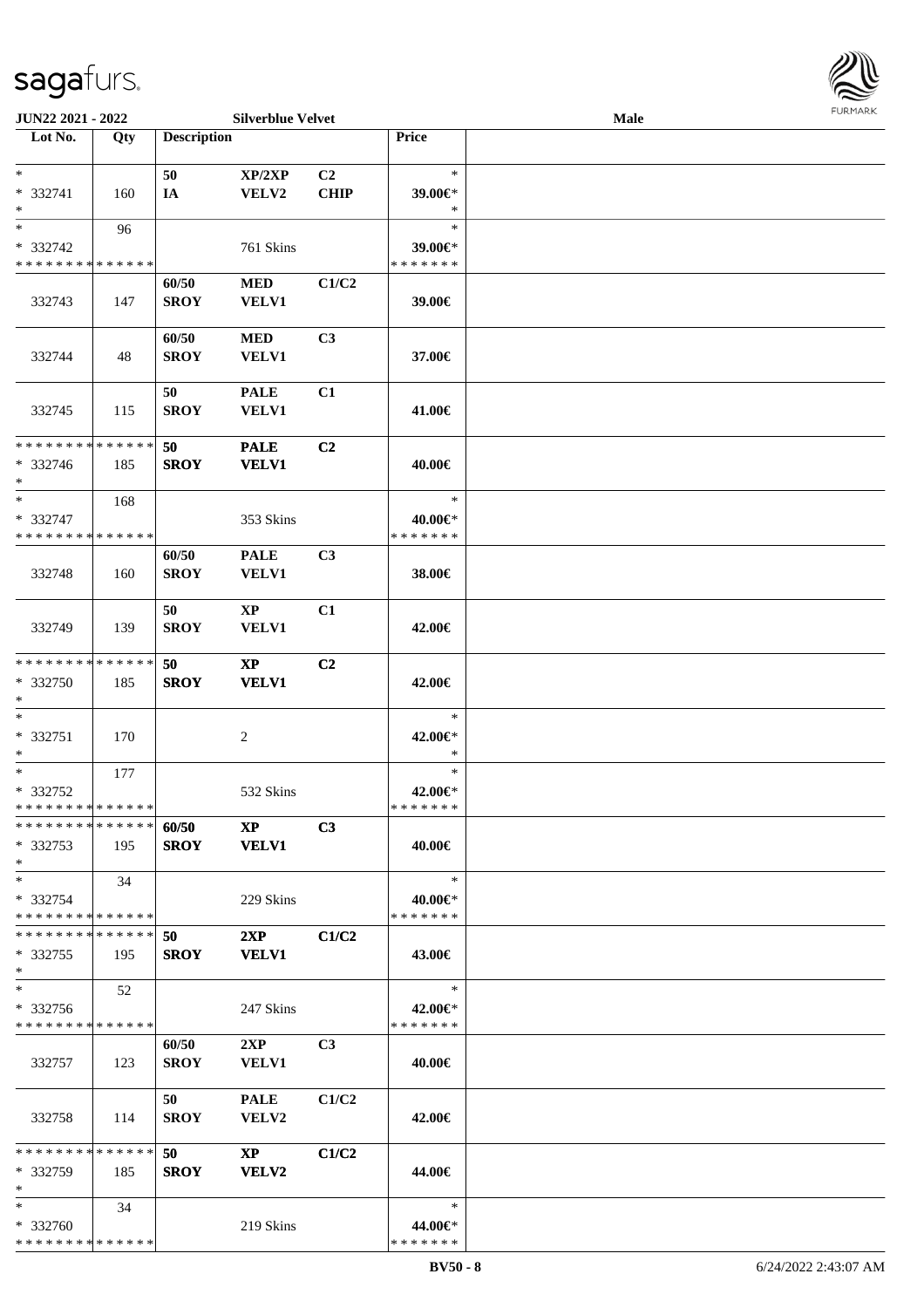**JUN22 2021 - 2022** **Silverblue Velvet** **Male**

| Lot No. | Qty | Description | | | Price | |
|---|---|---|---|---|---|---|
| * | | 50 | XP/2XP | C2 | * | |
| * 332741 | 160 | IA | VELV2 | CHIP | 39.00€* | |
| * | | | | | * | |
| * | 96 | | | | * | |
| * 332742 | | | 761 Skins | | 39.00€* | |
| * * * * * * * * * * * * * * | | | | | * * * * * * * | |
| | | 60/50 | MED | C1/C2 | | |
| 332743 | 147 | SROY | VELV1 | | 39.00€ | |
| | | 60/50 | MED | C3 | | |
| 332744 | 48 | SROY | VELV1 | | 37.00€ | |
| | | 50 | PALE | C1 | | |
| 332745 | 115 | SROY | VELV1 | | 41.00€ | |
| * * * * * * * * * * * * * * | | 50 | PALE | C2 | | |
| * 332746 | 185 | SROY | VELV1 | | 40.00€ | |
| * | | | | | | |
| * | 168 | | | | * | |
| * 332747 | | | 353 Skins | | 40.00€* | |
| * * * * * * * * * * * * * * | | | | | * * * * * * * | |
| | | 60/50 | PALE | C3 | | |
| 332748 | 160 | SROY | VELV1 | | 38.00€ | |
| | | 50 | XP | C1 | | |
| 332749 | 139 | SROY | VELV1 | | 42.00€ | |
| * * * * * * * * * * * * * * | | 50 | XP | C2 | | |
| * 332750 | 185 | SROY | VELV1 | | 42.00€ | |
| * | | | | | | |
| * | | | | | * | |
| * 332751 | 170 | | 2 | | 42.00€* | |
| * | | | | | * | |
| * | 177 | | | | * | |
| * 332752 | | | 532 Skins | | 42.00€* | |
| * * * * * * * * * * * * * * | | | | | * * * * * * * | |
| * * * * * * * * * * * * * * | | 60/50 | XP | C3 | | |
| * 332753 | 195 | SROY | VELV1 | | 40.00€ | |
| * | | | | | | |
| * | 34 | | | | * | |
| * 332754 | | | 229 Skins | | 40.00€* | |
| * * * * * * * * * * * * * * | | | | | * * * * * * * | |
| * * * * * * * * * * * * * * | | 50 | 2XP | C1/C2 | | |
| * 332755 | 195 | SROY | VELV1 | | 43.00€ | |
| * | | | | | | |
| * | 52 | | | | * | |
| * 332756 | | | 247 Skins | | 42.00€* | |
| * * * * * * * * * * * * * * | | | | | * * * * * * * | |
| | | 60/50 | 2XP | C3 | | |
| 332757 | 123 | SROY | VELV1 | | 40.00€ | |
| | | 50 | PALE | C1/C2 | | |
| 332758 | 114 | SROY | VELV2 | | 42.00€ | |
| * * * * * * * * * * * * * * | | 50 | XP | C1/C2 | | |
| * 332759 | 185 | SROY | VELV2 | | 44.00€ | |
| * | | | | | | |
| * | 34 | | | | * | |
| * 332760 | | | 219 Skins | | 44.00€* | |
| * * * * * * * * * * * * * * | | | | | * * * * * * * | |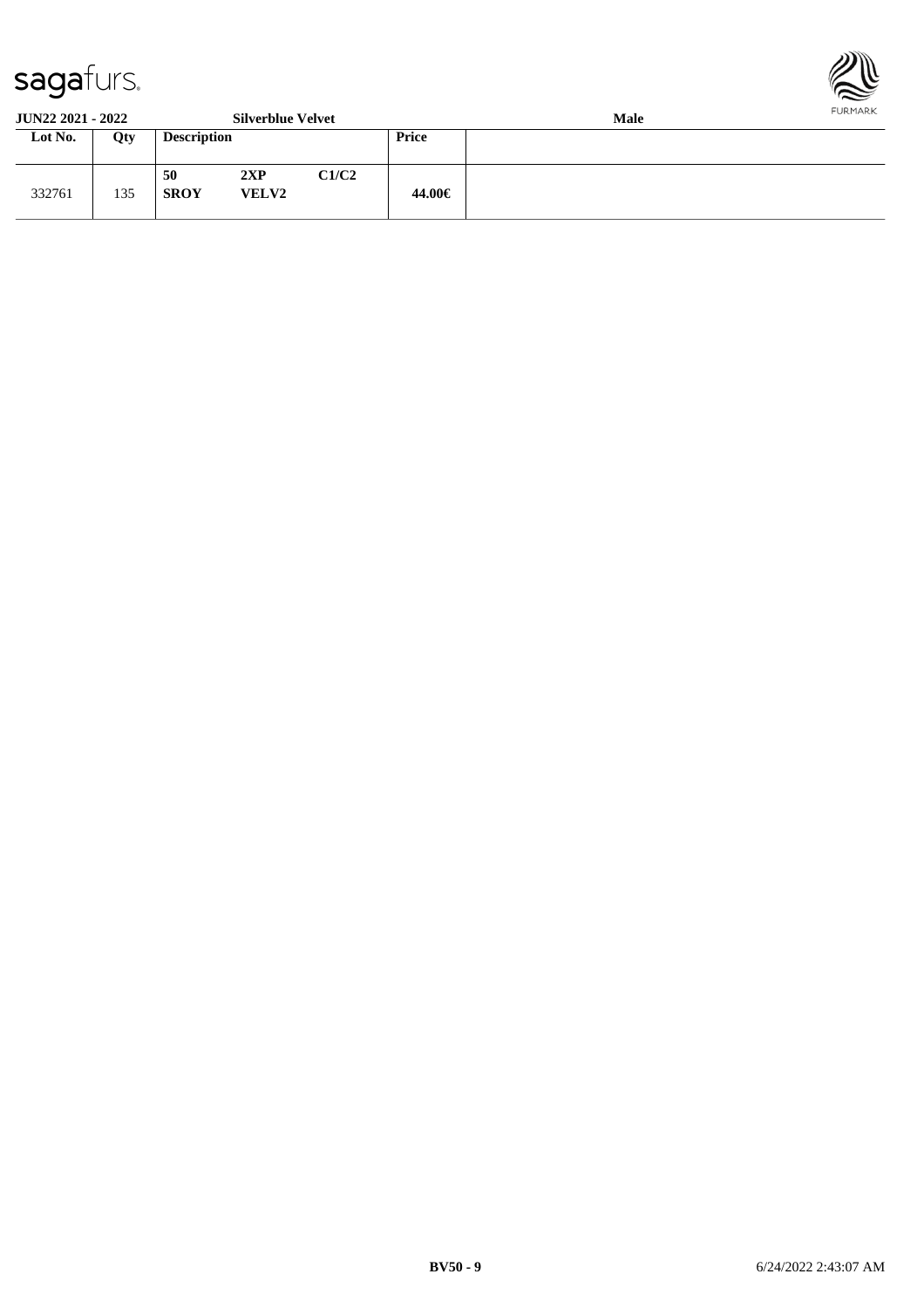**JUN22 2021 - 2022** **Silverblue Velvet** **Male**

| Lot No. | Qty | Description | | | Price | |
|---|---|---|---|---|---|---|
| 332761 | 135 | **50** **SROY** | **2XP** **VELV2** | **C1/C2** | **44.00€** | |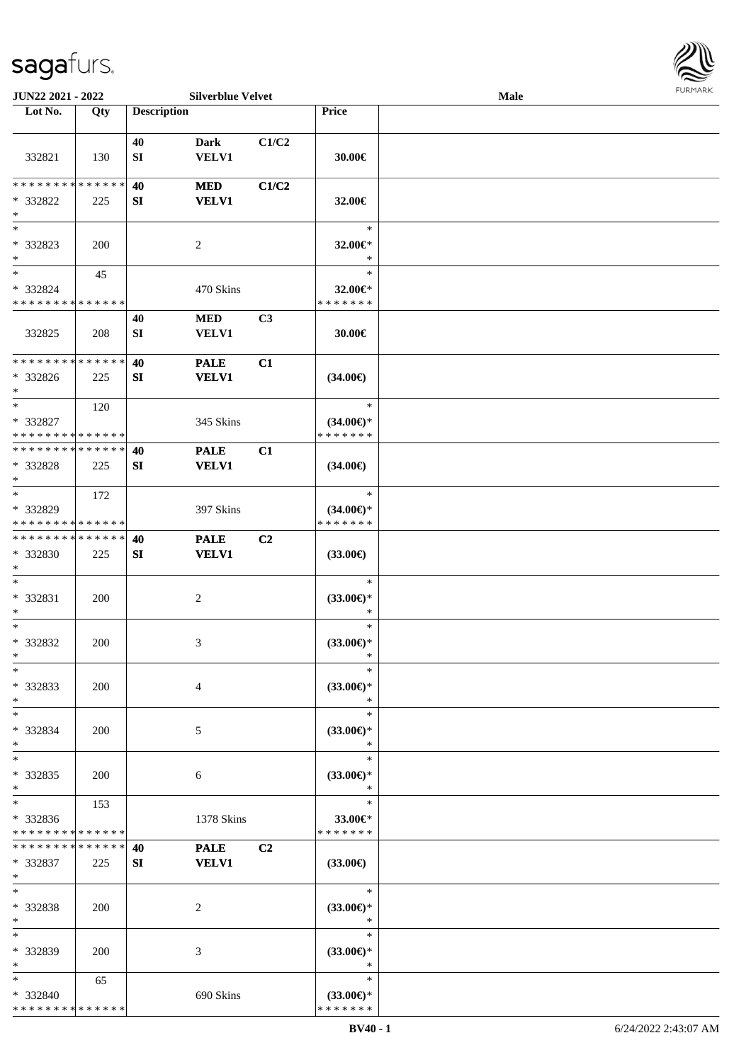| Lot No. | Qty | Description | | | Price | |
|---|---|---|---|---|---|---|
| 332821 | 130 | 40 SI | Dark VELV1 | C1/C2 | 30.00€ | |
| * * * * * * * * * * * * * * * 332822 * | 225 | 40 SI | MED VELV1 | C1/C2 | 32.00€ | |
| * * 332823 * | 200 | | 2 | | * 32.00€* * | |
| * * 332824 * * * * * * * * * * * * * * | 45 | | 470 Skins | | * 32.00€* * * * * * * * | |
| 332825 | 208 | 40 SI | MED VELV1 | C3 | 30.00€ | |
| * * * * * * * * * * * * * * * 332826 * | 225 | 40 SI | PALE VELV1 | C1 | (34.00€) | |
| * * 332827 * * * * * * * * * * * * * * | 120 | | 345 Skins | | * (34.00€)* * * * * * * * | |
| * * * * * * * * * * * * * * * 332828 * | 225 | 40 SI | PALE VELV1 | C1 | (34.00€) | |
| * * 332829 * * * * * * * * * * * * * * | 172 | | 397 Skins | | * (34.00€)* * * * * * * * | |
| * * * * * * * * * * * * * * * 332830 * | 225 | 40 SI | PALE VELV1 | C2 | (33.00€) | |
| * * 332831 * | 200 | | 2 | | * (33.00€)* * | |
| * * 332832 * | 200 | | 3 | | * (33.00€)* * | |
| * * 332833 * | 200 | | 4 | | * (33.00€)* * | |
| * * 332834 * | 200 | | 5 | | * (33.00€)* * | |
| * * 332835 * | 200 | | 6 | | * (33.00€)* * | |
| * * 332836 * * * * * * * * * * * * * * | 153 | | 1378 Skins | | * 33.00€* * * * * * * * | |
| * * * * * * * * * * * * * * * 332837 * | 225 | 40 SI | PALE VELV1 | C2 | (33.00€) | |
| * * 332838 * | 200 | | 2 | | * (33.00€)* * | |
| * * 332839 * | 200 | | 3 | | * (33.00€)* * | |
| * * 332840 * * * * * * * * * * * * * * | 65 | | 690 Skins | | * (33.00€)* * * * * * * * | |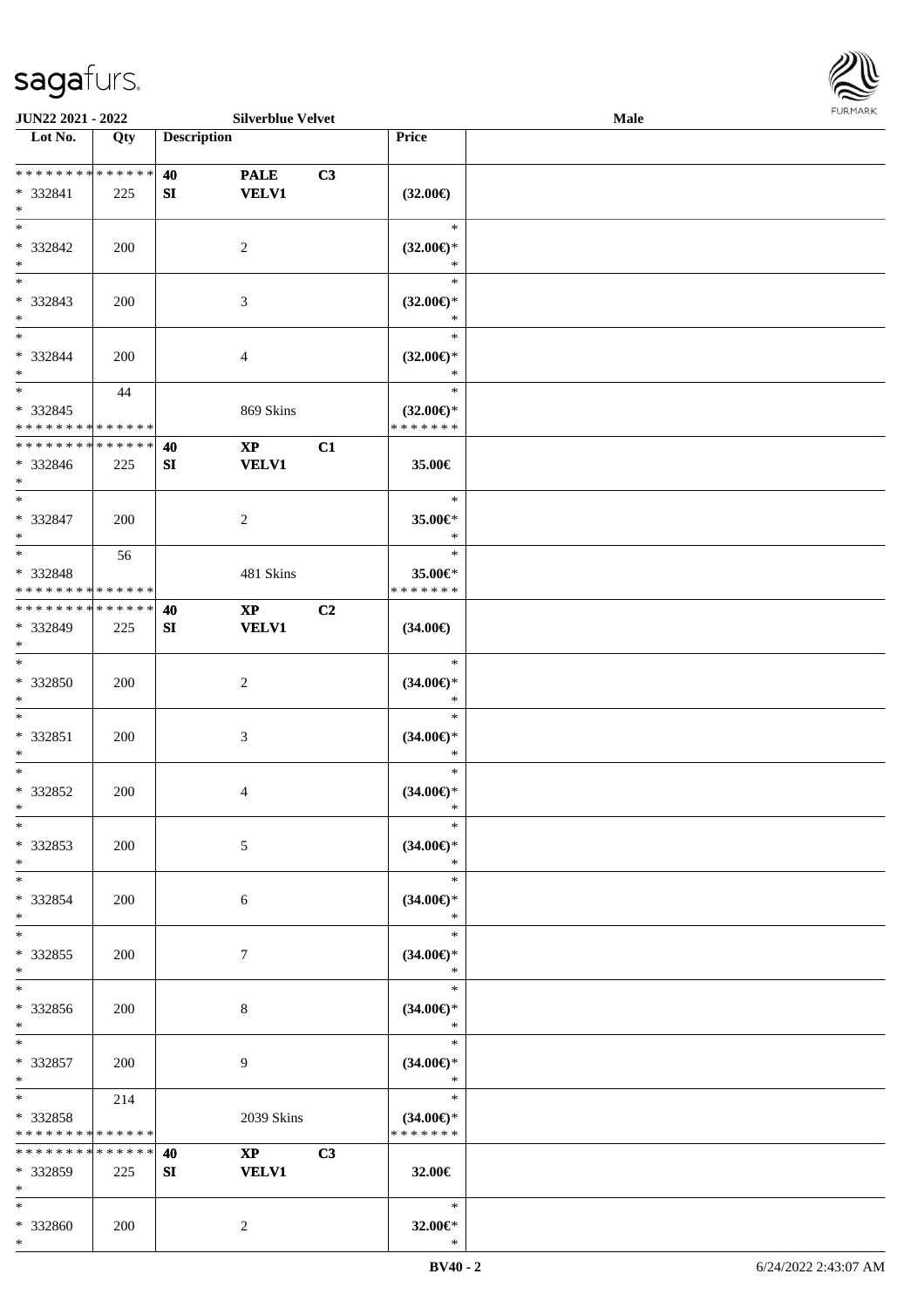| Lot No. | Qty | Description | | | Price | |
|---|---|---|---|---|---|---|
| * * * * * * * * * * * * * * | | 40 | PALE | C3 | | |
| * 332841 | 225 | SI | VELV1 | | (32.00€) | |
| * | | | | | | |
| * | | | | | * | |
| * 332842 | 200 | | 2 | | (32.00€)* | |
| * | | | | | * | |
| * | | | | | * | |
| * 332843 | 200 | | 3 | | (32.00€)* | |
| * | | | | | * | |
| * | | | | | * | |
| * 332844 | 200 | | 4 | | (32.00€)* | |
| * | | | | | * | |
| * | 44 | | | | * | |
| * 332845 | | | 869 Skins | | (32.00€)* | |
| * * * * * * * * * * * * * * | | | | | * * * * * * * | |
| * * * * * * * * * * * * * * | | 40 | XP | C1 | | |
| * 332846 | 225 | SI | VELV1 | | 35.00€ | |
| * | | | | | | |
| * | | | | | * | |
| * 332847 | 200 | | 2 | | 35.00€* | |
| * | | | | | * | |
| * | 56 | | | | * | |
| * 332848 | | | 481 Skins | | 35.00€* | |
| * * * * * * * * * * * * * * | | | | | * * * * * * * | |
| * * * * * * * * * * * * * * | | 40 | XP | C2 | | |
| * 332849 | 225 | SI | VELV1 | | (34.00€) | |
| * | | | | | | |
| * | | | | | * | |
| * 332850 | 200 | | 2 | | (34.00€)* | |
| * | | | | | * | |
| * | | | | | * | |
| * 332851 | 200 | | 3 | | (34.00€)* | |
| * | | | | | * | |
| * | | | | | * | |
| * 332852 | 200 | | 4 | | (34.00€)* | |
| * | | | | | * | |
| * | | | | | * | |
| * 332853 | 200 | | 5 | | (34.00€)* | |
| * | | | | | * | |
| * | | | | | * | |
| * 332854 | 200 | | 6 | | (34.00€)* | |
| * | | | | | * | |
| * | | | | | * | |
| * 332855 | 200 | | 7 | | (34.00€)* | |
| * | | | | | * | |
| * | | | | | * | |
| * 332856 | 200 | | 8 | | (34.00€)* | |
| * | | | | | * | |
| * | | | | | * | |
| * 332857 | 200 | | 9 | | (34.00€)* | |
| * | | | | | * | |
| * | 214 | | | | * | |
| * 332858 | | | 2039 Skins | | (34.00€)* | |
| * * * * * * * * * * * * * * | | | | | * * * * * * * | |
| * * * * * * * * * * * * * * | | 40 | XP | C3 | | |
| * 332859 | 225 | SI | VELV1 | | 32.00€ | |
| * | | | | | | |
| * | | | | | * | |
| * 332860 | 200 | | 2 | | 32.00€* | |
| * | | | | | * | |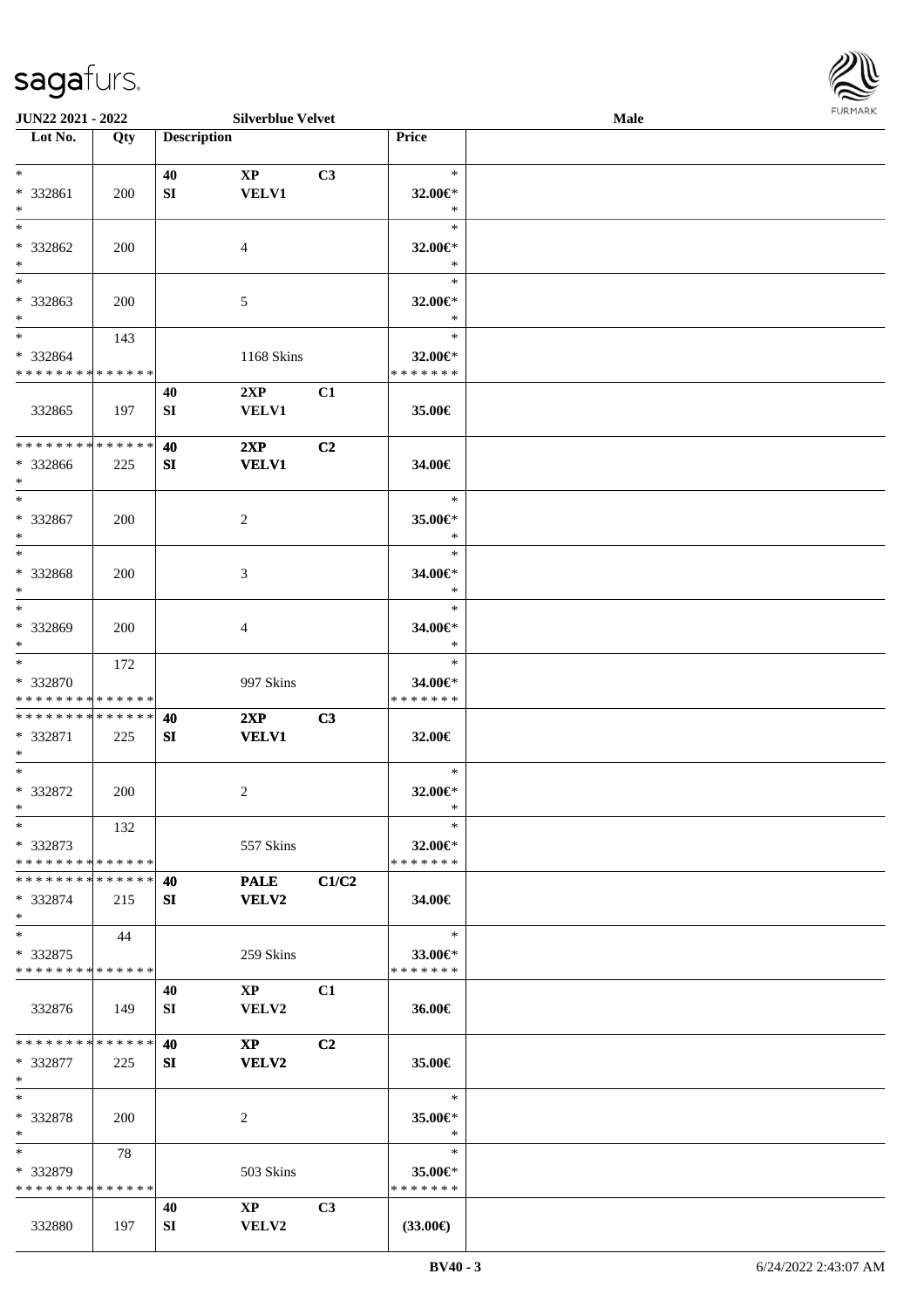**JUN22 2021 - 2022** **Silverblue Velvet** **Male**

| Lot No. | Qty | Description | | | Price | |
|---|---|---|---|---|---|---|
| * | | 40 | XP | C3 | * | |
| * 332861 | 200 | SI | VELV1 | | 32.00€* | |
| * | | | | | * | |
| * | | | | | * | |
| * 332862 | 200 | | 4 | | 32.00€* | |
| * | | | | | * | |
| * | | | | | * | |
| * 332863 | 200 | | 5 | | 32.00€* | |
| * | | | | | * | |
| * | 143 | | | | * | |
| * 332864 | | | 1168 Skins | | 32.00€* | |
| * * * * * * * * * * * * * * | | | | | * * * * * * * | |
| | | 40 | 2XP | C1 | | |
| 332865 | 197 | SI | VELV1 | | 35.00€ | |
| * * * * * * * * * * * * * * | | 40 | 2XP | C2 | | |
| * 332866 | 225 | SI | VELV1 | | 34.00€ | |
| * | | | | | | |
| * | | | | | * | |
| * 332867 | 200 | | 2 | | 35.00€* | |
| * | | | | | * | |
| * | | | | | * | |
| * 332868 | 200 | | 3 | | 34.00€* | |
| * | | | | | * | |
| * | | | | | * | |
| * 332869 | 200 | | 4 | | 34.00€* | |
| * | | | | | * | |
| * | 172 | | | | * | |
| * 332870 | | | 997 Skins | | 34.00€* | |
| * * * * * * * * * * * * * * | | | | | * * * * * * * | |
| * * * * * * * * * * * * * * | | 40 | 2XP | C3 | | |
| * 332871 | 225 | SI | VELV1 | | 32.00€ | |
| * | | | | | | |
| * | | | | | * | |
| * 332872 | 200 | | 2 | | 32.00€* | |
| * | | | | | * | |
| * | 132 | | | | * | |
| * 332873 | | | 557 Skins | | 32.00€* | |
| * * * * * * * * * * * * * * | | | | | * * * * * * * | |
| * * * * * * * * * * * * * * | | 40 | PALE | C1/C2 | | |
| * 332874 | 215 | SI | VELV2 | | 34.00€ | |
| * | | | | | | |
| * | 44 | | | | * | |
| * 332875 | | | 259 Skins | | 33.00€* | |
| * * * * * * * * * * * * * * | | | | | * * * * * * * | |
| | | 40 | XP | C1 | | |
| 332876 | 149 | SI | VELV2 | | 36.00€ | |
| * * * * * * * * * * * * * * | | 40 | XP | C2 | | |
| * 332877 | 225 | SI | VELV2 | | 35.00€ | |
| * | | | | | | |
| * | | | | | * | |
| * 332878 | 200 | | 2 | | 35.00€* | |
| * | | | | | * | |
| * | 78 | | | | * | |
| * 332879 | | | 503 Skins | | 35.00€* | |
| * * * * * * * * * * * * * * | | | | | * * * * * * * | |
| | | 40 | XP | C3 | | |
| 332880 | 197 | SI | VELV2 | | (33.00€) | |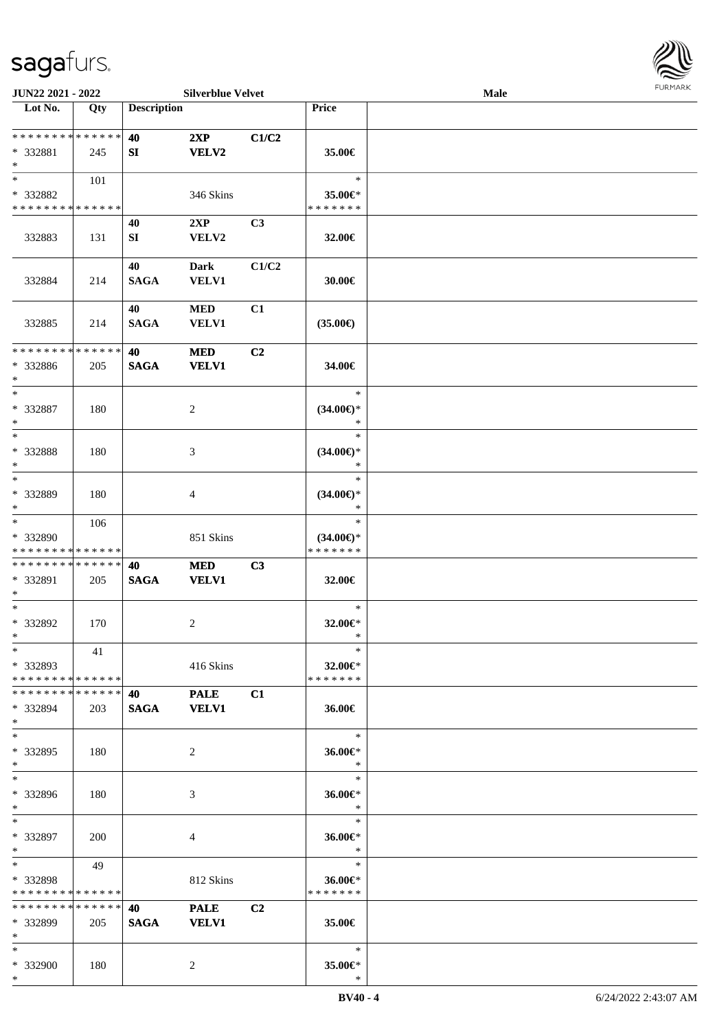| Lot No. | Qty | Description | | | Price | |
|---|---|---|---|---|---|---|
| * * * * * * * * * * * * * * | | 40 | 2XP | C1/C2 | | |
| * 332881 | 245 | SI | VELV2 | | 35.00€ | |
| * | | | | | | |
| * | 101 | | | | * | |
| * 332882 | | | 346 Skins | | 35.00€* | |
| * * * * * * * * * * * * * * | | | | | * * * * * * * | |
| | | 40 | 2XP | C3 | | |
| 332883 | 131 | SI | VELV2 | | 32.00€ | |
| | | 40 | Dark | C1/C2 | | |
| 332884 | 214 | SAGA | VELV1 | | 30.00€ | |
| | | 40 | MED | C1 | | |
| 332885 | 214 | SAGA | VELV1 | | (35.00€) | |
| * * * * * * * * * * * * * * | | 40 | MED | C2 | | |
| * 332886 | 205 | SAGA | VELV1 | | 34.00€ | |
| * | | | | | | |
| * | | | | | * | |
| * 332887 | 180 | | 2 | | (34.00€)* | |
| * | | | | | * | |
| * | | | | | * | |
| * 332888 | 180 | | 3 | | (34.00€)* | |
| * | | | | | * | |
| * | | | | | * | |
| * 332889 | 180 | | 4 | | (34.00€)* | |
| * | | | | | * | |
| * | 106 | | | | * | |
| * 332890 | | | 851 Skins | | (34.00€)* | |
| * * * * * * * * * * * * * * | | | | | * * * * * * * | |
| * * * * * * * * * * * * * * | | 40 | MED | C3 | | |
| * 332891 | 205 | SAGA | VELV1 | | 32.00€ | |
| * | | | | | | |
| * | | | | | * | |
| * 332892 | 170 | | 2 | | 32.00€* | |
| * | | | | | * | |
| * | 41 | | | | * | |
| * 332893 | | | 416 Skins | | 32.00€* | |
| * * * * * * * * * * * * * * | | | | | * * * * * * * | |
| * * * * * * * * * * * * * * | | 40 | PALE | C1 | | |
| * 332894 | 203 | SAGA | VELV1 | | 36.00€ | |
| * | | | | | | |
| * | | | | | * | |
| * 332895 | 180 | | 2 | | 36.00€* | |
| * | | | | | * | |
| * | | | | | * | |
| * 332896 | 180 | | 3 | | 36.00€* | |
| * | | | | | * | |
| * | | | | | * | |
| * 332897 | 200 | | 4 | | 36.00€* | |
| * | | | | | * | |
| * | 49 | | | | * | |
| * 332898 | | | 812 Skins | | 36.00€* | |
| * * * * * * * * * * * * * * | | | | | * * * * * * * | |
| * * * * * * * * * * * * * * | | 40 | PALE | C2 | | |
| * 332899 | 205 | SAGA | VELV1 | | 35.00€ | |
| * | | | | | | |
| * | | | | | * | |
| * 332900 | 180 | | 2 | | 35.00€* | |
| * | | | | | * | |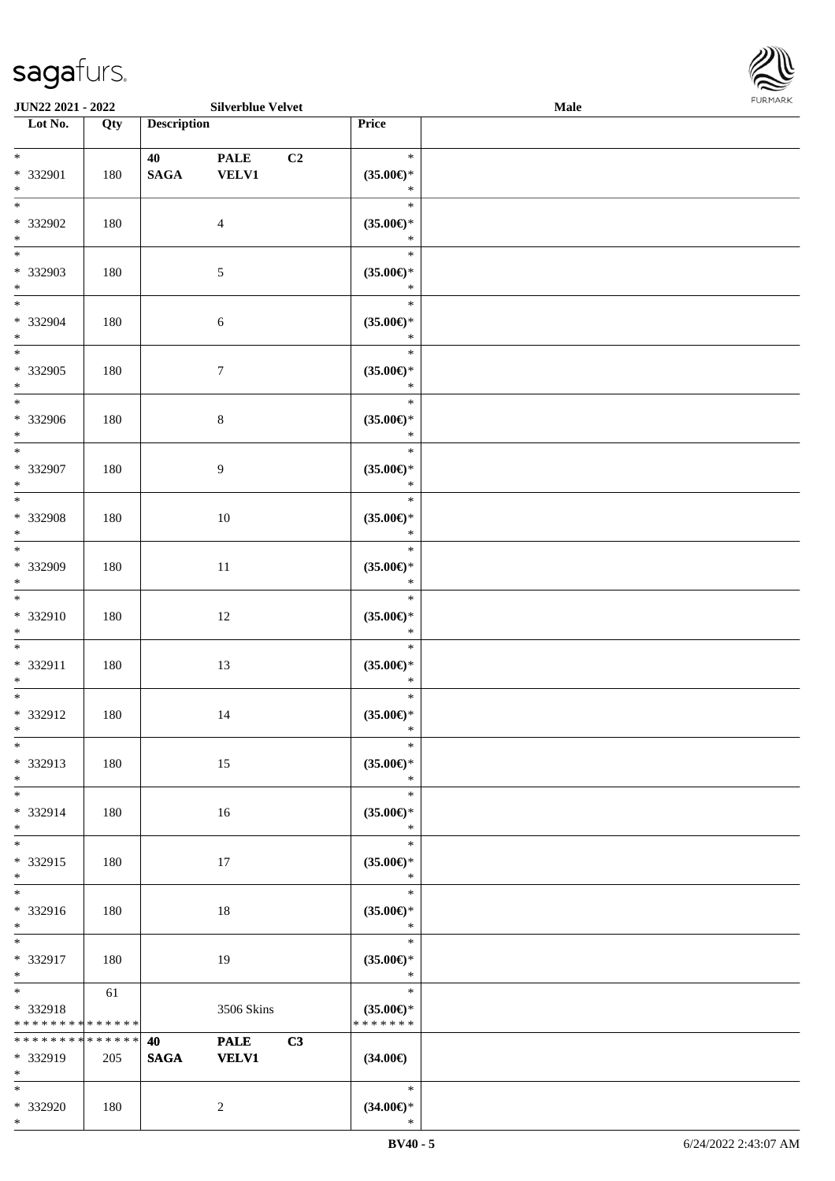| Lot No. | Qty | Description | | | Price | |
|---|---|---|---|---|---|---|
| * <br> * 332901 <br> * | 180 | 40 <br> **SAGA** | **PALE** <br> **VELV1** | C2 | * <br> **(35.00€)*** <br> * | |
| * <br> * 332902 <br> * | 180 | | 4 | | * <br> **(35.00€)*** <br> * | |
| * <br> * 332903 <br> * | 180 | | 5 | | * <br> **(35.00€)*** <br> * | |
| * <br> * 332904 <br> * | 180 | | 6 | | * <br> **(35.00€)*** <br> * | |
| * <br> * 332905 <br> * | 180 | | 7 | | * <br> **(35.00€)*** <br> * | |
| * <br> * 332906 <br> * | 180 | | 8 | | * <br> **(35.00€)*** <br> * | |
| * <br> * 332907 <br> * | 180 | | 9 | | * <br> **(35.00€)*** <br> * | |
| * <br> * 332908 <br> * | 180 | | 10 | | * <br> **(35.00€)*** <br> * | |
| * <br> * 332909 <br> * | 180 | | 11 | | * <br> **(35.00€)*** <br> * | |
| * <br> * 332910 <br> * | 180 | | 12 | | * <br> **(35.00€)*** <br> * | |
| * <br> * 332911 <br> * | 180 | | 13 | | * <br> **(35.00€)*** <br> * | |
| * <br> * 332912 <br> * | 180 | | 14 | | * <br> **(35.00€)*** <br> * | |
| * <br> * 332913 <br> * | 180 | | 15 | | * <br> **(35.00€)*** <br> * | |
| * <br> * 332914 <br> * | 180 | | 16 | | * <br> **(35.00€)*** <br> * | |
| * <br> * 332915 <br> * | 180 | | 17 | | * <br> **(35.00€)*** <br> * | |
| * <br> * 332916 <br> * | 180 | | 18 | | * <br> **(35.00€)*** <br> * | |
| * <br> * 332917 <br> * | 180 | | 19 | | * <br> **(35.00€)*** <br> * | |
| * <br> * 332918 <br> * * * * * * * * * * * * * * | 61 | | 3506 Skins | | * <br> **(35.00€)*** <br> * * * * * * * | |
| * * * * * * * * * * * * * * <br> * 332919 <br> * | 205 | **40** <br> **SAGA** | **PALE** <br> **VELV1** | **C3** | **(34.00€)** | |
| * <br> * 332920 <br> * | 180 | | 2 | | * <br> **(34.00€)*** <br> * | |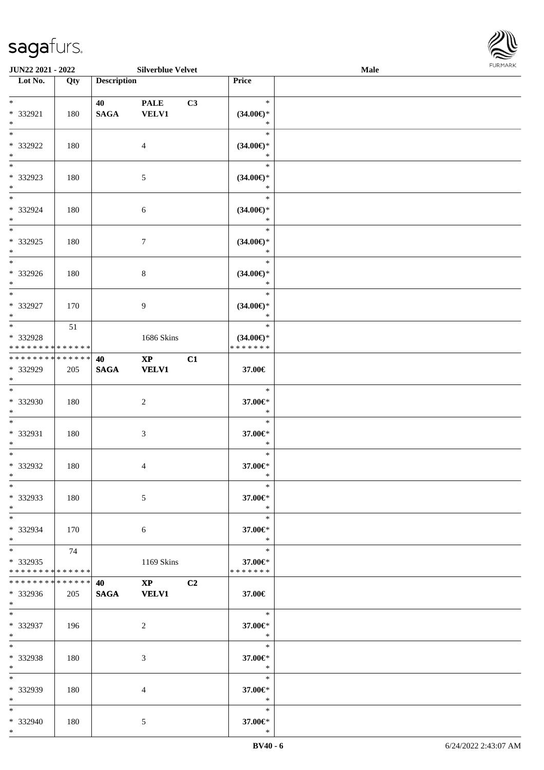| Lot No. | Qty | Description | | | Price | |
|---|---|---|---|---|---|---|
| *<br>* 332921<br>* | 180 | 40<br>SAGA | PALE<br>VELV1 | C3 | *<br>(34.00€)*<br>* | |
| *<br>* 332922<br>* | 180 | | 4 | | *<br>(34.00€)*<br>* | |
| *<br>* 332923<br>* | 180 | | 5 | | *<br>(34.00€)*<br>* | |
| *<br>* 332924<br>* | 180 | | 6 | | *<br>(34.00€)*<br>* | |
| *<br>* 332925<br>* | 180 | | 7 | | *<br>(34.00€)*<br>* | |
| *<br>* 332926<br>* | 180 | | 8 | | *<br>(34.00€)*<br>* | |
| *<br>* 332927<br>* | 170 | | 9 | | *<br>(34.00€)*<br>* | |
| *<br>* 332928<br>* * * * * * * * * * * * * * | 51 | | 1686 Skins | | *<br>(34.00€)*<br>* * * * * * * | |
| * * * * * * * * * * * * * *<br>* 332929<br>* | 205 | 40<br>SAGA | XP<br>VELV1 | C1 | 37.00€ | |
| *<br>* 332930<br>* | 180 | | 2 | | *<br>37.00€*<br>* | |
| *<br>* 332931<br>* | 180 | | 3 | | *<br>37.00€*<br>* | |
| *<br>* 332932<br>* | 180 | | 4 | | *<br>37.00€*<br>* | |
| *<br>* 332933<br>* | 180 | | 5 | | *<br>37.00€*<br>* | |
| *<br>* 332934<br>* | 170 | | 6 | | *<br>37.00€*<br>* | |
| *<br>* 332935<br>* * * * * * * * * * * * * * | 74 | | 1169 Skins | | *<br>37.00€*<br>* * * * * * * | |
| * * * * * * * * * * * * * *<br>* 332936<br>* | 205 | 40<br>SAGA | XP<br>VELV1 | C2 | 37.00€ | |
| *<br>* 332937<br>* | 196 | | 2 | | *<br>37.00€*<br>* | |
| *<br>* 332938<br>* | 180 | | 3 | | *<br>37.00€*<br>* | |
| *<br>* 332939<br>* | 180 | | 4 | | *<br>37.00€*<br>* | |
| *<br>* 332940<br>* | 180 | | 5 | | *<br>37.00€*<br>* | |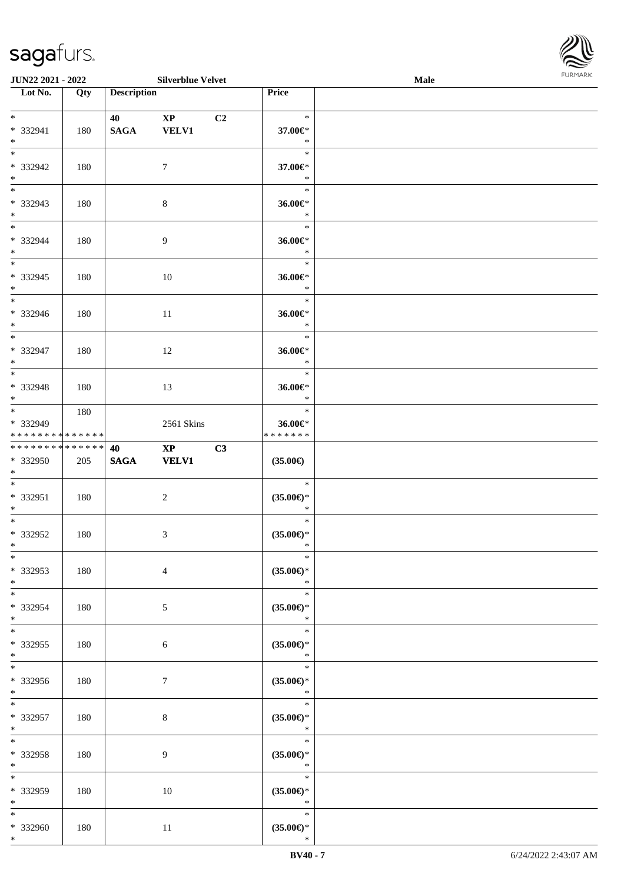| Lot No. | Qty | Description | | | Price | |
|---|---|---|---|---|---|---|
| * <br> * 332941 <br> * | 180 | 40 <br> **SAGA** | **XP** <br> **VELV1** | C2 | * <br> **37.00€*** <br> * | |
| * <br> * 332942 <br> * | 180 | | 7 | | * <br> **37.00€*** <br> * | |
| * <br> * 332943 <br> * | 180 | | 8 | | * <br> **36.00€*** <br> * | |
| * <br> * 332944 <br> * | 180 | | 9 | | * <br> **36.00€*** <br> * | |
| * <br> * 332945 <br> * | 180 | | 10 | | * <br> **36.00€*** <br> * | |
| * <br> * 332946 <br> * | 180 | | 11 | | * <br> **36.00€*** <br> * | |
| * <br> * 332947 <br> * | 180 | | 12 | | * <br> **36.00€*** <br> * | |
| * <br> * 332948 <br> * | 180 | | 13 | | * <br> **36.00€*** <br> * | |
| * <br> * 332949 <br> * * * * * * * * * * * * * * | 180 | | 2561 Skins | | * <br> **36.00€*** <br> * * * * * * * | |
| * * * * * * * * * * * * * * <br> * 332950 <br> * | 205 | **40** <br> **SAGA** | **XP** <br> **VELV1** | **C3** | **(35.00€)** | |
| * <br> * 332951 <br> * | 180 | | 2 | | * <br> **(35.00€)*** <br> * | |
| * <br> * 332952 <br> * | 180 | | 3 | | * <br> **(35.00€)*** <br> * | |
| * <br> * 332953 <br> * | 180 | | 4 | | * <br> **(35.00€)*** <br> * | |
| * <br> * 332954 <br> * | 180 | | 5 | | * <br> **(35.00€)*** <br> * | |
| * <br> * 332955 <br> * | 180 | | 6 | | * <br> **(35.00€)*** <br> * | |
| * <br> * 332956 <br> * | 180 | | 7 | | * <br> **(35.00€)*** <br> * | |
| * <br> * 332957 <br> * | 180 | | 8 | | * <br> **(35.00€)*** <br> * | |
| * <br> * 332958 <br> * | 180 | | 9 | | * <br> **(35.00€)*** <br> * | |
| * <br> * 332959 <br> * | 180 | | 10 | | * <br> **(35.00€)*** <br> * | |
| * <br> * 332960 <br> * | 180 | | 11 | | * <br> **(35.00€)*** <br> * | |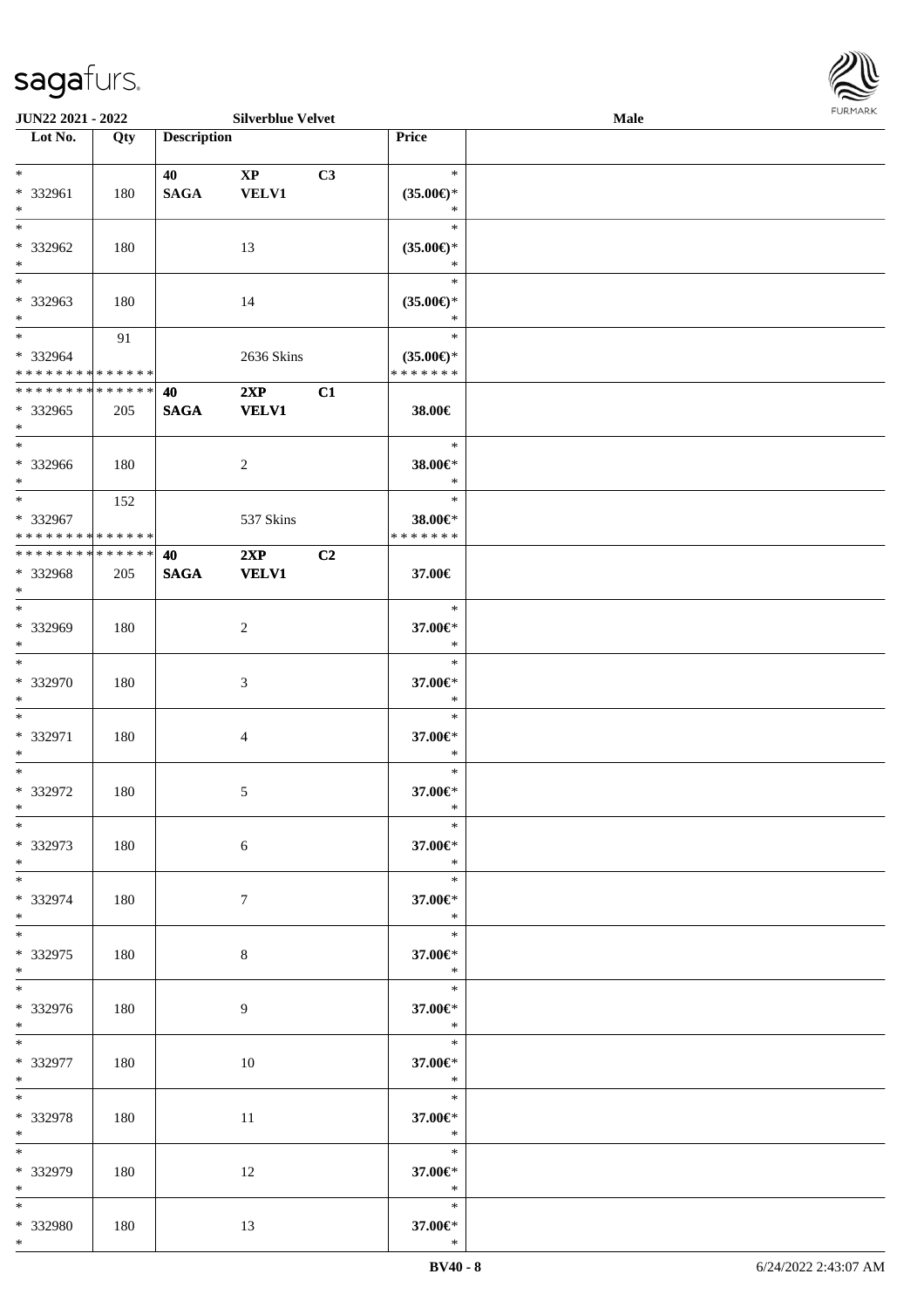| Lot No. | Qty | Description | | | Price | |
|---|---|---|---|---|---|---|
| * | | 40 | XP | C3 | * | |
| * 332961 | 180 | SAGA | VELV1 | | (35.00€)* | |
| * | | | | | * | |
| * | | | | | * | |
| * 332962 | 180 | | 13 | | (35.00€)* | |
| * | | | | | * | |
| * | | | | | * | |
| * 332963 | 180 | | 14 | | (35.00€)* | |
| * | | | | | * | |
| * | 91 | | | | * | |
| * 332964 | | | 2636 Skins | | (35.00€)* | |
| * * * * * * * * * * * * * * | | | | | * * * * * * * | |
| * * * * * * * * * * * * * * | | 40 | 2XP | C1 | | |
| * 332965 | 205 | SAGA | VELV1 | | 38.00€ | |
| * | | | | | | |
| * | | | | | * | |
| * 332966 | 180 | | 2 | | 38.00€* | |
| * | | | | | * | |
| * | 152 | | | | * | |
| * 332967 | | | 537 Skins | | 38.00€* | |
| * * * * * * * * * * * * * * | | | | | * * * * * * * | |
| * * * * * * * * * * * * * * | | 40 | 2XP | C2 | | |
| * 332968 | 205 | SAGA | VELV1 | | 37.00€ | |
| * | | | | | | |
| * | | | | | * | |
| * 332969 | 180 | | 2 | | 37.00€* | |
| * | | | | | * | |
| * | | | | | * | |
| * 332970 | 180 | | 3 | | 37.00€* | |
| * | | | | | * | |
| * | | | | | * | |
| * 332971 | 180 | | 4 | | 37.00€* | |
| * | | | | | * | |
| * | | | | | * | |
| * 332972 | 180 | | 5 | | 37.00€* | |
| * | | | | | * | |
| * | | | | | * | |
| * 332973 | 180 | | 6 | | 37.00€* | |
| * | | | | | * | |
| * | | | | | * | |
| * 332974 | 180 | | 7 | | 37.00€* | |
| * | | | | | * | |
| * | | | | | * | |
| * 332975 | 180 | | 8 | | 37.00€* | |
| * | | | | | * | |
| * | | | | | * | |
| * 332976 | 180 | | 9 | | 37.00€* | |
| * | | | | | * | |
| * | | | | | * | |
| * 332977 | 180 | | 10 | | 37.00€* | |
| * | | | | | * | |
| * | | | | | * | |
| * 332978 | 180 | | 11 | | 37.00€* | |
| * | | | | | * | |
| * | | | | | * | |
| * 332979 | 180 | | 12 | | 37.00€* | |
| * | | | | | * | |
| * | | | | | * | |
| * 332980 | 180 | | 13 | | 37.00€* | |
| * | | | | | * | |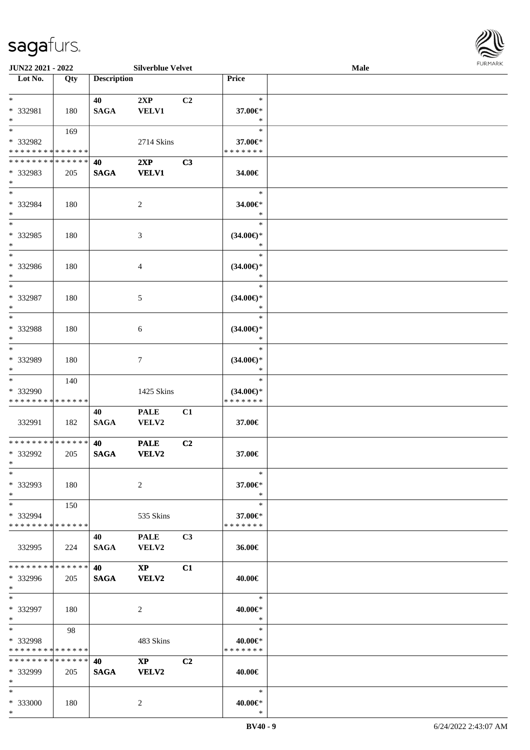| Lot No. | Qty | Description | | | Price | |
|---|---|---|---|---|---|---|
| *<br>* 332981<br>* | 180 | 40<br>SAGA | 2XP<br>VELV1 | C2 | *<br>37.00€*<br>* | |
| *<br>* 332982<br>* * * * * * * * * * * * * * | 169 | | 2714 Skins | | *<br>37.00€*<br>* * * * * * * | |
| * * * * * * * * * * * * * *<br>* 332983<br>* | 205 | 40<br>SAGA | 2XP<br>VELV1 | C3 | 34.00€ | |
| *<br>* 332984<br>* | 180 | | 2 | | *<br>34.00€*<br>* | |
| *<br>* 332985<br>* | 180 | | 3 | | *<br>(34.00€)*<br>* | |
| *<br>* 332986<br>* | 180 | | 4 | | *<br>(34.00€)*<br>* | |
| *<br>* 332987<br>* | 180 | | 5 | | *<br>(34.00€)*<br>* | |
| *<br>* 332988<br>* | 180 | | 6 | | *<br>(34.00€)*<br>* | |
| *<br>* 332989<br>* | 180 | | 7 | | *<br>(34.00€)*<br>* | |
| *<br>* 332990<br>* * * * * * * * * * * * * * | 140 | | 1425 Skins | | *<br>(34.00€)*<br>* * * * * * * | |
| 332991 | 182 | 40<br>SAGA | PALE<br>VELV2 | C1 | 37.00€ | |
| * * * * * * * * * * * * * *<br>* 332992<br>* | 205 | 40<br>SAGA | PALE<br>VELV2 | C2 | 37.00€ | |
| *<br>* 332993<br>* | 180 | | 2 | | *<br>37.00€*<br>* | |
| *<br>* 332994<br>* * * * * * * * * * * * * * | 150 | | 535 Skins | | *<br>37.00€*<br>* * * * * * * | |
| 332995 | 224 | 40<br>SAGA | PALE<br>VELV2 | C3 | 36.00€ | |
| * * * * * * * * * * * * * *<br>* 332996<br>* | 205 | 40<br>SAGA | XP<br>VELV2 | C1 | 40.00€ | |
| *<br>* 332997<br>* | 180 | | 2 | | *<br>40.00€*<br>* | |
| *<br>* 332998<br>* * * * * * * * * * * * * * | 98 | | 483 Skins | | *<br>40.00€*<br>* * * * * * * | |
| * * * * * * * * * * * * * *<br>* 332999<br>* | 205 | 40<br>SAGA | XP<br>VELV2 | C2 | 40.00€ | |
| *<br>* 333000<br>* | 180 | | 2 | | *<br>40.00€*<br>* | |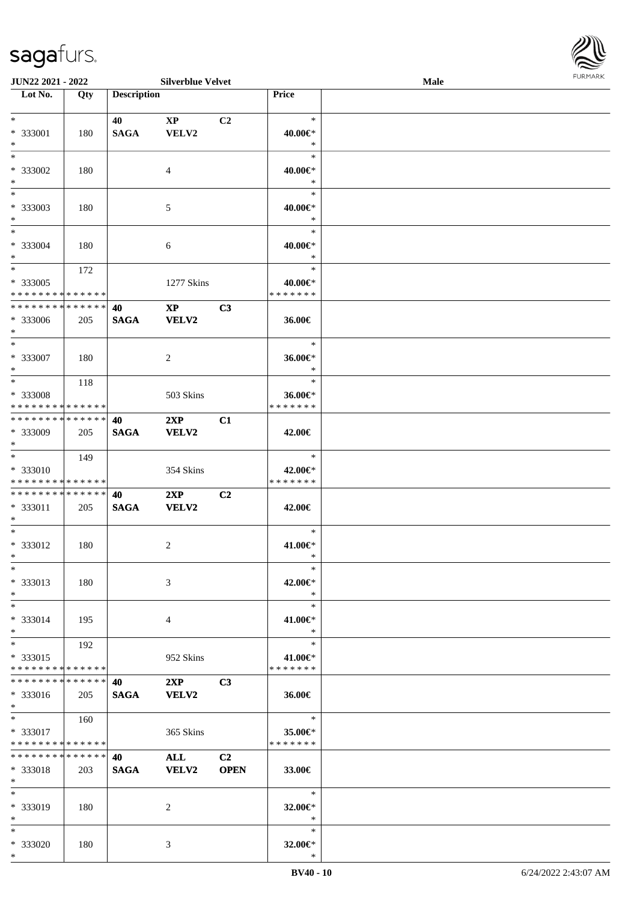JUN22 2021 - 2022 — Silverblue Velvet — Male

| Lot No. | Qty | Description | | | Price |
|---|---|---|---|---|---|
| * | | 40 | XP | C2 | * |
| * 333001 | 180 | SAGA | VELV2 | | 40.00€* |
| * | | | | | * |
| * | | | | | * |
| * 333002 | 180 | | 4 | | 40.00€* |
| * | | | | | * |
| * | | | | | * |
| * 333003 | 180 | | 5 | | 40.00€* |
| * | | | | | * |
| * | | | | | * |
| * 333004 | 180 | | 6 | | 40.00€* |
| * | | | | | * |
| * | 172 | | | | * |
| * 333005 | | | 1277 Skins | | 40.00€* |
| * * * * * * * * * * * * * * | | | | | * * * * * * * |
| * * * * * * * * * * * * * * | | 40 | XP | C3 | |
| * 333006 | 205 | SAGA | VELV2 | | 36.00€ |
| * | | | | | |
| * | | | | | * |
| * 333007 | 180 | | 2 | | 36.00€* |
| * | | | | | * |
| * | 118 | | | | * |
| * 333008 | | | 503 Skins | | 36.00€* |
| * * * * * * * * * * * * * * | | | | | * * * * * * * |
| * * * * * * * * * * * * * * | | 40 | 2XP | C1 | |
| * 333009 | 205 | SAGA | VELV2 | | 42.00€ |
| * | | | | | |
| * | 149 | | | | * |
| * 333010 | | | 354 Skins | | 42.00€* |
| * * * * * * * * * * * * * * | | | | | * * * * * * * |
| * * * * * * * * * * * * * * | | 40 | 2XP | C2 | |
| * 333011 | 205 | SAGA | VELV2 | | 42.00€ |
| * | | | | | |
| * | | | | | * |
| * 333012 | 180 | | 2 | | 41.00€* |
| * | | | | | * |
| * | | | | | * |
| * 333013 | 180 | | 3 | | 42.00€* |
| * | | | | | * |
| * | | | | | * |
| * 333014 | 195 | | 4 | | 41.00€* |
| * | | | | | * |
| * | 192 | | | | * |
| * 333015 | | | 952 Skins | | 41.00€* |
| * * * * * * * * * * * * * * | | | | | * * * * * * * |
| * * * * * * * * * * * * * * | | 40 | 2XP | C3 | |
| * 333016 | 205 | SAGA | VELV2 | | 36.00€ |
| * | | | | | |
| * | 160 | | | | * |
| * 333017 | | | 365 Skins | | 35.00€* |
| * * * * * * * * * * * * * * | | | | | * * * * * * * |
| * * * * * * * * * * * * * * | | 40 | ALL | C2 | |
| * 333018 | 203 | SAGA | VELV2 | OPEN | 33.00€ |
| * | | | | | |
| * | | | | | * |
| * 333019 | 180 | | 2 | | 32.00€* |
| * | | | | | * |
| * | | | | | * |
| * 333020 | 180 | | 3 | | 32.00€* |
| * | | | | | * |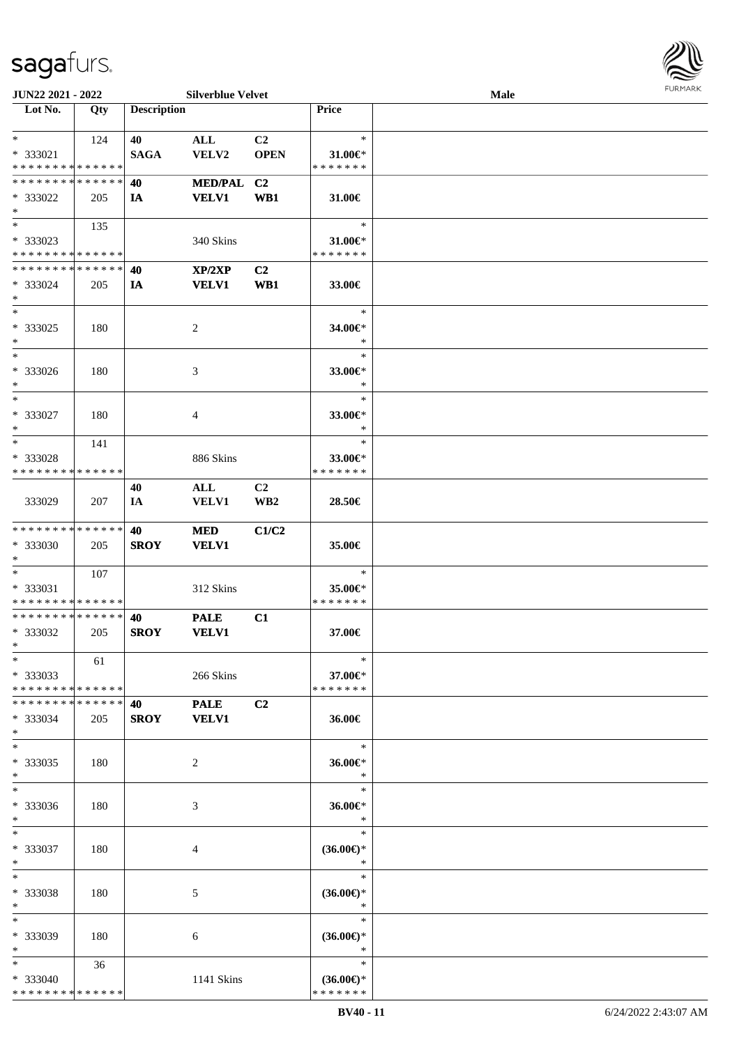**JUN22 2021 - 2022** — **Silverblue Velvet** — **Male**

| Lot No. | Qty | Description | | | Price | |
|---|---|---|---|---|---|---|
| * <br> * 333021 <br> * * * * * * * * * * * * * * | 124 | 40 <br> SAGA | ALL <br> VELV2 | C2 <br> OPEN | * <br> 31.00€* <br> * * * * * * * | |
| * * * * * * * * * * * * * * <br> * 333022 <br> * | 205 | 40 <br> IA | MED/PAL <br> VELV1 | C2 <br> WB1 | 31.00€ | |
| * <br> * 333023 <br> * * * * * * * * * * * * * * | 135 | | 340 Skins | | * <br> 31.00€* <br> * * * * * * * | |
| * * * * * * * * * * * * * * <br> * 333024 <br> * | 205 | 40 <br> IA | XP/2XP <br> VELV1 | C2 <br> WB1 | 33.00€ | |
| * <br> * 333025 <br> * | 180 | | 2 | | * <br> 34.00€* <br> * | |
| * <br> * 333026 <br> * | 180 | | 3 | | * <br> 33.00€* <br> * | |
| * <br> * 333027 <br> * | 180 | | 4 | | * <br> 33.00€* <br> * | |
| * <br> * 333028 <br> * * * * * * * * * * * * * * | 141 | | 886 Skins | | * <br> 33.00€* <br> * * * * * * * | |
| 333029 | 207 | 40 <br> IA | ALL <br> VELV1 | C2 <br> WB2 | 28.50€ | |
| * * * * * * * * * * * * * * <br> * 333030 <br> * | 205 | 40 <br> SROY | MED <br> VELV1 | C1/C2 | 35.00€ | |
| * <br> * 333031 <br> * * * * * * * * * * * * * * | 107 | | 312 Skins | | * <br> 35.00€* <br> * * * * * * * | |
| * * * * * * * * * * * * * * <br> * 333032 <br> * | 205 | 40 <br> SROY | PALE <br> VELV1 | C1 | 37.00€ | |
| * <br> * 333033 <br> * * * * * * * * * * * * * * | 61 | | 266 Skins | | * <br> 37.00€* <br> * * * * * * * | |
| * * * * * * * * * * * * * * <br> * 333034 <br> * | 205 | 40 <br> SROY | PALE <br> VELV1 | C2 | 36.00€ | |
| * <br> * 333035 <br> * | 180 | | 2 | | * <br> 36.00€* <br> * | |
| * <br> * 333036 <br> * | 180 | | 3 | | * <br> 36.00€* <br> * | |
| * <br> * 333037 <br> * | 180 | | 4 | | * <br> (36.00€)* <br> * | |
| * <br> * 333038 <br> * | 180 | | 5 | | * <br> (36.00€)* <br> * | |
| * <br> * 333039 <br> * | 180 | | 6 | | * <br> (36.00€)* <br> * | |
| * <br> * 333040 <br> * * * * * * * * * * * * * * | 36 | | 1141 Skins | | * <br> (36.00€)* <br> * * * * * * * | |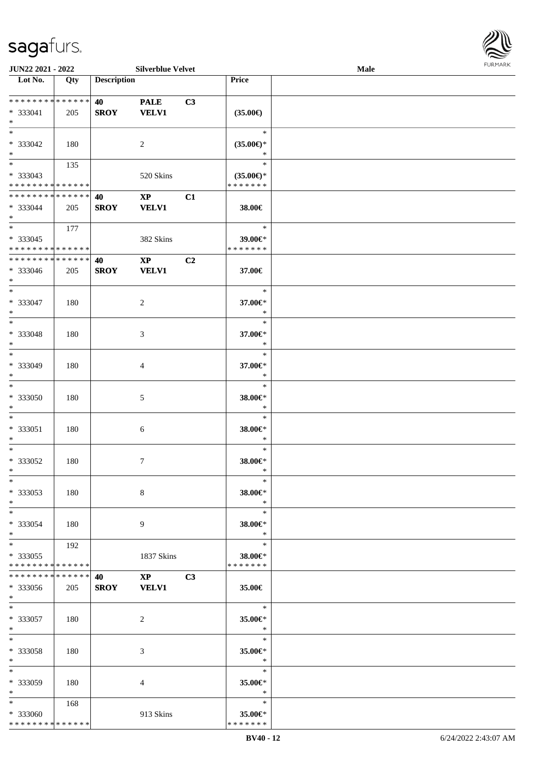**JUN22 2021 - 2022** **Silverblue Velvet** **Male**

| Lot No. | Qty | Description | | | Price | |
|---|---|---|---|---|---|---|
| * * * * * * * * * * * * * * | | **40** | **PALE** | **C3** | | |
| * 333041 | 205 | **SROY** | **VELV1** | | **(35.00€)** | |
| * | | | | | | |
| * | | | | | * | |
| * 333042 | 180 | | 2 | | **(35.00€)*** | |
| * | | | | | * | |
| * | 135 | | | | * | |
| * 333043 | | | 520 Skins | | **(35.00€)*** | |
| * * * * * * * * * * * * * * | | | | | * * * * * * * | |
| * * * * * * * * * * * * * * | | **40** | **XP** | **C1** | | |
| * 333044 | 205 | **SROY** | **VELV1** | | **38.00€** | |
| * | | | | | | |
| * | 177 | | | | * | |
| * 333045 | | | 382 Skins | | **39.00€*** | |
| * * * * * * * * * * * * * * | | | | | * * * * * * * | |
| * * * * * * * * * * * * * * | | **40** | **XP** | **C2** | | |
| * 333046 | 205 | **SROY** | **VELV1** | | **37.00€** | |
| * | | | | | | |
| * | | | | | * | |
| * 333047 | 180 | | 2 | | **37.00€*** | |
| * | | | | | * | |
| * | | | | | * | |
| * 333048 | 180 | | 3 | | **37.00€*** | |
| * | | | | | * | |
| * | | | | | * | |
| * 333049 | 180 | | 4 | | **37.00€*** | |
| * | | | | | * | |
| * | | | | | * | |
| * 333050 | 180 | | 5 | | **38.00€*** | |
| * | | | | | * | |
| * | | | | | * | |
| * 333051 | 180 | | 6 | | **38.00€*** | |
| * | | | | | * | |
| * | | | | | * | |
| * 333052 | 180 | | 7 | | **38.00€*** | |
| * | | | | | * | |
| * | | | | | * | |
| * 333053 | 180 | | 8 | | **38.00€*** | |
| * | | | | | * | |
| * | | | | | * | |
| * 333054 | 180 | | 9 | | **38.00€*** | |
| * | | | | | * | |
| * | 192 | | | | * | |
| * 333055 | | | 1837 Skins | | **38.00€*** | |
| * * * * * * * * * * * * * * | | | | | * * * * * * * | |
| * * * * * * * * * * * * * * | | **40** | **XP** | **C3** | | |
| * 333056 | 205 | **SROY** | **VELV1** | | **35.00€** | |
| * | | | | | | |
| * | | | | | * | |
| * 333057 | 180 | | 2 | | **35.00€*** | |
| * | | | | | * | |
| * | | | | | * | |
| * 333058 | 180 | | 3 | | **35.00€*** | |
| * | | | | | * | |
| * | | | | | * | |
| * 333059 | 180 | | 4 | | **35.00€*** | |
| * | | | | | * | |
| * | 168 | | | | * | |
| * 333060 | | | 913 Skins | | **35.00€*** | |
| * * * * * * * * * * * * * * | | | | | * * * * * * * | |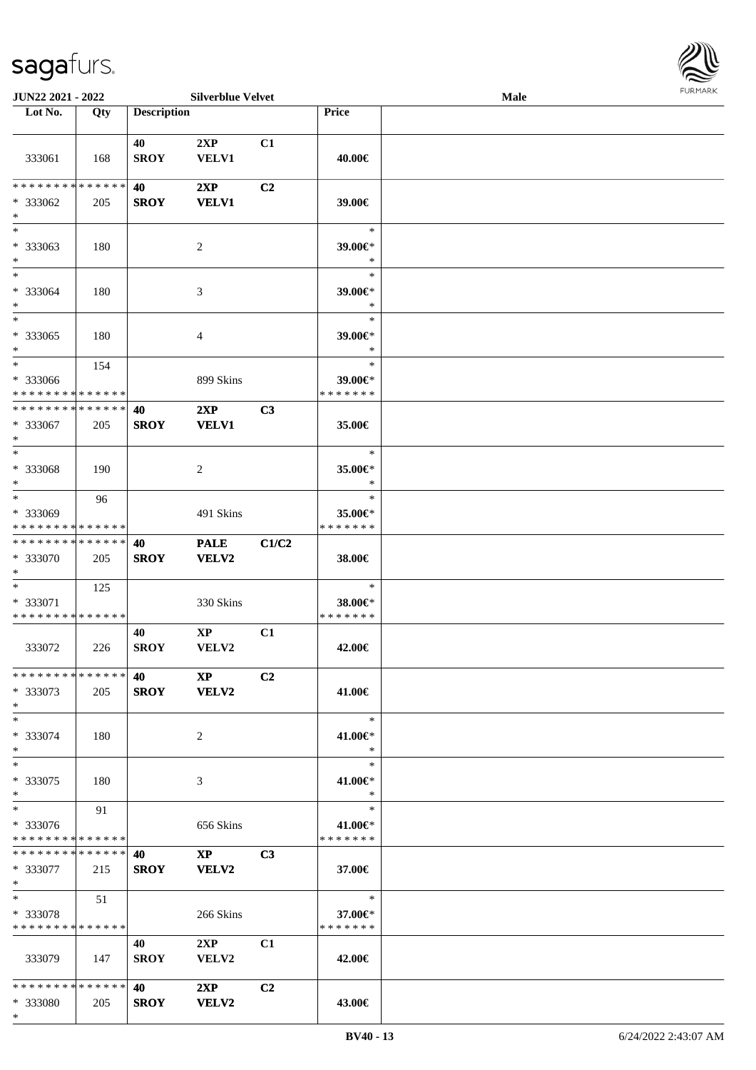| Lot No. | Qty | Description | | | Price | |
|---|---|---|---|---|---|---|
| 333061 | 168 | 40 SROY | 2XP VELV1 | C1 | 40.00€ | |
| * * * * * * * * * * * * * * <br>* 333062<br>* | 205 | 40 SROY | 2XP VELV1 | C2 | 39.00€ | |
| * <br>* 333063<br>* | 180 | | 2 | | * <br>39.00€*<br>* | |
| * <br>* 333064<br>* | 180 | | 3 | | * <br>39.00€*<br>* | |
| * <br>* 333065<br>* | 180 | | 4 | | * <br>39.00€*<br>* | |
| * <br>* 333066<br>* * * * * * * * * * * * * * | 154 | | 899 Skins | | * <br>39.00€*<br>* * * * * * * | |
| * * * * * * * * * * * * * * <br>* 333067<br>* | 205 | 40 SROY | 2XP VELV1 | C3 | 35.00€ | |
| * <br>* 333068<br>* | 190 | | 2 | | * <br>35.00€*<br>* | |
| * <br>* 333069<br>* * * * * * * * * * * * * * | 96 | | 491 Skins | | * <br>35.00€*<br>* * * * * * * | |
| * * * * * * * * * * * * * * <br>* 333070<br>* | 205 | 40 SROY | PALE VELV2 | C1/C2 | 38.00€ | |
| * <br>* 333071<br>* * * * * * * * * * * * * * | 125 | | 330 Skins | | * <br>38.00€*<br>* * * * * * * | |
| 333072 | 226 | 40 SROY | XP VELV2 | C1 | 42.00€ | |
| * * * * * * * * * * * * * * <br>* 333073<br>* | 205 | 40 SROY | XP VELV2 | C2 | 41.00€ | |
| * <br>* 333074<br>* | 180 | | 2 | | * <br>41.00€*<br>* | |
| * <br>* 333075<br>* | 180 | | 3 | | * <br>41.00€*<br>* | |
| * <br>* 333076<br>* * * * * * * * * * * * * * | 91 | | 656 Skins | | * <br>41.00€*<br>* * * * * * * | |
| * * * * * * * * * * * * * * <br>* 333077<br>* | 215 | 40 SROY | XP VELV2 | C3 | 37.00€ | |
| * <br>* 333078<br>* * * * * * * * * * * * * * | 51 | | 266 Skins | | * <br>37.00€*<br>* * * * * * * | |
| 333079 | 147 | 40 SROY | 2XP VELV2 | C1 | 42.00€ | |
| * * * * * * * * * * * * * * <br>* 333080<br>* | 205 | 40 SROY | 2XP VELV2 | C2 | 43.00€ | |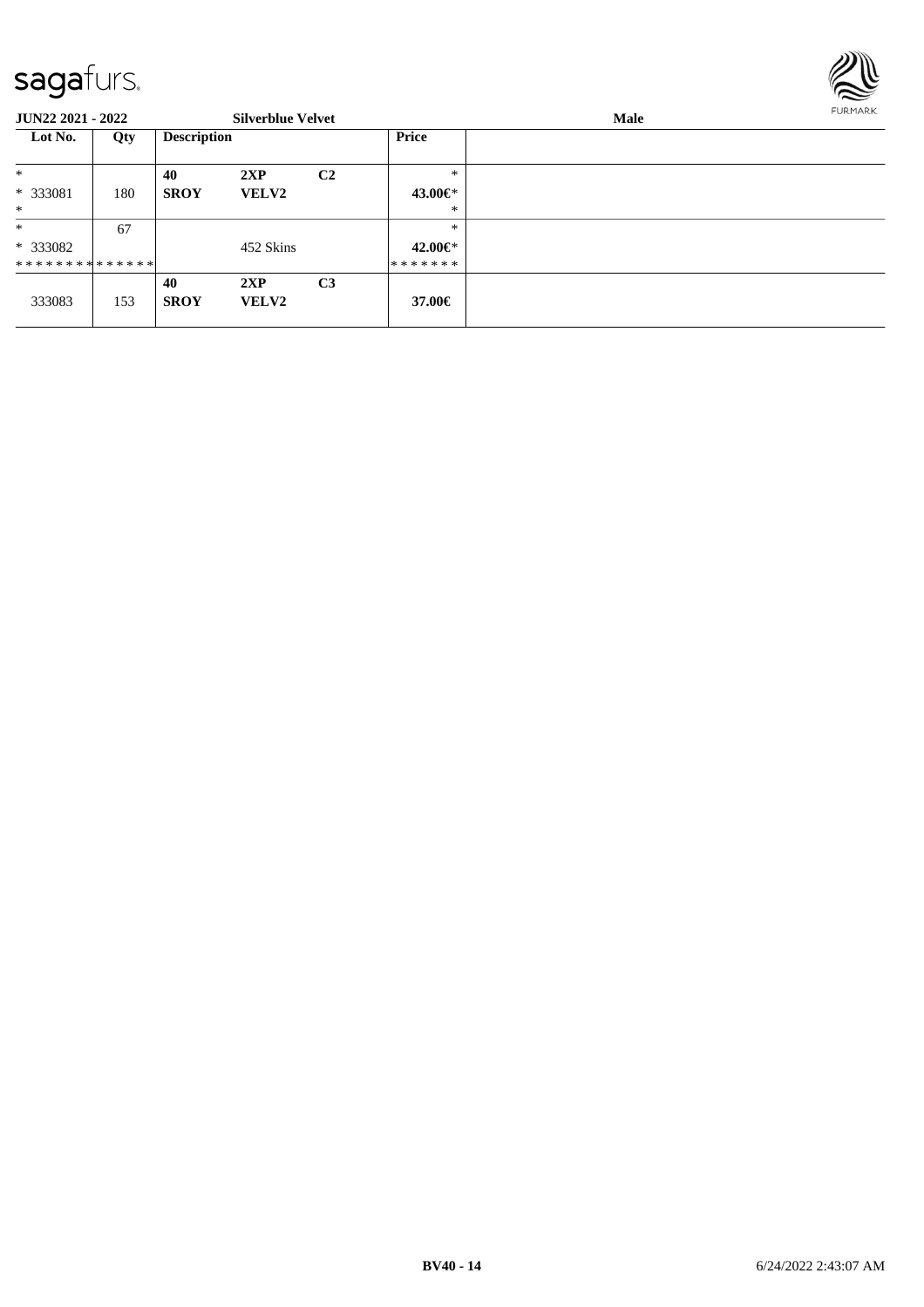| Lot No. | Qty | Description | | | Price |
|---|---|---|---|---|---|
| * | | 40 | 2XP | C2 | * |
| * 333081 | 180 | SROY | VELV2 | | 43.00€* |
| * | | | | | * |
| * | 67 | | | | * |
| * 333082 | | | 452 Skins | | 42.00€* |
| ************** | | | | | ******* |
| | | 40 | 2XP | C3 | |
| 333083 | 153 | SROY | VELV2 | | 37.00€ |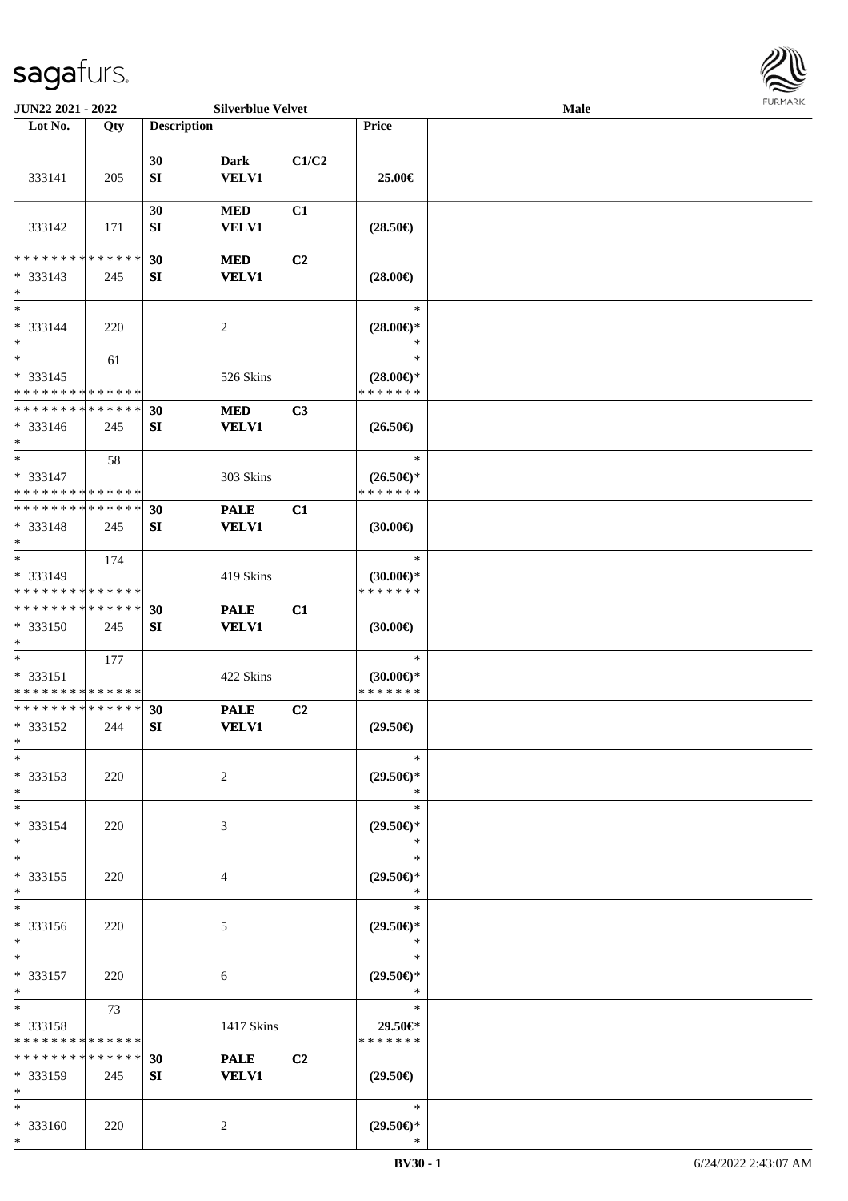**JUN22 2021 - 2022** | **Silverblue Velvet** | **Male**

| Lot No. | Qty | Description | | | Price | |
|---|---|---|---|---|---|---|
| 333141 | 205 | 30<br>SI | Dark<br>VELV1 | C1/C2 | 25.00€ | |
| 333142 | 171 | 30<br>SI | MED<br>VELV1 | C1 | (28.50€) | |
| * * * * * * * * * * * * * *<br>* 333143<br>* | 245 | 30<br>SI | MED<br>VELV1 | C2 | (28.00€) | |
| *<br>* 333144<br>* | 220 | | 2 | | *<br>(28.00€)*<br>* | |
| *<br>* 333145<br>* * * * * * * * * * * * * * | 61 | | 526 Skins | | *<br>(28.00€)*<br>* * * * * * * | |
| * * * * * * * * * * * * * *<br>* 333146<br>* | 245 | 30<br>SI | MED<br>VELV1 | C3 | (26.50€) | |
| *<br>* 333147<br>* * * * * * * * * * * * * * | 58 | | 303 Skins | | *<br>(26.50€)*<br>* * * * * * * | |
| * * * * * * * * * * * * * *<br>* 333148<br>* | 245 | 30<br>SI | PALE<br>VELV1 | C1 | (30.00€) | |
| *<br>* 333149<br>* * * * * * * * * * * * * * | 174 | | 419 Skins | | *<br>(30.00€)*<br>* * * * * * * | |
| * * * * * * * * * * * * * *<br>* 333150<br>* | 245 | 30<br>SI | PALE<br>VELV1 | C1 | (30.00€) | |
| *<br>* 333151<br>* * * * * * * * * * * * * * | 177 | | 422 Skins | | *<br>(30.00€)*<br>* * * * * * * | |
| * * * * * * * * * * * * * *<br>* 333152<br>* | 244 | 30<br>SI | PALE<br>VELV1 | C2 | (29.50€) | |
| *<br>* 333153<br>* | 220 | | 2 | | *<br>(29.50€)*<br>* | |
| *<br>* 333154<br>* | 220 | | 3 | | *<br>(29.50€)*<br>* | |
| *<br>* 333155<br>* | 220 | | 4 | | *<br>(29.50€)*<br>* | |
| *<br>* 333156<br>* | 220 | | 5 | | *<br>(29.50€)*<br>* | |
| *<br>* 333157<br>* | 220 | | 6 | | *<br>(29.50€)*<br>* | |
| *<br>* 333158<br>* * * * * * * * * * * * * * | 73 | | 1417 Skins | | *<br>29.50€*<br>* * * * * * * | |
| * * * * * * * * * * * * * *<br>* 333159<br>* | 245 | 30<br>SI | PALE<br>VELV1 | C2 | (29.50€) | |
| *<br>* 333160<br>* | 220 | | 2 | | *<br>(29.50€)*<br>* | |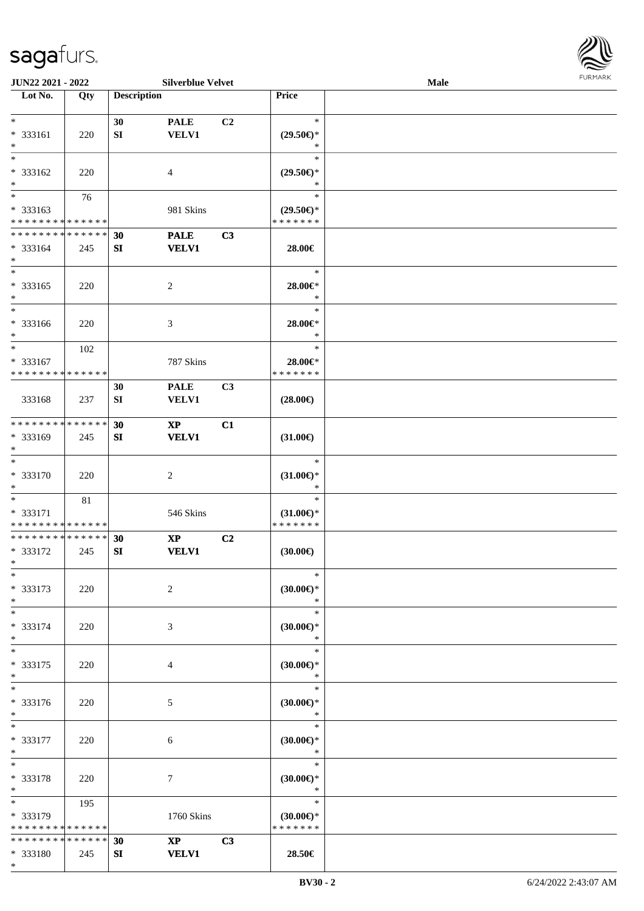| Lot No. | Qty | Description | | | Price | |
|---|---|---|---|---|---|---|
| * | | 30 | PALE | C2 | * | |
| * 333161 | 220 | SI | VELV1 | | (29.50€)* | |
| * | | | | | * | |
| * | | | | | * | |
| * 333162 | 220 | | 4 | | (29.50€)* | |
| * | | | | | * | |
| * | 76 | | | | * | |
| * 333163 | | | 981 Skins | | (29.50€)* | |
| * * * * * * * * * * * * * * | | | | | * * * * * * * | |
| * * * * * * * * * * * * * * | | 30 | PALE | C3 | | |
| * 333164 | 245 | SI | VELV1 | | 28.00€ | |
| * | | | | | | |
| * | | | | | * | |
| * 333165 | 220 | | 2 | | 28.00€* | |
| * | | | | | * | |
| * | | | | | * | |
| * 333166 | 220 | | 3 | | 28.00€* | |
| * | | | | | * | |
| * | 102 | | | | * | |
| * 333167 | | | 787 Skins | | 28.00€* | |
| * * * * * * * * * * * * * * | | | | | * * * * * * * | |
| | | 30 | PALE | C3 | | |
| 333168 | 237 | SI | VELV1 | | (28.00€) | |
| * * * * * * * * * * * * * * | | 30 | XP | C1 | | |
| * 333169 | 245 | SI | VELV1 | | (31.00€) | |
| * | | | | | | |
| * | | | | | * | |
| * 333170 | 220 | | 2 | | (31.00€)* | |
| * | | | | | * | |
| * | 81 | | | | * | |
| * 333171 | | | 546 Skins | | (31.00€)* | |
| * * * * * * * * * * * * * * | | | | | * * * * * * * | |
| * * * * * * * * * * * * * * | | 30 | XP | C2 | | |
| * 333172 | 245 | SI | VELV1 | | (30.00€) | |
| * | | | | | | |
| * | | | | | * | |
| * 333173 | 220 | | 2 | | (30.00€)* | |
| * | | | | | * | |
| * | | | | | * | |
| * 333174 | 220 | | 3 | | (30.00€)* | |
| * | | | | | * | |
| * | | | | | * | |
| * 333175 | 220 | | 4 | | (30.00€)* | |
| * | | | | | * | |
| * | | | | | * | |
| * 333176 | 220 | | 5 | | (30.00€)* | |
| * | | | | | * | |
| * | | | | | * | |
| * 333177 | 220 | | 6 | | (30.00€)* | |
| * | | | | | * | |
| * | | | | | * | |
| * 333178 | 220 | | 7 | | (30.00€)* | |
| * | | | | | * | |
| * | 195 | | | | * | |
| * 333179 | | | 1760 Skins | | (30.00€)* | |
| * * * * * * * * * * * * * * | | | | | * * * * * * * | |
| * * * * * * * * * * * * * * | | 30 | XP | C3 | | |
| * 333180 | 245 | SI | VELV1 | | 28.50€ | |
| * | | | | | | |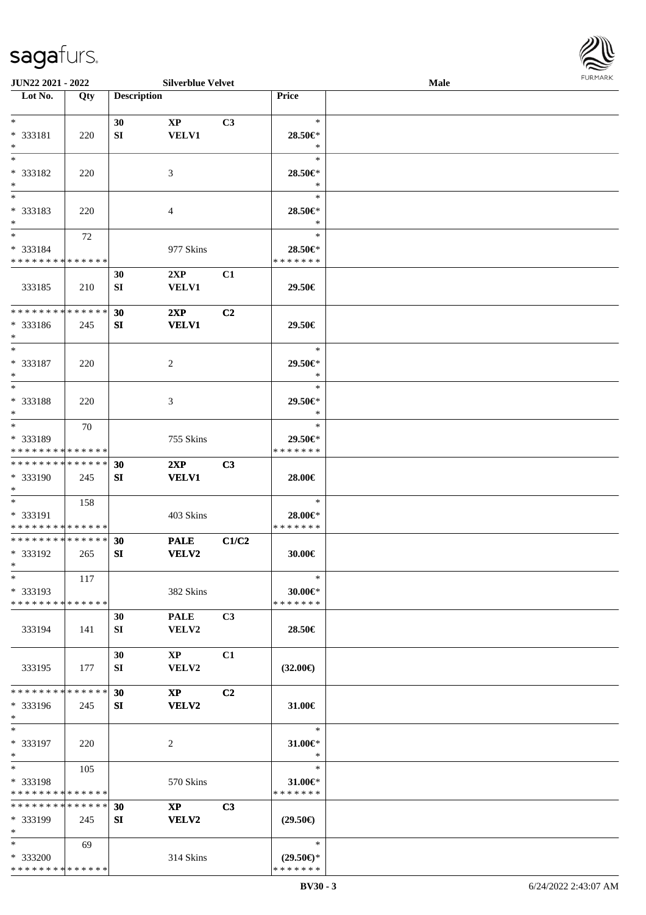JUN22 2021 - 2022 Silverblue Velvet Male

| Lot No. | Qty | Description | | | Price | |
|---|---|---|---|---|---|---|
| * | | 30 | XP | C3 | * | |
| * 333181 | 220 | SI | VELV1 | | 28.50€* | |
| * | | | | | * | |
| * | | | | | * | |
| * 333182 | 220 | | 3 | | 28.50€* | |
| * | | | | | * | |
| * | | | | | * | |
| * 333183 | 220 | | 4 | | 28.50€* | |
| * | | | | | * | |
| * | 72 | | | | * | |
| * 333184 | | | 977 Skins | | 28.50€* | |
| * * * * * * * * * * * * * * | | | | | * * * * * * * | |
| | | 30 | 2XP | C1 | | |
| 333185 | 210 | SI | VELV1 | | 29.50€ | |
| * * * * * * * * * * * * * * | | 30 | 2XP | C2 | | |
| * 333186 | 245 | SI | VELV1 | | 29.50€ | |
| * | | | | | | |
| * | | | | | * | |
| * 333187 | 220 | | 2 | | 29.50€* | |
| * | | | | | * | |
| * | | | | | * | |
| * 333188 | 220 | | 3 | | 29.50€* | |
| * | | | | | * | |
| * | 70 | | | | * | |
| * 333189 | | | 755 Skins | | 29.50€* | |
| * * * * * * * * * * * * * * | | | | | * * * * * * * | |
| * * * * * * * * * * * * * * | | 30 | 2XP | C3 | | |
| * 333190 | 245 | SI | VELV1 | | 28.00€ | |
| * | | | | | | |
| * | 158 | | | | * | |
| * 333191 | | | 403 Skins | | 28.00€* | |
| * * * * * * * * * * * * * * | | | | | * * * * * * * | |
| * * * * * * * * * * * * * * | | 30 | PALE | C1/C2 | | |
| * 333192 | 265 | SI | VELV2 | | 30.00€ | |
| * | | | | | | |
| * | 117 | | | | * | |
| * 333193 | | | 382 Skins | | 30.00€* | |
| * * * * * * * * * * * * * * | | | | | * * * * * * * | |
| | | 30 | PALE | C3 | | |
| 333194 | 141 | SI | VELV2 | | 28.50€ | |
| | | 30 | XP | C1 | | |
| 333195 | 177 | SI | VELV2 | | (32.00€) | |
| * * * * * * * * * * * * * * | | 30 | XP | C2 | | |
| * 333196 | 245 | SI | VELV2 | | 31.00€ | |
| * | | | | | | |
| * | | | | | * | |
| * 333197 | 220 | | 2 | | 31.00€* | |
| * | | | | | * | |
| * | 105 | | | | * | |
| * 333198 | | | 570 Skins | | 31.00€* | |
| * * * * * * * * * * * * * * | | | | | * * * * * * * | |
| * * * * * * * * * * * * * * | | 30 | XP | C3 | | |
| * 333199 | 245 | SI | VELV2 | | (29.50€) | |
| * | | | | | | |
| * | 69 | | | | * | |
| * 333200 | | | 314 Skins | | (29.50€)* | |
| * * * * * * * * * * * * * * | | | | | * * * * * * * | |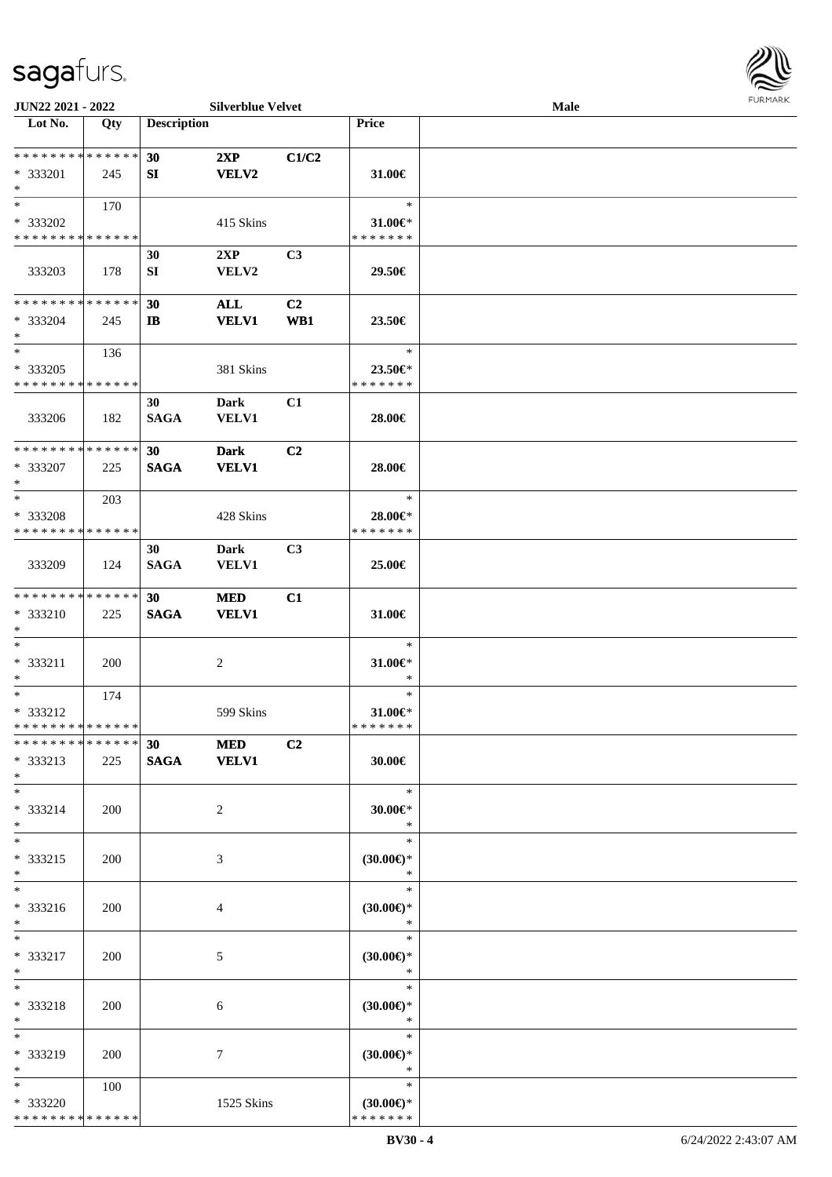**JUN22 2021 - 2022** **Silverblue Velvet** **Male**

| Lot No. | Qty | Description | | | Price | |
|---|---|---|---|---|---|---|
| * * * * * * * * * * * * * * | | 30 | 2XP | C1/C2 | | |
| * 333201 | 245 | SI | VELV2 | | 31.00€ | |
| * | | | | | | |
| * | 170 | | | | * | |
| * 333202 | | | 415 Skins | | 31.00€* | |
| * * * * * * * * * * * * * * | | | | | * * * * * * * | |
| | | 30 | 2XP | C3 | | |
| 333203 | 178 | SI | VELV2 | | 29.50€ | |
| * * * * * * * * * * * * * * | | 30 | ALL | C2 | | |
| * 333204 | 245 | IB | VELV1 | WB1 | 23.50€ | |
| * | | | | | | |
| * | 136 | | | | * | |
| * 333205 | | | 381 Skins | | 23.50€* | |
| * * * * * * * * * * * * * * | | | | | * * * * * * * | |
| | | 30 | Dark | C1 | | |
| 333206 | 182 | SAGA | VELV1 | | 28.00€ | |
| * * * * * * * * * * * * * * | | 30 | Dark | C2 | | |
| * 333207 | 225 | SAGA | VELV1 | | 28.00€ | |
| * | | | | | | |
| * | 203 | | | | * | |
| * 333208 | | | 428 Skins | | 28.00€* | |
| * * * * * * * * * * * * * * | | | | | * * * * * * * | |
| | | 30 | Dark | C3 | | |
| 333209 | 124 | SAGA | VELV1 | | 25.00€ | |
| * * * * * * * * * * * * * * | | 30 | MED | C1 | | |
| * 333210 | 225 | SAGA | VELV1 | | 31.00€ | |
| * | | | | | | |
| * | | | | | * | |
| * 333211 | 200 | | 2 | | 31.00€* | |
| * | | | | | * | |
| * | 174 | | | | * | |
| * 333212 | | | 599 Skins | | 31.00€* | |
| * * * * * * * * * * * * * * | | | | | * * * * * * * | |
| * * * * * * * * * * * * * * | | 30 | MED | C2 | | |
| * 333213 | 225 | SAGA | VELV1 | | 30.00€ | |
| * | | | | | | |
| * | | | | | * | |
| * 333214 | 200 | | 2 | | 30.00€* | |
| * | | | | | * | |
| * | | | | | * | |
| * 333215 | 200 | | 3 | | (30.00€)* | |
| * | | | | | * | |
| * | | | | | * | |
| * 333216 | 200 | | 4 | | (30.00€)* | |
| * | | | | | * | |
| * | | | | | * | |
| * 333217 | 200 | | 5 | | (30.00€)* | |
| * | | | | | * | |
| * | | | | | * | |
| * 333218 | 200 | | 6 | | (30.00€)* | |
| * | | | | | * | |
| * | | | | | * | |
| * 333219 | 200 | | 7 | | (30.00€)* | |
| * | | | | | * | |
| * | 100 | | | | * | |
| * 333220 | | | 1525 Skins | | (30.00€)* | |
| * * * * * * * * * * * * * * | | | | | * * * * * * * | |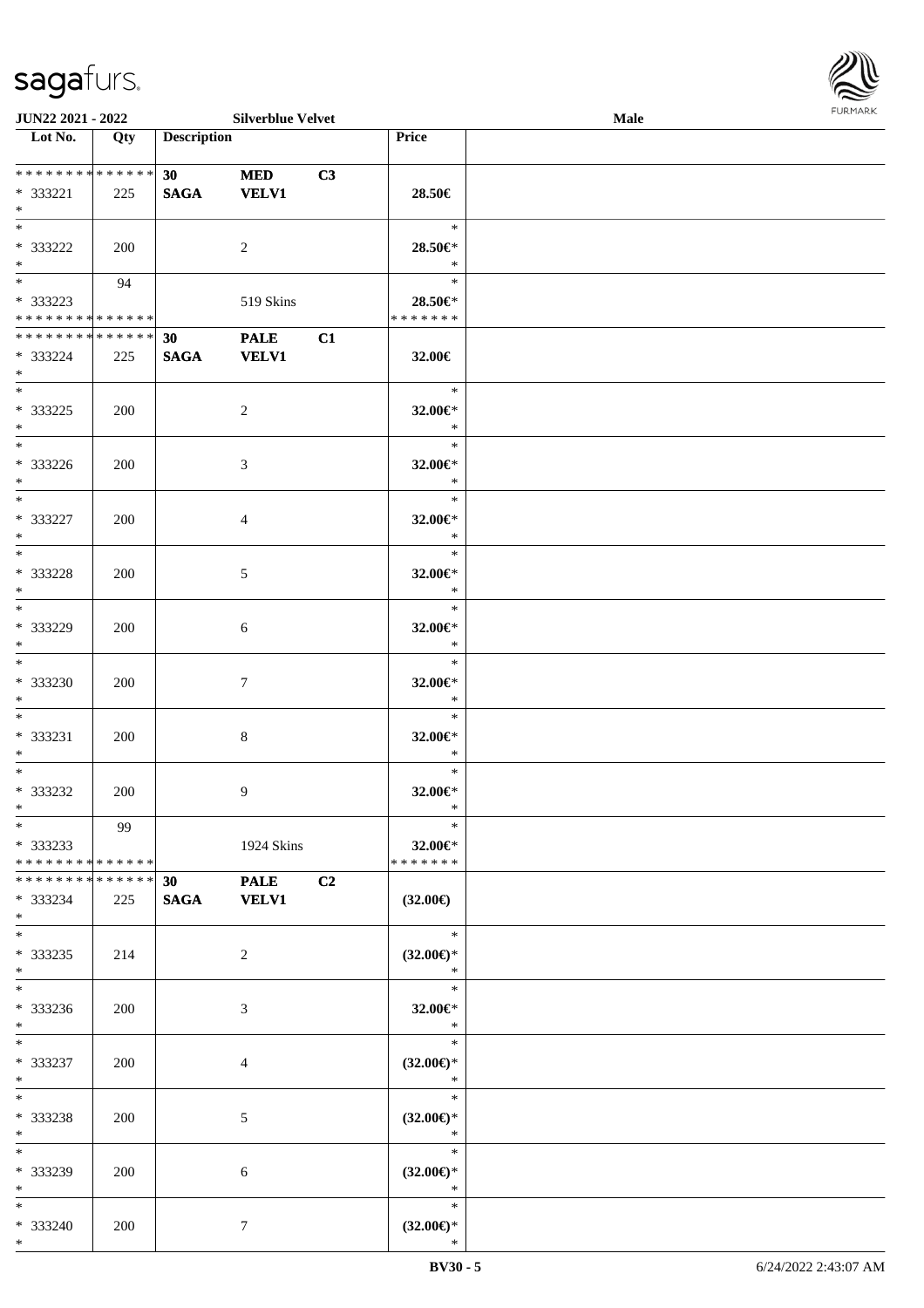JUN22 2021 - 2022 Silverblue Velvet Male

| Lot No. | Qty | Description | | | Price | |
|---|---|---|---|---|---|---|
| * * * * * * * * * * * * * * | | 30 | MED | C3 | | |
| * 333221 | 225 | SAGA | VELV1 | | 28.50€ | |
| * | | | | | | |
| * | | | | | * | |
| * 333222 | 200 | | 2 | | 28.50€* | |
| * | | | | | * | |
| * | 94 | | | | * | |
| * 333223 | | | 519 Skins | | 28.50€* | |
| * * * * * * * * * * * * * * | | | | | * * * * * * * | |
| * * * * * * * * * * * * * * | | 30 | PALE | C1 | | |
| * 333224 | 225 | SAGA | VELV1 | | 32.00€ | |
| * | | | | | | |
| * | | | | | * | |
| * 333225 | 200 | | 2 | | 32.00€* | |
| * | | | | | * | |
| * | | | | | * | |
| * 333226 | 200 | | 3 | | 32.00€* | |
| * | | | | | * | |
| * | | | | | * | |
| * 333227 | 200 | | 4 | | 32.00€* | |
| * | | | | | * | |
| * | | | | | * | |
| * 333228 | 200 | | 5 | | 32.00€* | |
| * | | | | | * | |
| * | | | | | * | |
| * 333229 | 200 | | 6 | | 32.00€* | |
| * | | | | | * | |
| * | | | | | * | |
| * 333230 | 200 | | 7 | | 32.00€* | |
| * | | | | | * | |
| * | | | | | * | |
| * 333231 | 200 | | 8 | | 32.00€* | |
| * | | | | | * | |
| * | | | | | * | |
| * 333232 | 200 | | 9 | | 32.00€* | |
| * | | | | | * | |
| * | 99 | | | | * | |
| * 333233 | | | 1924 Skins | | 32.00€* | |
| * * * * * * * * * * * * * * | | | | | * * * * * * * | |
| * * * * * * * * * * * * * * | | 30 | PALE | C2 | | |
| * 333234 | 225 | SAGA | VELV1 | | (32.00€) | |
| * | | | | | | |
| * | | | | | * | |
| * 333235 | 214 | | 2 | | (32.00€)* | |
| * | | | | | * | |
| * | | | | | * | |
| * 333236 | 200 | | 3 | | 32.00€* | |
| * | | | | | * | |
| * | | | | | * | |
| * 333237 | 200 | | 4 | | (32.00€)* | |
| * | | | | | * | |
| * | | | | | * | |
| * 333238 | 200 | | 5 | | (32.00€)* | |
| * | | | | | * | |
| * | | | | | * | |
| * 333239 | 200 | | 6 | | (32.00€)* | |
| * | | | | | * | |
| * | | | | | * | |
| * 333240 | 200 | | 7 | | (32.00€)* | |
| * | | | | | * | |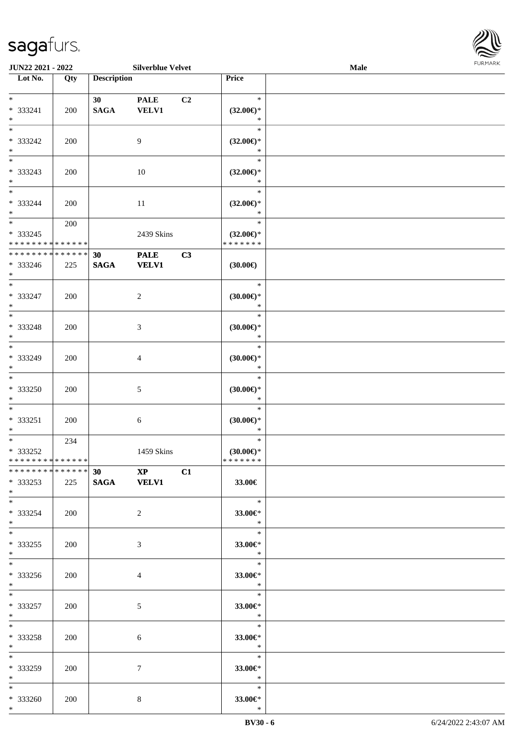| Lot No. | Qty | Description | | | Price |
|---|---|---|---|---|---|
| * | | 30 | PALE | C2 | * |
| * 333241 | 200 | SAGA | VELV1 | | (32.00€)* |
| * | | | | | * |
| * | | | | | * |
| * 333242 | 200 | | 9 | | (32.00€)* |
| * | | | | | * |
| * | | | | | * |
| * 333243 | 200 | | 10 | | (32.00€)* |
| * | | | | | * |
| * | | | | | * |
| * 333244 | 200 | | 11 | | (32.00€)* |
| * | | | | | * |
| * | 200 | | | | * |
| * 333245 | | | 2439 Skins | | (32.00€)* |
| * * * * * * * * * * * * * * | | | | | * * * * * * * |
| * * * * * * * * * * * * * * | | 30 | PALE | C3 | |
| * 333246 | 225 | SAGA | VELV1 | | (30.00€) |
| * | | | | | |
| * | | | | | * |
| * 333247 | 200 | | 2 | | (30.00€)* |
| * | | | | | * |
| * | | | | | * |
| * 333248 | 200 | | 3 | | (30.00€)* |
| * | | | | | * |
| * | | | | | * |
| * 333249 | 200 | | 4 | | (30.00€)* |
| * | | | | | * |
| * | | | | | * |
| * 333250 | 200 | | 5 | | (30.00€)* |
| * | | | | | * |
| * | | | | | * |
| * 333251 | 200 | | 6 | | (30.00€)* |
| * | | | | | * |
| * | 234 | | | | * |
| * 333252 | | | 1459 Skins | | (30.00€)* |
| * * * * * * * * * * * * * * | | | | | * * * * * * * |
| * * * * * * * * * * * * * * | | 30 | XP | C1 | |
| * 333253 | 225 | SAGA | VELV1 | | 33.00€ |
| * | | | | | |
| * | | | | | * |
| * 333254 | 200 | | 2 | | 33.00€* |
| * | | | | | * |
| * | | | | | * |
| * 333255 | 200 | | 3 | | 33.00€* |
| * | | | | | * |
| * | | | | | * |
| * 333256 | 200 | | 4 | | 33.00€* |
| * | | | | | * |
| * | | | | | * |
| * 333257 | 200 | | 5 | | 33.00€* |
| * | | | | | * |
| * | | | | | * |
| * 333258 | 200 | | 6 | | 33.00€* |
| * | | | | | * |
| * | | | | | * |
| * 333259 | 200 | | 7 | | 33.00€* |
| * | | | | | * |
| * | | | | | * |
| * 333260 | 200 | | 8 | | 33.00€* |
| * | | | | | * |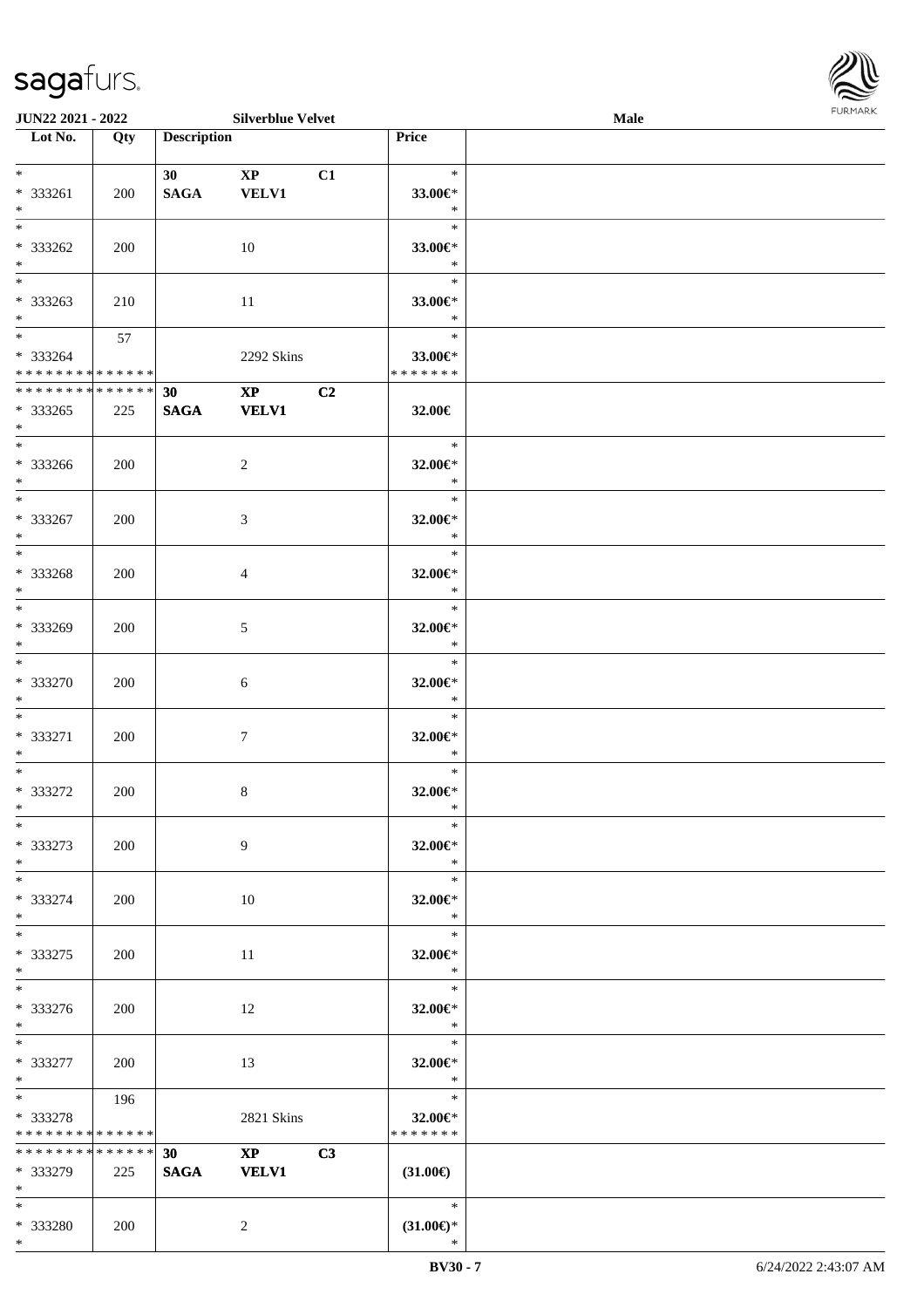| Lot No. | Qty | Description | | | Price | |
|---|---|---|---|---|---|---|
| * | | 30 | XP | C1 | * | |
| * 333261 | 200 | SAGA | VELV1 | | 33.00€* | |
| * | | | | | * | |
| * | | | | | * | |
| * 333262 | 200 | | 10 | | 33.00€* | |
| * | | | | | * | |
| * | | | | | * | |
| * 333263 | 210 | | 11 | | 33.00€* | |
| * | | | | | * | |
| * | 57 | | | | * | |
| * 333264 | | | 2292 Skins | | 33.00€* | |
| * * * * * * * * * * * * * * | | | | | * * * * * * * | |
| * * * * * * * * * * * * * * | | 30 | XP | C2 | | |
| * 333265 | 225 | SAGA | VELV1 | | 32.00€ | |
| * | | | | | | |
| * | | | | | * | |
| * 333266 | 200 | | 2 | | 32.00€* | |
| * | | | | | * | |
| * | | | | | * | |
| * 333267 | 200 | | 3 | | 32.00€* | |
| * | | | | | * | |
| * | | | | | * | |
| * 333268 | 200 | | 4 | | 32.00€* | |
| * | | | | | * | |
| * | | | | | * | |
| * 333269 | 200 | | 5 | | 32.00€* | |
| * | | | | | * | |
| * | | | | | * | |
| * 333270 | 200 | | 6 | | 32.00€* | |
| * | | | | | * | |
| * | | | | | * | |
| * 333271 | 200 | | 7 | | 32.00€* | |
| * | | | | | * | |
| * | | | | | * | |
| * 333272 | 200 | | 8 | | 32.00€* | |
| * | | | | | * | |
| * | | | | | * | |
| * 333273 | 200 | | 9 | | 32.00€* | |
| * | | | | | * | |
| * | | | | | * | |
| * 333274 | 200 | | 10 | | 32.00€* | |
| * | | | | | * | |
| * | | | | | * | |
| * 333275 | 200 | | 11 | | 32.00€* | |
| * | | | | | * | |
| * | | | | | * | |
| * 333276 | 200 | | 12 | | 32.00€* | |
| * | | | | | * | |
| * | | | | | * | |
| * 333277 | 200 | | 13 | | 32.00€* | |
| * | | | | | * | |
| * | 196 | | | | * | |
| * 333278 | | | 2821 Skins | | 32.00€* | |
| * * * * * * * * * * * * * * | | | | | * * * * * * * | |
| * * * * * * * * * * * * * * | | 30 | XP | C3 | | |
| * 333279 | 225 | SAGA | VELV1 | | (31.00€) | |
| * | | | | | | |
| * | | | | | * | |
| * 333280 | 200 | | 2 | | (31.00€)* | |
| * | | | | | * | |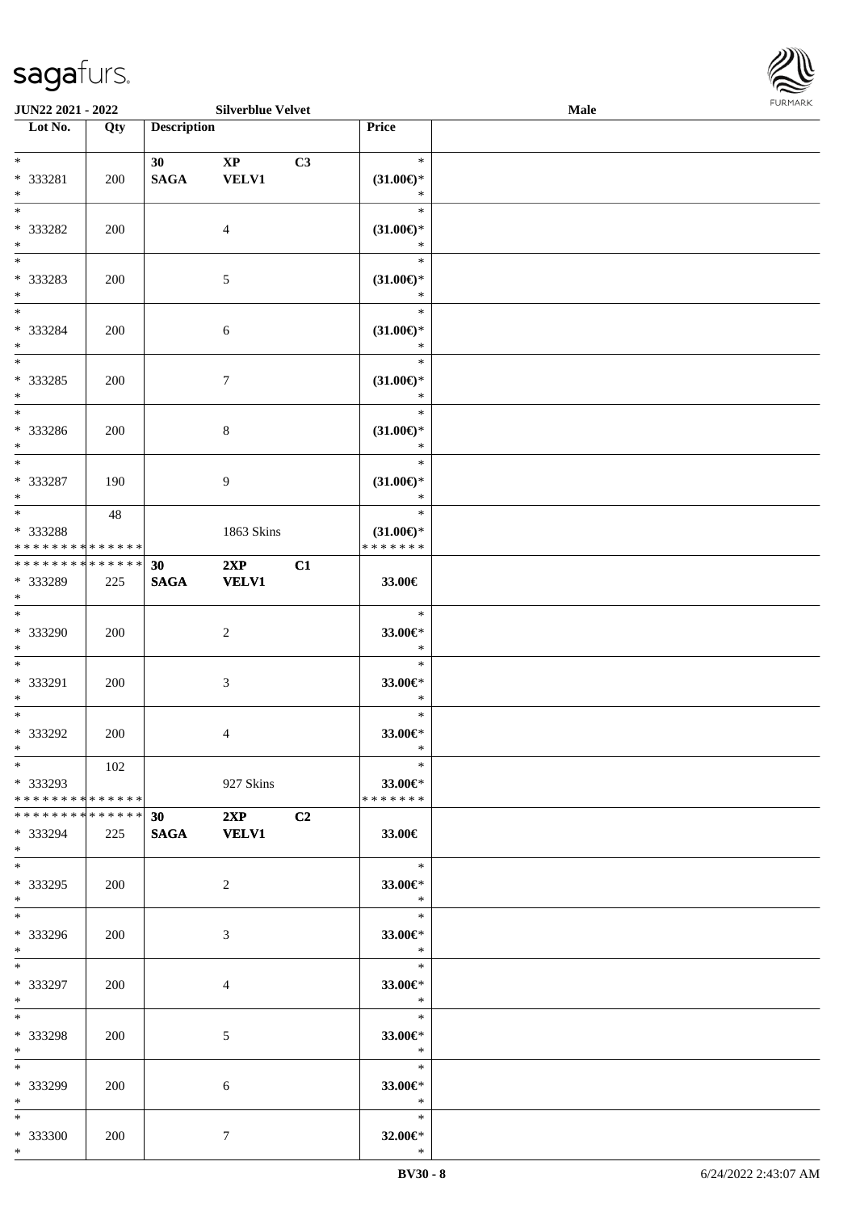| Lot No. | Qty | Description | | | Price | |
|---|---|---|---|---|---|---|
| * <br> * 333281 <br> * | 200 | 30 <br> **SAGA** | **XP** <br> **VELV1** | **C3** | * <br> **(31.00€)*** <br> * | |
| * <br> * 333282 <br> * | 200 | | 4 | | * <br> **(31.00€)*** <br> * | |
| * <br> * 333283 <br> * | 200 | | 5 | | * <br> **(31.00€)*** <br> * | |
| * <br> * 333284 <br> * | 200 | | 6 | | * <br> **(31.00€)*** <br> * | |
| * <br> * 333285 <br> * | 200 | | 7 | | * <br> **(31.00€)*** <br> * | |
| * <br> * 333286 <br> * | 200 | | 8 | | * <br> **(31.00€)*** <br> * | |
| * <br> * 333287 <br> * | 190 | | 9 | | * <br> **(31.00€)*** <br> * | |
| * <br> * 333288 <br> * * * * * * * * * * * * * * | 48 | | 1863 Skins | | * <br> **(31.00€)*** <br> * * * * * * * | |
| * * * * * * * * * * * * * * <br> * 333289 <br> * | 225 | **30** <br> **SAGA** | **2XP** <br> **VELV1** | **C1** | **33.00€** | |
| * <br> * 333290 <br> * | 200 | | 2 | | * <br> **33.00€*** <br> * | |
| * <br> * 333291 <br> * | 200 | | 3 | | * <br> **33.00€*** <br> * | |
| * <br> * 333292 <br> * | 200 | | 4 | | * <br> **33.00€*** <br> * | |
| * <br> * 333293 <br> * * * * * * * * * * * * * * | 102 | | 927 Skins | | * <br> **33.00€*** <br> * * * * * * * | |
| * * * * * * * * * * * * * * <br> * 333294 <br> * | 225 | **30** <br> **SAGA** | **2XP** <br> **VELV1** | **C2** | **33.00€** | |
| * <br> * 333295 <br> * | 200 | | 2 | | * <br> **33.00€*** <br> * | |
| * <br> * 333296 <br> * | 200 | | 3 | | * <br> **33.00€*** <br> * | |
| * <br> * 333297 <br> * | 200 | | 4 | | * <br> **33.00€*** <br> * | |
| * <br> * 333298 <br> * | 200 | | 5 | | * <br> **33.00€*** <br> * | |
| * <br> * 333299 <br> * | 200 | | 6 | | * <br> **33.00€*** <br> * | |
| * <br> * 333300 <br> * | 200 | | 7 | | * <br> **32.00€*** <br> * | |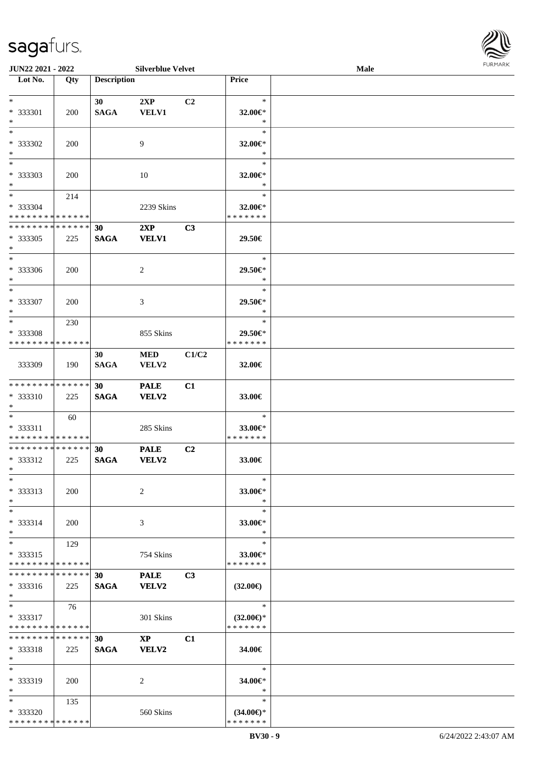JUN22 2021 - 2022 &nbsp;&nbsp;&nbsp; Silverblue Velvet &nbsp;&nbsp;&nbsp; Male

| Lot No. | Qty | Description | | | Price | |
|---|---|---|---|---|---|---|
| * | | 30 | 2XP | C2 | * | |
| * 333301 | 200 | SAGA | VELV1 | | 32.00€* | |
| * | | | | | * | |
| * | | | | | * | |
| * 333302 | 200 | | 9 | | 32.00€* | |
| * | | | | | * | |
| * | | | | | * | |
| * 333303 | 200 | | 10 | | 32.00€* | |
| * | | | | | * | |
| * | 214 | | | | * | |
| * 333304 | | | 2239 Skins | | 32.00€* | |
| * * * * * * * * * * * * * * | | | | | * * * * * * * | |
| * * * * * * * * * * * * * * | | 30 | 2XP | C3 | | |
| * 333305 | 225 | SAGA | VELV1 | | 29.50€ | |
| * | | | | | | |
| * | | | | | * | |
| * 333306 | 200 | | 2 | | 29.50€* | |
| * | | | | | * | |
| * | | | | | * | |
| * 333307 | 200 | | 3 | | 29.50€* | |
| * | | | | | * | |
| * | 230 | | | | * | |
| * 333308 | | | 855 Skins | | 29.50€* | |
| * * * * * * * * * * * * * * | | | | | * * * * * * * | |
| | | 30 | MED | C1/C2 | | |
| 333309 | 190 | SAGA | VELV2 | | 32.00€ | |
| * * * * * * * * * * * * * * | | 30 | PALE | C1 | | |
| * 333310 | 225 | SAGA | VELV2 | | 33.00€ | |
| * | | | | | | |
| * | 60 | | | | * | |
| * 333311 | | | 285 Skins | | 33.00€* | |
| * * * * * * * * * * * * * * | | | | | * * * * * * * | |
| * * * * * * * * * * * * * * | | 30 | PALE | C2 | | |
| * 333312 | 225 | SAGA | VELV2 | | 33.00€ | |
| * | | | | | | |
| * | | | | | * | |
| * 333313 | 200 | | 2 | | 33.00€* | |
| * | | | | | * | |
| * | | | | | * | |
| * 333314 | 200 | | 3 | | 33.00€* | |
| * | | | | | * | |
| * | 129 | | | | * | |
| * 333315 | | | 754 Skins | | 33.00€* | |
| * * * * * * * * * * * * * * | | | | | * * * * * * * | |
| * * * * * * * * * * * * * * | | 30 | PALE | C3 | | |
| * 333316 | 225 | SAGA | VELV2 | | (32.00€) | |
| * | | | | | | |
| * | 76 | | | | * | |
| * 333317 | | | 301 Skins | | (32.00€)* | |
| * * * * * * * * * * * * * * | | | | | * * * * * * * | |
| * * * * * * * * * * * * * * | | 30 | XP | C1 | | |
| * 333318 | 225 | SAGA | VELV2 | | 34.00€ | |
| * | | | | | | |
| * | | | | | * | |
| * 333319 | 200 | | 2 | | 34.00€* | |
| * | | | | | * | |
| * | 135 | | | | * | |
| * 333320 | | | 560 Skins | | (34.00€)* | |
| * * * * * * * * * * * * * * | | | | | * * * * * * * | |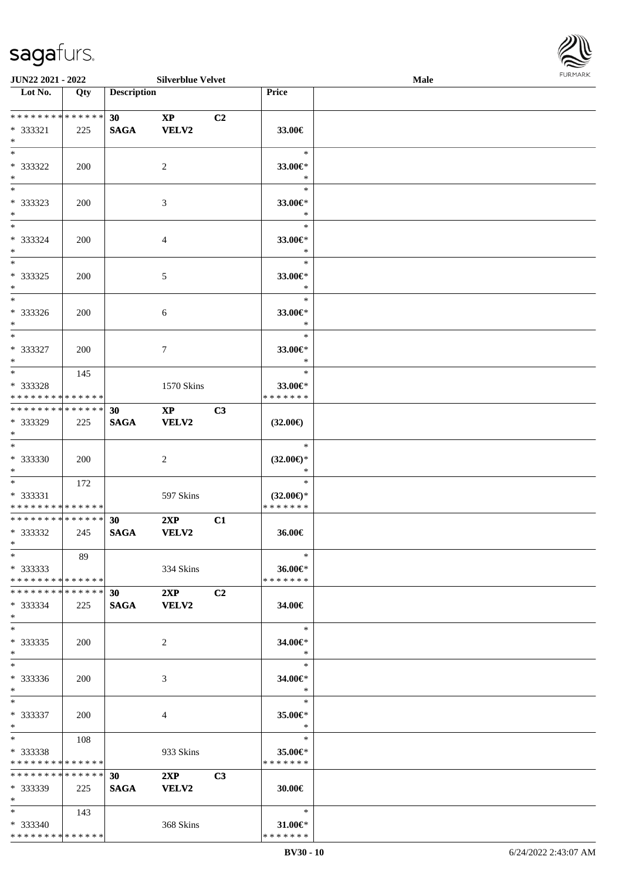| Lot No. | Qty | Description | | | Price | |
|---|---|---|---|---|---|---|
| * * * * * * * * * * * * * * | | 30 | XP | C2 | | |
| * 333321 | 225 | SAGA | VELV2 | | 33.00€ | |
| * | | | | | | |
| * 333322 | 200 | | 2 | | 33.00€* | |
| * 333323 | 200 | | 3 | | 33.00€* | |
| * 333324 | 200 | | 4 | | 33.00€* | |
| * 333325 | 200 | | 5 | | 33.00€* | |
| * 333326 | 200 | | 6 | | 33.00€* | |
| * 333327 | 200 | | 7 | | 33.00€* | |
| * 333328 | 145 | | 1570 Skins | | 33.00€* | |
| * * * * * * * * * * * * * * | | 30 | XP | C3 | | |
| * 333329 | 225 | SAGA | VELV2 | | (32.00€) | |
| * 333330 | 200 | | 2 | | (32.00€)* | |
| * 333331 | 172 | | 597 Skins | | (32.00€)* | |
| * * * * * * * * * * * * * * | | 30 | 2XP | C1 | | |
| * 333332 | 245 | SAGA | VELV2 | | 36.00€ | |
| * 333333 | 89 | | 334 Skins | | 36.00€* | |
| * * * * * * * * * * * * * * | | 30 | 2XP | C2 | | |
| * 333334 | 225 | SAGA | VELV2 | | 34.00€ | |
| * 333335 | 200 | | 2 | | 34.00€* | |
| * 333336 | 200 | | 3 | | 34.00€* | |
| * 333337 | 200 | | 4 | | 35.00€* | |
| * 333338 | 108 | | 933 Skins | | 35.00€* | |
| * * * * * * * * * * * * * * | | 30 | 2XP | C3 | | |
| * 333339 | 225 | SAGA | VELV2 | | 30.00€ | |
| * 333340 | 143 | | 368 Skins | | 31.00€* | |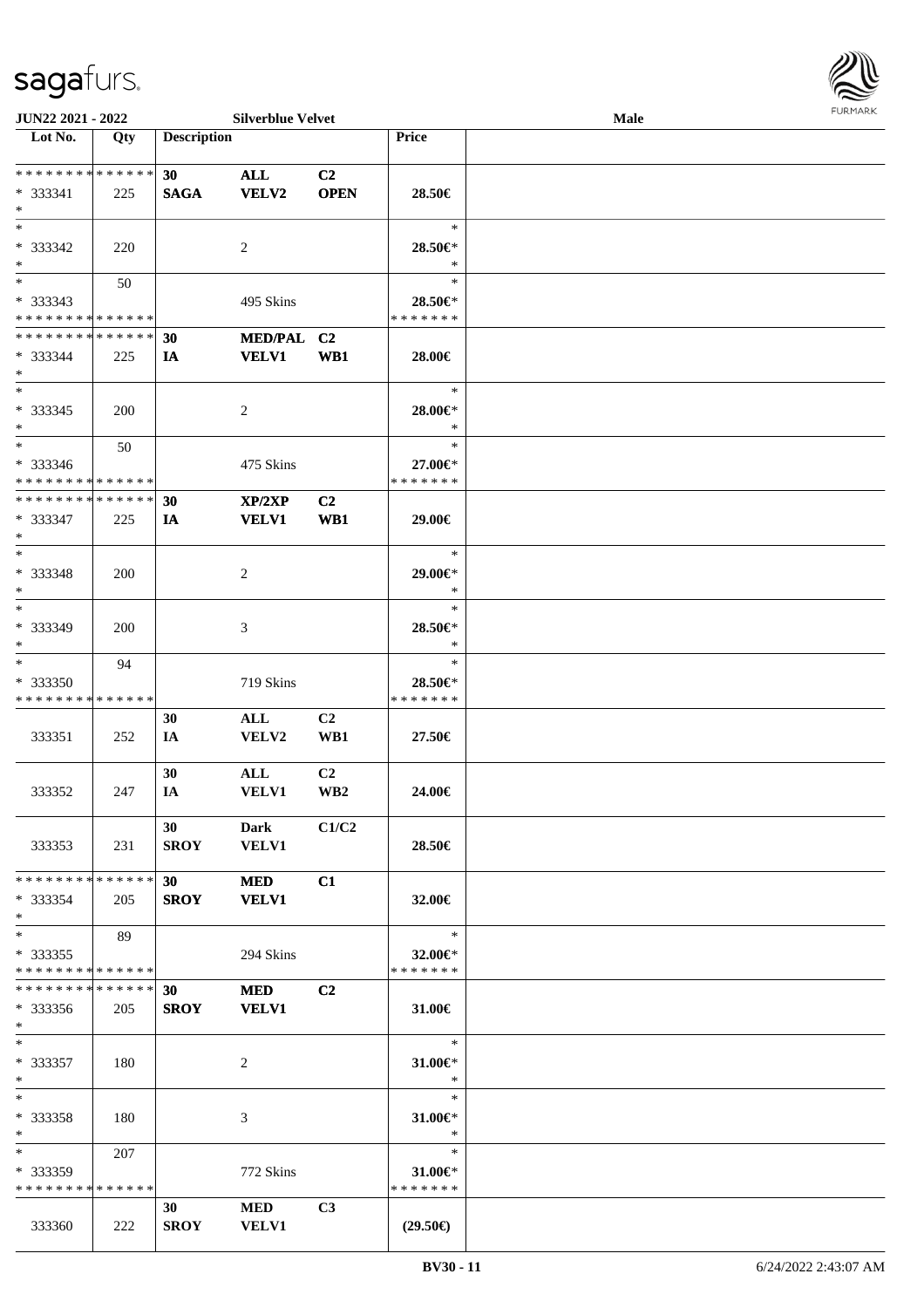| Lot No. | Qty | Description | | | Price | |
|---|---|---|---|---|---|---|
| * * * * * * * * * * * * * * | | 30 | ALL | C2 | | |
| * 333341 | 225 | SAGA | VELV2 | OPEN | 28.50€ | |
| * | | | | | | |
| * | | | | | * | |
| * 333342 | 220 | | 2 | | 28.50€* | |
| * | | | | | * | |
| * | 50 | | | | * | |
| * 333343 | | | 495 Skins | | 28.50€* | |
| * * * * * * * * * * * * * * | | | | | * * * * * * * | |
| * * * * * * * * * * * * * * | | 30 | MED/PAL | C2 | | |
| * 333344 | 225 | IA | VELV1 | WB1 | 28.00€ | |
| * | | | | | | |
| * | | | | | * | |
| * 333345 | 200 | | 2 | | 28.00€* | |
| * | | | | | * | |
| * | 50 | | | | * | |
| * 333346 | | | 475 Skins | | 27.00€* | |
| * * * * * * * * * * * * * * | | | | | * * * * * * * | |
| * * * * * * * * * * * * * * | | 30 | XP/2XP | C2 | | |
| * 333347 | 225 | IA | VELV1 | WB1 | 29.00€ | |
| * | | | | | | |
| * | | | | | * | |
| * 333348 | 200 | | 2 | | 29.00€* | |
| * | | | | | * | |
| * | | | | | * | |
| * 333349 | 200 | | 3 | | 28.50€* | |
| * | | | | | * | |
| * | 94 | | | | * | |
| * 333350 | | | 719 Skins | | 28.50€* | |
| * * * * * * * * * * * * * * | | | | | * * * * * * * | |
| | | 30 | ALL | C2 | | |
| 333351 | 252 | IA | VELV2 | WB1 | 27.50€ | |
| | | 30 | ALL | C2 | | |
| 333352 | 247 | IA | VELV1 | WB2 | 24.00€ | |
| | | 30 | Dark | C1/C2 | | |
| 333353 | 231 | SROY | VELV1 | | 28.50€ | |
| * * * * * * * * * * * * * * | | 30 | MED | C1 | | |
| * 333354 | 205 | SROY | VELV1 | | 32.00€ | |
| * | | | | | | |
| * | 89 | | | | * | |
| * 333355 | | | 294 Skins | | 32.00€* | |
| * * * * * * * * * * * * * * | | | | | * * * * * * * | |
| * * * * * * * * * * * * * * | | 30 | MED | C2 | | |
| * 333356 | 205 | SROY | VELV1 | | 31.00€ | |
| * | | | | | | |
| * | | | | | * | |
| * 333357 | 180 | | 2 | | 31.00€* | |
| * | | | | | * | |
| * | | | | | * | |
| * 333358 | 180 | | 3 | | 31.00€* | |
| * | | | | | * | |
| * | 207 | | | | * | |
| * 333359 | | | 772 Skins | | 31.00€* | |
| * * * * * * * * * * * * * * | | | | | * * * * * * * | |
| | | 30 | MED | C3 | | |
| 333360 | 222 | SROY | VELV1 | | (29.50€) | |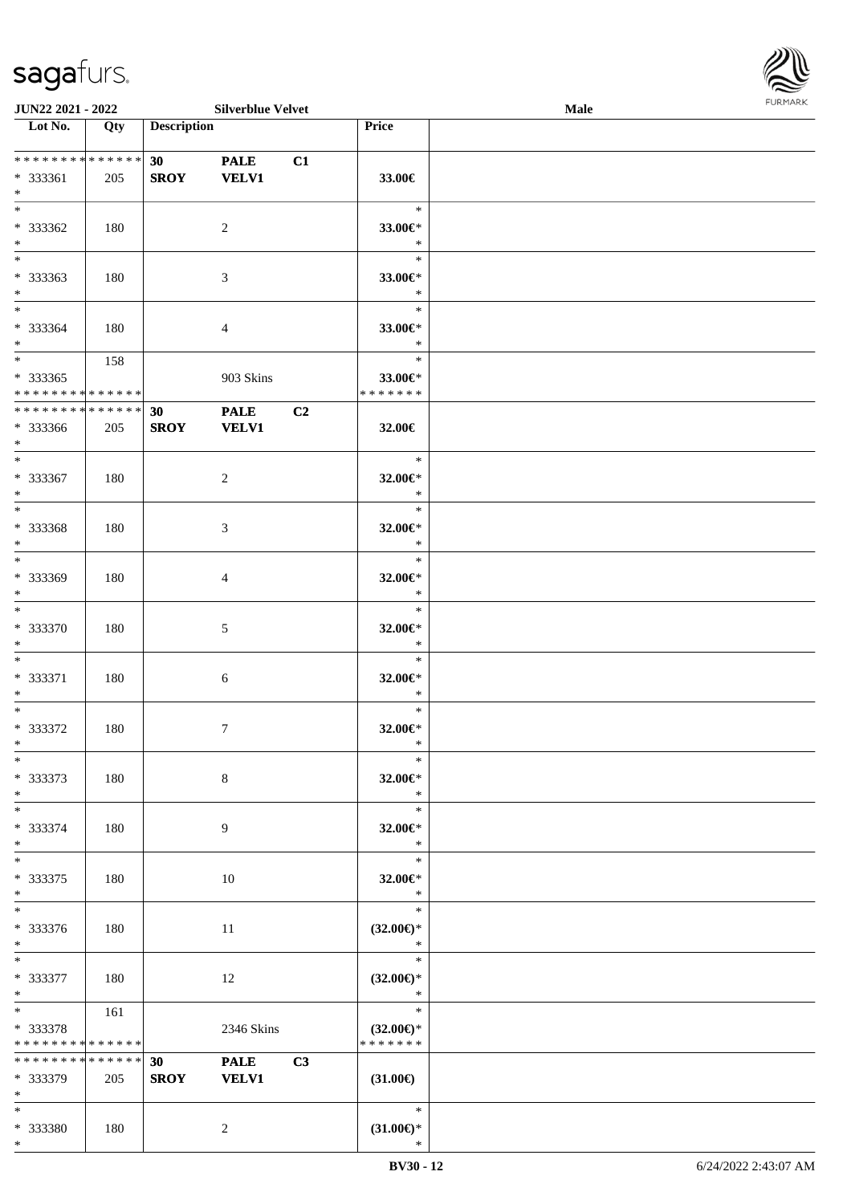**JUN22 2021 - 2022** **Silverblue Velvet** **Male**

| Lot No. | Qty | Description | | | Price | |
|---|---|---|---|---|---|---|
| * * * * * * * * * * * * * * | | 30 | PALE | C1 | | |
| * 333361 | 205 | SROY | VELV1 | | 33.00€ | |
| * | | | | | | |
| * | | | | | * | |
| * 333362 | 180 | | 2 | | 33.00€* | |
| * | | | | | * | |
| * | | | | | * | |
| * 333363 | 180 | | 3 | | 33.00€* | |
| * | | | | | * | |
| * | | | | | * | |
| * 333364 | 180 | | 4 | | 33.00€* | |
| * | | | | | * | |
| * | 158 | | | | * | |
| * 333365 | | | 903 Skins | | 33.00€* | |
| * * * * * * * * * * * * * * | | | | | * * * * * * * | |
| * * * * * * * * * * * * * * | | 30 | PALE | C2 | | |
| * 333366 | 205 | SROY | VELV1 | | 32.00€ | |
| * | | | | | | |
| * | | | | | * | |
| * 333367 | 180 | | 2 | | 32.00€* | |
| * | | | | | * | |
| * | | | | | * | |
| * 333368 | 180 | | 3 | | 32.00€* | |
| * | | | | | * | |
| * | | | | | * | |
| * 333369 | 180 | | 4 | | 32.00€* | |
| * | | | | | * | |
| * | | | | | * | |
| * 333370 | 180 | | 5 | | 32.00€* | |
| * | | | | | * | |
| * | | | | | * | |
| * 333371 | 180 | | 6 | | 32.00€* | |
| * | | | | | * | |
| * | | | | | * | |
| * 333372 | 180 | | 7 | | 32.00€* | |
| * | | | | | * | |
| * | | | | | * | |
| * 333373 | 180 | | 8 | | 32.00€* | |
| * | | | | | * | |
| * | | | | | * | |
| * 333374 | 180 | | 9 | | 32.00€* | |
| * | | | | | * | |
| * | | | | | * | |
| * 333375 | 180 | | 10 | | 32.00€* | |
| * | | | | | * | |
| * | | | | | * | |
| * 333376 | 180 | | 11 | | (32.00€)* | |
| * | | | | | * | |
| * | | | | | * | |
| * 333377 | 180 | | 12 | | (32.00€)* | |
| * | | | | | * | |
| * | 161 | | | | * | |
| * 333378 | | | 2346 Skins | | (32.00€)* | |
| * * * * * * * * * * * * * * | | | | | * * * * * * * | |
| * * * * * * * * * * * * * * | | 30 | PALE | C3 | | |
| * 333379 | 205 | SROY | VELV1 | | (31.00€) | |
| * | | | | | | |
| * | | | | | * | |
| * 333380 | 180 | | 2 | | (31.00€)* | |
| * | | | | | * | |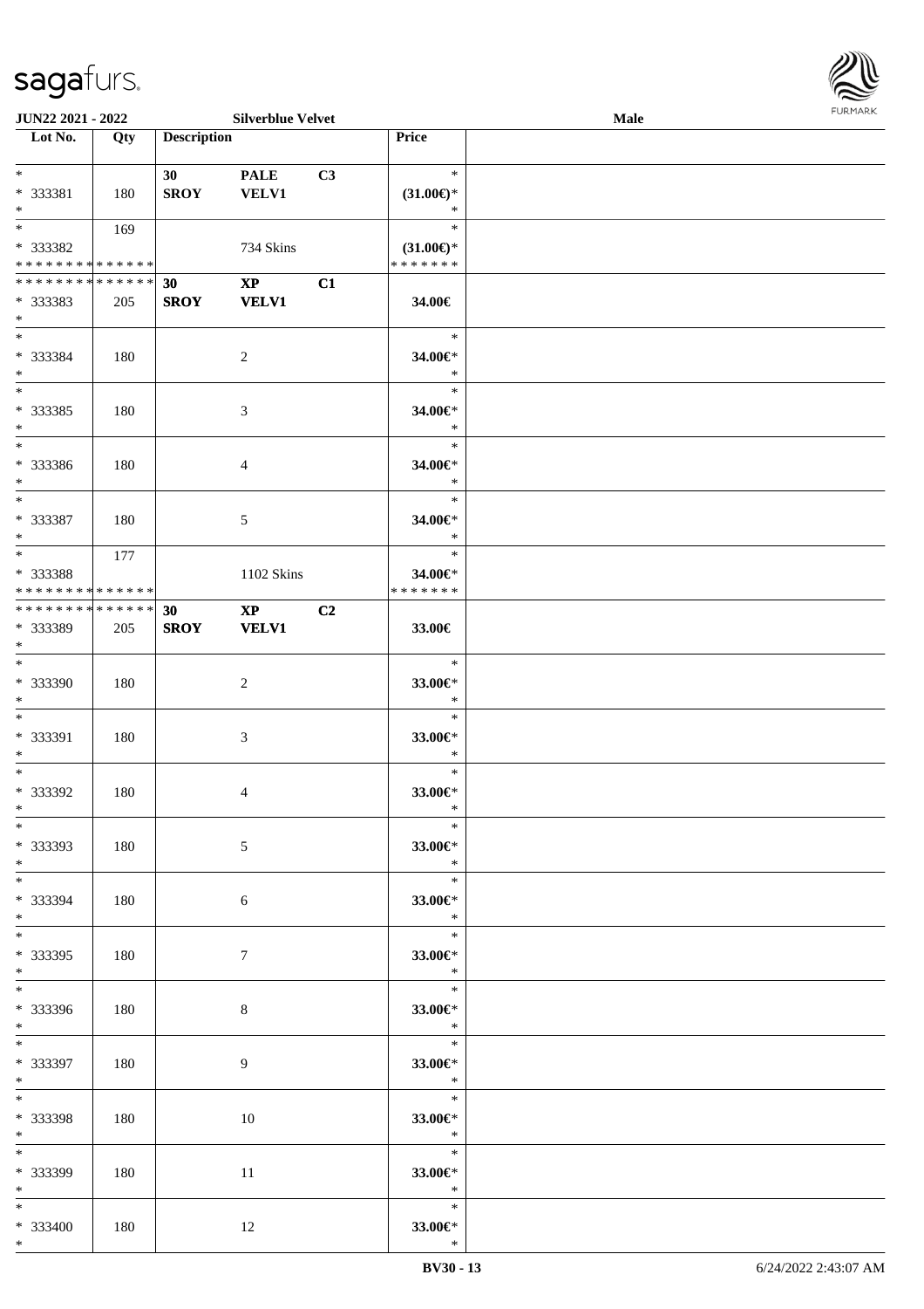| Lot No. | Qty | Description | | | Price | |
|---|---|---|---|---|---|---|
| * | | 30 | PALE | C3 | * | |
| * 333381 | 180 | SROY | VELV1 | | (31.00€)* | |
| * | | | | | * | |
| * | 169 | | | | * | |
| * 333382 | | | 734 Skins | | (31.00€)* | |
| * * * * * * * * * * * * * * | | | | | * * * * * * * | |
| * * * * * * * * * * * * * * | | 30 | XP | C1 | | |
| * 333383 | 205 | SROY | VELV1 | | 34.00€ | |
| * | | | | | | |
| * | | | | | * | |
| * 333384 | 180 | | 2 | | 34.00€* | |
| * | | | | | * | |
| * | | | | | * | |
| * 333385 | 180 | | 3 | | 34.00€* | |
| * | | | | | * | |
| * | | | | | * | |
| * 333386 | 180 | | 4 | | 34.00€* | |
| * | | | | | * | |
| * | | | | | * | |
| * 333387 | 180 | | 5 | | 34.00€* | |
| * | | | | | * | |
| * | 177 | | | | * | |
| * 333388 | | | 1102 Skins | | 34.00€* | |
| * * * * * * * * * * * * * * | | | | | * * * * * * * | |
| * * * * * * * * * * * * * * | | 30 | XP | C2 | | |
| * 333389 | 205 | SROY | VELV1 | | 33.00€ | |
| * | | | | | | |
| * | | | | | * | |
| * 333390 | 180 | | 2 | | 33.00€* | |
| * | | | | | * | |
| * | | | | | * | |
| * 333391 | 180 | | 3 | | 33.00€* | |
| * | | | | | * | |
| * | | | | | * | |
| * 333392 | 180 | | 4 | | 33.00€* | |
| * | | | | | * | |
| * | | | | | * | |
| * 333393 | 180 | | 5 | | 33.00€* | |
| * | | | | | * | |
| * | | | | | * | |
| * 333394 | 180 | | 6 | | 33.00€* | |
| * | | | | | * | |
| * | | | | | * | |
| * 333395 | 180 | | 7 | | 33.00€* | |
| * | | | | | * | |
| * | | | | | * | |
| * 333396 | 180 | | 8 | | 33.00€* | |
| * | | | | | * | |
| * | | | | | * | |
| * 333397 | 180 | | 9 | | 33.00€* | |
| * | | | | | * | |
| * | | | | | * | |
| * 333398 | 180 | | 10 | | 33.00€* | |
| * | | | | | * | |
| * | | | | | * | |
| * 333399 | 180 | | 11 | | 33.00€* | |
| * | | | | | * | |
| * | | | | | * | |
| * 333400 | 180 | | 12 | | 33.00€* | |
| * | | | | | * | |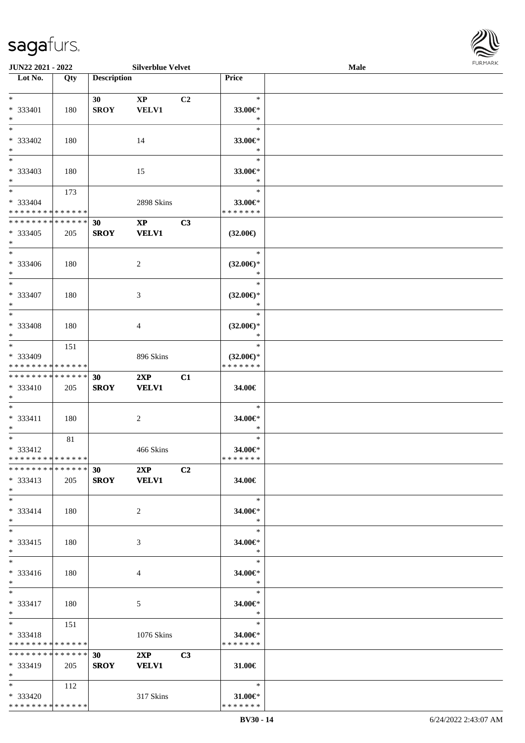JUN22 2021 - 2022 | Silverblue Velvet | Male

| Lot No. | Qty | Description | | | Price | |
|---|---|---|---|---|---|---|
| * | | 30 | XP | C2 | * | |
| * 333401 | 180 | SROY | VELV1 | | 33.00€* | |
| * | | | | | * | |
| * | | | | | * | |
| * 333402 | 180 | | 14 | | 33.00€* | |
| * | | | | | * | |
| * | | | | | * | |
| * 333403 | 180 | | 15 | | 33.00€* | |
| * | | | | | * | |
| * | 173 | | | | * | |
| * 333404 | | | 2898 Skins | | 33.00€* | |
| * * * * * * * * * * * * * * | | | | | * * * * * * * | |
| * * * * * * * * * * * * * * | | 30 | XP | C3 | | |
| * 333405 | 205 | SROY | VELV1 | | (32.00€) | |
| * | | | | | | |
| * | | | | | * | |
| * 333406 | 180 | | 2 | | (32.00€)* | |
| * | | | | | * | |
| * | | | | | * | |
| * 333407 | 180 | | 3 | | (32.00€)* | |
| * | | | | | * | |
| * | | | | | * | |
| * 333408 | 180 | | 4 | | (32.00€)* | |
| * | | | | | * | |
| * | 151 | | | | * | |
| * 333409 | | | 896 Skins | | (32.00€)* | |
| * * * * * * * * * * * * * * | | | | | * * * * * * * | |
| * * * * * * * * * * * * * * | | 30 | 2XP | C1 | | |
| * 333410 | 205 | SROY | VELV1 | | 34.00€ | |
| * | | | | | | |
| * | | | | | * | |
| * 333411 | 180 | | 2 | | 34.00€* | |
| * | | | | | * | |
| * | 81 | | | | * | |
| * 333412 | | | 466 Skins | | 34.00€* | |
| * * * * * * * * * * * * * * | | | | | * * * * * * * | |
| * * * * * * * * * * * * * * | | 30 | 2XP | C2 | | |
| * 333413 | 205 | SROY | VELV1 | | 34.00€ | |
| * | | | | | | |
| * | | | | | * | |
| * 333414 | 180 | | 2 | | 34.00€* | |
| * | | | | | * | |
| * | | | | | * | |
| * 333415 | 180 | | 3 | | 34.00€* | |
| * | | | | | * | |
| * | | | | | * | |
| * 333416 | 180 | | 4 | | 34.00€* | |
| * | | | | | * | |
| * | | | | | * | |
| * 333417 | 180 | | 5 | | 34.00€* | |
| * | | | | | * | |
| * | 151 | | | | * | |
| * 333418 | | | 1076 Skins | | 34.00€* | |
| * * * * * * * * * * * * * * | | | | | * * * * * * * | |
| * * * * * * * * * * * * * * | | 30 | 2XP | C3 | | |
| * 333419 | 205 | SROY | VELV1 | | 31.00€ | |
| * | | | | | | |
| * | 112 | | | | * | |
| * 333420 | | | 317 Skins | | 31.00€* | |
| * * * * * * * * * * * * * * | | | | | * * * * * * * | |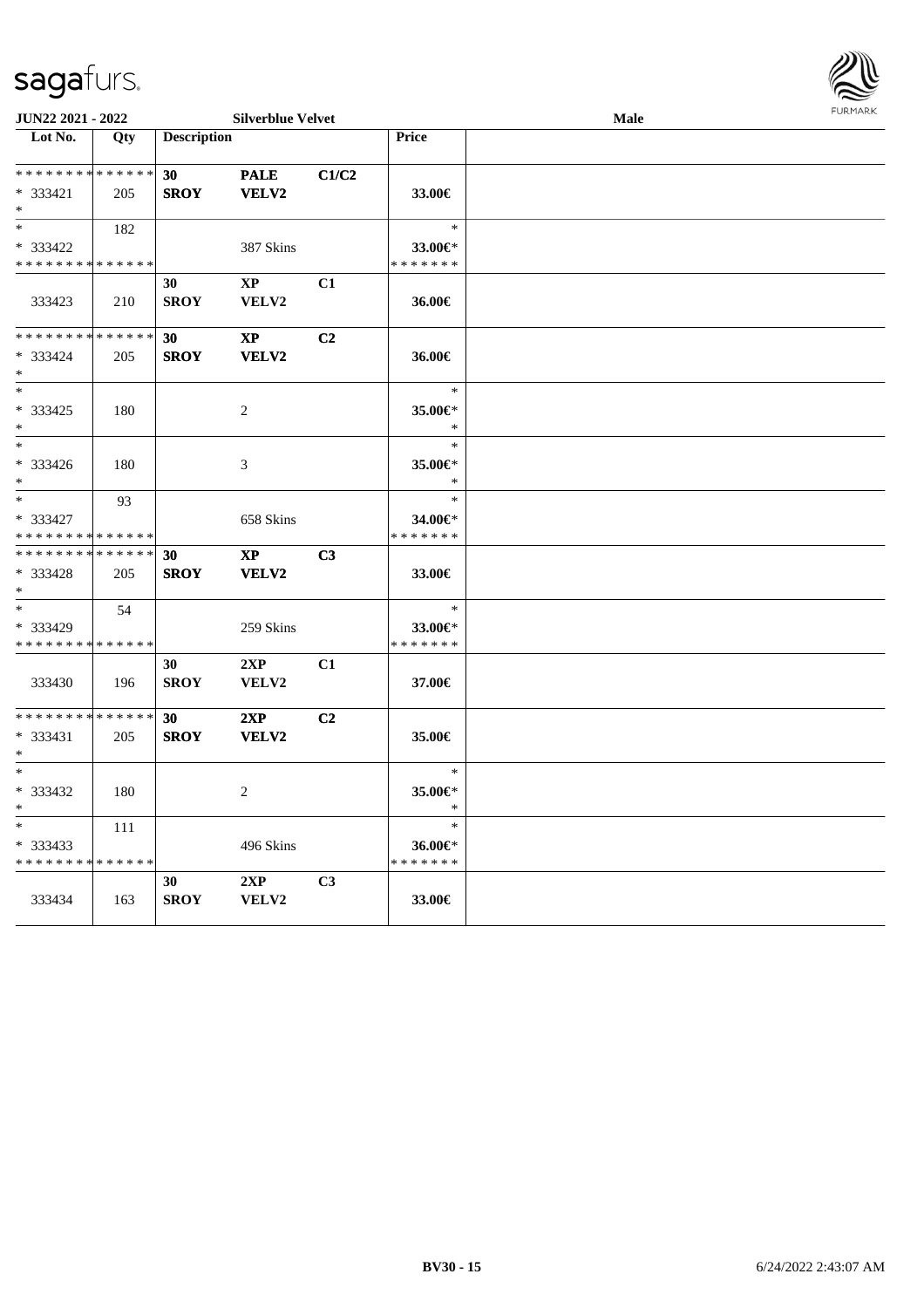JUN22 2021 - 2022 | Silverblue Velvet | Male

| Lot No. | Qty | Description | | | Price | |
|---|---|---|---|---|---|---|
| * * * * * * * * * * * * * * | | 30 | PALE | C1/C2 | | |
| * 333421 | 205 | SROY | VELV2 | | 33.00€ | |
| * | | | | | | |
| * | 182 | | | | * | |
| * 333422 | | | 387 Skins | | 33.00€* | |
| * * * * * * * * * * * * * * | | | | | * * * * * * * | |
| | | 30 | XP | C1 | | |
| 333423 | 210 | SROY | VELV2 | | 36.00€ | |
| * * * * * * * * * * * * * * | | 30 | XP | C2 | | |
| * 333424 | 205 | SROY | VELV2 | | 36.00€ | |
| * | | | | | | |
| * | | | | | * | |
| * 333425 | 180 | | 2 | | 35.00€* | |
| * | | | | | * | |
| * | | | | | * | |
| * 333426 | 180 | | 3 | | 35.00€* | |
| * | | | | | * | |
| * | 93 | | | | * | |
| * 333427 | | | 658 Skins | | 34.00€* | |
| * * * * * * * * * * * * * * | | | | | * * * * * * * | |
| * * * * * * * * * * * * * * | | 30 | XP | C3 | | |
| * 333428 | 205 | SROY | VELV2 | | 33.00€ | |
| * | | | | | | |
| * | 54 | | | | * | |
| * 333429 | | | 259 Skins | | 33.00€* | |
| * * * * * * * * * * * * * * | | | | | * * * * * * * | |
| | | 30 | 2XP | C1 | | |
| 333430 | 196 | SROY | VELV2 | | 37.00€ | |
| * * * * * * * * * * * * * * | | 30 | 2XP | C2 | | |
| * 333431 | 205 | SROY | VELV2 | | 35.00€ | |
| * | | | | | | |
| * | | | | | * | |
| * 333432 | 180 | | 2 | | 35.00€* | |
| * | | | | | * | |
| * | 111 | | | | * | |
| * 333433 | | | 496 Skins | | 36.00€* | |
| * * * * * * * * * * * * * * | | | | | * * * * * * * | |
| | | 30 | 2XP | C3 | | |
| 333434 | 163 | SROY | VELV2 | | 33.00€ | |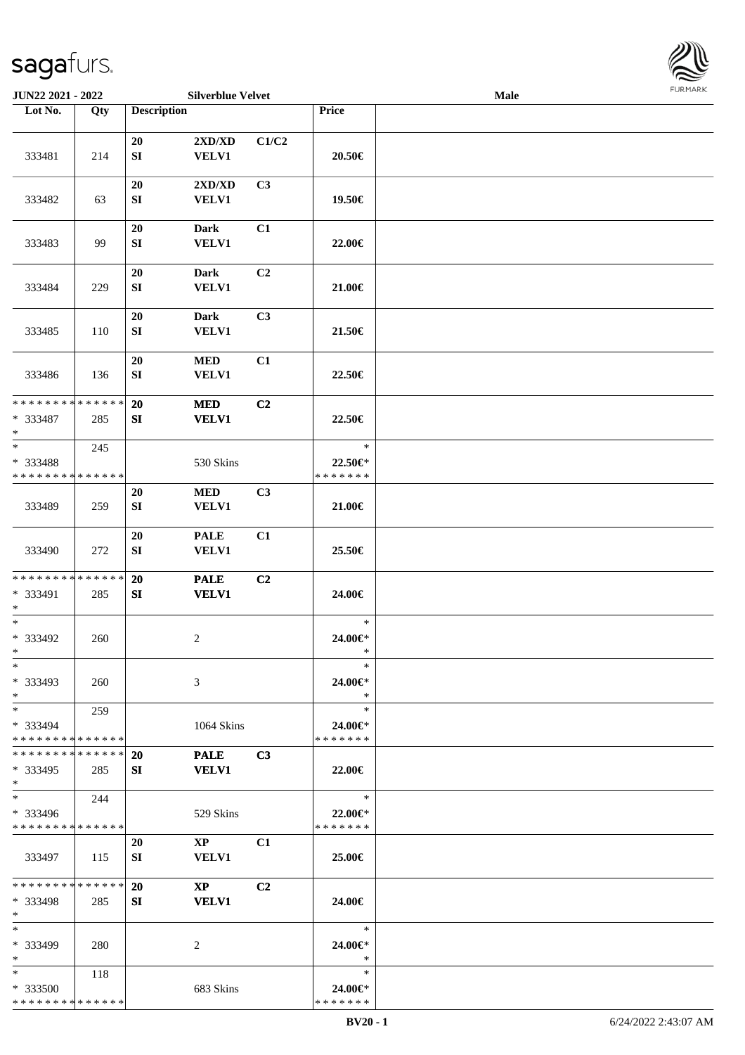| Lot No. | Qty | Description | | | Price | |
|---|---|---|---|---|---|---|
| 333481 | 214 | 20 SI | 2XD/XD VELV1 | C1/C2 | 20.50€ | |
| 333482 | 63 | 20 SI | 2XD/XD VELV1 | C3 | 19.50€ | |
| 333483 | 99 | 20 SI | Dark VELV1 | C1 | 22.00€ | |
| 333484 | 229 | 20 SI | Dark VELV1 | C2 | 21.00€ | |
| 333485 | 110 | 20 SI | Dark VELV1 | C3 | 21.50€ | |
| 333486 | 136 | 20 SI | MED VELV1 | C1 | 22.50€ | |
| * * * * * * * * * * * * * * * 333487 * | 285 | 20 SI | MED VELV1 | C2 | 22.50€ | |
| * * 333488 * * * * * * * * * * * * * * | 245 | | 530 Skins | | * 22.50€* * * * * * * * | |
| 333489 | 259 | 20 SI | MED VELV1 | C3 | 21.00€ | |
| 333490 | 272 | 20 SI | PALE VELV1 | C1 | 25.50€ | |
| * * * * * * * * * * * * * * * 333491 * | 285 | 20 SI | PALE VELV1 | C2 | 24.00€ | |
| * * 333492 * | 260 | | 2 | | * 24.00€* * | |
| * * 333493 * | 260 | | 3 | | * 24.00€* * | |
| * * 333494 * * * * * * * * * * * * * * | 259 | | 1064 Skins | | * 24.00€* * * * * * * * | |
| * * * * * * * * * * * * * * * 333495 * | 285 | 20 SI | PALE VELV1 | C3 | 22.00€ | |
| * * 333496 * * * * * * * * * * * * * * | 244 | | 529 Skins | | * 22.00€* * * * * * * * | |
| 333497 | 115 | 20 SI | XP VELV1 | C1 | 25.00€ | |
| * * * * * * * * * * * * * * * 333498 * | 285 | 20 SI | XP VELV1 | C2 | 24.00€ | |
| * * 333499 * | 280 | | 2 | | * 24.00€* * | |
| * * 333500 * * * * * * * * * * * * * * | 118 | | 683 Skins | | * 24.00€* * * * * * * * | |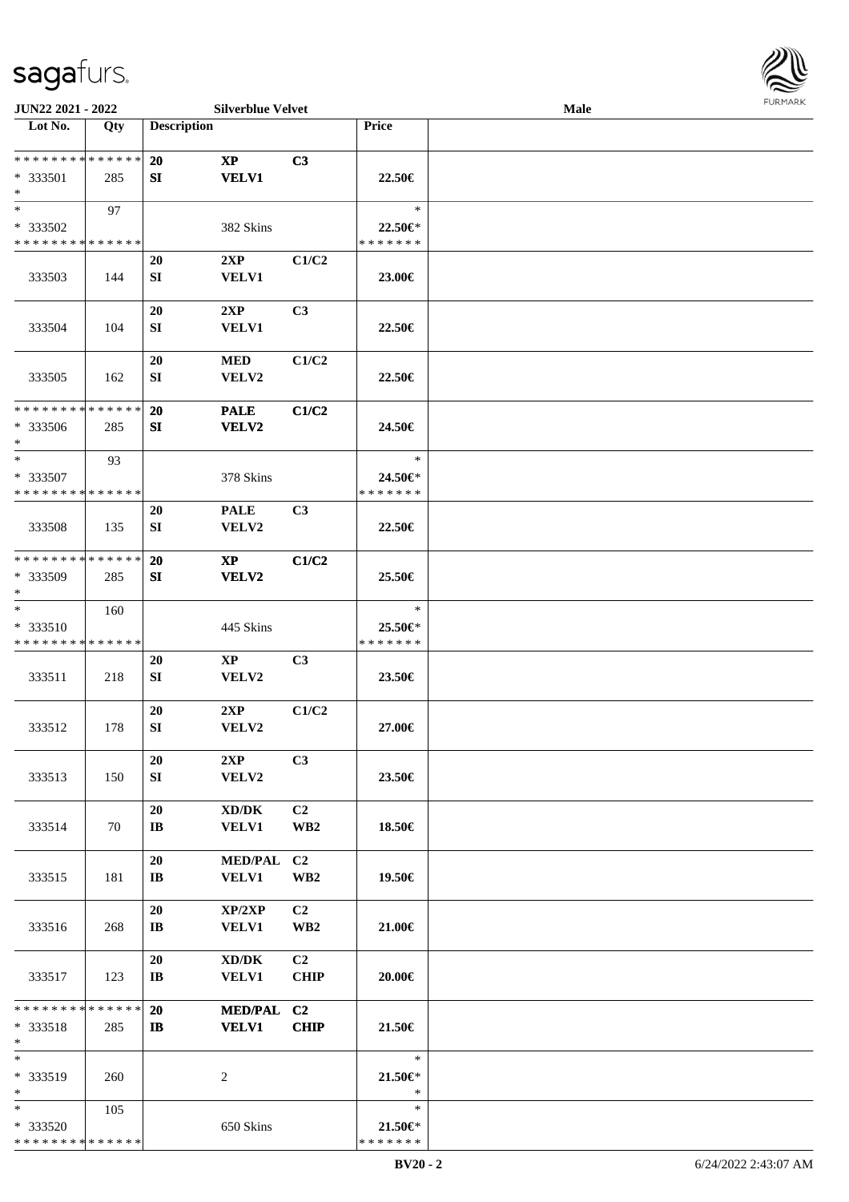| Lot No. | Qty | Description | | | Price | |
|---|---|---|---|---|---|---|
| * * * * * * * * * * * * * * | | 20 | XP | C3 | | |
| * 333501 | 285 | SI | VELV1 | | 22.50€ | |
| * | | | | | | |
| * | 97 | | | | * | |
| * 333502 | | | 382 Skins | | 22.50€* | |
| * * * * * * * * * * * * * * | | | | | * * * * * * * | |
| | | 20 | 2XP | C1/C2 | | |
| 333503 | 144 | SI | VELV1 | | 23.00€ | |
| | | 20 | 2XP | C3 | | |
| 333504 | 104 | SI | VELV1 | | 22.50€ | |
| | | 20 | MED | C1/C2 | | |
| 333505 | 162 | SI | VELV2 | | 22.50€ | |
| * * * * * * * * * * * * * * | | 20 | PALE | C1/C2 | | |
| * 333506 | 285 | SI | VELV2 | | 24.50€ | |
| * | | | | | | |
| * | 93 | | | | * | |
| * 333507 | | | 378 Skins | | 24.50€* | |
| * * * * * * * * * * * * * * | | | | | * * * * * * * | |
| | | 20 | PALE | C3 | | |
| 333508 | 135 | SI | VELV2 | | 22.50€ | |
| * * * * * * * * * * * * * * | | 20 | XP | C1/C2 | | |
| * 333509 | 285 | SI | VELV2 | | 25.50€ | |
| * | | | | | | |
| * | 160 | | | | * | |
| * 333510 | | | 445 Skins | | 25.50€* | |
| * * * * * * * * * * * * * * | | | | | * * * * * * * | |
| | | 20 | XP | C3 | | |
| 333511 | 218 | SI | VELV2 | | 23.50€ | |
| | | 20 | 2XP | C1/C2 | | |
| 333512 | 178 | SI | VELV2 | | 27.00€ | |
| | | 20 | 2XP | C3 | | |
| 333513 | 150 | SI | VELV2 | | 23.50€ | |
| | | 20 | XD/DK | C2 | | |
| 333514 | 70 | IB | VELV1 | WB2 | 18.50€ | |
| | | 20 | MED/PAL | C2 | | |
| 333515 | 181 | IB | VELV1 | WB2 | 19.50€ | |
| | | 20 | XP/2XP | C2 | | |
| 333516 | 268 | IB | VELV1 | WB2 | 21.00€ | |
| | | 20 | XD/DK | C2 | | |
| 333517 | 123 | IB | VELV1 | CHIP | 20.00€ | |
| * * * * * * * * * * * * * * | | 20 | MED/PAL | C2 | | |
| * 333518 | 285 | IB | VELV1 | CHIP | 21.50€ | |
| * | | | | | | |
| * | | | | | * | |
| * 333519 | 260 | | 2 | | 21.50€* | |
| * | | | | | * | |
| * | 105 | | | | * | |
| * 333520 | | | 650 Skins | | 21.50€* | |
| * * * * * * * * * * * * * * | | | | | * * * * * * * | |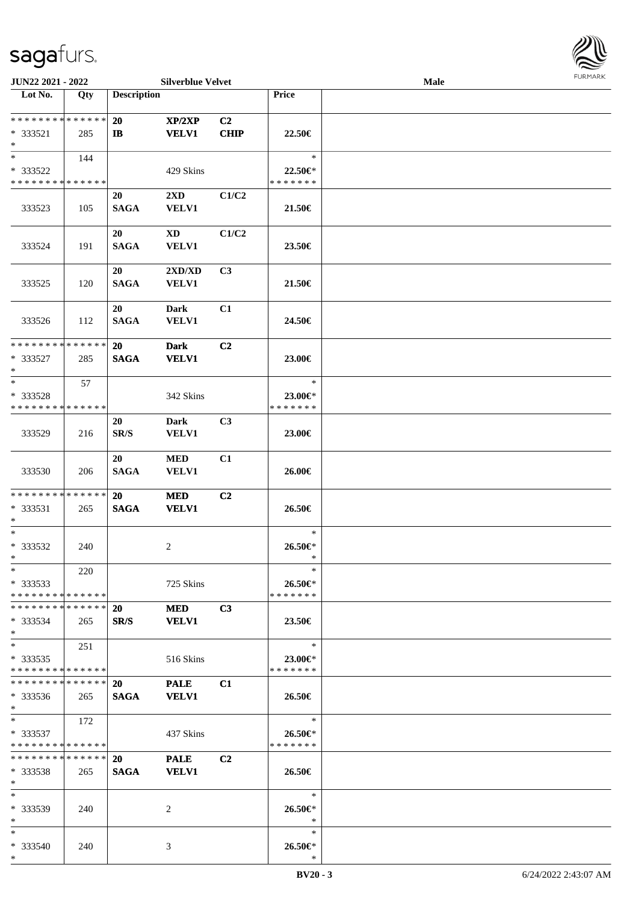| Lot No. | Qty | Description | | | Price | |
|---|---|---|---|---|---|---|
| * * * * * * * * * * * * * * | | 20 | XP/2XP | C2 | | |
| * 333521 | 285 | IB | VELV1 | CHIP | 22.50€ | |
| * | | | | | | |
| * | 144 | | | | * | |
| * 333522 | | | 429 Skins | | 22.50€* | |
| * * * * * * * * * * * * * * | | | | | * * * * * * * | |
| | | 20 | 2XD | C1/C2 | | |
| 333523 | 105 | SAGA | VELV1 | | 21.50€ | |
| | | 20 | XD | C1/C2 | | |
| 333524 | 191 | SAGA | VELV1 | | 23.50€ | |
| | | 20 | 2XD/XD | C3 | | |
| 333525 | 120 | SAGA | VELV1 | | 21.50€ | |
| | | 20 | Dark | C1 | | |
| 333526 | 112 | SAGA | VELV1 | | 24.50€ | |
| * * * * * * * * * * * * * * | | 20 | Dark | C2 | | |
| * 333527 | 285 | SAGA | VELV1 | | 23.00€ | |
| * | | | | | | |
| * | 57 | | | | * | |
| * 333528 | | | 342 Skins | | 23.00€* | |
| * * * * * * * * * * * * * * | | | | | * * * * * * * | |
| | | 20 | Dark | C3 | | |
| 333529 | 216 | SR/S | VELV1 | | 23.00€ | |
| | | 20 | MED | C1 | | |
| 333530 | 206 | SAGA | VELV1 | | 26.00€ | |
| * * * * * * * * * * * * * * | | 20 | MED | C2 | | |
| * 333531 | 265 | SAGA | VELV1 | | 26.50€ | |
| * | | | | | | |
| * | | | | | * | |
| * 333532 | 240 | | 2 | | 26.50€* | |
| * | | | | | * | |
| * | 220 | | | | * | |
| * 333533 | | | 725 Skins | | 26.50€* | |
| * * * * * * * * * * * * * * | | | | | * * * * * * * | |
| * * * * * * * * * * * * * * | | 20 | MED | C3 | | |
| * 333534 | 265 | SR/S | VELV1 | | 23.50€ | |
| * | | | | | | |
| * | 251 | | | | * | |
| * 333535 | | | 516 Skins | | 23.00€* | |
| * * * * * * * * * * * * * * | | | | | * * * * * * * | |
| * * * * * * * * * * * * * * | | 20 | PALE | C1 | | |
| * 333536 | 265 | SAGA | VELV1 | | 26.50€ | |
| * | | | | | | |
| * | 172 | | | | * | |
| * 333537 | | | 437 Skins | | 26.50€* | |
| * * * * * * * * * * * * * * | | | | | * * * * * * * | |
| * * * * * * * * * * * * * * | | 20 | PALE | C2 | | |
| * 333538 | 265 | SAGA | VELV1 | | 26.50€ | |
| * | | | | | | |
| * | | | | | * | |
| * 333539 | 240 | | 2 | | 26.50€* | |
| * | | | | | * | |
| * | | | | | * | |
| * 333540 | 240 | | 3 | | 26.50€* | |
| * | | | | | * | |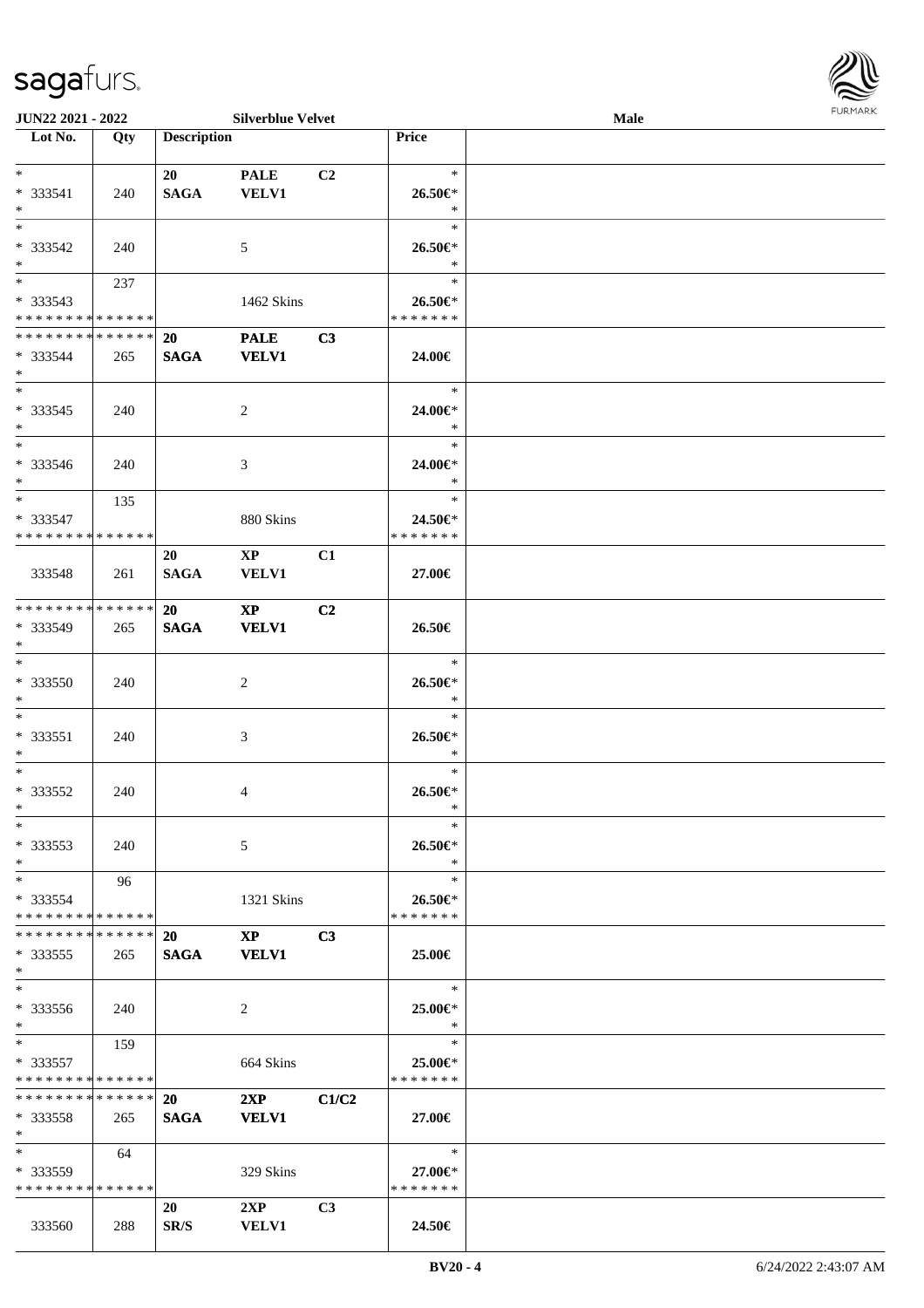| Lot No. | Qty | Description | | | Price | |
|---|---|---|---|---|---|---|
| * | | 20 | PALE | C2 | * | |
| * 333541 | 240 | SAGA | VELV1 | | 26.50€* | |
| * | | | | | * | |
| * | | | | | * | |
| * 333542 | 240 | | 5 | | 26.50€* | |
| * | | | | | * | |
| * | 237 | | | | * | |
| * 333543 | | | 1462 Skins | | 26.50€* | |
| * * * * * * * * * * * * * * | | | | | * * * * * * * | |
| * * * * * * * * * * * * * * | | 20 | PALE | C3 | | |
| * 333544 | 265 | SAGA | VELV1 | | 24.00€ | |
| * | | | | | | |
| * | | | | | * | |
| * 333545 | 240 | | 2 | | 24.00€* | |
| * | | | | | * | |
| * | | | | | * | |
| * 333546 | 240 | | 3 | | 24.00€* | |
| * | | | | | * | |
| * | 135 | | | | * | |
| * 333547 | | | 880 Skins | | 24.50€* | |
| * * * * * * * * * * * * * * | | | | | * * * * * * * | |
| | | 20 | XP | C1 | | |
| 333548 | 261 | SAGA | VELV1 | | 27.00€ | |
| * * * * * * * * * * * * * * | | 20 | XP | C2 | | |
| * 333549 | 265 | SAGA | VELV1 | | 26.50€ | |
| * | | | | | | |
| * | | | | | * | |
| * 333550 | 240 | | 2 | | 26.50€* | |
| * | | | | | * | |
| * | | | | | * | |
| * 333551 | 240 | | 3 | | 26.50€* | |
| * | | | | | * | |
| * | | | | | * | |
| * 333552 | 240 | | 4 | | 26.50€* | |
| * | | | | | * | |
| * | | | | | * | |
| * 333553 | 240 | | 5 | | 26.50€* | |
| * | | | | | * | |
| * | 96 | | | | * | |
| * 333554 | | | 1321 Skins | | 26.50€* | |
| * * * * * * * * * * * * * * | | | | | * * * * * * * | |
| * * * * * * * * * * * * * * | | 20 | XP | C3 | | |
| * 333555 | 265 | SAGA | VELV1 | | 25.00€ | |
| * | | | | | | |
| * | | | | | * | |
| * 333556 | 240 | | 2 | | 25.00€* | |
| * | | | | | * | |
| * | 159 | | | | * | |
| * 333557 | | | 664 Skins | | 25.00€* | |
| * * * * * * * * * * * * * * | | | | | * * * * * * * | |
| * * * * * * * * * * * * * * | | 20 | 2XP | C1/C2 | | |
| * 333558 | 265 | SAGA | VELV1 | | 27.00€ | |
| * | | | | | | |
| * | 64 | | | | * | |
| * 333559 | | | 329 Skins | | 27.00€* | |
| * * * * * * * * * * * * * * | | | | | * * * * * * * | |
| | | 20 | 2XP | C3 | | |
| 333560 | 288 | SR/S | VELV1 | | 24.50€ | |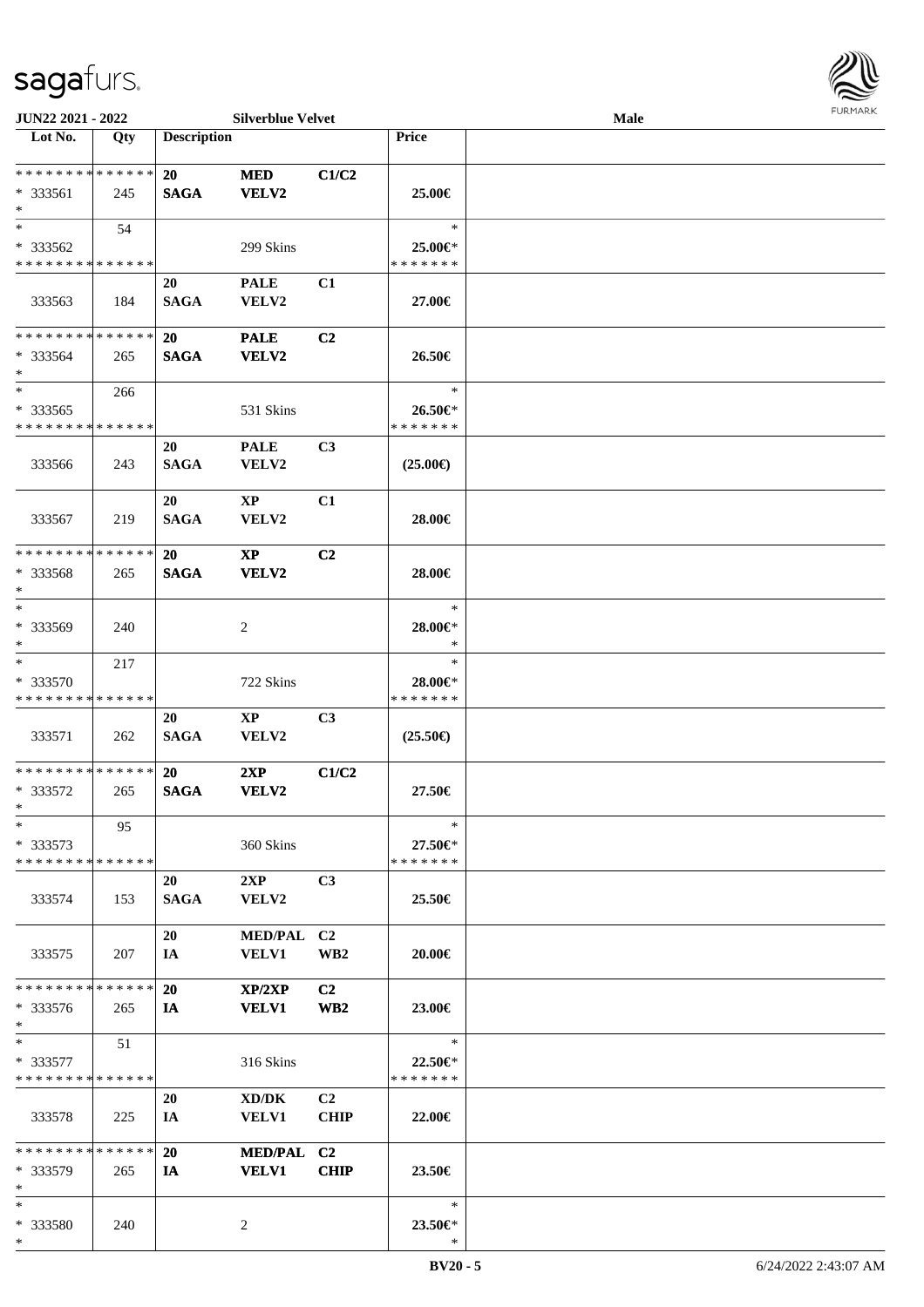| Lot No. | Qty | Description | | | Price | |
|---|---|---|---|---|---|---|
| * * * * * * * * * * * * * * | | 20 | MED | C1/C2 | | |
| * 333561 | 245 | SAGA | VELV2 | | 25.00€ | |
| * | | | | | | |
| * | 54 | | | | * | |
| * 333562 | | | 299 Skins | | 25.00€* | |
| * * * * * * * * * * * * * * | | | | | * * * * * * * | |
| | | 20 | PALE | C1 | | |
| 333563 | 184 | SAGA | VELV2 | | 27.00€ | |
| * * * * * * * * * * * * * * | | 20 | PALE | C2 | | |
| * 333564 | 265 | SAGA | VELV2 | | 26.50€ | |
| * | | | | | | |
| * | 266 | | | | * | |
| * 333565 | | | 531 Skins | | 26.50€* | |
| * * * * * * * * * * * * * * | | | | | * * * * * * * | |
| | | 20 | PALE | C3 | | |
| 333566 | 243 | SAGA | VELV2 | | (25.00€) | |
| | | 20 | XP | C1 | | |
| 333567 | 219 | SAGA | VELV2 | | 28.00€ | |
| * * * * * * * * * * * * * * | | 20 | XP | C2 | | |
| * 333568 | 265 | SAGA | VELV2 | | 28.00€ | |
| * | | | | | | |
| * | | | | | * | |
| * 333569 | 240 | | 2 | | 28.00€* | |
| * | | | | | * | |
| * | 217 | | | | * | |
| * 333570 | | | 722 Skins | | 28.00€* | |
| * * * * * * * * * * * * * * | | | | | * * * * * * * | |
| | | 20 | XP | C3 | | |
| 333571 | 262 | SAGA | VELV2 | | (25.50€) | |
| * * * * * * * * * * * * * * | | 20 | 2XP | C1/C2 | | |
| * 333572 | 265 | SAGA | VELV2 | | 27.50€ | |
| * | | | | | | |
| * | 95 | | | | * | |
| * 333573 | | | 360 Skins | | 27.50€* | |
| * * * * * * * * * * * * * * | | | | | * * * * * * * | |
| | | 20 | 2XP | C3 | | |
| 333574 | 153 | SAGA | VELV2 | | 25.50€ | |
| | | 20 | MED/PAL | C2 | | |
| 333575 | 207 | IA | VELV1 | WB2 | 20.00€ | |
| * * * * * * * * * * * * * * | | 20 | XP/2XP | C2 | | |
| * 333576 | 265 | IA | VELV1 | WB2 | 23.00€ | |
| * | | | | | | |
| * | 51 | | | | * | |
| * 333577 | | | 316 Skins | | 22.50€* | |
| * * * * * * * * * * * * * * | | | | | * * * * * * * | |
| | | 20 | XD/DK | C2 | | |
| 333578 | 225 | IA | VELV1 | CHIP | 22.00€ | |
| * * * * * * * * * * * * * * | | 20 | MED/PAL | C2 | | |
| * 333579 | 265 | IA | VELV1 | CHIP | 23.50€ | |
| * | | | | | | |
| * | | | | | * | |
| * 333580 | 240 | | 2 | | 23.50€* | |
| * | | | | | * | |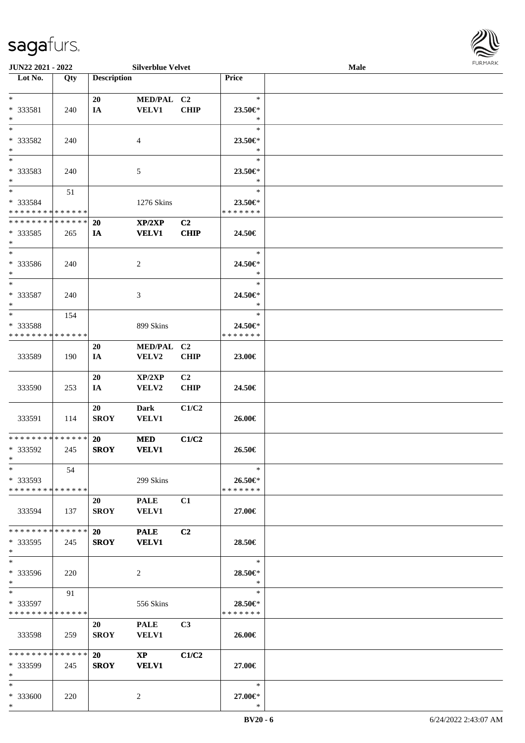JUN22 2021 - 2022 | Silverblue Velvet | Male

| Lot No. | Qty | Description | | | Price | |
|---|---|---|---|---|---|---|
| * | | 20 | MED/PAL | C2 | * | |
| * 333581 | 240 | IA | VELV1 | CHIP | 23.50€* | |
| * | | | | | * | |
| * | | | | | * | |
| * 333582 | 240 | | 4 | | 23.50€* | |
| * | | | | | * | |
| * | | | | | * | |
| * 333583 | 240 | | 5 | | 23.50€* | |
| * | | | | | * | |
| * | 51 | | | | * | |
| * 333584 | | | 1276 Skins | | 23.50€* | |
| * * * * * * * * * * * * * * | | | | | * * * * * * * | |
| * * * * * * * * * * * * * * | | 20 | XP/2XP | C2 | | |
| * 333585 | 265 | IA | VELV1 | CHIP | 24.50€ | |
| * | | | | | | |
| * | | | | | * | |
| * 333586 | 240 | | 2 | | 24.50€* | |
| * | | | | | * | |
| * | | | | | * | |
| * 333587 | 240 | | 3 | | 24.50€* | |
| * | | | | | * | |
| * | 154 | | | | * | |
| * 333588 | | | 899 Skins | | 24.50€* | |
| * * * * * * * * * * * * * * | | | | | * * * * * * * | |
| | | 20 | MED/PAL | C2 | | |
| 333589 | 190 | IA | VELV2 | CHIP | 23.00€ | |
| | | 20 | XP/2XP | C2 | | |
| 333590 | 253 | IA | VELV2 | CHIP | 24.50€ | |
| | | 20 | Dark | C1/C2 | | |
| 333591 | 114 | SROY | VELV1 | | 26.00€ | |
| * * * * * * * * * * * * * * | | 20 | MED | C1/C2 | | |
| * 333592 | 245 | SROY | VELV1 | | 26.50€ | |
| * | | | | | | |
| * | 54 | | | | * | |
| * 333593 | | | 299 Skins | | 26.50€* | |
| * * * * * * * * * * * * * * | | | | | * * * * * * * | |
| | | 20 | PALE | C1 | | |
| 333594 | 137 | SROY | VELV1 | | 27.00€ | |
| * * * * * * * * * * * * * * | | 20 | PALE | C2 | | |
| * 333595 | 245 | SROY | VELV1 | | 28.50€ | |
| * | | | | | | |
| * | | | | | * | |
| * 333596 | 220 | | 2 | | 28.50€* | |
| * | | | | | * | |
| * | 91 | | | | * | |
| * 333597 | | | 556 Skins | | 28.50€* | |
| * * * * * * * * * * * * * * | | | | | * * * * * * * | |
| | | 20 | PALE | C3 | | |
| 333598 | 259 | SROY | VELV1 | | 26.00€ | |
| * * * * * * * * * * * * * * | | 20 | XP | C1/C2 | | |
| * 333599 | 245 | SROY | VELV1 | | 27.00€ | |
| * | | | | | | |
| * | | | | | * | |
| * 333600 | 220 | | 2 | | 27.00€* | |
| * | | | | | * | |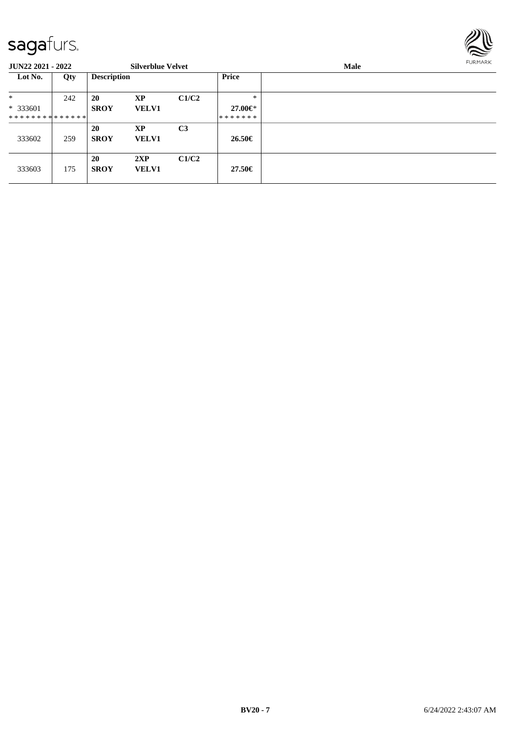**JUN22 2021 - 2022** **Silverblue Velvet** **Male**

| Lot No. | Qty | Description | | | Price | |
|---|---|---|---|---|---|---|
| * <br> * 333601 <br> * * * * * * * * * * * * * * | 242 | **20** <br> **SROY** | **XP** <br> **VELV1** | **C1/C2** | * <br> **27.00€*** <br> * * * * * * * | |
| 333602 | 259 | **20** <br> **SROY** | **XP** <br> **VELV1** | **C3** | **26.50€** | |
| 333603 | 175 | **20** <br> **SROY** | **2XP** <br> **VELV1** | **C1/C2** | **27.50€** | |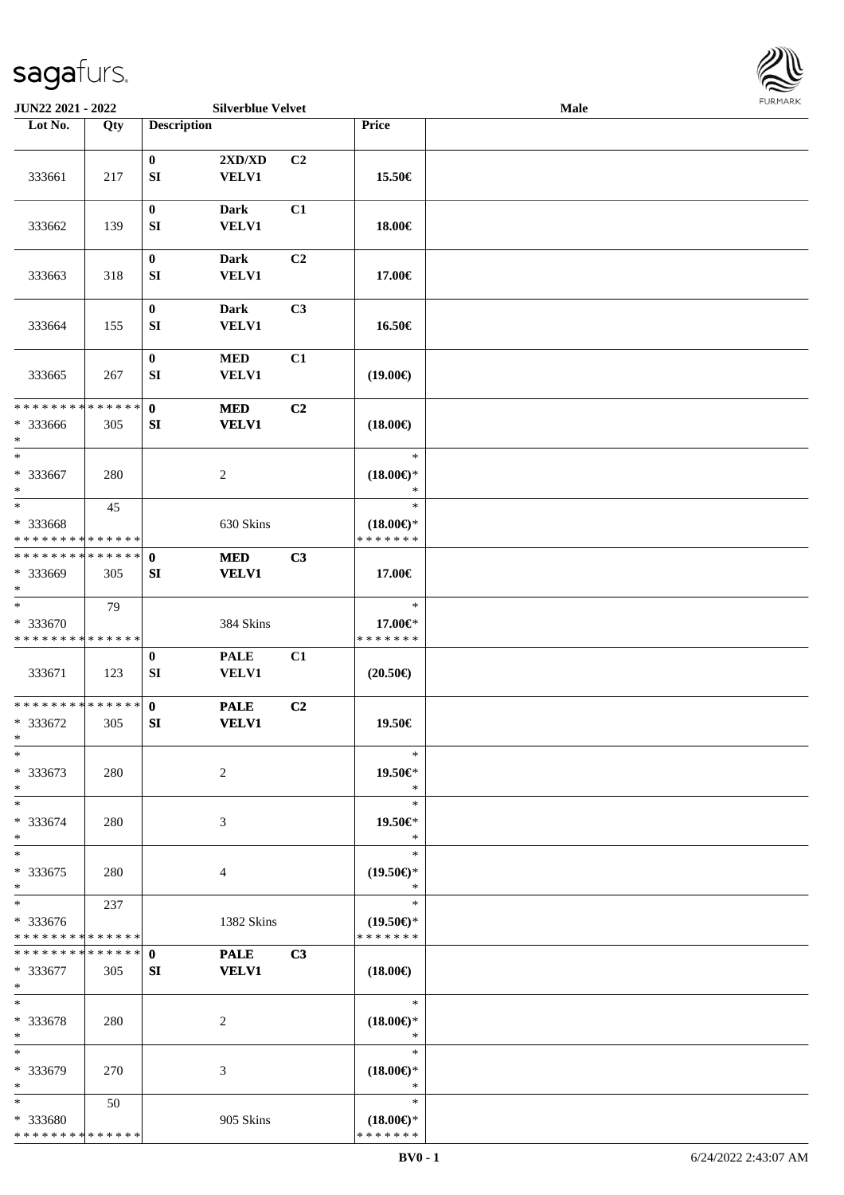**JUN22 2021 - 2022** **Silverblue Velvet** **Male**

| Lot No. | Qty | Description | | | Price | |
|---|---|---|---|---|---|---|
| 333661 | 217 | 0<br>SI | 2XD/XD<br>VELV1 | C2 | 15.50€ | |
| 333662 | 139 | 0<br>SI | Dark<br>VELV1 | C1 | 18.00€ | |
| 333663 | 318 | 0<br>SI | Dark<br>VELV1 | C2 | 17.00€ | |
| 333664 | 155 | 0<br>SI | Dark<br>VELV1 | C3 | 16.50€ | |
| 333665 | 267 | 0<br>SI | MED<br>VELV1 | C1 | (19.00€) | |
| * * * * * * * * * * * * * *<br>* 333666<br>* | 305 | 0<br>SI | MED<br>VELV1 | C2 | (18.00€) | |
| *<br>* 333667<br>* | 280 | | 2 | | *<br>(18.00€)*<br>* | |
| *<br>* 333668<br>* * * * * * * * * * * * * * | 45 | | 630 Skins | | *<br>(18.00€)*<br>* * * * * * * | |
| * * * * * * * * * * * * * *<br>* 333669<br>* | 305 | 0<br>SI | MED<br>VELV1 | C3 | 17.00€ | |
| *<br>* 333670<br>* * * * * * * * * * * * * * | 79 | | 384 Skins | | *<br>17.00€*<br>* * * * * * * | |
| 333671 | 123 | 0<br>SI | PALE<br>VELV1 | C1 | (20.50€) | |
| * * * * * * * * * * * * * *<br>* 333672<br>* | 305 | 0<br>SI | PALE<br>VELV1 | C2 | 19.50€ | |
| *<br>* 333673<br>* | 280 | | 2 | | *<br>19.50€*<br>* | |
| *<br>* 333674<br>* | 280 | | 3 | | *<br>19.50€*<br>* | |
| *<br>* 333675<br>* | 280 | | 4 | | *<br>(19.50€)*<br>* | |
| *<br>* 333676<br>* * * * * * * * * * * * * * | 237 | | 1382 Skins | | *<br>(19.50€)*<br>* * * * * * * | |
| * * * * * * * * * * * * * *<br>* 333677<br>* | 305 | 0<br>SI | PALE<br>VELV1 | C3 | (18.00€) | |
| *<br>* 333678<br>* | 280 | | 2 | | *<br>(18.00€)*<br>* | |
| *<br>* 333679<br>* | 270 | | 3 | | *<br>(18.00€)*<br>* | |
| *<br>* 333680<br>* * * * * * * * * * * * * * | 50 | | 905 Skins | | *<br>(18.00€)*<br>* * * * * * * | |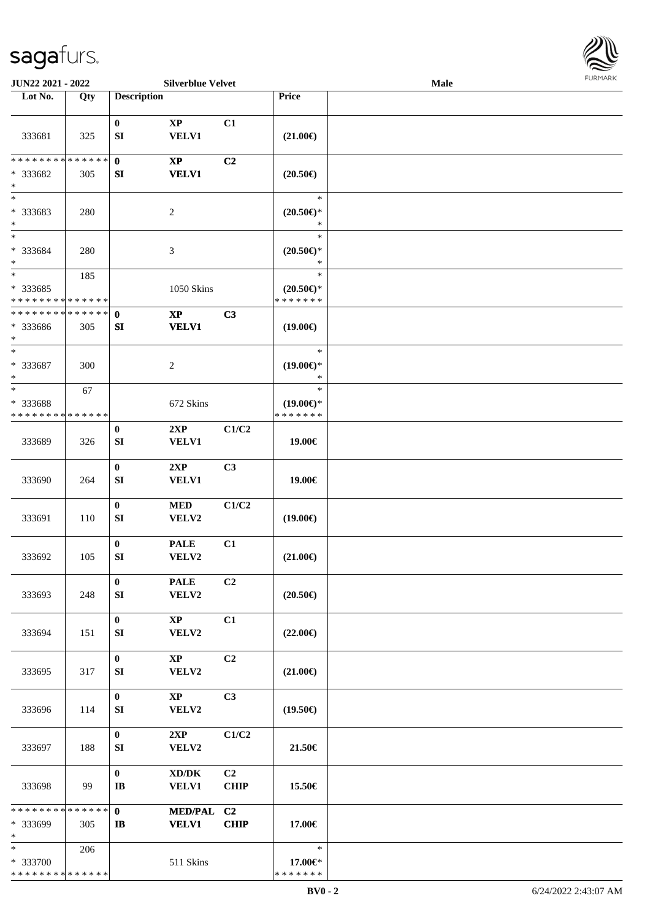| Lot No. | Qty | Description | | | Price | |
|---|---|---|---|---|---|---|
| 333681 | 325 | 0<br>SI | XP<br>VELV1 | C1 | (21.00€) | |
| * * * * * * * * * * * * * *<br>* 333682<br>* | 305 | 0<br>SI | XP<br>VELV1 | C2 | (20.50€) | |
| *<br>* 333683<br>* | 280 | | 2 | | *<br>(20.50€)*<br>* | |
| *<br>* 333684<br>* | 280 | | 3 | | *<br>(20.50€)*<br>* | |
| *<br>* 333685<br>* * * * * * * * * * * * * * | 185 | | 1050 Skins | | *<br>(20.50€)*<br>* * * * * * * | |
| * * * * * * * * * * * * * *<br>* 333686<br>* | 305 | 0<br>SI | XP<br>VELV1 | C3 | (19.00€) | |
| *<br>* 333687<br>* | 300 | | 2 | | *<br>(19.00€)*<br>* | |
| *<br>* 333688<br>* * * * * * * * * * * * * * | 67 | | 672 Skins | | *<br>(19.00€)*<br>* * * * * * * | |
| 333689 | 326 | 0<br>SI | 2XP<br>VELV1 | C1/C2 | 19.00€ | |
| 333690 | 264 | 0<br>SI | 2XP<br>VELV1 | C3 | 19.00€ | |
| 333691 | 110 | 0<br>SI | MED<br>VELV2 | C1/C2 | (19.00€) | |
| 333692 | 105 | 0<br>SI | PALE<br>VELV2 | C1 | (21.00€) | |
| 333693 | 248 | 0<br>SI | PALE<br>VELV2 | C2 | (20.50€) | |
| 333694 | 151 | 0<br>SI | XP<br>VELV2 | C1 | (22.00€) | |
| 333695 | 317 | 0<br>SI | XP<br>VELV2 | C2 | (21.00€) | |
| 333696 | 114 | 0<br>SI | XP<br>VELV2 | C3 | (19.50€) | |
| 333697 | 188 | 0<br>SI | 2XP<br>VELV2 | C1/C2 | 21.50€ | |
| 333698 | 99 | 0<br>IB | XD/DK<br>VELV1 | C2<br>CHIP | 15.50€ | |
| * * * * * * * * * * * * * *<br>* 333699<br>* | 305 | 0<br>IB | MED/PAL<br>VELV1 | C2<br>CHIP | 17.00€ | |
| *<br>* 333700<br>* * * * * * * * * * * * * * | 206 | | 511 Skins | | *<br>17.00€*<br>* * * * * * * | |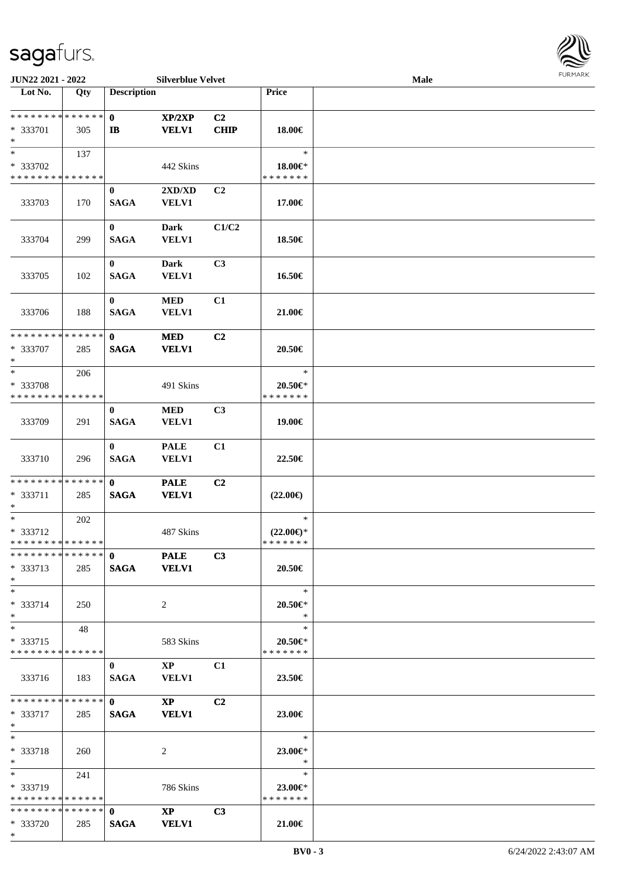**JUN22 2021 - 2022** **Silverblue Velvet** **Male**

| Lot No. | Qty | Description | | | Price | |
|---|---|---|---|---|---|---|
| * * * * * * * * * * * * * * | | 0 | XP/2XP | C2 | | |
| * 333701 | 305 | IB | VELV1 | CHIP | 18.00€ | |
| * | | | | | | |
| * | 137 | | | | * | |
| * 333702 | | | 442 Skins | | 18.00€* | |
| * * * * * * * * * * * * * * | | | | | * * * * * * * | |
| | | 0 | 2XD/XD | C2 | | |
| 333703 | 170 | SAGA | VELV1 | | 17.00€ | |
| | | 0 | Dark | C1/C2 | | |
| 333704 | 299 | SAGA | VELV1 | | 18.50€ | |
| | | 0 | Dark | C3 | | |
| 333705 | 102 | SAGA | VELV1 | | 16.50€ | |
| | | 0 | MED | C1 | | |
| 333706 | 188 | SAGA | VELV1 | | 21.00€ | |
| * * * * * * * * * * * * * * | | 0 | MED | C2 | | |
| * 333707 | 285 | SAGA | VELV1 | | 20.50€ | |
| * | | | | | | |
| * | 206 | | | | * | |
| * 333708 | | | 491 Skins | | 20.50€* | |
| * * * * * * * * * * * * * * | | | | | * * * * * * * | |
| | | 0 | MED | C3 | | |
| 333709 | 291 | SAGA | VELV1 | | 19.00€ | |
| | | 0 | PALE | C1 | | |
| 333710 | 296 | SAGA | VELV1 | | 22.50€ | |
| * * * * * * * * * * * * * * | | 0 | PALE | C2 | | |
| * 333711 | 285 | SAGA | VELV1 | | (22.00€) | |
| * | | | | | | |
| * | 202 | | | | * | |
| * 333712 | | | 487 Skins | | (22.00€)* | |
| * * * * * * * * * * * * * * | | | | | * * * * * * * | |
| * * * * * * * * * * * * * * | | 0 | PALE | C3 | | |
| * 333713 | 285 | SAGA | VELV1 | | 20.50€ | |
| * | | | | | | |
| * | | | | | * | |
| * 333714 | 250 | | 2 | | 20.50€* | |
| * | | | | | * | |
| * | 48 | | | | * | |
| * 333715 | | | 583 Skins | | 20.50€* | |
| * * * * * * * * * * * * * * | | | | | * * * * * * * | |
| | | 0 | XP | C1 | | |
| 333716 | 183 | SAGA | VELV1 | | 23.50€ | |
| * * * * * * * * * * * * * * | | 0 | XP | C2 | | |
| * 333717 | 285 | SAGA | VELV1 | | 23.00€ | |
| * | | | | | | |
| * | | | | | * | |
| * 333718 | 260 | | 2 | | 23.00€* | |
| * | | | | | * | |
| * | 241 | | | | * | |
| * 333719 | | | 786 Skins | | 23.00€* | |
| * * * * * * * * * * * * * * | | | | | * * * * * * * | |
| * * * * * * * * * * * * * * | | 0 | XP | C3 | | |
| * 333720 | 285 | SAGA | VELV1 | | 21.00€ | |
| * | | | | | | |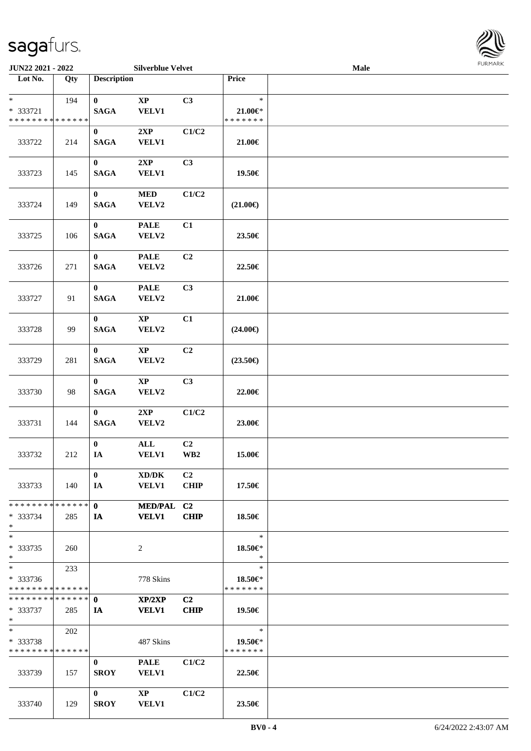**JUN22 2021 - 2022** | **Silverblue Velvet** | **Male**

| Lot No. | Qty | Description | | | Price | |
|---|---|---|---|---|---|---|
| * <br> * 333721 <br> * * * * * * * * * * * * * * | 194 | 0 <br> SAGA | XP <br> VELV1 | C3 | * <br> 21.00€* <br> * * * * * * * | |
| 333722 | 214 | 0 <br> SAGA | 2XP <br> VELV1 | C1/C2 | 21.00€ | |
| 333723 | 145 | 0 <br> SAGA | 2XP <br> VELV1 | C3 | 19.50€ | |
| 333724 | 149 | 0 <br> SAGA | MED <br> VELV2 | C1/C2 | (21.00€) | |
| 333725 | 106 | 0 <br> SAGA | PALE <br> VELV2 | C1 | 23.50€ | |
| 333726 | 271 | 0 <br> SAGA | PALE <br> VELV2 | C2 | 22.50€ | |
| 333727 | 91 | 0 <br> SAGA | PALE <br> VELV2 | C3 | 21.00€ | |
| 333728 | 99 | 0 <br> SAGA | XP <br> VELV2 | C1 | (24.00€) | |
| 333729 | 281 | 0 <br> SAGA | XP <br> VELV2 | C2 | (23.50€) | |
| 333730 | 98 | 0 <br> SAGA | XP <br> VELV2 | C3 | 22.00€ | |
| 333731 | 144 | 0 <br> SAGA | 2XP <br> VELV2 | C1/C2 | 23.00€ | |
| 333732 | 212 | 0 <br> IA | ALL <br> VELV1 | C2 <br> WB2 | 15.00€ | |
| 333733 | 140 | 0 <br> IA | XD/DK <br> VELV1 | C2 <br> CHIP | 17.50€ | |
| * * * * * * * * * * * * * * <br> * 333734 <br> * | 285 | 0 <br> IA | MED/PAL <br> VELV1 | C2 <br> CHIP | 18.50€ | |
| * <br> * 333735 <br> * | 260 | | 2 | | * <br> 18.50€* <br> * | |
| * <br> * 333736 <br> * * * * * * * * * * * * * * | 233 | | 778 Skins | | * <br> 18.50€* <br> * * * * * * * | |
| * * * * * * * * * * * * * * <br> * 333737 <br> * | 285 | 0 <br> IA | XP/2XP <br> VELV1 | C2 <br> CHIP | 19.50€ | |
| * <br> * 333738 <br> * * * * * * * * * * * * * * | 202 | | 487 Skins | | * <br> 19.50€* <br> * * * * * * * | |
| 333739 | 157 | 0 <br> SROY | PALE <br> VELV1 | C1/C2 | 22.50€ | |
| 333740 | 129 | 0 <br> SROY | XP <br> VELV1 | C1/C2 | 23.50€ | |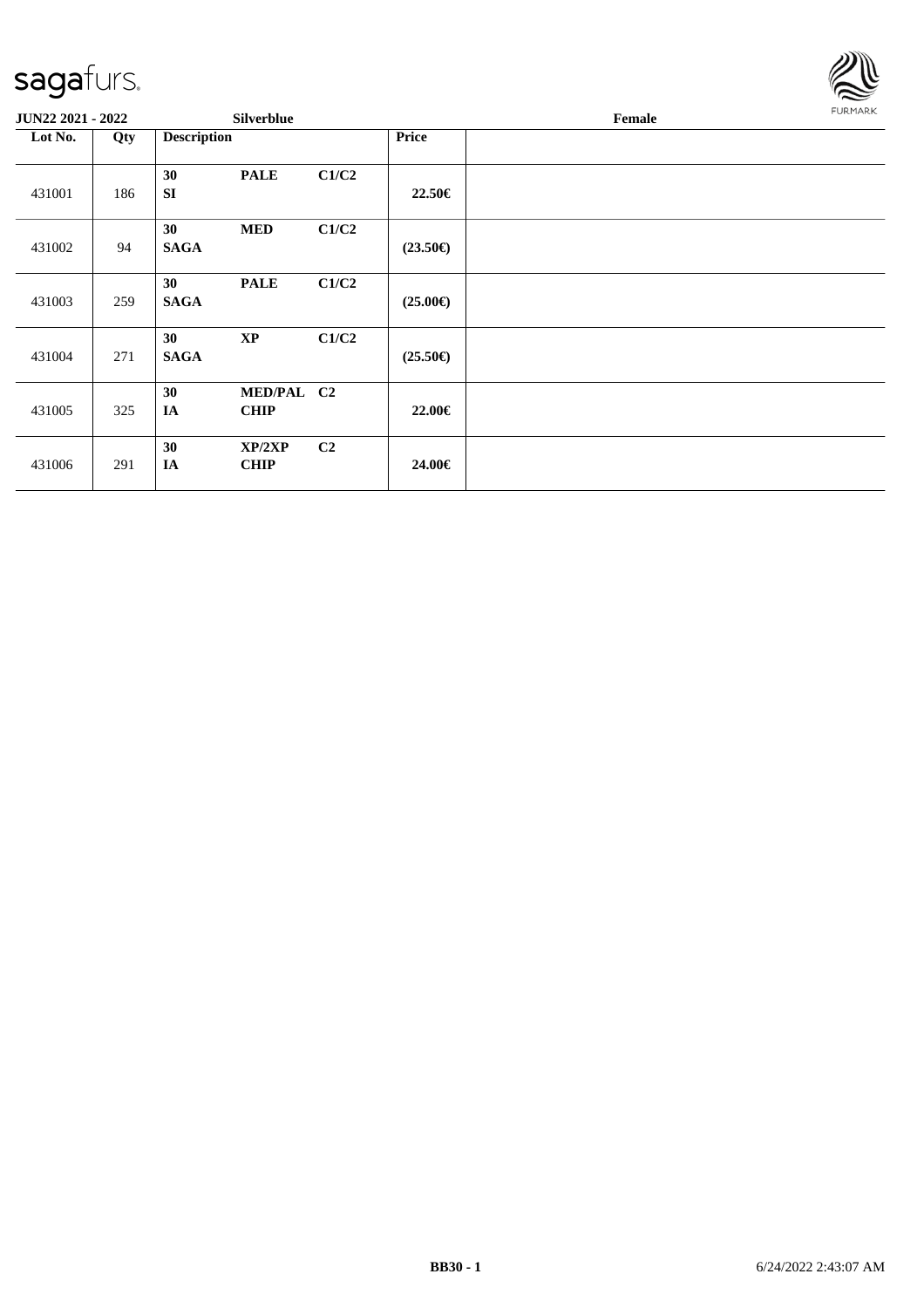**JUN22 2021 - 2022** **Silverblue** **Female**

| Lot No. | Qty | Description | | | Price | |
|---|---|---|---|---|---|---|
| 431001 | 186 | 30<br>SI | PALE | C1/C2 | 22.50€ | |
| 431002 | 94 | 30<br>SAGA | MED | C1/C2 | (23.50€) | |
| 431003 | 259 | 30<br>SAGA | PALE | C1/C2 | (25.00€) | |
| 431004 | 271 | 30<br>SAGA | XP | C1/C2 | (25.50€) | |
| 431005 | 325 | 30<br>IA | MED/PAL<br>CHIP | C2 | 22.00€ | |
| 431006 | 291 | 30<br>IA | XP/2XP<br>CHIP | C2 | 24.00€ | |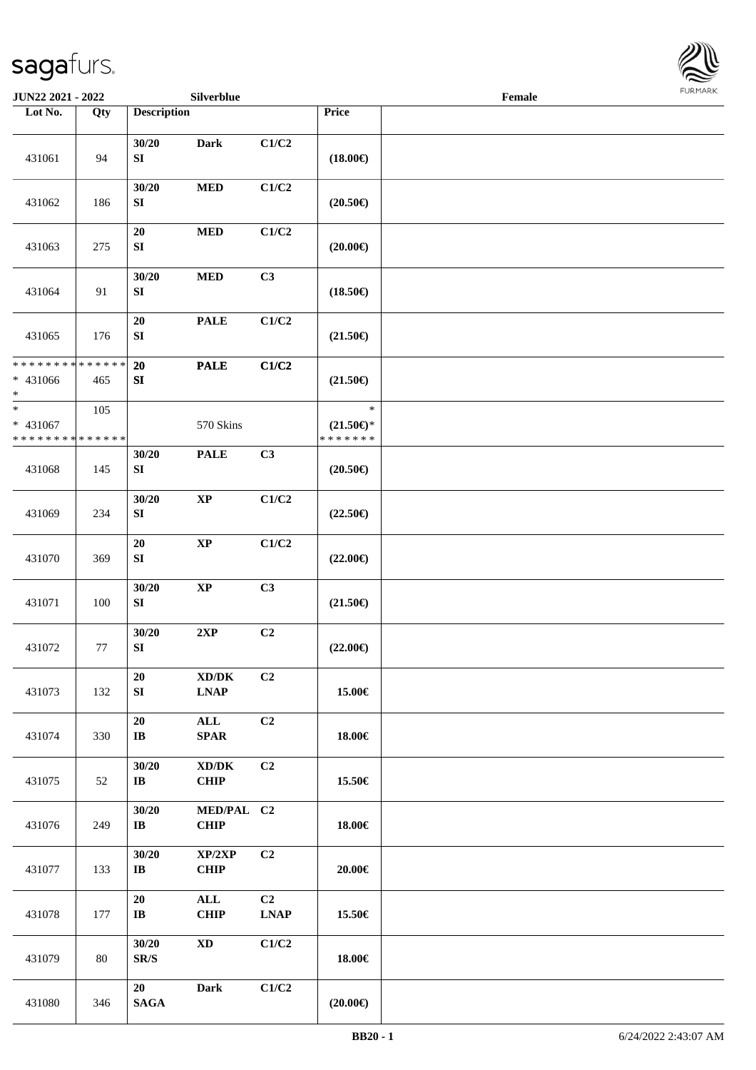| Lot No. | Qty | Description | | | Price | |
|---|---|---|---|---|---|---|
| 431061 | 94 | 30/20 SI | Dark | C1/C2 | (18.00€) | |
| 431062 | 186 | 30/20 SI | MED | C1/C2 | (20.50€) | |
| 431063 | 275 | 20 SI | MED | C1/C2 | (20.00€) | |
| 431064 | 91 | 30/20 SI | MED | C3 | (18.50€) | |
| 431065 | 176 | 20 SI | PALE | C1/C2 | (21.50€) | |
| * * * * * * * * * * * * * * * 431066 * | 465 | 20 SI | PALE | C1/C2 | (21.50€) | |
| * * 431067 * * * * * * * * * * * * * * | 105 | | 570 Skins | | * (21.50€)* * * * * * * * | |
| 431068 | 145 | 30/20 SI | PALE | C3 | (20.50€) | |
| 431069 | 234 | 30/20 SI | XP | C1/C2 | (22.50€) | |
| 431070 | 369 | 20 SI | XP | C1/C2 | (22.00€) | |
| 431071 | 100 | 30/20 SI | XP | C3 | (21.50€) | |
| 431072 | 77 | 30/20 SI | 2XP | C2 | (22.00€) | |
| 431073 | 132 | 20 SI | XD/DK LNAP | C2 | 15.00€ | |
| 431074 | 330 | 20 IB | ALL SPAR | C2 | 18.00€ | |
| 431075 | 52 | 30/20 IB | XD/DK CHIP | C2 | 15.50€ | |
| 431076 | 249 | 30/20 IB | MED/PAL CHIP | C2 | 18.00€ | |
| 431077 | 133 | 30/20 IB | XP/2XP CHIP | C2 | 20.00€ | |
| 431078 | 177 | 20 IB | ALL CHIP | C2 LNAP | 15.50€ | |
| 431079 | 80 | 30/20 SR/S | XD | C1/C2 | 18.00€ | |
| 431080 | 346 | 20 SAGA | Dark | C1/C2 | (20.00€) | |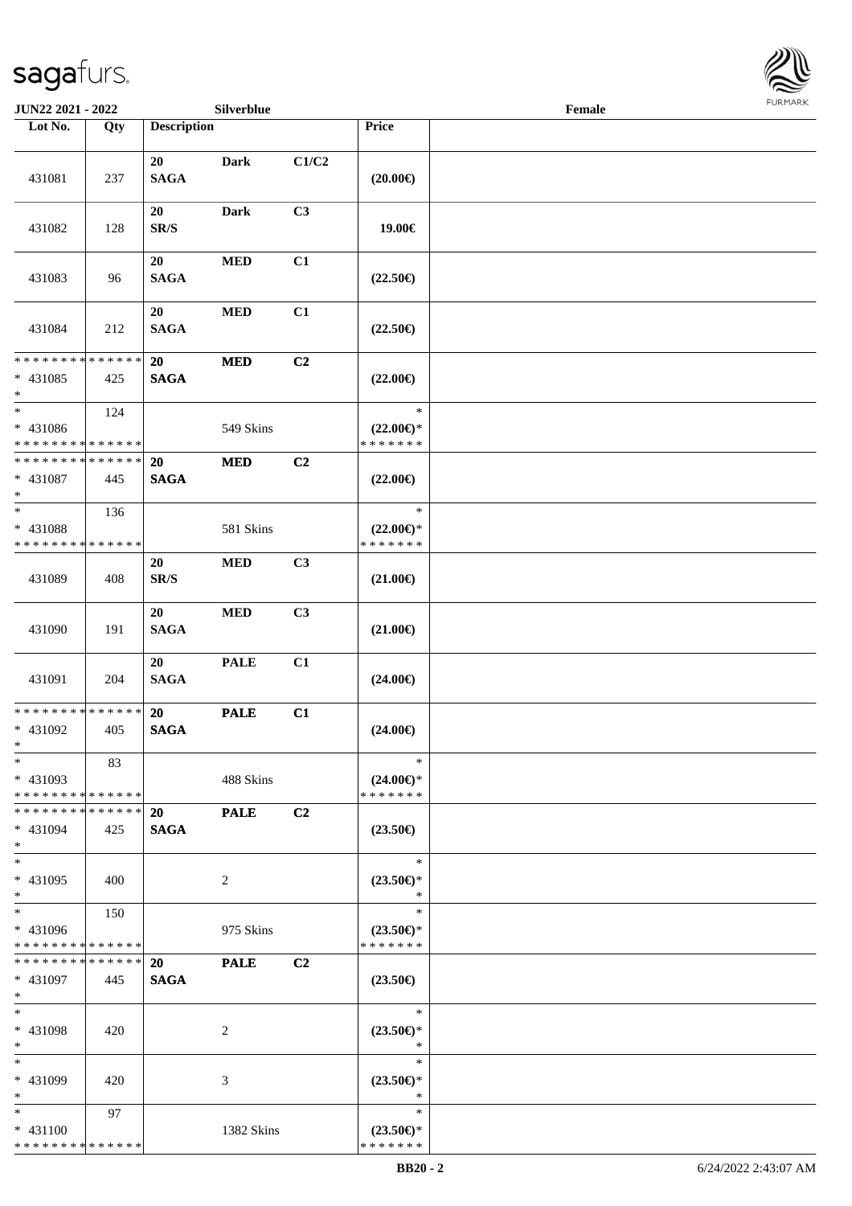JUN22 2021 - 2022 Silverblue Female

| Lot No. | Qty | Description | | | Price |
|---|---|---|---|---|---|
| 431081 | 237 | 20 SAGA | Dark | C1/C2 | (20.00€) |
| 431082 | 128 | 20 SR/S | Dark | C3 | 19.00€ |
| 431083 | 96 | 20 SAGA | MED | C1 | (22.50€) |
| 431084 | 212 | 20 SAGA | MED | C1 | (22.50€) |
| * * * * * * * * * * * * * * * 431085 * | 425 | 20 SAGA | MED | C2 | (22.00€) |
| * * 431086 * * * * * * * * * * * * * * | 124 | | 549 Skins | | * (22.00€)* * * * * * * * |
| * * * * * * * * * * * * * * * 431087 * | 445 | 20 SAGA | MED | C2 | (22.00€) |
| * * 431088 * * * * * * * * * * * * * * | 136 | | 581 Skins | | * (22.00€)* * * * * * * * |
| 431089 | 408 | 20 SR/S | MED | C3 | (21.00€) |
| 431090 | 191 | 20 SAGA | MED | C3 | (21.00€) |
| 431091 | 204 | 20 SAGA | PALE | C1 | (24.00€) |
| * * * * * * * * * * * * * * * 431092 * | 405 | 20 SAGA | PALE | C1 | (24.00€) |
| * * 431093 * * * * * * * * * * * * * * | 83 | | 488 Skins | | * (24.00€)* * * * * * * * |
| * * * * * * * * * * * * * * * 431094 * | 425 | 20 SAGA | PALE | C2 | (23.50€) |
| * * 431095 * | 400 | | 2 | | * (23.50€)* * |
| * * 431096 * * * * * * * * * * * * * * | 150 | | 975 Skins | | * (23.50€)* * * * * * * * |
| * * * * * * * * * * * * * * * 431097 * | 445 | 20 SAGA | PALE | C2 | (23.50€) |
| * * 431098 * | 420 | | 2 | | * (23.50€)* * |
| * * 431099 * | 420 | | 3 | | * (23.50€)* * |
| * * 431100 * * * * * * * * * * * * * * | 97 | | 1382 Skins | | * (23.50€)* * * * * * * * |

BB20 - 2 6/24/2022 2:43:07 AM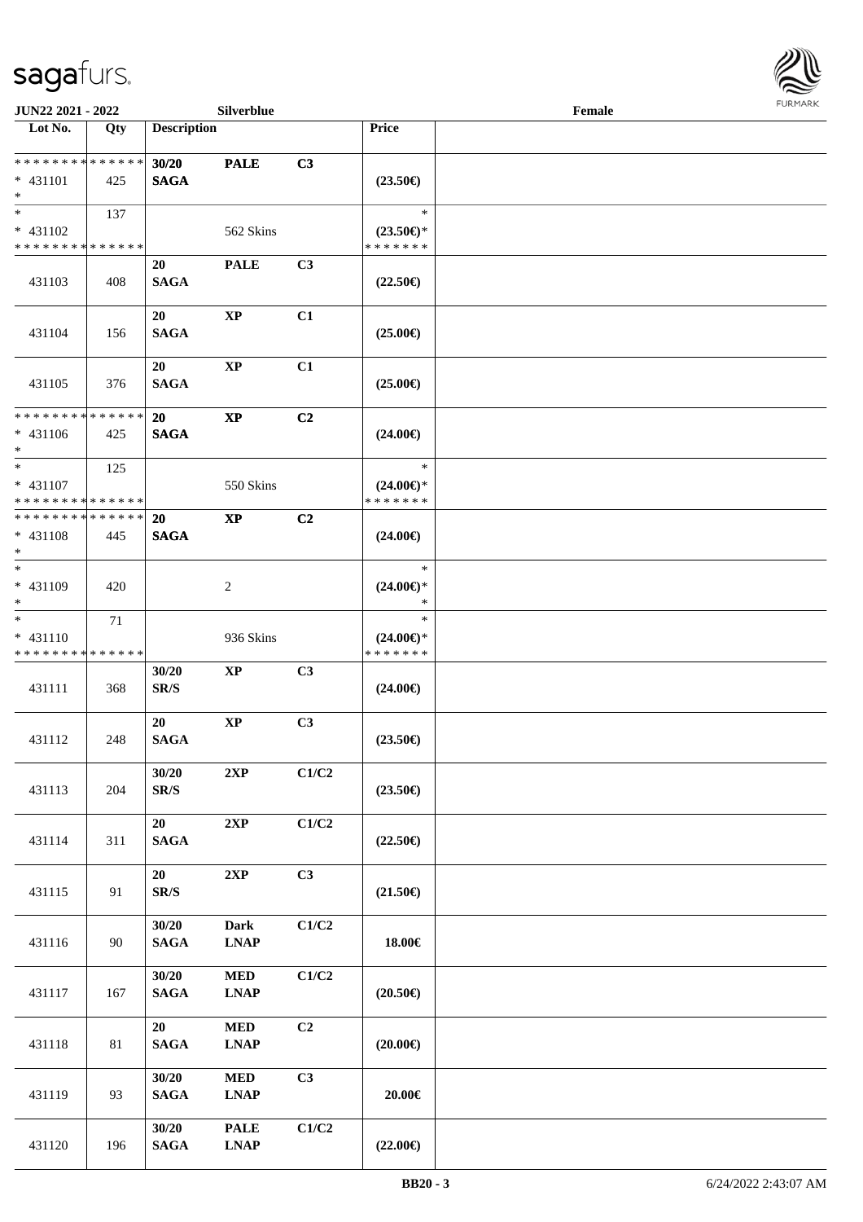JUN22 2021 - 2022 Silverblue Female

| Lot No. | Qty | Description | | | Price | |
|---|---|---|---|---|---|---|
| * * * * * * * * * * * * * * | | 30/20 | PALE | C3 | | |
| * 431101 | 425 | SAGA | | | (23.50€) | |
| * | | | | | | |
| * | 137 | | | | * | |
| * 431102 | | | 562 Skins | | (23.50€)* | |
| * * * * * * * * * * * * * * | | | | | * * * * * * * | |
| | | 20 | PALE | C3 | | |
| 431103 | 408 | SAGA | | | (22.50€) | |
| | | 20 | XP | C1 | | |
| 431104 | 156 | SAGA | | | (25.00€) | |
| | | 20 | XP | C1 | | |
| 431105 | 376 | SAGA | | | (25.00€) | |
| * * * * * * * * * * * * * * | | 20 | XP | C2 | | |
| * 431106 | 425 | SAGA | | | (24.00€) | |
| * | | | | | | |
| * | 125 | | | | * | |
| * 431107 | | | 550 Skins | | (24.00€)* | |
| * * * * * * * * * * * * * * | | | | | * * * * * * * | |
| * * * * * * * * * * * * * * | | 20 | XP | C2 | | |
| * 431108 | 445 | SAGA | | | (24.00€) | |
| * | | | | | | |
| * | | | | | * | |
| * 431109 | 420 | | 2 | | (24.00€)* | |
| * | | | | | * | |
| * | 71 | | | | * | |
| * 431110 | | | 936 Skins | | (24.00€)* | |
| * * * * * * * * * * * * * * | | | | | * * * * * * * | |
| | | 30/20 | XP | C3 | | |
| 431111 | 368 | SR/S | | | (24.00€) | |
| | | 20 | XP | C3 | | |
| 431112 | 248 | SAGA | | | (23.50€) | |
| | | 30/20 | 2XP | C1/C2 | | |
| 431113 | 204 | SR/S | | | (23.50€) | |
| | | 20 | 2XP | C1/C2 | | |
| 431114 | 311 | SAGA | | | (22.50€) | |
| | | 20 | 2XP | C3 | | |
| 431115 | 91 | SR/S | | | (21.50€) | |
| | | 30/20 | Dark | C1/C2 | | |
| 431116 | 90 | SAGA | LNAP | | 18.00€ | |
| | | 30/20 | MED | C1/C2 | | |
| 431117 | 167 | SAGA | LNAP | | (20.50€) | |
| | | 20 | MED | C2 | | |
| 431118 | 81 | SAGA | LNAP | | (20.00€) | |
| | | 30/20 | MED | C3 | | |
| 431119 | 93 | SAGA | LNAP | | 20.00€ | |
| | | 30/20 | PALE | C1/C2 | | |
| 431120 | 196 | SAGA | LNAP | | (22.00€) | |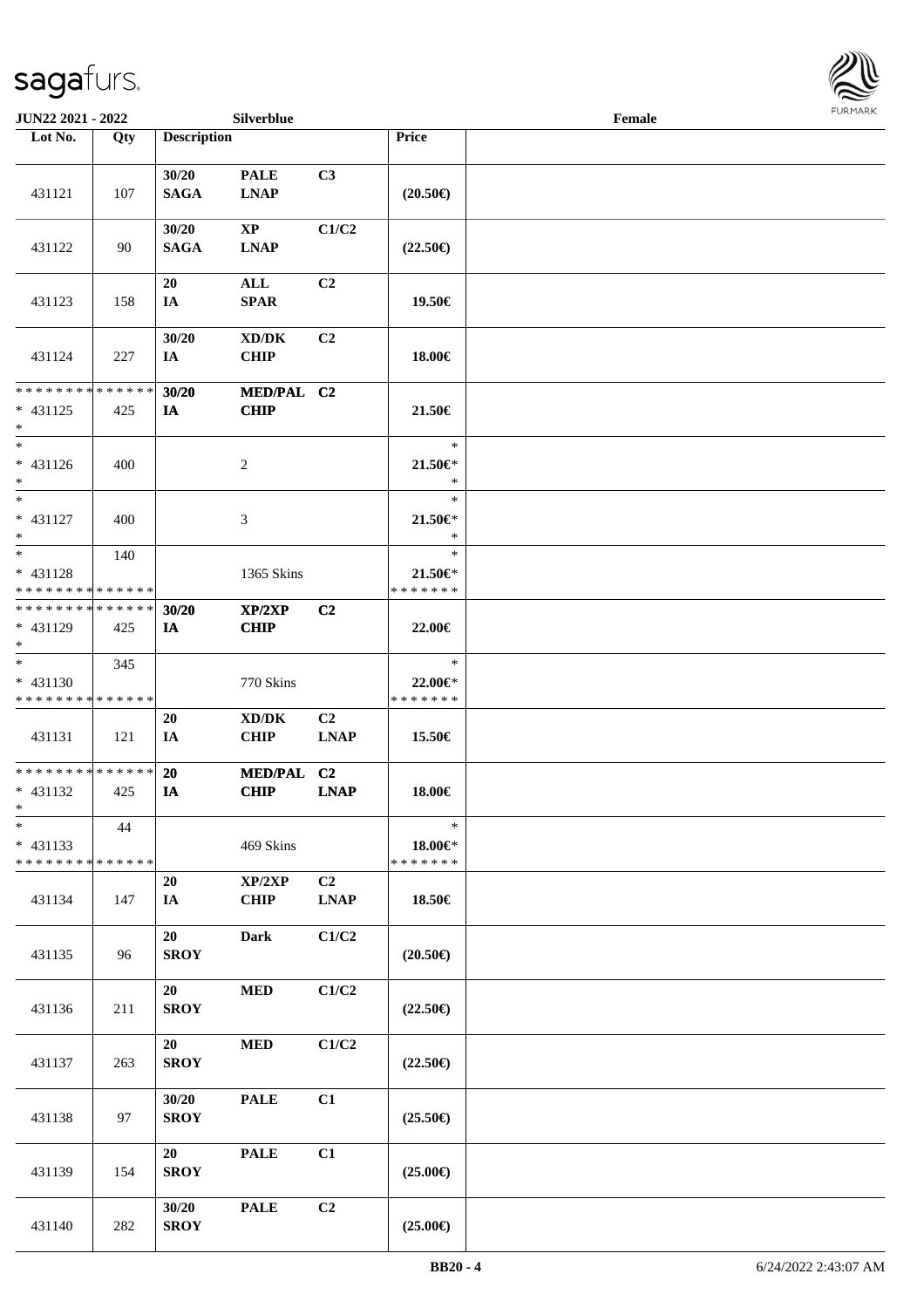| Lot No. | Qty | Description | | | Price | |
|---|---|---|---|---|---|---|
| 431121 | 107 | 30/20 SAGA | PALE LNAP | C3 | (20.50€) | |
| 431122 | 90 | 30/20 SAGA | XP LNAP | C1/C2 | (22.50€) | |
| 431123 | 158 | 20 IA | ALL SPAR | C2 | 19.50€ | |
| 431124 | 227 | 30/20 IA | XD/DK CHIP | C2 | 18.00€ | |
| * * * * * * * * * * * * * * * 431125 * | 425 | 30/20 IA | MED/PAL CHIP | C2 | 21.50€ | |
| * * 431126 * | 400 | | 2 | | * 21.50€* * | |
| * * 431127 * | 400 | | 3 | | * 21.50€* * | |
| * * 431128 * * * * * * * * * * * * * * | 140 | | 1365 Skins | | * 21.50€* * * * * * * * | |
| * * * * * * * * * * * * * * * 431129 * | 425 | 30/20 IA | XP/2XP CHIP | C2 | 22.00€ | |
| * * 431130 * * * * * * * * * * * * * * | 345 | | 770 Skins | | * 22.00€* * * * * * * * | |
| 431131 | 121 | 20 IA | XD/DK CHIP | C2 LNAP | 15.50€ | |
| * * * * * * * * * * * * * * * 431132 * | 425 | 20 IA | MED/PAL CHIP | C2 LNAP | 18.00€ | |
| * * 431133 * * * * * * * * * * * * * * | 44 | | 469 Skins | | * 18.00€* * * * * * * * | |
| 431134 | 147 | 20 IA | XP/2XP CHIP | C2 LNAP | 18.50€ | |
| 431135 | 96 | 20 SROY | Dark | C1/C2 | (20.50€) | |
| 431136 | 211 | 20 SROY | MED | C1/C2 | (22.50€) | |
| 431137 | 263 | 20 SROY | MED | C1/C2 | (22.50€) | |
| 431138 | 97 | 30/20 SROY | PALE | C1 | (25.50€) | |
| 431139 | 154 | 20 SROY | PALE | C1 | (25.00€) | |
| 431140 | 282 | 30/20 SROY | PALE | C2 | (25.00€) | |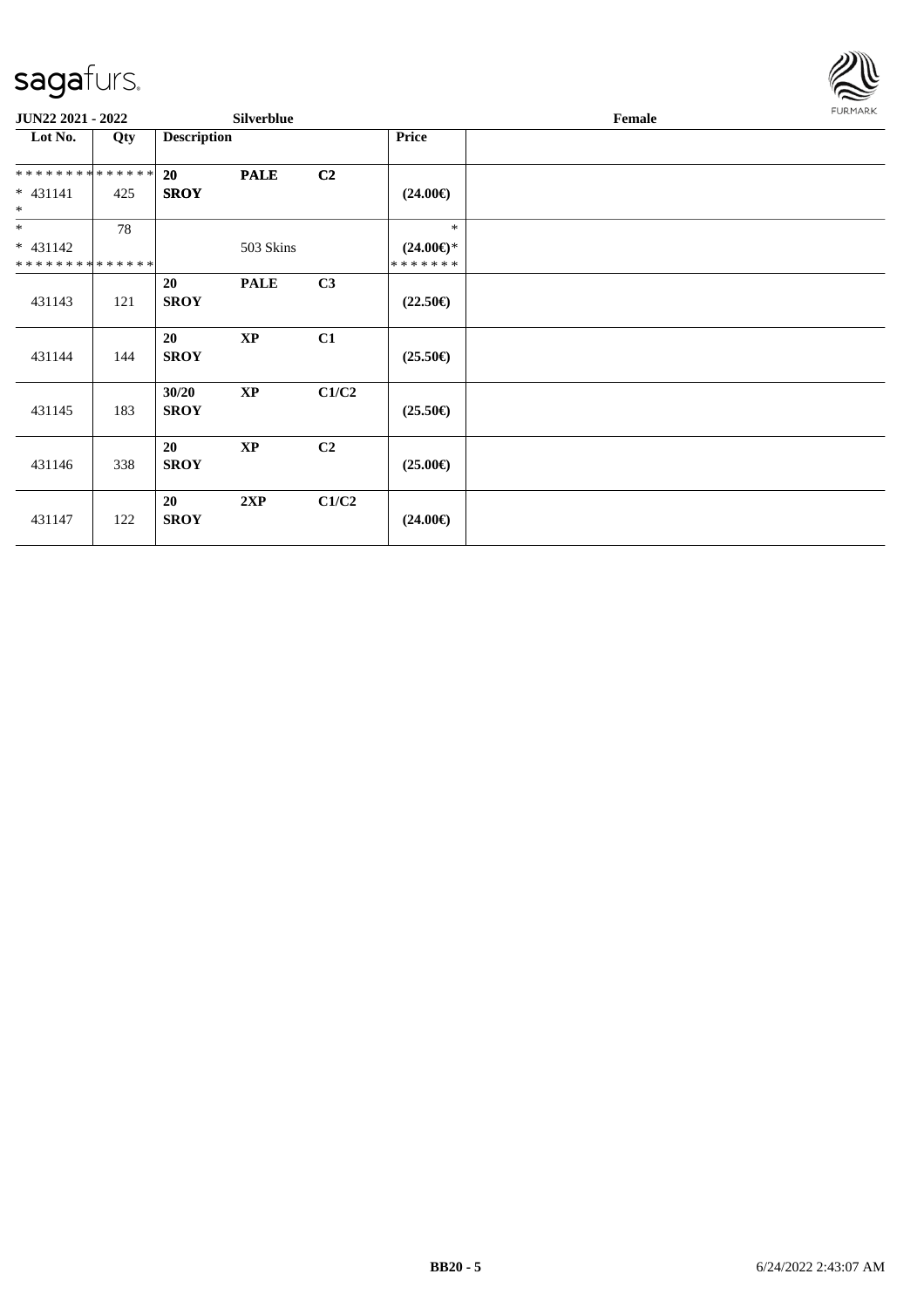**JUN22 2021 - 2022** **Silverblue** **Female**

| Lot No. | Qty | Description | | | Price | |
|---|---|---|---|---|---|---|
| ************** | | **20** | **PALE** | **C2** | | |
| * 431141 | 425 | **SROY** | | | **(24.00€)** | |
| * | | | | | | |
| * | 78 | | | | * | |
| * 431142 | | | 503 Skins | | **(24.00€)*** | |
| ************** | | | | | ******* | |
| 431143 | 121 | **20** **SROY** | **PALE** | **C3** | **(22.50€)** | |
| 431144 | 144 | **20** **SROY** | **XP** | **C1** | **(25.50€)** | |
| 431145 | 183 | **30/20** **SROY** | **XP** | **C1/C2** | **(25.50€)** | |
| 431146 | 338 | **20** **SROY** | **XP** | **C2** | **(25.00€)** | |
| 431147 | 122 | **20** **SROY** | **2XP** | **C1/C2** | **(24.00€)** | |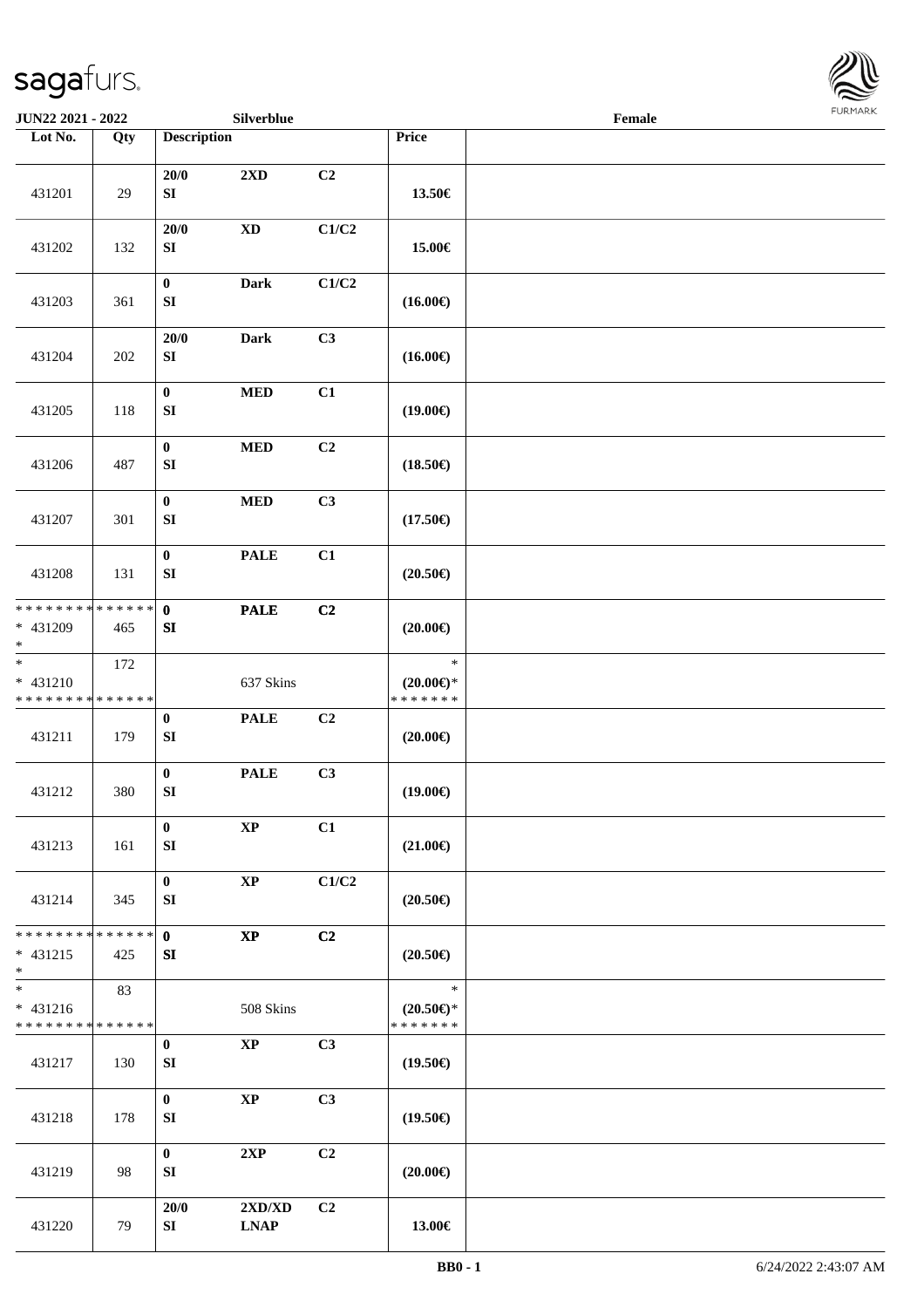JUN22 2021 - 2022 Silverblue Female

| Lot No. | Qty | Description | | | Price | |
|---|---|---|---|---|---|---|
| 431201 | 29 | 20/0 SI | 2XD | C2 | 13.50€ | |
| 431202 | 132 | 20/0 SI | XD | C1/C2 | 15.00€ | |
| 431203 | 361 | 0 SI | Dark | C1/C2 | (16.00€) | |
| 431204 | 202 | 20/0 SI | Dark | C3 | (16.00€) | |
| 431205 | 118 | 0 SI | MED | C1 | (19.00€) | |
| 431206 | 487 | 0 SI | MED | C2 | (18.50€) | |
| 431207 | 301 | 0 SI | MED | C3 | (17.50€) | |
| 431208 | 131 | 0 SI | PALE | C1 | (20.50€) | |
| * * * * * * * * * * * * * * * 431209 * | 465 | 0 SI | PALE | C2 | (20.00€) | |
| * * 431210 * * * * * * * * * * * * * * | 172 | | 637 Skins | | * (20.00€)* * * * * * * * | |
| 431211 | 179 | 0 SI | PALE | C2 | (20.00€) | |
| 431212 | 380 | 0 SI | PALE | C3 | (19.00€) | |
| 431213 | 161 | 0 SI | XP | C1 | (21.00€) | |
| 431214 | 345 | 0 SI | XP | C1/C2 | (20.50€) | |
| * * * * * * * * * * * * * * * 431215 * | 425 | 0 SI | XP | C2 | (20.50€) | |
| * * 431216 * * * * * * * * * * * * * * | 83 | | 508 Skins | | * (20.50€)* * * * * * * * | |
| 431217 | 130 | 0 SI | XP | C3 | (19.50€) | |
| 431218 | 178 | 0 SI | XP | C3 | (19.50€) | |
| 431219 | 98 | 0 SI | 2XP | C2 | (20.00€) | |
| 431220 | 79 | 20/0 SI | 2XD/XD LNAP | C2 | 13.00€ | |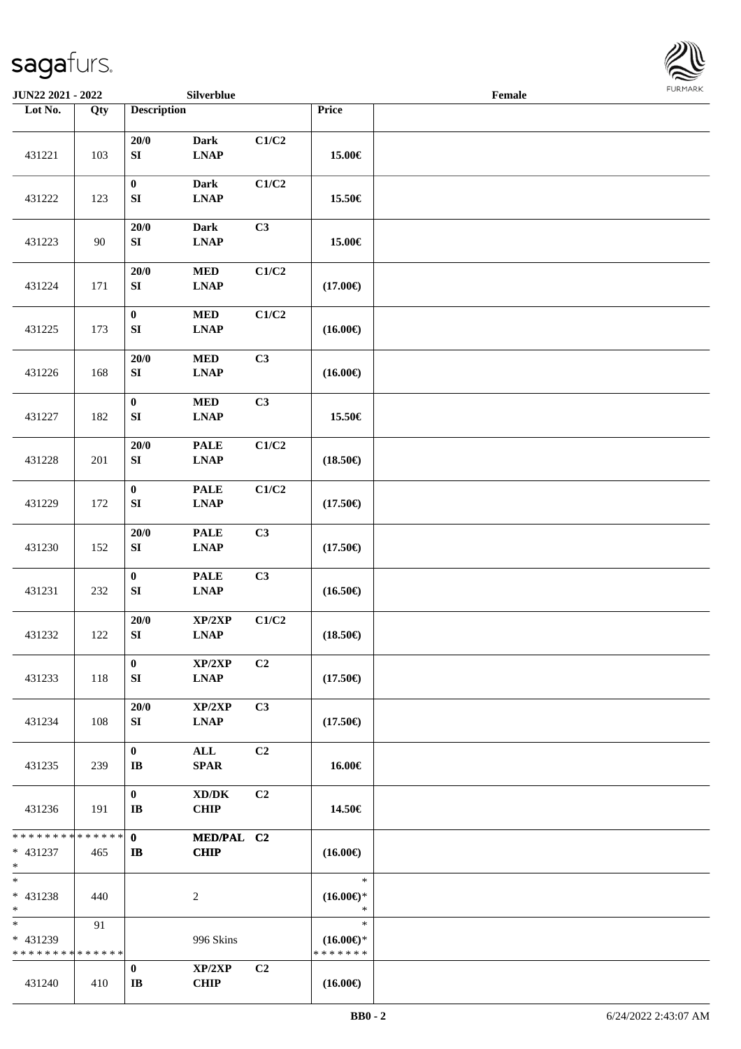JUN22 2021 - 2022 | Silverblue | Female

| Lot No. | Qty | Description | | | Price | |
|---|---|---|---|---|---|---|
| 431221 | 103 | 20/0 SI | Dark LNAP | C1/C2 | 15.00€ | |
| 431222 | 123 | 0 SI | Dark LNAP | C1/C2 | 15.50€ | |
| 431223 | 90 | 20/0 SI | Dark LNAP | C3 | 15.00€ | |
| 431224 | 171 | 20/0 SI | MED LNAP | C1/C2 | (17.00€) | |
| 431225 | 173 | 0 SI | MED LNAP | C1/C2 | (16.00€) | |
| 431226 | 168 | 20/0 SI | MED LNAP | C3 | (16.00€) | |
| 431227 | 182 | 0 SI | MED LNAP | C3 | 15.50€ | |
| 431228 | 201 | 20/0 SI | PALE LNAP | C1/C2 | (18.50€) | |
| 431229 | 172 | 0 SI | PALE LNAP | C1/C2 | (17.50€) | |
| 431230 | 152 | 20/0 SI | PALE LNAP | C3 | (17.50€) | |
| 431231 | 232 | 0 SI | PALE LNAP | C3 | (16.50€) | |
| 431232 | 122 | 20/0 SI | XP/2XP LNAP | C1/C2 | (18.50€) | |
| 431233 | 118 | 0 SI | XP/2XP LNAP | C2 | (17.50€) | |
| 431234 | 108 | 20/0 SI | XP/2XP LNAP | C3 | (17.50€) | |
| 431235 | 239 | 0 IB | ALL SPAR | C2 | 16.00€ | |
| 431236 | 191 | 0 IB | XD/DK CHIP | C2 | 14.50€ | |
| * * * * * * * * * * * * * * * 431237 * | 465 | 0 IB | MED/PAL CHIP | C2 | (16.00€) | |
| * * 431238 * | 440 | | 2 | | * (16.00€)* * | |
| * * 431239 * * * * * * * * * * * * * * | 91 | | 996 Skins | | * (16.00€)* * * * * * * * | |
| 431240 | 410 | 0 IB | XP/2XP CHIP | C2 | (16.00€) | |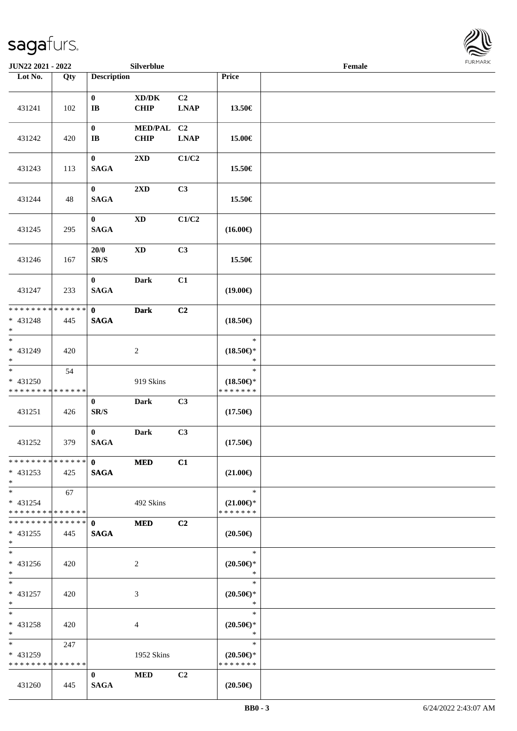| Lot No. | Qty | Description | | | Price | |
|---|---|---|---|---|---|---|
| 431241 | 102 | 0<br>IB | XD/DK<br>CHIP | C2<br>LNAP | 13.50€ | |
| 431242 | 420 | 0<br>IB | MED/PAL<br>CHIP | C2<br>LNAP | 15.00€ | |
| 431243 | 113 | 0<br>SAGA | 2XD | C1/C2 | 15.50€ | |
| 431244 | 48 | 0<br>SAGA | 2XD | C3 | 15.50€ | |
| 431245 | 295 | 0<br>SAGA | XD | C1/C2 | (16.00€) | |
| 431246 | 167 | 20/0<br>SR/S | XD | C3 | 15.50€ | |
| 431247 | 233 | 0<br>SAGA | Dark | C1 | (19.00€) | |
| * * * * * * * * * * * * * *<br>* 431248<br>* | 445 | 0<br>SAGA | Dark | C2 | (18.50€) | |
| *<br>* 431249<br>* | 420 | | 2 | | *<br>(18.50€)*<br>* | |
| *<br>* 431250<br>* * * * * * * * * * * * * * | 54 | | 919 Skins | | *<br>(18.50€)*<br>* * * * * * * | |
| 431251 | 426 | 0<br>SR/S | Dark | C3 | (17.50€) | |
| 431252 | 379 | 0<br>SAGA | Dark | C3 | (17.50€) | |
| * * * * * * * * * * * * * *<br>* 431253<br>* | 425 | 0<br>SAGA | MED | C1 | (21.00€) | |
| *<br>* 431254<br>* * * * * * * * * * * * * * | 67 | | 492 Skins | | *<br>(21.00€)*<br>* * * * * * * | |
| * * * * * * * * * * * * * *<br>* 431255<br>* | 445 | 0<br>SAGA | MED | C2 | (20.50€) | |
| *<br>* 431256<br>* | 420 | | 2 | | *<br>(20.50€)*<br>* | |
| *<br>* 431257<br>* | 420 | | 3 | | *<br>(20.50€)*<br>* | |
| *<br>* 431258<br>* | 420 | | 4 | | *<br>(20.50€)*<br>* | |
| *<br>* 431259<br>* * * * * * * * * * * * * * | 247 | | 1952 Skins | | *<br>(20.50€)*<br>* * * * * * * | |
| 431260 | 445 | 0<br>SAGA | MED | C2 | (20.50€) | |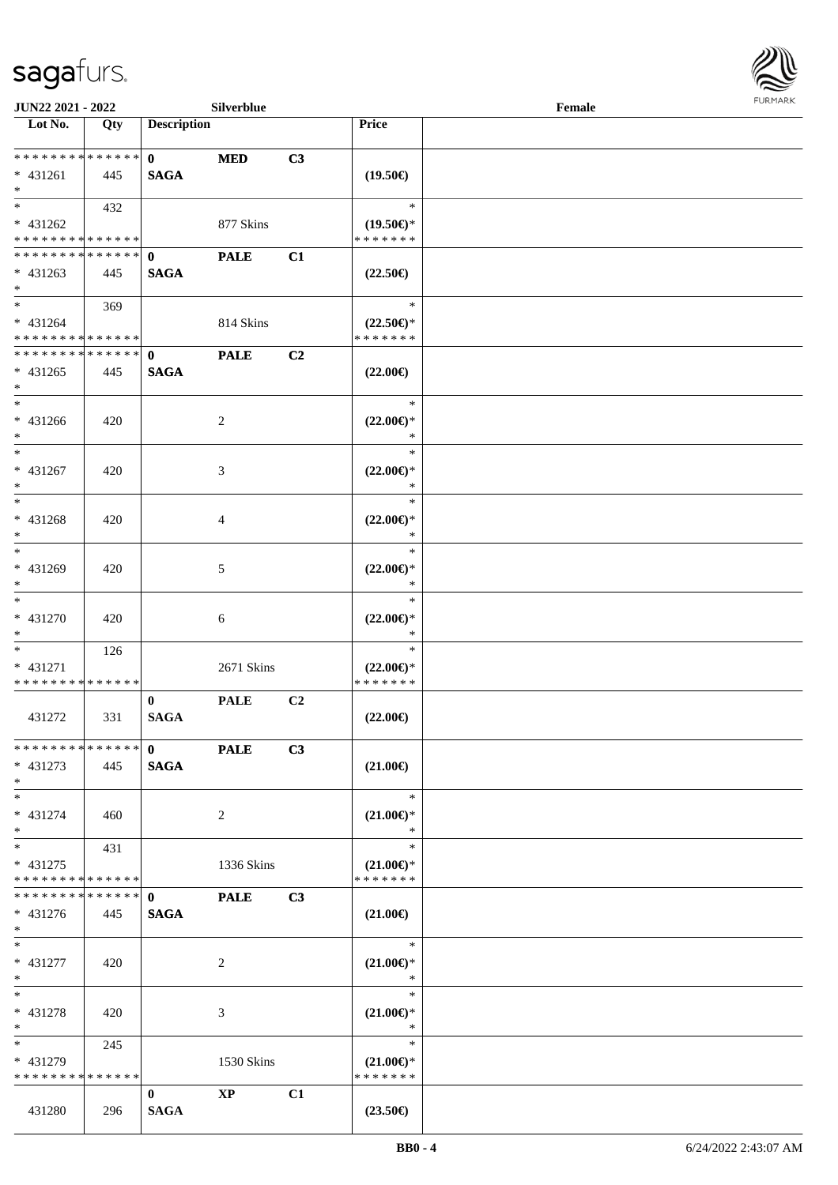**JUN22 2021 - 2022** **Silverblue** **Female**

| Lot No. | Qty | Description | | | Price | |
|---|---|---|---|---|---|---|
| * * * * * * * * * * * * * * | | **0** | **MED** | **C3** | | |
| * 431261 | 445 | **SAGA** | | | **(19.50€)** | |
| * | | | | | | |
| * | 432 | | | | * | |
| * 431262 | | | 877 Skins | | **(19.50€)*** | |
| * * * * * * * * * * * * * * | | | | | * * * * * * * | |
| * * * * * * * * * * * * * * | | **0** | **PALE** | **C1** | | |
| * 431263 | 445 | **SAGA** | | | **(22.50€)** | |
| * | | | | | | |
| * | 369 | | | | * | |
| * 431264 | | | 814 Skins | | **(22.50€)*** | |
| * * * * * * * * * * * * * * | | | | | * * * * * * * | |
| * * * * * * * * * * * * * * | | **0** | **PALE** | **C2** | | |
| * 431265 | 445 | **SAGA** | | | **(22.00€)** | |
| * | | | | | | |
| * | | | | | * | |
| * 431266 | 420 | | 2 | | **(22.00€)*** | |
| * | | | | | * | |
| * | | | | | * | |
| * 431267 | 420 | | 3 | | **(22.00€)*** | |
| * | | | | | * | |
| * | | | | | * | |
| * 431268 | 420 | | 4 | | **(22.00€)*** | |
| * | | | | | * | |
| * | | | | | * | |
| * 431269 | 420 | | 5 | | **(22.00€)*** | |
| * | | | | | * | |
| * | | | | | * | |
| * 431270 | 420 | | 6 | | **(22.00€)*** | |
| * | | | | | * | |
| * | 126 | | | | * | |
| * 431271 | | | 2671 Skins | | **(22.00€)*** | |
| * * * * * * * * * * * * * * | | | | | * * * * * * * | |
| | | **0** | **PALE** | **C2** | | |
| 431272 | 331 | **SAGA** | | | **(22.00€)** | |
| * * * * * * * * * * * * * * | | **0** | **PALE** | **C3** | | |
| * 431273 | 445 | **SAGA** | | | **(21.00€)** | |
| * | | | | | | |
| * | | | | | * | |
| * 431274 | 460 | | 2 | | **(21.00€)*** | |
| * | | | | | * | |
| * | 431 | | | | * | |
| * 431275 | | | 1336 Skins | | **(21.00€)*** | |
| * * * * * * * * * * * * * * | | | | | * * * * * * * | |
| * * * * * * * * * * * * * * | | **0** | **PALE** | **C3** | | |
| * 431276 | 445 | **SAGA** | | | **(21.00€)** | |
| * | | | | | | |
| * | | | | | * | |
| * 431277 | 420 | | 2 | | **(21.00€)*** | |
| * | | | | | * | |
| * | | | | | * | |
| * 431278 | 420 | | 3 | | **(21.00€)*** | |
| * | | | | | * | |
| * | 245 | | | | * | |
| * 431279 | | | 1530 Skins | | **(21.00€)*** | |
| * * * * * * * * * * * * * * | | | | | * * * * * * * | |
| | | **0** | **XP** | **C1** | | |
| 431280 | 296 | **SAGA** | | | **(23.50€)** | |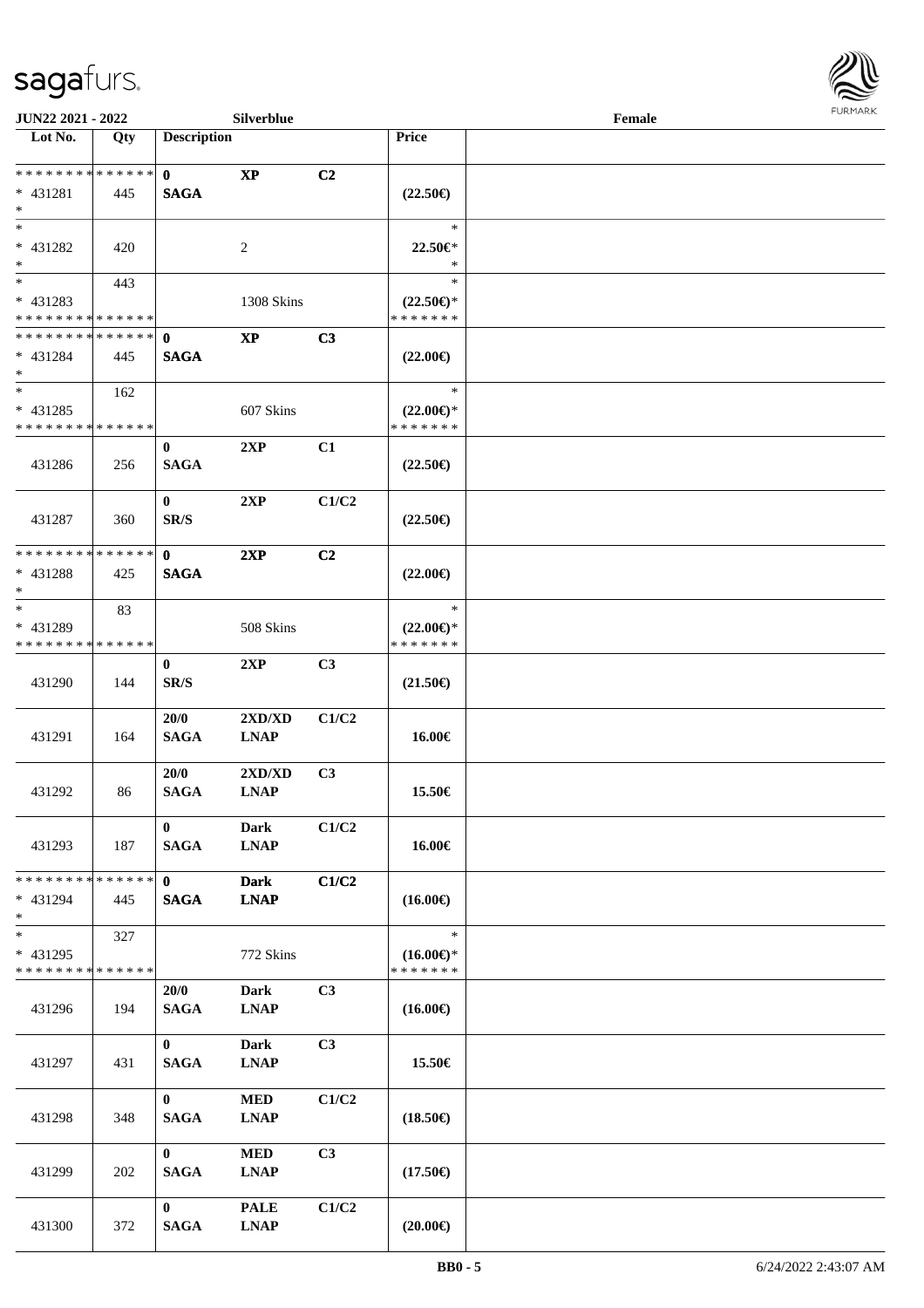| Lot No. | Qty | Description | | | Price | |
|---|---|---|---|---|---|---|
| * * * * * * * * * * * * * * | | **0** | **XP** | **C2** | | |
| * 431281 | 445 | **SAGA** | | | **(22.50€)** | |
| * | | | | | | |
| * | | | | | * | |
| * 431282 | 420 | | 2 | | **22.50€*** | |
| * | | | | | * | |
| * | 443 | | | | * | |
| * 431283 | | | 1308 Skins | | **(22.50€)*** | |
| * * * * * * * * * * * * * * | | | | | * * * * * * * | |
| * * * * * * * * * * * * * * | | **0** | **XP** | **C3** | | |
| * 431284 | 445 | **SAGA** | | | **(22.00€)** | |
| * | | | | | | |
| * | 162 | | | | * | |
| * 431285 | | | 607 Skins | | **(22.00€)*** | |
| * * * * * * * * * * * * * * | | | | | * * * * * * * | |
| 431286 | 256 | **0** **SAGA** | **2XP** | **C1** | **(22.50€)** | |
| 431287 | 360 | **0** **SR/S** | **2XP** | **C1/C2** | **(22.50€)** | |
| * * * * * * * * * * * * * * | | **0** | **2XP** | **C2** | | |
| * 431288 | 425 | **SAGA** | | | **(22.00€)** | |
| * | | | | | | |
| * | 83 | | | | * | |
| * 431289 | | | 508 Skins | | **(22.00€)*** | |
| * * * * * * * * * * * * * * | | | | | * * * * * * * | |
| 431290 | 144 | **0** **SR/S** | **2XP** | **C3** | **(21.50€)** | |
| 431291 | 164 | **20/0** **SAGA** | **2XD/XD** **LNAP** | **C1/C2** | **16.00€** | |
| 431292 | 86 | **20/0** **SAGA** | **2XD/XD** **LNAP** | **C3** | **15.50€** | |
| 431293 | 187 | **0** **SAGA** | **Dark** **LNAP** | **C1/C2** | **16.00€** | |
| * * * * * * * * * * * * * * | | **0** | **Dark** | **C1/C2** | | |
| * 431294 | 445 | **SAGA** | **LNAP** | | **(16.00€)** | |
| * | | | | | | |
| * | 327 | | | | * | |
| * 431295 | | | 772 Skins | | **(16.00€)*** | |
| * * * * * * * * * * * * * * | | | | | * * * * * * * | |
| 431296 | 194 | **20/0** **SAGA** | **Dark** **LNAP** | **C3** | **(16.00€)** | |
| 431297 | 431 | **0** **SAGA** | **Dark** **LNAP** | **C3** | **15.50€** | |
| 431298 | 348 | **0** **SAGA** | **MED** **LNAP** | **C1/C2** | **(18.50€)** | |
| 431299 | 202 | **0** **SAGA** | **MED** **LNAP** | **C3** | **(17.50€)** | |
| 431300 | 372 | **0** **SAGA** | **PALE** **LNAP** | **C1/C2** | **(20.00€)** | |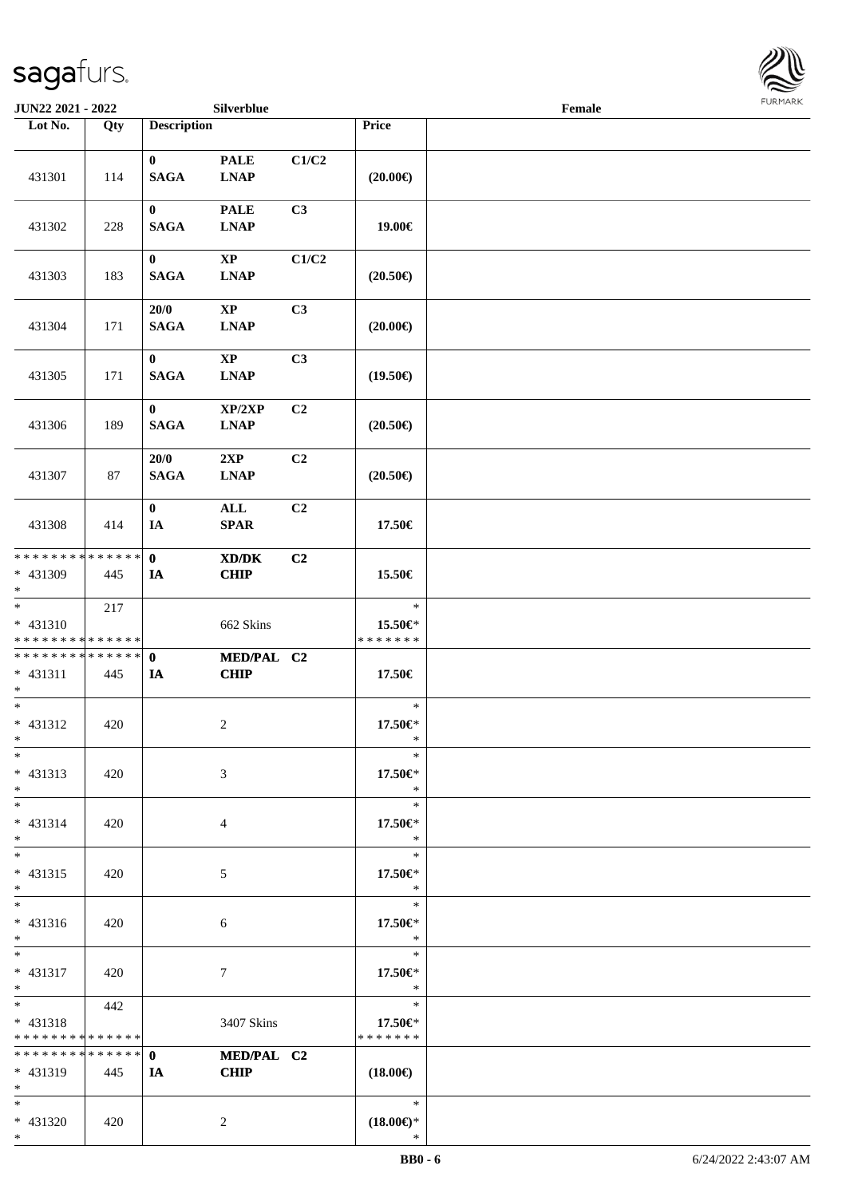| Lot No. | Qty | Description | | | Price | |
|---|---|---|---|---|---|---|
| 431301 | 114 | 0<br>SAGA | PALE<br>LNAP | C1/C2 | (20.00€) | |
| 431302 | 228 | 0<br>SAGA | PALE<br>LNAP | C3 | 19.00€ | |
| 431303 | 183 | 0<br>SAGA | XP<br>LNAP | C1/C2 | (20.50€) | |
| 431304 | 171 | 20/0<br>SAGA | XP<br>LNAP | C3 | (20.00€) | |
| 431305 | 171 | 0<br>SAGA | XP<br>LNAP | C3 | (19.50€) | |
| 431306 | 189 | 0<br>SAGA | XP/2XP<br>LNAP | C2 | (20.50€) | |
| 431307 | 87 | 20/0<br>SAGA | 2XP<br>LNAP | C2 | (20.50€) | |
| 431308 | 414 | 0<br>IA | ALL<br>SPAR | C2 | 17.50€ | |
| * * * * * * * * * * * * * *<br>* 431309<br>* | 445 | 0<br>IA | XD/DK<br>CHIP | C2 | 15.50€ | |
| *<br>* 431310<br>* * * * * * * * * * * * * * | 217 | | 662 Skins | | *<br>15.50€*<br>* * * * * * * | |
| * * * * * * * * * * * * * *<br>* 431311<br>* | 445 | 0<br>IA | MED/PAL<br>CHIP | C2 | 17.50€ | |
| *<br>* 431312<br>* | 420 | | 2 | | *<br>17.50€*<br>* | |
| *<br>* 431313<br>* | 420 | | 3 | | *<br>17.50€*<br>* | |
| *<br>* 431314<br>* | 420 | | 4 | | *<br>17.50€*<br>* | |
| *<br>* 431315<br>* | 420 | | 5 | | *<br>17.50€*<br>* | |
| *<br>* 431316<br>* | 420 | | 6 | | *<br>17.50€*<br>* | |
| *<br>* 431317<br>* | 420 | | 7 | | *<br>17.50€*<br>* | |
| *<br>* 431318<br>* * * * * * * * * * * * * * | 442 | | 3407 Skins | | *<br>17.50€*<br>* * * * * * * | |
| * * * * * * * * * * * * * *<br>* 431319<br>* | 445 | 0<br>IA | MED/PAL<br>CHIP | C2 | (18.00€) | |
| *<br>* 431320<br>* | 420 | | 2 | | *<br>(18.00€)*<br>* | |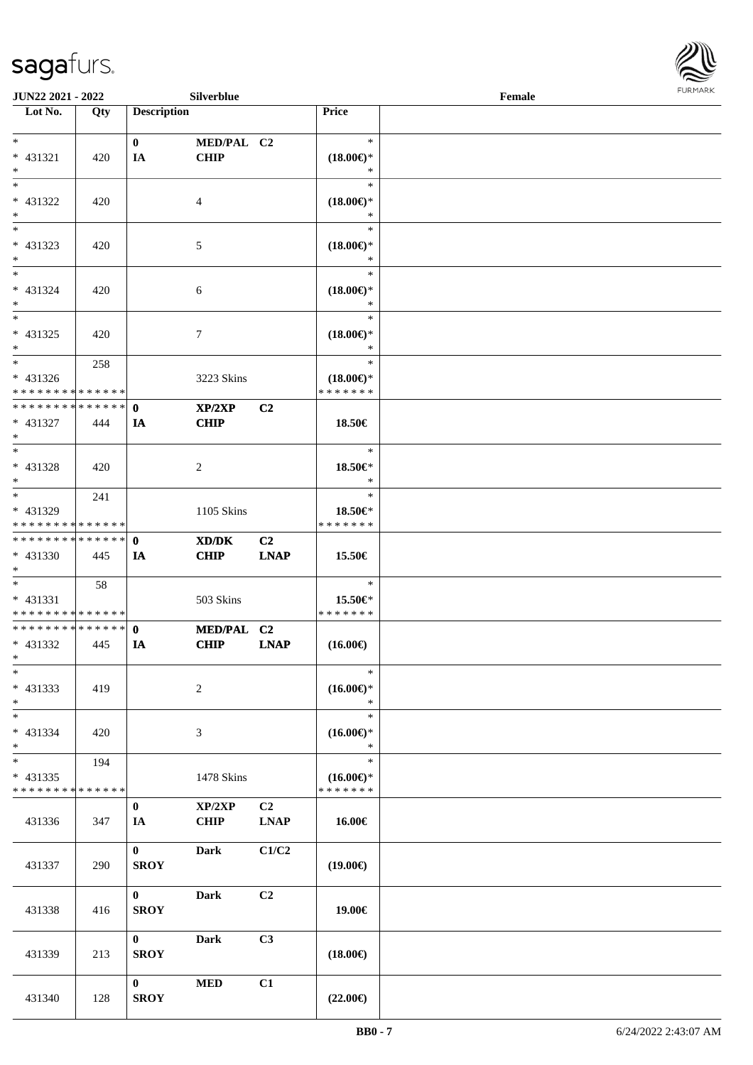**JUN22 2021 - 2022** **Silverblue** **Female**

| Lot No. | Qty | Description | | | Price | |
|---|---|---|---|---|---|---|
| *<br>* 431321<br>* | 420 | 0<br>IA | MED/PAL<br>CHIP | C2 | *<br>(18.00€)*<br>* | |
| *<br>* 431322<br>* | 420 | | 4 | | *<br>(18.00€)*<br>* | |
| *<br>* 431323<br>* | 420 | | 5 | | *<br>(18.00€)*<br>* | |
| *<br>* 431324<br>* | 420 | | 6 | | *<br>(18.00€)*<br>* | |
| *<br>* 431325<br>* | 420 | | 7 | | *<br>(18.00€)*<br>* | |
| *<br>* 431326<br>* * * * * * * * * * * * * * | 258 | | 3223 Skins | | *<br>(18.00€)*<br>* * * * * * * | |
| * * * * * * * * * * * * * *<br>* 431327<br>* | 444 | 0<br>IA | XP/2XP<br>CHIP | C2 | 18.50€ | |
| *<br>* 431328<br>* | 420 | | 2 | | *<br>18.50€*<br>* | |
| *<br>* 431329<br>* * * * * * * * * * * * * * | 241 | | 1105 Skins | | *<br>18.50€*<br>* * * * * * * | |
| * * * * * * * * * * * * * *<br>* 431330<br>* | 445 | 0<br>IA | XD/DK<br>CHIP | C2<br>LNAP | 15.50€ | |
| *<br>* 431331<br>* * * * * * * * * * * * * * | 58 | | 503 Skins | | *<br>15.50€*<br>* * * * * * * | |
| * * * * * * * * * * * * * *<br>* 431332<br>* | 445 | 0<br>IA | MED/PAL<br>CHIP | C2<br>LNAP | (16.00€) | |
| *<br>* 431333<br>* | 419 | | 2 | | *<br>(16.00€)*<br>* | |
| *<br>* 431334<br>* | 420 | | 3 | | *<br>(16.00€)*<br>* | |
| *<br>* 431335<br>* * * * * * * * * * * * * * | 194 | | 1478 Skins | | *<br>(16.00€)*<br>* * * * * * * | |
| 431336 | 347 | 0<br>IA | XP/2XP<br>CHIP | C2<br>LNAP | 16.00€ | |
| 431337 | 290 | 0<br>SROY | Dark | C1/C2 | (19.00€) | |
| 431338 | 416 | 0<br>SROY | Dark | C2 | 19.00€ | |
| 431339 | 213 | 0<br>SROY | Dark | C3 | (18.00€) | |
| 431340 | 128 | 0<br>SROY | MED | C1 | (22.00€) | |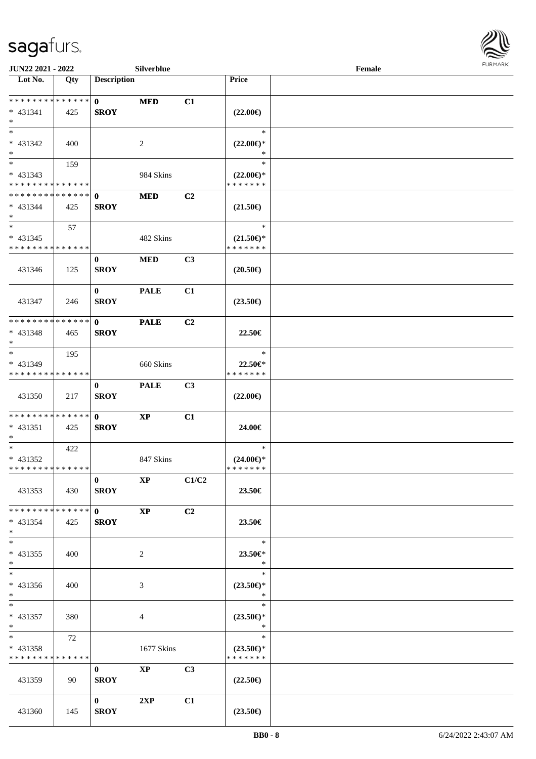| Lot No. | Qty | Description | | | Price | |
|---|---|---|---|---|---|---|
| * * * * * * * * * * * * * * | | 0 | **MED** | **C1** | | |
| * 431341 | 425 | **SROY** | | | **(22.00€)** | |
| * | | | | | | |
| * | | | | | * | |
| * 431342 | 400 | | 2 | | **(22.00€)*** | |
| * | | | | | * | |
| * | 159 | | | | * | |
| * 431343 | | | 984 Skins | | **(22.00€)*** | |
| * * * * * * * * * * * * * * | | | | | * * * * * * * | |
| * * * * * * * * * * * * * * | | 0 | **MED** | **C2** | | |
| * 431344 | 425 | **SROY** | | | **(21.50€)** | |
| * | | | | | | |
| * | 57 | | | | * | |
| * 431345 | | | 482 Skins | | **(21.50€)*** | |
| * * * * * * * * * * * * * * | | | | | * * * * * * * | |
| 431346 | 125 | 0 **SROY** | **MED** | **C3** | **(20.50€)** | |
| 431347 | 246 | 0 **SROY** | **PALE** | **C1** | **(23.50€)** | |
| * * * * * * * * * * * * * * | | 0 | **PALE** | **C2** | | |
| * 431348 | 465 | **SROY** | | | **22.50€** | |
| * | | | | | | |
| * | 195 | | | | * | |
| * 431349 | | | 660 Skins | | **22.50€*** | |
| * * * * * * * * * * * * * * | | | | | * * * * * * * | |
| 431350 | 217 | 0 **SROY** | **PALE** | **C3** | **(22.00€)** | |
| * * * * * * * * * * * * * * | | 0 | **XP** | **C1** | | |
| * 431351 | 425 | **SROY** | | | **24.00€** | |
| * | | | | | | |
| * | 422 | | | | * | |
| * 431352 | | | 847 Skins | | **(24.00€)*** | |
| * * * * * * * * * * * * * * | | | | | * * * * * * * | |
| 431353 | 430 | 0 **SROY** | **XP** | **C1/C2** | **23.50€** | |
| * * * * * * * * * * * * * * | | 0 | **XP** | **C2** | | |
| * 431354 | 425 | **SROY** | | | **23.50€** | |
| * | | | | | | |
| * | | | | | * | |
| * 431355 | 400 | | 2 | | **23.50€*** | |
| * | | | | | * | |
| * | | | | | * | |
| * 431356 | 400 | | 3 | | **(23.50€)*** | |
| * | | | | | * | |
| * | | | | | * | |
| * 431357 | 380 | | 4 | | **(23.50€)*** | |
| * | | | | | * | |
| * | 72 | | | | * | |
| * 431358 | | | 1677 Skins | | **(23.50€)*** | |
| * * * * * * * * * * * * * * | | | | | * * * * * * * | |
| 431359 | 90 | 0 **SROY** | **XP** | **C3** | **(22.50€)** | |
| 431360 | 145 | 0 **SROY** | **2XP** | **C1** | **(23.50€)** | |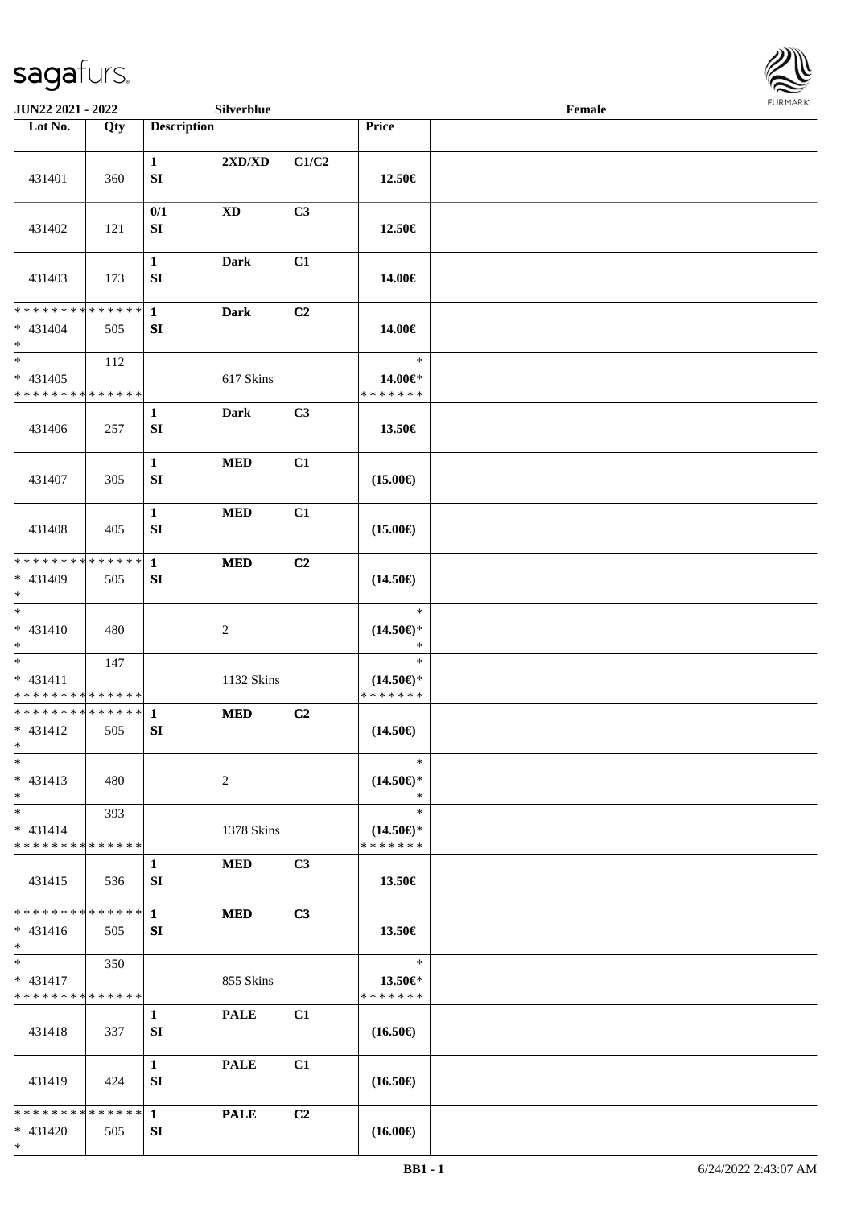**JUN22 2021 - 2022** | **Silverblue** | **Female**

| Lot No. | Qty | Description | | | Price | |
|---|---|---|---|---|---|---|
| 431401 | 360 | 1<br>SI | 2XD/XD | C1/C2 | 12.50€ | |
| 431402 | 121 | 0/1<br>SI | XD | C3 | 12.50€ | |
| 431403 | 173 | 1<br>SI | Dark | C1 | 14.00€ | |
| * * * * * * * * * * * * * *<br>* 431404<br>* | 505 | 1<br>SI | Dark | C2 | 14.00€ | |
| *<br>* 431405<br>* * * * * * * * * * * * * * | 112 | | 617 Skins | | *<br>14.00€*<br>* * * * * * * | |
| 431406 | 257 | 1<br>SI | Dark | C3 | 13.50€ | |
| 431407 | 305 | 1<br>SI | MED | C1 | (15.00€) | |
| 431408 | 405 | 1<br>SI | MED | C1 | (15.00€) | |
| * * * * * * * * * * * * * *<br>* 431409<br>* | 505 | 1<br>SI | MED | C2 | (14.50€) | |
| *<br>* 431410<br>* | 480 | | 2 | | *<br>(14.50€)*<br>* | |
| *<br>* 431411<br>* * * * * * * * * * * * * * | 147 | | 1132 Skins | | *<br>(14.50€)*<br>* * * * * * * | |
| * * * * * * * * * * * * * *<br>* 431412<br>* | 505 | 1<br>SI | MED | C2 | (14.50€) | |
| *<br>* 431413<br>* | 480 | | 2 | | *<br>(14.50€)*<br>* | |
| *<br>* 431414<br>* * * * * * * * * * * * * * | 393 | | 1378 Skins | | *<br>(14.50€)*<br>* * * * * * * | |
| 431415 | 536 | 1<br>SI | MED | C3 | 13.50€ | |
| * * * * * * * * * * * * * *<br>* 431416<br>* | 505 | 1<br>SI | MED | C3 | 13.50€ | |
| *<br>* 431417<br>* * * * * * * * * * * * * * | 350 | | 855 Skins | | *<br>13.50€*<br>* * * * * * * | |
| 431418 | 337 | 1<br>SI | PALE | C1 | (16.50€) | |
| 431419 | 424 | 1<br>SI | PALE | C1 | (16.50€) | |
| * * * * * * * * * * * * * *<br>* 431420<br>* | 505 | 1<br>SI | PALE | C2 | (16.00€) | |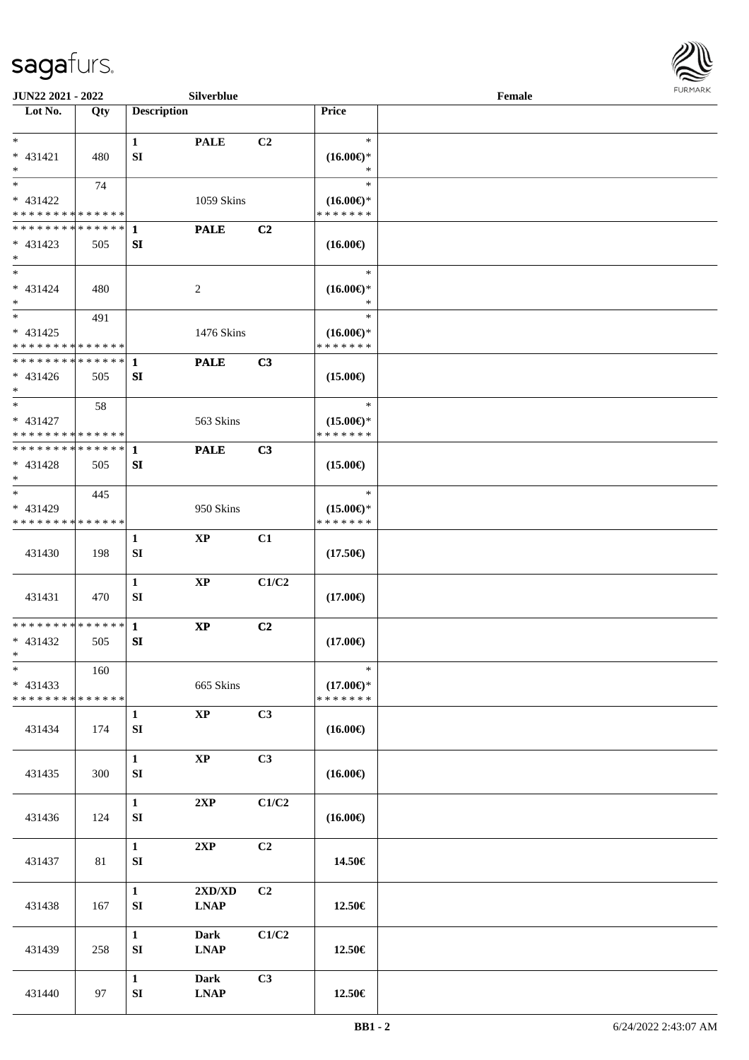JUN22 2021 - 2022 | Silverblue | Female

| Lot No. | Qty | Description | | | Price |
|---|---|---|---|---|---|
| * <br> * 431421 <br> * | 480 | 1 <br> SI | PALE | C2 | * <br> (16.00€)* <br> * |
| * <br> * 431422 <br> * * * * * * * * * * * * * * | 74 | | 1059 Skins | | * <br> (16.00€)* <br> * * * * * * * |
| * * * * * * * * * * * * * * <br> * 431423 <br> * | 505 | 1 <br> SI | PALE | C2 | (16.00€) |
| * <br> * 431424 <br> * | 480 | | 2 | | * <br> (16.00€)* <br> * |
| * <br> * 431425 <br> * * * * * * * * * * * * * * | 491 | | 1476 Skins | | * <br> (16.00€)* <br> * * * * * * * |
| * * * * * * * * * * * * * * <br> * 431426 <br> * | 505 | 1 <br> SI | PALE | C3 | (15.00€) |
| * <br> * 431427 <br> * * * * * * * * * * * * * * | 58 | | 563 Skins | | * <br> (15.00€)* <br> * * * * * * * |
| * * * * * * * * * * * * * * <br> * 431428 <br> * | 505 | 1 <br> SI | PALE | C3 | (15.00€) |
| * <br> * 431429 <br> * * * * * * * * * * * * * * | 445 | | 950 Skins | | * <br> (15.00€)* <br> * * * * * * * |
| 431430 | 198 | 1 <br> SI | XP | C1 | (17.50€) |
| 431431 | 470 | 1 <br> SI | XP | C1/C2 | (17.00€) |
| * * * * * * * * * * * * * * <br> * 431432 <br> * | 505 | 1 <br> SI | XP | C2 | (17.00€) |
| * <br> * 431433 <br> * * * * * * * * * * * * * * | 160 | | 665 Skins | | * <br> (17.00€)* <br> * * * * * * * |
| 431434 | 174 | 1 <br> SI | XP | C3 | (16.00€) |
| 431435 | 300 | 1 <br> SI | XP | C3 | (16.00€) |
| 431436 | 124 | 1 <br> SI | 2XP | C1/C2 | (16.00€) |
| 431437 | 81 | 1 <br> SI | 2XP | C2 | 14.50€ |
| 431438 | 167 | 1 <br> SI | 2XD/XD <br> LNAP | C2 | 12.50€ |
| 431439 | 258 | 1 <br> SI | Dark <br> LNAP | C1/C2 | 12.50€ |
| 431440 | 97 | 1 <br> SI | Dark <br> LNAP | C3 | 12.50€ |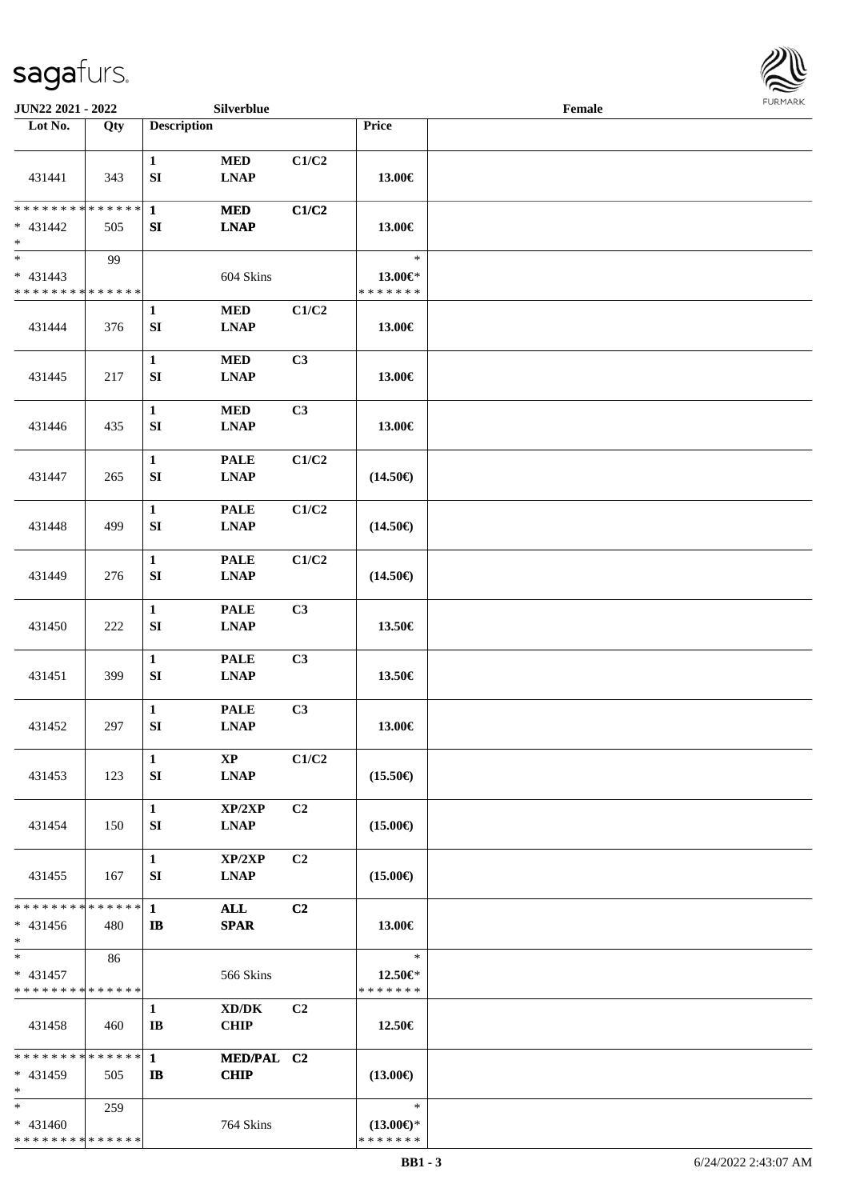| Lot No. | Qty | Description | | | Price | |
|---|---|---|---|---|---|---|
| 431441 | 343 | 1<br>SI | MED<br>LNAP | C1/C2 | 13.00€ | |
| * * * * * * * * * * * * * *<br>* 431442<br>* | 505 | 1<br>SI | MED<br>LNAP | C1/C2 | 13.00€ | |
| *<br>* 431443<br>* * * * * * * * * * * * * * | 99 | | 604 Skins | | *<br>13.00€*<br>* * * * * * * | |
| 431444 | 376 | 1<br>SI | MED<br>LNAP | C1/C2 | 13.00€ | |
| 431445 | 217 | 1<br>SI | MED<br>LNAP | C3 | 13.00€ | |
| 431446 | 435 | 1<br>SI | MED<br>LNAP | C3 | 13.00€ | |
| 431447 | 265 | 1<br>SI | PALE<br>LNAP | C1/C2 | (14.50€) | |
| 431448 | 499 | 1<br>SI | PALE<br>LNAP | C1/C2 | (14.50€) | |
| 431449 | 276 | 1<br>SI | PALE<br>LNAP | C1/C2 | (14.50€) | |
| 431450 | 222 | 1<br>SI | PALE<br>LNAP | C3 | 13.50€ | |
| 431451 | 399 | 1<br>SI | PALE<br>LNAP | C3 | 13.50€ | |
| 431452 | 297 | 1<br>SI | PALE<br>LNAP | C3 | 13.00€ | |
| 431453 | 123 | 1<br>SI | XP<br>LNAP | C1/C2 | (15.50€) | |
| 431454 | 150 | 1<br>SI | XP/2XP<br>LNAP | C2 | (15.00€) | |
| 431455 | 167 | 1<br>SI | XP/2XP<br>LNAP | C2 | (15.00€) | |
| * * * * * * * * * * * * * *<br>* 431456<br>* | 480 | 1<br>IB | ALL<br>SPAR | C2 | 13.00€ | |
| *<br>* 431457<br>* * * * * * * * * * * * * * | 86 | | 566 Skins | | *<br>12.50€*<br>* * * * * * * | |
| 431458 | 460 | 1<br>IB | XD/DK<br>CHIP | C2 | 12.50€ | |
| * * * * * * * * * * * * * *<br>* 431459<br>* | 505 | 1<br>IB | MED/PAL<br>CHIP | C2 | (13.00€) | |
| *<br>* 431460<br>* * * * * * * * * * * * * * | 259 | | 764 Skins | | *<br>(13.00€)*<br>* * * * * * * | |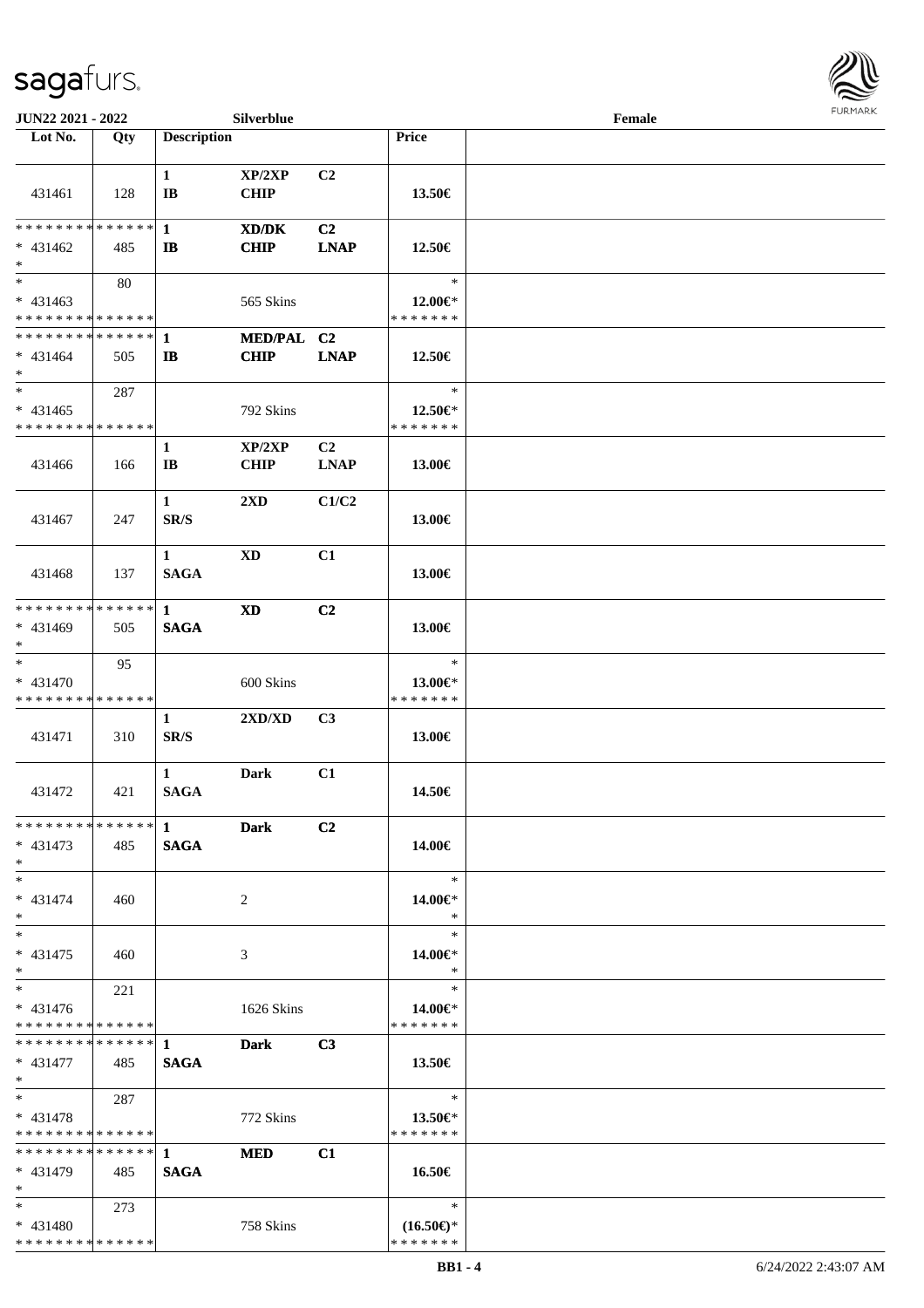**JUN22 2021 - 2022** **Silverblue** **Female**

| Lot No. | Qty | Description | | | Price | |
|---|---|---|---|---|---|---|
| 431461 | 128 | 1<br>IB | XP/2XP<br>CHIP | C2 | 13.50€ | |
| * * * * * * * * * * * * * *<br>* 431462<br>* | 485 | 1<br>IB | XD/DK<br>CHIP | C2<br>LNAP | 12.50€ | |
| *<br>* 431463<br>* * * * * * * * * * * * * * | 80 | | 565 Skins | | *<br>12.00€*<br>* * * * * * * | |
| * * * * * * * * * * * * * *<br>* 431464<br>* | 505 | 1<br>IB | MED/PAL<br>CHIP | C2<br>LNAP | 12.50€ | |
| *<br>* 431465<br>* * * * * * * * * * * * * * | 287 | | 792 Skins | | *<br>12.50€*<br>* * * * * * * | |
| 431466 | 166 | 1<br>IB | XP/2XP<br>CHIP | C2<br>LNAP | 13.00€ | |
| 431467 | 247 | 1<br>SR/S | 2XD | C1/C2 | 13.00€ | |
| 431468 | 137 | 1<br>SAGA | XD | C1 | 13.00€ | |
| * * * * * * * * * * * * * *<br>* 431469<br>* | 505 | 1<br>SAGA | XD | C2 | 13.00€ | |
| *<br>* 431470<br>* * * * * * * * * * * * * * | 95 | | 600 Skins | | *<br>13.00€*<br>* * * * * * * | |
| 431471 | 310 | 1<br>SR/S | 2XD/XD | C3 | 13.00€ | |
| 431472 | 421 | 1<br>SAGA | Dark | C1 | 14.50€ | |
| * * * * * * * * * * * * * *<br>* 431473<br>* | 485 | 1<br>SAGA | Dark | C2 | 14.00€ | |
| *<br>* 431474<br>* | 460 | | 2 | | *<br>14.00€*<br>* | |
| *<br>* 431475<br>* | 460 | | 3 | | *<br>14.00€*<br>* | |
| *<br>* 431476<br>* * * * * * * * * * * * * * | 221 | | 1626 Skins | | *<br>14.00€*<br>* * * * * * * | |
| * * * * * * * * * * * * * *<br>* 431477<br>* | 485 | 1<br>SAGA | Dark | C3 | 13.50€ | |
| *<br>* 431478<br>* * * * * * * * * * * * * * | 287 | | 772 Skins | | *<br>13.50€*<br>* * * * * * * | |
| * * * * * * * * * * * * * *<br>* 431479<br>* | 485 | 1<br>SAGA | MED | C1 | 16.50€ | |
| *<br>* 431480<br>* * * * * * * * * * * * * * | 273 | | 758 Skins | | *<br>(16.50€)*<br>* * * * * * * | |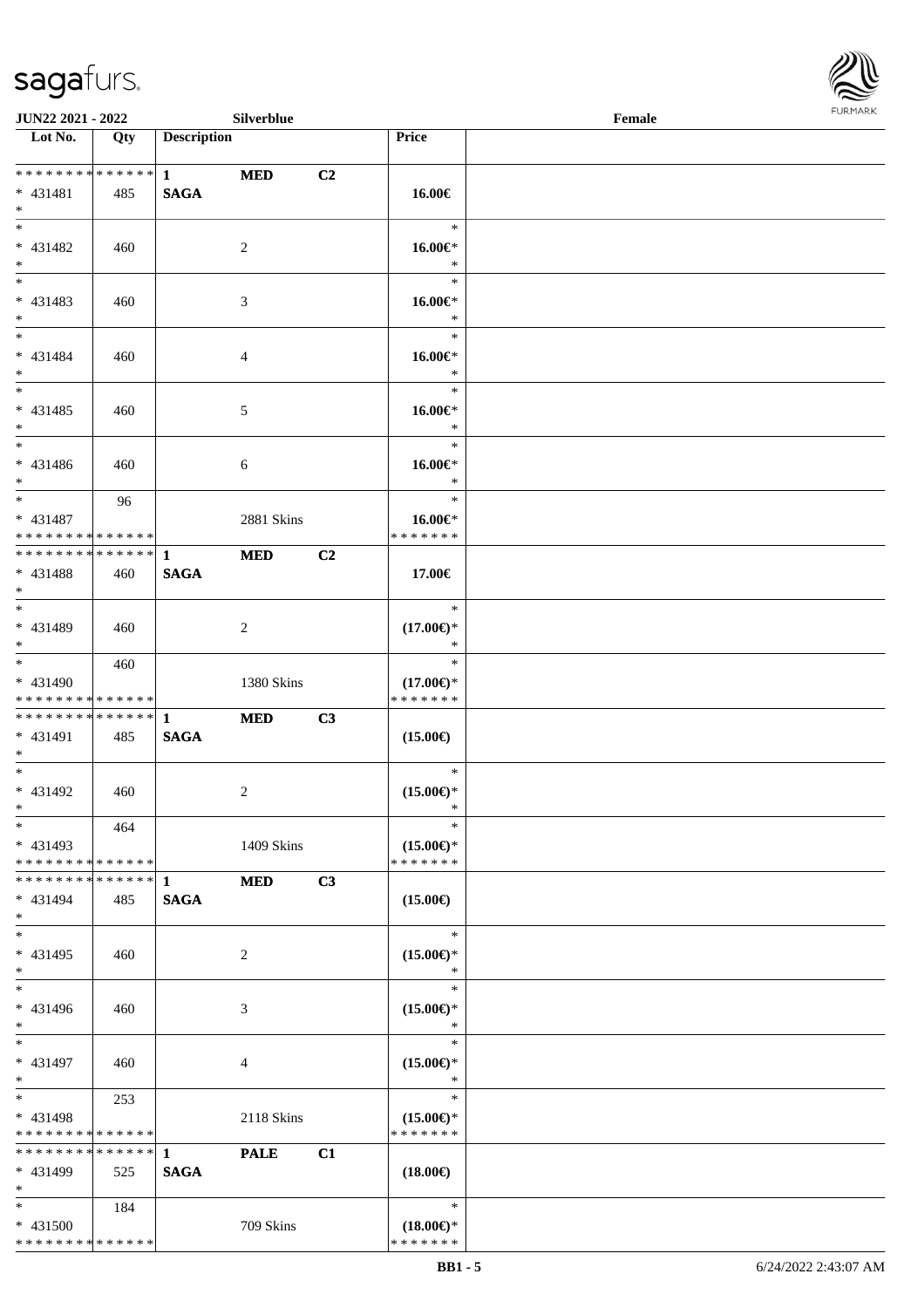| Lot No. | Qty | Description | | | Price | |
|---|---|---|---|---|---|---|
| * * * * * * * * * * * * * * | | 1 | MED | C2 | | |
| * 431481 | 485 | SAGA | | | 16.00€ | |
| * | | | | | | |
| * | | | | | * | |
| * 431482 | 460 | | 2 | | 16.00€* | |
| * | | | | | * | |
| * | | | | | * | |
| * 431483 | 460 | | 3 | | 16.00€* | |
| * | | | | | * | |
| * | | | | | * | |
| * 431484 | 460 | | 4 | | 16.00€* | |
| * | | | | | * | |
| * | | | | | * | |
| * 431485 | 460 | | 5 | | 16.00€* | |
| * | | | | | * | |
| * | | | | | * | |
| * 431486 | 460 | | 6 | | 16.00€* | |
| * | | | | | * | |
| * | 96 | | | | * | |
| * 431487 | | | 2881 Skins | | 16.00€* | |
| * * * * * * * * * * * * * * | | | | | * * * * * * * | |
| * * * * * * * * * * * * * * | | 1 | MED | C2 | | |
| * 431488 | 460 | SAGA | | | 17.00€ | |
| * | | | | | | |
| * | | | | | * | |
| * 431489 | 460 | | 2 | | (17.00€)* | |
| * | | | | | * | |
| * | 460 | | | | * | |
| * 431490 | | | 1380 Skins | | (17.00€)* | |
| * * * * * * * * * * * * * * | | | | | * * * * * * * | |
| * * * * * * * * * * * * * * | | 1 | MED | C3 | | |
| * 431491 | 485 | SAGA | | | (15.00€) | |
| * | | | | | | |
| * | | | | | * | |
| * 431492 | 460 | | 2 | | (15.00€)* | |
| * | | | | | * | |
| * | 464 | | | | * | |
| * 431493 | | | 1409 Skins | | (15.00€)* | |
| * * * * * * * * * * * * * * | | | | | * * * * * * * | |
| * * * * * * * * * * * * * * | | 1 | MED | C3 | | |
| * 431494 | 485 | SAGA | | | (15.00€) | |
| * | | | | | | |
| * | | | | | * | |
| * 431495 | 460 | | 2 | | (15.00€)* | |
| * | | | | | * | |
| * | | | | | * | |
| * 431496 | 460 | | 3 | | (15.00€)* | |
| * | | | | | * | |
| * | | | | | * | |
| * 431497 | 460 | | 4 | | (15.00€)* | |
| * | | | | | * | |
| * | 253 | | | | * | |
| * 431498 | | | 2118 Skins | | (15.00€)* | |
| * * * * * * * * * * * * * * | | | | | * * * * * * * | |
| * * * * * * * * * * * * * * | | 1 | PALE | C1 | | |
| * 431499 | 525 | SAGA | | | (18.00€) | |
| * | | | | | | |
| * | 184 | | | | * | |
| * 431500 | | | 709 Skins | | (18.00€)* | |
| * * * * * * * * * * * * * * | | | | | * * * * * * * | |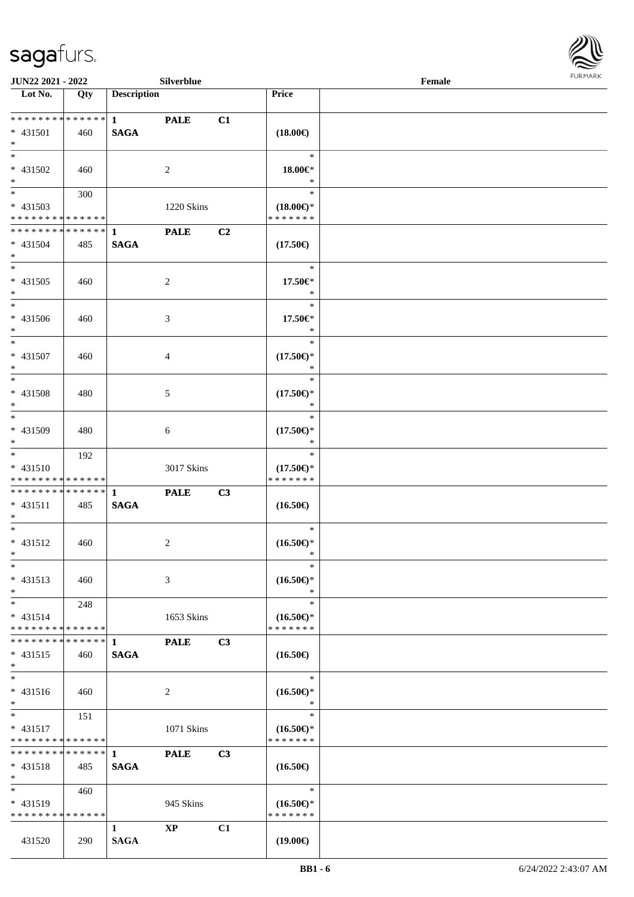JUN22 2021 - 2022 Silverblue Female

| Lot No. | Qty | Description | | | Price | |
|---|---|---|---|---|---|---|
| * * * * * * * * * * * * * * | | 1 | PALE | C1 | | |
| * 431501 | 460 | SAGA | | | (18.00€) | |
| * | | | | | | |
| * | | | | | * | |
| * 431502 | 460 | | 2 | | 18.00€* | |
| * | | | | | * | |
| * | 300 | | | | * | |
| * 431503 | | | 1220 Skins | | (18.00€)* | |
| * * * * * * * * * * * * * * | | | | | * * * * * * * | |
| * * * * * * * * * * * * * * | | 1 | PALE | C2 | | |
| * 431504 | 485 | SAGA | | | (17.50€) | |
| * | | | | | | |
| * | | | | | * | |
| * 431505 | 460 | | 2 | | 17.50€* | |
| * | | | | | * | |
| * | | | | | * | |
| * 431506 | 460 | | 3 | | 17.50€* | |
| * | | | | | * | |
| * | | | | | * | |
| * 431507 | 460 | | 4 | | (17.50€)* | |
| * | | | | | * | |
| * | | | | | * | |
| * 431508 | 480 | | 5 | | (17.50€)* | |
| * | | | | | * | |
| * | | | | | * | |
| * 431509 | 480 | | 6 | | (17.50€)* | |
| * | | | | | * | |
| * | 192 | | | | * | |
| * 431510 | | | 3017 Skins | | (17.50€)* | |
| * * * * * * * * * * * * * * | | | | | * * * * * * * | |
| * * * * * * * * * * * * * * | | 1 | PALE | C3 | | |
| * 431511 | 485 | SAGA | | | (16.50€) | |
| * | | | | | | |
| * | | | | | * | |
| * 431512 | 460 | | 2 | | (16.50€)* | |
| * | | | | | * | |
| * | | | | | * | |
| * 431513 | 460 | | 3 | | (16.50€)* | |
| * | | | | | * | |
| * | 248 | | | | * | |
| * 431514 | | | 1653 Skins | | (16.50€)* | |
| * * * * * * * * * * * * * * | | | | | * * * * * * * | |
| * * * * * * * * * * * * * * | | 1 | PALE | C3 | | |
| * 431515 | 460 | SAGA | | | (16.50€) | |
| * | | | | | | |
| * | | | | | * | |
| * 431516 | 460 | | 2 | | (16.50€)* | |
| * | | | | | * | |
| * | 151 | | | | * | |
| * 431517 | | | 1071 Skins | | (16.50€)* | |
| * * * * * * * * * * * * * * | | | | | * * * * * * * | |
| * * * * * * * * * * * * * * | | 1 | PALE | C3 | | |
| * 431518 | 485 | SAGA | | | (16.50€) | |
| * | | | | | | |
| * | 460 | | | | * | |
| * 431519 | | | 945 Skins | | (16.50€)* | |
| * * * * * * * * * * * * * * | | | | | * * * * * * * | |
| | | 1 | XP | C1 | | |
| 431520 | 290 | SAGA | | | (19.00€) | |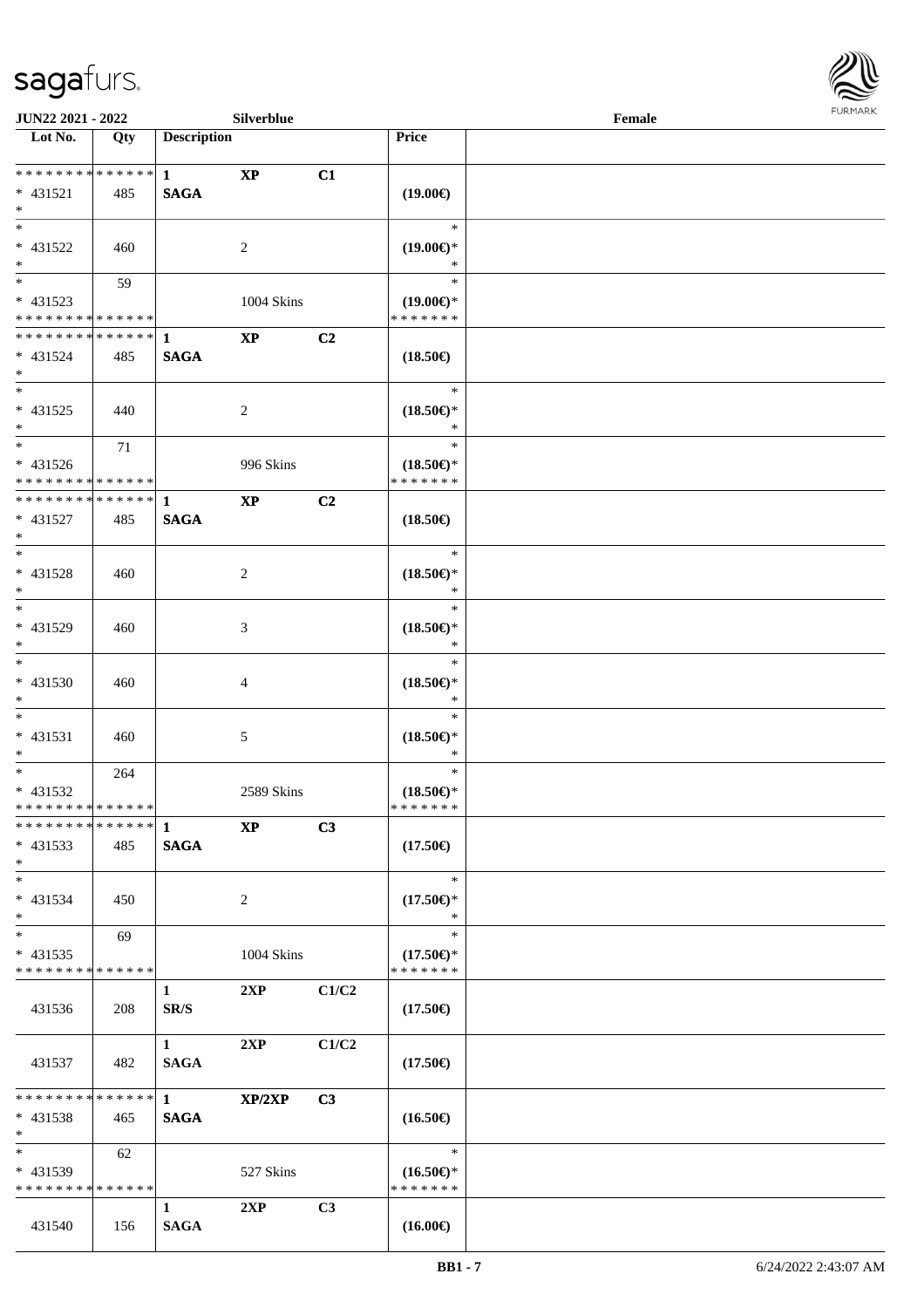| Lot No. | Qty | Description | | | Price | |
|---|---|---|---|---|---|---|
| * * * * * * * * * * * * * * | | 1 | XP | C1 | | |
| * 431521 | 485 | SAGA | | | (19.00€) | |
| * | | | | | | |
| * | | | | | * | |
| * 431522 | 460 | | 2 | | (19.00€)* | |
| * | | | | | * | |
| * | 59 | | | | * | |
| * 431523 | | | 1004 Skins | | (19.00€)* | |
| * * * * * * * * * * * * * * | | | | | * * * * * * * | |
| * * * * * * * * * * * * * * | | 1 | XP | C2 | | |
| * 431524 | 485 | SAGA | | | (18.50€) | |
| * | | | | | | |
| * | | | | | * | |
| * 431525 | 440 | | 2 | | (18.50€)* | |
| * | | | | | * | |
| * | 71 | | | | * | |
| * 431526 | | | 996 Skins | | (18.50€)* | |
| * * * * * * * * * * * * * * | | | | | * * * * * * * | |
| * * * * * * * * * * * * * * | | 1 | XP | C2 | | |
| * 431527 | 485 | SAGA | | | (18.50€) | |
| * | | | | | | |
| * | | | | | * | |
| * 431528 | 460 | | 2 | | (18.50€)* | |
| * | | | | | * | |
| * | | | | | * | |
| * 431529 | 460 | | 3 | | (18.50€)* | |
| * | | | | | * | |
| * | | | | | * | |
| * 431530 | 460 | | 4 | | (18.50€)* | |
| * | | | | | * | |
| * | | | | | * | |
| * 431531 | 460 | | 5 | | (18.50€)* | |
| * | | | | | * | |
| * | 264 | | | | * | |
| * 431532 | | | 2589 Skins | | (18.50€)* | |
| * * * * * * * * * * * * * * | | | | | * * * * * * * | |
| * * * * * * * * * * * * * * | | 1 | XP | C3 | | |
| * 431533 | 485 | SAGA | | | (17.50€) | |
| * | | | | | | |
| * | | | | | * | |
| * 431534 | 450 | | 2 | | (17.50€)* | |
| * | | | | | * | |
| * | 69 | | | | * | |
| * 431535 | | | 1004 Skins | | (17.50€)* | |
| * * * * * * * * * * * * * * | | | | | * * * * * * * | |
| | | 1 | 2XP | C1/C2 | | |
| 431536 | 208 | SR/S | | | (17.50€) | |
| | | 1 | 2XP | C1/C2 | | |
| 431537 | 482 | SAGA | | | (17.50€) | |
| * * * * * * * * * * * * * * | | 1 | XP/2XP | C3 | | |
| * 431538 | 465 | SAGA | | | (16.50€) | |
| * | | | | | | |
| * | 62 | | | | * | |
| * 431539 | | | 527 Skins | | (16.50€)* | |
| * * * * * * * * * * * * * * | | | | | * * * * * * * | |
| | | 1 | 2XP | C3 | | |
| 431540 | 156 | SAGA | | | (16.00€) | |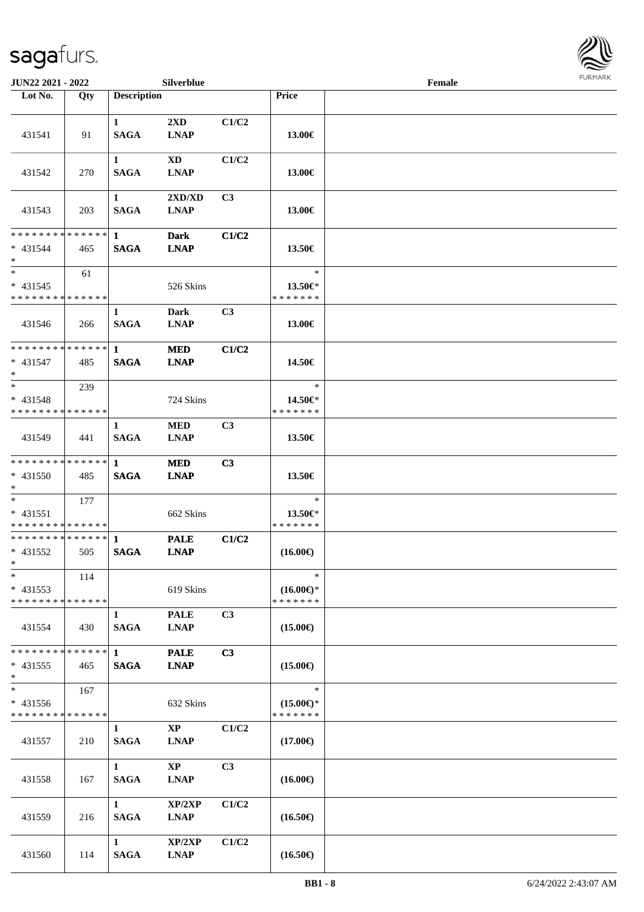**JUN22 2021 - 2022** **Silverblue** **Female**

| Lot No. | Qty | Description | | | Price | |
|---|---|---|---|---|---|---|
| 431541 | 91 | **1 SAGA** | **2XD LNAP** | **C1/C2** | **13.00€** | |
| 431542 | 270 | **1 SAGA** | **XD LNAP** | **C1/C2** | **13.00€** | |
| 431543 | 203 | **1 SAGA** | **2XD/XD LNAP** | **C3** | **13.00€** | |
| * * * * * * * * * * * * * * * 431544 * | 465 | **1 SAGA** | **Dark LNAP** | **C1/C2** | **13.50€** | |
| * * 431545 * * * * * * * * * * * * * * | 61 | | 526 Skins | | * **13.50€*** * * * * * * * | |
| 431546 | 266 | **1 SAGA** | **Dark LNAP** | **C3** | **13.00€** | |
| * * * * * * * * * * * * * * * 431547 * | 485 | **1 SAGA** | **MED LNAP** | **C1/C2** | **14.50€** | |
| * * 431548 * * * * * * * * * * * * * * | 239 | | 724 Skins | | * **14.50€*** * * * * * * * | |
| 431549 | 441 | **1 SAGA** | **MED LNAP** | **C3** | **13.50€** | |
| * * * * * * * * * * * * * * * 431550 * | 485 | **1 SAGA** | **MED LNAP** | **C3** | **13.50€** | |
| * * 431551 * * * * * * * * * * * * * * | 177 | | 662 Skins | | * **13.50€*** * * * * * * * | |
| * * * * * * * * * * * * * * * 431552 * | 505 | **1 SAGA** | **PALE LNAP** | **C1/C2** | **(16.00€)** | |
| * * 431553 * * * * * * * * * * * * * * | 114 | | 619 Skins | | * **(16.00€)*** * * * * * * * | |
| 431554 | 430 | **1 SAGA** | **PALE LNAP** | **C3** | **(15.00€)** | |
| * * * * * * * * * * * * * * * 431555 * | 465 | **1 SAGA** | **PALE LNAP** | **C3** | **(15.00€)** | |
| * * 431556 * * * * * * * * * * * * * * | 167 | | 632 Skins | | * **(15.00€)*** * * * * * * * | |
| 431557 | 210 | **1 SAGA** | **XP LNAP** | **C1/C2** | **(17.00€)** | |
| 431558 | 167 | **1 SAGA** | **XP LNAP** | **C3** | **(16.00€)** | |
| 431559 | 216 | **1 SAGA** | **XP/2XP LNAP** | **C1/C2** | **(16.50€)** | |
| 431560 | 114 | **1 SAGA** | **XP/2XP LNAP** | **C1/C2** | **(16.50€)** | |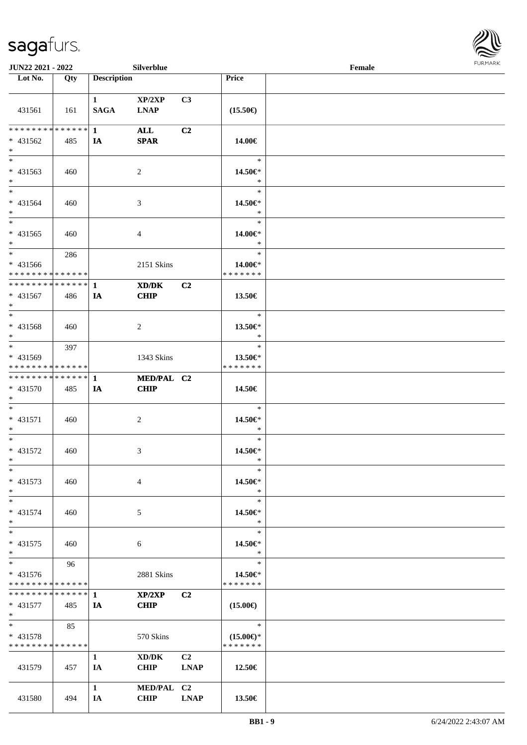**JUN22 2021 - 2022** **Silverblue** **Female**

| Lot No. | Qty | Description | | | Price | |
|---|---|---|---|---|---|---|
| 431561 | 161 | 1 SAGA | XP/2XP LNAP | C3 | (15.50€) | |
| * * * * * * * * * * * * * * <br>* 431562<br>* | 485 | 1 IA | ALL SPAR | C2 | 14.00€ | |
| * <br>* 431563<br>* | 460 | | 2 | | * <br>14.50€*<br>* | |
| * <br>* 431564<br>* | 460 | | 3 | | * <br>14.50€*<br>* | |
| * <br>* 431565<br>* | 460 | | 4 | | * <br>14.00€*<br>* | |
| * <br>* 431566<br>* * * * * * * * * * * * * * | 286 | | 2151 Skins | | * <br>14.00€*<br>* * * * * * * | |
| * * * * * * * * * * * * * * <br>* 431567<br>* | 486 | 1 IA | XD/DK CHIP | C2 | 13.50€ | |
| * <br>* 431568<br>* | 460 | | 2 | | * <br>13.50€*<br>* | |
| * <br>* 431569<br>* * * * * * * * * * * * * * | 397 | | 1343 Skins | | * <br>13.50€*<br>* * * * * * * | |
| * * * * * * * * * * * * * * <br>* 431570<br>* | 485 | 1 IA | MED/PAL CHIP | C2 | 14.50€ | |
| * <br>* 431571<br>* | 460 | | 2 | | * <br>14.50€*<br>* | |
| * <br>* 431572<br>* | 460 | | 3 | | * <br>14.50€*<br>* | |
| * <br>* 431573<br>* | 460 | | 4 | | * <br>14.50€*<br>* | |
| * <br>* 431574<br>* | 460 | | 5 | | * <br>14.50€*<br>* | |
| * <br>* 431575<br>* | 460 | | 6 | | * <br>14.50€*<br>* | |
| * <br>* 431576<br>* * * * * * * * * * * * * * | 96 | | 2881 Skins | | * <br>14.50€*<br>* * * * * * * | |
| * * * * * * * * * * * * * * <br>* 431577<br>* | 485 | 1 IA | XP/2XP CHIP | C2 | (15.00€) | |
| * <br>* 431578<br>* * * * * * * * * * * * * * | 85 | | 570 Skins | | * <br>(15.00€)*<br>* * * * * * * | |
| 431579 | 457 | 1 IA | XD/DK CHIP | C2 LNAP | 12.50€ | |
| 431580 | 494 | 1 IA | MED/PAL CHIP | C2 LNAP | 13.50€ | |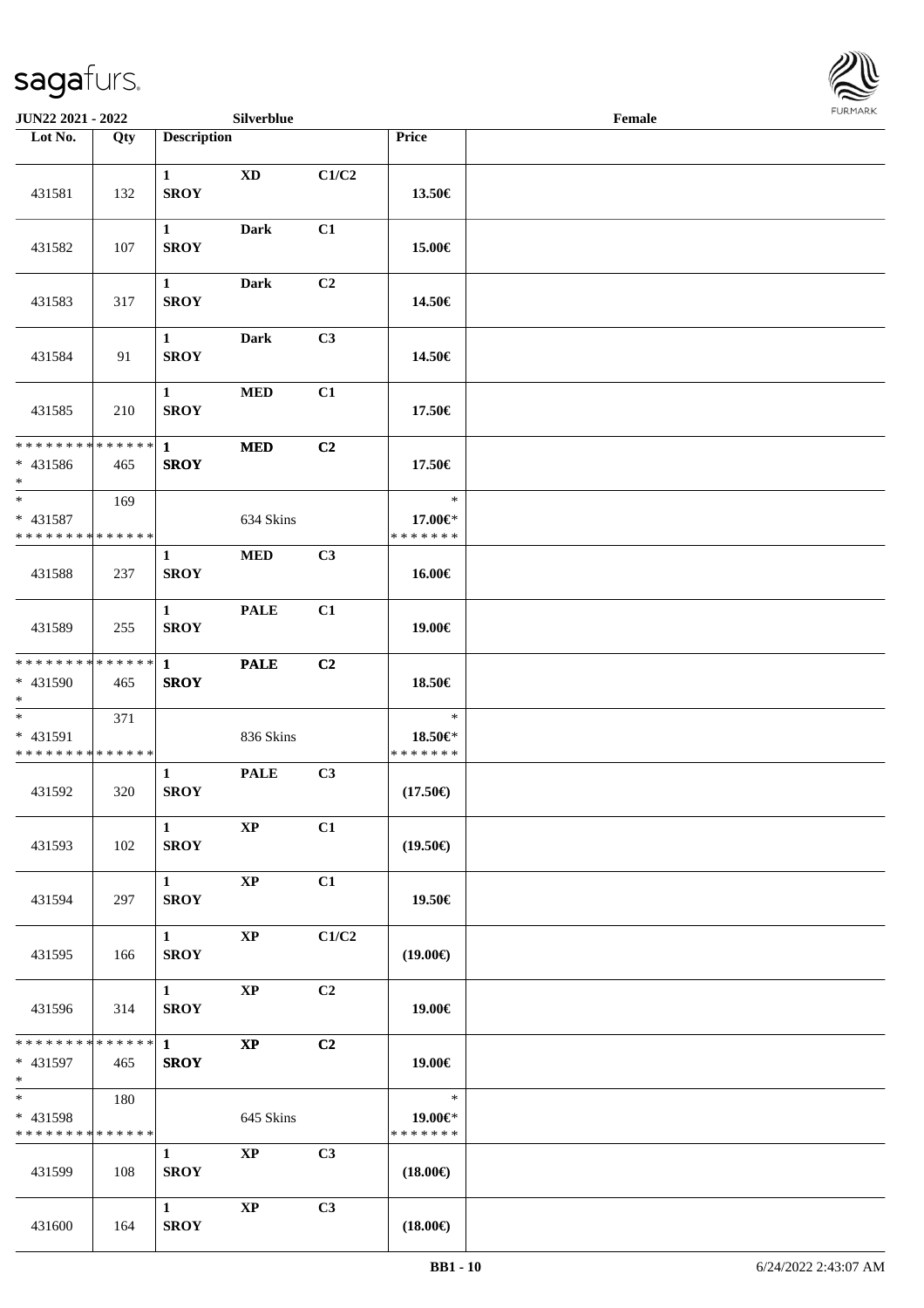JUN22 2021 - 2022 Silverblue Female

| Lot No. | Qty | Description | | | Price | |
|---|---|---|---|---|---|---|
| 431581 | 132 | 1 SROY | XD | C1/C2 | 13.50€ | |
| 431582 | 107 | 1 SROY | Dark | C1 | 15.00€ | |
| 431583 | 317 | 1 SROY | Dark | C2 | 14.50€ | |
| 431584 | 91 | 1 SROY | Dark | C3 | 14.50€ | |
| 431585 | 210 | 1 SROY | MED | C1 | 17.50€ | |
| * * * * * * * * * * * * * * * 431586 * | 465 | 1 SROY | MED | C2 | 17.50€ | |
| * * 431587 * * * * * * * * * * * * * * | 169 | | 634 Skins | | * 17.00€* * * * * * * * | |
| 431588 | 237 | 1 SROY | MED | C3 | 16.00€ | |
| 431589 | 255 | 1 SROY | PALE | C1 | 19.00€ | |
| * * * * * * * * * * * * * * * 431590 * | 465 | 1 SROY | PALE | C2 | 18.50€ | |
| * * 431591 * * * * * * * * * * * * * * | 371 | | 836 Skins | | * 18.50€* * * * * * * * | |
| 431592 | 320 | 1 SROY | PALE | C3 | (17.50€) | |
| 431593 | 102 | 1 SROY | XP | C1 | (19.50€) | |
| 431594 | 297 | 1 SROY | XP | C1 | 19.50€ | |
| 431595 | 166 | 1 SROY | XP | C1/C2 | (19.00€) | |
| 431596 | 314 | 1 SROY | XP | C2 | 19.00€ | |
| * * * * * * * * * * * * * * * 431597 * | 465 | 1 SROY | XP | C2 | 19.00€ | |
| * * 431598 * * * * * * * * * * * * * * | 180 | | 645 Skins | | * 19.00€* * * * * * * * | |
| 431599 | 108 | 1 SROY | XP | C3 | (18.00€) | |
| 431600 | 164 | 1 SROY | XP | C3 | (18.00€) | |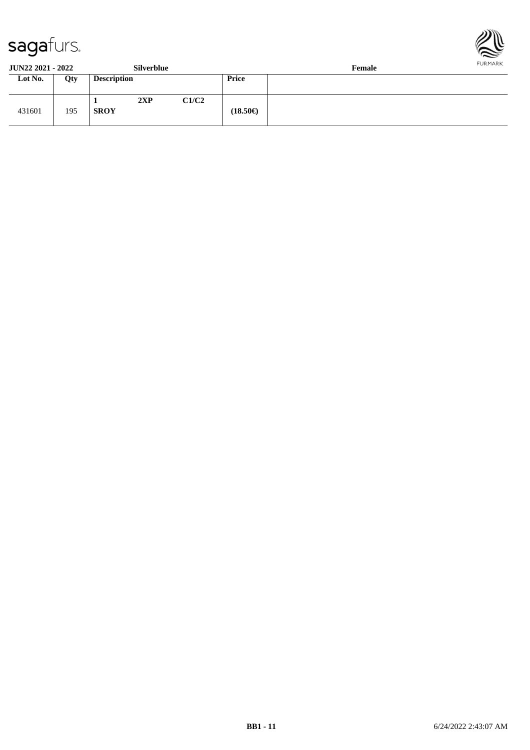**JUN22 2021 - 2022** **Silverblue** **Female**

| Lot No. | Qty | Description | | | Price | |
|---|---|---|---|---|---|---|
| 431601 | 195 | **1** **SROY** | **2XP** | **C1/C2** | **(18.50€)** | |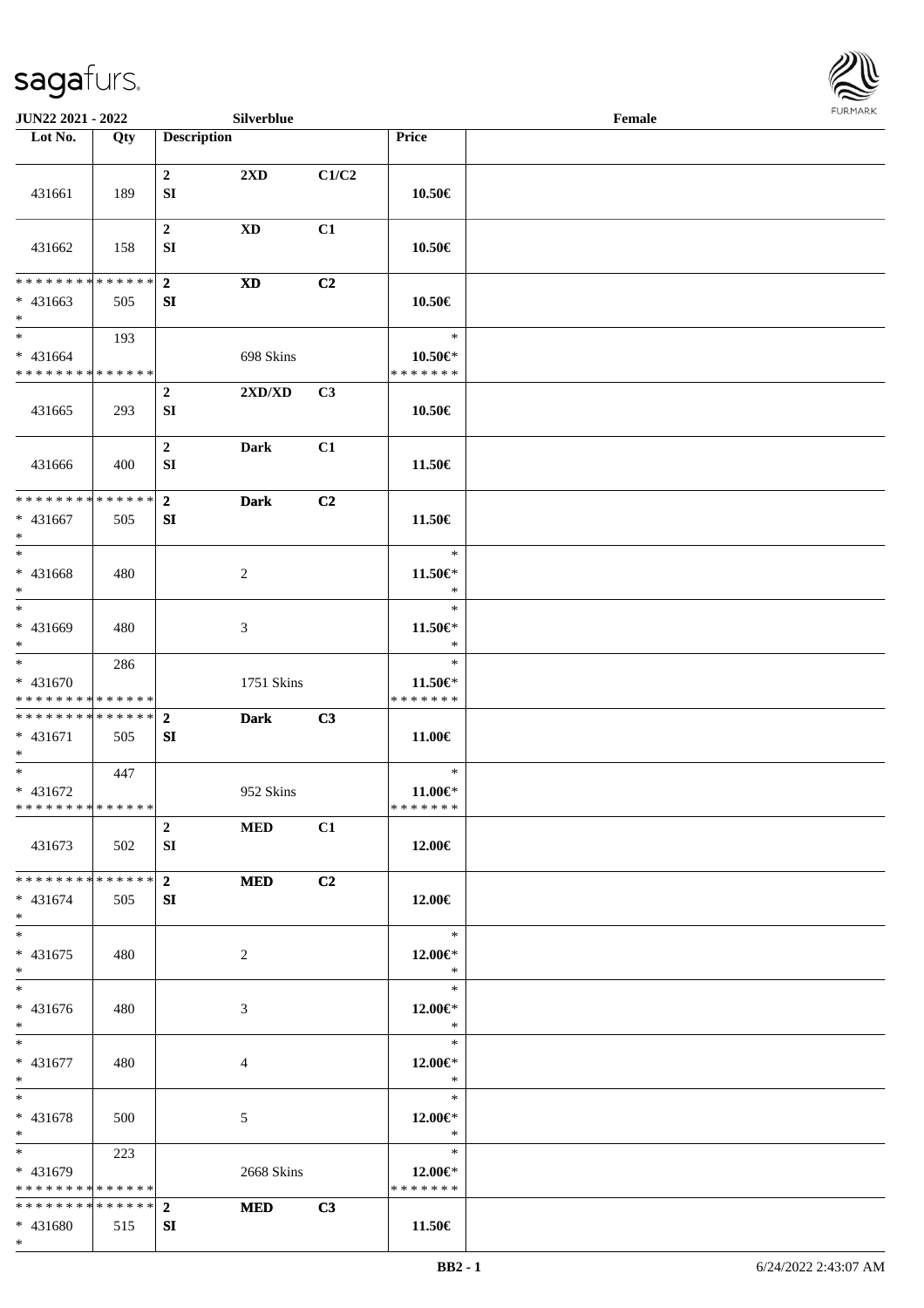| Lot No. | Qty | Description | | | Price | |
|---|---|---|---|---|---|---|
| 431661 | 189 | 2<br>SI | 2XD | C1/C2 | 10.50€ | |
| 431662 | 158 | 2<br>SI | XD | C1 | 10.50€ | |
| * * * * * * * * * * * * * *<br>* 431663<br>* | 505 | 2<br>SI | XD | C2 | 10.50€ | |
| *<br>* 431664<br>* * * * * * * * * * * * * * | 193 | | 698 Skins | | *<br>10.50€*<br>* * * * * * * | |
| 431665 | 293 | 2<br>SI | 2XD/XD | C3 | 10.50€ | |
| 431666 | 400 | 2<br>SI | Dark | C1 | 11.50€ | |
| * * * * * * * * * * * * * *<br>* 431667<br>* | 505 | 2<br>SI | Dark | C2 | 11.50€ | |
| *<br>* 431668<br>* | 480 | | 2 | | *<br>11.50€*<br>* | |
| *<br>* 431669<br>* | 480 | | 3 | | *<br>11.50€*<br>* | |
| *<br>* 431670<br>* * * * * * * * * * * * * * | 286 | | 1751 Skins | | *<br>11.50€*<br>* * * * * * * | |
| * * * * * * * * * * * * * *<br>* 431671<br>* | 505 | 2<br>SI | Dark | C3 | 11.00€ | |
| *<br>* 431672<br>* * * * * * * * * * * * * * | 447 | | 952 Skins | | *<br>11.00€*<br>* * * * * * * | |
| 431673 | 502 | 2<br>SI | MED | C1 | 12.00€ | |
| * * * * * * * * * * * * * *<br>* 431674<br>* | 505 | 2<br>SI | MED | C2 | 12.00€ | |
| *<br>* 431675<br>* | 480 | | 2 | | *<br>12.00€*<br>* | |
| *<br>* 431676<br>* | 480 | | 3 | | *<br>12.00€*<br>* | |
| *<br>* 431677<br>* | 480 | | 4 | | *<br>12.00€*<br>* | |
| *<br>* 431678<br>* | 500 | | 5 | | *<br>12.00€*<br>* | |
| *<br>* 431679<br>* * * * * * * * * * * * * * | 223 | | 2668 Skins | | *<br>12.00€*<br>* * * * * * * | |
| * * * * * * * * * * * * * *<br>* 431680<br>* | 515 | 2<br>SI | MED | C3 | 11.50€ | |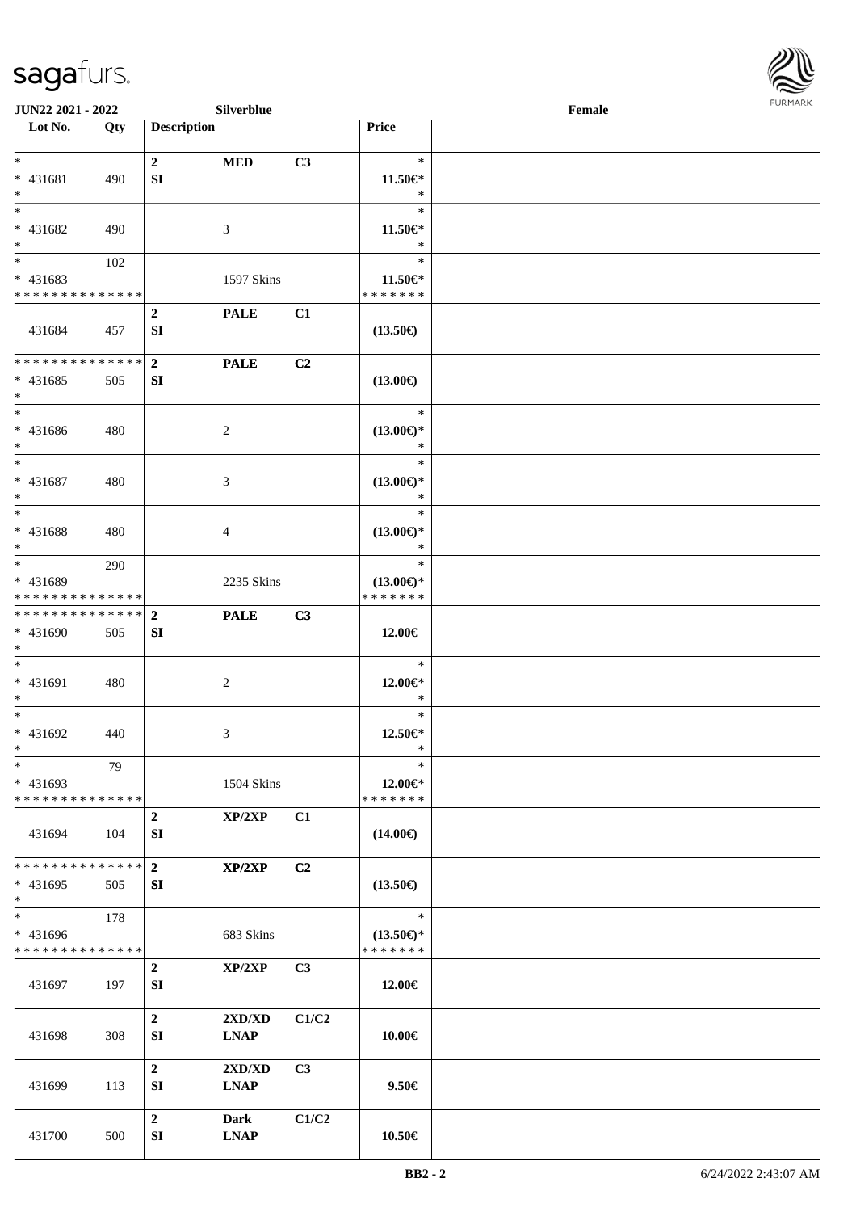| Lot No. | Qty | Description | | | Price | |
|---|---|---|---|---|---|---|
| * | | 2 | MED | C3 | * | |
| * 431681 | 490 | SI | | | 11.50€* | |
| * | | | | | * | |
| * | | | | | * | |
| * 431682 | 490 | | 3 | | 11.50€* | |
| * | | | | | * | |
| * | 102 | | | | * | |
| * 431683 | | | 1597 Skins | | 11.50€* | |
| * * * * * * * * * * * * * * | | | | | * * * * * * * | |
| | | 2 | PALE | C1 | | |
| 431684 | 457 | SI | | | (13.50€) | |
| * * * * * * * * * * * * * * | | 2 | PALE | C2 | | |
| * 431685 | 505 | SI | | | (13.00€) | |
| * | | | | | | |
| * | | | | | * | |
| * 431686 | 480 | | 2 | | (13.00€)* | |
| * | | | | | * | |
| * | | | | | * | |
| * 431687 | 480 | | 3 | | (13.00€)* | |
| * | | | | | * | |
| * | | | | | * | |
| * 431688 | 480 | | 4 | | (13.00€)* | |
| * | | | | | * | |
| * | 290 | | | | * | |
| * 431689 | | | 2235 Skins | | (13.00€)* | |
| * * * * * * * * * * * * * * | | | | | * * * * * * * | |
| * * * * * * * * * * * * * * | | 2 | PALE | C3 | | |
| * 431690 | 505 | SI | | | 12.00€ | |
| * | | | | | | |
| * | | | | | * | |
| * 431691 | 480 | | 2 | | 12.00€* | |
| * | | | | | * | |
| * | | | | | * | |
| * 431692 | 440 | | 3 | | 12.50€* | |
| * | | | | | * | |
| * | 79 | | | | * | |
| * 431693 | | | 1504 Skins | | 12.00€* | |
| * * * * * * * * * * * * * * | | | | | * * * * * * * | |
| | | 2 | XP/2XP | C1 | | |
| 431694 | 104 | SI | | | (14.00€) | |
| * * * * * * * * * * * * * * | | 2 | XP/2XP | C2 | | |
| * 431695 | 505 | SI | | | (13.50€) | |
| * | | | | | | |
| * | 178 | | | | * | |
| * 431696 | | | 683 Skins | | (13.50€)* | |
| * * * * * * * * * * * * * * | | | | | * * * * * * * | |
| | | 2 | XP/2XP | C3 | | |
| 431697 | 197 | SI | | | 12.00€ | |
| | | 2 | 2XD/XD | C1/C2 | | |
| 431698 | 308 | SI | LNAP | | 10.00€ | |
| | | 2 | 2XD/XD | C3 | | |
| 431699 | 113 | SI | LNAP | | 9.50€ | |
| | | 2 | Dark | C1/C2 | | |
| 431700 | 500 | SI | LNAP | | 10.50€ | |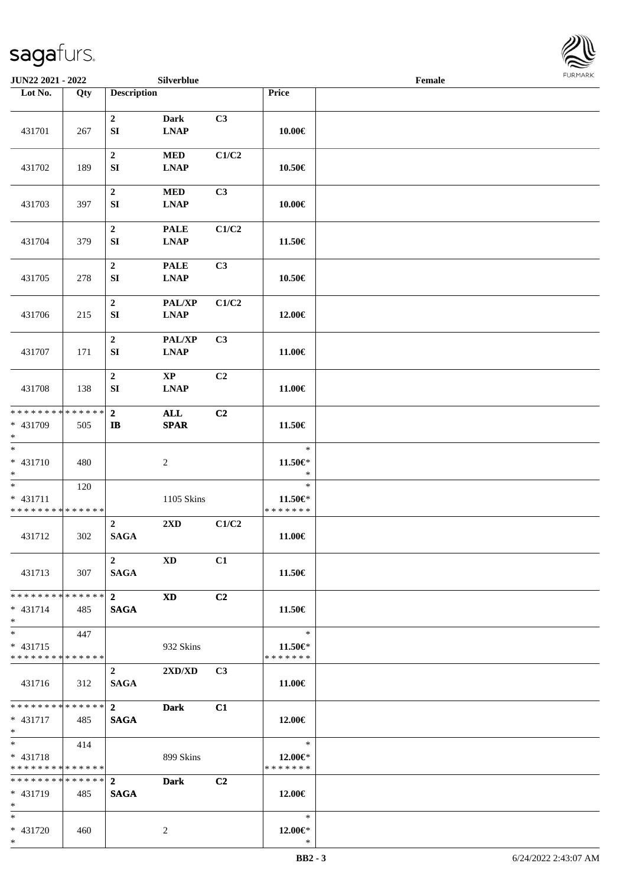JUN22 2021 - 2022 | Silverblue | Female

| Lot No. | Qty | Description | | | Price | |
|---|---|---|---|---|---|---|
| 431701 | 267 | 2 SI | Dark LNAP | C3 | 10.00€ | |
| 431702 | 189 | 2 SI | MED LNAP | C1/C2 | 10.50€ | |
| 431703 | 397 | 2 SI | MED LNAP | C3 | 10.00€ | |
| 431704 | 379 | 2 SI | PALE LNAP | C1/C2 | 11.50€ | |
| 431705 | 278 | 2 SI | PALE LNAP | C3 | 10.50€ | |
| 431706 | 215 | 2 SI | PAL/XP LNAP | C1/C2 | 12.00€ | |
| 431707 | 171 | 2 SI | PAL/XP LNAP | C3 | 11.00€ | |
| 431708 | 138 | 2 SI | XP LNAP | C2 | 11.00€ | |
| * * * * * * * * * * * * * * * 431709 * | 505 | 2 IB | ALL SPAR | C2 | 11.50€ | |
| * * 431710 * | 480 | | 2 | | * 11.50€* * | |
| * * 431711 * * * * * * * * * * * * * * | 120 | | 1105 Skins | | * 11.50€* * * * * * * * | |
| 431712 | 302 | 2 SAGA | 2XD | C1/C2 | 11.00€ | |
| 431713 | 307 | 2 SAGA | XD | C1 | 11.50€ | |
| * * * * * * * * * * * * * * * 431714 * | 485 | 2 SAGA | XD | C2 | 11.50€ | |
| * * 431715 * * * * * * * * * * * * * * | 447 | | 932 Skins | | * 11.50€* * * * * * * * | |
| 431716 | 312 | 2 SAGA | 2XD/XD | C3 | 11.00€ | |
| * * * * * * * * * * * * * * * 431717 * | 485 | 2 SAGA | Dark | C1 | 12.00€ | |
| * * 431718 * * * * * * * * * * * * * * | 414 | | 899 Skins | | * 12.00€* * * * * * * * | |
| * * * * * * * * * * * * * * * 431719 * | 485 | 2 SAGA | Dark | C2 | 12.00€ | |
| * * 431720 * | 460 | | 2 | | * 12.00€* * | |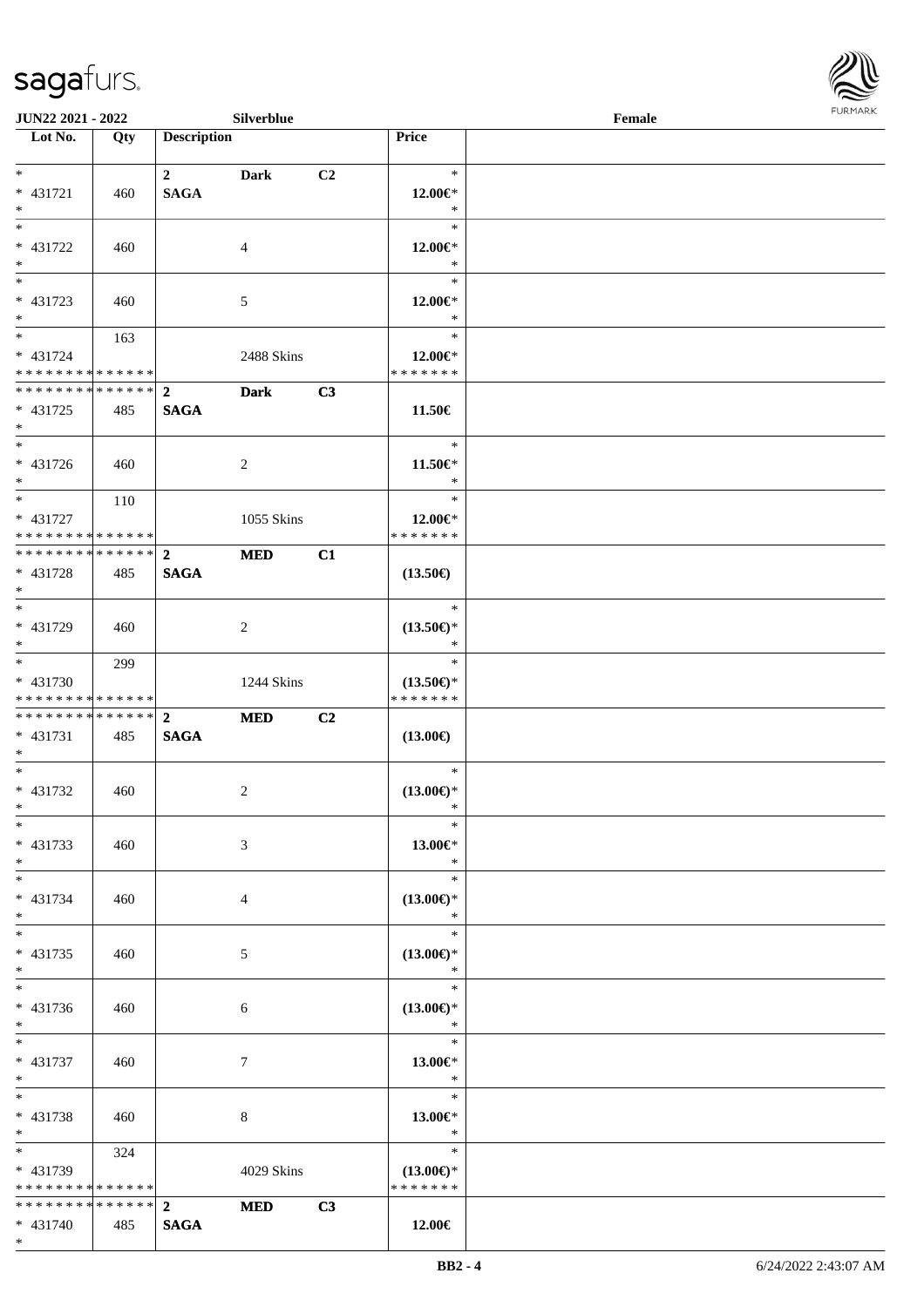JUN22 2021 - 2022 Silverblue Female

| Lot No. | Qty | Description | | | Price | |
|---|---|---|---|---|---|---|
| * | | 2 | Dark | C2 | * | |
| * 431721 | 460 | SAGA | | | 12.00€* | |
| * | | | | | * | |
| * | | | | | * | |
| * 431722 | 460 | | 4 | | 12.00€* | |
| * | | | | | * | |
| * | | | | | * | |
| * 431723 | 460 | | 5 | | 12.00€* | |
| * | | | | | * | |
| * | 163 | | | | * | |
| * 431724 | | | 2488 Skins | | 12.00€* | |
| * * * * * * * * * * * * * * | | | | | * * * * * * * | |
| * * * * * * * * * * * * * * | | 2 | Dark | C3 | | |
| * 431725 | 485 | SAGA | | | 11.50€ | |
| * | | | | | | |
| * | | | | | * | |
| * 431726 | 460 | | 2 | | 11.50€* | |
| * | | | | | * | |
| * | 110 | | | | * | |
| * 431727 | | | 1055 Skins | | 12.00€* | |
| * * * * * * * * * * * * * * | | | | | * * * * * * * | |
| * * * * * * * * * * * * * * | | 2 | MED | C1 | | |
| * 431728 | 485 | SAGA | | | (13.50€) | |
| * | | | | | | |
| * | | | | | * | |
| * 431729 | 460 | | 2 | | (13.50€)* | |
| * | | | | | * | |
| * | 299 | | | | * | |
| * 431730 | | | 1244 Skins | | (13.50€)* | |
| * * * * * * * * * * * * * * | | | | | * * * * * * * | |
| * * * * * * * * * * * * * * | | 2 | MED | C2 | | |
| * 431731 | 485 | SAGA | | | (13.00€) | |
| * | | | | | | |
| * | | | | | * | |
| * 431732 | 460 | | 2 | | (13.00€)* | |
| * | | | | | * | |
| * | | | | | * | |
| * 431733 | 460 | | 3 | | 13.00€* | |
| * | | | | | * | |
| * | | | | | * | |
| * 431734 | 460 | | 4 | | (13.00€)* | |
| * | | | | | * | |
| * | | | | | * | |
| * 431735 | 460 | | 5 | | (13.00€)* | |
| * | | | | | * | |
| * | | | | | * | |
| * 431736 | 460 | | 6 | | (13.00€)* | |
| * | | | | | * | |
| * | | | | | * | |
| * 431737 | 460 | | 7 | | 13.00€* | |
| * | | | | | * | |
| * | | | | | * | |
| * 431738 | 460 | | 8 | | 13.00€* | |
| * | | | | | * | |
| * | 324 | | | | * | |
| * 431739 | | | 4029 Skins | | (13.00€)* | |
| * * * * * * * * * * * * * * | | | | | * * * * * * * | |
| * * * * * * * * * * * * * * | | 2 | MED | C3 | | |
| * 431740 | 485 | SAGA | | | 12.00€ | |
| * | | | | | | |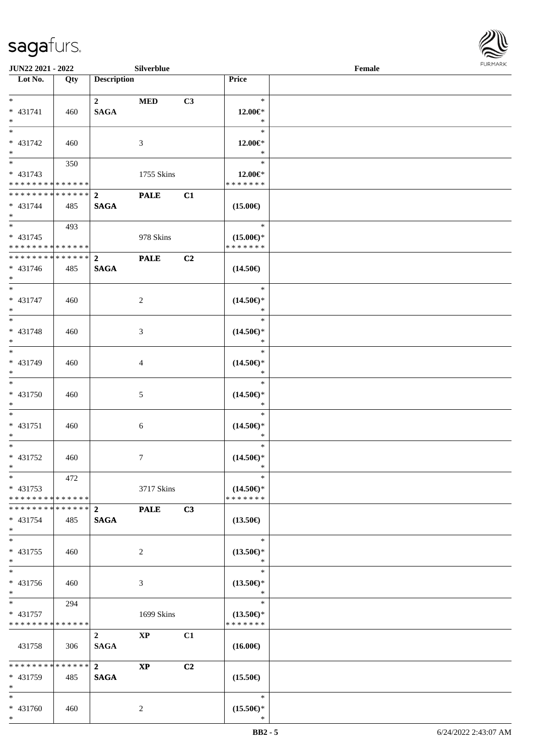| Lot No. | Qty | Description | | | Price | |
|---|---|---|---|---|---|---|
| *<br>* 431741<br>* | 460 | 2<br>SAGA | MED | C3 | *<br>12.00€*<br>* | |
| *<br>* 431742<br>* | 460 | | 3 | | *<br>12.00€*<br>* | |
| *<br>* 431743<br>* * * * * * * * * * * * * * | 350 | | 1755 Skins | | *<br>12.00€*<br>* * * * * * * | |
| * * * * * * * * * * * * * *<br>* 431744<br>* | 485 | 2<br>SAGA | PALE | C1 | (15.00€) | |
| *<br>* 431745<br>* * * * * * * * * * * * * * | 493 | | 978 Skins | | *<br>(15.00€)*<br>* * * * * * * | |
| * * * * * * * * * * * * * *<br>* 431746<br>* | 485 | 2<br>SAGA | PALE | C2 | (14.50€) | |
| *<br>* 431747<br>* | 460 | | 2 | | *<br>(14.50€)*<br>* | |
| *<br>* 431748<br>* | 460 | | 3 | | *<br>(14.50€)*<br>* | |
| *<br>* 431749<br>* | 460 | | 4 | | *<br>(14.50€)*<br>* | |
| *<br>* 431750<br>* | 460 | | 5 | | *<br>(14.50€)*<br>* | |
| *<br>* 431751<br>* | 460 | | 6 | | *<br>(14.50€)*<br>* | |
| *<br>* 431752<br>* | 460 | | 7 | | *<br>(14.50€)*<br>* | |
| *<br>* 431753<br>* * * * * * * * * * * * * * | 472 | | 3717 Skins | | *<br>(14.50€)*<br>* * * * * * * | |
| * * * * * * * * * * * * * *<br>* 431754<br>* | 485 | 2<br>SAGA | PALE | C3 | (13.50€) | |
| *<br>* 431755<br>* | 460 | | 2 | | *<br>(13.50€)*<br>* | |
| *<br>* 431756<br>* | 460 | | 3 | | *<br>(13.50€)*<br>* | |
| *<br>* 431757<br>* * * * * * * * * * * * * * | 294 | | 1699 Skins | | *<br>(13.50€)*<br>* * * * * * * | |
| 431758 | 306 | 2<br>SAGA | XP | C1 | (16.00€) | |
| * * * * * * * * * * * * * *<br>* 431759<br>* | 485 | 2<br>SAGA | XP | C2 | (15.50€) | |
| *<br>* 431760<br>* | 460 | | 2 | | *<br>(15.50€)*<br>* | |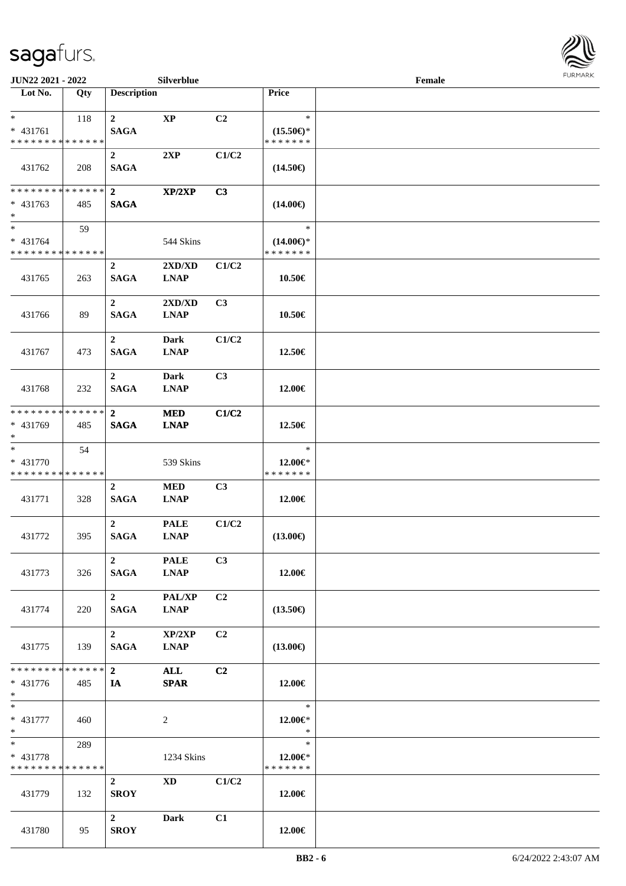JUN22 2021 - 2022 | Silverblue | Female

| Lot No. | Qty | Description | | | Price | |
|---|---|---|---|---|---|---|
| * <br> * 431761 <br> * * * * * * * * * * * * * * | 118 | 2 <br> SAGA | XP | C2 | * <br> (15.50€)* <br> * * * * * * * | |
| 431762 | 208 | 2 <br> SAGA | 2XP | C1/C2 | (14.50€) | |
| * * * * * * * * * * * * * * <br> * 431763 <br> * | 485 | 2 <br> SAGA | XP/2XP | C3 | (14.00€) | |
| * <br> * 431764 <br> * * * * * * * * * * * * * * | 59 | | 544 Skins | | * <br> (14.00€)* <br> * * * * * * * | |
| 431765 | 263 | 2 <br> SAGA | 2XD/XD <br> LNAP | C1/C2 | 10.50€ | |
| 431766 | 89 | 2 <br> SAGA | 2XD/XD <br> LNAP | C3 | 10.50€ | |
| 431767 | 473 | 2 <br> SAGA | Dark <br> LNAP | C1/C2 | 12.50€ | |
| 431768 | 232 | 2 <br> SAGA | Dark <br> LNAP | C3 | 12.00€ | |
| * * * * * * * * * * * * * * <br> * 431769 <br> * | 485 | 2 <br> SAGA | MED <br> LNAP | C1/C2 | 12.50€ | |
| * <br> * 431770 <br> * * * * * * * * * * * * * * | 54 | | 539 Skins | | * <br> 12.00€* <br> * * * * * * * | |
| 431771 | 328 | 2 <br> SAGA | MED <br> LNAP | C3 | 12.00€ | |
| 431772 | 395 | 2 <br> SAGA | PALE <br> LNAP | C1/C2 | (13.00€) | |
| 431773 | 326 | 2 <br> SAGA | PALE <br> LNAP | C3 | 12.00€ | |
| 431774 | 220 | 2 <br> SAGA | PAL/XP <br> LNAP | C2 | (13.50€) | |
| 431775 | 139 | 2 <br> SAGA | XP/2XP <br> LNAP | C2 | (13.00€) | |
| * * * * * * * * * * * * * * <br> * 431776 <br> * | 485 | 2 <br> IA | ALL <br> SPAR | C2 | 12.00€ | |
| * <br> * 431777 <br> * | 460 | | 2 | | * <br> 12.00€* <br> * | |
| * <br> * 431778 <br> * * * * * * * * * * * * * * | 289 | | 1234 Skins | | * <br> 12.00€* <br> * * * * * * * | |
| 431779 | 132 | 2 <br> SROY | XD | C1/C2 | 12.00€ | |
| 431780 | 95 | 2 <br> SROY | Dark | C1 | 12.00€ | |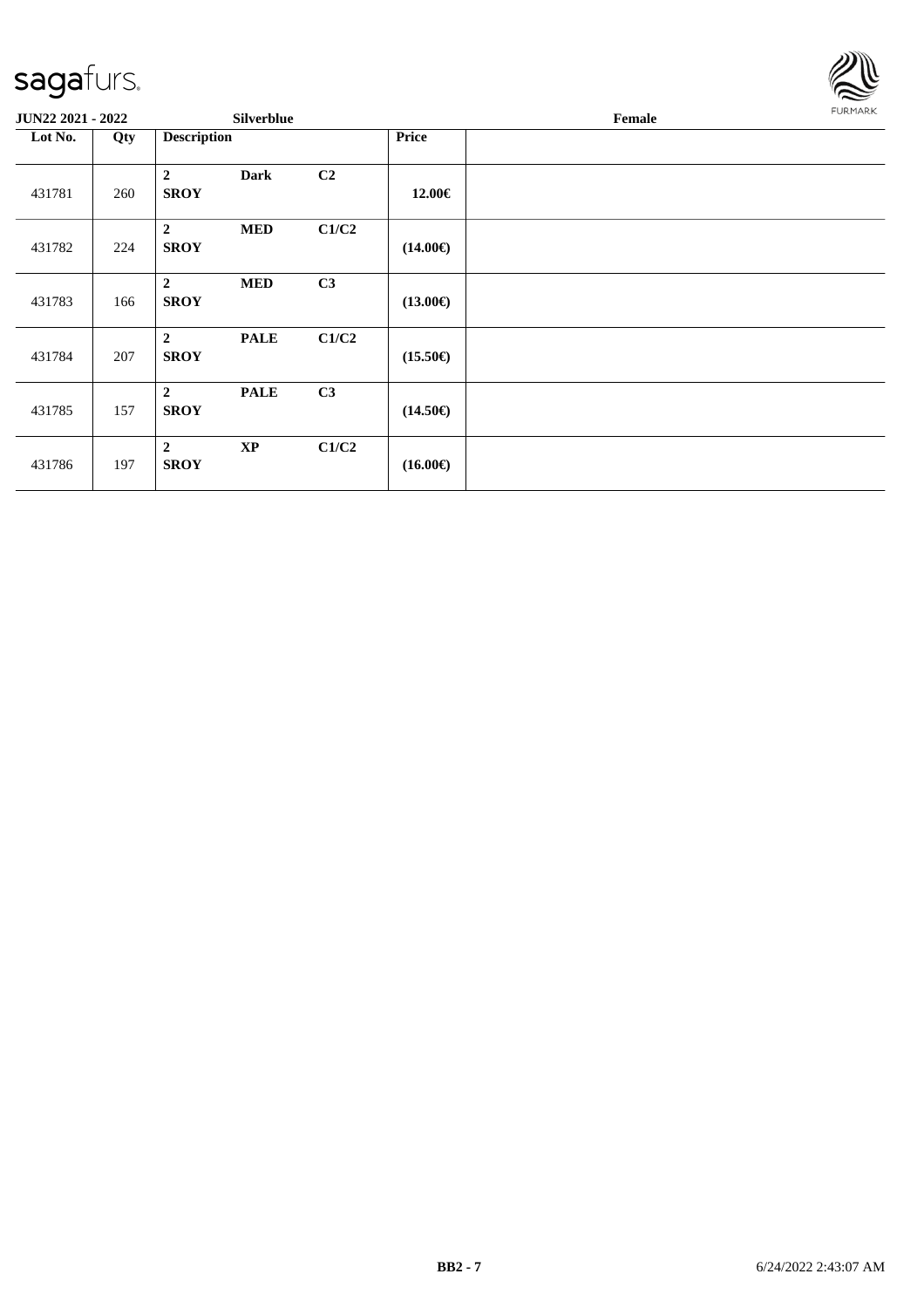**JUN22 2021 - 2022** **Silverblue** **Female**

| Lot No. | Qty | Description | | | Price | |
|---|---|---|---|---|---|---|
| 431781 | 260 | **2** **SROY** | **Dark** | **C2** | **12.00€** | |
| 431782 | 224 | **2** **SROY** | **MED** | **C1/C2** | **(14.00€)** | |
| 431783 | 166 | **2** **SROY** | **MED** | **C3** | **(13.00€)** | |
| 431784 | 207 | **2** **SROY** | **PALE** | **C1/C2** | **(15.50€)** | |
| 431785 | 157 | **2** **SROY** | **PALE** | **C3** | **(14.50€)** | |
| 431786 | 197 | **2** **SROY** | **XP** | **C1/C2** | **(16.00€)** | |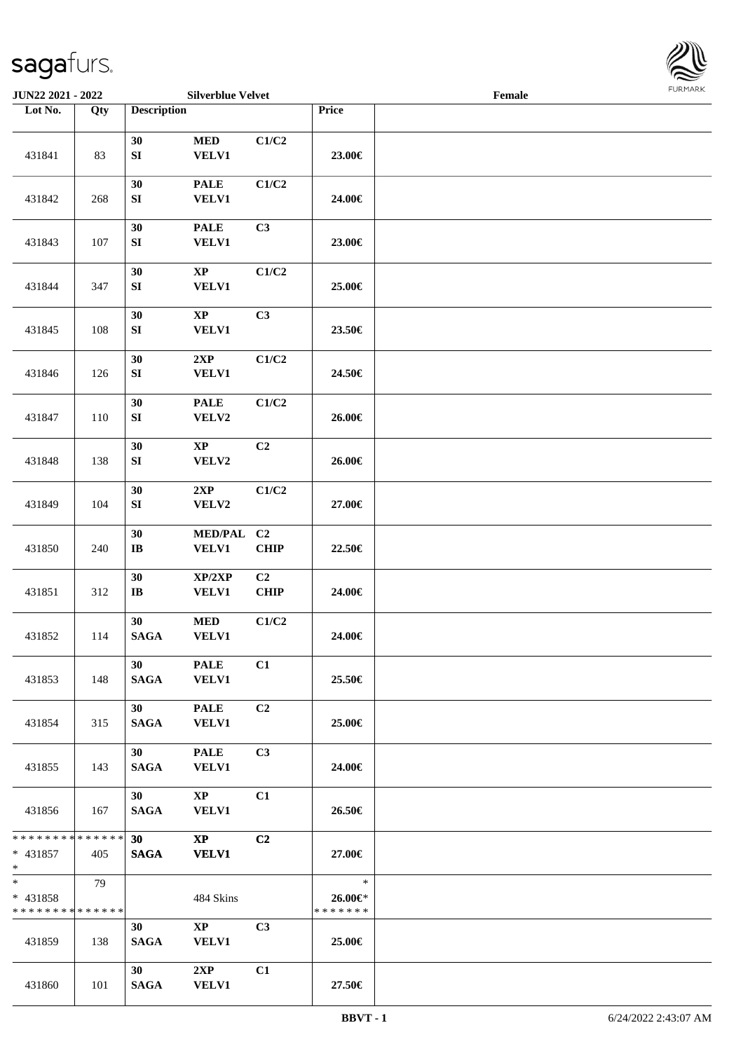JUN22 2021 - 2022 | Silverblue Velvet | Female

| Lot No. | Qty | Description | | | Price | |
|---|---|---|---|---|---|---|
| 431841 | 83 | 30 SI | MED VELV1 | C1/C2 | 23.00€ | |
| 431842 | 268 | 30 SI | PALE VELV1 | C1/C2 | 24.00€ | |
| 431843 | 107 | 30 SI | PALE VELV1 | C3 | 23.00€ | |
| 431844 | 347 | 30 SI | XP VELV1 | C1/C2 | 25.00€ | |
| 431845 | 108 | 30 SI | XP VELV1 | C3 | 23.50€ | |
| 431846 | 126 | 30 SI | 2XP VELV1 | C1/C2 | 24.50€ | |
| 431847 | 110 | 30 SI | PALE VELV2 | C1/C2 | 26.00€ | |
| 431848 | 138 | 30 SI | XP VELV2 | C2 | 26.00€ | |
| 431849 | 104 | 30 SI | 2XP VELV2 | C1/C2 | 27.00€ | |
| 431850 | 240 | 30 IB | MED/PAL VELV1 | C2 CHIP | 22.50€ | |
| 431851 | 312 | 30 IB | XP/2XP VELV1 | C2 CHIP | 24.00€ | |
| 431852 | 114 | 30 SAGA | MED VELV1 | C1/C2 | 24.00€ | |
| 431853 | 148 | 30 SAGA | PALE VELV1 | C1 | 25.50€ | |
| 431854 | 315 | 30 SAGA | PALE VELV1 | C2 | 25.00€ | |
| 431855 | 143 | 30 SAGA | PALE VELV1 | C3 | 24.00€ | |
| 431856 | 167 | 30 SAGA | XP VELV1 | C1 | 26.50€ | |
| * * * * * * * * * * * * * * * 431857 * | 405 | 30 SAGA | XP VELV1 | C2 | 27.00€ | |
| * * 431858 * * * * * * * * * * * * * * | 79 | | 484 Skins | | * 26.00€* * * * * * * * | |
| 431859 | 138 | 30 SAGA | XP VELV1 | C3 | 25.00€ | |
| 431860 | 101 | 30 SAGA | 2XP VELV1 | C1 | 27.50€ | |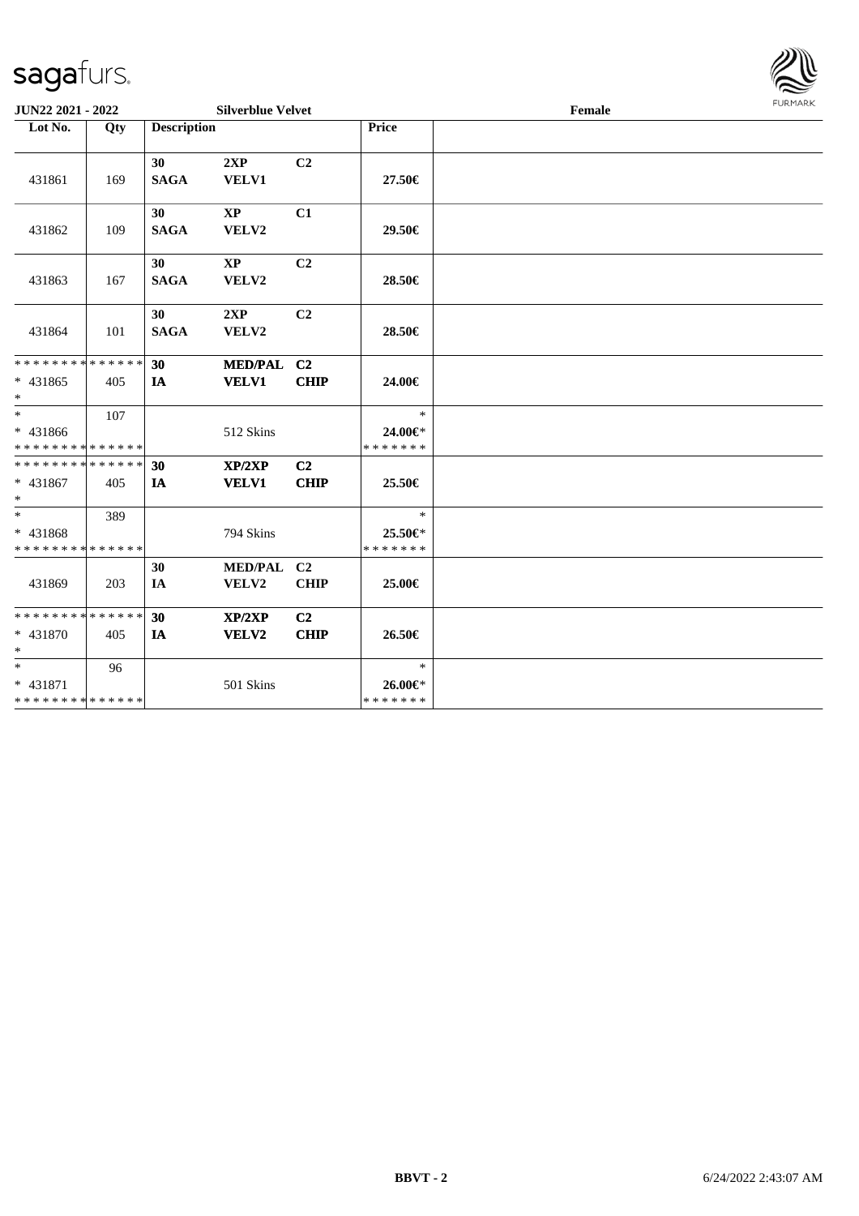**JUN22 2021 - 2022** **Silverblue Velvet** **Female**

| Lot No. | Qty | Description | | | Price | |
|---|---|---|---|---|---|---|
| 431861 | 169 | 30 SAGA | 2XP VELV1 | C2 | 27.50€ | |
| 431862 | 109 | 30 SAGA | XP VELV2 | C1 | 29.50€ | |
| 431863 | 167 | 30 SAGA | XP VELV2 | C2 | 28.50€ | |
| 431864 | 101 | 30 SAGA | 2XP VELV2 | C2 | 28.50€ | |
| * * * * * * * * * * * * * * <br>* 431865<br>* | 405 | 30 IA | MED/PAL VELV1 | C2 CHIP | 24.00€ | |
| * <br>* 431866<br>* * * * * * * * * * * * * * | 107 | | 512 Skins | | * <br>24.00€* <br>* * * * * * * | |
| * * * * * * * * * * * * * * <br>* 431867<br>* | 405 | 30 IA | XP/2XP VELV1 | C2 CHIP | 25.50€ | |
| * <br>* 431868<br>* * * * * * * * * * * * * * | 389 | | 794 Skins | | * <br>25.50€* <br>* * * * * * * | |
| 431869 | 203 | 30 IA | MED/PAL VELV2 | C2 CHIP | 25.00€ | |
| * * * * * * * * * * * * * * <br>* 431870<br>* | 405 | 30 IA | XP/2XP VELV2 | C2 CHIP | 26.50€ | |
| * <br>* 431871<br>* * * * * * * * * * * * * * | 96 | | 501 Skins | | * <br>26.00€* <br>* * * * * * * | |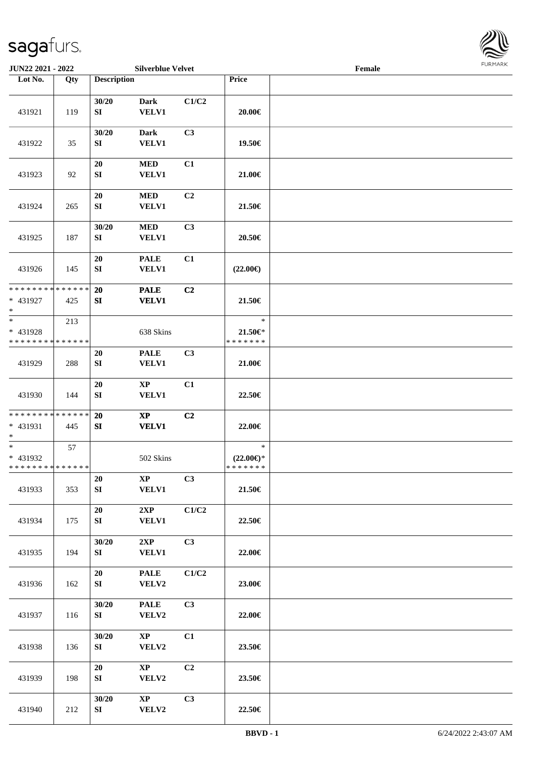**JUN22 2021 - 2022** **Silverblue Velvet** **Female**

| Lot No. | Qty | Description | | | Price | |
|---|---|---|---|---|---|---|
| 431921 | 119 | 30/20 SI | Dark VELV1 | C1/C2 | 20.00€ | |
| 431922 | 35 | 30/20 SI | Dark VELV1 | C3 | 19.50€ | |
| 431923 | 92 | 20 SI | MED VELV1 | C1 | 21.00€ | |
| 431924 | 265 | 20 SI | MED VELV1 | C2 | 21.50€ | |
| 431925 | 187 | 30/20 SI | MED VELV1 | C3 | 20.50€ | |
| 431926 | 145 | 20 SI | PALE VELV1 | C1 | (22.00€) | |
| * * * * * * * * * * * * * * * 431927 * | 425 | 20 SI | PALE VELV1 | C2 | 21.50€ | |
| * * 431928 * * * * * * * * * * * * * * | 213 | | 638 Skins | | * 21.50€* * * * * * * * | |
| 431929 | 288 | 20 SI | PALE VELV1 | C3 | 21.00€ | |
| 431930 | 144 | 20 SI | XP VELV1 | C1 | 22.50€ | |
| * * * * * * * * * * * * * * * 431931 * | 445 | 20 SI | XP VELV1 | C2 | 22.00€ | |
| * * 431932 * * * * * * * * * * * * * * | 57 | | 502 Skins | | * (22.00€)* * * * * * * * | |
| 431933 | 353 | 20 SI | XP VELV1 | C3 | 21.50€ | |
| 431934 | 175 | 20 SI | 2XP VELV1 | C1/C2 | 22.50€ | |
| 431935 | 194 | 30/20 SI | 2XP VELV1 | C3 | 22.00€ | |
| 431936 | 162 | 20 SI | PALE VELV2 | C1/C2 | 23.00€ | |
| 431937 | 116 | 30/20 SI | PALE VELV2 | C3 | 22.00€ | |
| 431938 | 136 | 30/20 SI | XP VELV2 | C1 | 23.50€ | |
| 431939 | 198 | 20 SI | XP VELV2 | C2 | 23.50€ | |
| 431940 | 212 | 30/20 SI | XP VELV2 | C3 | 22.50€ | |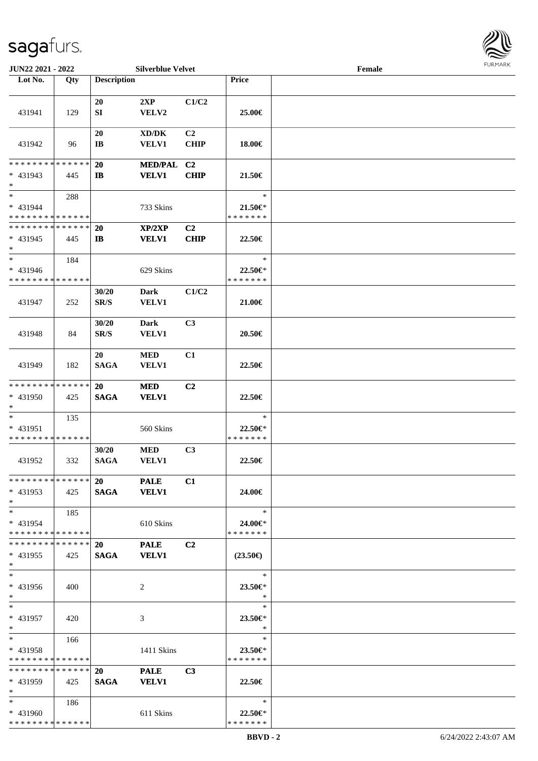| Lot No. | Qty | Description | | | Price | |
|---|---|---|---|---|---|---|
| 431941 | 129 | 20 SI | 2XP VELV2 | C1/C2 | 25.00€ | |
| 431942 | 96 | 20 IB | XD/DK VELV1 | C2 CHIP | 18.00€ | |
| * * * * * * * * * * * * * * * 431943 * | 445 | 20 IB | MED/PAL VELV1 | C2 CHIP | 21.50€ | |
| * * 431944 * * * * * * * * * * * * * * | 288 | | 733 Skins | | * 21.50€* * * * * * * * | |
| * * * * * * * * * * * * * * * 431945 * | 445 | 20 IB | XP/2XP VELV1 | C2 CHIP | 22.50€ | |
| * * 431946 * * * * * * * * * * * * * * | 184 | | 629 Skins | | * 22.50€* * * * * * * * | |
| 431947 | 252 | 30/20 SR/S | Dark VELV1 | C1/C2 | 21.00€ | |
| 431948 | 84 | 30/20 SR/S | Dark VELV1 | C3 | 20.50€ | |
| 431949 | 182 | 20 SAGA | MED VELV1 | C1 | 22.50€ | |
| * * * * * * * * * * * * * * * 431950 * | 425 | 20 SAGA | MED VELV1 | C2 | 22.50€ | |
| * * 431951 * * * * * * * * * * * * * * | 135 | | 560 Skins | | * 22.50€* * * * * * * * | |
| 431952 | 332 | 30/20 SAGA | MED VELV1 | C3 | 22.50€ | |
| * * * * * * * * * * * * * * * 431953 * | 425 | 20 SAGA | PALE VELV1 | C1 | 24.00€ | |
| * * 431954 * * * * * * * * * * * * * * | 185 | | 610 Skins | | * 24.00€* * * * * * * * | |
| * * * * * * * * * * * * * * * 431955 * | 425 | 20 SAGA | PALE VELV1 | C2 | (23.50€) | |
| * * 431956 * | 400 | | 2 | | * 23.50€* * | |
| * * 431957 * | 420 | | 3 | | * 23.50€* * | |
| * * 431958 * * * * * * * * * * * * * * | 166 | | 1411 Skins | | * 23.50€* * * * * * * * | |
| * * * * * * * * * * * * * * * 431959 * | 425 | 20 SAGA | PALE VELV1 | C3 | 22.50€ | |
| * * 431960 * * * * * * * * * * * * * * | 186 | | 611 Skins | | * 22.50€* * * * * * * * | |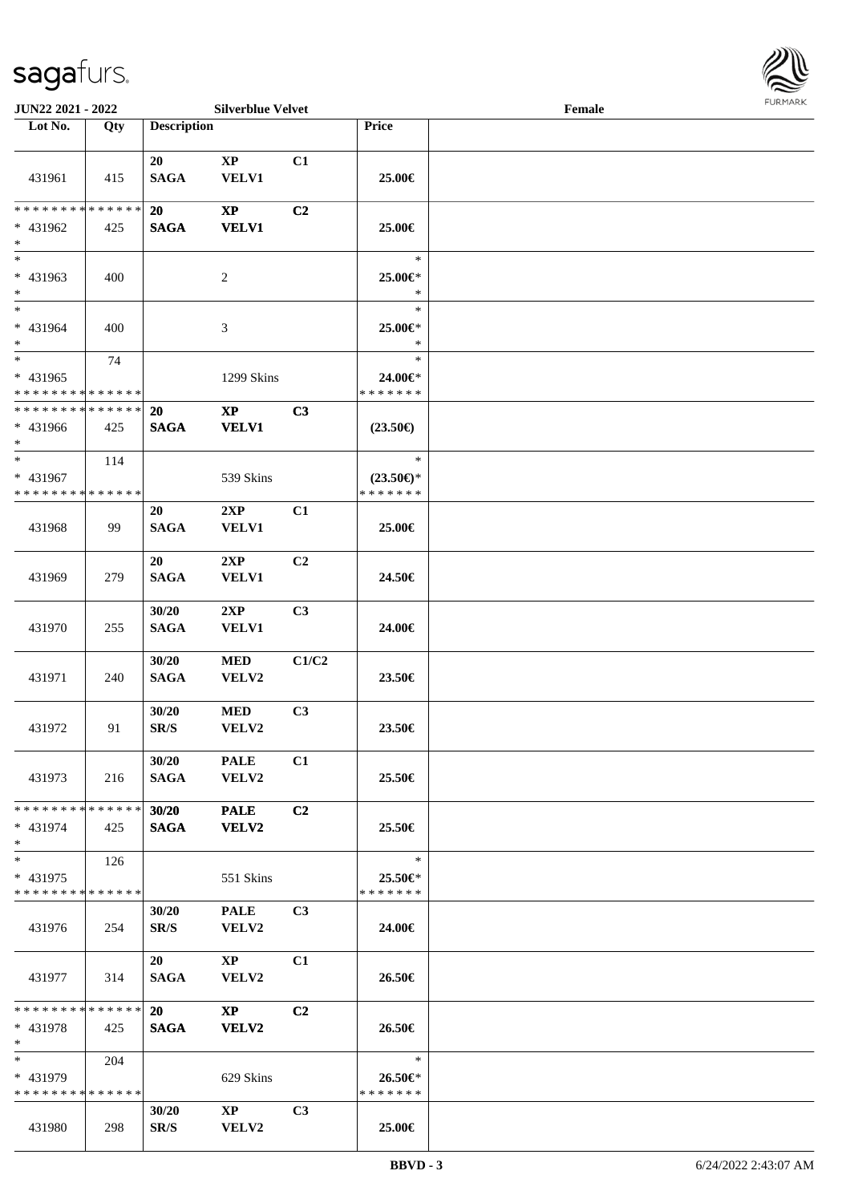**JUN22 2021 - 2022** **Silverblue Velvet** **Female**

| Lot No. | Qty | Description | | | Price | |
|---|---|---|---|---|---|---|
| 431961 | 415 | 20<br>SAGA | XP<br>VELV1 | C1 | 25.00€ | |
| * * * * * * * * * * * * * *<br>* 431962<br>* | 425 | 20<br>SAGA | XP<br>VELV1 | C2 | 25.00€ | |
| *<br>* 431963<br>* | 400 | | 2 | | *<br>25.00€*<br>* | |
| *<br>* 431964<br>* | 400 | | 3 | | *<br>25.00€*<br>* | |
| *<br>* 431965<br>* * * * * * * * * * * * * * | 74 | | 1299 Skins | | *<br>24.00€*<br>* * * * * * * | |
| * * * * * * * * * * * * * *<br>* 431966<br>* | 425 | 20<br>SAGA | XP<br>VELV1 | C3 | (23.50€) | |
| *<br>* 431967<br>* * * * * * * * * * * * * * | 114 | | 539 Skins | | *<br>(23.50€)*<br>* * * * * * * | |
| 431968 | 99 | 20<br>SAGA | 2XP<br>VELV1 | C1 | 25.00€ | |
| 431969 | 279 | 20<br>SAGA | 2XP<br>VELV1 | C2 | 24.50€ | |
| 431970 | 255 | 30/20<br>SAGA | 2XP<br>VELV1 | C3 | 24.00€ | |
| 431971 | 240 | 30/20<br>SAGA | MED<br>VELV2 | C1/C2 | 23.50€ | |
| 431972 | 91 | 30/20<br>SR/S | MED<br>VELV2 | C3 | 23.50€ | |
| 431973 | 216 | 30/20<br>SAGA | PALE<br>VELV2 | C1 | 25.50€ | |
| * * * * * * * * * * * * * *<br>* 431974<br>* | 425 | 30/20<br>SAGA | PALE<br>VELV2 | C2 | 25.50€ | |
| *<br>* 431975<br>* * * * * * * * * * * * * * | 126 | | 551 Skins | | *<br>25.50€*<br>* * * * * * * | |
| 431976 | 254 | 30/20<br>SR/S | PALE<br>VELV2 | C3 | 24.00€ | |
| 431977 | 314 | 20<br>SAGA | XP<br>VELV2 | C1 | 26.50€ | |
| * * * * * * * * * * * * * *<br>* 431978<br>* | 425 | 20<br>SAGA | XP<br>VELV2 | C2 | 26.50€ | |
| *<br>* 431979<br>* * * * * * * * * * * * * * | 204 | | 629 Skins | | *<br>26.50€*<br>* * * * * * * | |
| 431980 | 298 | 30/20<br>SR/S | XP<br>VELV2 | C3 | 25.00€ | |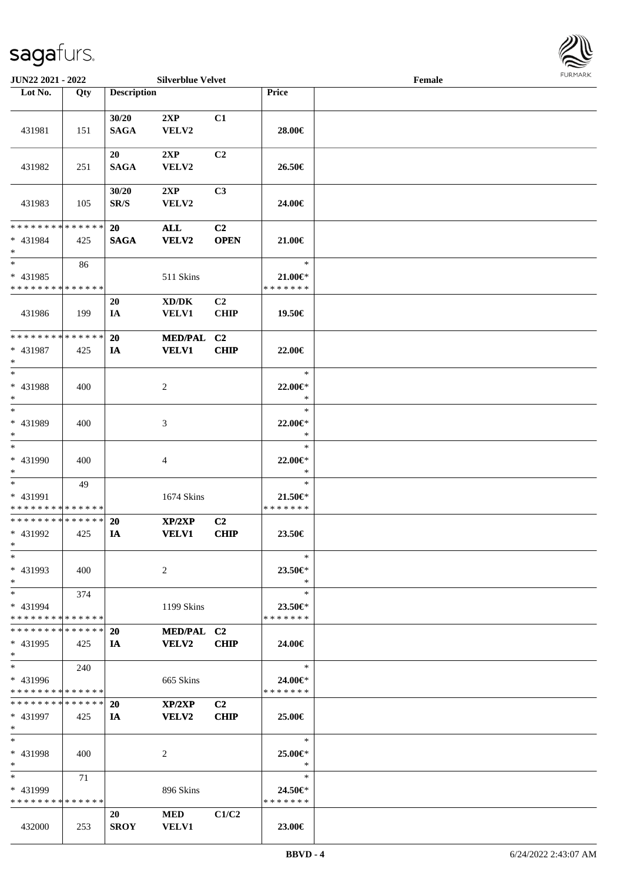**JUN22 2021 - 2022** **Silverblue Velvet** **Female**

| Lot No. | Qty | Description | | | Price | |
|---|---|---|---|---|---|---|
| 431981 | 151 | 30/20 SAGA | 2XP VELV2 | C1 | 28.00€ | |
| 431982 | 251 | 20 SAGA | 2XP VELV2 | C2 | 26.50€ | |
| 431983 | 105 | 30/20 SR/S | 2XP VELV2 | C3 | 24.00€ | |
| * * * * * * * * * * * * * * * 431984 * | 425 | 20 SAGA | ALL VELV2 | C2 OPEN | 21.00€ | |
| * * 431985 * * * * * * * * * * * * * * | 86 | | 511 Skins | | * 21.00€* * * * * * * * | |
| 431986 | 199 | 20 IA | XD/DK VELV1 | C2 CHIP | 19.50€ | |
| * * * * * * * * * * * * * * * 431987 * | 425 | 20 IA | MED/PAL VELV1 | C2 CHIP | 22.00€ | |
| * * 431988 * | 400 | | 2 | | * 22.00€* * | |
| * * 431989 * | 400 | | 3 | | * 22.00€* * | |
| * * 431990 * | 400 | | 4 | | * 22.00€* * | |
| * * 431991 * * * * * * * * * * * * * * | 49 | | 1674 Skins | | * 21.50€* * * * * * * * | |
| * * * * * * * * * * * * * * * 431992 * | 425 | 20 IA | XP/2XP VELV1 | C2 CHIP | 23.50€ | |
| * * 431993 * | 400 | | 2 | | * 23.50€* * | |
| * * 431994 * * * * * * * * * * * * * * | 374 | | 1199 Skins | | * 23.50€* * * * * * * * | |
| * * * * * * * * * * * * * * * 431995 * | 425 | 20 IA | MED/PAL VELV2 | C2 CHIP | 24.00€ | |
| * * 431996 * * * * * * * * * * * * * * | 240 | | 665 Skins | | * 24.00€* * * * * * * * | |
| * * * * * * * * * * * * * * * 431997 * | 425 | 20 IA | XP/2XP VELV2 | C2 CHIP | 25.00€ | |
| * * 431998 * | 400 | | 2 | | * 25.00€* * | |
| * * 431999 * * * * * * * * * * * * * * | 71 | | 896 Skins | | * 24.50€* * * * * * * * | |
| 432000 | 253 | 20 SROY | MED VELV1 | C1/C2 | 23.00€ | |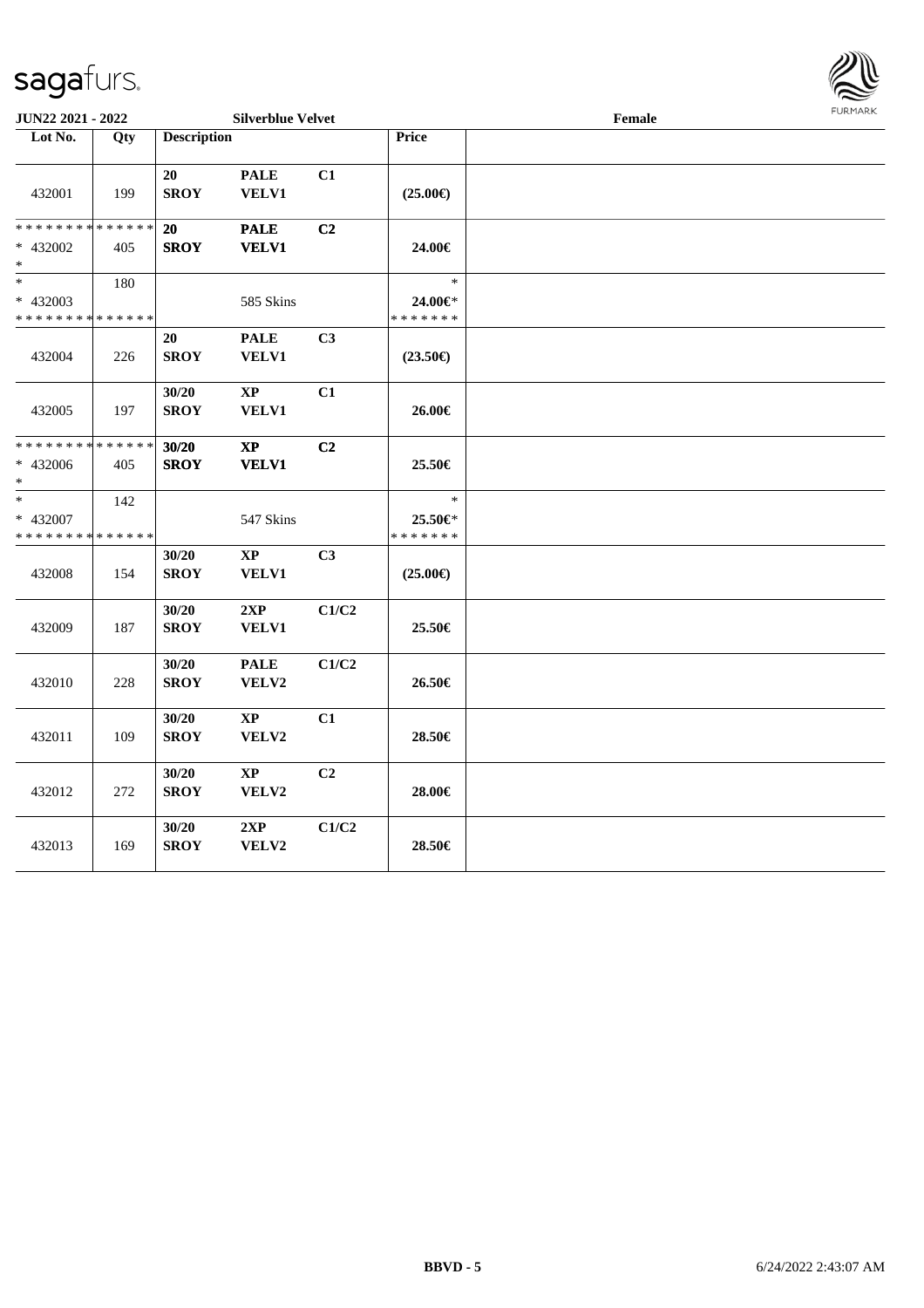JUN22 2021 - 2022 | Silverblue Velvet | Female

| Lot No. | Qty | Description | | | Price | |
|---|---|---|---|---|---|---|
| 432001 | 199 | 20 SROY | PALE VELV1 | C1 | (25.00€) | |
| ************** * 432002 * | 405 | 20 SROY | PALE VELV1 | C2 | 24.00€ | |
| * * 432003 ************** | 180 | | 585 Skins | | * 24.00€* ******* | |
| 432004 | 226 | 20 SROY | PALE VELV1 | C3 | (23.50€) | |
| 432005 | 197 | 30/20 SROY | XP VELV1 | C1 | 26.00€ | |
| ************** * 432006 * | 405 | 30/20 SROY | XP VELV1 | C2 | 25.50€ | |
| * * 432007 ************** | 142 | | 547 Skins | | * 25.50€* ******* | |
| 432008 | 154 | 30/20 SROY | XP VELV1 | C3 | (25.00€) | |
| 432009 | 187 | 30/20 SROY | 2XP VELV1 | C1/C2 | 25.50€ | |
| 432010 | 228 | 30/20 SROY | PALE VELV2 | C1/C2 | 26.50€ | |
| 432011 | 109 | 30/20 SROY | XP VELV2 | C1 | 28.50€ | |
| 432012 | 272 | 30/20 SROY | XP VELV2 | C2 | 28.00€ | |
| 432013 | 169 | 30/20 SROY | 2XP VELV2 | C1/C2 | 28.50€ | |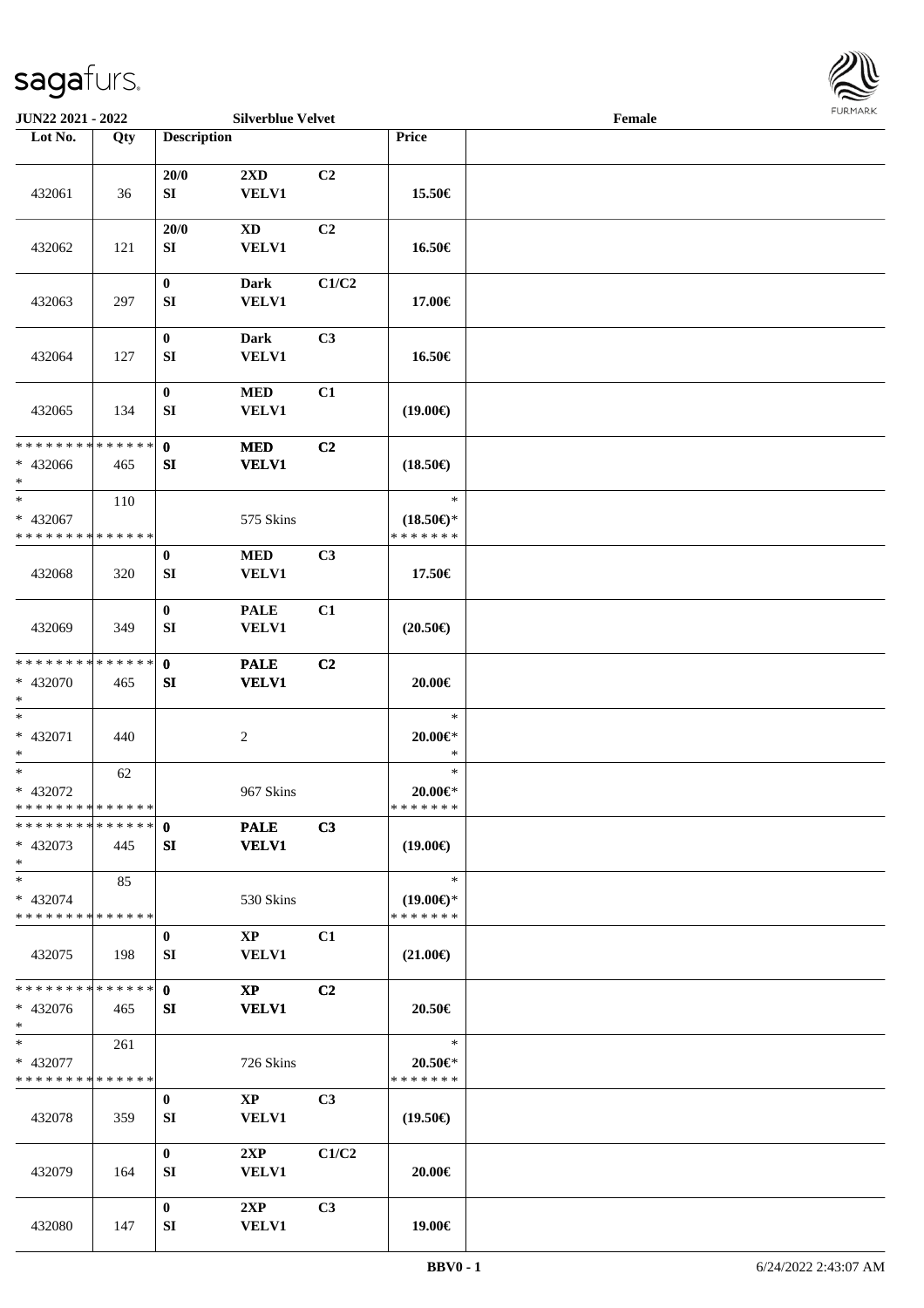**JUN22 2021 - 2022** **Silverblue Velvet** **Female**

| Lot No. | Qty | Description | | | Price | |
|---|---|---|---|---|---|---|
| 432061 | 36 | 20/0<br>SI | 2XD<br>VELV1 | C2 | 15.50€ | |
| 432062 | 121 | 20/0<br>SI | XD<br>VELV1 | C2 | 16.50€ | |
| 432063 | 297 | 0<br>SI | Dark<br>VELV1 | C1/C2 | 17.00€ | |
| 432064 | 127 | 0<br>SI | Dark<br>VELV1 | C3 | 16.50€ | |
| 432065 | 134 | 0<br>SI | MED<br>VELV1 | C1 | (19.00€) | |
| * * * * * * * * * * * * * *<br>* 432066<br>* | 465 | 0<br>SI | MED<br>VELV1 | C2 | (18.50€) | |
| *<br>* 432067<br>* * * * * * * * * * * * * * | 110 | | 575 Skins | | *<br>(18.50€)*<br>* * * * * * * | |
| 432068 | 320 | 0<br>SI | MED<br>VELV1 | C3 | 17.50€ | |
| 432069 | 349 | 0<br>SI | PALE<br>VELV1 | C1 | (20.50€) | |
| * * * * * * * * * * * * * *<br>* 432070<br>* | 465 | 0<br>SI | PALE<br>VELV1 | C2 | 20.00€ | |
| *<br>* 432071<br>* | 440 | | 2 | | *<br>20.00€*<br>* | |
| *<br>* 432072<br>* * * * * * * * * * * * * * | 62 | | 967 Skins | | *<br>20.00€*<br>* * * * * * * | |
| * * * * * * * * * * * * * *<br>* 432073<br>* | 445 | 0<br>SI | PALE<br>VELV1 | C3 | (19.00€) | |
| *<br>* 432074<br>* * * * * * * * * * * * * * | 85 | | 530 Skins | | *<br>(19.00€)*<br>* * * * * * * | |
| 432075 | 198 | 0<br>SI | XP<br>VELV1 | C1 | (21.00€) | |
| * * * * * * * * * * * * * *<br>* 432076<br>* | 465 | 0<br>SI | XP<br>VELV1 | C2 | 20.50€ | |
| *<br>* 432077<br>* * * * * * * * * * * * * * | 261 | | 726 Skins | | *<br>20.50€*<br>* * * * * * * | |
| 432078 | 359 | 0<br>SI | XP<br>VELV1 | C3 | (19.50€) | |
| 432079 | 164 | 0<br>SI | 2XP<br>VELV1 | C1/C2 | 20.00€ | |
| 432080 | 147 | 0<br>SI | 2XP<br>VELV1 | C3 | 19.00€ | |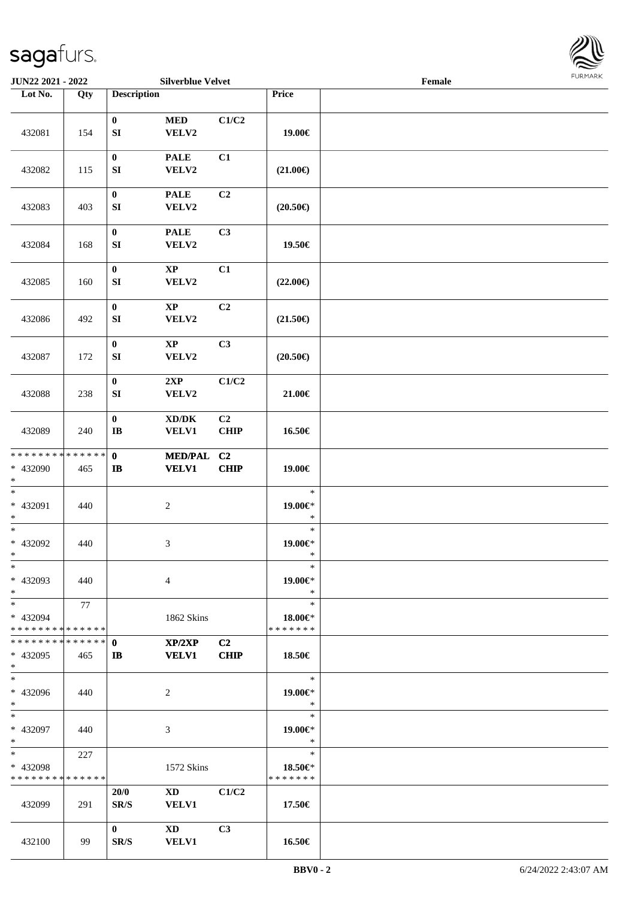JUN22 2021 - 2022 | Silverblue Velvet | Female

| Lot No. | Qty | Description | | | Price | |
|---|---|---|---|---|---|---|
| 432081 | 154 | 0<br>SI | MED<br>VELV2 | C1/C2 | 19.00€ | |
| 432082 | 115 | 0<br>SI | PALE<br>VELV2 | C1 | (21.00€) | |
| 432083 | 403 | 0<br>SI | PALE<br>VELV2 | C2 | (20.50€) | |
| 432084 | 168 | 0<br>SI | PALE<br>VELV2 | C3 | 19.50€ | |
| 432085 | 160 | 0<br>SI | XP<br>VELV2 | C1 | (22.00€) | |
| 432086 | 492 | 0<br>SI | XP<br>VELV2 | C2 | (21.50€) | |
| 432087 | 172 | 0<br>SI | XP<br>VELV2 | C3 | (20.50€) | |
| 432088 | 238 | 0<br>SI | 2XP<br>VELV2 | C1/C2 | 21.00€ | |
| 432089 | 240 | 0<br>IB | XD/DK<br>VELV1 | C2<br>CHIP | 16.50€ | |
| * 432090 | 465 | 0<br>IB | MED/PAL<br>VELV1 | C2<br>CHIP | 19.00€ | |
| * 432091 | 440 | | 2 | | 19.00€* | |
| * 432092 | 440 | | 3 | | 19.00€* | |
| * 432093 | 440 | | 4 | | 19.00€* | |
| * 432094 | 77 | | 1862 Skins | | 18.00€* | |
| * 432095 | 465 | 0<br>IB | XP/2XP<br>VELV1 | C2<br>CHIP | 18.50€ | |
| * 432096 | 440 | | 2 | | 19.00€* | |
| * 432097 | 440 | | 3 | | 19.00€* | |
| * 432098 | 227 | | 1572 Skins | | 18.50€* | |
| 432099 | 291 | 20/0<br>SR/S | XD<br>VELV1 | C1/C2 | 17.50€ | |
| 432100 | 99 | 0<br>SR/S | XD<br>VELV1 | C3 | 16.50€ | |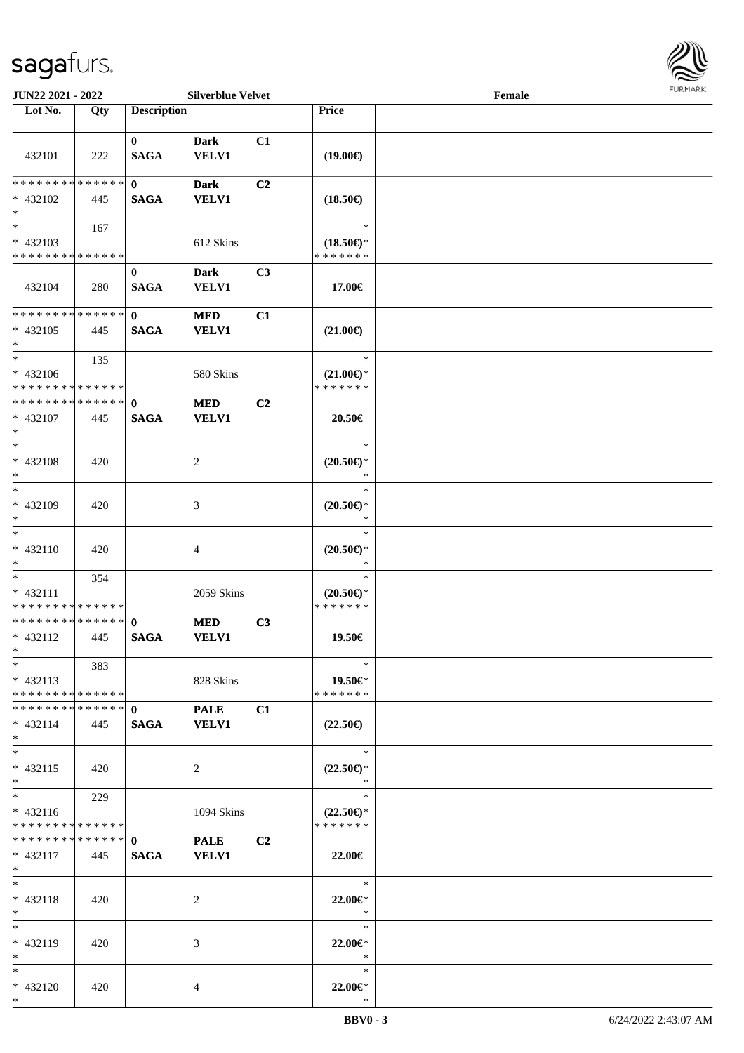**JUN22 2021 - 2022** **Silverblue Velvet** **Female**

| Lot No. | Qty | Description | | | Price | |
|---|---|---|---|---|---|---|
| 432101 | 222 | 0 SAGA | Dark VELV1 | C1 | (19.00€) | |
| * * * * * * * * * * * * * * * 432102 * | 445 | 0 SAGA | Dark VELV1 | C2 | (18.50€) | |
| * * 432103 * * * * * * * * * * * * * * | 167 | | 612 Skins | | * (18.50€)* * * * * * * * | |
| 432104 | 280 | 0 SAGA | Dark VELV1 | C3 | 17.00€ | |
| * * * * * * * * * * * * * * * 432105 * | 445 | 0 SAGA | MED VELV1 | C1 | (21.00€) | |
| * * 432106 * * * * * * * * * * * * * * | 135 | | 580 Skins | | * (21.00€)* * * * * * * * | |
| * * * * * * * * * * * * * * * 432107 * | 445 | 0 SAGA | MED VELV1 | C2 | 20.50€ | |
| * * 432108 * | 420 | | 2 | | * (20.50€)* * | |
| * * 432109 * | 420 | | 3 | | * (20.50€)* * | |
| * * 432110 * | 420 | | 4 | | * (20.50€)* * | |
| * * 432111 * * * * * * * * * * * * * * | 354 | | 2059 Skins | | * (20.50€)* * * * * * * * | |
| * * * * * * * * * * * * * * * 432112 * | 445 | 0 SAGA | MED VELV1 | C3 | 19.50€ | |
| * * 432113 * * * * * * * * * * * * * * | 383 | | 828 Skins | | * 19.50€* * * * * * * * | |
| * * * * * * * * * * * * * * * 432114 * | 445 | 0 SAGA | PALE VELV1 | C1 | (22.50€) | |
| * * 432115 * | 420 | | 2 | | * (22.50€)* * | |
| * * 432116 * * * * * * * * * * * * * * | 229 | | 1094 Skins | | * (22.50€)* * * * * * * * | |
| * * * * * * * * * * * * * * * 432117 * | 445 | 0 SAGA | PALE VELV1 | C2 | 22.00€ | |
| * * 432118 * | 420 | | 2 | | * 22.00€* * | |
| * * 432119 * | 420 | | 3 | | * 22.00€* * | |
| * * 432120 * | 420 | | 4 | | * 22.00€* * | |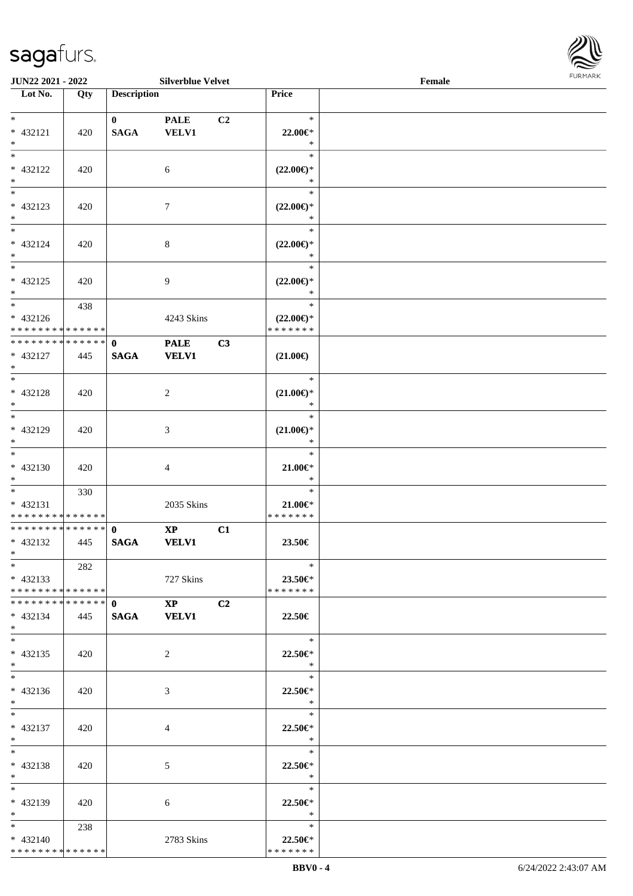JUN22 2021 - 2022 | Silverblue Velvet | Female

| Lot No. | Qty | Description | | | Price | |
|---|---|---|---|---|---|---|
| * | | 0 | PALE | C2 | * | |
| * 432121 | 420 | SAGA | VELV1 | | 22.00€* | |
| * | | | | | * | |
| * | | | | | * | |
| * 432122 | 420 | | 6 | | (22.00€)* | |
| * | | | | | * | |
| * | | | | | * | |
| * 432123 | 420 | | 7 | | (22.00€)* | |
| * | | | | | * | |
| * | | | | | * | |
| * 432124 | 420 | | 8 | | (22.00€)* | |
| * | | | | | * | |
| * | | | | | * | |
| * 432125 | 420 | | 9 | | (22.00€)* | |
| * | | | | | * | |
| * | 438 | | | | * | |
| * 432126 | | | 4243 Skins | | (22.00€)* | |
| * * * * * * * * * * * * * * | | | | | * * * * * * * | |
| * * * * * * * * * * * * * * | | 0 | PALE | C3 | | |
| * 432127 | 445 | SAGA | VELV1 | | (21.00€) | |
| * | | | | | | |
| * | | | | | * | |
| * 432128 | 420 | | 2 | | (21.00€)* | |
| * | | | | | * | |
| * | | | | | * | |
| * 432129 | 420 | | 3 | | (21.00€)* | |
| * | | | | | * | |
| * | | | | | * | |
| * 432130 | 420 | | 4 | | 21.00€* | |
| * | | | | | * | |
| * | 330 | | | | * | |
| * 432131 | | | 2035 Skins | | 21.00€* | |
| * * * * * * * * * * * * * * | | | | | * * * * * * * | |
| * * * * * * * * * * * * * * | | 0 | XP | C1 | | |
| * 432132 | 445 | SAGA | VELV1 | | 23.50€ | |
| * | | | | | | |
| * | 282 | | | | * | |
| * 432133 | | | 727 Skins | | 23.50€* | |
| * * * * * * * * * * * * * * | | | | | * * * * * * * | |
| * * * * * * * * * * * * * * | | 0 | XP | C2 | | |
| * 432134 | 445 | SAGA | VELV1 | | 22.50€ | |
| * | | | | | | |
| * | | | | | * | |
| * 432135 | 420 | | 2 | | 22.50€* | |
| * | | | | | * | |
| * | | | | | * | |
| * 432136 | 420 | | 3 | | 22.50€* | |
| * | | | | | * | |
| * | | | | | * | |
| * 432137 | 420 | | 4 | | 22.50€* | |
| * | | | | | * | |
| * | | | | | * | |
| * 432138 | 420 | | 5 | | 22.50€* | |
| * | | | | | * | |
| * | | | | | * | |
| * 432139 | 420 | | 6 | | 22.50€* | |
| * | | | | | * | |
| * | 238 | | | | * | |
| * 432140 | | | 2783 Skins | | 22.50€* | |
| * * * * * * * * * * * * * * | | | | | * * * * * * * | |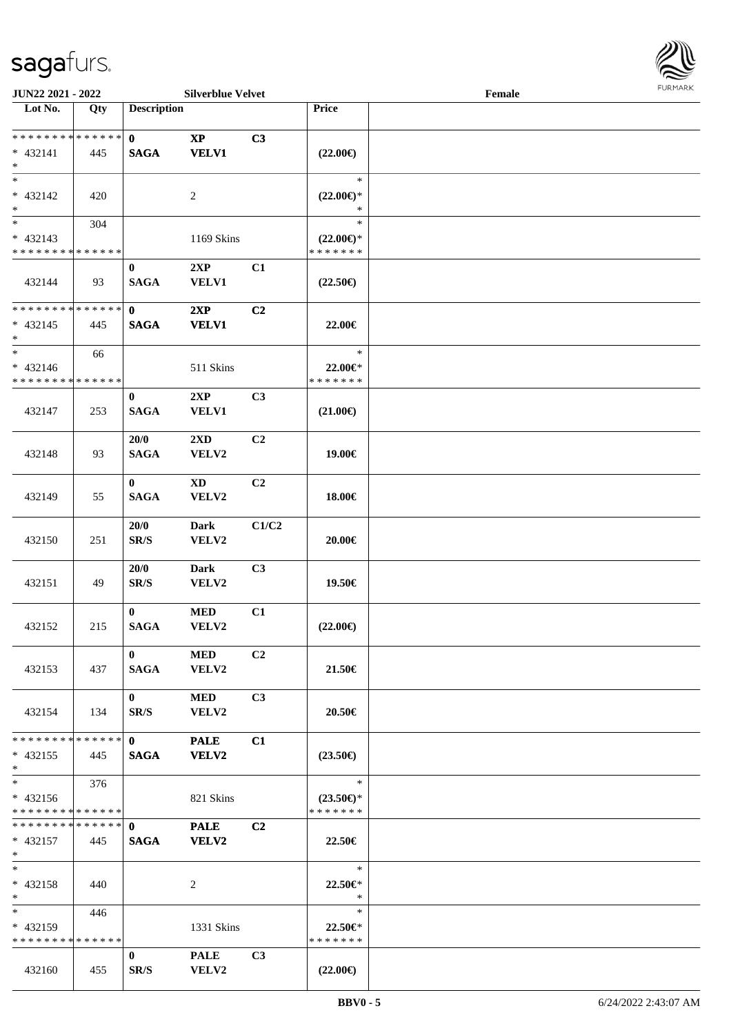| Lot No. | Qty | Description | | | Price | |
|---|---|---|---|---|---|---|
| * * * * * * * * * * * * * * | | 0 | XP | C3 | | |
| * 432141 | 445 | SAGA | VELV1 | | (22.00€) | |
| * | | | | | | |
| * | | | | | * | |
| * 432142 | 420 | | 2 | | (22.00€)* | |
| * | | | | | * | |
| * | 304 | | | | * | |
| * 432143 | | | 1169 Skins | | (22.00€)* | |
| * * * * * * * * * * * * * * | | | | | * * * * * * * | |
| | | 0 | 2XP | C1 | | |
| 432144 | 93 | SAGA | VELV1 | | (22.50€) | |
| * * * * * * * * * * * * * * | | 0 | 2XP | C2 | | |
| * 432145 | 445 | SAGA | VELV1 | | 22.00€ | |
| * | | | | | | |
| * | 66 | | | | * | |
| * 432146 | | | 511 Skins | | 22.00€* | |
| * * * * * * * * * * * * * * | | | | | * * * * * * * | |
| | | 0 | 2XP | C3 | | |
| 432147 | 253 | SAGA | VELV1 | | (21.00€) | |
| | | 20/0 | 2XD | C2 | | |
| 432148 | 93 | SAGA | VELV2 | | 19.00€ | |
| | | 0 | XD | C2 | | |
| 432149 | 55 | SAGA | VELV2 | | 18.00€ | |
| | | 20/0 | Dark | C1/C2 | | |
| 432150 | 251 | SR/S | VELV2 | | 20.00€ | |
| | | 20/0 | Dark | C3 | | |
| 432151 | 49 | SR/S | VELV2 | | 19.50€ | |
| | | 0 | MED | C1 | | |
| 432152 | 215 | SAGA | VELV2 | | (22.00€) | |
| | | 0 | MED | C2 | | |
| 432153 | 437 | SAGA | VELV2 | | 21.50€ | |
| | | 0 | MED | C3 | | |
| 432154 | 134 | SR/S | VELV2 | | 20.50€ | |
| * * * * * * * * * * * * * * | | 0 | PALE | C1 | | |
| * 432155 | 445 | SAGA | VELV2 | | (23.50€) | |
| * | | | | | | |
| * | 376 | | | | * | |
| * 432156 | | | 821 Skins | | (23.50€)* | |
| * * * * * * * * * * * * * * | | | | | * * * * * * * | |
| * * * * * * * * * * * * * * | | 0 | PALE | C2 | | |
| * 432157 | 445 | SAGA | VELV2 | | 22.50€ | |
| * | | | | | | |
| * | | | | | * | |
| * 432158 | 440 | | 2 | | 22.50€* | |
| * | | | | | * | |
| * | 446 | | | | * | |
| * 432159 | | | 1331 Skins | | 22.50€* | |
| * * * * * * * * * * * * * * | | | | | * * * * * * * | |
| | | 0 | PALE | C3 | | |
| 432160 | 455 | SR/S | VELV2 | | (22.00€) | |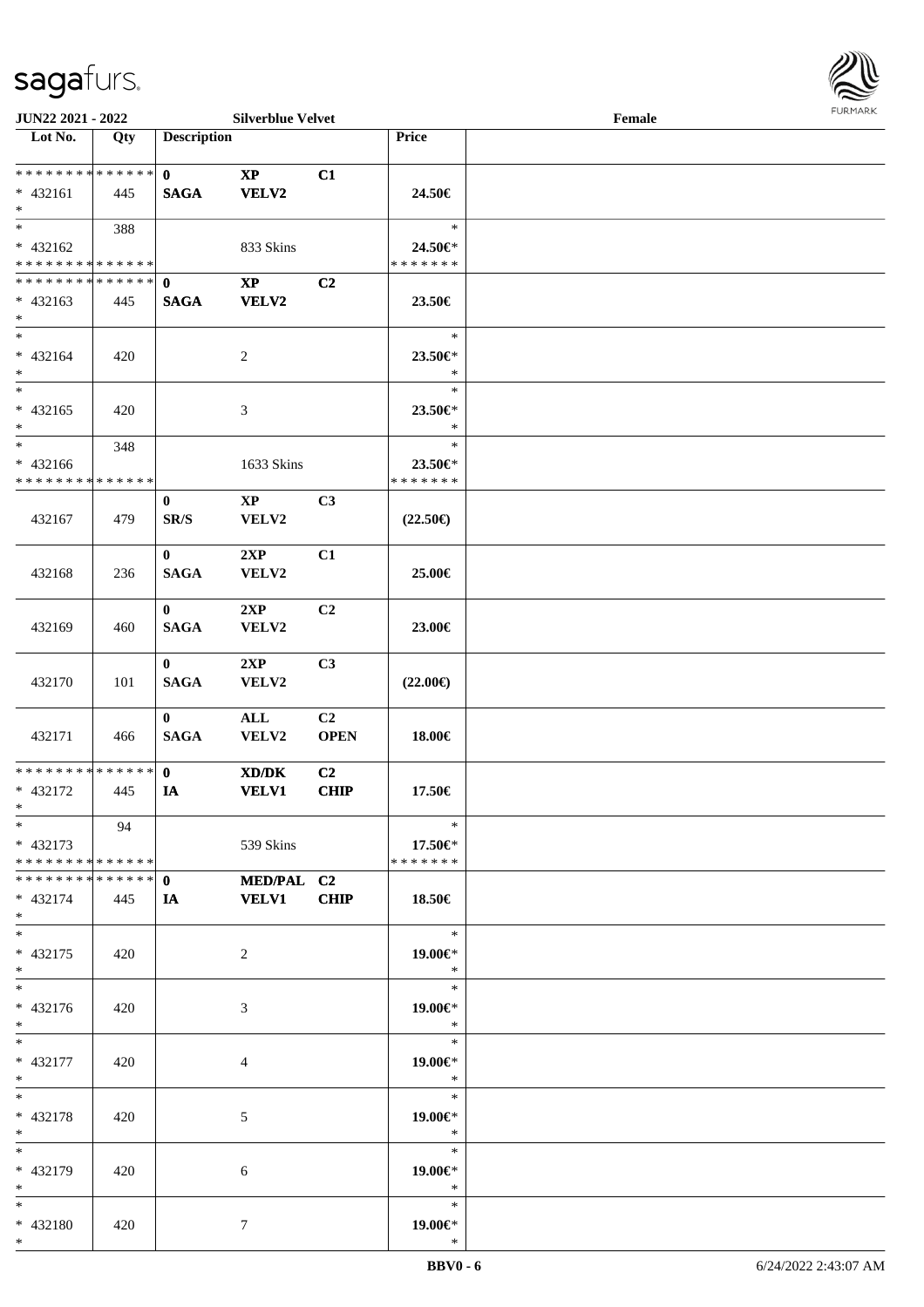JUN22 2021 - 2022 | Silverblue Velvet | Female

| Lot No. | Qty | Description | | | Price | |
|---|---|---|---|---|---|---|
| * * * * * * * * * * * * * * | | 0 | XP | C1 | | |
| * 432161 | 445 | SAGA | VELV2 | | 24.50€ | |
| * | | | | | | |
| * | 388 | | | | * | |
| * 432162 | | | 833 Skins | | 24.50€* | |
| * * * * * * * * * * * * * * | | | | | * * * * * * * | |
| * * * * * * * * * * * * * * | | 0 | XP | C2 | | |
| * 432163 | 445 | SAGA | VELV2 | | 23.50€ | |
| * | | | | | | |
| * | | | | | * | |
| * 432164 | 420 | | 2 | | 23.50€* | |
| * | | | | | * | |
| * | | | | | * | |
| * 432165 | 420 | | 3 | | 23.50€* | |
| * | | | | | * | |
| * | 348 | | | | * | |
| * 432166 | | | 1633 Skins | | 23.50€* | |
| * * * * * * * * * * * * * * | | | | | * * * * * * * | |
| | | 0 | XP | C3 | | |
| 432167 | 479 | SR/S | VELV2 | | (22.50€) | |
| | | 0 | 2XP | C1 | | |
| 432168 | 236 | SAGA | VELV2 | | 25.00€ | |
| | | 0 | 2XP | C2 | | |
| 432169 | 460 | SAGA | VELV2 | | 23.00€ | |
| | | 0 | 2XP | C3 | | |
| 432170 | 101 | SAGA | VELV2 | | (22.00€) | |
| | | 0 | ALL | C2 | | |
| 432171 | 466 | SAGA | VELV2 | OPEN | 18.00€ | |
| * * * * * * * * * * * * * * | | 0 | XD/DK | C2 | | |
| * 432172 | 445 | IA | VELV1 | CHIP | 17.50€ | |
| * | | | | | | |
| * | 94 | | | | * | |
| * 432173 | | | 539 Skins | | 17.50€* | |
| * * * * * * * * * * * * * * | | | | | * * * * * * * | |
| * * * * * * * * * * * * * * | | 0 | MED/PAL | C2 | | |
| * 432174 | 445 | IA | VELV1 | CHIP | 18.50€ | |
| * | | | | | | |
| * | | | | | * | |
| * 432175 | 420 | | 2 | | 19.00€* | |
| * | | | | | * | |
| * | | | | | * | |
| * 432176 | 420 | | 3 | | 19.00€* | |
| * | | | | | * | |
| * | | | | | * | |
| * 432177 | 420 | | 4 | | 19.00€* | |
| * | | | | | * | |
| * | | | | | * | |
| * 432178 | 420 | | 5 | | 19.00€* | |
| * | | | | | * | |
| * | | | | | * | |
| * 432179 | 420 | | 6 | | 19.00€* | |
| * | | | | | * | |
| * | | | | | * | |
| * 432180 | 420 | | 7 | | 19.00€* | |
| * | | | | | * | |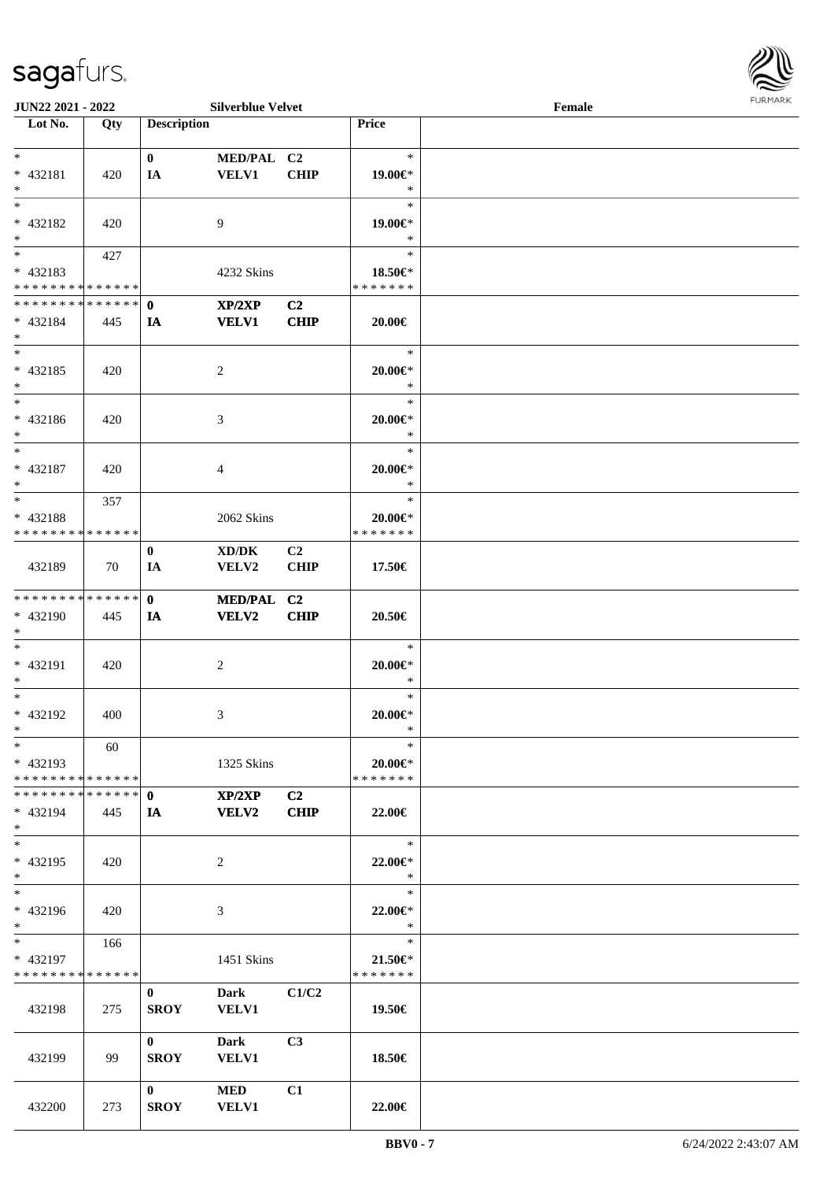JUN22 2021 - 2022 Silverblue Velvet Female

| Lot No. | Qty | Description | | | Price | |
|---|---|---|---|---|---|---|
| * <br> * 432181 <br> * | 420 | 0 <br> IA | MED/PAL <br> VELV1 | C2 <br> CHIP | * <br> 19.00€* <br> * | |
| * <br> * 432182 <br> * | 420 | | 9 | | * <br> 19.00€* <br> * | |
| * <br> * 432183 <br> * * * * * * * * * * * * * * | 427 | | 4232 Skins | | * <br> 18.50€* <br> * * * * * * * | |
| * * * * * * * * * * * * * * <br> * 432184 <br> * | 445 | 0 <br> IA | XP/2XP <br> VELV1 | C2 <br> CHIP | 20.00€ | |
| * <br> * 432185 <br> * | 420 | | 2 | | * <br> 20.00€* <br> * | |
| * <br> * 432186 <br> * | 420 | | 3 | | * <br> 20.00€* <br> * | |
| * <br> * 432187 <br> * | 420 | | 4 | | * <br> 20.00€* <br> * | |
| * <br> * 432188 <br> * * * * * * * * * * * * * * | 357 | | 2062 Skins | | * <br> 20.00€* <br> * * * * * * * | |
| 432189 | 70 | 0 <br> IA | XD/DK <br> VELV2 | C2 <br> CHIP | 17.50€ | |
| * * * * * * * * * * * * * * <br> * 432190 <br> * | 445 | 0 <br> IA | MED/PAL <br> VELV2 | C2 <br> CHIP | 20.50€ | |
| * <br> * 432191 <br> * | 420 | | 2 | | * <br> 20.00€* <br> * | |
| * <br> * 432192 <br> * | 400 | | 3 | | * <br> 20.00€* <br> * | |
| * <br> * 432193 <br> * * * * * * * * * * * * * * | 60 | | 1325 Skins | | * <br> 20.00€* <br> * * * * * * * | |
| * * * * * * * * * * * * * * <br> * 432194 <br> * | 445 | 0 <br> IA | XP/2XP <br> VELV2 | C2 <br> CHIP | 22.00€ | |
| * <br> * 432195 <br> * | 420 | | 2 | | * <br> 22.00€* <br> * | |
| * <br> * 432196 <br> * | 420 | | 3 | | * <br> 22.00€* <br> * | |
| * <br> * 432197 <br> * * * * * * * * * * * * * * | 166 | | 1451 Skins | | * <br> 21.50€* <br> * * * * * * * | |
| 432198 | 275 | 0 <br> SROY | Dark <br> VELV1 | C1/C2 | 19.50€ | |
| 432199 | 99 | 0 <br> SROY | Dark <br> VELV1 | C3 | 18.50€ | |
| 432200 | 273 | 0 <br> SROY | MED <br> VELV1 | C1 | 22.00€ | |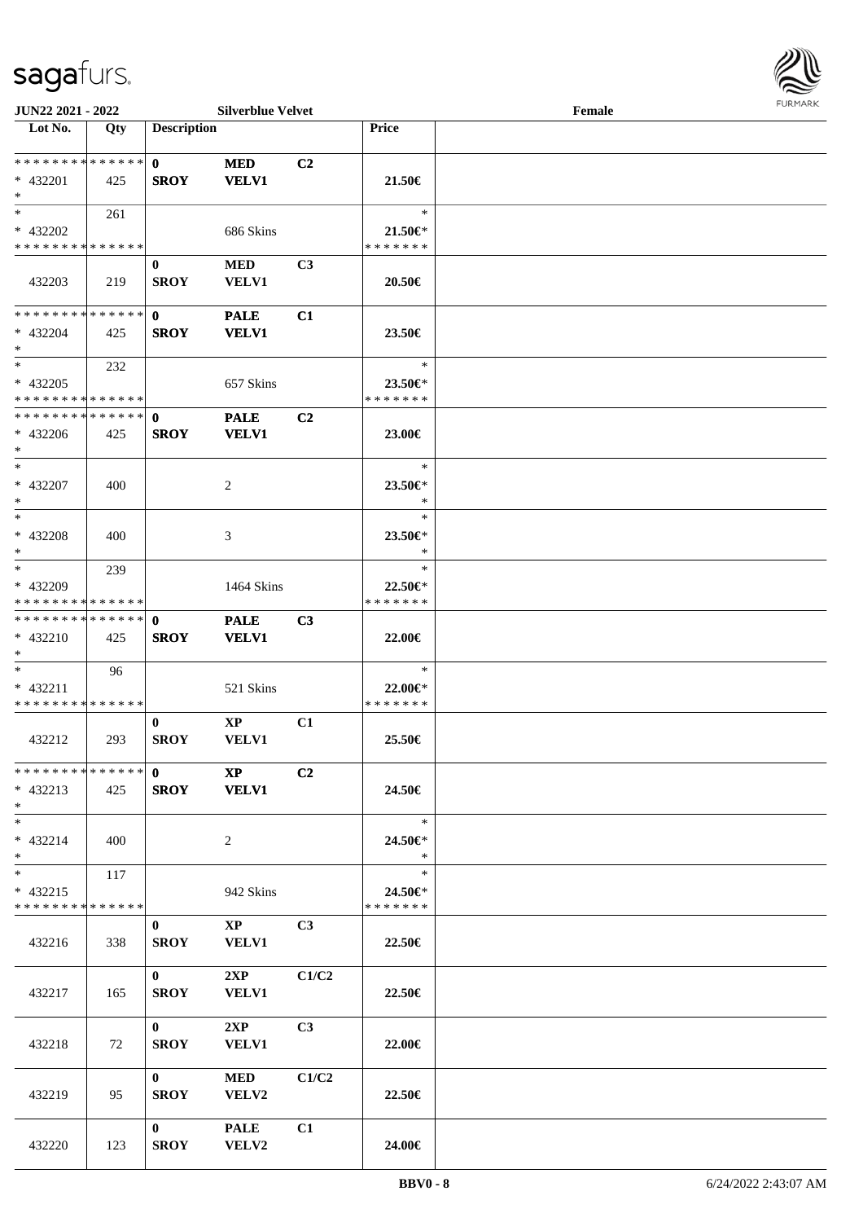**JUN22 2021 - 2022** **Silverblue Velvet** **Female**

| Lot No. | Qty | Description | | | Price | |
|---|---|---|---|---|---|---|
| * * * * * * * * * * * * * * | | 0 | MED | C2 | | |
| * 432201 | 425 | SROY | VELV1 | | 21.50€ | |
| * | | | | | | |
| * | 261 | | | | * | |
| * 432202 | | | 686 Skins | | 21.50€* | |
| * * * * * * * * * * * * * * | | | | | * * * * * * * | |
| | | 0 | MED | C3 | | |
| 432203 | 219 | SROY | VELV1 | | 20.50€ | |
| * * * * * * * * * * * * * * | | 0 | PALE | C1 | | |
| * 432204 | 425 | SROY | VELV1 | | 23.50€ | |
| * | | | | | | |
| * | 232 | | | | * | |
| * 432205 | | | 657 Skins | | 23.50€* | |
| * * * * * * * * * * * * * * | | | | | * * * * * * * | |
| * * * * * * * * * * * * * * | | 0 | PALE | C2 | | |
| * 432206 | 425 | SROY | VELV1 | | 23.00€ | |
| * | | | | | | |
| * | | | | | * | |
| * 432207 | 400 | | 2 | | 23.50€* | |
| * | | | | | * | |
| * | | | | | * | |
| * 432208 | 400 | | 3 | | 23.50€* | |
| * | | | | | * | |
| * | 239 | | | | * | |
| * 432209 | | | 1464 Skins | | 22.50€* | |
| * * * * * * * * * * * * * * | | | | | * * * * * * * | |
| * * * * * * * * * * * * * * | | 0 | PALE | C3 | | |
| * 432210 | 425 | SROY | VELV1 | | 22.00€ | |
| * | | | | | | |
| * | 96 | | | | * | |
| * 432211 | | | 521 Skins | | 22.00€* | |
| * * * * * * * * * * * * * * | | | | | * * * * * * * | |
| | | 0 | XP | C1 | | |
| 432212 | 293 | SROY | VELV1 | | 25.50€ | |
| * * * * * * * * * * * * * * | | 0 | XP | C2 | | |
| * 432213 | 425 | SROY | VELV1 | | 24.50€ | |
| * | | | | | | |
| * | | | | | * | |
| * 432214 | 400 | | 2 | | 24.50€* | |
| * | | | | | * | |
| * | 117 | | | | * | |
| * 432215 | | | 942 Skins | | 24.50€* | |
| * * * * * * * * * * * * * * | | | | | * * * * * * * | |
| | | 0 | XP | C3 | | |
| 432216 | 338 | SROY | VELV1 | | 22.50€ | |
| | | 0 | 2XP | C1/C2 | | |
| 432217 | 165 | SROY | VELV1 | | 22.50€ | |
| | | 0 | 2XP | C3 | | |
| 432218 | 72 | SROY | VELV1 | | 22.00€ | |
| | | 0 | MED | C1/C2 | | |
| 432219 | 95 | SROY | VELV2 | | 22.50€ | |
| | | 0 | PALE | C1 | | |
| 432220 | 123 | SROY | VELV2 | | 24.00€ | |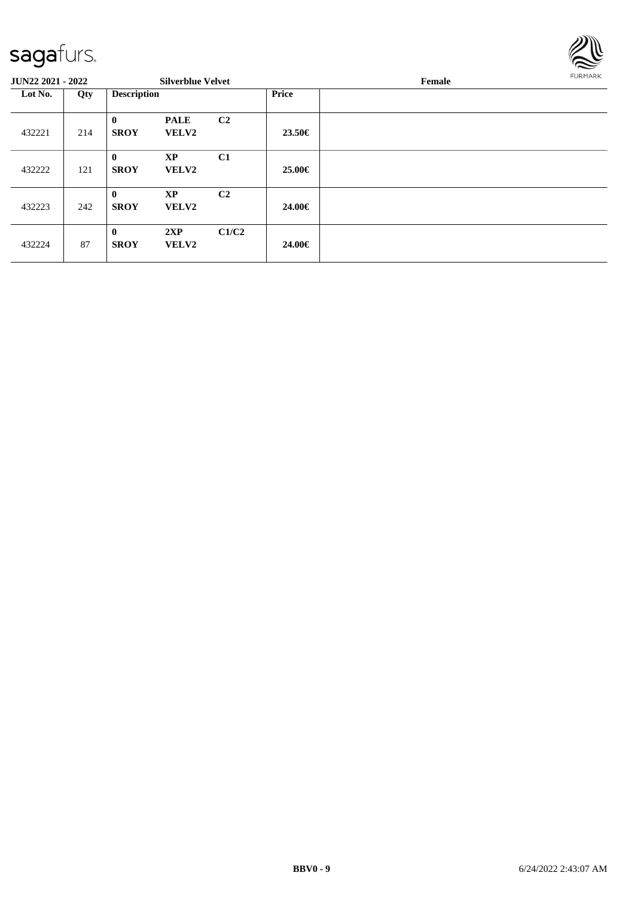**JUN22 2021 - 2022** **Silverblue Velvet** **Female**

| Lot No. | Qty | Description | | | Price | |
|---|---|---|---|---|---|---|
| 432221 | 214 | **0** **SROY** | **PALE** **VELV2** | **C2** | **23.50€** | |
| 432222 | 121 | **0** **SROY** | **XP** **VELV2** | **C1** | **25.00€** | |
| 432223 | 242 | **0** **SROY** | **XP** **VELV2** | **C2** | **24.00€** | |
| 432224 | 87 | **0** **SROY** | **2XP** **VELV2** | **C1/C2** | **24.00€** | |

**BBV0 - 9** 6/24/2022 2:43:07 AM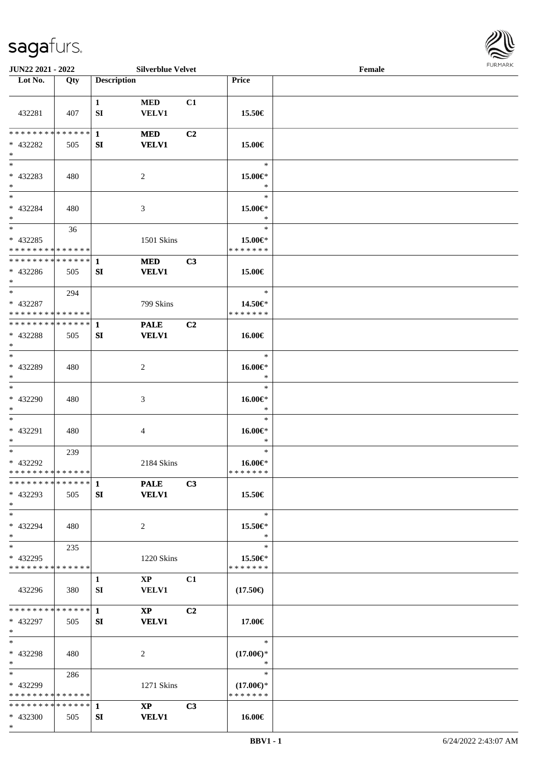| Lot No. | Qty | Description | | | Price | |
|---|---|---|---|---|---|---|
| 432281 | 407 | 1 SI | MED VELV1 | C1 | 15.50€ | |
| * * * * * * * * * * * * * * * 432282 * | 505 | 1 SI | MED VELV1 | C2 | 15.00€ | |
| * * 432283 * | 480 | | 2 | | * 15.00€* * | |
| * * 432284 * | 480 | | 3 | | * 15.00€* * | |
| * * 432285 * * * * * * * * * * * * * * | 36 | | 1501 Skins | | * 15.00€* * * * * * * * | |
| * * * * * * * * * * * * * * * 432286 * | 505 | 1 SI | MED VELV1 | C3 | 15.00€ | |
| * * 432287 * * * * * * * * * * * * * * | 294 | | 799 Skins | | * 14.50€* * * * * * * * | |
| * * * * * * * * * * * * * * * 432288 * | 505 | 1 SI | PALE VELV1 | C2 | 16.00€ | |
| * * 432289 * | 480 | | 2 | | * 16.00€* * | |
| * * 432290 * | 480 | | 3 | | * 16.00€* * | |
| * * 432291 * | 480 | | 4 | | * 16.00€* * | |
| * * 432292 * * * * * * * * * * * * * * | 239 | | 2184 Skins | | * 16.00€* * * * * * * * | |
| * * * * * * * * * * * * * * * 432293 * | 505 | 1 SI | PALE VELV1 | C3 | 15.50€ | |
| * * 432294 * | 480 | | 2 | | * 15.50€* * | |
| * * 432295 * * * * * * * * * * * * * * | 235 | | 1220 Skins | | * 15.50€* * * * * * * * | |
| 432296 | 380 | 1 SI | XP VELV1 | C1 | (17.50€) | |
| * * * * * * * * * * * * * * * 432297 * | 505 | 1 SI | XP VELV1 | C2 | 17.00€ | |
| * * 432298 * | 480 | | 2 | | * (17.00€)* * | |
| * * 432299 * * * * * * * * * * * * * * | 286 | | 1271 Skins | | * (17.00€)* * * * * * * * | |
| * * * * * * * * * * * * * * * 432300 * | 505 | 1 SI | XP VELV1 | C3 | 16.00€ | |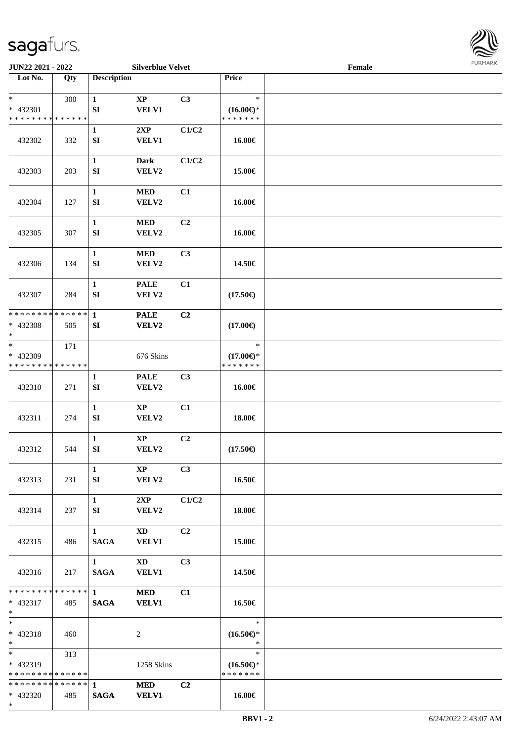**JUN22 2021 - 2022** **Silverblue Velvet** **Female**

| Lot No. | Qty | Description | | | Price | |
|---|---|---|---|---|---|---|
| * <br> * 432301 <br> * * * * * * * * * * * * * * | 300 | 1 <br> SI | XP <br> VELV1 | C3 | * <br> (16.00€)* <br> * * * * * * * | |
| 432302 | 332 | 1 <br> SI | 2XP <br> VELV1 | C1/C2 | 16.00€ | |
| 432303 | 203 | 1 <br> SI | Dark <br> VELV2 | C1/C2 | 15.00€ | |
| 432304 | 127 | 1 <br> SI | MED <br> VELV2 | C1 | 16.00€ | |
| 432305 | 307 | 1 <br> SI | MED <br> VELV2 | C2 | 16.00€ | |
| 432306 | 134 | 1 <br> SI | MED <br> VELV2 | C3 | 14.50€ | |
| 432307 | 284 | 1 <br> SI | PALE <br> VELV2 | C1 | (17.50€) | |
| * * * * * * * * * * * * * * <br> * 432308 <br> * | 505 | 1 <br> SI | PALE <br> VELV2 | C2 | (17.00€) | |
| * <br> * 432309 <br> * * * * * * * * * * * * * * | 171 | | 676 Skins | | * <br> (17.00€)* <br> * * * * * * * | |
| 432310 | 271 | 1 <br> SI | PALE <br> VELV2 | C3 | 16.00€ | |
| 432311 | 274 | 1 <br> SI | XP <br> VELV2 | C1 | 18.00€ | |
| 432312 | 544 | 1 <br> SI | XP <br> VELV2 | C2 | (17.50€) | |
| 432313 | 231 | 1 <br> SI | XP <br> VELV2 | C3 | 16.50€ | |
| 432314 | 237 | 1 <br> SI | 2XP <br> VELV2 | C1/C2 | 18.00€ | |
| 432315 | 486 | 1 <br> SAGA | XD <br> VELV1 | C2 | 15.00€ | |
| 432316 | 217 | 1 <br> SAGA | XD <br> VELV1 | C3 | 14.50€ | |
| * * * * * * * * * * * * * * <br> * 432317 <br> * | 485 | 1 <br> SAGA | MED <br> VELV1 | C1 | 16.50€ | |
| * <br> * 432318 <br> * | 460 | | 2 | | * <br> (16.50€)* <br> * | |
| * <br> * 432319 <br> * * * * * * * * * * * * * * | 313 | | 1258 Skins | | * <br> (16.50€)* <br> * * * * * * * | |
| * * * * * * * * * * * * * * <br> * 432320 <br> * | 485 | 1 <br> SAGA | MED <br> VELV1 | C2 | 16.00€ | |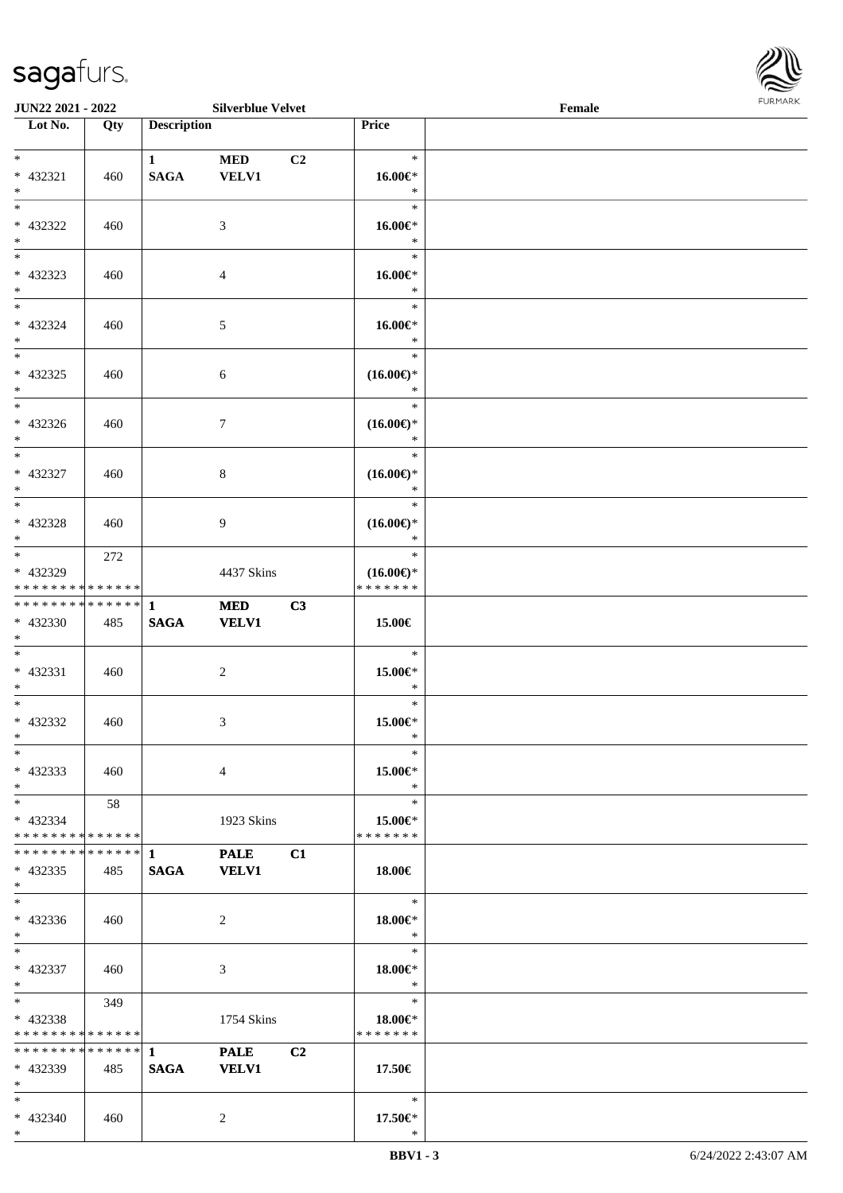**JUN22 2021 - 2022** **Silverblue Velvet** **Female**

| Lot No. | Qty | Description | | | Price | |
|---|---|---|---|---|---|---|
| * | | 1 | MED | C2 | * | |
| * 432321 | 460 | SAGA | VELV1 | | 16.00€* | |
| * | | | | | * | |
| * | | | | | * | |
| * 432322 | 460 | | 3 | | 16.00€* | |
| * | | | | | * | |
| * | | | | | * | |
| * 432323 | 460 | | 4 | | 16.00€* | |
| * | | | | | * | |
| * | | | | | * | |
| * 432324 | 460 | | 5 | | 16.00€* | |
| * | | | | | * | |
| * | | | | | * | |
| * 432325 | 460 | | 6 | | (16.00€)* | |
| * | | | | | * | |
| * | | | | | * | |
| * 432326 | 460 | | 7 | | (16.00€)* | |
| * | | | | | * | |
| * | | | | | * | |
| * 432327 | 460 | | 8 | | (16.00€)* | |
| * | | | | | * | |
| * | | | | | * | |
| * 432328 | 460 | | 9 | | (16.00€)* | |
| * | | | | | * | |
| * | 272 | | | | * | |
| * 432329 | | | 4437 Skins | | (16.00€)* | |
| * * * * * * * * * * * * * * | | | | | * * * * * * * | |
| * * * * * * * * * * * * * * | | 1 | MED | C3 | | |
| * 432330 | 485 | SAGA | VELV1 | | 15.00€ | |
| * | | | | | | |
| * | | | | | * | |
| * 432331 | 460 | | 2 | | 15.00€* | |
| * | | | | | * | |
| * | | | | | * | |
| * 432332 | 460 | | 3 | | 15.00€* | |
| * | | | | | * | |
| * | | | | | * | |
| * 432333 | 460 | | 4 | | 15.00€* | |
| * | | | | | * | |
| * | 58 | | | | * | |
| * 432334 | | | 1923 Skins | | 15.00€* | |
| * * * * * * * * * * * * * * | | | | | * * * * * * * | |
| * * * * * * * * * * * * * * | | 1 | PALE | C1 | | |
| * 432335 | 485 | SAGA | VELV1 | | 18.00€ | |
| * | | | | | | |
| * | | | | | * | |
| * 432336 | 460 | | 2 | | 18.00€* | |
| * | | | | | * | |
| * | | | | | * | |
| * 432337 | 460 | | 3 | | 18.00€* | |
| * | | | | | * | |
| * | 349 | | | | * | |
| * 432338 | | | 1754 Skins | | 18.00€* | |
| * * * * * * * * * * * * * * | | | | | * * * * * * * | |
| * * * * * * * * * * * * * * | | 1 | PALE | C2 | | |
| * 432339 | 485 | SAGA | VELV1 | | 17.50€ | |
| * | | | | | | |
| * | | | | | * | |
| * 432340 | 460 | | 2 | | 17.50€* | |
| * | | | | | * | |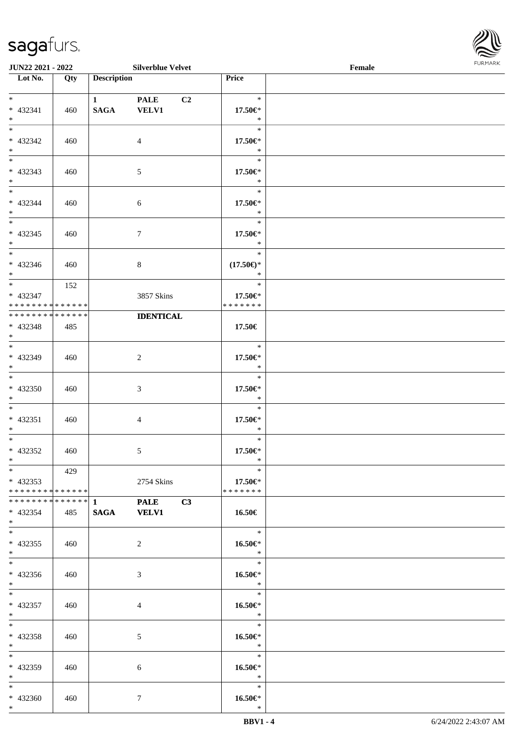| Lot No. | Qty | Description | | | Price | |
|---|---|---|---|---|---|---|
| * <br> * 432341 <br> * | 460 | 1 <br> **SAGA** | **PALE** <br> **VELV1** | C2 | * <br> **17.50€*** <br> * | |
| * <br> * 432342 <br> * | 460 | | 4 | | * <br> **17.50€*** <br> * | |
| * <br> * 432343 <br> * | 460 | | 5 | | * <br> **17.50€*** <br> * | |
| * <br> * 432344 <br> * | 460 | | 6 | | * <br> **17.50€*** <br> * | |
| * <br> * 432345 <br> * | 460 | | 7 | | * <br> **17.50€*** <br> * | |
| * <br> * 432346 <br> * | 460 | | 8 | | * <br> **(17.50€)*** <br> * | |
| * <br> * 432347 <br> * * * * * * * * * * * * * * | 152 | | 3857 Skins | | * <br> **17.50€*** <br> * * * * * * * | |
| * * * * * * * * * * * * * * <br> * 432348 <br> * | 485 | | **IDENTICAL** | | **17.50€** | |
| * <br> * 432349 <br> * | 460 | | 2 | | * <br> **17.50€*** <br> * | |
| * <br> * 432350 <br> * | 460 | | 3 | | * <br> **17.50€*** <br> * | |
| * <br> * 432351 <br> * | 460 | | 4 | | * <br> **17.50€*** <br> * | |
| * <br> * 432352 <br> * | 460 | | 5 | | * <br> **17.50€*** <br> * | |
| * <br> * 432353 <br> * * * * * * * * * * * * * * | 429 | | 2754 Skins | | * <br> **17.50€*** <br> * * * * * * * | |
| * * * * * * * * * * * * * * <br> * 432354 <br> * | 485 | 1 <br> **SAGA** | **PALE** <br> **VELV1** | C3 | **16.50€** | |
| * <br> * 432355 <br> * | 460 | | 2 | | * <br> **16.50€*** <br> * | |
| * <br> * 432356 <br> * | 460 | | 3 | | * <br> **16.50€*** <br> * | |
| * <br> * 432357 <br> * | 460 | | 4 | | * <br> **16.50€*** <br> * | |
| * <br> * 432358 <br> * | 460 | | 5 | | * <br> **16.50€*** <br> * | |
| * <br> * 432359 <br> * | 460 | | 6 | | * <br> **16.50€*** <br> * | |
| * <br> * 432360 <br> * | 460 | | 7 | | * <br> **16.50€*** <br> * | |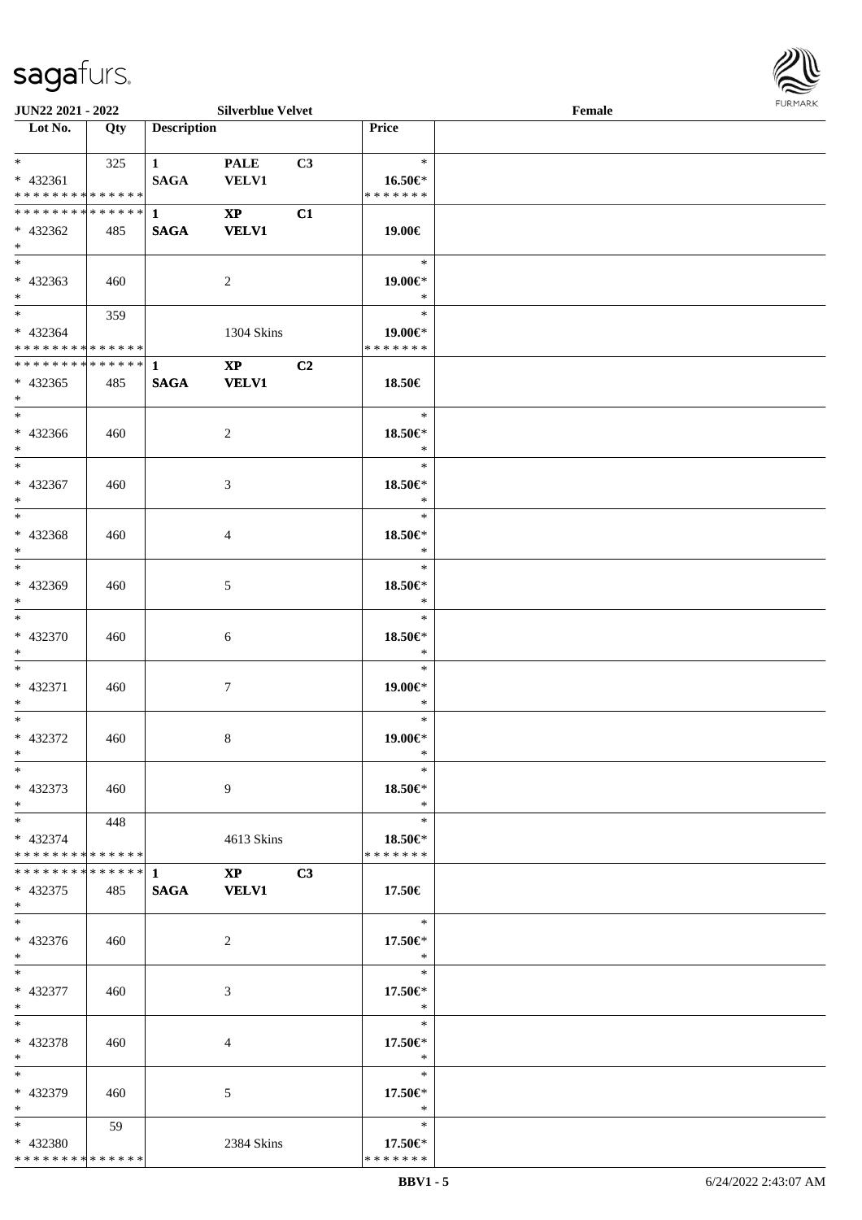JUN22 2021 - 2022 | Silverblue Velvet | Female

| Lot No. | Qty | Description | | | Price | |
|---|---|---|---|---|---|---|
| * | 325 | 1 | PALE | C3 | * | |
| * 432361 | | SAGA | VELV1 | | 16.50€* | |
| * * * * * * * * * * * * * * | | | | | * * * * * * * | |
| * * * * * * * * * * * * * * | | 1 | XP | C1 | | |
| * 432362 | 485 | SAGA | VELV1 | | 19.00€ | |
| * | | | | | | |
| * | | | | | * | |
| * 432363 | 460 | | 2 | | 19.00€* | |
| * | | | | | * | |
| * | 359 | | | | * | |
| * 432364 | | | 1304 Skins | | 19.00€* | |
| * * * * * * * * * * * * * * | | | | | * * * * * * * | |
| * * * * * * * * * * * * * * | | 1 | XP | C2 | | |
| * 432365 | 485 | SAGA | VELV1 | | 18.50€ | |
| * | | | | | | |
| * | | | | | * | |
| * 432366 | 460 | | 2 | | 18.50€* | |
| * | | | | | * | |
| * | | | | | * | |
| * 432367 | 460 | | 3 | | 18.50€* | |
| * | | | | | * | |
| * | | | | | * | |
| * 432368 | 460 | | 4 | | 18.50€* | |
| * | | | | | * | |
| * | | | | | * | |
| * 432369 | 460 | | 5 | | 18.50€* | |
| * | | | | | * | |
| * | | | | | * | |
| * 432370 | 460 | | 6 | | 18.50€* | |
| * | | | | | * | |
| * | | | | | * | |
| * 432371 | 460 | | 7 | | 19.00€* | |
| * | | | | | * | |
| * | | | | | * | |
| * 432372 | 460 | | 8 | | 19.00€* | |
| * | | | | | * | |
| * | | | | | * | |
| * 432373 | 460 | | 9 | | 18.50€* | |
| * | | | | | * | |
| * | 448 | | | | * | |
| * 432374 | | | 4613 Skins | | 18.50€* | |
| * * * * * * * * * * * * * * | | | | | * * * * * * * | |
| * * * * * * * * * * * * * * | | 1 | XP | C3 | | |
| * 432375 | 485 | SAGA | VELV1 | | 17.50€ | |
| * | | | | | | |
| * | | | | | * | |
| * 432376 | 460 | | 2 | | 17.50€* | |
| * | | | | | * | |
| * | | | | | * | |
| * 432377 | 460 | | 3 | | 17.50€* | |
| * | | | | | * | |
| * | | | | | * | |
| * 432378 | 460 | | 4 | | 17.50€* | |
| * | | | | | * | |
| * | | | | | * | |
| * 432379 | 460 | | 5 | | 17.50€* | |
| * | | | | | * | |
| * | 59 | | | | * | |
| * 432380 | | | 2384 Skins | | 17.50€* | |
| * * * * * * * * * * * * * * | | | | | * * * * * * * | |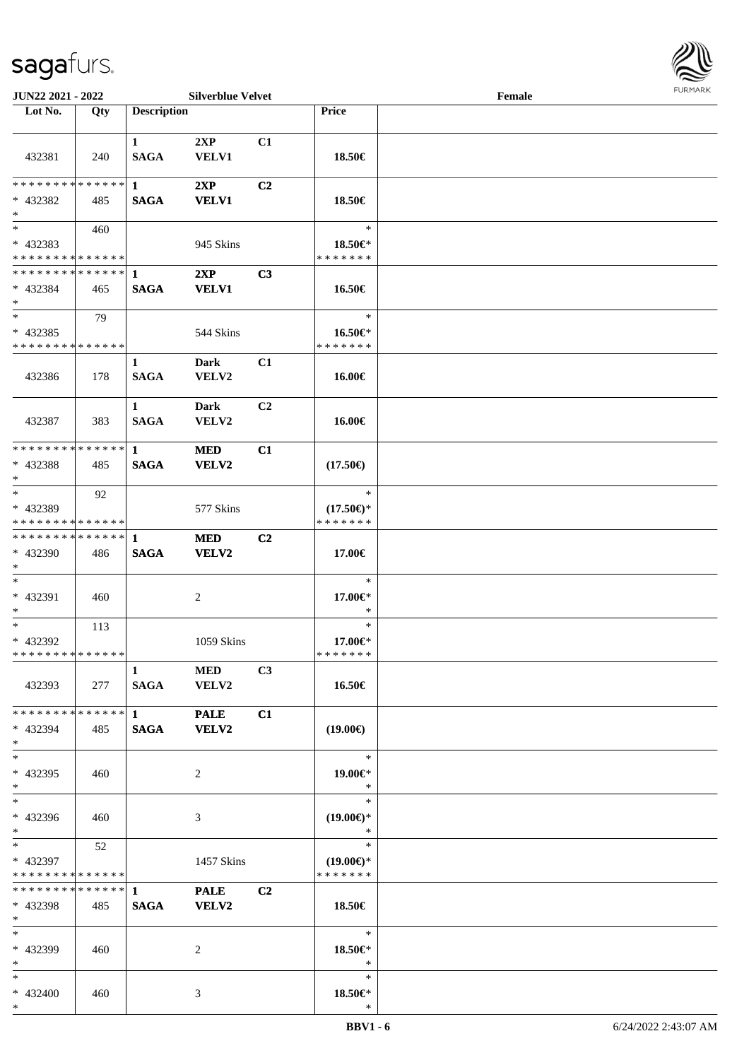JUN22 2021 - 2022 Silverblue Velvet Female

| Lot No. | Qty | Description | | | Price | |
|---|---|---|---|---|---|---|
| 432381 | 240 | 1 SAGA | 2XP VELV1 | C1 | 18.50€ | |
| * * * * * * * * * * * * * * * 432382 * | 485 | 1 SAGA | 2XP VELV1 | C2 | 18.50€ | |
| * * 432383 * * * * * * * * * * * * * * | 460 | | 945 Skins | | * 18.50€* * * * * * * * | |
| * * * * * * * * * * * * * * * 432384 * | 465 | 1 SAGA | 2XP VELV1 | C3 | 16.50€ | |
| * * 432385 * * * * * * * * * * * * * * | 79 | | 544 Skins | | * 16.50€* * * * * * * * | |
| 432386 | 178 | 1 SAGA | Dark VELV2 | C1 | 16.00€ | |
| 432387 | 383 | 1 SAGA | Dark VELV2 | C2 | 16.00€ | |
| * * * * * * * * * * * * * * * 432388 * | 485 | 1 SAGA | MED VELV2 | C1 | (17.50€) | |
| * * 432389 * * * * * * * * * * * * * * | 92 | | 577 Skins | | * (17.50€)* * * * * * * * | |
| * * * * * * * * * * * * * * * 432390 * | 486 | 1 SAGA | MED VELV2 | C2 | 17.00€ | |
| * * 432391 * | 460 | | 2 | | * 17.00€* * | |
| * * 432392 * * * * * * * * * * * * * * | 113 | | 1059 Skins | | * 17.00€* * * * * * * * | |
| 432393 | 277 | 1 SAGA | MED VELV2 | C3 | 16.50€ | |
| * * * * * * * * * * * * * * * 432394 * | 485 | 1 SAGA | PALE VELV2 | C1 | (19.00€) | |
| * * 432395 * | 460 | | 2 | | * 19.00€* * | |
| * * 432396 * | 460 | | 3 | | * (19.00€)* * | |
| * * 432397 * * * * * * * * * * * * * * | 52 | | 1457 Skins | | * (19.00€)* * * * * * * * | |
| * * * * * * * * * * * * * * * 432398 * | 485 | 1 SAGA | PALE VELV2 | C2 | 18.50€ | |
| * * 432399 * | 460 | | 2 | | * 18.50€* * | |
| * * 432400 * | 460 | | 3 | | * 18.50€* * | |

BBV1 - 6 6/24/2022 2:43:07 AM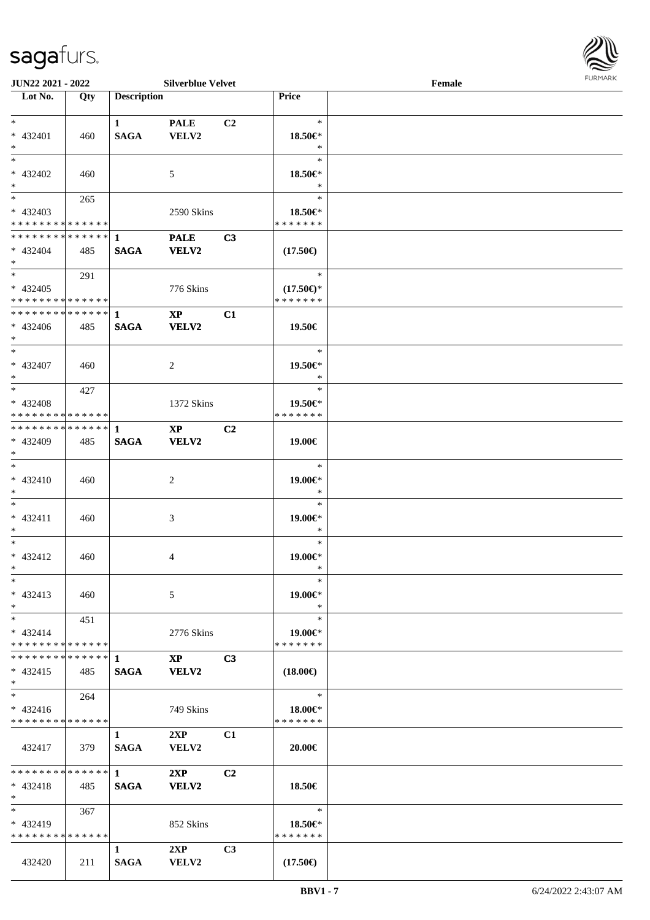| Lot No. | Qty | Description | | | Price | |
|---|---|---|---|---|---|---|
| * | | 1 | PALE | C2 | * | |
| * 432401 | 460 | SAGA | VELV2 | | 18.50€* | |
| * | | | | | * | |
| * | | | | | * | |
| * 432402 | 460 | | 5 | | 18.50€* | |
| * | | | | | * | |
| * | 265 | | | | * | |
| * 432403 | | | 2590 Skins | | 18.50€* | |
| * * * * * * * * * * * * * * | | | | | * * * * * * * | |
| * * * * * * * * * * * * * * | | 1 | PALE | C3 | | |
| * 432404 | 485 | SAGA | VELV2 | | (17.50€) | |
| * | | | | | | |
| * | 291 | | | | * | |
| * 432405 | | | 776 Skins | | (17.50€)* | |
| * * * * * * * * * * * * * * | | | | | * * * * * * * | |
| * * * * * * * * * * * * * * | | 1 | XP | C1 | | |
| * 432406 | 485 | SAGA | VELV2 | | 19.50€ | |
| * | | | | | | |
| * | | | | | * | |
| * 432407 | 460 | | 2 | | 19.50€* | |
| * | | | | | * | |
| * | 427 | | | | * | |
| * 432408 | | | 1372 Skins | | 19.50€* | |
| * * * * * * * * * * * * * * | | | | | * * * * * * * | |
| * * * * * * * * * * * * * * | | 1 | XP | C2 | | |
| * 432409 | 485 | SAGA | VELV2 | | 19.00€ | |
| * | | | | | | |
| * | | | | | * | |
| * 432410 | 460 | | 2 | | 19.00€* | |
| * | | | | | * | |
| * | | | | | * | |
| * 432411 | 460 | | 3 | | 19.00€* | |
| * | | | | | * | |
| * | | | | | * | |
| * 432412 | 460 | | 4 | | 19.00€* | |
| * | | | | | * | |
| * | | | | | * | |
| * 432413 | 460 | | 5 | | 19.00€* | |
| * | | | | | * | |
| * | 451 | | | | * | |
| * 432414 | | | 2776 Skins | | 19.00€* | |
| * * * * * * * * * * * * * * | | | | | * * * * * * * | |
| * * * * * * * * * * * * * * | | 1 | XP | C3 | | |
| * 432415 | 485 | SAGA | VELV2 | | (18.00€) | |
| * | | | | | | |
| * | 264 | | | | * | |
| * 432416 | | | 749 Skins | | 18.00€* | |
| * * * * * * * * * * * * * * | | | | | * * * * * * * | |
| | | 1 | 2XP | C1 | | |
| 432417 | 379 | SAGA | VELV2 | | 20.00€ | |
| * * * * * * * * * * * * * * | | 1 | 2XP | C2 | | |
| * 432418 | 485 | SAGA | VELV2 | | 18.50€ | |
| * | | | | | | |
| * | 367 | | | | * | |
| * 432419 | | | 852 Skins | | 18.50€* | |
| * * * * * * * * * * * * * * | | | | | * * * * * * * | |
| | | 1 | 2XP | C3 | | |
| 432420 | 211 | SAGA | VELV2 | | (17.50€) | |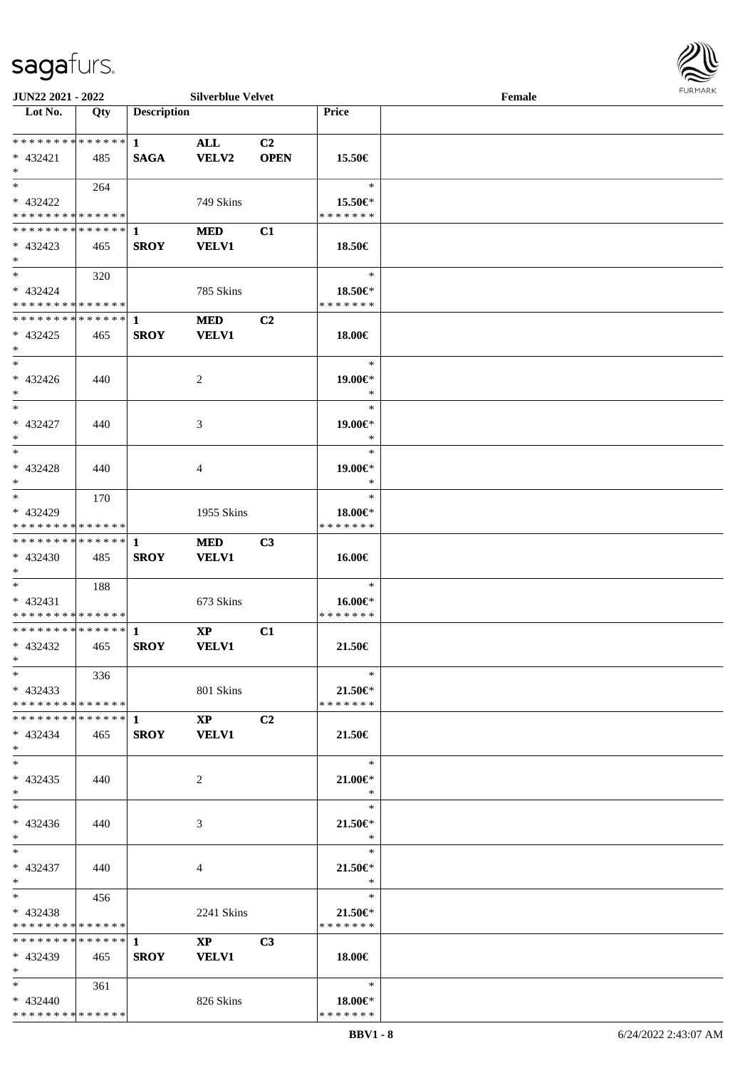JUN22 2021 - 2022 | Silverblue Velvet | Female

| Lot No. | Qty | Description | | | Price | |
|---|---|---|---|---|---|---|
| * * * * * * * * * * * * * * | | 1 | ALL | C2 | | |
| * 432421 | 485 | SAGA | VELV2 | OPEN | 15.50€ | |
| * | | | | | | |
| * | 264 | | | | * | |
| * 432422 | | | 749 Skins | | 15.50€* | |
| * * * * * * * * * * * * * * | | | | | * * * * * * * | |
| * * * * * * * * * * * * * * | | 1 | MED | C1 | | |
| * 432423 | 465 | SROY | VELV1 | | 18.50€ | |
| * | | | | | | |
| * | 320 | | | | * | |
| * 432424 | | | 785 Skins | | 18.50€* | |
| * * * * * * * * * * * * * * | | | | | * * * * * * * | |
| * * * * * * * * * * * * * * | | 1 | MED | C2 | | |
| * 432425 | 465 | SROY | VELV1 | | 18.00€ | |
| * | | | | | | |
| * | | | | | * | |
| * 432426 | 440 | | 2 | | 19.00€* | |
| * | | | | | * | |
| * | | | | | * | |
| * 432427 | 440 | | 3 | | 19.00€* | |
| * | | | | | * | |
| * | | | | | * | |
| * 432428 | 440 | | 4 | | 19.00€* | |
| * | | | | | * | |
| * | 170 | | | | * | |
| * 432429 | | | 1955 Skins | | 18.00€* | |
| * * * * * * * * * * * * * * | | | | | * * * * * * * | |
| * * * * * * * * * * * * * * | | 1 | MED | C3 | | |
| * 432430 | 485 | SROY | VELV1 | | 16.00€ | |
| * | | | | | | |
| * | 188 | | | | * | |
| * 432431 | | | 673 Skins | | 16.00€* | |
| * * * * * * * * * * * * * * | | | | | * * * * * * * | |
| * * * * * * * * * * * * * * | | 1 | XP | C1 | | |
| * 432432 | 465 | SROY | VELV1 | | 21.50€ | |
| * | | | | | | |
| * | 336 | | | | * | |
| * 432433 | | | 801 Skins | | 21.50€* | |
| * * * * * * * * * * * * * * | | | | | * * * * * * * | |
| * * * * * * * * * * * * * * | | 1 | XP | C2 | | |
| * 432434 | 465 | SROY | VELV1 | | 21.50€ | |
| * | | | | | | |
| * | | | | | * | |
| * 432435 | 440 | | 2 | | 21.00€* | |
| * | | | | | * | |
| * | | | | | * | |
| * 432436 | 440 | | 3 | | 21.50€* | |
| * | | | | | * | |
| * | | | | | * | |
| * 432437 | 440 | | 4 | | 21.50€* | |
| * | | | | | * | |
| * | 456 | | | | * | |
| * 432438 | | | 2241 Skins | | 21.50€* | |
| * * * * * * * * * * * * * * | | | | | * * * * * * * | |
| * * * * * * * * * * * * * * | | 1 | XP | C3 | | |
| * 432439 | 465 | SROY | VELV1 | | 18.00€ | |
| * | | | | | | |
| * | 361 | | | | * | |
| * 432440 | | | 826 Skins | | 18.00€* | |
| * * * * * * * * * * * * * * | | | | | * * * * * * * | |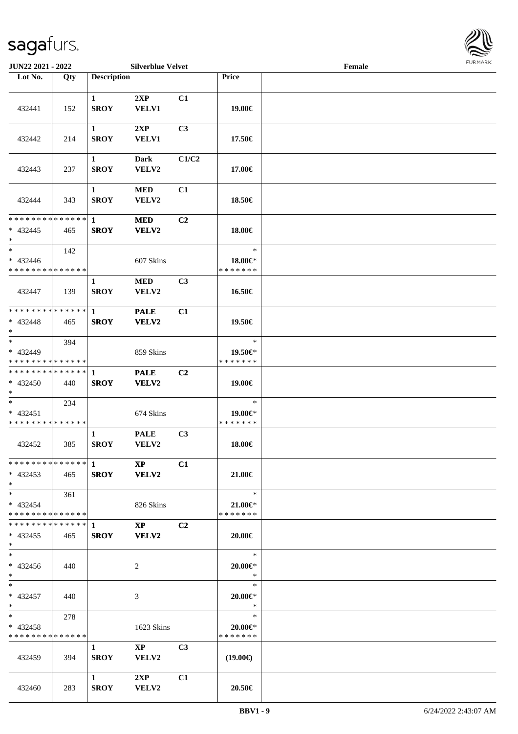JUN22 2021 - 2022 | Silverblue Velvet | Female

| Lot No. | Qty | Description | | | Price | |
|---|---|---|---|---|---|---|
| 432441 | 152 | 1 SROY | 2XP VELV1 | C1 | 19.00€ | |
| 432442 | 214 | 1 SROY | 2XP VELV1 | C3 | 17.50€ | |
| 432443 | 237 | 1 SROY | Dark VELV2 | C1/C2 | 17.00€ | |
| 432444 | 343 | 1 SROY | MED VELV2 | C1 | 18.50€ | |
| ************** * 432445 * | 465 | 1 SROY | MED VELV2 | C2 | 18.00€ | |
| * * 432446 ************** | 142 | | 607 Skins | | * 18.00€* ******* | |
| 432447 | 139 | 1 SROY | MED VELV2 | C3 | 16.50€ | |
| ************** * 432448 * | 465 | 1 SROY | PALE VELV2 | C1 | 19.50€ | |
| * * 432449 ************** | 394 | | 859 Skins | | * 19.50€* ******* | |
| ************** * 432450 * | 440 | 1 SROY | PALE VELV2 | C2 | 19.00€ | |
| * * 432451 ************** | 234 | | 674 Skins | | * 19.00€* ******* | |
| 432452 | 385 | 1 SROY | PALE VELV2 | C3 | 18.00€ | |
| ************** * 432453 * | 465 | 1 SROY | XP VELV2 | C1 | 21.00€ | |
| * * 432454 ************** | 361 | | 826 Skins | | * 21.00€* ******* | |
| ************** * 432455 * | 465 | 1 SROY | XP VELV2 | C2 | 20.00€ | |
| * * 432456 * | 440 | | 2 | | * 20.00€* * | |
| * * 432457 * | 440 | | 3 | | * 20.00€* * | |
| * * 432458 ************** | 278 | | 1623 Skins | | * 20.00€* ******* | |
| 432459 | 394 | 1 SROY | XP VELV2 | C3 | (19.00€) | |
| 432460 | 283 | 1 SROY | 2XP VELV2 | C1 | 20.50€ | |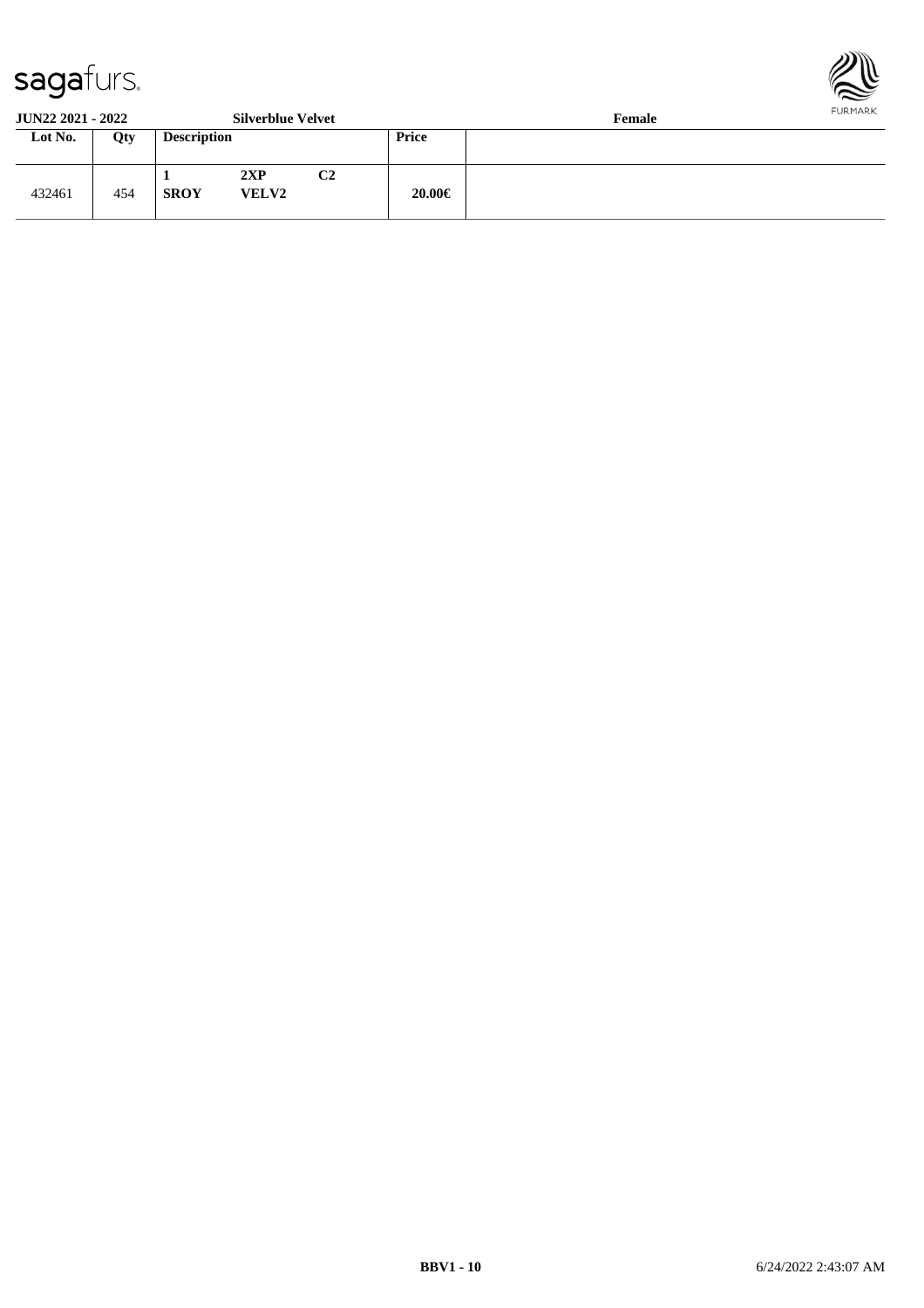**JUN22 2021 - 2022** **Silverblue Velvet** **Female**

| Lot No. | Qty | Description | | | Price | |
|---|---|---|---|---|---|---|
| 432461 | 454 | 1<br>**SROY** | **2XP**<br>**VELV2** | **C2** | **20.00€** | |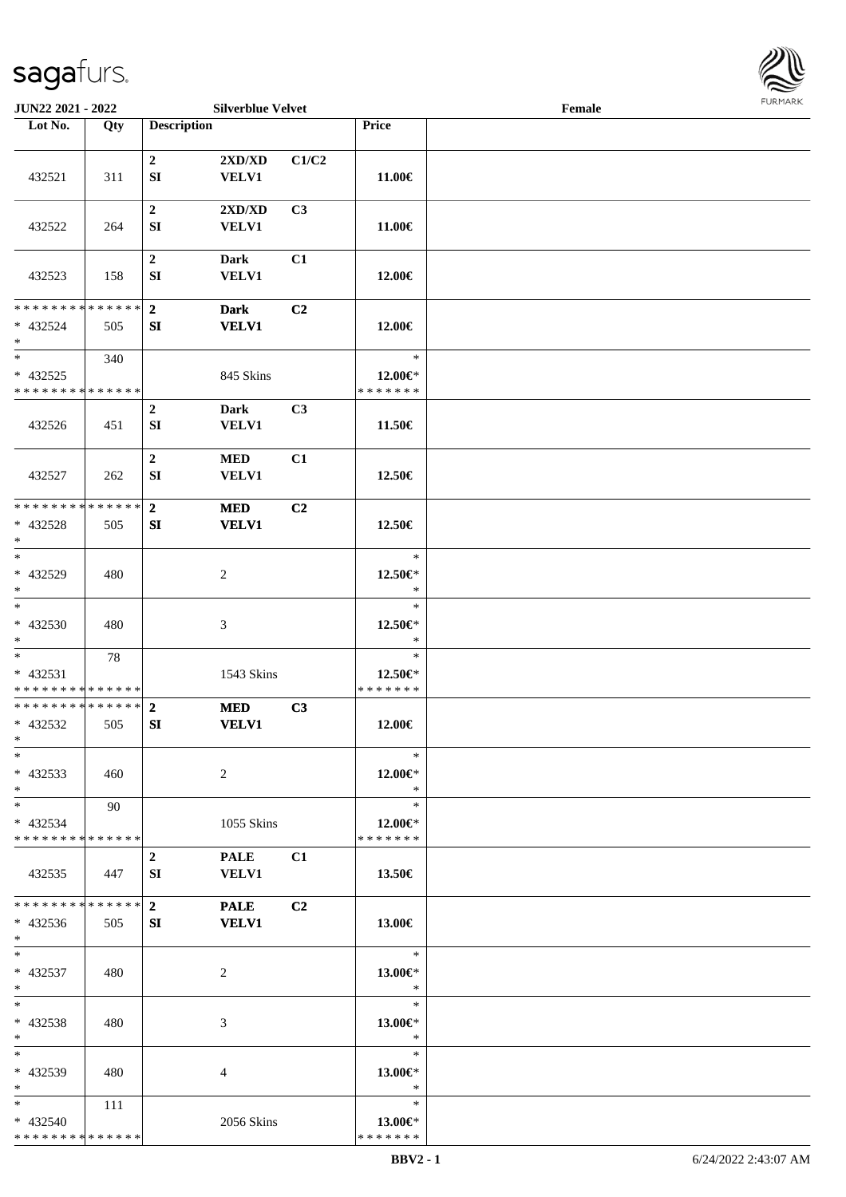**JUN22 2021 - 2022** **Silverblue Velvet** **Female**

| Lot No. | Qty | Description | | | Price | |
|---|---|---|---|---|---|---|
| 432521 | 311 | 2<br>SI | 2XD/XD<br>VELV1 | C1/C2 | 11.00€ | |
| 432522 | 264 | 2<br>SI | 2XD/XD<br>VELV1 | C3 | 11.00€ | |
| 432523 | 158 | 2<br>SI | Dark<br>VELV1 | C1 | 12.00€ | |
| * * * * * * * * * * * * * *<br>* 432524<br>* | 505 | 2<br>SI | Dark<br>VELV1 | C2 | 12.00€ | |
| *<br>* 432525<br>* * * * * * * * * * * * * * | 340 | | 845 Skins | | *<br>12.00€*<br>* * * * * * * | |
| 432526 | 451 | 2<br>SI | Dark<br>VELV1 | C3 | 11.50€ | |
| 432527 | 262 | 2<br>SI | MED<br>VELV1 | C1 | 12.50€ | |
| * * * * * * * * * * * * * *<br>* 432528<br>* | 505 | 2<br>SI | MED<br>VELV1 | C2 | 12.50€ | |
| *<br>* 432529<br>* | 480 | | 2 | | *<br>12.50€*<br>* | |
| *<br>* 432530<br>* | 480 | | 3 | | *<br>12.50€*<br>* | |
| *<br>* 432531<br>* * * * * * * * * * * * * * | 78 | | 1543 Skins | | *<br>12.50€*<br>* * * * * * * | |
| * * * * * * * * * * * * * *<br>* 432532<br>* | 505 | 2<br>SI | MED<br>VELV1 | C3 | 12.00€ | |
| *<br>* 432533<br>* | 460 | | 2 | | *<br>12.00€*<br>* | |
| *<br>* 432534<br>* * * * * * * * * * * * * * | 90 | | 1055 Skins | | *<br>12.00€*<br>* * * * * * * | |
| 432535 | 447 | 2<br>SI | PALE<br>VELV1 | C1 | 13.50€ | |
| * * * * * * * * * * * * * *<br>* 432536<br>* | 505 | 2<br>SI | PALE<br>VELV1 | C2 | 13.00€ | |
| *<br>* 432537<br>* | 480 | | 2 | | *<br>13.00€*<br>* | |
| *<br>* 432538<br>* | 480 | | 3 | | *<br>13.00€*<br>* | |
| *<br>* 432539<br>* | 480 | | 4 | | *<br>13.00€*<br>* | |
| *<br>* 432540<br>* * * * * * * * * * * * * * | 111 | | 2056 Skins | | *<br>13.00€*<br>* * * * * * * | |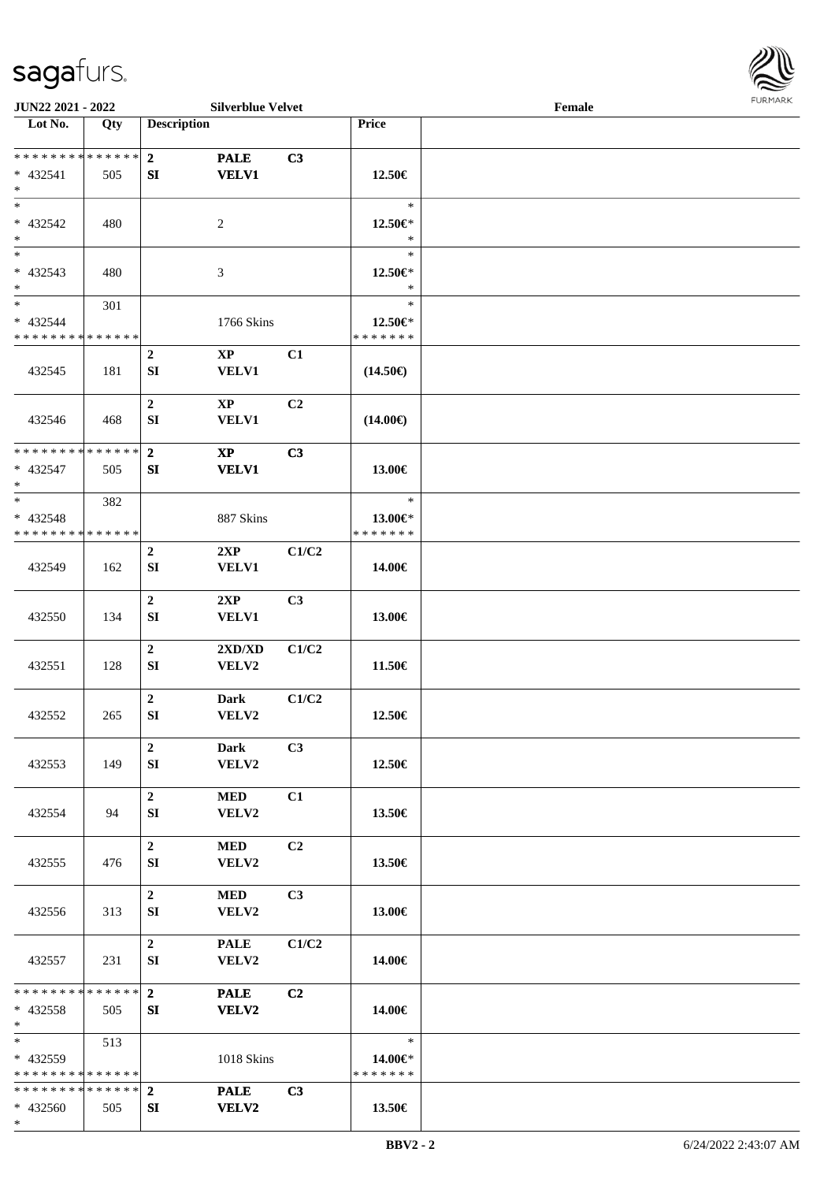JUN22 2021 - 2022 | Silverblue Velvet | Female

| Lot No. | Qty | Description | | | Price | |
|---|---|---|---|---|---|---|
| * * * * * * * * * * * * * * | | 2 | PALE | C3 | | |
| * 432541 | 505 | SI | VELV1 | | 12.50€ | |
| * | | | | | | |
| * | | | | | * | |
| * 432542 | 480 | | 2 | | 12.50€* | |
| * | | | | | * | |
| * | | | | | * | |
| * 432543 | 480 | | 3 | | 12.50€* | |
| * | | | | | * | |
| * | 301 | | | | * | |
| * 432544 | | | 1766 Skins | | 12.50€* | |
| * * * * * * * * * * * * * * | | | | | * * * * * * * | |
| | | 2 | XP | C1 | | |
| 432545 | 181 | SI | VELV1 | | (14.50€) | |
| | | 2 | XP | C2 | | |
| 432546 | 468 | SI | VELV1 | | (14.00€) | |
| * * * * * * * * * * * * * * | | 2 | XP | C3 | | |
| * 432547 | 505 | SI | VELV1 | | 13.00€ | |
| * | | | | | | |
| * | 382 | | | | * | |
| * 432548 | | | 887 Skins | | 13.00€* | |
| * * * * * * * * * * * * * * | | | | | * * * * * * * | |
| | | 2 | 2XP | C1/C2 | | |
| 432549 | 162 | SI | VELV1 | | 14.00€ | |
| | | 2 | 2XP | C3 | | |
| 432550 | 134 | SI | VELV1 | | 13.00€ | |
| | | 2 | 2XD/XD | C1/C2 | | |
| 432551 | 128 | SI | VELV2 | | 11.50€ | |
| | | 2 | Dark | C1/C2 | | |
| 432552 | 265 | SI | VELV2 | | 12.50€ | |
| | | 2 | Dark | C3 | | |
| 432553 | 149 | SI | VELV2 | | 12.50€ | |
| | | 2 | MED | C1 | | |
| 432554 | 94 | SI | VELV2 | | 13.50€ | |
| | | 2 | MED | C2 | | |
| 432555 | 476 | SI | VELV2 | | 13.50€ | |
| | | 2 | MED | C3 | | |
| 432556 | 313 | SI | VELV2 | | 13.00€ | |
| | | 2 | PALE | C1/C2 | | |
| 432557 | 231 | SI | VELV2 | | 14.00€ | |
| * * * * * * * * * * * * * * | | 2 | PALE | C2 | | |
| * 432558 | 505 | SI | VELV2 | | 14.00€ | |
| * | | | | | | |
| * | 513 | | | | * | |
| * 432559 | | | 1018 Skins | | 14.00€* | |
| * * * * * * * * * * * * * * | | | | | * * * * * * * | |
| * * * * * * * * * * * * * * | | 2 | PALE | C3 | | |
| * 432560 | 505 | SI | VELV2 | | 13.50€ | |
| * | | | | | | |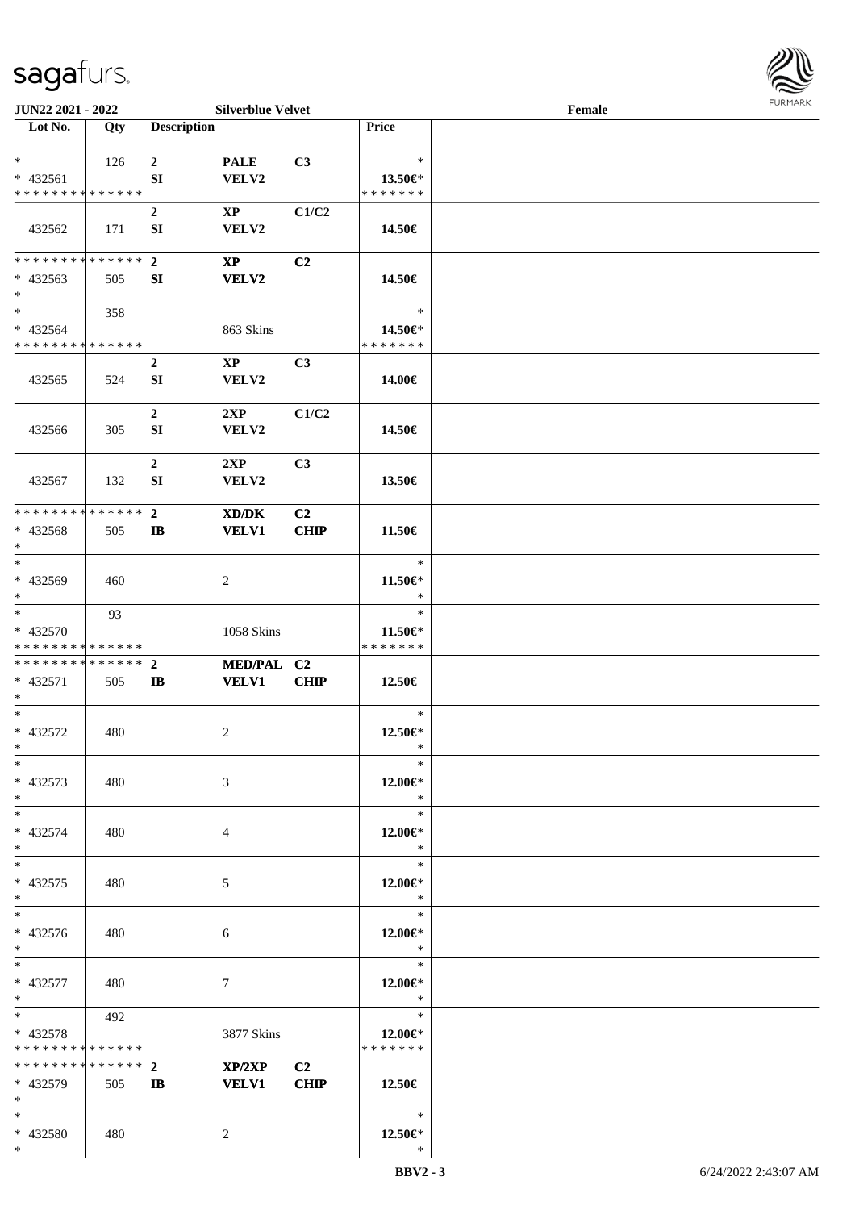**JUN22 2021 - 2022** **Silverblue Velvet** **Female**

| Lot No. | Qty | Description | | | Price | |
|---|---|---|---|---|---|---|
| * | 126 | **2** | **PALE** | **C3** | * | |
| * 432561 | | **SI** | **VELV2** | | **13.50€*** | |
| * * * * * * * * * * * * * * | | | | | * * * * * * * | |
| | | **2** | **XP** | **C1/C2** | | |
| 432562 | 171 | **SI** | **VELV2** | | **14.50€** | |
| * * * * * * * * * * * * * * | | **2** | **XP** | **C2** | | |
| * 432563 | 505 | **SI** | **VELV2** | | **14.50€** | |
| * | | | | | | |
| * | 358 | | | | * | |
| * 432564 | | | 863 Skins | | **14.50€*** | |
| * * * * * * * * * * * * * * | | | | | * * * * * * * | |
| | | **2** | **XP** | **C3** | | |
| 432565 | 524 | **SI** | **VELV2** | | **14.00€** | |
| | | **2** | **2XP** | **C1/C2** | | |
| 432566 | 305 | **SI** | **VELV2** | | **14.50€** | |
| | | **2** | **2XP** | **C3** | | |
| 432567 | 132 | **SI** | **VELV2** | | **13.50€** | |
| * * * * * * * * * * * * * * | | **2** | **XD/DK** | **C2** | | |
| * 432568 | 505 | **IB** | **VELV1** | **CHIP** | **11.50€** | |
| * | | | | | | |
| * | | | | | * | |
| * 432569 | 460 | | 2 | | **11.50€*** | |
| * | | | | | * | |
| * | 93 | | | | * | |
| * 432570 | | | 1058 Skins | | **11.50€*** | |
| * * * * * * * * * * * * * * | | | | | * * * * * * * | |
| * * * * * * * * * * * * * * | | **2** | **MED/PAL** | **C2** | | |
| * 432571 | 505 | **IB** | **VELV1** | **CHIP** | **12.50€** | |
| * | | | | | | |
| * | | | | | * | |
| * 432572 | 480 | | 2 | | **12.50€*** | |
| * | | | | | * | |
| * | | | | | * | |
| * 432573 | 480 | | 3 | | **12.00€*** | |
| * | | | | | * | |
| * | | | | | * | |
| * 432574 | 480 | | 4 | | **12.00€*** | |
| * | | | | | * | |
| * | | | | | * | |
| * 432575 | 480 | | 5 | | **12.00€*** | |
| * | | | | | * | |
| * | | | | | * | |
| * 432576 | 480 | | 6 | | **12.00€*** | |
| * | | | | | * | |
| * | | | | | * | |
| * 432577 | 480 | | 7 | | **12.00€*** | |
| * | | | | | * | |
| * | 492 | | | | * | |
| * 432578 | | | 3877 Skins | | **12.00€*** | |
| * * * * * * * * * * * * * * | | | | | * * * * * * * | |
| * * * * * * * * * * * * * * | | **2** | **XP/2XP** | **C2** | | |
| * 432579 | 505 | **IB** | **VELV1** | **CHIP** | **12.50€** | |
| * | | | | | | |
| * | | | | | * | |
| * 432580 | 480 | | 2 | | **12.50€*** | |
| * | | | | | * | |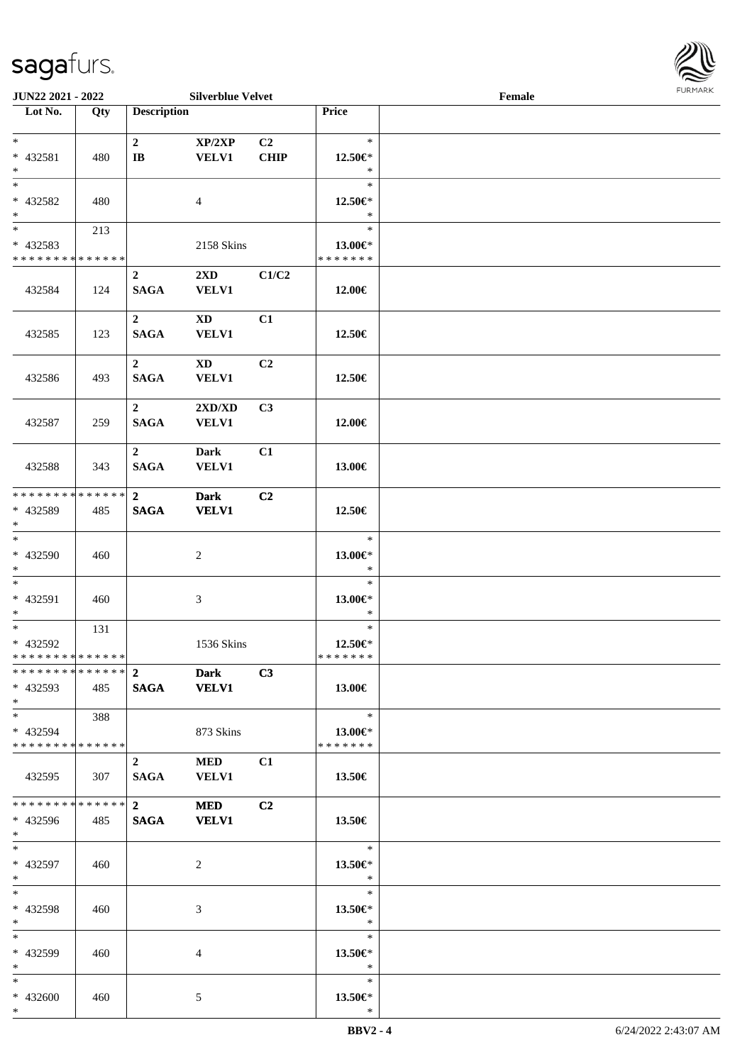**JUN22 2021 - 2022** **Silverblue Velvet** **Female**

| Lot No. | Qty | Description | | | Price | |
|---|---|---|---|---|---|---|
| *<br>* 432581<br>* | 480 | 2<br>IB | XP/2XP<br>VELV1 | C2<br>CHIP | *<br>12.50€*<br>* | |
| *<br>* 432582<br>* | 480 | | 4 | | *<br>12.50€*<br>* | |
| *<br>* 432583<br>* * * * * * * * * * * * * * | 213 | | 2158 Skins | | *<br>13.00€*<br>* * * * * * * | |
| 432584 | 124 | 2<br>SAGA | 2XD<br>VELV1 | C1/C2 | 12.00€ | |
| 432585 | 123 | 2<br>SAGA | XD<br>VELV1 | C1 | 12.50€ | |
| 432586 | 493 | 2<br>SAGA | XD<br>VELV1 | C2 | 12.50€ | |
| 432587 | 259 | 2<br>SAGA | 2XD/XD<br>VELV1 | C3 | 12.00€ | |
| 432588 | 343 | 2<br>SAGA | Dark<br>VELV1 | C1 | 13.00€ | |
| * * * * * * * * * * * * * *<br>* 432589<br>* | 485 | 2<br>SAGA | Dark<br>VELV1 | C2 | 12.50€ | |
| *<br>* 432590<br>* | 460 | | 2 | | *<br>13.00€*<br>* | |
| *<br>* 432591<br>* | 460 | | 3 | | *<br>13.00€*<br>* | |
| *<br>* 432592<br>* * * * * * * * * * * * * * | 131 | | 1536 Skins | | *<br>12.50€*<br>* * * * * * * | |
| * * * * * * * * * * * * * *<br>* 432593<br>* | 485 | 2<br>SAGA | Dark<br>VELV1 | C3 | 13.00€ | |
| *<br>* 432594<br>* * * * * * * * * * * * * * | 388 | | 873 Skins | | *<br>13.00€*<br>* * * * * * * | |
| 432595 | 307 | 2<br>SAGA | MED<br>VELV1 | C1 | 13.50€ | |
| * * * * * * * * * * * * * *<br>* 432596<br>* | 485 | 2<br>SAGA | MED<br>VELV1 | C2 | 13.50€ | |
| *<br>* 432597<br>* | 460 | | 2 | | *<br>13.50€*<br>* | |
| *<br>* 432598<br>* | 460 | | 3 | | *<br>13.50€*<br>* | |
| *<br>* 432599<br>* | 460 | | 4 | | *<br>13.50€*<br>* | |
| *<br>* 432600<br>* | 460 | | 5 | | *<br>13.50€*<br>* | |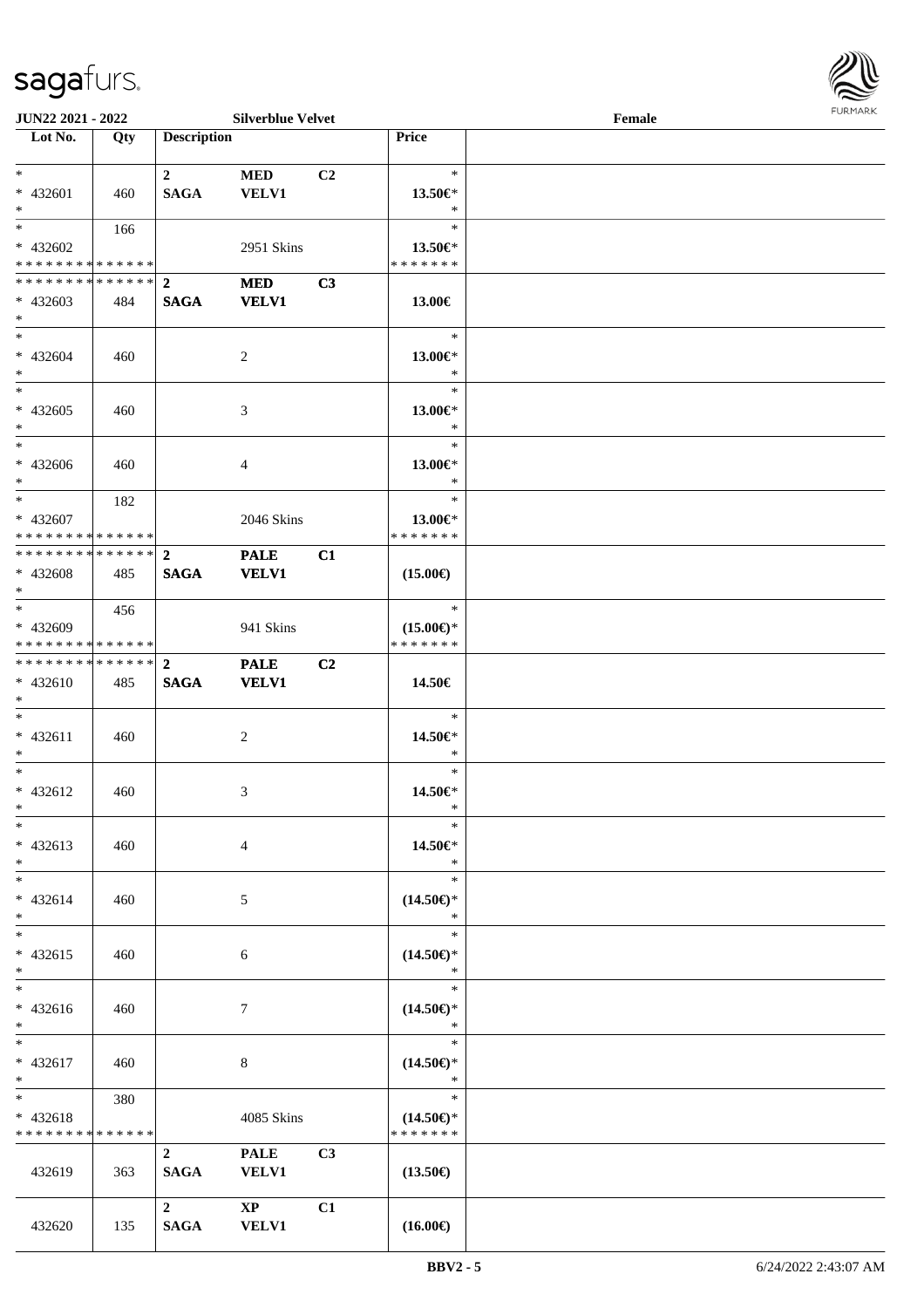JUN22 2021 - 2022 — Silverblue Velvet — Female

| Lot No. | Qty | Description | | | Price |
|---|---|---|---|---|---|
| * 432601 * | 460 | 2 SAGA | MED VELV1 | C2 | * 13.50€* * |
| * 432602 * * * * * * * * * * * * * * | 166 | | 2951 Skins | | * 13.50€* * * * * * * * |
| * * * * * * * * * * * * * * 432603 * | 484 | 2 SAGA | MED VELV1 | C3 | 13.00€ |
| * 432604 * | 460 | | 2 | | * 13.00€* * |
| * 432605 * | 460 | | 3 | | * 13.00€* * |
| * 432606 * | 460 | | 4 | | * 13.00€* * |
| * 432607 * * * * * * * * * * * * * * | 182 | | 2046 Skins | | * 13.00€* * * * * * * * |
| * * * * * * * * * * * * * * 432608 * | 485 | 2 SAGA | PALE VELV1 | C1 | (15.00€) |
| * 432609 * * * * * * * * * * * * * * | 456 | | 941 Skins | | * (15.00€)* * * * * * * * |
| * * * * * * * * * * * * * * 432610 * | 485 | 2 SAGA | PALE VELV1 | C2 | 14.50€ |
| * 432611 * | 460 | | 2 | | * 14.50€* * |
| * 432612 * | 460 | | 3 | | * 14.50€* * |
| * 432613 * | 460 | | 4 | | * 14.50€* * |
| * 432614 * | 460 | | 5 | | * (14.50€)* * |
| * 432615 * | 460 | | 6 | | * (14.50€)* * |
| * 432616 * | 460 | | 7 | | * (14.50€)* * |
| * 432617 * | 460 | | 8 | | * (14.50€)* * |
| * 432618 * * * * * * * * * * * * * * | 380 | | 4085 Skins | | * (14.50€)* * * * * * * * |
| 432619 | 363 | 2 SAGA | PALE VELV1 | C3 | (13.50€) |
| 432620 | 135 | 2 SAGA | XP VELV1 | C1 | (16.00€) |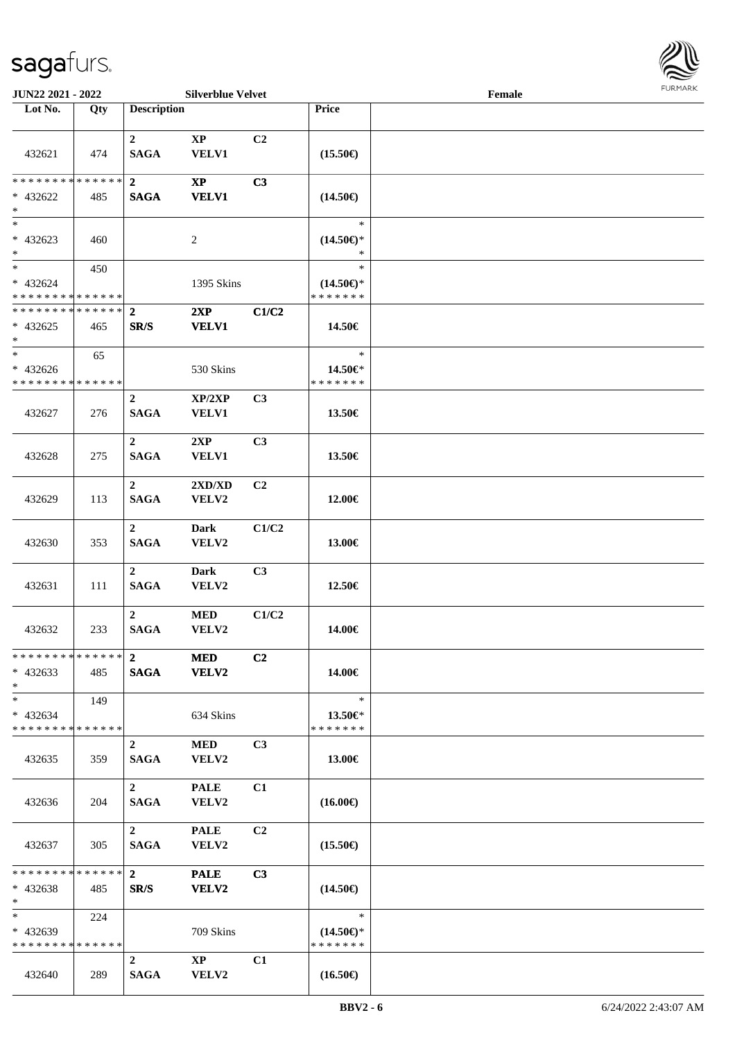JUN22 2021 - 2022 Silverblue Velvet Female

| Lot No. | Qty | Description | | | Price | |
|---|---|---|---|---|---|---|
| 432621 | 474 | 2 SAGA | XP VELV1 | C2 | (15.50€) | |
| * * * * * * * * * * * * * * * 432622 * | 485 | 2 SAGA | XP VELV1 | C3 | (14.50€) | |
| * * 432623 * | 460 | | 2 | | * (14.50€)* * | |
| * * 432624 * * * * * * * * * * * * * * | 450 | | 1395 Skins | | * (14.50€)* * * * * * * * | |
| * * * * * * * * * * * * * * * 432625 * | 465 | 2 SR/S | 2XP VELV1 | C1/C2 | 14.50€ | |
| * * 432626 * * * * * * * * * * * * * * | 65 | | 530 Skins | | * 14.50€* * * * * * * * | |
| 432627 | 276 | 2 SAGA | XP/2XP VELV1 | C3 | 13.50€ | |
| 432628 | 275 | 2 SAGA | 2XP VELV1 | C3 | 13.50€ | |
| 432629 | 113 | 2 SAGA | 2XD/XD VELV2 | C2 | 12.00€ | |
| 432630 | 353 | 2 SAGA | Dark VELV2 | C1/C2 | 13.00€ | |
| 432631 | 111 | 2 SAGA | Dark VELV2 | C3 | 12.50€ | |
| 432632 | 233 | 2 SAGA | MED VELV2 | C1/C2 | 14.00€ | |
| * * * * * * * * * * * * * * * 432633 * | 485 | 2 SAGA | MED VELV2 | C2 | 14.00€ | |
| * * 432634 * * * * * * * * * * * * * * | 149 | | 634 Skins | | * 13.50€* * * * * * * * | |
| 432635 | 359 | 2 SAGA | MED VELV2 | C3 | 13.00€ | |
| 432636 | 204 | 2 SAGA | PALE VELV2 | C1 | (16.00€) | |
| 432637 | 305 | 2 SAGA | PALE VELV2 | C2 | (15.50€) | |
| * * * * * * * * * * * * * * * 432638 * | 485 | 2 SR/S | PALE VELV2 | C3 | (14.50€) | |
| * * 432639 * * * * * * * * * * * * * * | 224 | | 709 Skins | | * (14.50€)* * * * * * * * | |
| 432640 | 289 | 2 SAGA | XP VELV2 | C1 | (16.50€) | |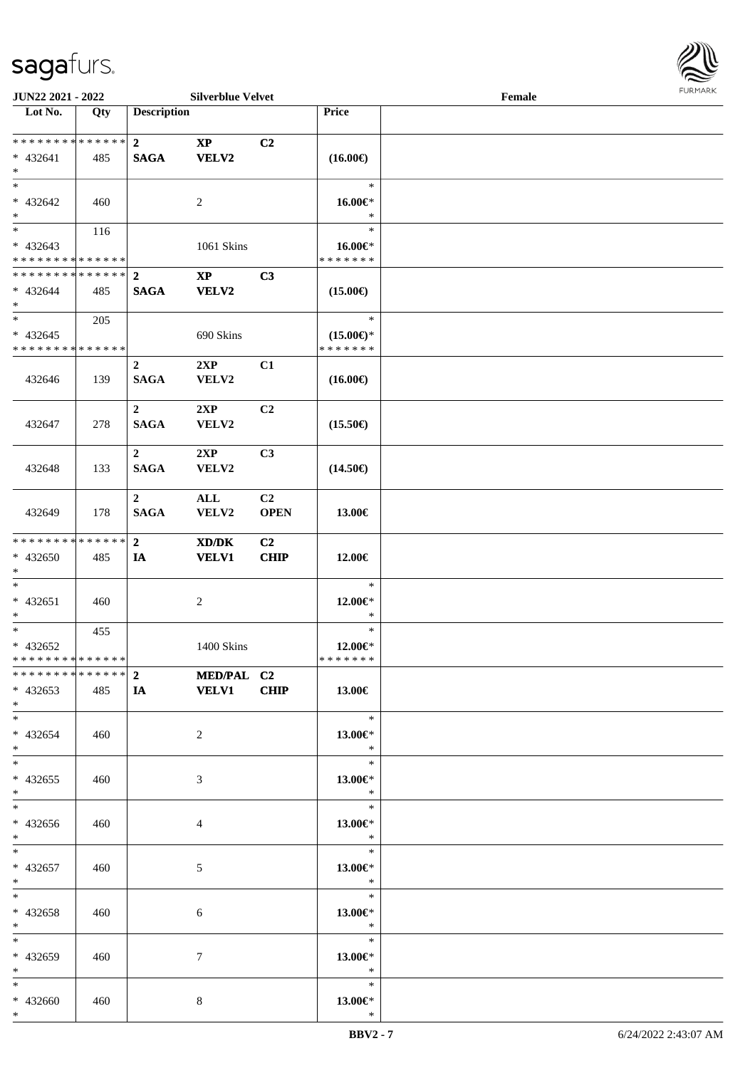**JUN22 2021 - 2022** **Silverblue Velvet** **Female**

| Lot No. | Qty | Description | | | Price | |
|---|---|---|---|---|---|---|
| * * * * * * * * * * * * * * | | 2 | XP | C2 | | |
| * 432641 | 485 | SAGA | VELV2 | | (16.00€) | |
| * | | | | | | |
| * | | | | | * | |
| * 432642 | 460 | | 2 | | 16.00€* | |
| * | | | | | * | |
| * | 116 | | | | * | |
| * 432643 | | | 1061 Skins | | 16.00€* | |
| * * * * * * * * * * * * * * | | | | | * * * * * * * | |
| * * * * * * * * * * * * * * | | 2 | XP | C3 | | |
| * 432644 | 485 | SAGA | VELV2 | | (15.00€) | |
| * | | | | | | |
| * | 205 | | | | * | |
| * 432645 | | | 690 Skins | | (15.00€)* | |
| * * * * * * * * * * * * * * | | | | | * * * * * * * | |
| 432646 | 139 | 2 SAGA | 2XP VELV2 | C1 | (16.00€) | |
| 432647 | 278 | 2 SAGA | 2XP VELV2 | C2 | (15.50€) | |
| 432648 | 133 | 2 SAGA | 2XP VELV2 | C3 | (14.50€) | |
| 432649 | 178 | 2 SAGA | ALL VELV2 | C2 OPEN | 13.00€ | |
| * * * * * * * * * * * * * * | | 2 | XD/DK | C2 | | |
| * 432650 | 485 | IA | VELV1 | CHIP | 12.00€ | |
| * | | | | | | |
| * | | | | | * | |
| * 432651 | 460 | | 2 | | 12.00€* | |
| * | | | | | * | |
| * | 455 | | | | * | |
| * 432652 | | | 1400 Skins | | 12.00€* | |
| * * * * * * * * * * * * * * | | | | | * * * * * * * | |
| * * * * * * * * * * * * * * | | 2 | MED/PAL | C2 | | |
| * 432653 | 485 | IA | VELV1 | CHIP | 13.00€ | |
| * | | | | | | |
| * | | | | | * | |
| * 432654 | 460 | | 2 | | 13.00€* | |
| * | | | | | * | |
| * | | | | | * | |
| * 432655 | 460 | | 3 | | 13.00€* | |
| * | | | | | * | |
| * | | | | | * | |
| * 432656 | 460 | | 4 | | 13.00€* | |
| * | | | | | * | |
| * | | | | | * | |
| * 432657 | 460 | | 5 | | 13.00€* | |
| * | | | | | * | |
| * | | | | | * | |
| * 432658 | 460 | | 6 | | 13.00€* | |
| * | | | | | * | |
| * | | | | | * | |
| * 432659 | 460 | | 7 | | 13.00€* | |
| * | | | | | * | |
| * | | | | | * | |
| * 432660 | 460 | | 8 | | 13.00€* | |
| * | | | | | * | |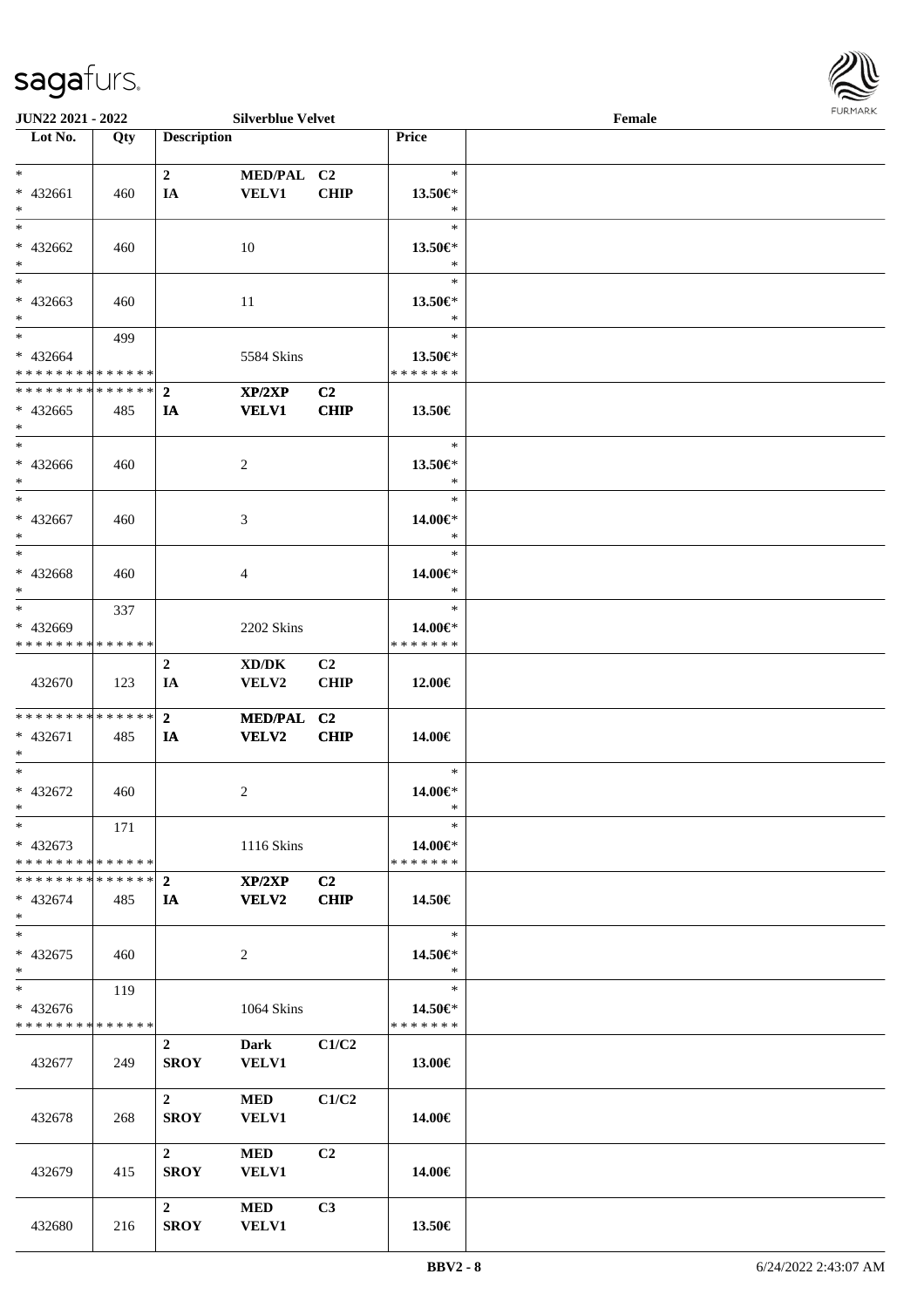**JUN22 2021 - 2022** **Silverblue Velvet** **Female**

| Lot No. | Qty | Description | | | Price | |
|---|---|---|---|---|---|---|
| * <br> * 432661 <br> * | 460 | 2 <br> IA | MED/PAL <br> VELV1 | C2 <br> CHIP | * <br> 13.50€* <br> * | |
| * <br> * 432662 <br> * | 460 | | 10 | | * <br> 13.50€* <br> * | |
| * <br> * 432663 <br> * | 460 | | 11 | | * <br> 13.50€* <br> * | |
| * <br> * 432664 <br> * * * * * * * * * * * * * * | 499 | | 5584 Skins | | * <br> 13.50€* <br> * * * * * * * | |
| * * * * * * * * * * * * * * <br> * 432665 <br> * | 485 | 2 <br> IA | XP/2XP <br> VELV1 | C2 <br> CHIP | 13.50€ | |
| * <br> * 432666 <br> * | 460 | | 2 | | * <br> 13.50€* <br> * | |
| * <br> * 432667 <br> * | 460 | | 3 | | * <br> 14.00€* <br> * | |
| * <br> * 432668 <br> * | 460 | | 4 | | * <br> 14.00€* <br> * | |
| * <br> * 432669 <br> * * * * * * * * * * * * * * | 337 | | 2202 Skins | | * <br> 14.00€* <br> * * * * * * * | |
| 432670 | 123 | 2 <br> IA | XD/DK <br> VELV2 | C2 <br> CHIP | 12.00€ | |
| * * * * * * * * * * * * * * <br> * 432671 <br> * | 485 | 2 <br> IA | MED/PAL <br> VELV2 | C2 <br> CHIP | 14.00€ | |
| * <br> * 432672 <br> * | 460 | | 2 | | * <br> 14.00€* <br> * | |
| * <br> * 432673 <br> * * * * * * * * * * * * * * | 171 | | 1116 Skins | | * <br> 14.00€* <br> * * * * * * * | |
| * * * * * * * * * * * * * * <br> * 432674 <br> * | 485 | 2 <br> IA | XP/2XP <br> VELV2 | C2 <br> CHIP | 14.50€ | |
| * <br> * 432675 <br> * | 460 | | 2 | | * <br> 14.50€* <br> * | |
| * <br> * 432676 <br> * * * * * * * * * * * * * * | 119 | | 1064 Skins | | * <br> 14.50€* <br> * * * * * * * | |
| 432677 | 249 | 2 <br> SROY | Dark <br> VELV1 | C1/C2 | 13.00€ | |
| 432678 | 268 | 2 <br> SROY | MED <br> VELV1 | C1/C2 | 14.00€ | |
| 432679 | 415 | 2 <br> SROY | MED <br> VELV1 | C2 | 14.00€ | |
| 432680 | 216 | 2 <br> SROY | MED <br> VELV1 | C3 | 13.50€ | |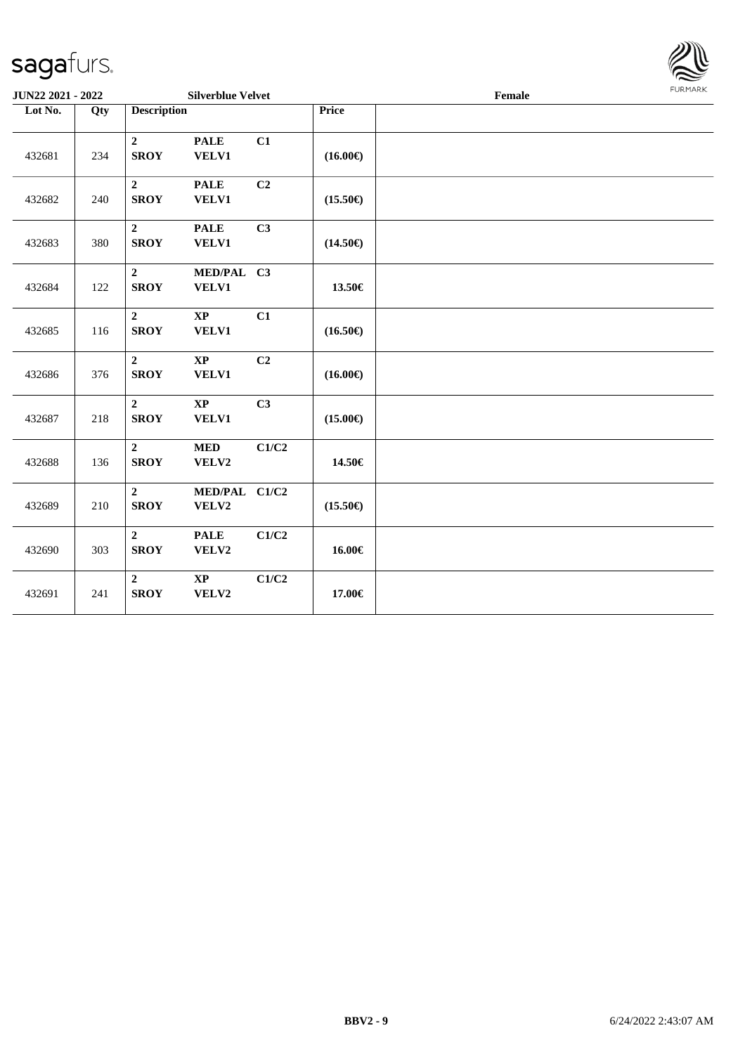**JUN22 2021 - 2022** **Silverblue Velvet** **Female**

| Lot No. | Qty | Description | | | Price | |
|---|---|---|---|---|---|---|
| 432681 | 234 | **2 SROY** | **PALE VELV1** | **C1** | **(16.00€)** | |
| 432682 | 240 | **2 SROY** | **PALE VELV1** | **C2** | **(15.50€)** | |
| 432683 | 380 | **2 SROY** | **PALE VELV1** | **C3** | **(14.50€)** | |
| 432684 | 122 | **2 SROY** | **MED/PAL VELV1** | **C3** | **13.50€** | |
| 432685 | 116 | **2 SROY** | **XP VELV1** | **C1** | **(16.50€)** | |
| 432686 | 376 | **2 SROY** | **XP VELV1** | **C2** | **(16.00€)** | |
| 432687 | 218 | **2 SROY** | **XP VELV1** | **C3** | **(15.00€)** | |
| 432688 | 136 | **2 SROY** | **MED VELV2** | **C1/C2** | **14.50€** | |
| 432689 | 210 | **2 SROY** | **MED/PAL VELV2** | **C1/C2** | **(15.50€)** | |
| 432690 | 303 | **2 SROY** | **PALE VELV2** | **C1/C2** | **16.00€** | |
| 432691 | 241 | **2 SROY** | **XP VELV2** | **C1/C2** | **17.00€** | |